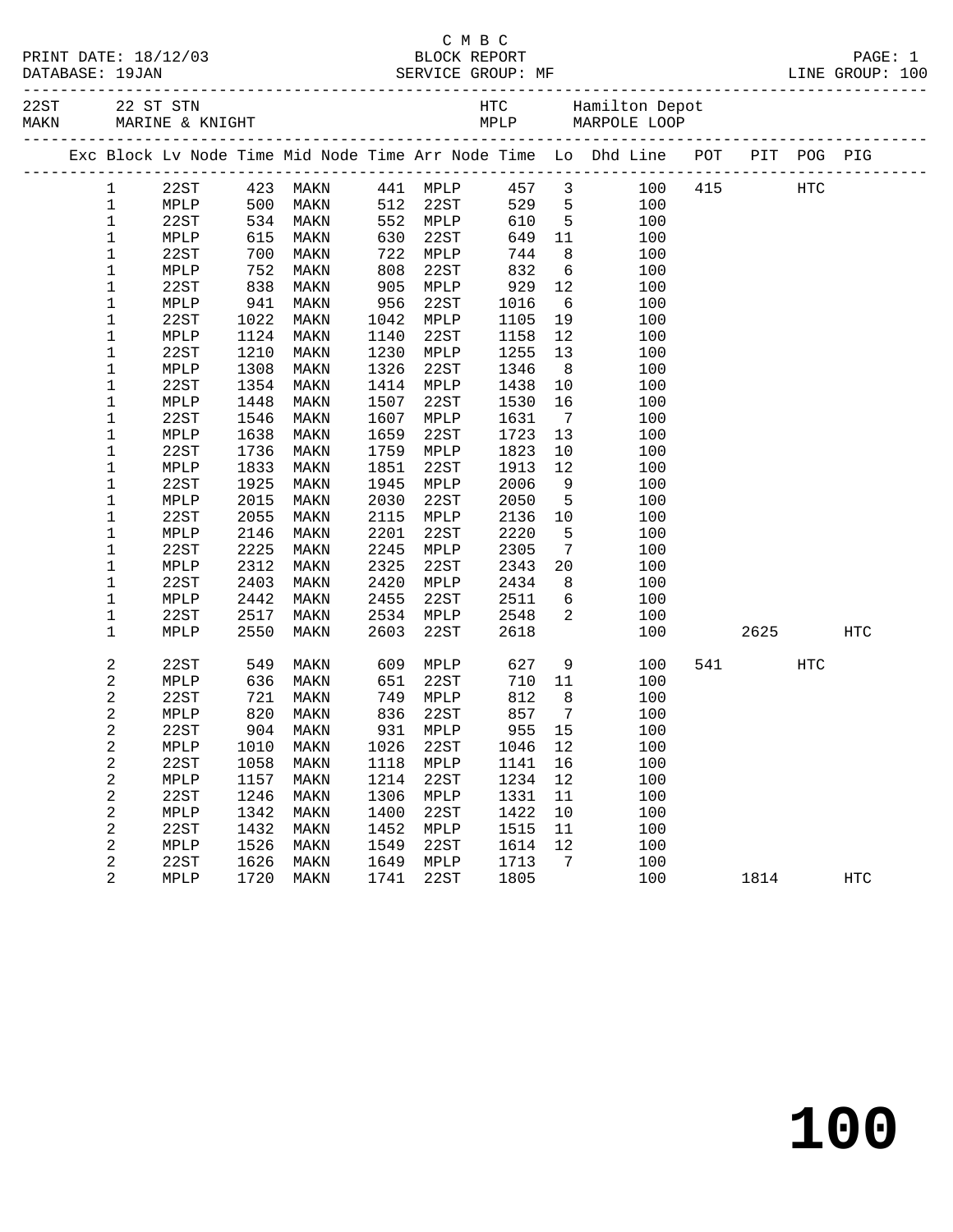C M B C

PRINT DATE: 18/12/03 BLOCK REPORT PAGE: 1
DATABASE: 19JAN SERVICE GROUP: MF LINE GROUP: 100

22ST 22 ST STN HTC Hamilton Depot
MAKN MARINE & KNIGHT MPLP MARPOLE LOOP

| Exc | Block | Lv Node | Time | Mid Node | Time | Arr Node | Time | Lo | Dhd Line | POT | PIT | POG | PIG |
|---|---|---|---|---|---|---|---|---|---|---|---|---|---|
| | 1 | 22ST | 423 | MAKN | 441 | MPLP | 457 | 3 | 100 | 415 | | HTC | |
| | 1 | MPLP | 500 | MAKN | 512 | 22ST | 529 | 5 | 100 | | | | |
| | 1 | 22ST | 534 | MAKN | 552 | MPLP | 610 | 5 | 100 | | | | |
| | 1 | MPLP | 615 | MAKN | 630 | 22ST | 649 | 11 | 100 | | | | |
| | 1 | 22ST | 700 | MAKN | 722 | MPLP | 744 | 8 | 100 | | | | |
| | 1 | MPLP | 752 | MAKN | 808 | 22ST | 832 | 6 | 100 | | | | |
| | 1 | 22ST | 838 | MAKN | 905 | MPLP | 929 | 12 | 100 | | | | |
| | 1 | MPLP | 941 | MAKN | 956 | 22ST | 1016 | 6 | 100 | | | | |
| | 1 | 22ST | 1022 | MAKN | 1042 | MPLP | 1105 | 19 | 100 | | | | |
| | 1 | MPLP | 1124 | MAKN | 1140 | 22ST | 1158 | 12 | 100 | | | | |
| | 1 | 22ST | 1210 | MAKN | 1230 | MPLP | 1255 | 13 | 100 | | | | |
| | 1 | MPLP | 1308 | MAKN | 1326 | 22ST | 1346 | 8 | 100 | | | | |
| | 1 | 22ST | 1354 | MAKN | 1414 | MPLP | 1438 | 10 | 100 | | | | |
| | 1 | MPLP | 1448 | MAKN | 1507 | 22ST | 1530 | 16 | 100 | | | | |
| | 1 | 22ST | 1546 | MAKN | 1607 | MPLP | 1631 | 7 | 100 | | | | |
| | 1 | MPLP | 1638 | MAKN | 1659 | 22ST | 1723 | 13 | 100 | | | | |
| | 1 | 22ST | 1736 | MAKN | 1759 | MPLP | 1823 | 10 | 100 | | | | |
| | 1 | MPLP | 1833 | MAKN | 1851 | 22ST | 1913 | 12 | 100 | | | | |
| | 1 | 22ST | 1925 | MAKN | 1945 | MPLP | 2006 | 9 | 100 | | | | |
| | 1 | MPLP | 2015 | MAKN | 2030 | 22ST | 2050 | 5 | 100 | | | | |
| | 1 | 22ST | 2055 | MAKN | 2115 | MPLP | 2136 | 10 | 100 | | | | |
| | 1 | MPLP | 2146 | MAKN | 2201 | 22ST | 2220 | 5 | 100 | | | | |
| | 1 | 22ST | 2225 | MAKN | 2245 | MPLP | 2305 | 7 | 100 | | | | |
| | 1 | MPLP | 2312 | MAKN | 2325 | 22ST | 2343 | 20 | 100 | | | | |
| | 1 | 22ST | 2403 | MAKN | 2420 | MPLP | 2434 | 8 | 100 | | | | |
| | 1 | MPLP | 2442 | MAKN | 2455 | 22ST | 2511 | 6 | 100 | | | | |
| | 1 | 22ST | 2517 | MAKN | 2534 | MPLP | 2548 | 2 | 100 | | | | |
| | 1 | MPLP | 2550 | MAKN | 2603 | 22ST | 2618 | | 100 | | 2625 | | HTC |
| | 2 | 22ST | 549 | MAKN | 609 | MPLP | 627 | 9 | 100 | 541 | | HTC | |
| | 2 | MPLP | 636 | MAKN | 651 | 22ST | 710 | 11 | 100 | | | | |
| | 2 | 22ST | 721 | MAKN | 749 | MPLP | 812 | 8 | 100 | | | | |
| | 2 | MPLP | 820 | MAKN | 836 | 22ST | 857 | 7 | 100 | | | | |
| | 2 | 22ST | 904 | MAKN | 931 | MPLP | 955 | 15 | 100 | | | | |
| | 2 | MPLP | 1010 | MAKN | 1026 | 22ST | 1046 | 12 | 100 | | | | |
| | 2 | 22ST | 1058 | MAKN | 1118 | MPLP | 1141 | 16 | 100 | | | | |
| | 2 | MPLP | 1157 | MAKN | 1214 | 22ST | 1234 | 12 | 100 | | | | |
| | 2 | 22ST | 1246 | MAKN | 1306 | MPLP | 1331 | 11 | 100 | | | | |
| | 2 | MPLP | 1342 | MAKN | 1400 | 22ST | 1422 | 10 | 100 | | | | |
| | 2 | 22ST | 1432 | MAKN | 1452 | MPLP | 1515 | 11 | 100 | | | | |
| | 2 | MPLP | 1526 | MAKN | 1549 | 22ST | 1614 | 12 | 100 | | | | |
| | 2 | 22ST | 1626 | MAKN | 1649 | MPLP | 1713 | 7 | 100 | | | | |
| | 2 | MPLP | 1720 | MAKN | 1741 | 22ST | 1805 | | 100 | | 1814 | | HTC |

# 100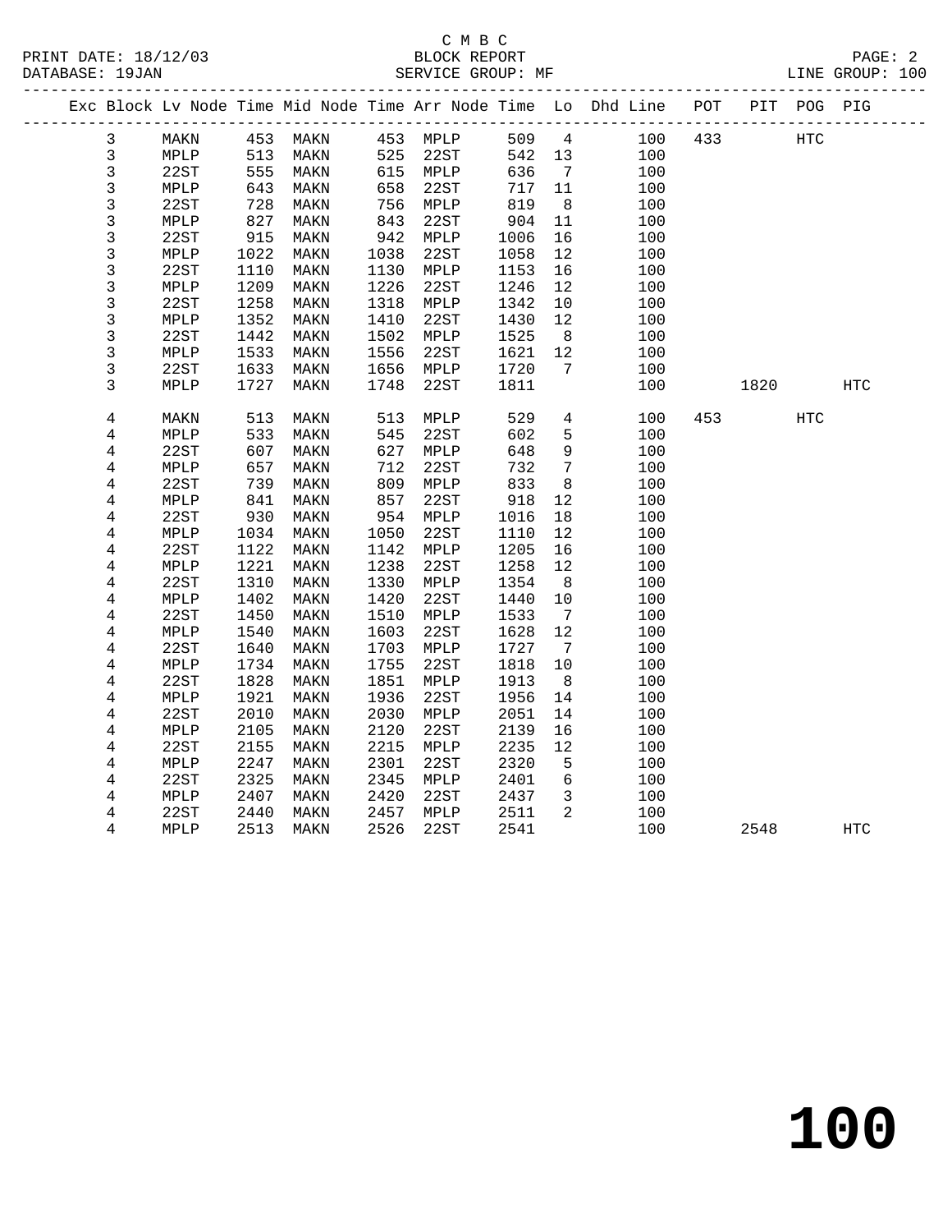C M B C
BLOCK REPORT
SERVICE GROUP: MF

PRINT DATE: 18/12/03
DATABASE: 19JAN
LINE GROUP: 100

| Exc | Block | Lv Node | Time | Mid Node | Time | Arr Node | Time | Lo | Dhd Line | POT | PIT | POG | PIG |
|---|---|---|---|---|---|---|---|---|---|---|---|---|---|
| | 3 | MAKN | 453 | MAKN | 453 | MPLP | 509 | 4 | 100 | 433 | | HTC | |
| | 3 | MPLP | 513 | MAKN | 525 | 22ST | 542 | 13 | 100 | | | | |
| | 3 | 22ST | 555 | MAKN | 615 | MPLP | 636 | 7 | 100 | | | | |
| | 3 | MPLP | 643 | MAKN | 658 | 22ST | 717 | 11 | 100 | | | | |
| | 3 | 22ST | 728 | MAKN | 756 | MPLP | 819 | 8 | 100 | | | | |
| | 3 | MPLP | 827 | MAKN | 843 | 22ST | 904 | 11 | 100 | | | | |
| | 3 | 22ST | 915 | MAKN | 942 | MPLP | 1006 | 16 | 100 | | | | |
| | 3 | MPLP | 1022 | MAKN | 1038 | 22ST | 1058 | 12 | 100 | | | | |
| | 3 | 22ST | 1110 | MAKN | 1130 | MPLP | 1153 | 16 | 100 | | | | |
| | 3 | MPLP | 1209 | MAKN | 1226 | 22ST | 1246 | 12 | 100 | | | | |
| | 3 | 22ST | 1258 | MAKN | 1318 | MPLP | 1342 | 10 | 100 | | | | |
| | 3 | MPLP | 1352 | MAKN | 1410 | 22ST | 1430 | 12 | 100 | | | | |
| | 3 | 22ST | 1442 | MAKN | 1502 | MPLP | 1525 | 8 | 100 | | | | |
| | 3 | MPLP | 1533 | MAKN | 1556 | 22ST | 1621 | 12 | 100 | | | | |
| | 3 | 22ST | 1633 | MAKN | 1656 | MPLP | 1720 | 7 | 100 | | | | |
| | 3 | MPLP | 1727 | MAKN | 1748 | 22ST | 1811 | | 100 | | 1820 | | HTC |
| | 4 | MAKN | 513 | MAKN | 513 | MPLP | 529 | 4 | 100 | 453 | | HTC | |
| | 4 | MPLP | 533 | MAKN | 545 | 22ST | 602 | 5 | 100 | | | | |
| | 4 | 22ST | 607 | MAKN | 627 | MPLP | 648 | 9 | 100 | | | | |
| | 4 | MPLP | 657 | MAKN | 712 | 22ST | 732 | 7 | 100 | | | | |
| | 4 | 22ST | 739 | MAKN | 809 | MPLP | 833 | 8 | 100 | | | | |
| | 4 | MPLP | 841 | MAKN | 857 | 22ST | 918 | 12 | 100 | | | | |
| | 4 | 22ST | 930 | MAKN | 954 | MPLP | 1016 | 18 | 100 | | | | |
| | 4 | MPLP | 1034 | MAKN | 1050 | 22ST | 1110 | 12 | 100 | | | | |
| | 4 | 22ST | 1122 | MAKN | 1142 | MPLP | 1205 | 16 | 100 | | | | |
| | 4 | MPLP | 1221 | MAKN | 1238 | 22ST | 1258 | 12 | 100 | | | | |
| | 4 | 22ST | 1310 | MAKN | 1330 | MPLP | 1354 | 8 | 100 | | | | |
| | 4 | MPLP | 1402 | MAKN | 1420 | 22ST | 1440 | 10 | 100 | | | | |
| | 4 | 22ST | 1450 | MAKN | 1510 | MPLP | 1533 | 7 | 100 | | | | |
| | 4 | MPLP | 1540 | MAKN | 1603 | 22ST | 1628 | 12 | 100 | | | | |
| | 4 | 22ST | 1640 | MAKN | 1703 | MPLP | 1727 | 7 | 100 | | | | |
| | 4 | MPLP | 1734 | MAKN | 1755 | 22ST | 1818 | 10 | 100 | | | | |
| | 4 | 22ST | 1828 | MAKN | 1851 | MPLP | 1913 | 8 | 100 | | | | |
| | 4 | MPLP | 1921 | MAKN | 1936 | 22ST | 1956 | 14 | 100 | | | | |
| | 4 | 22ST | 2010 | MAKN | 2030 | MPLP | 2051 | 14 | 100 | | | | |
| | 4 | MPLP | 2105 | MAKN | 2120 | 22ST | 2139 | 16 | 100 | | | | |
| | 4 | 22ST | 2155 | MAKN | 2215 | MPLP | 2235 | 12 | 100 | | | | |
| | 4 | MPLP | 2247 | MAKN | 2301 | 22ST | 2320 | 5 | 100 | | | | |
| | 4 | 22ST | 2325 | MAKN | 2345 | MPLP | 2401 | 6 | 100 | | | | |
| | 4 | MPLP | 2407 | MAKN | 2420 | 22ST | 2437 | 3 | 100 | | | | |
| | 4 | 22ST | 2440 | MAKN | 2457 | MPLP | 2511 | 2 | 100 | | | | |
| | 4 | MPLP | 2513 | MAKN | 2526 | 22ST | 2541 | | 100 | | 2548 | | HTC |

# 100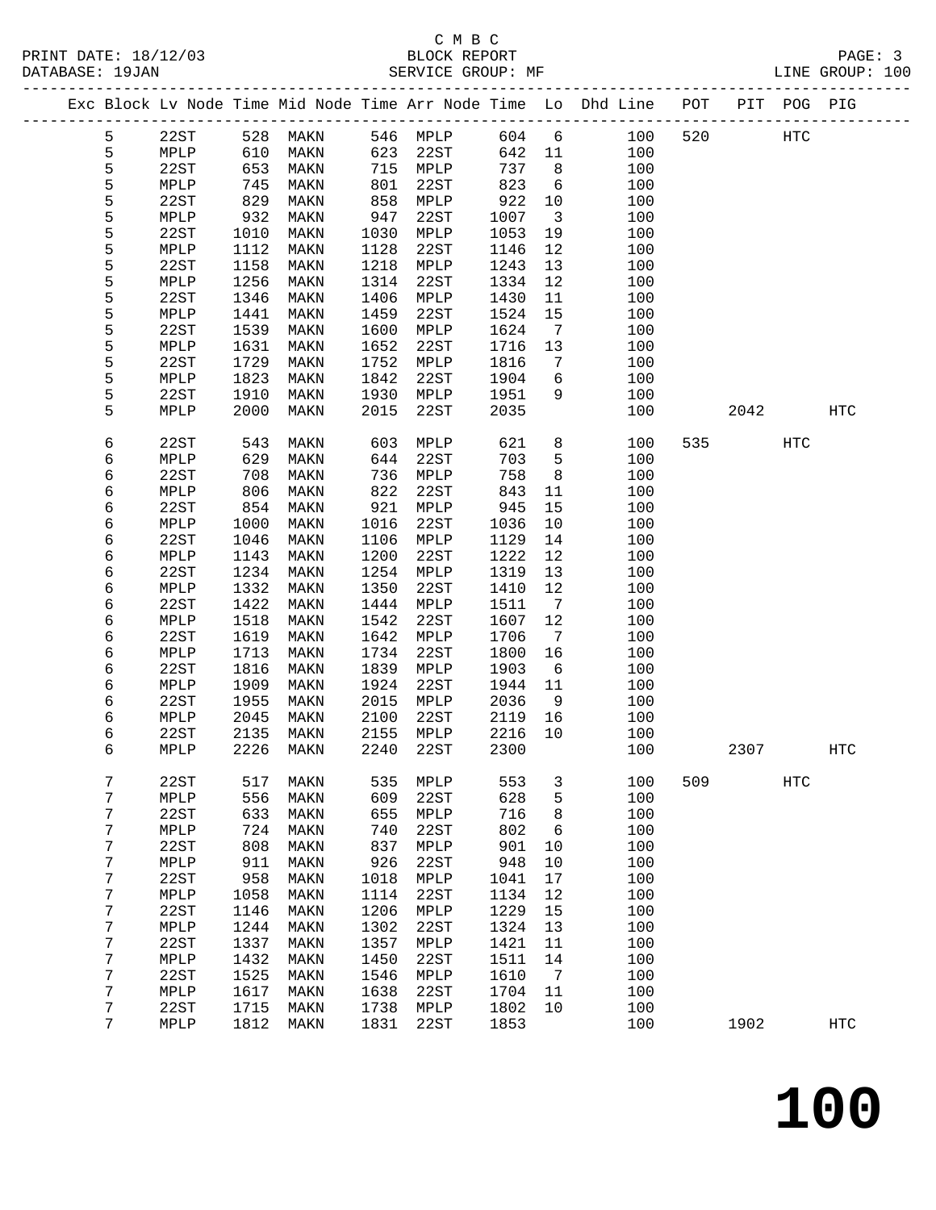C M B C
PRINT DATE: 18/12/03 BLOCK REPORT
DATABASE: 19JAN SERVICE GROUP: MF LINE GROUP: 100

| Exc | Block | Lv Node | Time | Mid Node | Time | Arr Node | Time | Lo | Dhd Line | POT | PIT | POG | PIG |
|---|---|---|---|---|---|---|---|---|---|---|---|---|---|
| | 5 | 22ST | 528 | MAKN | 546 | MPLP | 604 | 6 | 100 | 520 | | HTC | |
| | 5 | MPLP | 610 | MAKN | 623 | 22ST | 642 | 11 | 100 | | | | |
| | 5 | 22ST | 653 | MAKN | 715 | MPLP | 737 | 8 | 100 | | | | |
| | 5 | MPLP | 745 | MAKN | 801 | 22ST | 823 | 6 | 100 | | | | |
| | 5 | 22ST | 829 | MAKN | 858 | MPLP | 922 | 10 | 100 | | | | |
| | 5 | MPLP | 932 | MAKN | 947 | 22ST | 1007 | 3 | 100 | | | | |
| | 5 | 22ST | 1010 | MAKN | 1030 | MPLP | 1053 | 19 | 100 | | | | |
| | 5 | MPLP | 1112 | MAKN | 1128 | 22ST | 1146 | 12 | 100 | | | | |
| | 5 | 22ST | 1158 | MAKN | 1218 | MPLP | 1243 | 13 | 100 | | | | |
| | 5 | MPLP | 1256 | MAKN | 1314 | 22ST | 1334 | 12 | 100 | | | | |
| | 5 | 22ST | 1346 | MAKN | 1406 | MPLP | 1430 | 11 | 100 | | | | |
| | 5 | MPLP | 1441 | MAKN | 1459 | 22ST | 1524 | 15 | 100 | | | | |
| | 5 | 22ST | 1539 | MAKN | 1600 | MPLP | 1624 | 7 | 100 | | | | |
| | 5 | MPLP | 1631 | MAKN | 1652 | 22ST | 1716 | 13 | 100 | | | | |
| | 5 | 22ST | 1729 | MAKN | 1752 | MPLP | 1816 | 7 | 100 | | | | |
| | 5 | MPLP | 1823 | MAKN | 1842 | 22ST | 1904 | 6 | 100 | | | | |
| | 5 | 22ST | 1910 | MAKN | 1930 | MPLP | 1951 | 9 | 100 | | | | |
| | 5 | MPLP | 2000 | MAKN | 2015 | 22ST | 2035 | | 100 | | 2042 | | HTC |
| | 6 | 22ST | 543 | MAKN | 603 | MPLP | 621 | 8 | 100 | 535 | | HTC | |
| | 6 | MPLP | 629 | MAKN | 644 | 22ST | 703 | 5 | 100 | | | | |
| | 6 | 22ST | 708 | MAKN | 736 | MPLP | 758 | 8 | 100 | | | | |
| | 6 | MPLP | 806 | MAKN | 822 | 22ST | 843 | 11 | 100 | | | | |
| | 6 | 22ST | 854 | MAKN | 921 | MPLP | 945 | 15 | 100 | | | | |
| | 6 | MPLP | 1000 | MAKN | 1016 | 22ST | 1036 | 10 | 100 | | | | |
| | 6 | 22ST | 1046 | MAKN | 1106 | MPLP | 1129 | 14 | 100 | | | | |
| | 6 | MPLP | 1143 | MAKN | 1200 | 22ST | 1222 | 12 | 100 | | | | |
| | 6 | 22ST | 1234 | MAKN | 1254 | MPLP | 1319 | 13 | 100 | | | | |
| | 6 | MPLP | 1332 | MAKN | 1350 | 22ST | 1410 | 12 | 100 | | | | |
| | 6 | 22ST | 1422 | MAKN | 1444 | MPLP | 1511 | 7 | 100 | | | | |
| | 6 | MPLP | 1518 | MAKN | 1542 | 22ST | 1607 | 12 | 100 | | | | |
| | 6 | 22ST | 1619 | MAKN | 1642 | MPLP | 1706 | 7 | 100 | | | | |
| | 6 | MPLP | 1713 | MAKN | 1734 | 22ST | 1800 | 16 | 100 | | | | |
| | 6 | 22ST | 1816 | MAKN | 1839 | MPLP | 1903 | 6 | 100 | | | | |
| | 6 | MPLP | 1909 | MAKN | 1924 | 22ST | 1944 | 11 | 100 | | | | |
| | 6 | 22ST | 1955 | MAKN | 2015 | MPLP | 2036 | 9 | 100 | | | | |
| | 6 | MPLP | 2045 | MAKN | 2100 | 22ST | 2119 | 16 | 100 | | | | |
| | 6 | 22ST | 2135 | MAKN | 2155 | MPLP | 2216 | 10 | 100 | | | | |
| | 6 | MPLP | 2226 | MAKN | 2240 | 22ST | 2300 | | 100 | | 2307 | | HTC |
| | 7 | 22ST | 517 | MAKN | 535 | MPLP | 553 | 3 | 100 | 509 | | HTC | |
| | 7 | MPLP | 556 | MAKN | 609 | 22ST | 628 | 5 | 100 | | | | |
| | 7 | 22ST | 633 | MAKN | 655 | MPLP | 716 | 8 | 100 | | | | |
| | 7 | MPLP | 724 | MAKN | 740 | 22ST | 802 | 6 | 100 | | | | |
| | 7 | 22ST | 808 | MAKN | 837 | MPLP | 901 | 10 | 100 | | | | |
| | 7 | MPLP | 911 | MAKN | 926 | 22ST | 948 | 10 | 100 | | | | |
| | 7 | 22ST | 958 | MAKN | 1018 | MPLP | 1041 | 17 | 100 | | | | |
| | 7 | MPLP | 1058 | MAKN | 1114 | 22ST | 1134 | 12 | 100 | | | | |
| | 7 | 22ST | 1146 | MAKN | 1206 | MPLP | 1229 | 15 | 100 | | | | |
| | 7 | MPLP | 1244 | MAKN | 1302 | 22ST | 1324 | 13 | 100 | | | | |
| | 7 | 22ST | 1337 | MAKN | 1357 | MPLP | 1421 | 11 | 100 | | | | |
| | 7 | MPLP | 1432 | MAKN | 1450 | 22ST | 1511 | 14 | 100 | | | | |
| | 7 | 22ST | 1525 | MAKN | 1546 | MPLP | 1610 | 7 | 100 | | | | |
| | 7 | MPLP | 1617 | MAKN | 1638 | 22ST | 1704 | 11 | 100 | | | | |
| | 7 | 22ST | 1715 | MAKN | 1738 | MPLP | 1802 | 10 | 100 | | | | |
| | 7 | MPLP | 1812 | MAKN | 1831 | 22ST | 1853 | | 100 | | 1902 | | HTC |

**100**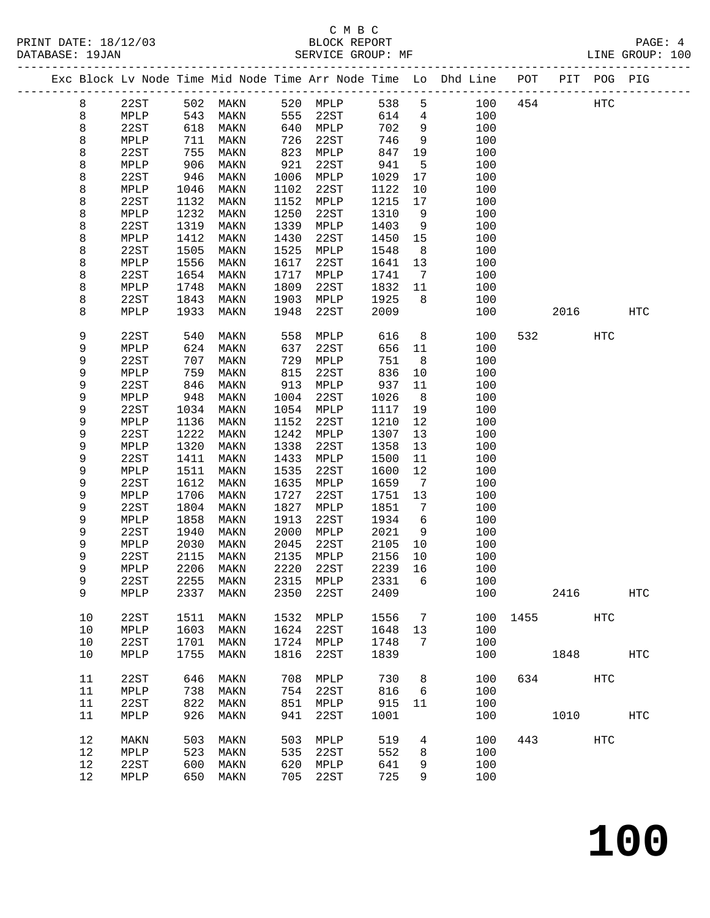C M B C
BLOCK REPORT
SERVICE GROUP: MF

PRINT DATE: 18/12/03
DATABASE: 19JAN

LINE GROUP: 100

| Exc | Block | Lv | Node | Time | Mid Node | Time | Arr Node | Time | Lo | Dhd Line | POT | PIT | POG | PIG |
|---|---|---|---|---|---|---|---|---|---|---|---|---|---|---|
| | 8 | | 22ST | 502 | MAKN | 520 | MPLP | 538 | 5 | 100 | 454 | | HTC | |
| | 8 | | MPLP | 543 | MAKN | 555 | 22ST | 614 | 4 | 100 | | | | |
| | 8 | | 22ST | 618 | MAKN | 640 | MPLP | 702 | 9 | 100 | | | | |
| | 8 | | MPLP | 711 | MAKN | 726 | 22ST | 746 | 9 | 100 | | | | |
| | 8 | | 22ST | 755 | MAKN | 823 | MPLP | 847 | 19 | 100 | | | | |
| | 8 | | MPLP | 906 | MAKN | 921 | 22ST | 941 | 5 | 100 | | | | |
| | 8 | | 22ST | 946 | MAKN | 1006 | MPLP | 1029 | 17 | 100 | | | | |
| | 8 | | MPLP | 1046 | MAKN | 1102 | 22ST | 1122 | 10 | 100 | | | | |
| | 8 | | 22ST | 1132 | MAKN | 1152 | MPLP | 1215 | 17 | 100 | | | | |
| | 8 | | MPLP | 1232 | MAKN | 1250 | 22ST | 1310 | 9 | 100 | | | | |
| | 8 | | 22ST | 1319 | MAKN | 1339 | MPLP | 1403 | 9 | 100 | | | | |
| | 8 | | MPLP | 1412 | MAKN | 1430 | 22ST | 1450 | 15 | 100 | | | | |
| | 8 | | 22ST | 1505 | MAKN | 1525 | MPLP | 1548 | 8 | 100 | | | | |
| | 8 | | MPLP | 1556 | MAKN | 1617 | 22ST | 1641 | 13 | 100 | | | | |
| | 8 | | 22ST | 1654 | MAKN | 1717 | MPLP | 1741 | 7 | 100 | | | | |
| | 8 | | MPLP | 1748 | MAKN | 1809 | 22ST | 1832 | 11 | 100 | | | | |
| | 8 | | 22ST | 1843 | MAKN | 1903 | MPLP | 1925 | 8 | 100 | | | | |
| | 8 | | MPLP | 1933 | MAKN | 1948 | 22ST | 2009 | | 100 | | 2016 | | HTC |
| | 9 | | 22ST | 540 | MAKN | 558 | MPLP | 616 | 8 | 100 | 532 | | HTC | |
| | 9 | | MPLP | 624 | MAKN | 637 | 22ST | 656 | 11 | 100 | | | | |
| | 9 | | 22ST | 707 | MAKN | 729 | MPLP | 751 | 8 | 100 | | | | |
| | 9 | | MPLP | 759 | MAKN | 815 | 22ST | 836 | 10 | 100 | | | | |
| | 9 | | 22ST | 846 | MAKN | 913 | MPLP | 937 | 11 | 100 | | | | |
| | 9 | | MPLP | 948 | MAKN | 1004 | 22ST | 1026 | 8 | 100 | | | | |
| | 9 | | 22ST | 1034 | MAKN | 1054 | MPLP | 1117 | 19 | 100 | | | | |
| | 9 | | MPLP | 1136 | MAKN | 1152 | 22ST | 1210 | 12 | 100 | | | | |
| | 9 | | 22ST | 1222 | MAKN | 1242 | MPLP | 1307 | 13 | 100 | | | | |
| | 9 | | MPLP | 1320 | MAKN | 1338 | 22ST | 1358 | 13 | 100 | | | | |
| | 9 | | 22ST | 1411 | MAKN | 1433 | MPLP | 1500 | 11 | 100 | | | | |
| | 9 | | MPLP | 1511 | MAKN | 1535 | 22ST | 1600 | 12 | 100 | | | | |
| | 9 | | 22ST | 1612 | MAKN | 1635 | MPLP | 1659 | 7 | 100 | | | | |
| | 9 | | MPLP | 1706 | MAKN | 1727 | 22ST | 1751 | 13 | 100 | | | | |
| | 9 | | 22ST | 1804 | MAKN | 1827 | MPLP | 1851 | 7 | 100 | | | | |
| | 9 | | MPLP | 1858 | MAKN | 1913 | 22ST | 1934 | 6 | 100 | | | | |
| | 9 | | 22ST | 1940 | MAKN | 2000 | MPLP | 2021 | 9 | 100 | | | | |
| | 9 | | MPLP | 2030 | MAKN | 2045 | 22ST | 2105 | 10 | 100 | | | | |
| | 9 | | 22ST | 2115 | MAKN | 2135 | MPLP | 2156 | 10 | 100 | | | | |
| | 9 | | MPLP | 2206 | MAKN | 2220 | 22ST | 2239 | 16 | 100 | | | | |
| | 9 | | 22ST | 2255 | MAKN | 2315 | MPLP | 2331 | 6 | 100 | | | | |
| | 9 | | MPLP | 2337 | MAKN | 2350 | 22ST | 2409 | | 100 | | 2416 | | HTC |
| | 10 | | 22ST | 1511 | MAKN | 1532 | MPLP | 1556 | 7 | 100 | 1455 | | HTC | |
| | 10 | | MPLP | 1603 | MAKN | 1624 | 22ST | 1648 | 13 | 100 | | | | |
| | 10 | | 22ST | 1701 | MAKN | 1724 | MPLP | 1748 | 7 | 100 | | | | |
| | 10 | | MPLP | 1755 | MAKN | 1816 | 22ST | 1839 | | 100 | | 1848 | | HTC |
| | 11 | | 22ST | 646 | MAKN | 708 | MPLP | 730 | 8 | 100 | 634 | | HTC | |
| | 11 | | MPLP | 738 | MAKN | 754 | 22ST | 816 | 6 | 100 | | | | |
| | 11 | | 22ST | 822 | MAKN | 851 | MPLP | 915 | 11 | 100 | | | | |
| | 11 | | MPLP | 926 | MAKN | 941 | 22ST | 1001 | | 100 | | 1010 | | HTC |
| | 12 | | MAKN | 503 | MAKN | 503 | MPLP | 519 | 4 | 100 | 443 | | HTC | |
| | 12 | | MPLP | 523 | MAKN | 535 | 22ST | 552 | 8 | 100 | | | | |
| | 12 | | 22ST | 600 | MAKN | 620 | MPLP | 641 | 9 | 100 | | | | |
| | 12 | | MPLP | 650 | MAKN | 705 | 22ST | 725 | 9 | 100 | | | | |

**100**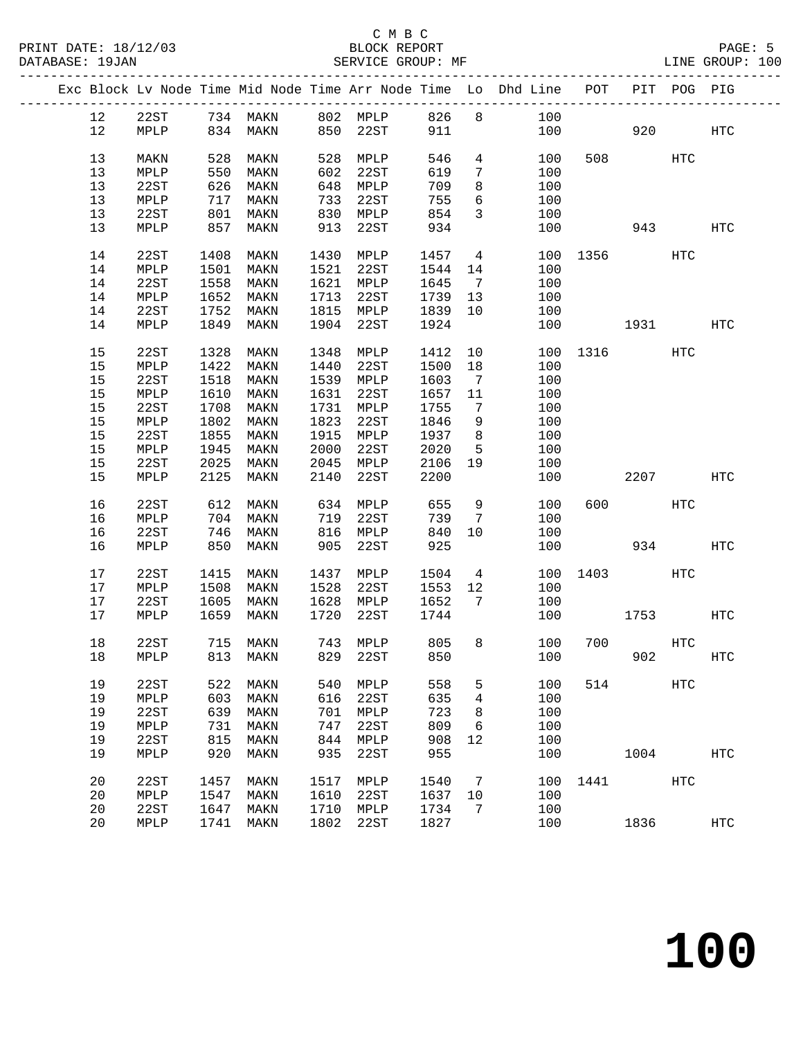C M B C

BLOCK REPORT

SERVICE GROUP: MF

PRINT DATE: 18/12/03
DATABASE: 19JAN

LINE GROUP: 100

| Exc | Block | Lv Node | Time | Mid Node | Time | Arr Node | Time | Lo | Dhd Line | POT | PIT | POG | PIG |
|---|---|---|---|---|---|---|---|---|---|---|---|---|---|
| | 12 | 22ST | 734 | MAKN | 802 | MPLP | 826 | 8 | 100 | | | | |
| | 12 | MPLP | 834 | MAKN | 850 | 22ST | 911 | | 100 | | 920 | | HTC |
| | 13 | MAKN | 528 | MAKN | 528 | MPLP | 546 | 4 | 100 | 508 | | HTC | |
| | 13 | MPLP | 550 | MAKN | 602 | 22ST | 619 | 7 | 100 | | | | |
| | 13 | 22ST | 626 | MAKN | 648 | MPLP | 709 | 8 | 100 | | | | |
| | 13 | MPLP | 717 | MAKN | 733 | 22ST | 755 | 6 | 100 | | | | |
| | 13 | 22ST | 801 | MAKN | 830 | MPLP | 854 | 3 | 100 | | | | |
| | 13 | MPLP | 857 | MAKN | 913 | 22ST | 934 | | 100 | | 943 | | HTC |
| | 14 | 22ST | 1408 | MAKN | 1430 | MPLP | 1457 | 4 | 100 | 1356 | | HTC | |
| | 14 | MPLP | 1501 | MAKN | 1521 | 22ST | 1544 | 14 | 100 | | | | |
| | 14 | 22ST | 1558 | MAKN | 1621 | MPLP | 1645 | 7 | 100 | | | | |
| | 14 | MPLP | 1652 | MAKN | 1713 | 22ST | 1739 | 13 | 100 | | | | |
| | 14 | 22ST | 1752 | MAKN | 1815 | MPLP | 1839 | 10 | 100 | | | | |
| | 14 | MPLP | 1849 | MAKN | 1904 | 22ST | 1924 | | 100 | | 1931 | | HTC |
| | 15 | 22ST | 1328 | MAKN | 1348 | MPLP | 1412 | 10 | 100 | 1316 | | HTC | |
| | 15 | MPLP | 1422 | MAKN | 1440 | 22ST | 1500 | 18 | 100 | | | | |
| | 15 | 22ST | 1518 | MAKN | 1539 | MPLP | 1603 | 7 | 100 | | | | |
| | 15 | MPLP | 1610 | MAKN | 1631 | 22ST | 1657 | 11 | 100 | | | | |
| | 15 | 22ST | 1708 | MAKN | 1731 | MPLP | 1755 | 7 | 100 | | | | |
| | 15 | MPLP | 1802 | MAKN | 1823 | 22ST | 1846 | 9 | 100 | | | | |
| | 15 | 22ST | 1855 | MAKN | 1915 | MPLP | 1937 | 8 | 100 | | | | |
| | 15 | MPLP | 1945 | MAKN | 2000 | 22ST | 2020 | 5 | 100 | | | | |
| | 15 | 22ST | 2025 | MAKN | 2045 | MPLP | 2106 | 19 | 100 | | | | |
| | 15 | MPLP | 2125 | MAKN | 2140 | 22ST | 2200 | | 100 | | 2207 | | HTC |
| | 16 | 22ST | 612 | MAKN | 634 | MPLP | 655 | 9 | 100 | 600 | | HTC | |
| | 16 | MPLP | 704 | MAKN | 719 | 22ST | 739 | 7 | 100 | | | | |
| | 16 | 22ST | 746 | MAKN | 816 | MPLP | 840 | 10 | 100 | | | | |
| | 16 | MPLP | 850 | MAKN | 905 | 22ST | 925 | | 100 | | 934 | | HTC |
| | 17 | 22ST | 1415 | MAKN | 1437 | MPLP | 1504 | 4 | 100 | 1403 | | HTC | |
| | 17 | MPLP | 1508 | MAKN | 1528 | 22ST | 1553 | 12 | 100 | | | | |
| | 17 | 22ST | 1605 | MAKN | 1628 | MPLP | 1652 | 7 | 100 | | | | |
| | 17 | MPLP | 1659 | MAKN | 1720 | 22ST | 1744 | | 100 | | 1753 | | HTC |
| | 18 | 22ST | 715 | MAKN | 743 | MPLP | 805 | 8 | 100 | 700 | | HTC | |
| | 18 | MPLP | 813 | MAKN | 829 | 22ST | 850 | | 100 | | 902 | | HTC |
| | 19 | 22ST | 522 | MAKN | 540 | MPLP | 558 | 5 | 100 | 514 | | HTC | |
| | 19 | MPLP | 603 | MAKN | 616 | 22ST | 635 | 4 | 100 | | | | |
| | 19 | 22ST | 639 | MAKN | 701 | MPLP | 723 | 8 | 100 | | | | |
| | 19 | MPLP | 731 | MAKN | 747 | 22ST | 809 | 6 | 100 | | | | |
| | 19 | 22ST | 815 | MAKN | 844 | MPLP | 908 | 12 | 100 | | | | |
| | 19 | MPLP | 920 | MAKN | 935 | 22ST | 955 | | 100 | | 1004 | | HTC |
| | 20 | 22ST | 1457 | MAKN | 1517 | MPLP | 1540 | 7 | 100 | 1441 | | HTC | |
| | 20 | MPLP | 1547 | MAKN | 1610 | 22ST | 1637 | 10 | 100 | | | | |
| | 20 | 22ST | 1647 | MAKN | 1710 | MPLP | 1734 | 7 | 100 | | | | |
| | 20 | MPLP | 1741 | MAKN | 1802 | 22ST | 1827 | | 100 | | 1836 | | HTC |

# 100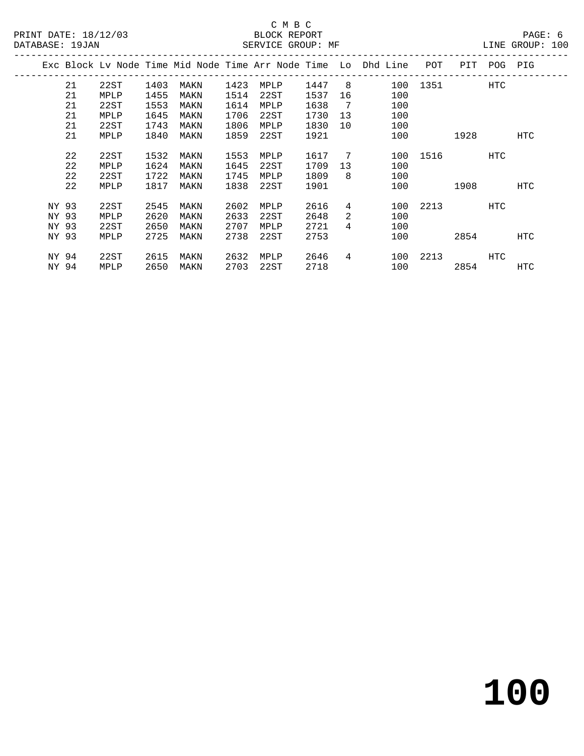C M B C

BLOCK REPORT

SERVICE GROUP: MF

PRINT DATE: 18/12/03
DATABASE: 19JAN
LINE GROUP: 100

| Exc | Block | Lv Node | Time | Mid Node | Time | Arr Node | Time | Lo | Dhd Line | POT | PIT | POG | PIG |
|---|---|---|---|---|---|---|---|---|---|---|---|---|---|
| | 21 | 22ST | 1403 | MAKN | 1423 | MPLP | 1447 | 8 | 100 | 1351 | | HTC | |
| | 21 | MPLP | 1455 | MAKN | 1514 | 22ST | 1537 | 16 | 100 | | | | |
| | 21 | 22ST | 1553 | MAKN | 1614 | MPLP | 1638 | 7 | 100 | | | | |
| | 21 | MPLP | 1645 | MAKN | 1706 | 22ST | 1730 | 13 | 100 | | | | |
| | 21 | 22ST | 1743 | MAKN | 1806 | MPLP | 1830 | 10 | 100 | | | | |
| | 21 | MPLP | 1840 | MAKN | 1859 | 22ST | 1921 | | 100 | | 1928 | | HTC |
| | 22 | 22ST | 1532 | MAKN | 1553 | MPLP | 1617 | 7 | 100 | 1516 | | HTC | |
| | 22 | MPLP | 1624 | MAKN | 1645 | 22ST | 1709 | 13 | 100 | | | | |
| | 22 | 22ST | 1722 | MAKN | 1745 | MPLP | 1809 | 8 | 100 | | | | |
| | 22 | MPLP | 1817 | MAKN | 1838 | 22ST | 1901 | | 100 | | 1908 | | HTC |
| NY | 93 | 22ST | 2545 | MAKN | 2602 | MPLP | 2616 | 4 | 100 | 2213 | | HTC | |
| NY | 93 | MPLP | 2620 | MAKN | 2633 | 22ST | 2648 | 2 | 100 | | | | |
| NY | 93 | 22ST | 2650 | MAKN | 2707 | MPLP | 2721 | 4 | 100 | | | | |
| NY | 93 | MPLP | 2725 | MAKN | 2738 | 22ST | 2753 | | 100 | | 2854 | | HTC |
| NY | 94 | 22ST | 2615 | MAKN | 2632 | MPLP | 2646 | 4 | 100 | 2213 | | HTC | |
| NY | 94 | MPLP | 2650 | MAKN | 2703 | 22ST | 2718 | | 100 | | 2854 | | HTC |

# 100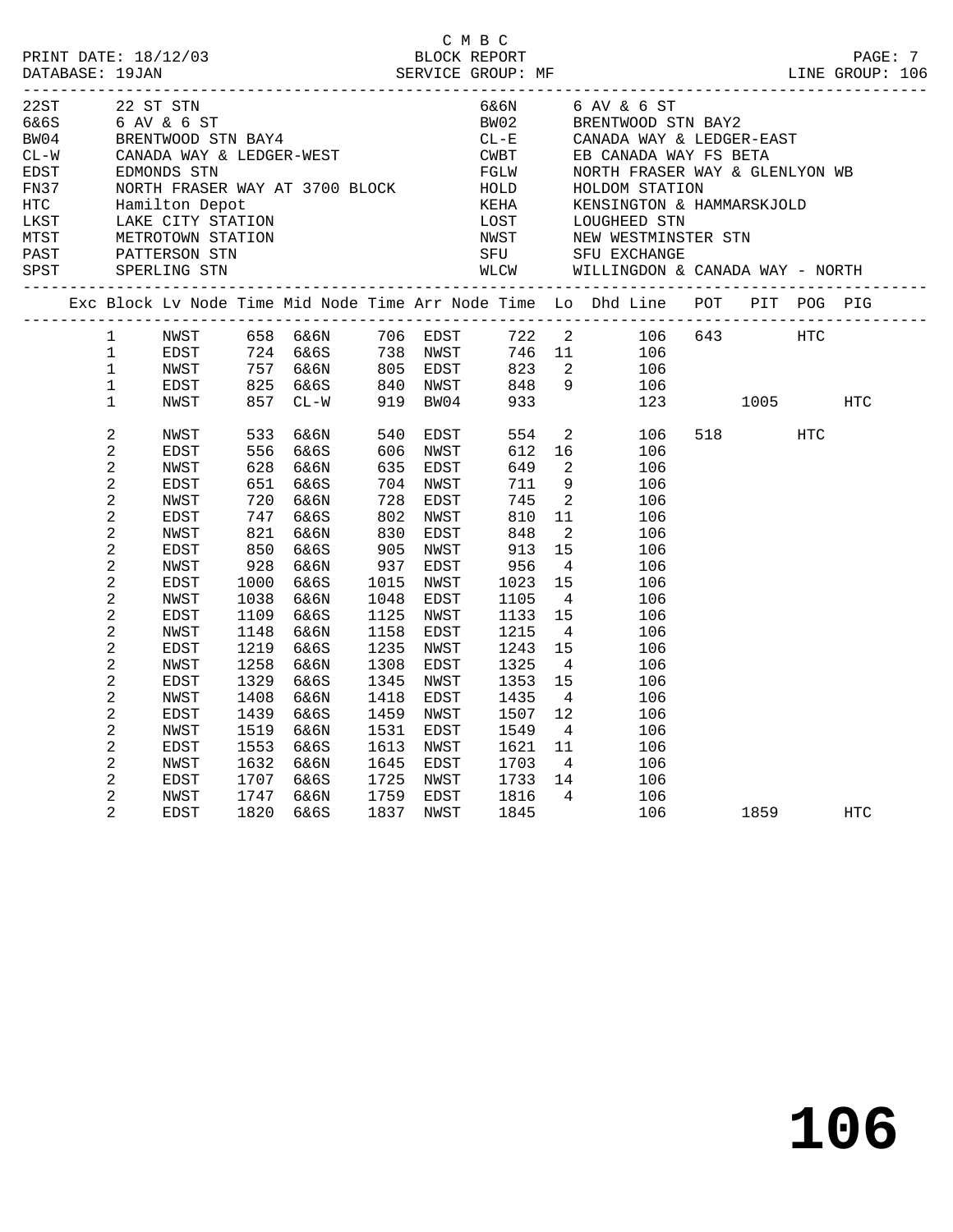C M B C
PRINT DATE: 18/12/03 BLOCK REPORT
DATABASE: 19JAN SERVICE GROUP: MF LINE GROUP: 106

| Code | Name | Code | Name |
|---|---|---|---|
| 22ST | 22 ST STN | 6&6N | 6 AV & 6 ST |
| 6&6S | 6 AV & 6 ST | BW02 | BRENTWOOD STN BAY2 |
| BW04 | BRENTWOOD STN BAY4 | CL-E | CANADA WAY & LEDGER-EAST |
| CL-W | CANADA WAY & LEDGER-WEST | CWBT | EB CANADA WAY FS BETA |
| EDST | EDMONDS STN | FGLW | NORTH FRASER WAY & GLENLYON WB |
| FN37 | NORTH FRASER WAY AT 3700 BLOCK | HOLD | HOLDOM STATION |
| HTC | Hamilton Depot | KEHA | KENSINGTON & HAMMARSKJOLD |
| LKST | LAKE CITY STATION | LOST | LOUGHEED STN |
| MTST | METROTOWN STATION | NWST | NEW WESTMINSTER STN |
| PAST | PATTERSON STN | SFU | SFU EXCHANGE |
| SPST | SPERLING STN | WLCW | WILLINGDON & CANADA WAY - NORTH |

| Exc | Block | Lv Node | Time | Mid Node | Time | Arr Node | Time | Lo | Dhd Line | POT | PIT | POG | PIG |
|---|---|---|---|---|---|---|---|---|---|---|---|---|---|
| | 1 | NWST | 658 | 6&6N | 706 | EDST | 722 | 2 | 106 | 643 | | HTC | |
| | 1 | EDST | 724 | 6&6S | 738 | NWST | 746 | 11 | 106 | | | | |
| | 1 | NWST | 757 | 6&6N | 805 | EDST | 823 | 2 | 106 | | | | |
| | 1 | EDST | 825 | 6&6S | 840 | NWST | 848 | 9 | 106 | | | | |
| | 1 | NWST | 857 | CL-W | 919 | BW04 | 933 | | 123 | | 1005 | | HTC |
| | 2 | NWST | 533 | 6&6N | 540 | EDST | 554 | 2 | 106 | 518 | | HTC | |
| | 2 | EDST | 556 | 6&6S | 606 | NWST | 612 | 16 | 106 | | | | |
| | 2 | NWST | 628 | 6&6N | 635 | EDST | 649 | 2 | 106 | | | | |
| | 2 | EDST | 651 | 6&6S | 704 | NWST | 711 | 9 | 106 | | | | |
| | 2 | NWST | 720 | 6&6N | 728 | EDST | 745 | 2 | 106 | | | | |
| | 2 | EDST | 747 | 6&6S | 802 | NWST | 810 | 11 | 106 | | | | |
| | 2 | NWST | 821 | 6&6N | 830 | EDST | 848 | 2 | 106 | | | | |
| | 2 | EDST | 850 | 6&6S | 905 | NWST | 913 | 15 | 106 | | | | |
| | 2 | NWST | 928 | 6&6N | 937 | EDST | 956 | 4 | 106 | | | | |
| | 2 | EDST | 1000 | 6&6S | 1015 | NWST | 1023 | 15 | 106 | | | | |
| | 2 | NWST | 1038 | 6&6N | 1048 | EDST | 1105 | 4 | 106 | | | | |
| | 2 | EDST | 1109 | 6&6S | 1125 | NWST | 1133 | 15 | 106 | | | | |
| | 2 | NWST | 1148 | 6&6N | 1158 | EDST | 1215 | 4 | 106 | | | | |
| | 2 | EDST | 1219 | 6&6S | 1235 | NWST | 1243 | 15 | 106 | | | | |
| | 2 | NWST | 1258 | 6&6N | 1308 | EDST | 1325 | 4 | 106 | | | | |
| | 2 | EDST | 1329 | 6&6S | 1345 | NWST | 1353 | 15 | 106 | | | | |
| | 2 | NWST | 1408 | 6&6N | 1418 | EDST | 1435 | 4 | 106 | | | | |
| | 2 | EDST | 1439 | 6&6S | 1459 | NWST | 1507 | 12 | 106 | | | | |
| | 2 | NWST | 1519 | 6&6N | 1531 | EDST | 1549 | 4 | 106 | | | | |
| | 2 | EDST | 1553 | 6&6S | 1613 | NWST | 1621 | 11 | 106 | | | | |
| | 2 | NWST | 1632 | 6&6N | 1645 | EDST | 1703 | 4 | 106 | | | | |
| | 2 | EDST | 1707 | 6&6S | 1725 | NWST | 1733 | 14 | 106 | | | | |
| | 2 | NWST | 1747 | 6&6N | 1759 | EDST | 1816 | 4 | 106 | | | | |
| | 2 | EDST | 1820 | 6&6S | 1837 | NWST | 1845 | | 106 | | 1859 | | HTC |

**106**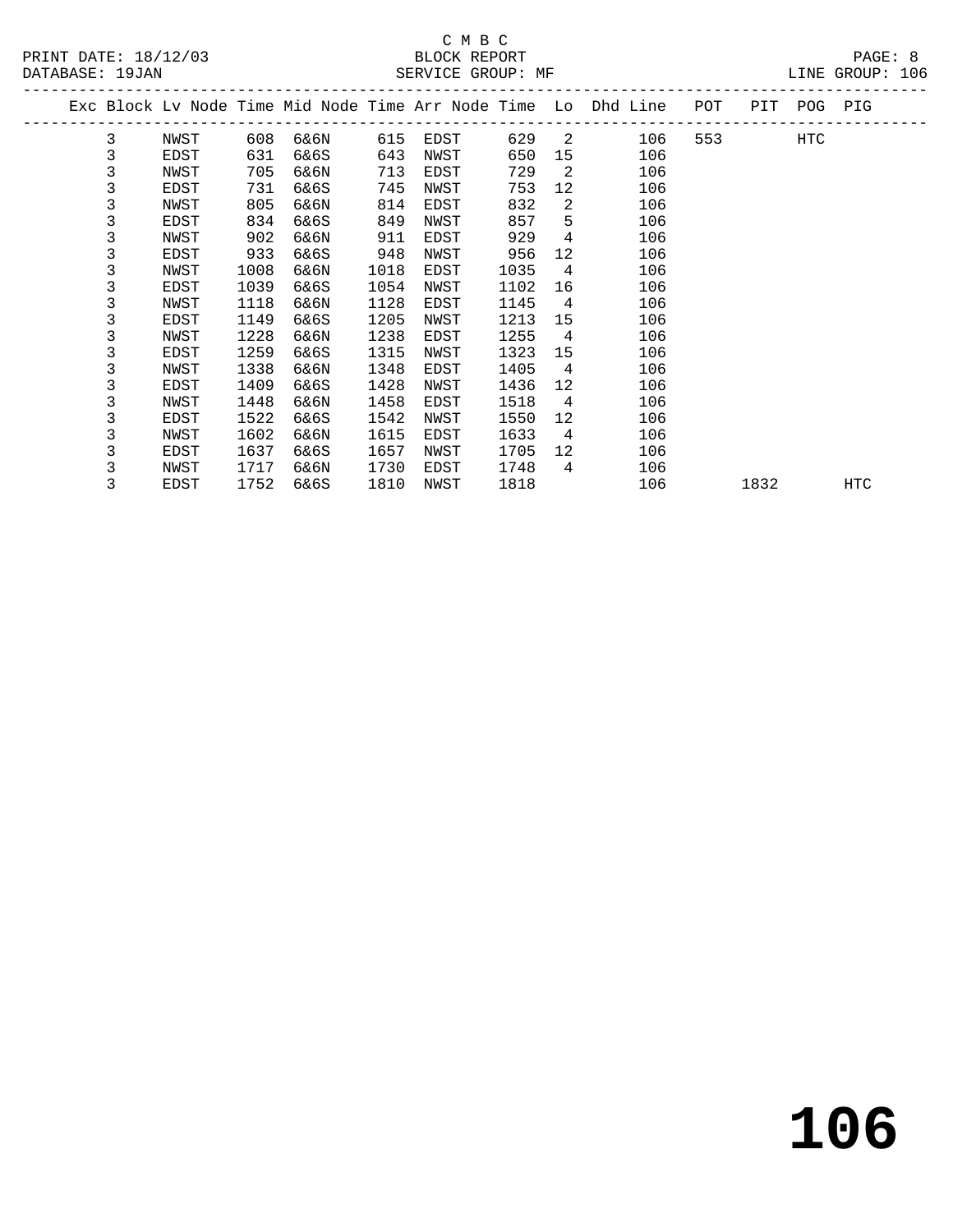C M B C
BLOCK REPORT
SERVICE GROUP: MF

PRINT DATE: 18/12/03
DATABASE: 19JAN

LINE GROUP: 106

| Exc | Block | Lv Node | Time | Mid Node | Time | Arr Node | Time | Lo | Dhd Line | POT | PIT | POG | PIG |
|---|---|---|---|---|---|---|---|---|---|---|---|---|---|
| | 3 | NWST | 608 | 6&6N | 615 | EDST | 629 | 2 | 106 | 553 | | HTC | |
| | 3 | EDST | 631 | 6&6S | 643 | NWST | 650 | 15 | 106 | | | | |
| | 3 | NWST | 705 | 6&6N | 713 | EDST | 729 | 2 | 106 | | | | |
| | 3 | EDST | 731 | 6&6S | 745 | NWST | 753 | 12 | 106 | | | | |
| | 3 | NWST | 805 | 6&6N | 814 | EDST | 832 | 2 | 106 | | | | |
| | 3 | EDST | 834 | 6&6S | 849 | NWST | 857 | 5 | 106 | | | | |
| | 3 | NWST | 902 | 6&6N | 911 | EDST | 929 | 4 | 106 | | | | |
| | 3 | EDST | 933 | 6&6S | 948 | NWST | 956 | 12 | 106 | | | | |
| | 3 | NWST | 1008 | 6&6N | 1018 | EDST | 1035 | 4 | 106 | | | | |
| | 3 | EDST | 1039 | 6&6S | 1054 | NWST | 1102 | 16 | 106 | | | | |
| | 3 | NWST | 1118 | 6&6N | 1128 | EDST | 1145 | 4 | 106 | | | | |
| | 3 | EDST | 1149 | 6&6S | 1205 | NWST | 1213 | 15 | 106 | | | | |
| | 3 | NWST | 1228 | 6&6N | 1238 | EDST | 1255 | 4 | 106 | | | | |
| | 3 | EDST | 1259 | 6&6S | 1315 | NWST | 1323 | 15 | 106 | | | | |
| | 3 | NWST | 1338 | 6&6N | 1348 | EDST | 1405 | 4 | 106 | | | | |
| | 3 | EDST | 1409 | 6&6S | 1428 | NWST | 1436 | 12 | 106 | | | | |
| | 3 | NWST | 1448 | 6&6N | 1458 | EDST | 1518 | 4 | 106 | | | | |
| | 3 | EDST | 1522 | 6&6S | 1542 | NWST | 1550 | 12 | 106 | | | | |
| | 3 | NWST | 1602 | 6&6N | 1615 | EDST | 1633 | 4 | 106 | | | | |
| | 3 | EDST | 1637 | 6&6S | 1657 | NWST | 1705 | 12 | 106 | | | | |
| | 3 | NWST | 1717 | 6&6N | 1730 | EDST | 1748 | 4 | 106 | | | | |
| | 3 | EDST | 1752 | 6&6S | 1810 | NWST | 1818 | | 106 | | 1832 | | HTC |

# 106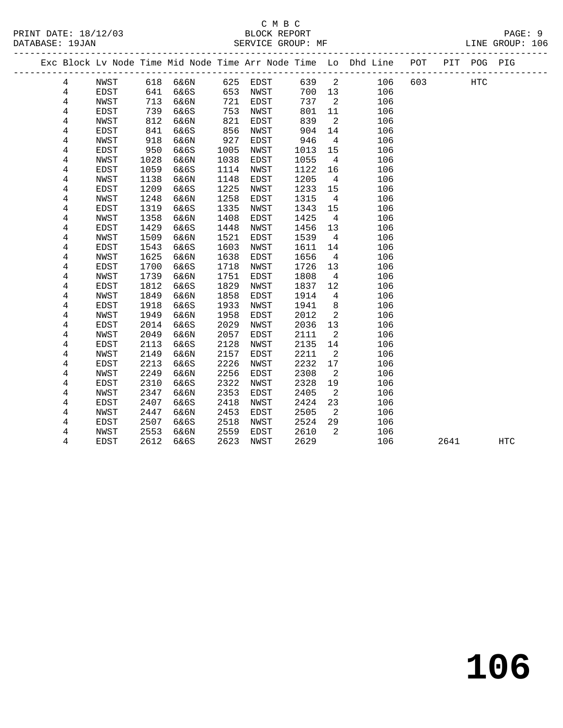C M B C
PRINT DATE: 18/12/03 BLOCK REPORT
DATABASE: 19JAN SERVICE GROUP: MF LINE GROUP: 106

| Exc | Block | Lv | Node | Time | Mid Node | Time | Arr Node | Time | Lo | Dhd Line | POT | PIT | POG | PIG |
|---|---|---|---|---|---|---|---|---|---|---|---|---|---|---|
| | 4 | | NWST | 618 | 6&6N | 625 | EDST | 639 | 2 | 106 | 603 | | HTC | |
| | 4 | | EDST | 641 | 6&6S | 653 | NWST | 700 | 13 | 106 | | | | |
| | 4 | | NWST | 713 | 6&6N | 721 | EDST | 737 | 2 | 106 | | | | |
| | 4 | | EDST | 739 | 6&6S | 753 | NWST | 801 | 11 | 106 | | | | |
| | 4 | | NWST | 812 | 6&6N | 821 | EDST | 839 | 2 | 106 | | | | |
| | 4 | | EDST | 841 | 6&6S | 856 | NWST | 904 | 14 | 106 | | | | |
| | 4 | | NWST | 918 | 6&6N | 927 | EDST | 946 | 4 | 106 | | | | |
| | 4 | | EDST | 950 | 6&6S | 1005 | NWST | 1013 | 15 | 106 | | | | |
| | 4 | | NWST | 1028 | 6&6N | 1038 | EDST | 1055 | 4 | 106 | | | | |
| | 4 | | EDST | 1059 | 6&6S | 1114 | NWST | 1122 | 16 | 106 | | | | |
| | 4 | | NWST | 1138 | 6&6N | 1148 | EDST | 1205 | 4 | 106 | | | | |
| | 4 | | EDST | 1209 | 6&6S | 1225 | NWST | 1233 | 15 | 106 | | | | |
| | 4 | | NWST | 1248 | 6&6N | 1258 | EDST | 1315 | 4 | 106 | | | | |
| | 4 | | EDST | 1319 | 6&6S | 1335 | NWST | 1343 | 15 | 106 | | | | |
| | 4 | | NWST | 1358 | 6&6N | 1408 | EDST | 1425 | 4 | 106 | | | | |
| | 4 | | EDST | 1429 | 6&6S | 1448 | NWST | 1456 | 13 | 106 | | | | |
| | 4 | | NWST | 1509 | 6&6N | 1521 | EDST | 1539 | 4 | 106 | | | | |
| | 4 | | EDST | 1543 | 6&6S | 1603 | NWST | 1611 | 14 | 106 | | | | |
| | 4 | | NWST | 1625 | 6&6N | 1638 | EDST | 1656 | 4 | 106 | | | | |
| | 4 | | EDST | 1700 | 6&6S | 1718 | NWST | 1726 | 13 | 106 | | | | |
| | 4 | | NWST | 1739 | 6&6N | 1751 | EDST | 1808 | 4 | 106 | | | | |
| | 4 | | EDST | 1812 | 6&6S | 1829 | NWST | 1837 | 12 | 106 | | | | |
| | 4 | | NWST | 1849 | 6&6N | 1858 | EDST | 1914 | 4 | 106 | | | | |
| | 4 | | EDST | 1918 | 6&6S | 1933 | NWST | 1941 | 8 | 106 | | | | |
| | 4 | | NWST | 1949 | 6&6N | 1958 | EDST | 2012 | 2 | 106 | | | | |
| | 4 | | EDST | 2014 | 6&6S | 2029 | NWST | 2036 | 13 | 106 | | | | |
| | 4 | | NWST | 2049 | 6&6N | 2057 | EDST | 2111 | 2 | 106 | | | | |
| | 4 | | EDST | 2113 | 6&6S | 2128 | NWST | 2135 | 14 | 106 | | | | |
| | 4 | | NWST | 2149 | 6&6N | 2157 | EDST | 2211 | 2 | 106 | | | | |
| | 4 | | EDST | 2213 | 6&6S | 2226 | NWST | 2232 | 17 | 106 | | | | |
| | 4 | | NWST | 2249 | 6&6N | 2256 | EDST | 2308 | 2 | 106 | | | | |
| | 4 | | EDST | 2310 | 6&6S | 2322 | NWST | 2328 | 19 | 106 | | | | |
| | 4 | | NWST | 2347 | 6&6N | 2353 | EDST | 2405 | 2 | 106 | | | | |
| | 4 | | EDST | 2407 | 6&6S | 2418 | NWST | 2424 | 23 | 106 | | | | |
| | 4 | | NWST | 2447 | 6&6N | 2453 | EDST | 2505 | 2 | 106 | | | | |
| | 4 | | EDST | 2507 | 6&6S | 2518 | NWST | 2524 | 29 | 106 | | | | |
| | 4 | | NWST | 2553 | 6&6N | 2559 | EDST | 2610 | 2 | 106 | | | | |
| | 4 | | EDST | 2612 | 6&6S | 2623 | NWST | 2629 | | 106 | | 2641 | | HTC |

# 106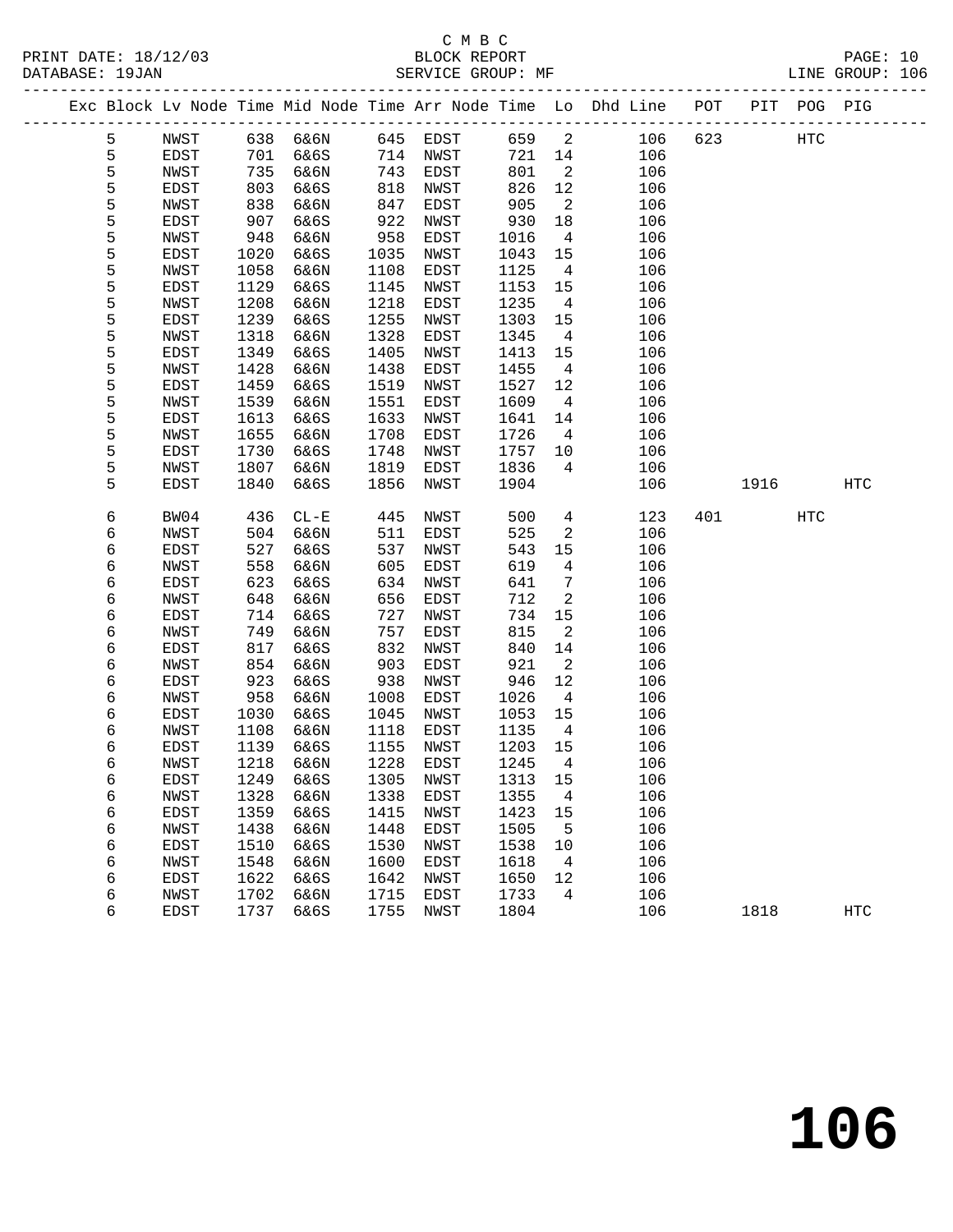C M B C
BLOCK REPORT
SERVICE GROUP: MF

PRINT DATE: 18/12/03
DATABASE: 19JAN
LINE GROUP: 106

| Exc | Block | Lv Node | Time | Mid Node | Time | Arr Node | Time | Lo | Dhd Line | POT | PIT | POG | PIG |
|---|---|---|---|---|---|---|---|---|---|---|---|---|---|
| | 5 | NWST | 638 | 6&6N | 645 | EDST | 659 | 2 | 106 | 623 | | HTC | |
| | 5 | EDST | 701 | 6&6S | 714 | NWST | 721 | 14 | 106 | | | | |
| | 5 | NWST | 735 | 6&6N | 743 | EDST | 801 | 2 | 106 | | | | |
| | 5 | EDST | 803 | 6&6S | 818 | NWST | 826 | 12 | 106 | | | | |
| | 5 | NWST | 838 | 6&6N | 847 | EDST | 905 | 2 | 106 | | | | |
| | 5 | EDST | 907 | 6&6S | 922 | NWST | 930 | 18 | 106 | | | | |
| | 5 | NWST | 948 | 6&6N | 958 | EDST | 1016 | 4 | 106 | | | | |
| | 5 | EDST | 1020 | 6&6S | 1035 | NWST | 1043 | 15 | 106 | | | | |
| | 5 | NWST | 1058 | 6&6N | 1108 | EDST | 1125 | 4 | 106 | | | | |
| | 5 | EDST | 1129 | 6&6S | 1145 | NWST | 1153 | 15 | 106 | | | | |
| | 5 | NWST | 1208 | 6&6N | 1218 | EDST | 1235 | 4 | 106 | | | | |
| | 5 | EDST | 1239 | 6&6S | 1255 | NWST | 1303 | 15 | 106 | | | | |
| | 5 | NWST | 1318 | 6&6N | 1328 | EDST | 1345 | 4 | 106 | | | | |
| | 5 | EDST | 1349 | 6&6S | 1405 | NWST | 1413 | 15 | 106 | | | | |
| | 5 | NWST | 1428 | 6&6N | 1438 | EDST | 1455 | 4 | 106 | | | | |
| | 5 | EDST | 1459 | 6&6S | 1519 | NWST | 1527 | 12 | 106 | | | | |
| | 5 | NWST | 1539 | 6&6N | 1551 | EDST | 1609 | 4 | 106 | | | | |
| | 5 | EDST | 1613 | 6&6S | 1633 | NWST | 1641 | 14 | 106 | | | | |
| | 5 | NWST | 1655 | 6&6N | 1708 | EDST | 1726 | 4 | 106 | | | | |
| | 5 | EDST | 1730 | 6&6S | 1748 | NWST | 1757 | 10 | 106 | | | | |
| | 5 | NWST | 1807 | 6&6N | 1819 | EDST | 1836 | 4 | 106 | | | | |
| | 5 | EDST | 1840 | 6&6S | 1856 | NWST | 1904 | | 106 | | 1916 | | HTC |
| | 6 | BW04 | 436 | CL-E | 445 | NWST | 500 | 4 | 123 | 401 | | HTC | |
| | 6 | NWST | 504 | 6&6N | 511 | EDST | 525 | 2 | 106 | | | | |
| | 6 | EDST | 527 | 6&6S | 537 | NWST | 543 | 15 | 106 | | | | |
| | 6 | NWST | 558 | 6&6N | 605 | EDST | 619 | 4 | 106 | | | | |
| | 6 | EDST | 623 | 6&6S | 634 | NWST | 641 | 7 | 106 | | | | |
| | 6 | NWST | 648 | 6&6N | 656 | EDST | 712 | 2 | 106 | | | | |
| | 6 | EDST | 714 | 6&6S | 727 | NWST | 734 | 15 | 106 | | | | |
| | 6 | NWST | 749 | 6&6N | 757 | EDST | 815 | 2 | 106 | | | | |
| | 6 | EDST | 817 | 6&6S | 832 | NWST | 840 | 14 | 106 | | | | |
| | 6 | NWST | 854 | 6&6N | 903 | EDST | 921 | 2 | 106 | | | | |
| | 6 | EDST | 923 | 6&6S | 938 | NWST | 946 | 12 | 106 | | | | |
| | 6 | NWST | 958 | 6&6N | 1008 | EDST | 1026 | 4 | 106 | | | | |
| | 6 | EDST | 1030 | 6&6S | 1045 | NWST | 1053 | 15 | 106 | | | | |
| | 6 | NWST | 1108 | 6&6N | 1118 | EDST | 1135 | 4 | 106 | | | | |
| | 6 | EDST | 1139 | 6&6S | 1155 | NWST | 1203 | 15 | 106 | | | | |
| | 6 | NWST | 1218 | 6&6N | 1228 | EDST | 1245 | 4 | 106 | | | | |
| | 6 | EDST | 1249 | 6&6S | 1305 | NWST | 1313 | 15 | 106 | | | | |
| | 6 | NWST | 1328 | 6&6N | 1338 | EDST | 1355 | 4 | 106 | | | | |
| | 6 | EDST | 1359 | 6&6S | 1415 | NWST | 1423 | 15 | 106 | | | | |
| | 6 | NWST | 1438 | 6&6N | 1448 | EDST | 1505 | 5 | 106 | | | | |
| | 6 | EDST | 1510 | 6&6S | 1530 | NWST | 1538 | 10 | 106 | | | | |
| | 6 | NWST | 1548 | 6&6N | 1600 | EDST | 1618 | 4 | 106 | | | | |
| | 6 | EDST | 1622 | 6&6S | 1642 | NWST | 1650 | 12 | 106 | | | | |
| | 6 | NWST | 1702 | 6&6N | 1715 | EDST | 1733 | 4 | 106 | | | | |
| | 6 | EDST | 1737 | 6&6S | 1755 | NWST | 1804 | | 106 | | 1818 | | HTC |

**106**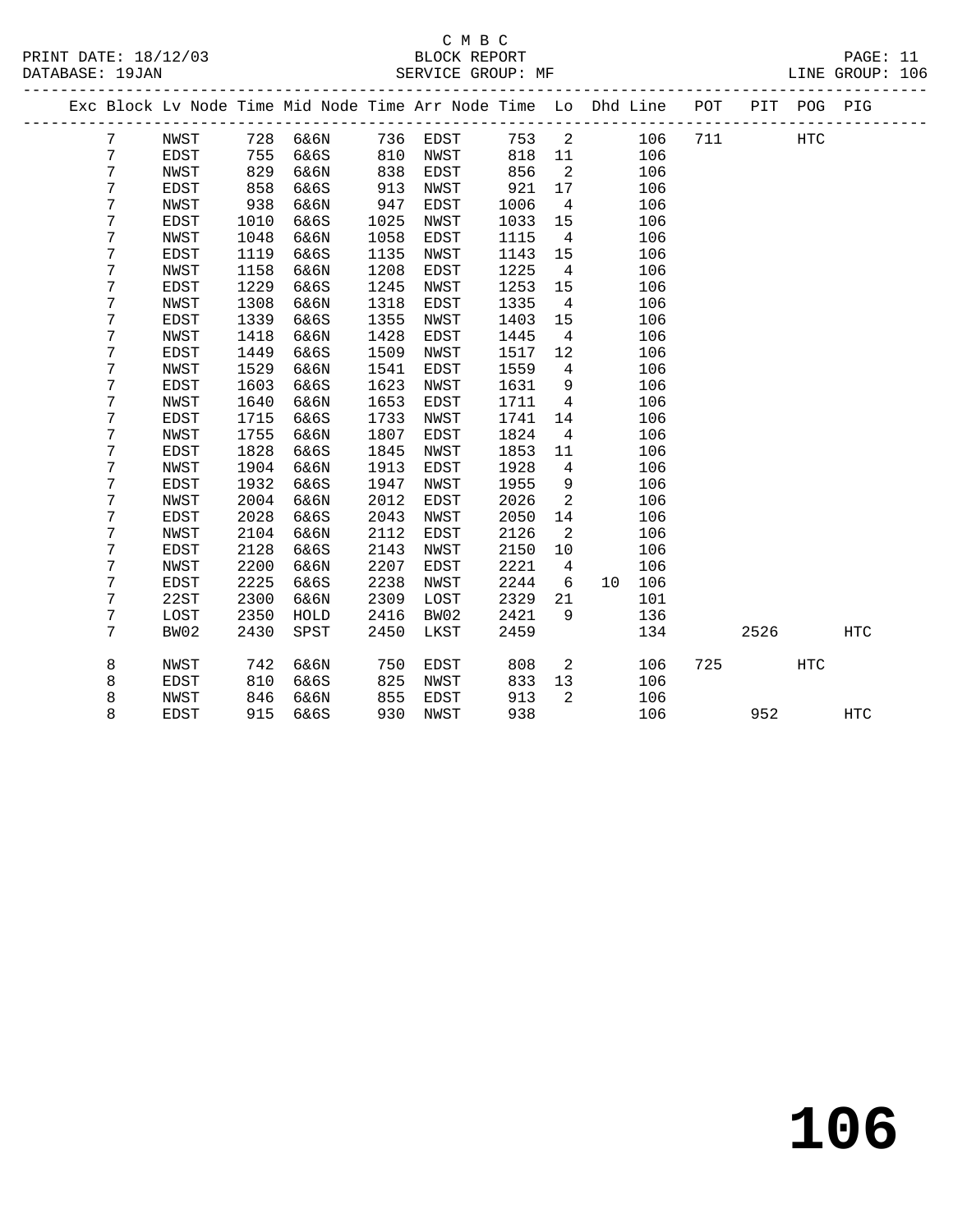C M B C
BLOCK REPORT
SERVICE GROUP: MF

PRINT DATE: 18/12/03
DATABASE: 19JAN
LINE GROUP: 106

| Exc | Block | Lv | Node | Time | Mid Node | Time | Arr Node | Time | Lo | Dhd | Line | POT | PIT | POG | PIG |
|---|---|---|---|---|---|---|---|---|---|---|---|---|---|---|---|
| | 7 | | NWST | 728 | 6&6N | 736 | EDST | 753 | 2 | | 106 | 711 | | HTC | |
| | 7 | | EDST | 755 | 6&6S | 810 | NWST | 818 | 11 | | 106 | | | | |
| | 7 | | NWST | 829 | 6&6N | 838 | EDST | 856 | 2 | | 106 | | | | |
| | 7 | | EDST | 858 | 6&6S | 913 | NWST | 921 | 17 | | 106 | | | | |
| | 7 | | NWST | 938 | 6&6N | 947 | EDST | 1006 | 4 | | 106 | | | | |
| | 7 | | EDST | 1010 | 6&6S | 1025 | NWST | 1033 | 15 | | 106 | | | | |
| | 7 | | NWST | 1048 | 6&6N | 1058 | EDST | 1115 | 4 | | 106 | | | | |
| | 7 | | EDST | 1119 | 6&6S | 1135 | NWST | 1143 | 15 | | 106 | | | | |
| | 7 | | NWST | 1158 | 6&6N | 1208 | EDST | 1225 | 4 | | 106 | | | | |
| | 7 | | EDST | 1229 | 6&6S | 1245 | NWST | 1253 | 15 | | 106 | | | | |
| | 7 | | NWST | 1308 | 6&6N | 1318 | EDST | 1335 | 4 | | 106 | | | | |
| | 7 | | EDST | 1339 | 6&6S | 1355 | NWST | 1403 | 15 | | 106 | | | | |
| | 7 | | NWST | 1418 | 6&6N | 1428 | EDST | 1445 | 4 | | 106 | | | | |
| | 7 | | EDST | 1449 | 6&6S | 1509 | NWST | 1517 | 12 | | 106 | | | | |
| | 7 | | NWST | 1529 | 6&6N | 1541 | EDST | 1559 | 4 | | 106 | | | | |
| | 7 | | EDST | 1603 | 6&6S | 1623 | NWST | 1631 | 9 | | 106 | | | | |
| | 7 | | NWST | 1640 | 6&6N | 1653 | EDST | 1711 | 4 | | 106 | | | | |
| | 7 | | EDST | 1715 | 6&6S | 1733 | NWST | 1741 | 14 | | 106 | | | | |
| | 7 | | NWST | 1755 | 6&6N | 1807 | EDST | 1824 | 4 | | 106 | | | | |
| | 7 | | EDST | 1828 | 6&6S | 1845 | NWST | 1853 | 11 | | 106 | | | | |
| | 7 | | NWST | 1904 | 6&6N | 1913 | EDST | 1928 | 4 | | 106 | | | | |
| | 7 | | EDST | 1932 | 6&6S | 1947 | NWST | 1955 | 9 | | 106 | | | | |
| | 7 | | NWST | 2004 | 6&6N | 2012 | EDST | 2026 | 2 | | 106 | | | | |
| | 7 | | EDST | 2028 | 6&6S | 2043 | NWST | 2050 | 14 | | 106 | | | | |
| | 7 | | NWST | 2104 | 6&6N | 2112 | EDST | 2126 | 2 | | 106 | | | | |
| | 7 | | EDST | 2128 | 6&6S | 2143 | NWST | 2150 | 10 | | 106 | | | | |
| | 7 | | NWST | 2200 | 6&6N | 2207 | EDST | 2221 | 4 | | 106 | | | | |
| | 7 | | EDST | 2225 | 6&6S | 2238 | NWST | 2244 | 6 | 10 | 106 | | | | |
| | 7 | | 22ST | 2300 | 6&6N | 2309 | LOST | 2329 | 21 | | 101 | | | | |
| | 7 | | LOST | 2350 | HOLD | 2416 | BW02 | 2421 | 9 | | 136 | | | | |
| | 7 | | BW02 | 2430 | SPST | 2450 | LKST | 2459 | | | 134 | | 2526 | | HTC |
| | 8 | | NWST | 742 | 6&6N | 750 | EDST | 808 | 2 | | 106 | 725 | | HTC | |
| | 8 | | EDST | 810 | 6&6S | 825 | NWST | 833 | 13 | | 106 | | | | |
| | 8 | | NWST | 846 | 6&6N | 855 | EDST | 913 | 2 | | 106 | | | | |
| | 8 | | EDST | 915 | 6&6S | 930 | NWST | 938 | | | 106 | | 952 | | HTC |

# 106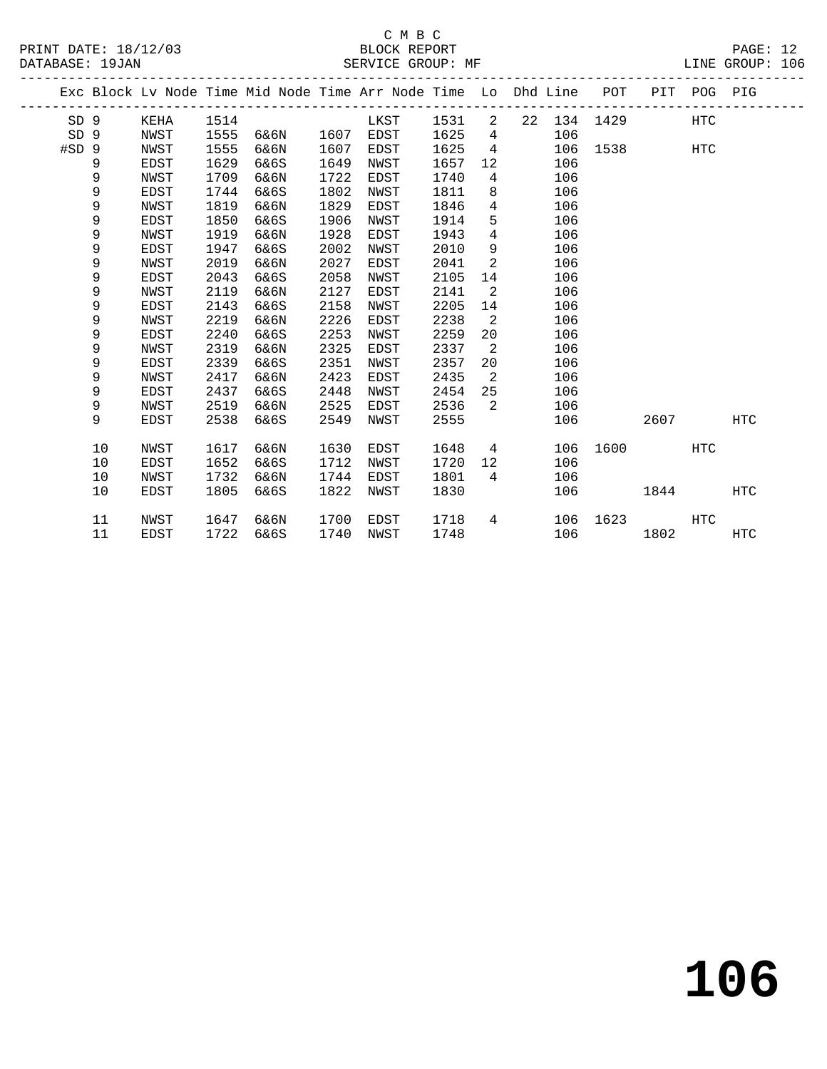C M B C
BLOCK REPORT
SERVICE GROUP: MF

PRINT DATE: 18/12/03
DATABASE: 19JAN
LINE GROUP: 106

| Exc | Block | Lv Node | Time | Mid Node | Time | Arr Node | Time | Lo | Dhd | Line | POT | PIT | POG | PIG |
|---|---|---|---|---|---|---|---|---|---|---|---|---|---|---|
| SD | 9 | KEHA | 1514 | | | LKST | 1531 | 2 | 22 | 134 | 1429 | | HTC | |
| SD | 9 | NWST | 1555 | 6&6N | 1607 | EDST | 1625 | 4 | | 106 | | | | |
| #SD | 9 | NWST | 1555 | 6&6N | 1607 | EDST | 1625 | 4 | | 106 | 1538 | | HTC | |
| | 9 | EDST | 1629 | 6&6S | 1649 | NWST | 1657 | 12 | | 106 | | | | |
| | 9 | NWST | 1709 | 6&6N | 1722 | EDST | 1740 | 4 | | 106 | | | | |
| | 9 | EDST | 1744 | 6&6S | 1802 | NWST | 1811 | 8 | | 106 | | | | |
| | 9 | NWST | 1819 | 6&6N | 1829 | EDST | 1846 | 4 | | 106 | | | | |
| | 9 | EDST | 1850 | 6&6S | 1906 | NWST | 1914 | 5 | | 106 | | | | |
| | 9 | NWST | 1919 | 6&6N | 1928 | EDST | 1943 | 4 | | 106 | | | | |
| | 9 | EDST | 1947 | 6&6S | 2002 | NWST | 2010 | 9 | | 106 | | | | |
| | 9 | NWST | 2019 | 6&6N | 2027 | EDST | 2041 | 2 | | 106 | | | | |
| | 9 | EDST | 2043 | 6&6S | 2058 | NWST | 2105 | 14 | | 106 | | | | |
| | 9 | NWST | 2119 | 6&6N | 2127 | EDST | 2141 | 2 | | 106 | | | | |
| | 9 | EDST | 2143 | 6&6S | 2158 | NWST | 2205 | 14 | | 106 | | | | |
| | 9 | NWST | 2219 | 6&6N | 2226 | EDST | 2238 | 2 | | 106 | | | | |
| | 9 | EDST | 2240 | 6&6S | 2253 | NWST | 2259 | 20 | | 106 | | | | |
| | 9 | NWST | 2319 | 6&6N | 2325 | EDST | 2337 | 2 | | 106 | | | | |
| | 9 | EDST | 2339 | 6&6S | 2351 | NWST | 2357 | 20 | | 106 | | | | |
| | 9 | NWST | 2417 | 6&6N | 2423 | EDST | 2435 | 2 | | 106 | | | | |
| | 9 | EDST | 2437 | 6&6S | 2448 | NWST | 2454 | 25 | | 106 | | | | |
| | 9 | NWST | 2519 | 6&6N | 2525 | EDST | 2536 | 2 | | 106 | | | | |
| | 9 | EDST | 2538 | 6&6S | 2549 | NWST | 2555 | | | 106 | | 2607 | | HTC |
| | 10 | NWST | 1617 | 6&6N | 1630 | EDST | 1648 | 4 | | 106 | 1600 | | HTC | |
| | 10 | EDST | 1652 | 6&6S | 1712 | NWST | 1720 | 12 | | 106 | | | | |
| | 10 | NWST | 1732 | 6&6N | 1744 | EDST | 1801 | 4 | | 106 | | | | |
| | 10 | EDST | 1805 | 6&6S | 1822 | NWST | 1830 | | | 106 | | 1844 | | HTC |
| | 11 | NWST | 1647 | 6&6N | 1700 | EDST | 1718 | 4 | | 106 | 1623 | | HTC | |
| | 11 | EDST | 1722 | 6&6S | 1740 | NWST | 1748 | | | 106 | | 1802 | | HTC |

# 106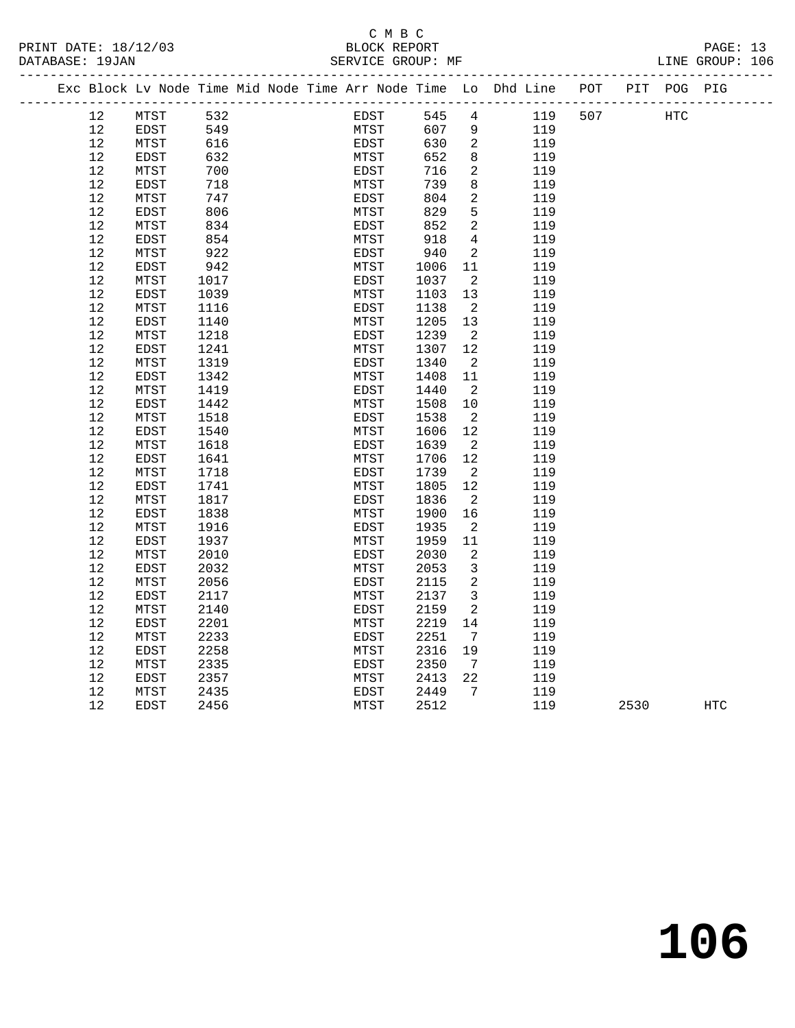C M B C

PRINT DATE: 18/12/03 BLOCK REPORT

DATABASE: 19JAN SERVICE GROUP: MF LINE GROUP: 106

| Exc | Block | Lv | Node | Time | Mid Node | Time | Arr Node | Time | Lo | Dhd Line | POT | PIT | POG | PIG |
|---|---|---|---|---|---|---|---|---|---|---|---|---|---|---|
| | 12 | | MTST | 532 | | | EDST | 545 | 4 | 119 | 507 | | HTC | |
| | 12 | | EDST | 549 | | | MTST | 607 | 9 | 119 | | | | |
| | 12 | | MTST | 616 | | | EDST | 630 | 2 | 119 | | | | |
| | 12 | | EDST | 632 | | | MTST | 652 | 8 | 119 | | | | |
| | 12 | | MTST | 700 | | | EDST | 716 | 2 | 119 | | | | |
| | 12 | | EDST | 718 | | | MTST | 739 | 8 | 119 | | | | |
| | 12 | | MTST | 747 | | | EDST | 804 | 2 | 119 | | | | |
| | 12 | | EDST | 806 | | | MTST | 829 | 5 | 119 | | | | |
| | 12 | | MTST | 834 | | | EDST | 852 | 2 | 119 | | | | |
| | 12 | | EDST | 854 | | | MTST | 918 | 4 | 119 | | | | |
| | 12 | | MTST | 922 | | | EDST | 940 | 2 | 119 | | | | |
| | 12 | | EDST | 942 | | | MTST | 1006 | 11 | 119 | | | | |
| | 12 | | MTST | 1017 | | | EDST | 1037 | 2 | 119 | | | | |
| | 12 | | EDST | 1039 | | | MTST | 1103 | 13 | 119 | | | | |
| | 12 | | MTST | 1116 | | | EDST | 1138 | 2 | 119 | | | | |
| | 12 | | EDST | 1140 | | | MTST | 1205 | 13 | 119 | | | | |
| | 12 | | MTST | 1218 | | | EDST | 1239 | 2 | 119 | | | | |
| | 12 | | EDST | 1241 | | | MTST | 1307 | 12 | 119 | | | | |
| | 12 | | MTST | 1319 | | | EDST | 1340 | 2 | 119 | | | | |
| | 12 | | EDST | 1342 | | | MTST | 1408 | 11 | 119 | | | | |
| | 12 | | MTST | 1419 | | | EDST | 1440 | 2 | 119 | | | | |
| | 12 | | EDST | 1442 | | | MTST | 1508 | 10 | 119 | | | | |
| | 12 | | MTST | 1518 | | | EDST | 1538 | 2 | 119 | | | | |
| | 12 | | EDST | 1540 | | | MTST | 1606 | 12 | 119 | | | | |
| | 12 | | MTST | 1618 | | | EDST | 1639 | 2 | 119 | | | | |
| | 12 | | EDST | 1641 | | | MTST | 1706 | 12 | 119 | | | | |
| | 12 | | MTST | 1718 | | | EDST | 1739 | 2 | 119 | | | | |
| | 12 | | EDST | 1741 | | | MTST | 1805 | 12 | 119 | | | | |
| | 12 | | MTST | 1817 | | | EDST | 1836 | 2 | 119 | | | | |
| | 12 | | EDST | 1838 | | | MTST | 1900 | 16 | 119 | | | | |
| | 12 | | MTST | 1916 | | | EDST | 1935 | 2 | 119 | | | | |
| | 12 | | EDST | 1937 | | | MTST | 1959 | 11 | 119 | | | | |
| | 12 | | MTST | 2010 | | | EDST | 2030 | 2 | 119 | | | | |
| | 12 | | EDST | 2032 | | | MTST | 2053 | 3 | 119 | | | | |
| | 12 | | MTST | 2056 | | | EDST | 2115 | 2 | 119 | | | | |
| | 12 | | EDST | 2117 | | | MTST | 2137 | 3 | 119 | | | | |
| | 12 | | MTST | 2140 | | | EDST | 2159 | 2 | 119 | | | | |
| | 12 | | EDST | 2201 | | | MTST | 2219 | 14 | 119 | | | | |
| | 12 | | MTST | 2233 | | | EDST | 2251 | 7 | 119 | | | | |
| | 12 | | EDST | 2258 | | | MTST | 2316 | 19 | 119 | | | | |
| | 12 | | MTST | 2335 | | | EDST | 2350 | 7 | 119 | | | | |
| | 12 | | EDST | 2357 | | | MTST | 2413 | 22 | 119 | | | | |
| | 12 | | MTST | 2435 | | | EDST | 2449 | 7 | 119 | | | | |
| | 12 | | EDST | 2456 | | | MTST | 2512 | | 119 | | 2530 | | HTC |

106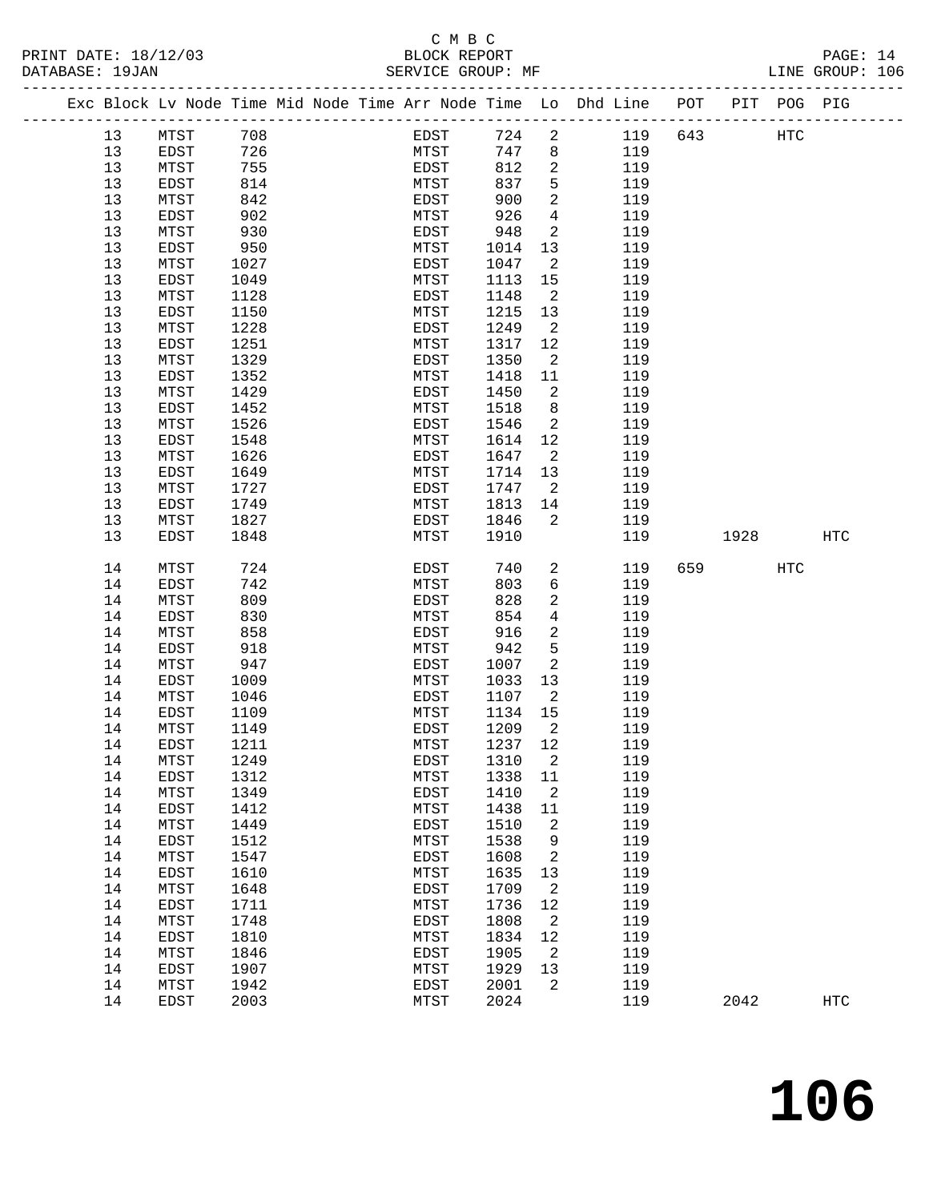C M B C
PRINT DATE: 18/12/03 BLOCK REPORT
DATABASE: 19JAN SERVICE GROUP: MF LINE GROUP: 106

| Exc | Block | Lv | Node | Time | Mid | Node | Time | Arr | Node | Time | Lo | Dhd | Line | POT | PIT | POG | PIG |
|---|---|---|---|---|---|---|---|---|---|---|---|---|---|---|---|---|---|
| | 13 | | MTST | 708 | | | | | EDST | 724 | 2 | | 119 | 643 | | HTC | |
| | 13 | | EDST | 726 | | | | | MTST | 747 | 8 | | 119 | | | | |
| | 13 | | MTST | 755 | | | | | EDST | 812 | 2 | | 119 | | | | |
| | 13 | | EDST | 814 | | | | | MTST | 837 | 5 | | 119 | | | | |
| | 13 | | MTST | 842 | | | | | EDST | 900 | 2 | | 119 | | | | |
| | 13 | | EDST | 902 | | | | | MTST | 926 | 4 | | 119 | | | | |
| | 13 | | MTST | 930 | | | | | EDST | 948 | 2 | | 119 | | | | |
| | 13 | | EDST | 950 | | | | | MTST | 1014 | 13 | | 119 | | | | |
| | 13 | | MTST | 1027 | | | | | EDST | 1047 | 2 | | 119 | | | | |
| | 13 | | EDST | 1049 | | | | | MTST | 1113 | 15 | | 119 | | | | |
| | 13 | | MTST | 1128 | | | | | EDST | 1148 | 2 | | 119 | | | | |
| | 13 | | EDST | 1150 | | | | | MTST | 1215 | 13 | | 119 | | | | |
| | 13 | | MTST | 1228 | | | | | EDST | 1249 | 2 | | 119 | | | | |
| | 13 | | EDST | 1251 | | | | | MTST | 1317 | 12 | | 119 | | | | |
| | 13 | | MTST | 1329 | | | | | EDST | 1350 | 2 | | 119 | | | | |
| | 13 | | EDST | 1352 | | | | | MTST | 1418 | 11 | | 119 | | | | |
| | 13 | | MTST | 1429 | | | | | EDST | 1450 | 2 | | 119 | | | | |
| | 13 | | EDST | 1452 | | | | | MTST | 1518 | 8 | | 119 | | | | |
| | 13 | | MTST | 1526 | | | | | EDST | 1546 | 2 | | 119 | | | | |
| | 13 | | EDST | 1548 | | | | | MTST | 1614 | 12 | | 119 | | | | |
| | 13 | | MTST | 1626 | | | | | EDST | 1647 | 2 | | 119 | | | | |
| | 13 | | EDST | 1649 | | | | | MTST | 1714 | 13 | | 119 | | | | |
| | 13 | | MTST | 1727 | | | | | EDST | 1747 | 2 | | 119 | | | | |
| | 13 | | EDST | 1749 | | | | | MTST | 1813 | 14 | | 119 | | | | |
| | 13 | | MTST | 1827 | | | | | EDST | 1846 | 2 | | 119 | | | | |
| | 13 | | EDST | 1848 | | | | | MTST | 1910 | | | 119 | | 1928 | | HTC |
| | 14 | | MTST | 724 | | | | | EDST | 740 | 2 | | 119 | 659 | | HTC | |
| | 14 | | EDST | 742 | | | | | MTST | 803 | 6 | | 119 | | | | |
| | 14 | | MTST | 809 | | | | | EDST | 828 | 2 | | 119 | | | | |
| | 14 | | EDST | 830 | | | | | MTST | 854 | 4 | | 119 | | | | |
| | 14 | | MTST | 858 | | | | | EDST | 916 | 2 | | 119 | | | | |
| | 14 | | EDST | 918 | | | | | MTST | 942 | 5 | | 119 | | | | |
| | 14 | | MTST | 947 | | | | | EDST | 1007 | 2 | | 119 | | | | |
| | 14 | | EDST | 1009 | | | | | MTST | 1033 | 13 | | 119 | | | | |
| | 14 | | MTST | 1046 | | | | | EDST | 1107 | 2 | | 119 | | | | |
| | 14 | | EDST | 1109 | | | | | MTST | 1134 | 15 | | 119 | | | | |
| | 14 | | MTST | 1149 | | | | | EDST | 1209 | 2 | | 119 | | | | |
| | 14 | | EDST | 1211 | | | | | MTST | 1237 | 12 | | 119 | | | | |
| | 14 | | MTST | 1249 | | | | | EDST | 1310 | 2 | | 119 | | | | |
| | 14 | | EDST | 1312 | | | | | MTST | 1338 | 11 | | 119 | | | | |
| | 14 | | MTST | 1349 | | | | | EDST | 1410 | 2 | | 119 | | | | |
| | 14 | | EDST | 1412 | | | | | MTST | 1438 | 11 | | 119 | | | | |
| | 14 | | MTST | 1449 | | | | | EDST | 1510 | 2 | | 119 | | | | |
| | 14 | | EDST | 1512 | | | | | MTST | 1538 | 9 | | 119 | | | | |
| | 14 | | MTST | 1547 | | | | | EDST | 1608 | 2 | | 119 | | | | |
| | 14 | | EDST | 1610 | | | | | MTST | 1635 | 13 | | 119 | | | | |
| | 14 | | MTST | 1648 | | | | | EDST | 1709 | 2 | | 119 | | | | |
| | 14 | | EDST | 1711 | | | | | MTST | 1736 | 12 | | 119 | | | | |
| | 14 | | MTST | 1748 | | | | | EDST | 1808 | 2 | | 119 | | | | |
| | 14 | | EDST | 1810 | | | | | MTST | 1834 | 12 | | 119 | | | | |
| | 14 | | MTST | 1846 | | | | | EDST | 1905 | 2 | | 119 | | | | |
| | 14 | | EDST | 1907 | | | | | MTST | 1929 | 13 | | 119 | | | | |
| | 14 | | MTST | 1942 | | | | | EDST | 2001 | 2 | | 119 | | | | |
| | 14 | | EDST | 2003 | | | | | MTST | 2024 | | | 119 | | 2042 | | HTC |

# 106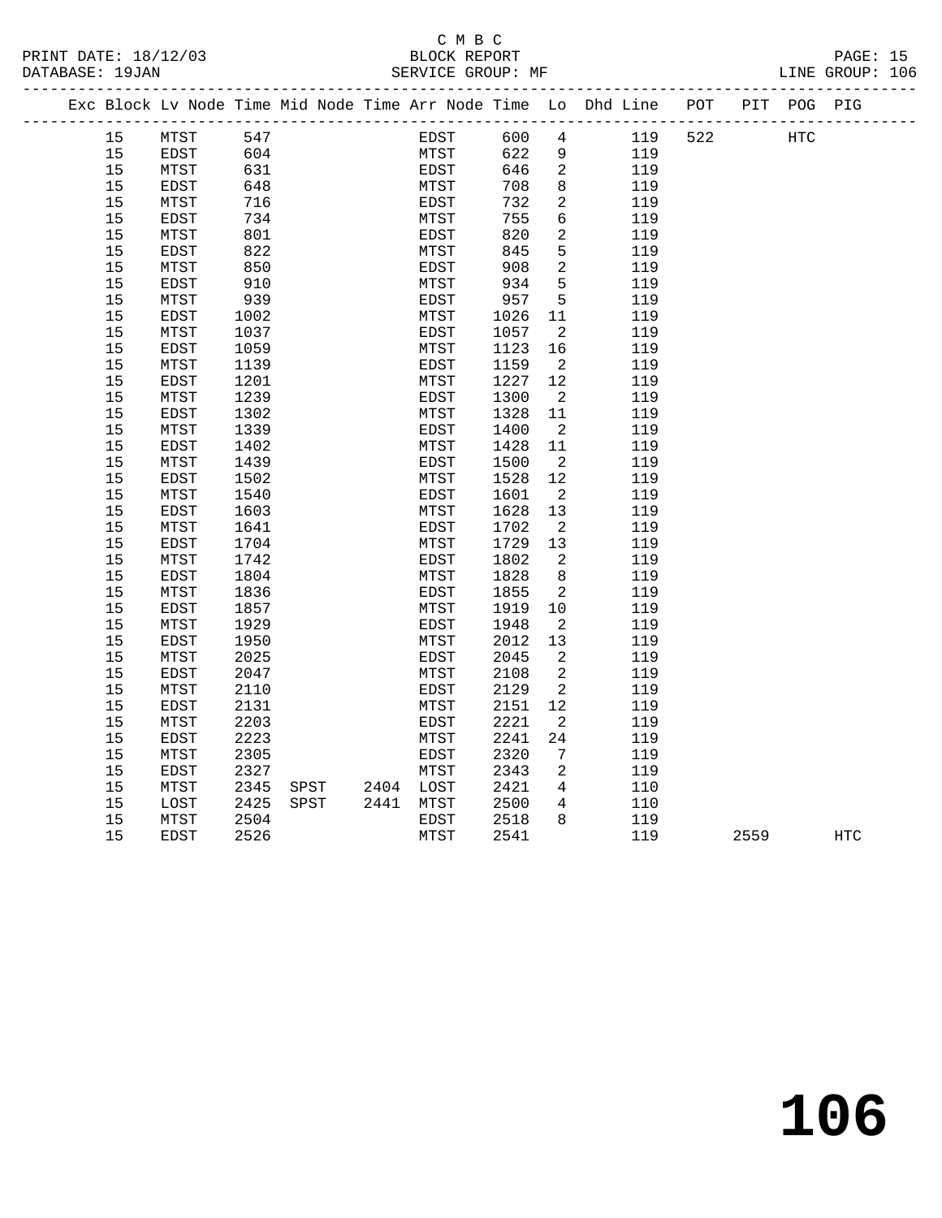C M B C

BLOCK REPORT

SERVICE GROUP: MF

PRINT DATE: 18/12/03
DATABASE: 19JAN

LINE GROUP: 106

| Exc | Block | Lv Node | Time | Mid Node | Time | Arr Node | Time | Lo | Dhd Line | POT | PIT | POG | PIG |
|---|---|---|---|---|---|---|---|---|---|---|---|---|---|
| | 15 | MTST | 547 | | | EDST | 600 | 4 | 119 | 522 | | HTC | |
| | 15 | EDST | 604 | | | MTST | 622 | 9 | 119 | | | | |
| | 15 | MTST | 631 | | | EDST | 646 | 2 | 119 | | | | |
| | 15 | EDST | 648 | | | MTST | 708 | 8 | 119 | | | | |
| | 15 | MTST | 716 | | | EDST | 732 | 2 | 119 | | | | |
| | 15 | EDST | 734 | | | MTST | 755 | 6 | 119 | | | | |
| | 15 | MTST | 801 | | | EDST | 820 | 2 | 119 | | | | |
| | 15 | EDST | 822 | | | MTST | 845 | 5 | 119 | | | | |
| | 15 | MTST | 850 | | | EDST | 908 | 2 | 119 | | | | |
| | 15 | EDST | 910 | | | MTST | 934 | 5 | 119 | | | | |
| | 15 | MTST | 939 | | | EDST | 957 | 5 | 119 | | | | |
| | 15 | EDST | 1002 | | | MTST | 1026 | 11 | 119 | | | | |
| | 15 | MTST | 1037 | | | EDST | 1057 | 2 | 119 | | | | |
| | 15 | EDST | 1059 | | | MTST | 1123 | 16 | 119 | | | | |
| | 15 | MTST | 1139 | | | EDST | 1159 | 2 | 119 | | | | |
| | 15 | EDST | 1201 | | | MTST | 1227 | 12 | 119 | | | | |
| | 15 | MTST | 1239 | | | EDST | 1300 | 2 | 119 | | | | |
| | 15 | EDST | 1302 | | | MTST | 1328 | 11 | 119 | | | | |
| | 15 | MTST | 1339 | | | EDST | 1400 | 2 | 119 | | | | |
| | 15 | EDST | 1402 | | | MTST | 1428 | 11 | 119 | | | | |
| | 15 | MTST | 1439 | | | EDST | 1500 | 2 | 119 | | | | |
| | 15 | EDST | 1502 | | | MTST | 1528 | 12 | 119 | | | | |
| | 15 | MTST | 1540 | | | EDST | 1601 | 2 | 119 | | | | |
| | 15 | EDST | 1603 | | | MTST | 1628 | 13 | 119 | | | | |
| | 15 | MTST | 1641 | | | EDST | 1702 | 2 | 119 | | | | |
| | 15 | EDST | 1704 | | | MTST | 1729 | 13 | 119 | | | | |
| | 15 | MTST | 1742 | | | EDST | 1802 | 2 | 119 | | | | |
| | 15 | EDST | 1804 | | | MTST | 1828 | 8 | 119 | | | | |
| | 15 | MTST | 1836 | | | EDST | 1855 | 2 | 119 | | | | |
| | 15 | EDST | 1857 | | | MTST | 1919 | 10 | 119 | | | | |
| | 15 | MTST | 1929 | | | EDST | 1948 | 2 | 119 | | | | |
| | 15 | EDST | 1950 | | | MTST | 2012 | 13 | 119 | | | | |
| | 15 | MTST | 2025 | | | EDST | 2045 | 2 | 119 | | | | |
| | 15 | EDST | 2047 | | | MTST | 2108 | 2 | 119 | | | | |
| | 15 | MTST | 2110 | | | EDST | 2129 | 2 | 119 | | | | |
| | 15 | EDST | 2131 | | | MTST | 2151 | 12 | 119 | | | | |
| | 15 | MTST | 2203 | | | EDST | 2221 | 2 | 119 | | | | |
| | 15 | EDST | 2223 | | | MTST | 2241 | 24 | 119 | | | | |
| | 15 | MTST | 2305 | | | EDST | 2320 | 7 | 119 | | | | |
| | 15 | EDST | 2327 | | | MTST | 2343 | 2 | 119 | | | | |
| | 15 | MTST | 2345 | SPST | 2404 | LOST | 2421 | 4 | 110 | | | | |
| | 15 | LOST | 2425 | SPST | 2441 | MTST | 2500 | 4 | 110 | | | | |
| | 15 | MTST | 2504 | | | EDST | 2518 | 8 | 119 | | | | |
| | 15 | EDST | 2526 | | | MTST | 2541 | | 119 | | 2559 | | HTC |

# 106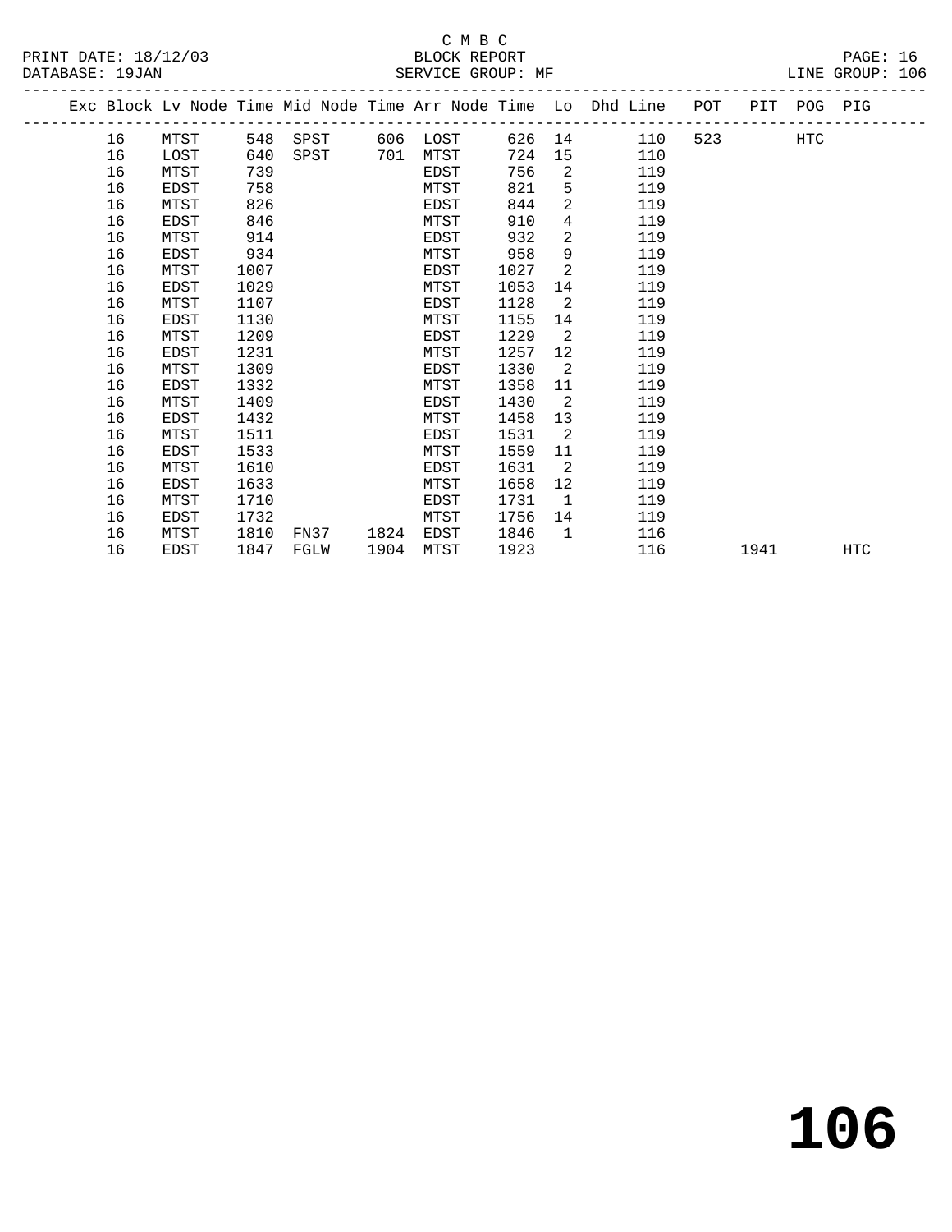C M B C

PRINT DATE: 18/12/03 BLOCK REPORT

DATABASE: 19JAN SERVICE GROUP: MF LINE GROUP: 106

| Exc | Block | Lv Node | Time | Mid Node | Time | Arr Node | Time | Lo | Dhd Line | POT | PIT | POG | PIG |
|---|---|---|---|---|---|---|---|---|---|---|---|---|---|
| | 16 | MTST | 548 | SPST | 606 | LOST | 626 | 14 | 110 | 523 | | HTC | |
| | 16 | LOST | 640 | SPST | 701 | MTST | 724 | 15 | 110 | | | | |
| | 16 | MTST | 739 | | | EDST | 756 | 2 | 119 | | | | |
| | 16 | EDST | 758 | | | MTST | 821 | 5 | 119 | | | | |
| | 16 | MTST | 826 | | | EDST | 844 | 2 | 119 | | | | |
| | 16 | EDST | 846 | | | MTST | 910 | 4 | 119 | | | | |
| | 16 | MTST | 914 | | | EDST | 932 | 2 | 119 | | | | |
| | 16 | EDST | 934 | | | MTST | 958 | 9 | 119 | | | | |
| | 16 | MTST | 1007 | | | EDST | 1027 | 2 | 119 | | | | |
| | 16 | EDST | 1029 | | | MTST | 1053 | 14 | 119 | | | | |
| | 16 | MTST | 1107 | | | EDST | 1128 | 2 | 119 | | | | |
| | 16 | EDST | 1130 | | | MTST | 1155 | 14 | 119 | | | | |
| | 16 | MTST | 1209 | | | EDST | 1229 | 2 | 119 | | | | |
| | 16 | EDST | 1231 | | | MTST | 1257 | 12 | 119 | | | | |
| | 16 | MTST | 1309 | | | EDST | 1330 | 2 | 119 | | | | |
| | 16 | EDST | 1332 | | | MTST | 1358 | 11 | 119 | | | | |
| | 16 | MTST | 1409 | | | EDST | 1430 | 2 | 119 | | | | |
| | 16 | EDST | 1432 | | | MTST | 1458 | 13 | 119 | | | | |
| | 16 | MTST | 1511 | | | EDST | 1531 | 2 | 119 | | | | |
| | 16 | EDST | 1533 | | | MTST | 1559 | 11 | 119 | | | | |
| | 16 | MTST | 1610 | | | EDST | 1631 | 2 | 119 | | | | |
| | 16 | EDST | 1633 | | | MTST | 1658 | 12 | 119 | | | | |
| | 16 | MTST | 1710 | | | EDST | 1731 | 1 | 119 | | | | |
| | 16 | EDST | 1732 | | | MTST | 1756 | 14 | 119 | | | | |
| | 16 | MTST | 1810 | FN37 | 1824 | EDST | 1846 | 1 | 116 | | | | |
| | 16 | EDST | 1847 | FGLW | 1904 | MTST | 1923 | | 116 | | 1941 | | HTC |

# 106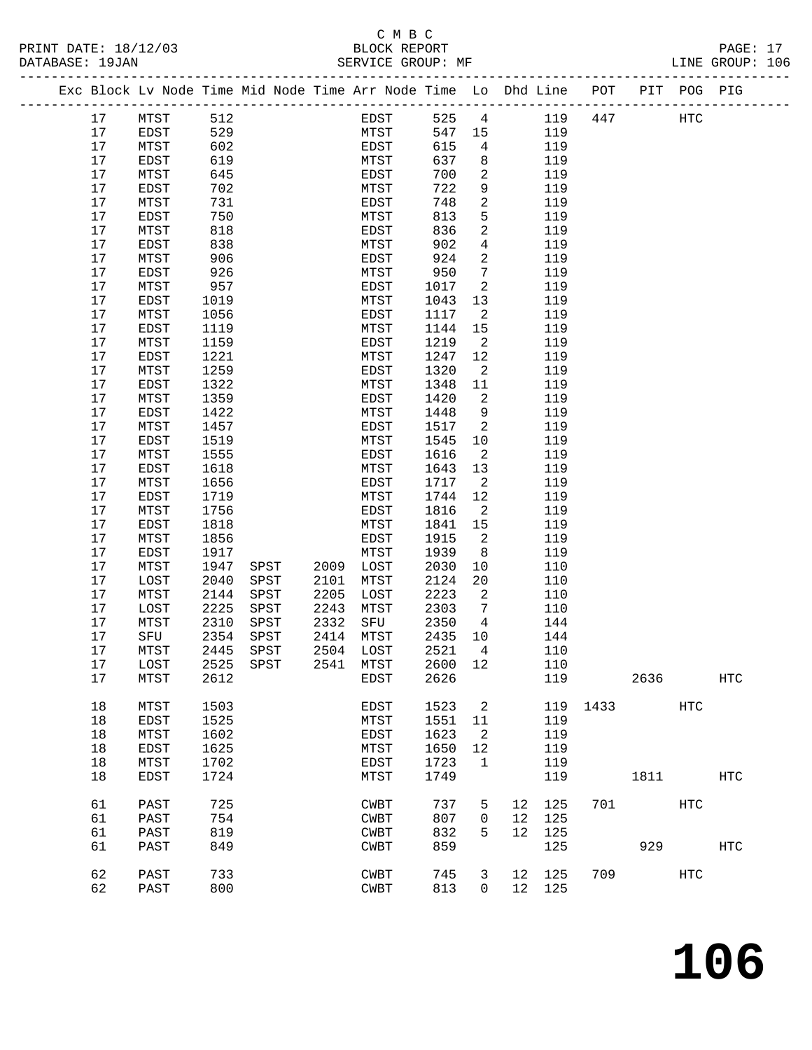C M B C

BLOCK REPORT

SERVICE GROUP: MF

PRINT DATE: 18/12/03
DATABASE: 19JAN

LINE GROUP: 106

| Exc | Block | Lv Node | Time | Mid Node | Time | Arr Node | Time | Lo | Dhd | Line | POT | PIT | POG | PIG |
|---|---|---|---|---|---|---|---|---|---|---|---|---|---|---|
| | 17 | MTST | 512 | | | EDST | 525 | 4 | | 119 | 447 | | HTC | |
| | 17 | EDST | 529 | | | MTST | 547 | 15 | | 119 | | | | |
| | 17 | MTST | 602 | | | EDST | 615 | 4 | | 119 | | | | |
| | 17 | EDST | 619 | | | MTST | 637 | 8 | | 119 | | | | |
| | 17 | MTST | 645 | | | EDST | 700 | 2 | | 119 | | | | |
| | 17 | EDST | 702 | | | MTST | 722 | 9 | | 119 | | | | |
| | 17 | MTST | 731 | | | EDST | 748 | 2 | | 119 | | | | |
| | 17 | EDST | 750 | | | MTST | 813 | 5 | | 119 | | | | |
| | 17 | MTST | 818 | | | EDST | 836 | 2 | | 119 | | | | |
| | 17 | EDST | 838 | | | MTST | 902 | 4 | | 119 | | | | |
| | 17 | MTST | 906 | | | EDST | 924 | 2 | | 119 | | | | |
| | 17 | EDST | 926 | | | MTST | 950 | 7 | | 119 | | | | |
| | 17 | MTST | 957 | | | EDST | 1017 | 2 | | 119 | | | | |
| | 17 | EDST | 1019 | | | MTST | 1043 | 13 | | 119 | | | | |
| | 17 | MTST | 1056 | | | EDST | 1117 | 2 | | 119 | | | | |
| | 17 | EDST | 1119 | | | MTST | 1144 | 15 | | 119 | | | | |
| | 17 | MTST | 1159 | | | EDST | 1219 | 2 | | 119 | | | | |
| | 17 | EDST | 1221 | | | MTST | 1247 | 12 | | 119 | | | | |
| | 17 | MTST | 1259 | | | EDST | 1320 | 2 | | 119 | | | | |
| | 17 | EDST | 1322 | | | MTST | 1348 | 11 | | 119 | | | | |
| | 17 | MTST | 1359 | | | EDST | 1420 | 2 | | 119 | | | | |
| | 17 | EDST | 1422 | | | MTST | 1448 | 9 | | 119 | | | | |
| | 17 | MTST | 1457 | | | EDST | 1517 | 2 | | 119 | | | | |
| | 17 | EDST | 1519 | | | MTST | 1545 | 10 | | 119 | | | | |
| | 17 | MTST | 1555 | | | EDST | 1616 | 2 | | 119 | | | | |
| | 17 | EDST | 1618 | | | MTST | 1643 | 13 | | 119 | | | | |
| | 17 | MTST | 1656 | | | EDST | 1717 | 2 | | 119 | | | | |
| | 17 | EDST | 1719 | | | MTST | 1744 | 12 | | 119 | | | | |
| | 17 | MTST | 1756 | | | EDST | 1816 | 2 | | 119 | | | | |
| | 17 | EDST | 1818 | | | MTST | 1841 | 15 | | 119 | | | | |
| | 17 | MTST | 1856 | | | EDST | 1915 | 2 | | 119 | | | | |
| | 17 | EDST | 1917 | | | MTST | 1939 | 8 | | 119 | | | | |
| | 17 | MTST | 1947 | SPST | 2009 | LOST | 2030 | 10 | | 110 | | | | |
| | 17 | LOST | 2040 | SPST | 2101 | MTST | 2124 | 20 | | 110 | | | | |
| | 17 | MTST | 2144 | SPST | 2205 | LOST | 2223 | 2 | | 110 | | | | |
| | 17 | LOST | 2225 | SPST | 2243 | MTST | 2303 | 7 | | 110 | | | | |
| | 17 | MTST | 2310 | SPST | 2332 | SFU | 2350 | 4 | | 144 | | | | |
| | 17 | SFU | 2354 | SPST | 2414 | MTST | 2435 | 10 | | 144 | | | | |
| | 17 | MTST | 2445 | SPST | 2504 | LOST | 2521 | 4 | | 110 | | | | |
| | 17 | LOST | 2525 | SPST | 2541 | MTST | 2600 | 12 | | 110 | | | | |
| | 17 | MTST | 2612 | | | EDST | 2626 | | | 119 | | 2636 | | HTC |
| | 18 | MTST | 1503 | | | EDST | 1523 | 2 | | 119 | 1433 | | HTC | |
| | 18 | EDST | 1525 | | | MTST | 1551 | 11 | | 119 | | | | |
| | 18 | MTST | 1602 | | | EDST | 1623 | 2 | | 119 | | | | |
| | 18 | EDST | 1625 | | | MTST | 1650 | 12 | | 119 | | | | |
| | 18 | MTST | 1702 | | | EDST | 1723 | 1 | | 119 | | | | |
| | 18 | EDST | 1724 | | | MTST | 1749 | | | 119 | | 1811 | | HTC |
| | 61 | PAST | 725 | | | CWBT | 737 | 5 | 12 | 125 | 701 | | HTC | |
| | 61 | PAST | 754 | | | CWBT | 807 | 0 | 12 | 125 | | | | |
| | 61 | PAST | 819 | | | CWBT | 832 | 5 | 12 | 125 | | | | |
| | 61 | PAST | 849 | | | CWBT | 859 | | | 125 | | 929 | | HTC |
| | 62 | PAST | 733 | | | CWBT | 745 | 3 | 12 | 125 | 709 | | HTC | |
| | 62 | PAST | 800 | | | CWBT | 813 | 0 | 12 | 125 | | | | |

# 106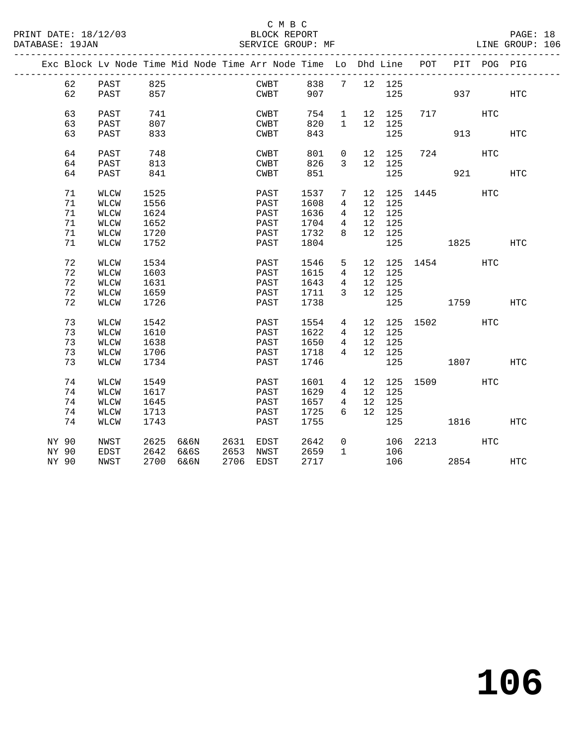C M B C
BLOCK REPORT
SERVICE GROUP: MF

PRINT DATE: 18/12/03
DATABASE: 19JAN

LINE GROUP: 106

| Exc | Block | Lv Node | Time | Mid Node | Time | Arr Node | Time | Lo | Dhd | Line | POT | PIT | POG | PIG |
|---|---|---|---|---|---|---|---|---|---|---|---|---|---|---|
| | 62 | PAST | 825 | | | CWBT | 838 | 7 | 12 | 125 | | | | |
| | 62 | PAST | 857 | | | CWBT | 907 | | | 125 | | 937 | | HTC |
| | 63 | PAST | 741 | | | CWBT | 754 | 1 | 12 | 125 | 717 | | HTC | |
| | 63 | PAST | 807 | | | CWBT | 820 | 1 | 12 | 125 | | | | |
| | 63 | PAST | 833 | | | CWBT | 843 | | | 125 | | 913 | | HTC |
| | 64 | PAST | 748 | | | CWBT | 801 | 0 | 12 | 125 | 724 | | HTC | |
| | 64 | PAST | 813 | | | CWBT | 826 | 3 | 12 | 125 | | | | |
| | 64 | PAST | 841 | | | CWBT | 851 | | | 125 | | 921 | | HTC |
| | 71 | WLCW | 1525 | | | PAST | 1537 | 7 | 12 | 125 | 1445 | | HTC | |
| | 71 | WLCW | 1556 | | | PAST | 1608 | 4 | 12 | 125 | | | | |
| | 71 | WLCW | 1624 | | | PAST | 1636 | 4 | 12 | 125 | | | | |
| | 71 | WLCW | 1652 | | | PAST | 1704 | 4 | 12 | 125 | | | | |
| | 71 | WLCW | 1720 | | | PAST | 1732 | 8 | 12 | 125 | | | | |
| | 71 | WLCW | 1752 | | | PAST | 1804 | | | 125 | | 1825 | | HTC |
| | 72 | WLCW | 1534 | | | PAST | 1546 | 5 | 12 | 125 | 1454 | | HTC | |
| | 72 | WLCW | 1603 | | | PAST | 1615 | 4 | 12 | 125 | | | | |
| | 72 | WLCW | 1631 | | | PAST | 1643 | 4 | 12 | 125 | | | | |
| | 72 | WLCW | 1659 | | | PAST | 1711 | 3 | 12 | 125 | | | | |
| | 72 | WLCW | 1726 | | | PAST | 1738 | | | 125 | | 1759 | | HTC |
| | 73 | WLCW | 1542 | | | PAST | 1554 | 4 | 12 | 125 | 1502 | | HTC | |
| | 73 | WLCW | 1610 | | | PAST | 1622 | 4 | 12 | 125 | | | | |
| | 73 | WLCW | 1638 | | | PAST | 1650 | 4 | 12 | 125 | | | | |
| | 73 | WLCW | 1706 | | | PAST | 1718 | 4 | 12 | 125 | | | | |
| | 73 | WLCW | 1734 | | | PAST | 1746 | | | 125 | | 1807 | | HTC |
| | 74 | WLCW | 1549 | | | PAST | 1601 | 4 | 12 | 125 | 1509 | | HTC | |
| | 74 | WLCW | 1617 | | | PAST | 1629 | 4 | 12 | 125 | | | | |
| | 74 | WLCW | 1645 | | | PAST | 1657 | 4 | 12 | 125 | | | | |
| | 74 | WLCW | 1713 | | | PAST | 1725 | 6 | 12 | 125 | | | | |
| | 74 | WLCW | 1743 | | | PAST | 1755 | | | 125 | | 1816 | | HTC |
| NY | 90 | NWST | 2625 | 6&6N | 2631 | EDST | 2642 | 0 | | 106 | 2213 | | HTC | |
| NY | 90 | EDST | 2642 | 6&6S | 2653 | NWST | 2659 | 1 | | 106 | | | | |
| NY | 90 | NWST | 2700 | 6&6N | 2706 | EDST | 2717 | | | 106 | | 2854 | | HTC |

**106**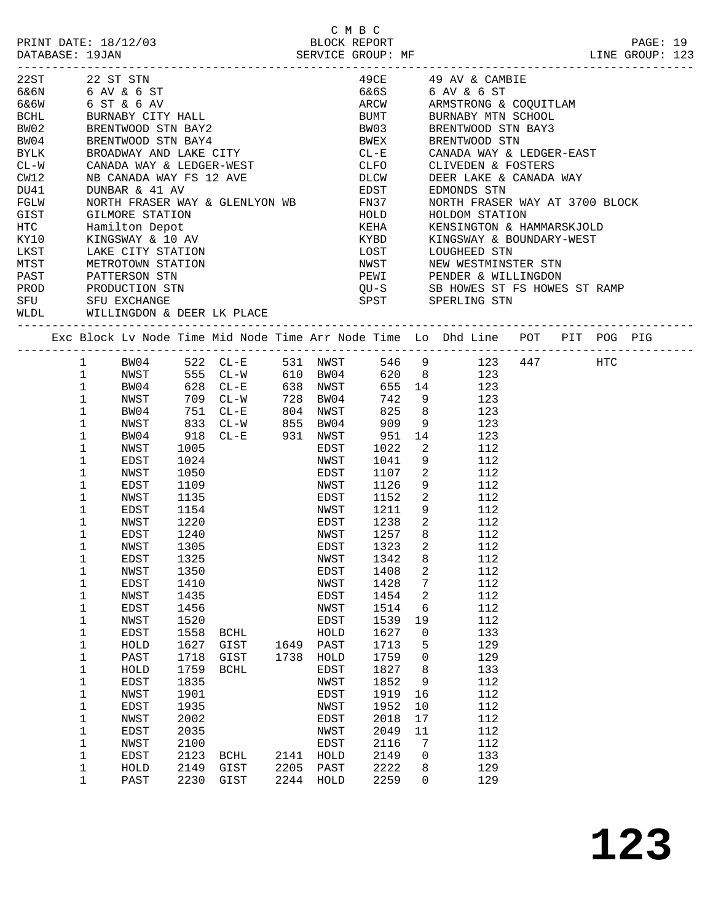C M B C

PRINT DATE: 18/12/03 BLOCK REPORT

DATABASE: 19JAN SERVICE GROUP: MF LINE GROUP: 123

| Code | Name | Code | Name |
|---|---|---|---|
| 22ST | 22 ST STN | 49CE | 49 AV & CAMBIE |
| 6&6N | 6 AV & 6 ST | 6&6S | 6 AV & 6 ST |
| 6&6W | 6 ST & 6 AV | ARCW | ARMSTRONG & COQUITLAM |
| BCHL | BURNABY CITY HALL | BUMT | BURNABY MTN SCHOOL |
| BW02 | BRENTWOOD STN BAY2 | BW03 | BRENTWOOD STN BAY3 |
| BW04 | BRENTWOOD STN BAY4 | BWEX | BRENTWOOD STN |
| BYLK | BROADWAY AND LAKE CITY | CL-E | CANADA WAY & LEDGER-EAST |
| CL-W | CANADA WAY & LEDGER-WEST | CLFO | CLIVEDEN & FOSTERS |
| CW12 | NB CANADA WAY FS 12 AVE | DLCW | DEER LAKE & CANADA WAY |
| DU41 | DUNBAR & 41 AV | EDST | EDMONDS STN |
| FGLW | NORTH FRASER WAY & GLENLYON WB | FN37 | NORTH FRASER WAY AT 3700 BLOCK |
| GIST | GILMORE STATION | HOLD | HOLDOM STATION |
| HTC | Hamilton Depot | KEHA | KENSINGTON & HAMMARSKJOLD |
| KY10 | KINGSWAY & 10 AV | KYBD | KINGSWAY & BOUNDARY-WEST |
| LKST | LAKE CITY STATION | LOST | LOUGHEED STN |
| MTST | METROTOWN STATION | NWST | NEW WESTMINSTER STN |
| PAST | PATTERSON STN | PEWI | PENDER & WILLINGDON |
| PROD | PRODUCTION STN | QU-S | SB HOWES ST FS HOWES ST RAMP |
| SFU | SFU EXCHANGE | SPST | SPERLING STN |
| WLDL | WILLINGDON & DEER LK PLACE | | |

| Exc | Block | Lv Node | Time | Mid Node | Time | Arr Node | Time | Lo | Dhd Line | POT | PIT | POG | PIG |
|---|---|---|---|---|---|---|---|---|---|---|---|---|---|
| | 1 | BW04 | 522 | CL-E | 531 | NWST | 546 | 9 | 123 | 447 | | HTC | |
| | 1 | NWST | 555 | CL-W | 610 | BW04 | 620 | 8 | 123 | | | | |
| | 1 | BW04 | 628 | CL-E | 638 | NWST | 655 | 14 | 123 | | | | |
| | 1 | NWST | 709 | CL-W | 728 | BW04 | 742 | 9 | 123 | | | | |
| | 1 | BW04 | 751 | CL-E | 804 | NWST | 825 | 8 | 123 | | | | |
| | 1 | NWST | 833 | CL-W | 855 | BW04 | 909 | 9 | 123 | | | | |
| | 1 | BW04 | 918 | CL-E | 931 | NWST | 951 | 14 | 123 | | | | |
| | 1 | NWST | 1005 | | | EDST | 1022 | 2 | 112 | | | | |
| | 1 | EDST | 1024 | | | NWST | 1041 | 9 | 112 | | | | |
| | 1 | NWST | 1050 | | | EDST | 1107 | 2 | 112 | | | | |
| | 1 | EDST | 1109 | | | NWST | 1126 | 9 | 112 | | | | |
| | 1 | NWST | 1135 | | | EDST | 1152 | 2 | 112 | | | | |
| | 1 | EDST | 1154 | | | NWST | 1211 | 9 | 112 | | | | |
| | 1 | NWST | 1220 | | | EDST | 1238 | 2 | 112 | | | | |
| | 1 | EDST | 1240 | | | NWST | 1257 | 8 | 112 | | | | |
| | 1 | NWST | 1305 | | | EDST | 1323 | 2 | 112 | | | | |
| | 1 | EDST | 1325 | | | NWST | 1342 | 8 | 112 | | | | |
| | 1 | NWST | 1350 | | | EDST | 1408 | 2 | 112 | | | | |
| | 1 | EDST | 1410 | | | NWST | 1428 | 7 | 112 | | | | |
| | 1 | NWST | 1435 | | | EDST | 1454 | 2 | 112 | | | | |
| | 1 | EDST | 1456 | | | NWST | 1514 | 6 | 112 | | | | |
| | 1 | NWST | 1520 | | | EDST | 1539 | 19 | 112 | | | | |
| | 1 | EDST | 1558 | BCHL | | HOLD | 1627 | 0 | 133 | | | | |
| | 1 | HOLD | 1627 | GIST | 1649 | PAST | 1713 | 5 | 129 | | | | |
| | 1 | PAST | 1718 | GIST | 1738 | HOLD | 1759 | 0 | 129 | | | | |
| | 1 | HOLD | 1759 | BCHL | | EDST | 1827 | 8 | 133 | | | | |
| | 1 | EDST | 1835 | | | NWST | 1852 | 9 | 112 | | | | |
| | 1 | NWST | 1901 | | | EDST | 1919 | 16 | 112 | | | | |
| | 1 | EDST | 1935 | | | NWST | 1952 | 10 | 112 | | | | |
| | 1 | NWST | 2002 | | | EDST | 2018 | 17 | 112 | | | | |
| | 1 | EDST | 2035 | | | NWST | 2049 | 11 | 112 | | | | |
| | 1 | NWST | 2100 | | | EDST | 2116 | 7 | 112 | | | | |
| | 1 | EDST | 2123 | BCHL | 2141 | HOLD | 2149 | 0 | 133 | | | | |
| | 1 | HOLD | 2149 | GIST | 2205 | PAST | 2222 | 8 | 129 | | | | |
| | 1 | PAST | 2230 | GIST | 2244 | HOLD | 2259 | 0 | 129 | | | | |

# 123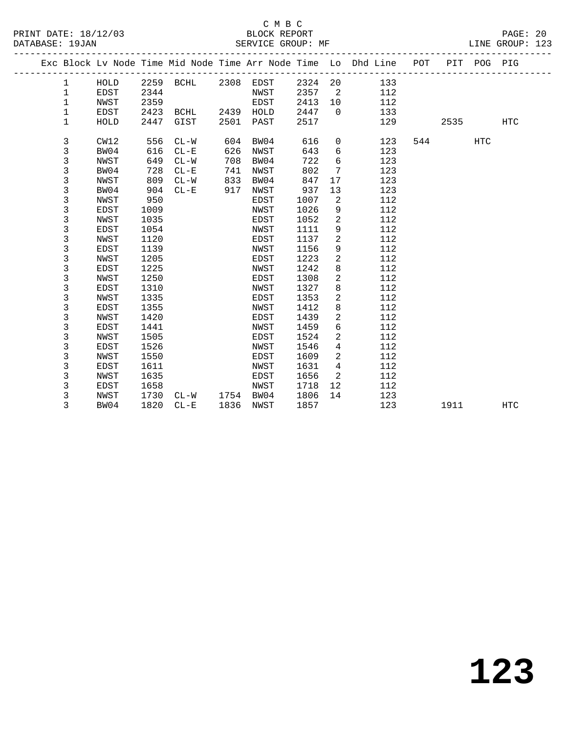C M B C
PRINT DATE: 18/12/03 BLOCK REPORT
DATABASE: 19JAN SERVICE GROUP: MF LINE GROUP: 123

| Exc | Block | Lv Node | Time | Mid Node | Time | Arr Node | Time | Lo | Dhd Line | POT | PIT | POG | PIG |
|---|---|---|---|---|---|---|---|---|---|---|---|---|---|
| | 1 | HOLD | 2259 | BCHL | 2308 | EDST | 2324 | 20 | 133 | | | | |
| | 1 | EDST | 2344 | | | NWST | 2357 | 2 | 112 | | | | |
| | 1 | NWST | 2359 | | | EDST | 2413 | 10 | 112 | | | | |
| | 1 | EDST | 2423 | BCHL | 2439 | HOLD | 2447 | 0 | 133 | | | | |
| | 1 | HOLD | 2447 | GIST | 2501 | PAST | 2517 | | 129 | | 2535 | | HTC |
| | 3 | CW12 | 556 | CL-W | 604 | BW04 | 616 | 0 | 123 | 544 | | HTC | |
| | 3 | BW04 | 616 | CL-E | 626 | NWST | 643 | 6 | 123 | | | | |
| | 3 | NWST | 649 | CL-W | 708 | BW04 | 722 | 6 | 123 | | | | |
| | 3 | BW04 | 728 | CL-E | 741 | NWST | 802 | 7 | 123 | | | | |
| | 3 | NWST | 809 | CL-W | 833 | BW04 | 847 | 17 | 123 | | | | |
| | 3 | BW04 | 904 | CL-E | 917 | NWST | 937 | 13 | 123 | | | | |
| | 3 | NWST | 950 | | | EDST | 1007 | 2 | 112 | | | | |
| | 3 | EDST | 1009 | | | NWST | 1026 | 9 | 112 | | | | |
| | 3 | NWST | 1035 | | | EDST | 1052 | 2 | 112 | | | | |
| | 3 | EDST | 1054 | | | NWST | 1111 | 9 | 112 | | | | |
| | 3 | NWST | 1120 | | | EDST | 1137 | 2 | 112 | | | | |
| | 3 | EDST | 1139 | | | NWST | 1156 | 9 | 112 | | | | |
| | 3 | NWST | 1205 | | | EDST | 1223 | 2 | 112 | | | | |
| | 3 | EDST | 1225 | | | NWST | 1242 | 8 | 112 | | | | |
| | 3 | NWST | 1250 | | | EDST | 1308 | 2 | 112 | | | | |
| | 3 | EDST | 1310 | | | NWST | 1327 | 8 | 112 | | | | |
| | 3 | NWST | 1335 | | | EDST | 1353 | 2 | 112 | | | | |
| | 3 | EDST | 1355 | | | NWST | 1412 | 8 | 112 | | | | |
| | 3 | NWST | 1420 | | | EDST | 1439 | 2 | 112 | | | | |
| | 3 | EDST | 1441 | | | NWST | 1459 | 6 | 112 | | | | |
| | 3 | NWST | 1505 | | | EDST | 1524 | 2 | 112 | | | | |
| | 3 | EDST | 1526 | | | NWST | 1546 | 4 | 112 | | | | |
| | 3 | NWST | 1550 | | | EDST | 1609 | 2 | 112 | | | | |
| | 3 | EDST | 1611 | | | NWST | 1631 | 4 | 112 | | | | |
| | 3 | NWST | 1635 | | | EDST | 1656 | 2 | 112 | | | | |
| | 3 | EDST | 1658 | | | NWST | 1718 | 12 | 112 | | | | |
| | 3 | NWST | 1730 | CL-W | 1754 | BW04 | 1806 | 14 | 123 | | | | |
| | 3 | BW04 | 1820 | CL-E | 1836 | NWST | 1857 | | 123 | | 1911 | | HTC |

# 123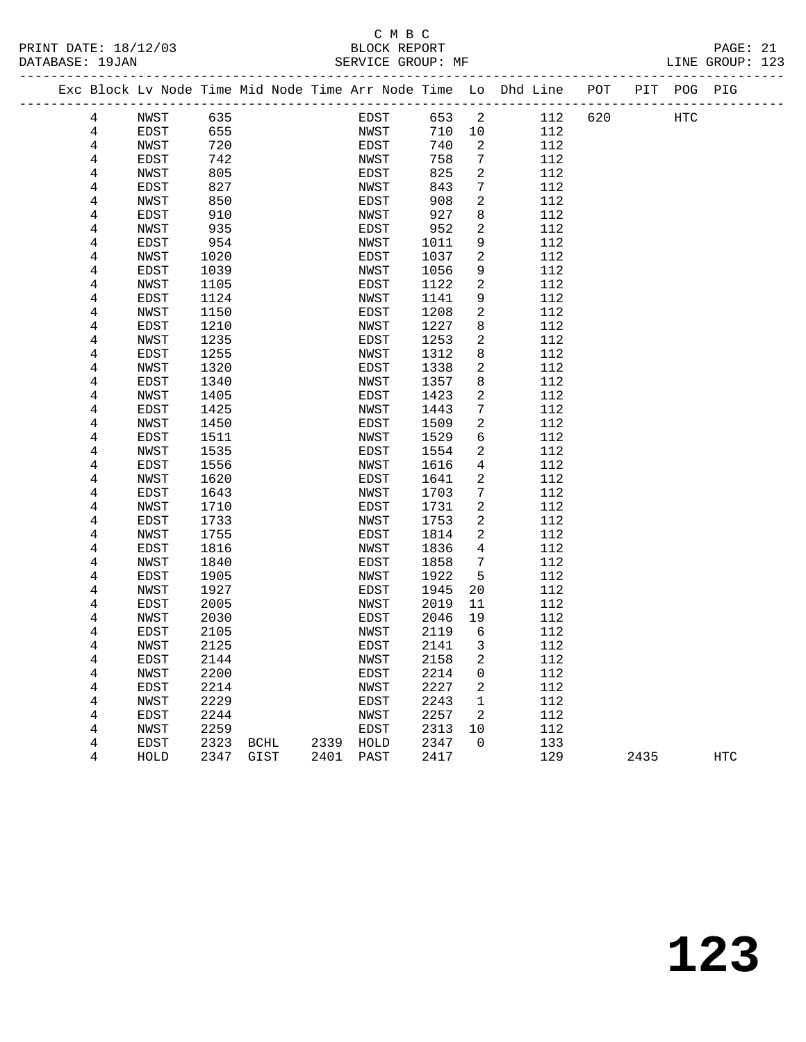C M B C

PRINT DATE: 18/12/03 BLOCK REPORT
DATABASE: 19JAN SERVICE GROUP: MF LINE GROUP: 123

| Exc | Block | Lv | Node | Time | Mid Node | Time | Arr Node | Time | Lo | Dhd Line | POT | PIT | POG | PIG |
|---|---|---|---|---|---|---|---|---|---|---|---|---|---|---|
| | 4 | | NWST | 635 | | | EDST | 653 | 2 | 112 | 620 | | HTC | |
| | 4 | | EDST | 655 | | | NWST | 710 | 10 | 112 | | | | |
| | 4 | | NWST | 720 | | | EDST | 740 | 2 | 112 | | | | |
| | 4 | | EDST | 742 | | | NWST | 758 | 7 | 112 | | | | |
| | 4 | | NWST | 805 | | | EDST | 825 | 2 | 112 | | | | |
| | 4 | | EDST | 827 | | | NWST | 843 | 7 | 112 | | | | |
| | 4 | | NWST | 850 | | | EDST | 908 | 2 | 112 | | | | |
| | 4 | | EDST | 910 | | | NWST | 927 | 8 | 112 | | | | |
| | 4 | | NWST | 935 | | | EDST | 952 | 2 | 112 | | | | |
| | 4 | | EDST | 954 | | | NWST | 1011 | 9 | 112 | | | | |
| | 4 | | NWST | 1020 | | | EDST | 1037 | 2 | 112 | | | | |
| | 4 | | EDST | 1039 | | | NWST | 1056 | 9 | 112 | | | | |
| | 4 | | NWST | 1105 | | | EDST | 1122 | 2 | 112 | | | | |
| | 4 | | EDST | 1124 | | | NWST | 1141 | 9 | 112 | | | | |
| | 4 | | NWST | 1150 | | | EDST | 1208 | 2 | 112 | | | | |
| | 4 | | EDST | 1210 | | | NWST | 1227 | 8 | 112 | | | | |
| | 4 | | NWST | 1235 | | | EDST | 1253 | 2 | 112 | | | | |
| | 4 | | EDST | 1255 | | | NWST | 1312 | 8 | 112 | | | | |
| | 4 | | NWST | 1320 | | | EDST | 1338 | 2 | 112 | | | | |
| | 4 | | EDST | 1340 | | | NWST | 1357 | 8 | 112 | | | | |
| | 4 | | NWST | 1405 | | | EDST | 1423 | 2 | 112 | | | | |
| | 4 | | EDST | 1425 | | | NWST | 1443 | 7 | 112 | | | | |
| | 4 | | NWST | 1450 | | | EDST | 1509 | 2 | 112 | | | | |
| | 4 | | EDST | 1511 | | | NWST | 1529 | 6 | 112 | | | | |
| | 4 | | NWST | 1535 | | | EDST | 1554 | 2 | 112 | | | | |
| | 4 | | EDST | 1556 | | | NWST | 1616 | 4 | 112 | | | | |
| | 4 | | NWST | 1620 | | | EDST | 1641 | 2 | 112 | | | | |
| | 4 | | EDST | 1643 | | | NWST | 1703 | 7 | 112 | | | | |
| | 4 | | NWST | 1710 | | | EDST | 1731 | 2 | 112 | | | | |
| | 4 | | EDST | 1733 | | | NWST | 1753 | 2 | 112 | | | | |
| | 4 | | NWST | 1755 | | | EDST | 1814 | 2 | 112 | | | | |
| | 4 | | EDST | 1816 | | | NWST | 1836 | 4 | 112 | | | | |
| | 4 | | NWST | 1840 | | | EDST | 1858 | 7 | 112 | | | | |
| | 4 | | EDST | 1905 | | | NWST | 1922 | 5 | 112 | | | | |
| | 4 | | NWST | 1927 | | | EDST | 1945 | 20 | 112 | | | | |
| | 4 | | EDST | 2005 | | | NWST | 2019 | 11 | 112 | | | | |
| | 4 | | NWST | 2030 | | | EDST | 2046 | 19 | 112 | | | | |
| | 4 | | EDST | 2105 | | | NWST | 2119 | 6 | 112 | | | | |
| | 4 | | NWST | 2125 | | | EDST | 2141 | 3 | 112 | | | | |
| | 4 | | EDST | 2144 | | | NWST | 2158 | 2 | 112 | | | | |
| | 4 | | NWST | 2200 | | | EDST | 2214 | 0 | 112 | | | | |
| | 4 | | EDST | 2214 | | | NWST | 2227 | 2 | 112 | | | | |
| | 4 | | NWST | 2229 | | | EDST | 2243 | 1 | 112 | | | | |
| | 4 | | EDST | 2244 | | | NWST | 2257 | 2 | 112 | | | | |
| | 4 | | NWST | 2259 | | | EDST | 2313 | 10 | 112 | | | | |
| | 4 | | EDST | 2323 | BCHL | 2339 | HOLD | 2347 | 0 | 133 | | | | |
| | 4 | | HOLD | 2347 | GIST | 2401 | PAST | 2417 | | 129 | | 2435 | | HTC |

# 123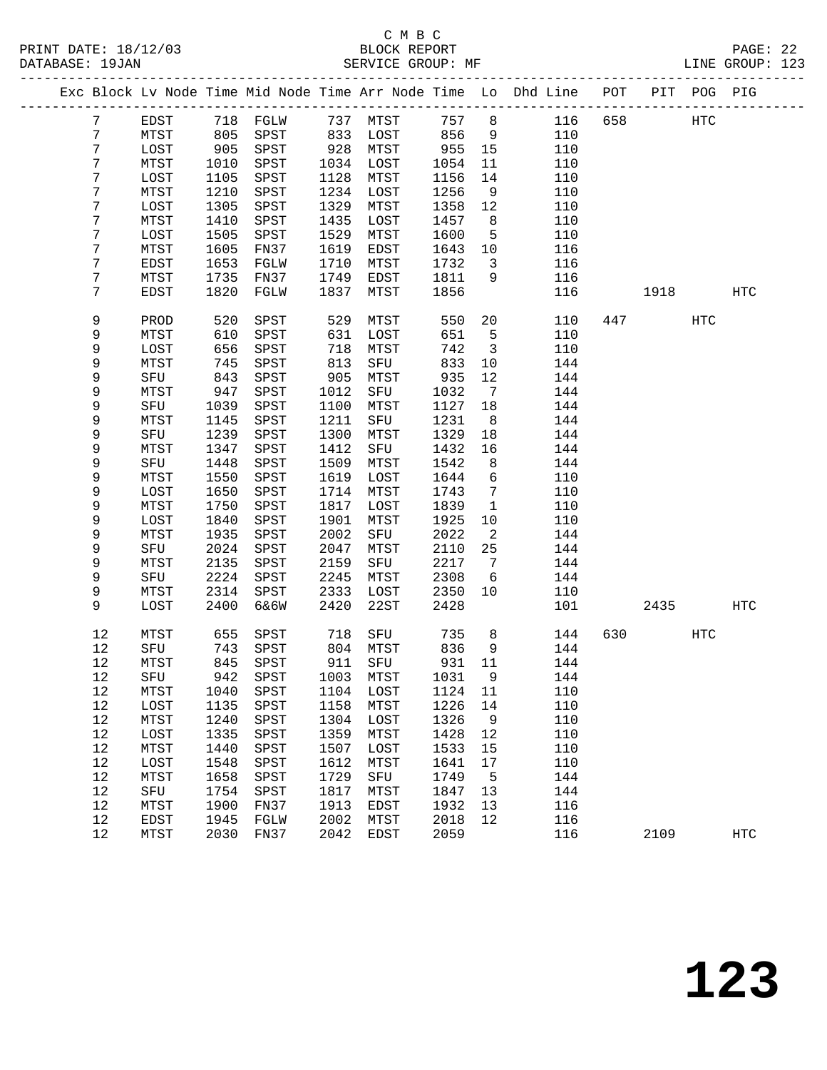C M B C
BLOCK REPORT
SERVICE GROUP: MF

PRINT DATE: 18/12/03
DATABASE: 19JAN
LINE GROUP: 123

| Exc | Block | Lv Node | Time | Mid Node | Time | Arr Node | Time | Lo | Dhd Line | POT | PIT | POG | PIG |
|---|---|---|---|---|---|---|---|---|---|---|---|---|---|
| | 7 | EDST | 718 | FGLW | 737 | MTST | 757 | 8 | 116 | 658 | | HTC | |
| | 7 | MTST | 805 | SPST | 833 | LOST | 856 | 9 | 110 | | | | |
| | 7 | LOST | 905 | SPST | 928 | MTST | 955 | 15 | 110 | | | | |
| | 7 | MTST | 1010 | SPST | 1034 | LOST | 1054 | 11 | 110 | | | | |
| | 7 | LOST | 1105 | SPST | 1128 | MTST | 1156 | 14 | 110 | | | | |
| | 7 | MTST | 1210 | SPST | 1234 | LOST | 1256 | 9 | 110 | | | | |
| | 7 | LOST | 1305 | SPST | 1329 | MTST | 1358 | 12 | 110 | | | | |
| | 7 | MTST | 1410 | SPST | 1435 | LOST | 1457 | 8 | 110 | | | | |
| | 7 | LOST | 1505 | SPST | 1529 | MTST | 1600 | 5 | 110 | | | | |
| | 7 | MTST | 1605 | FN37 | 1619 | EDST | 1643 | 10 | 116 | | | | |
| | 7 | EDST | 1653 | FGLW | 1710 | MTST | 1732 | 3 | 116 | | | | |
| | 7 | MTST | 1735 | FN37 | 1749 | EDST | 1811 | 9 | 116 | | | | |
| | 7 | EDST | 1820 | FGLW | 1837 | MTST | 1856 | | 116 | | 1918 | | HTC |
| | 9 | PROD | 520 | SPST | 529 | MTST | 550 | 20 | 110 | 447 | | HTC | |
| | 9 | MTST | 610 | SPST | 631 | LOST | 651 | 5 | 110 | | | | |
| | 9 | LOST | 656 | SPST | 718 | MTST | 742 | 3 | 110 | | | | |
| | 9 | MTST | 745 | SPST | 813 | SFU | 833 | 10 | 144 | | | | |
| | 9 | SFU | 843 | SPST | 905 | MTST | 935 | 12 | 144 | | | | |
| | 9 | MTST | 947 | SPST | 1012 | SFU | 1032 | 7 | 144 | | | | |
| | 9 | SFU | 1039 | SPST | 1100 | MTST | 1127 | 18 | 144 | | | | |
| | 9 | MTST | 1145 | SPST | 1211 | SFU | 1231 | 8 | 144 | | | | |
| | 9 | SFU | 1239 | SPST | 1300 | MTST | 1329 | 18 | 144 | | | | |
| | 9 | MTST | 1347 | SPST | 1412 | SFU | 1432 | 16 | 144 | | | | |
| | 9 | SFU | 1448 | SPST | 1509 | MTST | 1542 | 8 | 144 | | | | |
| | 9 | MTST | 1550 | SPST | 1619 | LOST | 1644 | 6 | 110 | | | | |
| | 9 | LOST | 1650 | SPST | 1714 | MTST | 1743 | 7 | 110 | | | | |
| | 9 | MTST | 1750 | SPST | 1817 | LOST | 1839 | 1 | 110 | | | | |
| | 9 | LOST | 1840 | SPST | 1901 | MTST | 1925 | 10 | 110 | | | | |
| | 9 | MTST | 1935 | SPST | 2002 | SFU | 2022 | 2 | 144 | | | | |
| | 9 | SFU | 2024 | SPST | 2047 | MTST | 2110 | 25 | 144 | | | | |
| | 9 | MTST | 2135 | SPST | 2159 | SFU | 2217 | 7 | 144 | | | | |
| | 9 | SFU | 2224 | SPST | 2245 | MTST | 2308 | 6 | 144 | | | | |
| | 9 | MTST | 2314 | SPST | 2333 | LOST | 2350 | 10 | 110 | | | | |
| | 9 | LOST | 2400 | 6&6W | 2420 | 22ST | 2428 | | 101 | | 2435 | | HTC |
| | 12 | MTST | 655 | SPST | 718 | SFU | 735 | 8 | 144 | 630 | | HTC | |
| | 12 | SFU | 743 | SPST | 804 | MTST | 836 | 9 | 144 | | | | |
| | 12 | MTST | 845 | SPST | 911 | SFU | 931 | 11 | 144 | | | | |
| | 12 | SFU | 942 | SPST | 1003 | MTST | 1031 | 9 | 144 | | | | |
| | 12 | MTST | 1040 | SPST | 1104 | LOST | 1124 | 11 | 110 | | | | |
| | 12 | LOST | 1135 | SPST | 1158 | MTST | 1226 | 14 | 110 | | | | |
| | 12 | MTST | 1240 | SPST | 1304 | LOST | 1326 | 9 | 110 | | | | |
| | 12 | LOST | 1335 | SPST | 1359 | MTST | 1428 | 12 | 110 | | | | |
| | 12 | MTST | 1440 | SPST | 1507 | LOST | 1533 | 15 | 110 | | | | |
| | 12 | LOST | 1548 | SPST | 1612 | MTST | 1641 | 17 | 110 | | | | |
| | 12 | MTST | 1658 | SPST | 1729 | SFU | 1749 | 5 | 144 | | | | |
| | 12 | SFU | 1754 | SPST | 1817 | MTST | 1847 | 13 | 144 | | | | |
| | 12 | MTST | 1900 | FN37 | 1913 | EDST | 1932 | 13 | 116 | | | | |
| | 12 | EDST | 1945 | FGLW | 2002 | MTST | 2018 | 12 | 116 | | | | |
| | 12 | MTST | 2030 | FN37 | 2042 | EDST | 2059 | | 116 | | 2109 | | HTC |

# 123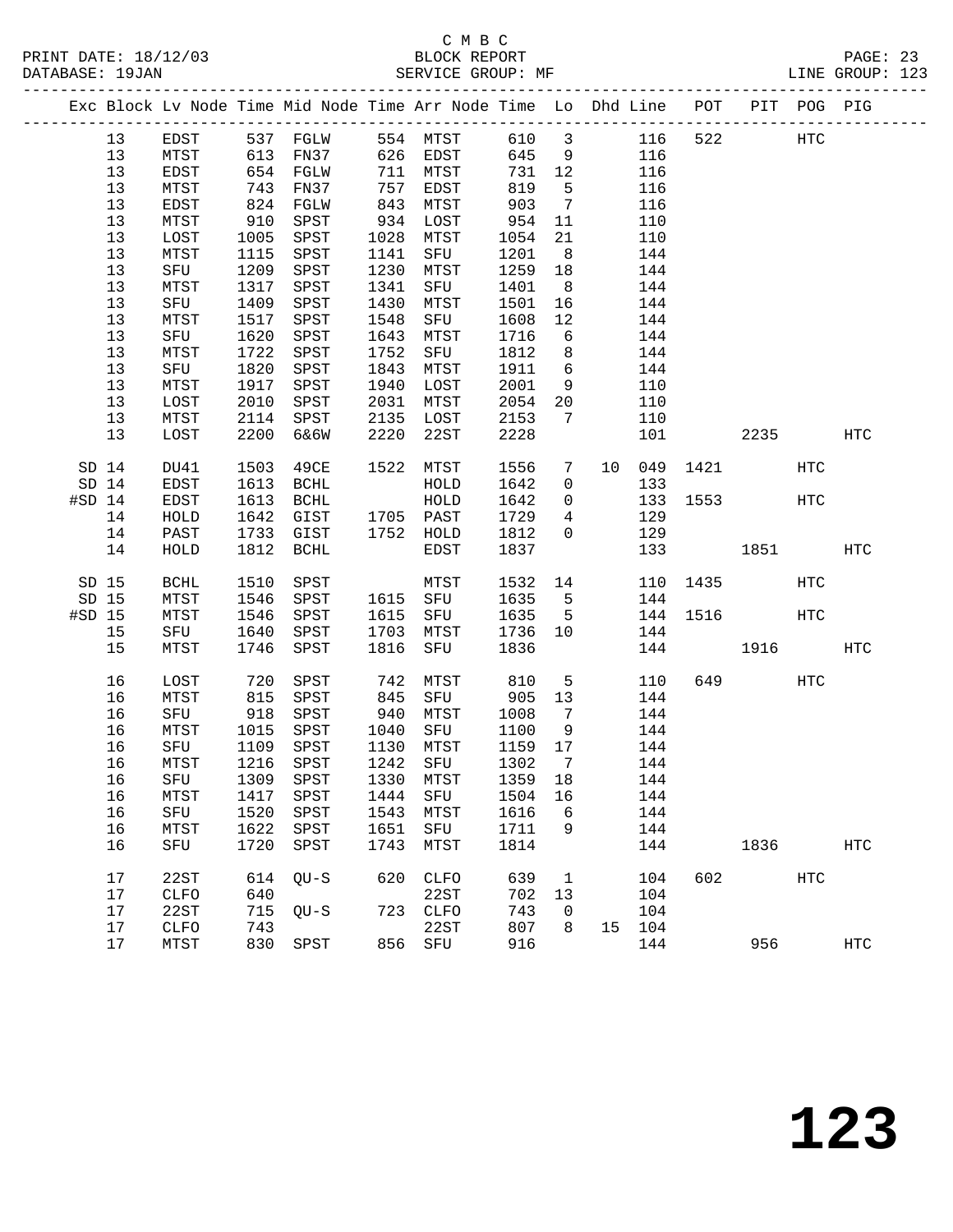C M B C

PRINT DATE: 18/12/03 BLOCK REPORT

DATABASE: 19JAN SERVICE GROUP: MF LINE GROUP: 123

| Exc | Block | Lv Node | Time | Mid Node | Time | Arr Node | Time | Lo | Dhd | Line | POT | PIT | POG | PIG |
|---|---|---|---|---|---|---|---|---|---|---|---|---|---|---|
| | 13 | EDST | 537 | FGLW | 554 | MTST | 610 | 3 | | 116 | 522 | | HTC | |
| | 13 | MTST | 613 | FN37 | 626 | EDST | 645 | 9 | | 116 | | | | |
| | 13 | EDST | 654 | FGLW | 711 | MTST | 731 | 12 | | 116 | | | | |
| | 13 | MTST | 743 | FN37 | 757 | EDST | 819 | 5 | | 116 | | | | |
| | 13 | EDST | 824 | FGLW | 843 | MTST | 903 | 7 | | 116 | | | | |
| | 13 | MTST | 910 | SPST | 934 | LOST | 954 | 11 | | 110 | | | | |
| | 13 | LOST | 1005 | SPST | 1028 | MTST | 1054 | 21 | | 110 | | | | |
| | 13 | MTST | 1115 | SPST | 1141 | SFU | 1201 | 8 | | 144 | | | | |
| | 13 | SFU | 1209 | SPST | 1230 | MTST | 1259 | 18 | | 144 | | | | |
| | 13 | MTST | 1317 | SPST | 1341 | SFU | 1401 | 8 | | 144 | | | | |
| | 13 | SFU | 1409 | SPST | 1430 | MTST | 1501 | 16 | | 144 | | | | |
| | 13 | MTST | 1517 | SPST | 1548 | SFU | 1608 | 12 | | 144 | | | | |
| | 13 | SFU | 1620 | SPST | 1643 | MTST | 1716 | 6 | | 144 | | | | |
| | 13 | MTST | 1722 | SPST | 1752 | SFU | 1812 | 8 | | 144 | | | | |
| | 13 | SFU | 1820 | SPST | 1843 | MTST | 1911 | 6 | | 144 | | | | |
| | 13 | MTST | 1917 | SPST | 1940 | LOST | 2001 | 9 | | 110 | | | | |
| | 13 | LOST | 2010 | SPST | 2031 | MTST | 2054 | 20 | | 110 | | | | |
| | 13 | MTST | 2114 | SPST | 2135 | LOST | 2153 | 7 | | 110 | | | | |
| | 13 | LOST | 2200 | 6&6W | 2220 | 22ST | 2228 | | | 101 | | 2235 | | HTC |
| SD | 14 | DU41 | 1503 | 49CE | 1522 | MTST | 1556 | 7 | 10 | 049 | 1421 | | HTC | |
| SD | 14 | EDST | 1613 | BCHL | | HOLD | 1642 | 0 | | 133 | | | | |
| #SD | 14 | EDST | 1613 | BCHL | | HOLD | 1642 | 0 | | 133 | 1553 | | HTC | |
| | 14 | HOLD | 1642 | GIST | 1705 | PAST | 1729 | 4 | | 129 | | | | |
| | 14 | PAST | 1733 | GIST | 1752 | HOLD | 1812 | 0 | | 129 | | | | |
| | 14 | HOLD | 1812 | BCHL | | EDST | 1837 | | | 133 | | 1851 | | HTC |
| SD | 15 | BCHL | 1510 | SPST | | MTST | 1532 | 14 | | 110 | 1435 | | HTC | |
| SD | 15 | MTST | 1546 | SPST | 1615 | SFU | 1635 | 5 | | 144 | | | | |
| #SD | 15 | MTST | 1546 | SPST | 1615 | SFU | 1635 | 5 | | 144 | 1516 | | HTC | |
| | 15 | SFU | 1640 | SPST | 1703 | MTST | 1736 | 10 | | 144 | | | | |
| | 15 | MTST | 1746 | SPST | 1816 | SFU | 1836 | | | 144 | | 1916 | | HTC |
| | 16 | LOST | 720 | SPST | 742 | MTST | 810 | 5 | | 110 | 649 | | HTC | |
| | 16 | MTST | 815 | SPST | 845 | SFU | 905 | 13 | | 144 | | | | |
| | 16 | SFU | 918 | SPST | 940 | MTST | 1008 | 7 | | 144 | | | | |
| | 16 | MTST | 1015 | SPST | 1040 | SFU | 1100 | 9 | | 144 | | | | |
| | 16 | SFU | 1109 | SPST | 1130 | MTST | 1159 | 17 | | 144 | | | | |
| | 16 | MTST | 1216 | SPST | 1242 | SFU | 1302 | 7 | | 144 | | | | |
| | 16 | SFU | 1309 | SPST | 1330 | MTST | 1359 | 18 | | 144 | | | | |
| | 16 | MTST | 1417 | SPST | 1444 | SFU | 1504 | 16 | | 144 | | | | |
| | 16 | SFU | 1520 | SPST | 1543 | MTST | 1616 | 6 | | 144 | | | | |
| | 16 | MTST | 1622 | SPST | 1651 | SFU | 1711 | 9 | | 144 | | | | |
| | 16 | SFU | 1720 | SPST | 1743 | MTST | 1814 | | | 144 | | 1836 | | HTC |
| | 17 | 22ST | 614 | QU-S | 620 | CLFO | 639 | 1 | | 104 | 602 | | HTC | |
| | 17 | CLFO | 640 | | | 22ST | 702 | 13 | | 104 | | | | |
| | 17 | 22ST | 715 | QU-S | 723 | CLFO | 743 | 0 | | 104 | | | | |
| | 17 | CLFO | 743 | | | 22ST | 807 | 8 | 15 | 104 | | | | |
| | 17 | MTST | 830 | SPST | 856 | SFU | 916 | | | 144 | | 956 | | HTC |

123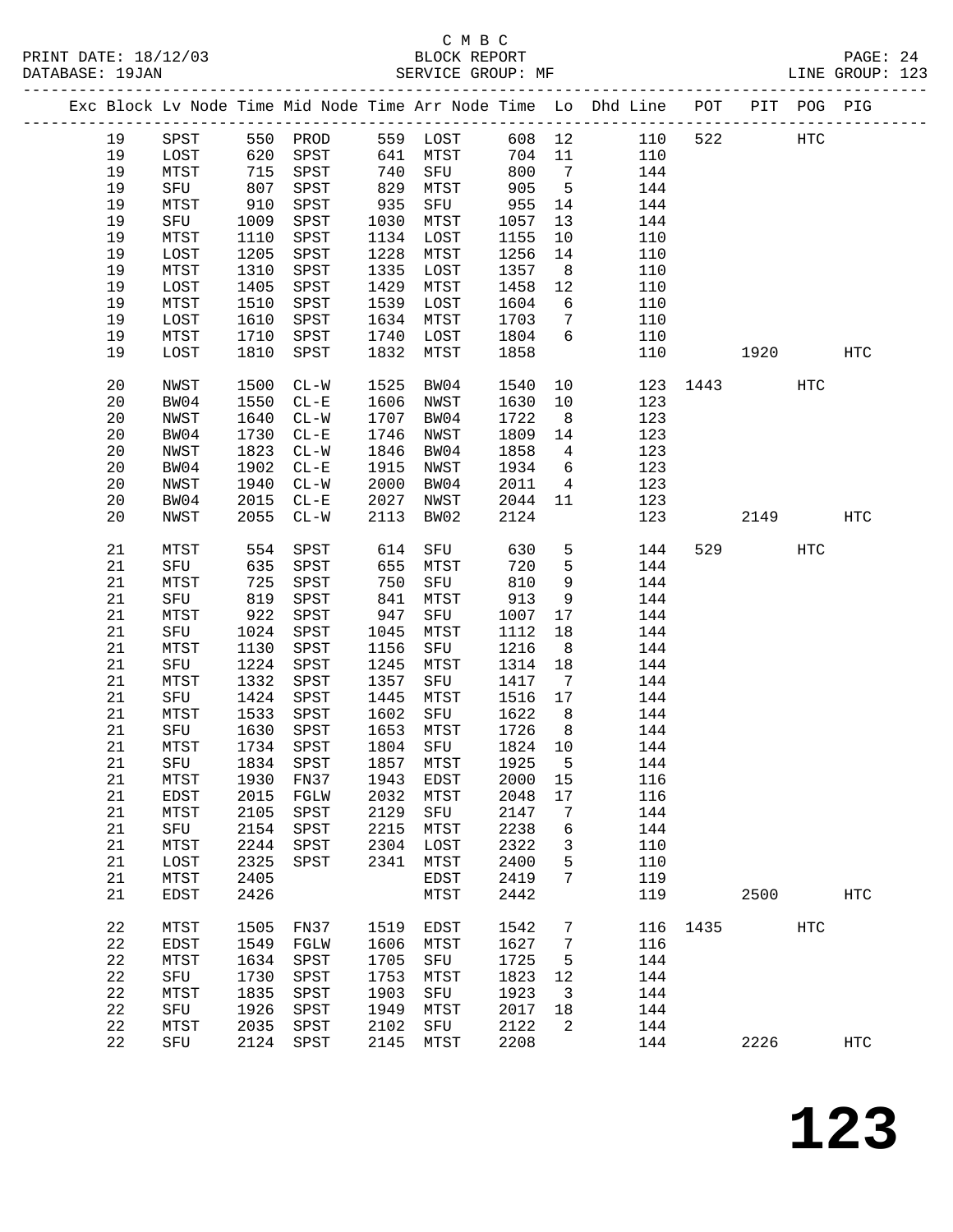C M B C
BLOCK REPORT
SERVICE GROUP: MF

PRINT DATE: 18/12/03
DATABASE: 19JAN
LINE GROUP: 123

| Exc | Block | Lv Node | Time | Mid Node | Time | Arr Node | Time | Lo | Dhd Line | POT | PIT | POG | PIG |
|---|---|---|---|---|---|---|---|---|---|---|---|---|---|
| | 19 | SPST | 550 | PROD | 559 | LOST | 608 | 12 | 110 | 522 | | HTC | |
| | 19 | LOST | 620 | SPST | 641 | MTST | 704 | 11 | 110 | | | | |
| | 19 | MTST | 715 | SPST | 740 | SFU | 800 | 7 | 144 | | | | |
| | 19 | SFU | 807 | SPST | 829 | MTST | 905 | 5 | 144 | | | | |
| | 19 | MTST | 910 | SPST | 935 | SFU | 955 | 14 | 144 | | | | |
| | 19 | SFU | 1009 | SPST | 1030 | MTST | 1057 | 13 | 144 | | | | |
| | 19 | MTST | 1110 | SPST | 1134 | LOST | 1155 | 10 | 110 | | | | |
| | 19 | LOST | 1205 | SPST | 1228 | MTST | 1256 | 14 | 110 | | | | |
| | 19 | MTST | 1310 | SPST | 1335 | LOST | 1357 | 8 | 110 | | | | |
| | 19 | LOST | 1405 | SPST | 1429 | MTST | 1458 | 12 | 110 | | | | |
| | 19 | MTST | 1510 | SPST | 1539 | LOST | 1604 | 6 | 110 | | | | |
| | 19 | LOST | 1610 | SPST | 1634 | MTST | 1703 | 7 | 110 | | | | |
| | 19 | MTST | 1710 | SPST | 1740 | LOST | 1804 | 6 | 110 | | | | |
| | 19 | LOST | 1810 | SPST | 1832 | MTST | 1858 | | 110 | | 1920 | | HTC |
| | 20 | NWST | 1500 | CL-W | 1525 | BW04 | 1540 | 10 | 123 | 1443 | | HTC | |
| | 20 | BW04 | 1550 | CL-E | 1606 | NWST | 1630 | 10 | 123 | | | | |
| | 20 | NWST | 1640 | CL-W | 1707 | BW04 | 1722 | 8 | 123 | | | | |
| | 20 | BW04 | 1730 | CL-E | 1746 | NWST | 1809 | 14 | 123 | | | | |
| | 20 | NWST | 1823 | CL-W | 1846 | BW04 | 1858 | 4 | 123 | | | | |
| | 20 | BW04 | 1902 | CL-E | 1915 | NWST | 1934 | 6 | 123 | | | | |
| | 20 | NWST | 1940 | CL-W | 2000 | BW04 | 2011 | 4 | 123 | | | | |
| | 20 | BW04 | 2015 | CL-E | 2027 | NWST | 2044 | 11 | 123 | | | | |
| | 20 | NWST | 2055 | CL-W | 2113 | BW02 | 2124 | | 123 | | 2149 | | HTC |
| | 21 | MTST | 554 | SPST | 614 | SFU | 630 | 5 | 144 | 529 | | HTC | |
| | 21 | SFU | 635 | SPST | 655 | MTST | 720 | 5 | 144 | | | | |
| | 21 | MTST | 725 | SPST | 750 | SFU | 810 | 9 | 144 | | | | |
| | 21 | SFU | 819 | SPST | 841 | MTST | 913 | 9 | 144 | | | | |
| | 21 | MTST | 922 | SPST | 947 | SFU | 1007 | 17 | 144 | | | | |
| | 21 | SFU | 1024 | SPST | 1045 | MTST | 1112 | 18 | 144 | | | | |
| | 21 | MTST | 1130 | SPST | 1156 | SFU | 1216 | 8 | 144 | | | | |
| | 21 | SFU | 1224 | SPST | 1245 | MTST | 1314 | 18 | 144 | | | | |
| | 21 | MTST | 1332 | SPST | 1357 | SFU | 1417 | 7 | 144 | | | | |
| | 21 | SFU | 1424 | SPST | 1445 | MTST | 1516 | 17 | 144 | | | | |
| | 21 | MTST | 1533 | SPST | 1602 | SFU | 1622 | 8 | 144 | | | | |
| | 21 | SFU | 1630 | SPST | 1653 | MTST | 1726 | 8 | 144 | | | | |
| | 21 | MTST | 1734 | SPST | 1804 | SFU | 1824 | 10 | 144 | | | | |
| | 21 | SFU | 1834 | SPST | 1857 | MTST | 1925 | 5 | 144 | | | | |
| | 21 | MTST | 1930 | FN37 | 1943 | EDST | 2000 | 15 | 116 | | | | |
| | 21 | EDST | 2015 | FGLW | 2032 | MTST | 2048 | 17 | 116 | | | | |
| | 21 | MTST | 2105 | SPST | 2129 | SFU | 2147 | 7 | 144 | | | | |
| | 21 | SFU | 2154 | SPST | 2215 | MTST | 2238 | 6 | 144 | | | | |
| | 21 | MTST | 2244 | SPST | 2304 | LOST | 2322 | 3 | 110 | | | | |
| | 21 | LOST | 2325 | SPST | 2341 | MTST | 2400 | 5 | 110 | | | | |
| | 21 | MTST | 2405 | | | EDST | 2419 | 7 | 119 | | | | |
| | 21 | EDST | 2426 | | | MTST | 2442 | | 119 | | 2500 | | HTC |
| | 22 | MTST | 1505 | FN37 | 1519 | EDST | 1542 | 7 | 116 | 1435 | | HTC | |
| | 22 | EDST | 1549 | FGLW | 1606 | MTST | 1627 | 7 | 116 | | | | |
| | 22 | MTST | 1634 | SPST | 1705 | SFU | 1725 | 5 | 144 | | | | |
| | 22 | SFU | 1730 | SPST | 1753 | MTST | 1823 | 12 | 144 | | | | |
| | 22 | MTST | 1835 | SPST | 1903 | SFU | 1923 | 3 | 144 | | | | |
| | 22 | SFU | 1926 | SPST | 1949 | MTST | 2017 | 18 | 144 | | | | |
| | 22 | MTST | 2035 | SPST | 2102 | SFU | 2122 | 2 | 144 | | | | |
| | 22 | SFU | 2124 | SPST | 2145 | MTST | 2208 | | 144 | | 2226 | | HTC |

# 123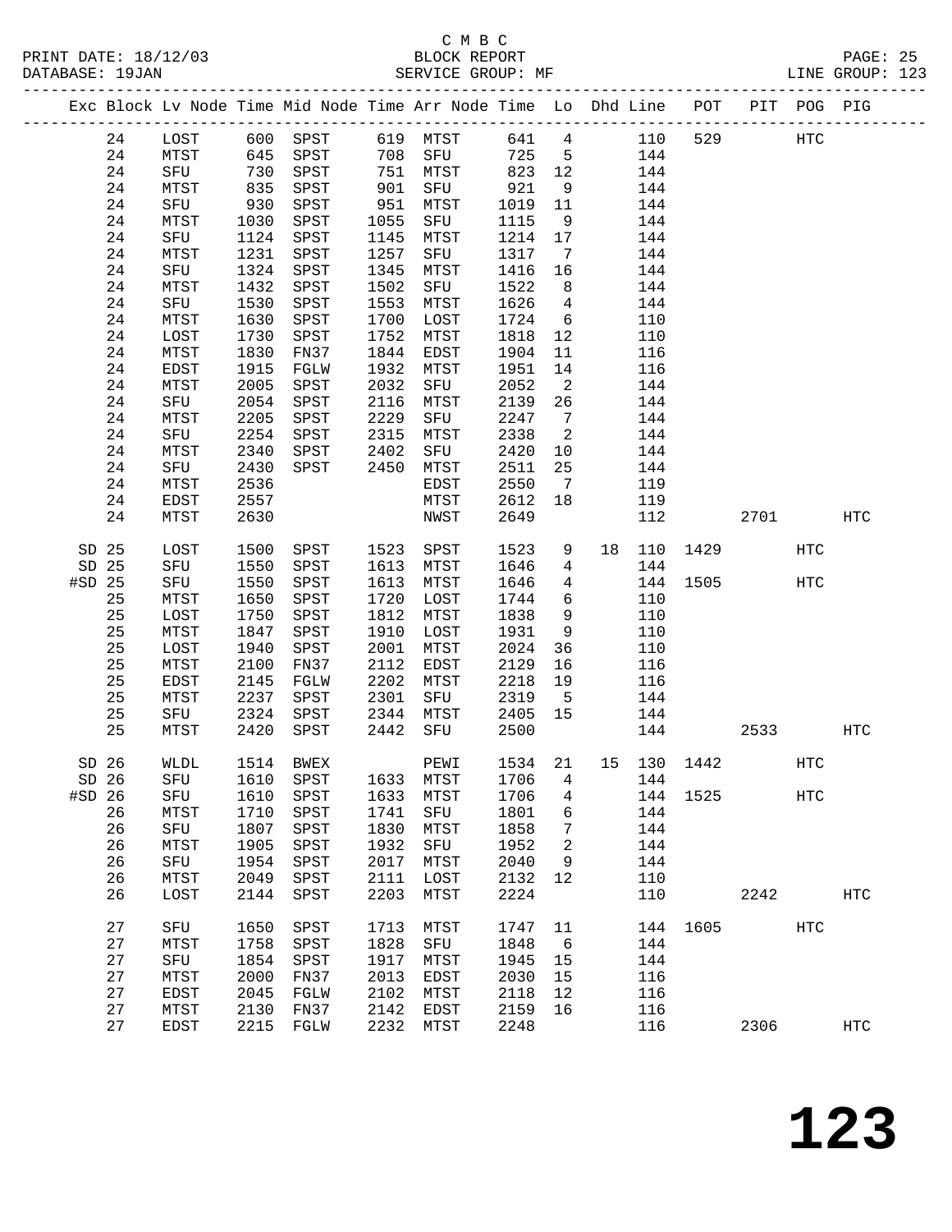C M B C

PRINT DATE: 18/12/03 BLOCK REPORT

DATABASE: 19JAN SERVICE GROUP: MF LINE GROUP: 123

| Exc | Block | Lv | Node | Time | Mid Node | Time | Arr Node | Time | Lo | Dhd | Line | POT | PIT | POG | PIG |
|---|---|---|---|---|---|---|---|---|---|---|---|---|---|---|---|
| | 24 | | LOST | 600 | SPST | 619 | MTST | 641 | 4 | | 110 | 529 | | HTC | |
| | 24 | | MTST | 645 | SPST | 708 | SFU | 725 | 5 | | 144 | | | | |
| | 24 | | SFU | 730 | SPST | 751 | MTST | 823 | 12 | | 144 | | | | |
| | 24 | | MTST | 835 | SPST | 901 | SFU | 921 | 9 | | 144 | | | | |
| | 24 | | SFU | 930 | SPST | 951 | MTST | 1019 | 11 | | 144 | | | | |
| | 24 | | MTST | 1030 | SPST | 1055 | SFU | 1115 | 9 | | 144 | | | | |
| | 24 | | SFU | 1124 | SPST | 1145 | MTST | 1214 | 17 | | 144 | | | | |
| | 24 | | MTST | 1231 | SPST | 1257 | SFU | 1317 | 7 | | 144 | | | | |
| | 24 | | SFU | 1324 | SPST | 1345 | MTST | 1416 | 16 | | 144 | | | | |
| | 24 | | MTST | 1432 | SPST | 1502 | SFU | 1522 | 8 | | 144 | | | | |
| | 24 | | SFU | 1530 | SPST | 1553 | MTST | 1626 | 4 | | 144 | | | | |
| | 24 | | MTST | 1630 | SPST | 1700 | LOST | 1724 | 6 | | 110 | | | | |
| | 24 | | LOST | 1730 | SPST | 1752 | MTST | 1818 | 12 | | 110 | | | | |
| | 24 | | MTST | 1830 | FN37 | 1844 | EDST | 1904 | 11 | | 116 | | | | |
| | 24 | | EDST | 1915 | FGLW | 1932 | MTST | 1951 | 14 | | 116 | | | | |
| | 24 | | MTST | 2005 | SPST | 2032 | SFU | 2052 | 2 | | 144 | | | | |
| | 24 | | SFU | 2054 | SPST | 2116 | MTST | 2139 | 26 | | 144 | | | | |
| | 24 | | MTST | 2205 | SPST | 2229 | SFU | 2247 | 7 | | 144 | | | | |
| | 24 | | SFU | 2254 | SPST | 2315 | MTST | 2338 | 2 | | 144 | | | | |
| | 24 | | MTST | 2340 | SPST | 2402 | SFU | 2420 | 10 | | 144 | | | | |
| | 24 | | SFU | 2430 | SPST | 2450 | MTST | 2511 | 25 | | 144 | | | | |
| | 24 | | MTST | 2536 | | | EDST | 2550 | 7 | | 119 | | | | |
| | 24 | | EDST | 2557 | | | MTST | 2612 | 18 | | 119 | | | | |
| | 24 | | MTST | 2630 | | | NWST | 2649 | | | 112 | | 2701 | | HTC |
| SD | 25 | | LOST | 1500 | SPST | 1523 | SPST | 1523 | 9 | 18 | 110 | 1429 | | HTC | |
| SD | 25 | | SFU | 1550 | SPST | 1613 | MTST | 1646 | 4 | | 144 | | | | |
| #SD | 25 | | SFU | 1550 | SPST | 1613 | MTST | 1646 | 4 | | 144 | 1505 | | HTC | |
| | 25 | | MTST | 1650 | SPST | 1720 | LOST | 1744 | 6 | | 110 | | | | |
| | 25 | | LOST | 1750 | SPST | 1812 | MTST | 1838 | 9 | | 110 | | | | |
| | 25 | | MTST | 1847 | SPST | 1910 | LOST | 1931 | 9 | | 110 | | | | |
| | 25 | | LOST | 1940 | SPST | 2001 | MTST | 2024 | 36 | | 110 | | | | |
| | 25 | | MTST | 2100 | FN37 | 2112 | EDST | 2129 | 16 | | 116 | | | | |
| | 25 | | EDST | 2145 | FGLW | 2202 | MTST | 2218 | 19 | | 116 | | | | |
| | 25 | | MTST | 2237 | SPST | 2301 | SFU | 2319 | 5 | | 144 | | | | |
| | 25 | | SFU | 2324 | SPST | 2344 | MTST | 2405 | 15 | | 144 | | | | |
| | 25 | | MTST | 2420 | SPST | 2442 | SFU | 2500 | | | 144 | | 2533 | | HTC |
| SD | 26 | | WLDL | 1514 | BWEX | | PEWI | 1534 | 21 | 15 | 130 | 1442 | | HTC | |
| SD | 26 | | SFU | 1610 | SPST | 1633 | MTST | 1706 | 4 | | 144 | | | | |
| #SD | 26 | | SFU | 1610 | SPST | 1633 | MTST | 1706 | 4 | | 144 | 1525 | | HTC | |
| | 26 | | MTST | 1710 | SPST | 1741 | SFU | 1801 | 6 | | 144 | | | | |
| | 26 | | SFU | 1807 | SPST | 1830 | MTST | 1858 | 7 | | 144 | | | | |
| | 26 | | MTST | 1905 | SPST | 1932 | SFU | 1952 | 2 | | 144 | | | | |
| | 26 | | SFU | 1954 | SPST | 2017 | MTST | 2040 | 9 | | 144 | | | | |
| | 26 | | MTST | 2049 | SPST | 2111 | LOST | 2132 | 12 | | 110 | | | | |
| | 26 | | LOST | 2144 | SPST | 2203 | MTST | 2224 | | | 110 | | 2242 | | HTC |
| | 27 | | SFU | 1650 | SPST | 1713 | MTST | 1747 | 11 | | 144 | 1605 | | HTC | |
| | 27 | | MTST | 1758 | SPST | 1828 | SFU | 1848 | 6 | | 144 | | | | |
| | 27 | | SFU | 1854 | SPST | 1917 | MTST | 1945 | 15 | | 144 | | | | |
| | 27 | | MTST | 2000 | FN37 | 2013 | EDST | 2030 | 15 | | 116 | | | | |
| | 27 | | EDST | 2045 | FGLW | 2102 | MTST | 2118 | 12 | | 116 | | | | |
| | 27 | | MTST | 2130 | FN37 | 2142 | EDST | 2159 | 16 | | 116 | | | | |
| | 27 | | EDST | 2215 | FGLW | 2232 | MTST | 2248 | | | 116 | | 2306 | | HTC |

**123**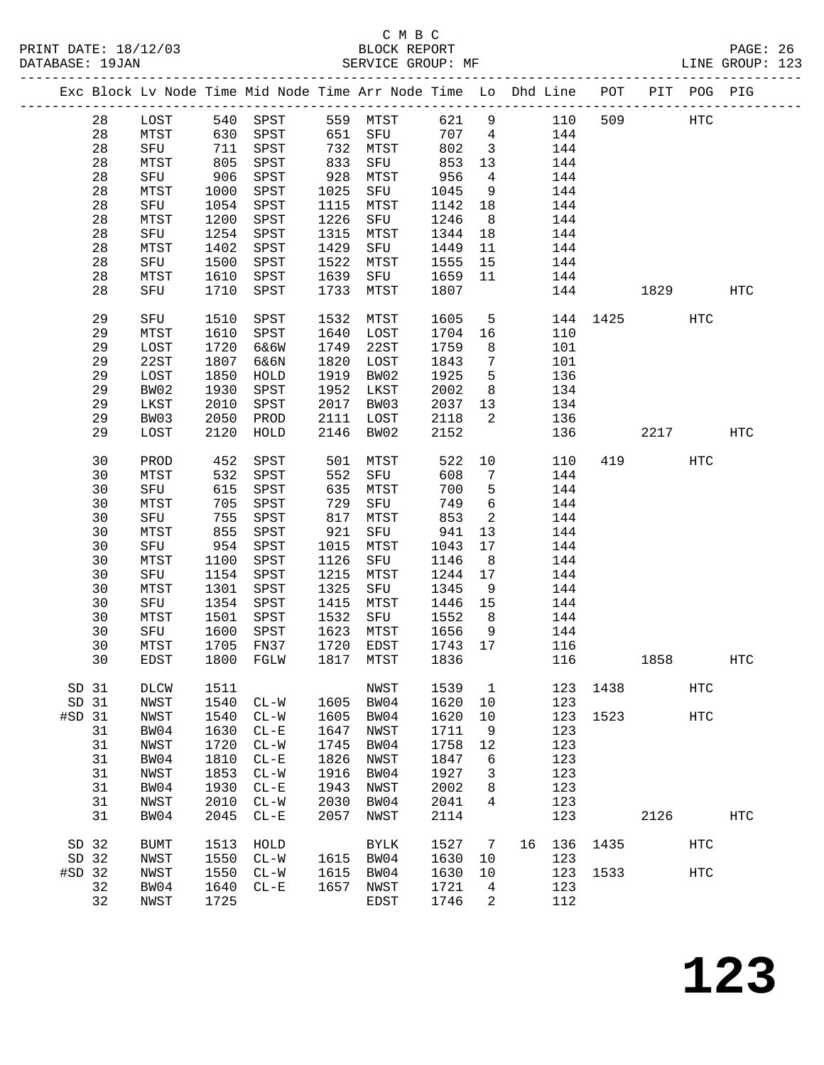C M B C

PRINT DATE: 18/12/03 BLOCK REPORT PAGE: 26
DATABASE: 19JAN SERVICE GROUP: MF LINE GROUP: 123

| Exc | Block | Lv | Node | Time | Mid Node | Time | Arr Node | Time | Lo | Dhd Line | POT | PIT | POG | PIG |
|---|---|---|---|---|---|---|---|---|---|---|---|---|---|---|
| | 28 | | LOST | 540 | SPST | 559 | MTST | 621 | 9 | 110 | 509 | | HTC | |
| | 28 | | MTST | 630 | SPST | 651 | SFU | 707 | 4 | 144 | | | | |
| | 28 | | SFU | 711 | SPST | 732 | MTST | 802 | 3 | 144 | | | | |
| | 28 | | MTST | 805 | SPST | 833 | SFU | 853 | 13 | 144 | | | | |
| | 28 | | SFU | 906 | SPST | 928 | MTST | 956 | 4 | 144 | | | | |
| | 28 | | MTST | 1000 | SPST | 1025 | SFU | 1045 | 9 | 144 | | | | |
| | 28 | | SFU | 1054 | SPST | 1115 | MTST | 1142 | 18 | 144 | | | | |
| | 28 | | MTST | 1200 | SPST | 1226 | SFU | 1246 | 8 | 144 | | | | |
| | 28 | | SFU | 1254 | SPST | 1315 | MTST | 1344 | 18 | 144 | | | | |
| | 28 | | MTST | 1402 | SPST | 1429 | SFU | 1449 | 11 | 144 | | | | |
| | 28 | | SFU | 1500 | SPST | 1522 | MTST | 1555 | 15 | 144 | | | | |
| | 28 | | MTST | 1610 | SPST | 1639 | SFU | 1659 | 11 | 144 | | | | |
| | 28 | | SFU | 1710 | SPST | 1733 | MTST | 1807 | | 144 | | 1829 | | HTC |
| | 29 | | SFU | 1510 | SPST | 1532 | MTST | 1605 | 5 | 144 | 1425 | | HTC | |
| | 29 | | MTST | 1610 | SPST | 1640 | LOST | 1704 | 16 | 110 | | | | |
| | 29 | | LOST | 1720 | 6&6W | 1749 | 22ST | 1759 | 8 | 101 | | | | |
| | 29 | | 22ST | 1807 | 6&6N | 1820 | LOST | 1843 | 7 | 101 | | | | |
| | 29 | | LOST | 1850 | HOLD | 1919 | BW02 | 1925 | 5 | 136 | | | | |
| | 29 | | BW02 | 1930 | SPST | 1952 | LKST | 2002 | 8 | 134 | | | | |
| | 29 | | LKST | 2010 | SPST | 2017 | BW03 | 2037 | 13 | 134 | | | | |
| | 29 | | BW03 | 2050 | PROD | 2111 | LOST | 2118 | 2 | 136 | | | | |
| | 29 | | LOST | 2120 | HOLD | 2146 | BW02 | 2152 | | 136 | | 2217 | | HTC |
| | 30 | | PROD | 452 | SPST | 501 | MTST | 522 | 10 | 110 | 419 | | HTC | |
| | 30 | | MTST | 532 | SPST | 552 | SFU | 608 | 7 | 144 | | | | |
| | 30 | | SFU | 615 | SPST | 635 | MTST | 700 | 5 | 144 | | | | |
| | 30 | | MTST | 705 | SPST | 729 | SFU | 749 | 6 | 144 | | | | |
| | 30 | | SFU | 755 | SPST | 817 | MTST | 853 | 2 | 144 | | | | |
| | 30 | | MTST | 855 | SPST | 921 | SFU | 941 | 13 | 144 | | | | |
| | 30 | | SFU | 954 | SPST | 1015 | MTST | 1043 | 17 | 144 | | | | |
| | 30 | | MTST | 1100 | SPST | 1126 | SFU | 1146 | 8 | 144 | | | | |
| | 30 | | SFU | 1154 | SPST | 1215 | MTST | 1244 | 17 | 144 | | | | |
| | 30 | | MTST | 1301 | SPST | 1325 | SFU | 1345 | 9 | 144 | | | | |
| | 30 | | SFU | 1354 | SPST | 1415 | MTST | 1446 | 15 | 144 | | | | |
| | 30 | | MTST | 1501 | SPST | 1532 | SFU | 1552 | 8 | 144 | | | | |
| | 30 | | SFU | 1600 | SPST | 1623 | MTST | 1656 | 9 | 144 | | | | |
| | 30 | | MTST | 1705 | FN37 | 1720 | EDST | 1743 | 17 | 116 | | | | |
| | 30 | | EDST | 1800 | FGLW | 1817 | MTST | 1836 | | 116 | | 1858 | | HTC |
| SD | 31 | | DLCW | 1511 | | | NWST | 1539 | 1 | 123 | 1438 | | HTC | |
| SD | 31 | | NWST | 1540 | CL-W | 1605 | BW04 | 1620 | 10 | 123 | | | | |
| #SD | 31 | | NWST | 1540 | CL-W | 1605 | BW04 | 1620 | 10 | 123 | 1523 | | HTC | |
| | 31 | | BW04 | 1630 | CL-E | 1647 | NWST | 1711 | 9 | 123 | | | | |
| | 31 | | NWST | 1720 | CL-W | 1745 | BW04 | 1758 | 12 | 123 | | | | |
| | 31 | | BW04 | 1810 | CL-E | 1826 | NWST | 1847 | 6 | 123 | | | | |
| | 31 | | NWST | 1853 | CL-W | 1916 | BW04 | 1927 | 3 | 123 | | | | |
| | 31 | | BW04 | 1930 | CL-E | 1943 | NWST | 2002 | 8 | 123 | | | | |
| | 31 | | NWST | 2010 | CL-W | 2030 | BW04 | 2041 | 4 | 123 | | | | |
| | 31 | | BW04 | 2045 | CL-E | 2057 | NWST | 2114 | | 123 | | 2126 | | HTC |
| SD | 32 | | BUMT | 1513 | HOLD | | BYLK | 1527 | 7 | 16 136 | 1435 | | HTC | |
| SD | 32 | | NWST | 1550 | CL-W | 1615 | BW04 | 1630 | 10 | 123 | | | | |
| #SD | 32 | | NWST | 1550 | CL-W | 1615 | BW04 | 1630 | 10 | 123 | 1533 | | HTC | |
| | 32 | | BW04 | 1640 | CL-E | 1657 | NWST | 1721 | 4 | 123 | | | | |
| | 32 | | NWST | 1725 | | | EDST | 1746 | 2 | 112 | | | | |

**123**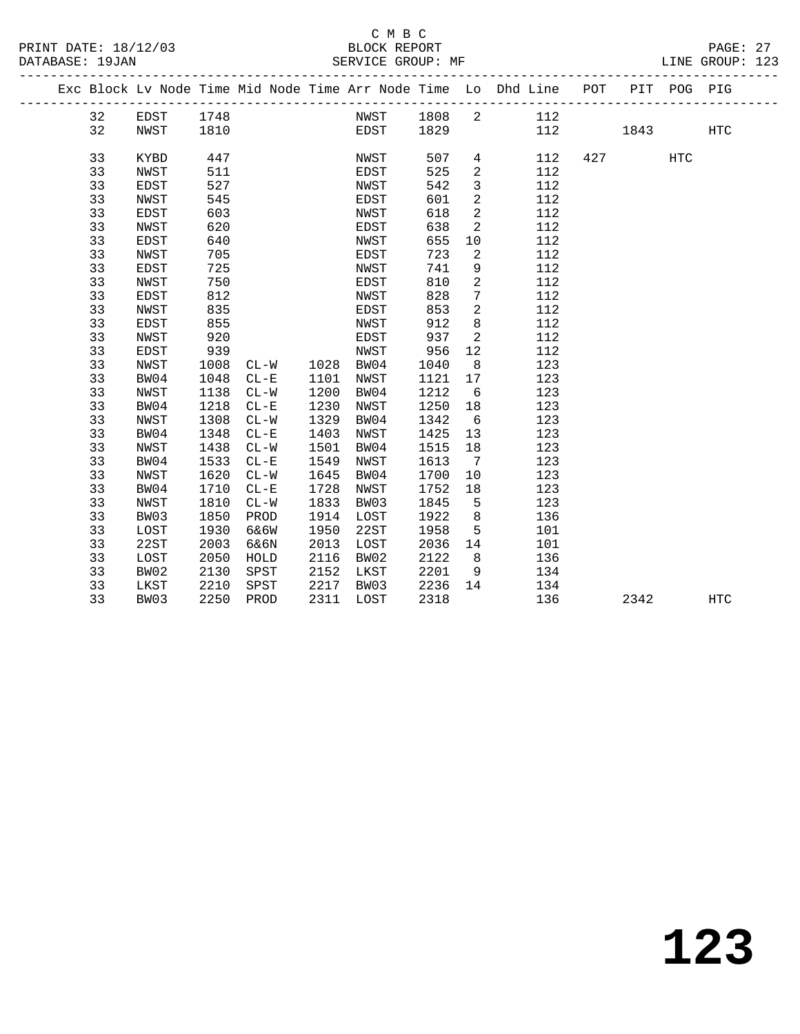C M B C
BLOCK REPORT
SERVICE GROUP: MF

PRINT DATE: 18/12/03
DATABASE: 19JAN
LINE GROUP: 123

| Exc | Block | Lv | Node | Time | Mid Node | Time | Arr Node | Time | Lo | Dhd Line | POT | PIT | POG | PIG |
|---|---|---|---|---|---|---|---|---|---|---|---|---|---|---|
| | 32 | | EDST | 1748 | | | NWST | 1808 | 2 | 112 | | | | |
| | 32 | | NWST | 1810 | | | EDST | 1829 | | 112 | | 1843 | | HTC |
| | 33 | | KYBD | 447 | | | NWST | 507 | 4 | 112 | 427 | | HTC | |
| | 33 | | NWST | 511 | | | EDST | 525 | 2 | 112 | | | | |
| | 33 | | EDST | 527 | | | NWST | 542 | 3 | 112 | | | | |
| | 33 | | NWST | 545 | | | EDST | 601 | 2 | 112 | | | | |
| | 33 | | EDST | 603 | | | NWST | 618 | 2 | 112 | | | | |
| | 33 | | NWST | 620 | | | EDST | 638 | 2 | 112 | | | | |
| | 33 | | EDST | 640 | | | NWST | 655 | 10 | 112 | | | | |
| | 33 | | NWST | 705 | | | EDST | 723 | 2 | 112 | | | | |
| | 33 | | EDST | 725 | | | NWST | 741 | 9 | 112 | | | | |
| | 33 | | NWST | 750 | | | EDST | 810 | 2 | 112 | | | | |
| | 33 | | EDST | 812 | | | NWST | 828 | 7 | 112 | | | | |
| | 33 | | NWST | 835 | | | EDST | 853 | 2 | 112 | | | | |
| | 33 | | EDST | 855 | | | NWST | 912 | 8 | 112 | | | | |
| | 33 | | NWST | 920 | | | EDST | 937 | 2 | 112 | | | | |
| | 33 | | EDST | 939 | | | NWST | 956 | 12 | 112 | | | | |
| | 33 | | NWST | 1008 | CL-W | 1028 | BW04 | 1040 | 8 | 123 | | | | |
| | 33 | | BW04 | 1048 | CL-E | 1101 | NWST | 1121 | 17 | 123 | | | | |
| | 33 | | NWST | 1138 | CL-W | 1200 | BW04 | 1212 | 6 | 123 | | | | |
| | 33 | | BW04 | 1218 | CL-E | 1230 | NWST | 1250 | 18 | 123 | | | | |
| | 33 | | NWST | 1308 | CL-W | 1329 | BW04 | 1342 | 6 | 123 | | | | |
| | 33 | | BW04 | 1348 | CL-E | 1403 | NWST | 1425 | 13 | 123 | | | | |
| | 33 | | NWST | 1438 | CL-W | 1501 | BW04 | 1515 | 18 | 123 | | | | |
| | 33 | | BW04 | 1533 | CL-E | 1549 | NWST | 1613 | 7 | 123 | | | | |
| | 33 | | NWST | 1620 | CL-W | 1645 | BW04 | 1700 | 10 | 123 | | | | |
| | 33 | | BW04 | 1710 | CL-E | 1728 | NWST | 1752 | 18 | 123 | | | | |
| | 33 | | NWST | 1810 | CL-W | 1833 | BW03 | 1845 | 5 | 123 | | | | |
| | 33 | | BW03 | 1850 | PROD | 1914 | LOST | 1922 | 8 | 136 | | | | |
| | 33 | | LOST | 1930 | 6&6W | 1950 | 22ST | 1958 | 5 | 101 | | | | |
| | 33 | | 22ST | 2003 | 6&6N | 2013 | LOST | 2036 | 14 | 101 | | | | |
| | 33 | | LOST | 2050 | HOLD | 2116 | BW02 | 2122 | 8 | 136 | | | | |
| | 33 | | BW02 | 2130 | SPST | 2152 | LKST | 2201 | 9 | 134 | | | | |
| | 33 | | LKST | 2210 | SPST | 2217 | BW03 | 2236 | 14 | 134 | | | | |
| | 33 | | BW03 | 2250 | PROD | 2311 | LOST | 2318 | | 136 | | 2342 | | HTC |

# 123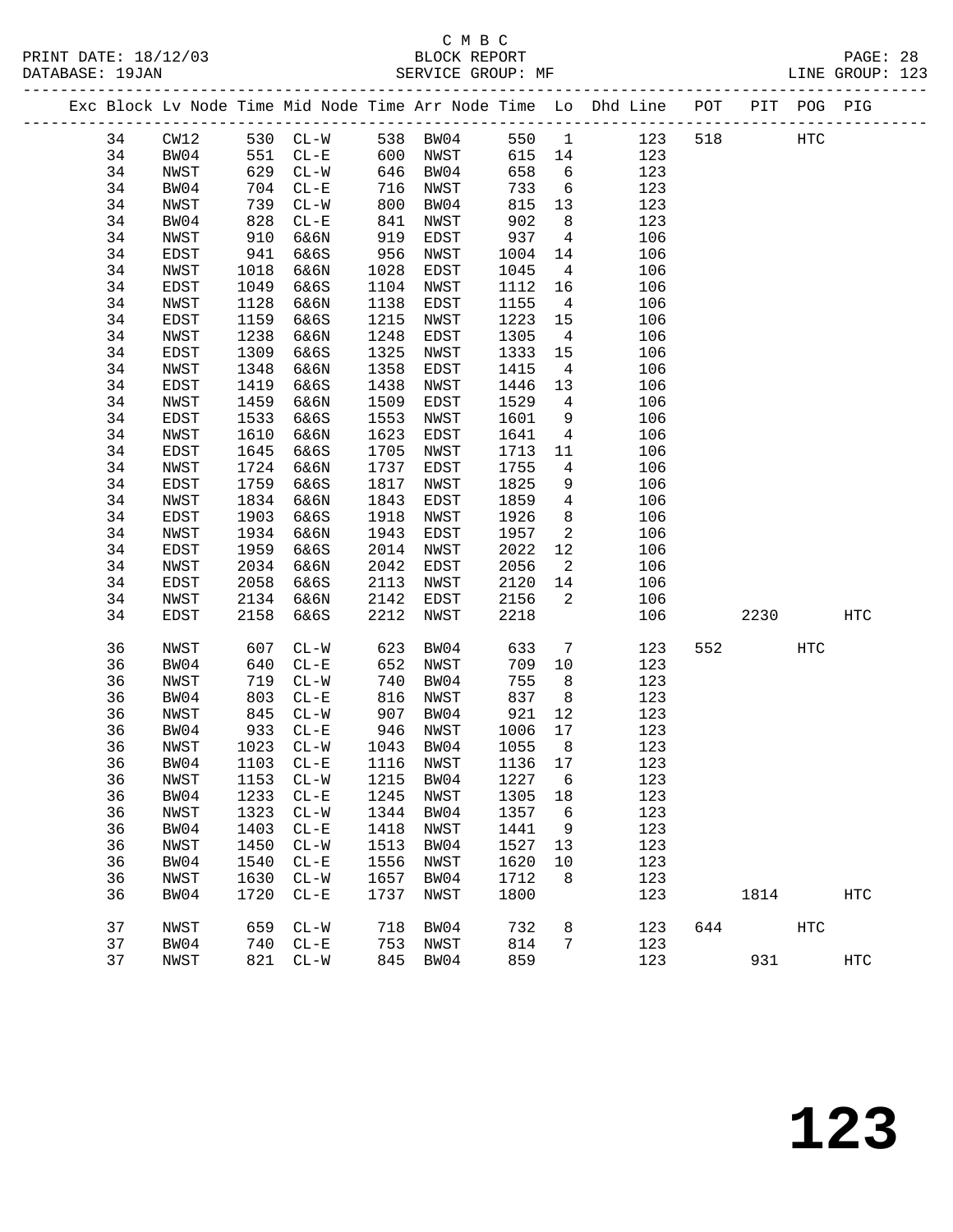C M B C
BLOCK REPORT
SERVICE GROUP: MF

PRINT DATE: 18/12/03
DATABASE: 19JAN
LINE GROUP: 123

| Exc | Block | Lv | Node | Time | Mid Node | Time | Arr Node | Time | Lo | Dhd Line | POT | PIT | POG | PIG |
|---|---|---|---|---|---|---|---|---|---|---|---|---|---|---|
| | 34 | | CW12 | 530 | CL-W | 538 | BW04 | 550 | 1 | 123 | 518 | | HTC | |
| | 34 | | BW04 | 551 | CL-E | 600 | NWST | 615 | 14 | 123 | | | | |
| | 34 | | NWST | 629 | CL-W | 646 | BW04 | 658 | 6 | 123 | | | | |
| | 34 | | BW04 | 704 | CL-E | 716 | NWST | 733 | 6 | 123 | | | | |
| | 34 | | NWST | 739 | CL-W | 800 | BW04 | 815 | 13 | 123 | | | | |
| | 34 | | BW04 | 828 | CL-E | 841 | NWST | 902 | 8 | 123 | | | | |
| | 34 | | NWST | 910 | 6&6N | 919 | EDST | 937 | 4 | 106 | | | | |
| | 34 | | EDST | 941 | 6&6S | 956 | NWST | 1004 | 14 | 106 | | | | |
| | 34 | | NWST | 1018 | 6&6N | 1028 | EDST | 1045 | 4 | 106 | | | | |
| | 34 | | EDST | 1049 | 6&6S | 1104 | NWST | 1112 | 16 | 106 | | | | |
| | 34 | | NWST | 1128 | 6&6N | 1138 | EDST | 1155 | 4 | 106 | | | | |
| | 34 | | EDST | 1159 | 6&6S | 1215 | NWST | 1223 | 15 | 106 | | | | |
| | 34 | | NWST | 1238 | 6&6N | 1248 | EDST | 1305 | 4 | 106 | | | | |
| | 34 | | EDST | 1309 | 6&6S | 1325 | NWST | 1333 | 15 | 106 | | | | |
| | 34 | | NWST | 1348 | 6&6N | 1358 | EDST | 1415 | 4 | 106 | | | | |
| | 34 | | EDST | 1419 | 6&6S | 1438 | NWST | 1446 | 13 | 106 | | | | |
| | 34 | | NWST | 1459 | 6&6N | 1509 | EDST | 1529 | 4 | 106 | | | | |
| | 34 | | EDST | 1533 | 6&6S | 1553 | NWST | 1601 | 9 | 106 | | | | |
| | 34 | | NWST | 1610 | 6&6N | 1623 | EDST | 1641 | 4 | 106 | | | | |
| | 34 | | EDST | 1645 | 6&6S | 1705 | NWST | 1713 | 11 | 106 | | | | |
| | 34 | | NWST | 1724 | 6&6N | 1737 | EDST | 1755 | 4 | 106 | | | | |
| | 34 | | EDST | 1759 | 6&6S | 1817 | NWST | 1825 | 9 | 106 | | | | |
| | 34 | | NWST | 1834 | 6&6N | 1843 | EDST | 1859 | 4 | 106 | | | | |
| | 34 | | EDST | 1903 | 6&6S | 1918 | NWST | 1926 | 8 | 106 | | | | |
| | 34 | | NWST | 1934 | 6&6N | 1943 | EDST | 1957 | 2 | 106 | | | | |
| | 34 | | EDST | 1959 | 6&6S | 2014 | NWST | 2022 | 12 | 106 | | | | |
| | 34 | | NWST | 2034 | 6&6N | 2042 | EDST | 2056 | 2 | 106 | | | | |
| | 34 | | EDST | 2058 | 6&6S | 2113 | NWST | 2120 | 14 | 106 | | | | |
| | 34 | | NWST | 2134 | 6&6N | 2142 | EDST | 2156 | 2 | 106 | | | | |
| | 34 | | EDST | 2158 | 6&6S | 2212 | NWST | 2218 | | 106 | | 2230 | | HTC |
| | 36 | | NWST | 607 | CL-W | 623 | BW04 | 633 | 7 | 123 | 552 | | HTC | |
| | 36 | | BW04 | 640 | CL-E | 652 | NWST | 709 | 10 | 123 | | | | |
| | 36 | | NWST | 719 | CL-W | 740 | BW04 | 755 | 8 | 123 | | | | |
| | 36 | | BW04 | 803 | CL-E | 816 | NWST | 837 | 8 | 123 | | | | |
| | 36 | | NWST | 845 | CL-W | 907 | BW04 | 921 | 12 | 123 | | | | |
| | 36 | | BW04 | 933 | CL-E | 946 | NWST | 1006 | 17 | 123 | | | | |
| | 36 | | NWST | 1023 | CL-W | 1043 | BW04 | 1055 | 8 | 123 | | | | |
| | 36 | | BW04 | 1103 | CL-E | 1116 | NWST | 1136 | 17 | 123 | | | | |
| | 36 | | NWST | 1153 | CL-W | 1215 | BW04 | 1227 | 6 | 123 | | | | |
| | 36 | | BW04 | 1233 | CL-E | 1245 | NWST | 1305 | 18 | 123 | | | | |
| | 36 | | NWST | 1323 | CL-W | 1344 | BW04 | 1357 | 6 | 123 | | | | |
| | 36 | | BW04 | 1403 | CL-E | 1418 | NWST | 1441 | 9 | 123 | | | | |
| | 36 | | NWST | 1450 | CL-W | 1513 | BW04 | 1527 | 13 | 123 | | | | |
| | 36 | | BW04 | 1540 | CL-E | 1556 | NWST | 1620 | 10 | 123 | | | | |
| | 36 | | NWST | 1630 | CL-W | 1657 | BW04 | 1712 | 8 | 123 | | | | |
| | 36 | | BW04 | 1720 | CL-E | 1737 | NWST | 1800 | | 123 | | 1814 | | HTC |
| | 37 | | NWST | 659 | CL-W | 718 | BW04 | 732 | 8 | 123 | 644 | | HTC | |
| | 37 | | BW04 | 740 | CL-E | 753 | NWST | 814 | 7 | 123 | | | | |
| | 37 | | NWST | 821 | CL-W | 845 | BW04 | 859 | | 123 | | 931 | | HTC |

# 123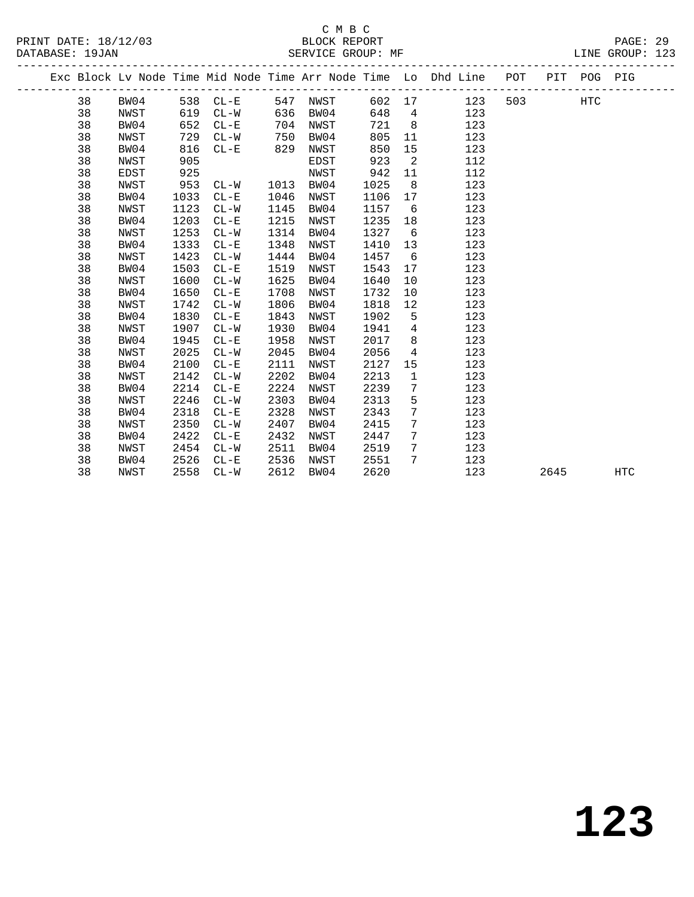C M B C

BLOCK REPORT

SERVICE GROUP: MF

PRINT DATE: 18/12/03
DATABASE: 19JAN

LINE GROUP: 123

| Exc | Block | Lv Node | Time | Mid Node | Time | Arr Node | Time | Lo | Dhd Line | POT | PIT | POG | PIG |
|---|---|---|---|---|---|---|---|---|---|---|---|---|---|
| | 38 | BW04 | 538 | CL-E | 547 | NWST | 602 | 17 | 123 | 503 | | HTC | |
| | 38 | NWST | 619 | CL-W | 636 | BW04 | 648 | 4 | 123 | | | | |
| | 38 | BW04 | 652 | CL-E | 704 | NWST | 721 | 8 | 123 | | | | |
| | 38 | NWST | 729 | CL-W | 750 | BW04 | 805 | 11 | 123 | | | | |
| | 38 | BW04 | 816 | CL-E | 829 | NWST | 850 | 15 | 123 | | | | |
| | 38 | NWST | 905 | | | EDST | 923 | 2 | 112 | | | | |
| | 38 | EDST | 925 | | | NWST | 942 | 11 | 112 | | | | |
| | 38 | NWST | 953 | CL-W | 1013 | BW04 | 1025 | 8 | 123 | | | | |
| | 38 | BW04 | 1033 | CL-E | 1046 | NWST | 1106 | 17 | 123 | | | | |
| | 38 | NWST | 1123 | CL-W | 1145 | BW04 | 1157 | 6 | 123 | | | | |
| | 38 | BW04 | 1203 | CL-E | 1215 | NWST | 1235 | 18 | 123 | | | | |
| | 38 | NWST | 1253 | CL-W | 1314 | BW04 | 1327 | 6 | 123 | | | | |
| | 38 | BW04 | 1333 | CL-E | 1348 | NWST | 1410 | 13 | 123 | | | | |
| | 38 | NWST | 1423 | CL-W | 1444 | BW04 | 1457 | 6 | 123 | | | | |
| | 38 | BW04 | 1503 | CL-E | 1519 | NWST | 1543 | 17 | 123 | | | | |
| | 38 | NWST | 1600 | CL-W | 1625 | BW04 | 1640 | 10 | 123 | | | | |
| | 38 | BW04 | 1650 | CL-E | 1708 | NWST | 1732 | 10 | 123 | | | | |
| | 38 | NWST | 1742 | CL-W | 1806 | BW04 | 1818 | 12 | 123 | | | | |
| | 38 | BW04 | 1830 | CL-E | 1843 | NWST | 1902 | 5 | 123 | | | | |
| | 38 | NWST | 1907 | CL-W | 1930 | BW04 | 1941 | 4 | 123 | | | | |
| | 38 | BW04 | 1945 | CL-E | 1958 | NWST | 2017 | 8 | 123 | | | | |
| | 38 | NWST | 2025 | CL-W | 2045 | BW04 | 2056 | 4 | 123 | | | | |
| | 38 | BW04 | 2100 | CL-E | 2111 | NWST | 2127 | 15 | 123 | | | | |
| | 38 | NWST | 2142 | CL-W | 2202 | BW04 | 2213 | 1 | 123 | | | | |
| | 38 | BW04 | 2214 | CL-E | 2224 | NWST | 2239 | 7 | 123 | | | | |
| | 38 | NWST | 2246 | CL-W | 2303 | BW04 | 2313 | 5 | 123 | | | | |
| | 38 | BW04 | 2318 | CL-E | 2328 | NWST | 2343 | 7 | 123 | | | | |
| | 38 | NWST | 2350 | CL-W | 2407 | BW04 | 2415 | 7 | 123 | | | | |
| | 38 | BW04 | 2422 | CL-E | 2432 | NWST | 2447 | 7 | 123 | | | | |
| | 38 | NWST | 2454 | CL-W | 2511 | BW04 | 2519 | 7 | 123 | | | | |
| | 38 | BW04 | 2526 | CL-E | 2536 | NWST | 2551 | 7 | 123 | | | | |
| | 38 | NWST | 2558 | CL-W | 2612 | BW04 | 2620 | | 123 | | 2645 | | HTC |

# 123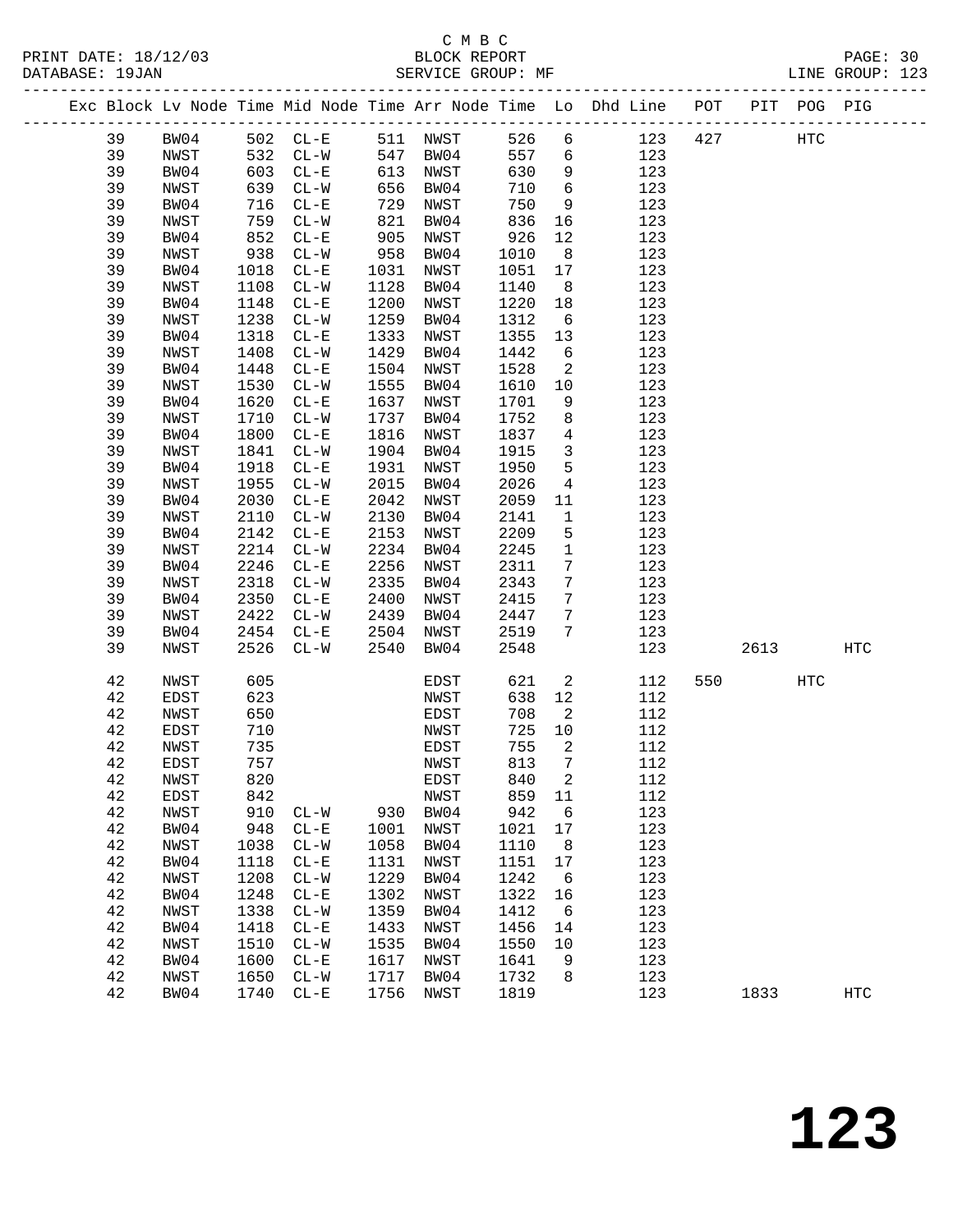C M B C

PRINT DATE: 18/12/03 BLOCK REPORT PAGE: 30
DATABASE: 19JAN SERVICE GROUP: MF LINE GROUP: 123

| Exc | Block | Lv | Node | Time | Mid Node | Time | Arr Node | Time | Lo | Dhd Line | POT | PIT | POG | PIG |
|---|---|---|---|---|---|---|---|---|---|---|---|---|---|---|
| | 39 | | BW04 | 502 | CL-E | 511 | NWST | 526 | 6 | 123 | 427 | | HTC | |
| | 39 | | NWST | 532 | CL-W | 547 | BW04 | 557 | 6 | 123 | | | | |
| | 39 | | BW04 | 603 | CL-E | 613 | NWST | 630 | 9 | 123 | | | | |
| | 39 | | NWST | 639 | CL-W | 656 | BW04 | 710 | 6 | 123 | | | | |
| | 39 | | BW04 | 716 | CL-E | 729 | NWST | 750 | 9 | 123 | | | | |
| | 39 | | NWST | 759 | CL-W | 821 | BW04 | 836 | 16 | 123 | | | | |
| | 39 | | BW04 | 852 | CL-E | 905 | NWST | 926 | 12 | 123 | | | | |
| | 39 | | NWST | 938 | CL-W | 958 | BW04 | 1010 | 8 | 123 | | | | |
| | 39 | | BW04 | 1018 | CL-E | 1031 | NWST | 1051 | 17 | 123 | | | | |
| | 39 | | NWST | 1108 | CL-W | 1128 | BW04 | 1140 | 8 | 123 | | | | |
| | 39 | | BW04 | 1148 | CL-E | 1200 | NWST | 1220 | 18 | 123 | | | | |
| | 39 | | NWST | 1238 | CL-W | 1259 | BW04 | 1312 | 6 | 123 | | | | |
| | 39 | | BW04 | 1318 | CL-E | 1333 | NWST | 1355 | 13 | 123 | | | | |
| | 39 | | NWST | 1408 | CL-W | 1429 | BW04 | 1442 | 6 | 123 | | | | |
| | 39 | | BW04 | 1448 | CL-E | 1504 | NWST | 1528 | 2 | 123 | | | | |
| | 39 | | NWST | 1530 | CL-W | 1555 | BW04 | 1610 | 10 | 123 | | | | |
| | 39 | | BW04 | 1620 | CL-E | 1637 | NWST | 1701 | 9 | 123 | | | | |
| | 39 | | NWST | 1710 | CL-W | 1737 | BW04 | 1752 | 8 | 123 | | | | |
| | 39 | | BW04 | 1800 | CL-E | 1816 | NWST | 1837 | 4 | 123 | | | | |
| | 39 | | NWST | 1841 | CL-W | 1904 | BW04 | 1915 | 3 | 123 | | | | |
| | 39 | | BW04 | 1918 | CL-E | 1931 | NWST | 1950 | 5 | 123 | | | | |
| | 39 | | NWST | 1955 | CL-W | 2015 | BW04 | 2026 | 4 | 123 | | | | |
| | 39 | | BW04 | 2030 | CL-E | 2042 | NWST | 2059 | 11 | 123 | | | | |
| | 39 | | NWST | 2110 | CL-W | 2130 | BW04 | 2141 | 1 | 123 | | | | |
| | 39 | | BW04 | 2142 | CL-E | 2153 | NWST | 2209 | 5 | 123 | | | | |
| | 39 | | NWST | 2214 | CL-W | 2234 | BW04 | 2245 | 1 | 123 | | | | |
| | 39 | | BW04 | 2246 | CL-E | 2256 | NWST | 2311 | 7 | 123 | | | | |
| | 39 | | NWST | 2318 | CL-W | 2335 | BW04 | 2343 | 7 | 123 | | | | |
| | 39 | | BW04 | 2350 | CL-E | 2400 | NWST | 2415 | 7 | 123 | | | | |
| | 39 | | NWST | 2422 | CL-W | 2439 | BW04 | 2447 | 7 | 123 | | | | |
| | 39 | | BW04 | 2454 | CL-E | 2504 | NWST | 2519 | 7 | 123 | | | | |
| | 39 | | NWST | 2526 | CL-W | 2540 | BW04 | 2548 | | 123 | | 2613 | | HTC |
| | 42 | | NWST | 605 | | | EDST | 621 | 2 | 112 | 550 | | HTC | |
| | 42 | | EDST | 623 | | | NWST | 638 | 12 | 112 | | | | |
| | 42 | | NWST | 650 | | | EDST | 708 | 2 | 112 | | | | |
| | 42 | | EDST | 710 | | | NWST | 725 | 10 | 112 | | | | |
| | 42 | | NWST | 735 | | | EDST | 755 | 2 | 112 | | | | |
| | 42 | | EDST | 757 | | | NWST | 813 | 7 | 112 | | | | |
| | 42 | | NWST | 820 | | | EDST | 840 | 2 | 112 | | | | |
| | 42 | | EDST | 842 | | | NWST | 859 | 11 | 112 | | | | |
| | 42 | | NWST | 910 | CL-W | 930 | BW04 | 942 | 6 | 123 | | | | |
| | 42 | | BW04 | 948 | CL-E | 1001 | NWST | 1021 | 17 | 123 | | | | |
| | 42 | | NWST | 1038 | CL-W | 1058 | BW04 | 1110 | 8 | 123 | | | | |
| | 42 | | BW04 | 1118 | CL-E | 1131 | NWST | 1151 | 17 | 123 | | | | |
| | 42 | | NWST | 1208 | CL-W | 1229 | BW04 | 1242 | 6 | 123 | | | | |
| | 42 | | BW04 | 1248 | CL-E | 1302 | NWST | 1322 | 16 | 123 | | | | |
| | 42 | | NWST | 1338 | CL-W | 1359 | BW04 | 1412 | 6 | 123 | | | | |
| | 42 | | BW04 | 1418 | CL-E | 1433 | NWST | 1456 | 14 | 123 | | | | |
| | 42 | | NWST | 1510 | CL-W | 1535 | BW04 | 1550 | 10 | 123 | | | | |
| | 42 | | BW04 | 1600 | CL-E | 1617 | NWST | 1641 | 9 | 123 | | | | |
| | 42 | | NWST | 1650 | CL-W | 1717 | BW04 | 1732 | 8 | 123 | | | | |
| | 42 | | BW04 | 1740 | CL-E | 1756 | NWST | 1819 | | 123 | | 1833 | | HTC |

# 123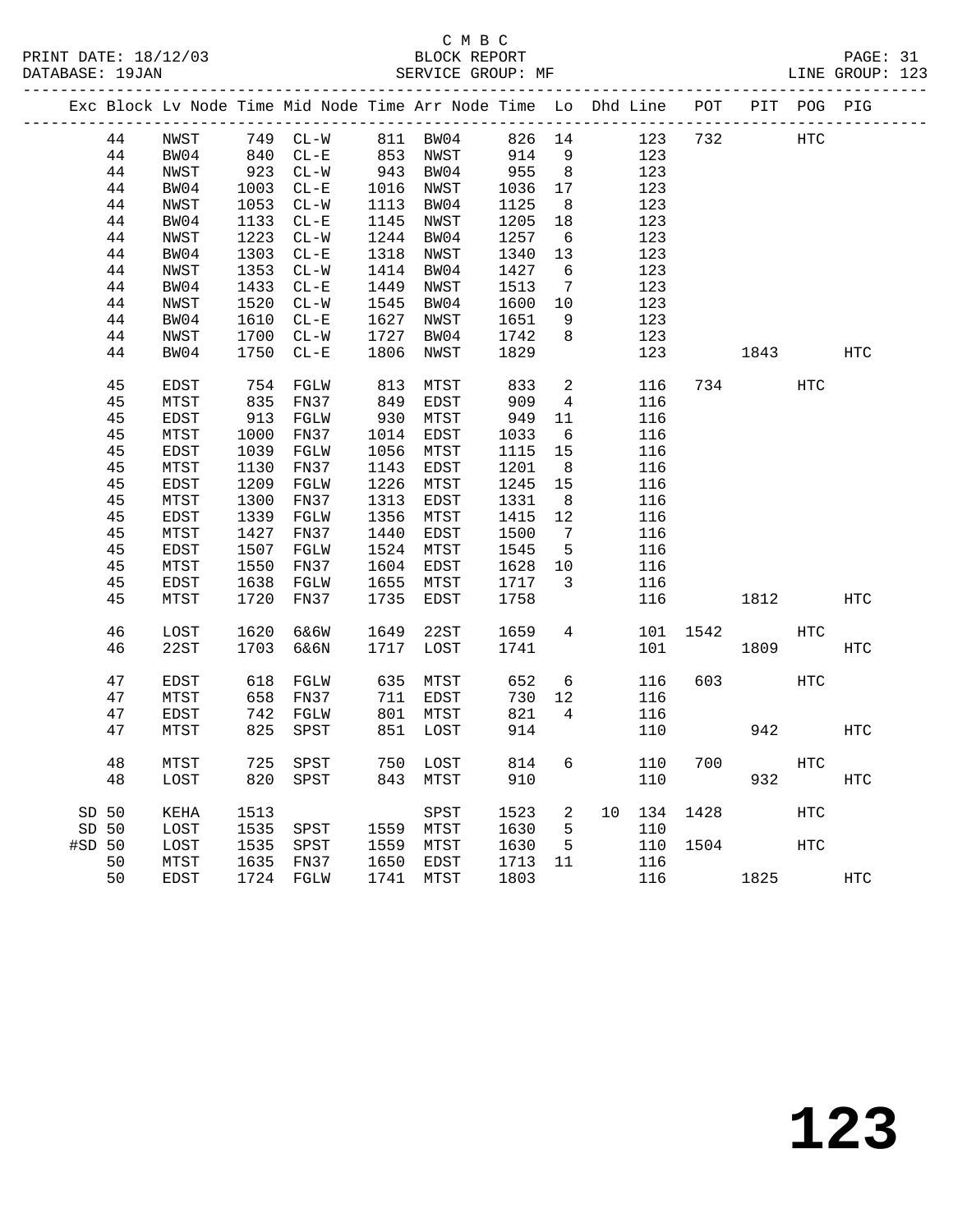C M B C

BLOCK REPORT

SERVICE GROUP: MF

PRINT DATE: 18/12/03
DATABASE: 19JAN

LINE GROUP: 123

| Exc | Block | Lv | Node | Time | Mid Node | Time | Arr Node | Time | Lo | Dhd | Line | POT | PIT | POG | PIG |
|---|---|---|---|---|---|---|---|---|---|---|---|---|---|---|---|
| | 44 | | NWST | 749 | CL-W | 811 | BW04 | 826 | 14 | | 123 | 732 | | HTC | |
| | 44 | | BW04 | 840 | CL-E | 853 | NWST | 914 | 9 | | 123 | | | | |
| | 44 | | NWST | 923 | CL-W | 943 | BW04 | 955 | 8 | | 123 | | | | |
| | 44 | | BW04 | 1003 | CL-E | 1016 | NWST | 1036 | 17 | | 123 | | | | |
| | 44 | | NWST | 1053 | CL-W | 1113 | BW04 | 1125 | 8 | | 123 | | | | |
| | 44 | | BW04 | 1133 | CL-E | 1145 | NWST | 1205 | 18 | | 123 | | | | |
| | 44 | | NWST | 1223 | CL-W | 1244 | BW04 | 1257 | 6 | | 123 | | | | |
| | 44 | | BW04 | 1303 | CL-E | 1318 | NWST | 1340 | 13 | | 123 | | | | |
| | 44 | | NWST | 1353 | CL-W | 1414 | BW04 | 1427 | 6 | | 123 | | | | |
| | 44 | | BW04 | 1433 | CL-E | 1449 | NWST | 1513 | 7 | | 123 | | | | |
| | 44 | | NWST | 1520 | CL-W | 1545 | BW04 | 1600 | 10 | | 123 | | | | |
| | 44 | | BW04 | 1610 | CL-E | 1627 | NWST | 1651 | 9 | | 123 | | | | |
| | 44 | | NWST | 1700 | CL-W | 1727 | BW04 | 1742 | 8 | | 123 | | | | |
| | 44 | | BW04 | 1750 | CL-E | 1806 | NWST | 1829 | | | 123 | | 1843 | | HTC |
| | 45 | | EDST | 754 | FGLW | 813 | MTST | 833 | 2 | | 116 | 734 | | HTC | |
| | 45 | | MTST | 835 | FN37 | 849 | EDST | 909 | 4 | | 116 | | | | |
| | 45 | | EDST | 913 | FGLW | 930 | MTST | 949 | 11 | | 116 | | | | |
| | 45 | | MTST | 1000 | FN37 | 1014 | EDST | 1033 | 6 | | 116 | | | | |
| | 45 | | EDST | 1039 | FGLW | 1056 | MTST | 1115 | 15 | | 116 | | | | |
| | 45 | | MTST | 1130 | FN37 | 1143 | EDST | 1201 | 8 | | 116 | | | | |
| | 45 | | EDST | 1209 | FGLW | 1226 | MTST | 1245 | 15 | | 116 | | | | |
| | 45 | | MTST | 1300 | FN37 | 1313 | EDST | 1331 | 8 | | 116 | | | | |
| | 45 | | EDST | 1339 | FGLW | 1356 | MTST | 1415 | 12 | | 116 | | | | |
| | 45 | | MTST | 1427 | FN37 | 1440 | EDST | 1500 | 7 | | 116 | | | | |
| | 45 | | EDST | 1507 | FGLW | 1524 | MTST | 1545 | 5 | | 116 | | | | |
| | 45 | | MTST | 1550 | FN37 | 1604 | EDST | 1628 | 10 | | 116 | | | | |
| | 45 | | EDST | 1638 | FGLW | 1655 | MTST | 1717 | 3 | | 116 | | | | |
| | 45 | | MTST | 1720 | FN37 | 1735 | EDST | 1758 | | | 116 | | 1812 | | HTC |
| | 46 | | LOST | 1620 | 6&6W | 1649 | 22ST | 1659 | 4 | | 101 | 1542 | | HTC | |
| | 46 | | 22ST | 1703 | 6&6N | 1717 | LOST | 1741 | | | 101 | | 1809 | | HTC |
| | 47 | | EDST | 618 | FGLW | 635 | MTST | 652 | 6 | | 116 | 603 | | HTC | |
| | 47 | | MTST | 658 | FN37 | 711 | EDST | 730 | 12 | | 116 | | | | |
| | 47 | | EDST | 742 | FGLW | 801 | MTST | 821 | 4 | | 116 | | | | |
| | 47 | | MTST | 825 | SPST | 851 | LOST | 914 | | | 110 | | 942 | | HTC |
| | 48 | | MTST | 725 | SPST | 750 | LOST | 814 | 6 | | 110 | 700 | | HTC | |
| | 48 | | LOST | 820 | SPST | 843 | MTST | 910 | | | 110 | | 932 | | HTC |
| SD | 50 | | KEHA | 1513 | | | SPST | 1523 | 2 | 10 | 134 | 1428 | | HTC | |
| SD | 50 | | LOST | 1535 | SPST | 1559 | MTST | 1630 | 5 | | 110 | | | | |
| #SD | 50 | | LOST | 1535 | SPST | 1559 | MTST | 1630 | 5 | | 110 | 1504 | | HTC | |
| | 50 | | MTST | 1635 | FN37 | 1650 | EDST | 1713 | 11 | | 116 | | | | |
| | 50 | | EDST | 1724 | FGLW | 1741 | MTST | 1803 | | | 116 | | 1825 | | HTC |

# 123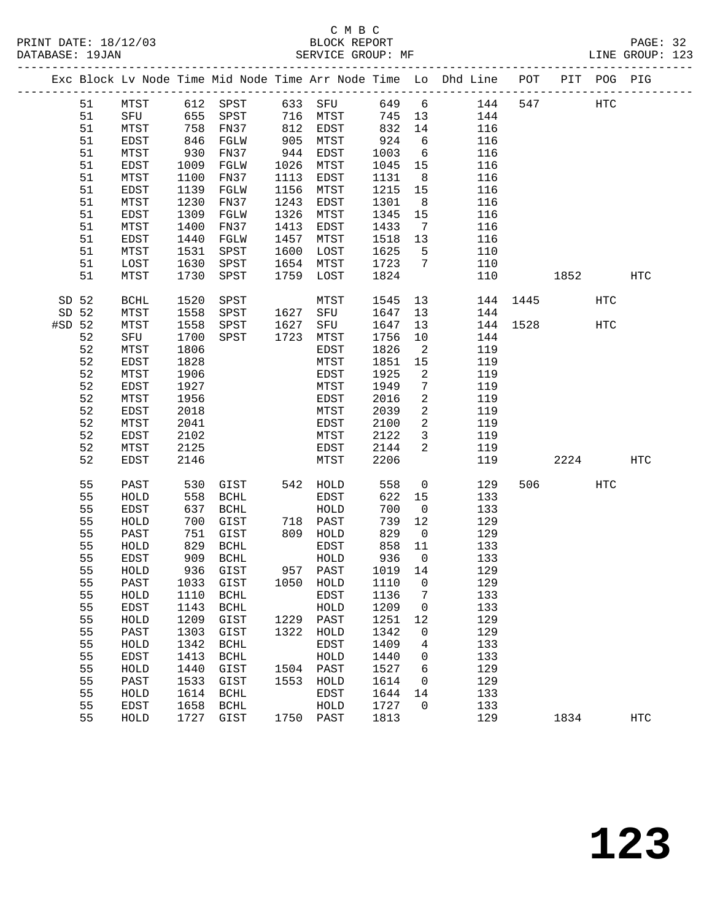C M B C
PRINT DATE: 18/12/03 BLOCK REPORT
DATABASE: 19JAN SERVICE GROUP: MF LINE GROUP: 123

| Exc | Block | Lv Node | Time | Mid Node | Time | Arr Node | Time | Lo | Dhd Line | POT | PIT | POG | PIG |
|---|---|---|---|---|---|---|---|---|---|---|---|---|---|
| | 51 | MTST | 612 | SPST | 633 | SFU | 649 | 6 | 144 | 547 | | HTC | |
| | 51 | SFU | 655 | SPST | 716 | MTST | 745 | 13 | 144 | | | | |
| | 51 | MTST | 758 | FN37 | 812 | EDST | 832 | 14 | 116 | | | | |
| | 51 | EDST | 846 | FGLW | 905 | MTST | 924 | 6 | 116 | | | | |
| | 51 | MTST | 930 | FN37 | 944 | EDST | 1003 | 6 | 116 | | | | |
| | 51 | EDST | 1009 | FGLW | 1026 | MTST | 1045 | 15 | 116 | | | | |
| | 51 | MTST | 1100 | FN37 | 1113 | EDST | 1131 | 8 | 116 | | | | |
| | 51 | EDST | 1139 | FGLW | 1156 | MTST | 1215 | 15 | 116 | | | | |
| | 51 | MTST | 1230 | FN37 | 1243 | EDST | 1301 | 8 | 116 | | | | |
| | 51 | EDST | 1309 | FGLW | 1326 | MTST | 1345 | 15 | 116 | | | | |
| | 51 | MTST | 1400 | FN37 | 1413 | EDST | 1433 | 7 | 116 | | | | |
| | 51 | EDST | 1440 | FGLW | 1457 | MTST | 1518 | 13 | 116 | | | | |
| | 51 | MTST | 1531 | SPST | 1600 | LOST | 1625 | 5 | 110 | | | | |
| | 51 | LOST | 1630 | SPST | 1654 | MTST | 1723 | 7 | 110 | | | | |
| | 51 | MTST | 1730 | SPST | 1759 | LOST | 1824 | | 110 | | 1852 | | HTC |
| SD | 52 | BCHL | 1520 | SPST | | MTST | 1545 | 13 | 144 | 1445 | | HTC | |
| SD | 52 | MTST | 1558 | SPST | 1627 | SFU | 1647 | 13 | 144 | | | | |
| #SD | 52 | MTST | 1558 | SPST | 1627 | SFU | 1647 | 13 | 144 | 1528 | | HTC | |
| | 52 | SFU | 1700 | SPST | 1723 | MTST | 1756 | 10 | 144 | | | | |
| | 52 | MTST | 1806 | | | EDST | 1826 | 2 | 119 | | | | |
| | 52 | EDST | 1828 | | | MTST | 1851 | 15 | 119 | | | | |
| | 52 | MTST | 1906 | | | EDST | 1925 | 2 | 119 | | | | |
| | 52 | EDST | 1927 | | | MTST | 1949 | 7 | 119 | | | | |
| | 52 | MTST | 1956 | | | EDST | 2016 | 2 | 119 | | | | |
| | 52 | EDST | 2018 | | | MTST | 2039 | 2 | 119 | | | | |
| | 52 | MTST | 2041 | | | EDST | 2100 | 2 | 119 | | | | |
| | 52 | EDST | 2102 | | | MTST | 2122 | 3 | 119 | | | | |
| | 52 | MTST | 2125 | | | EDST | 2144 | 2 | 119 | | | | |
| | 52 | EDST | 2146 | | | MTST | 2206 | | 119 | | 2224 | | HTC |
| | 55 | PAST | 530 | GIST | 542 | HOLD | 558 | 0 | 129 | 506 | | HTC | |
| | 55 | HOLD | 558 | BCHL | | EDST | 622 | 15 | 133 | | | | |
| | 55 | EDST | 637 | BCHL | | HOLD | 700 | 0 | 133 | | | | |
| | 55 | HOLD | 700 | GIST | 718 | PAST | 739 | 12 | 129 | | | | |
| | 55 | PAST | 751 | GIST | 809 | HOLD | 829 | 0 | 129 | | | | |
| | 55 | HOLD | 829 | BCHL | | EDST | 858 | 11 | 133 | | | | |
| | 55 | EDST | 909 | BCHL | | HOLD | 936 | 0 | 133 | | | | |
| | 55 | HOLD | 936 | GIST | 957 | PAST | 1019 | 14 | 129 | | | | |
| | 55 | PAST | 1033 | GIST | 1050 | HOLD | 1110 | 0 | 129 | | | | |
| | 55 | HOLD | 1110 | BCHL | | EDST | 1136 | 7 | 133 | | | | |
| | 55 | EDST | 1143 | BCHL | | HOLD | 1209 | 0 | 133 | | | | |
| | 55 | HOLD | 1209 | GIST | 1229 | PAST | 1251 | 12 | 129 | | | | |
| | 55 | PAST | 1303 | GIST | 1322 | HOLD | 1342 | 0 | 129 | | | | |
| | 55 | HOLD | 1342 | BCHL | | EDST | 1409 | 4 | 133 | | | | |
| | 55 | EDST | 1413 | BCHL | | HOLD | 1440 | 0 | 133 | | | | |
| | 55 | HOLD | 1440 | GIST | 1504 | PAST | 1527 | 6 | 129 | | | | |
| | 55 | PAST | 1533 | GIST | 1553 | HOLD | 1614 | 0 | 129 | | | | |
| | 55 | HOLD | 1614 | BCHL | | EDST | 1644 | 14 | 133 | | | | |
| | 55 | EDST | 1658 | BCHL | | HOLD | 1727 | 0 | 133 | | | | |
| | 55 | HOLD | 1727 | GIST | 1750 | PAST | 1813 | | 129 | | 1834 | | HTC |

**123**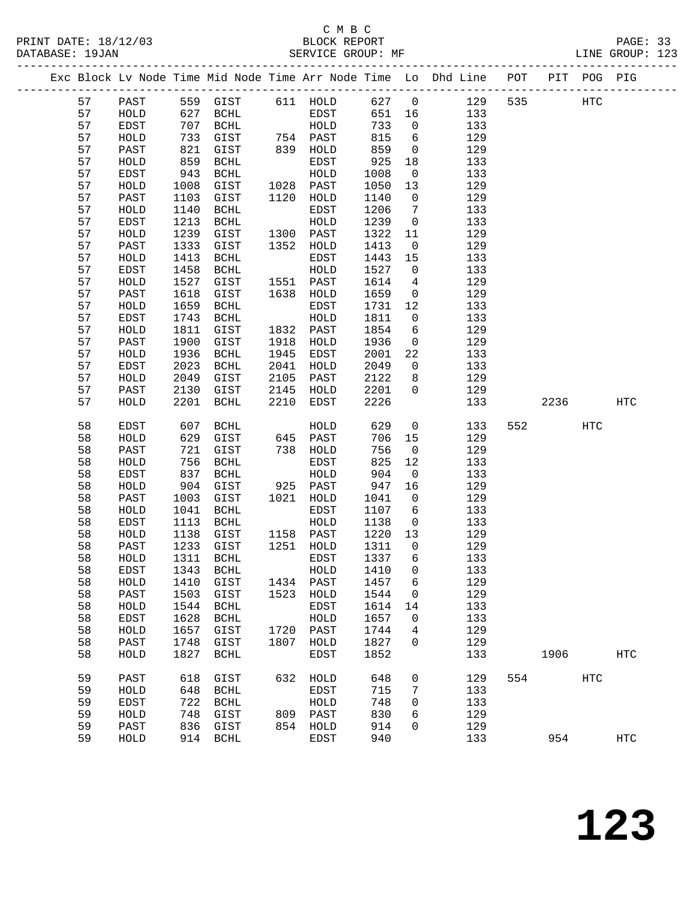C M B C

PRINT DATE: 18/12/03 BLOCK REPORT

DATABASE: 19JAN SERVICE GROUP: MF LINE GROUP: 123

| Exc | Block | Lv | Node | Time | Mid Node | Time | Arr Node | Time | Lo | Dhd Line | POT | PIT | POG | PIG |
|---|---|---|---|---|---|---|---|---|---|---|---|---|---|---|
| | 57 | | PAST | 559 | GIST | 611 | HOLD | 627 | 0 | 129 | 535 | | HTC | |
| | 57 | | HOLD | 627 | BCHL | | EDST | 651 | 16 | 133 | | | | |
| | 57 | | EDST | 707 | BCHL | | HOLD | 733 | 0 | 133 | | | | |
| | 57 | | HOLD | 733 | GIST | 754 | PAST | 815 | 6 | 129 | | | | |
| | 57 | | PAST | 821 | GIST | 839 | HOLD | 859 | 0 | 129 | | | | |
| | 57 | | HOLD | 859 | BCHL | | EDST | 925 | 18 | 133 | | | | |
| | 57 | | EDST | 943 | BCHL | | HOLD | 1008 | 0 | 133 | | | | |
| | 57 | | HOLD | 1008 | GIST | 1028 | PAST | 1050 | 13 | 129 | | | | |
| | 57 | | PAST | 1103 | GIST | 1120 | HOLD | 1140 | 0 | 129 | | | | |
| | 57 | | HOLD | 1140 | BCHL | | EDST | 1206 | 7 | 133 | | | | |
| | 57 | | EDST | 1213 | BCHL | | HOLD | 1239 | 0 | 133 | | | | |
| | 57 | | HOLD | 1239 | GIST | 1300 | PAST | 1322 | 11 | 129 | | | | |
| | 57 | | PAST | 1333 | GIST | 1352 | HOLD | 1413 | 0 | 129 | | | | |
| | 57 | | HOLD | 1413 | BCHL | | EDST | 1443 | 15 | 133 | | | | |
| | 57 | | EDST | 1458 | BCHL | | HOLD | 1527 | 0 | 133 | | | | |
| | 57 | | HOLD | 1527 | GIST | 1551 | PAST | 1614 | 4 | 129 | | | | |
| | 57 | | PAST | 1618 | GIST | 1638 | HOLD | 1659 | 0 | 129 | | | | |
| | 57 | | HOLD | 1659 | BCHL | | EDST | 1731 | 12 | 133 | | | | |
| | 57 | | EDST | 1743 | BCHL | | HOLD | 1811 | 0 | 133 | | | | |
| | 57 | | HOLD | 1811 | GIST | 1832 | PAST | 1854 | 6 | 129 | | | | |
| | 57 | | PAST | 1900 | GIST | 1918 | HOLD | 1936 | 0 | 129 | | | | |
| | 57 | | HOLD | 1936 | BCHL | 1945 | EDST | 2001 | 22 | 133 | | | | |
| | 57 | | EDST | 2023 | BCHL | 2041 | HOLD | 2049 | 0 | 133 | | | | |
| | 57 | | HOLD | 2049 | GIST | 2105 | PAST | 2122 | 8 | 129 | | | | |
| | 57 | | PAST | 2130 | GIST | 2145 | HOLD | 2201 | 0 | 129 | | | | |
| | 57 | | HOLD | 2201 | BCHL | 2210 | EDST | 2226 | | 133 | | 2236 | | HTC |
| | 58 | | EDST | 607 | BCHL | | HOLD | 629 | 0 | 133 | 552 | | HTC | |
| | 58 | | HOLD | 629 | GIST | 645 | PAST | 706 | 15 | 129 | | | | |
| | 58 | | PAST | 721 | GIST | 738 | HOLD | 756 | 0 | 129 | | | | |
| | 58 | | HOLD | 756 | BCHL | | EDST | 825 | 12 | 133 | | | | |
| | 58 | | EDST | 837 | BCHL | | HOLD | 904 | 0 | 133 | | | | |
| | 58 | | HOLD | 904 | GIST | 925 | PAST | 947 | 16 | 129 | | | | |
| | 58 | | PAST | 1003 | GIST | 1021 | HOLD | 1041 | 0 | 129 | | | | |
| | 58 | | HOLD | 1041 | BCHL | | EDST | 1107 | 6 | 133 | | | | |
| | 58 | | EDST | 1113 | BCHL | | HOLD | 1138 | 0 | 133 | | | | |
| | 58 | | HOLD | 1138 | GIST | 1158 | PAST | 1220 | 13 | 129 | | | | |
| | 58 | | PAST | 1233 | GIST | 1251 | HOLD | 1311 | 0 | 129 | | | | |
| | 58 | | HOLD | 1311 | BCHL | | EDST | 1337 | 6 | 133 | | | | |
| | 58 | | EDST | 1343 | BCHL | | HOLD | 1410 | 0 | 133 | | | | |
| | 58 | | HOLD | 1410 | GIST | 1434 | PAST | 1457 | 6 | 129 | | | | |
| | 58 | | PAST | 1503 | GIST | 1523 | HOLD | 1544 | 0 | 129 | | | | |
| | 58 | | HOLD | 1544 | BCHL | | EDST | 1614 | 14 | 133 | | | | |
| | 58 | | EDST | 1628 | BCHL | | HOLD | 1657 | 0 | 133 | | | | |
| | 58 | | HOLD | 1657 | GIST | 1720 | PAST | 1744 | 4 | 129 | | | | |
| | 58 | | PAST | 1748 | GIST | 1807 | HOLD | 1827 | 0 | 129 | | | | |
| | 58 | | HOLD | 1827 | BCHL | | EDST | 1852 | | 133 | | 1906 | | HTC |
| | 59 | | PAST | 618 | GIST | 632 | HOLD | 648 | 0 | 129 | 554 | | HTC | |
| | 59 | | HOLD | 648 | BCHL | | EDST | 715 | 7 | 133 | | | | |
| | 59 | | EDST | 722 | BCHL | | HOLD | 748 | 0 | 133 | | | | |
| | 59 | | HOLD | 748 | GIST | 809 | PAST | 830 | 6 | 129 | | | | |
| | 59 | | PAST | 836 | GIST | 854 | HOLD | 914 | 0 | 129 | | | | |
| | 59 | | HOLD | 914 | BCHL | | EDST | 940 | | 133 | | 954 | | HTC |

# 123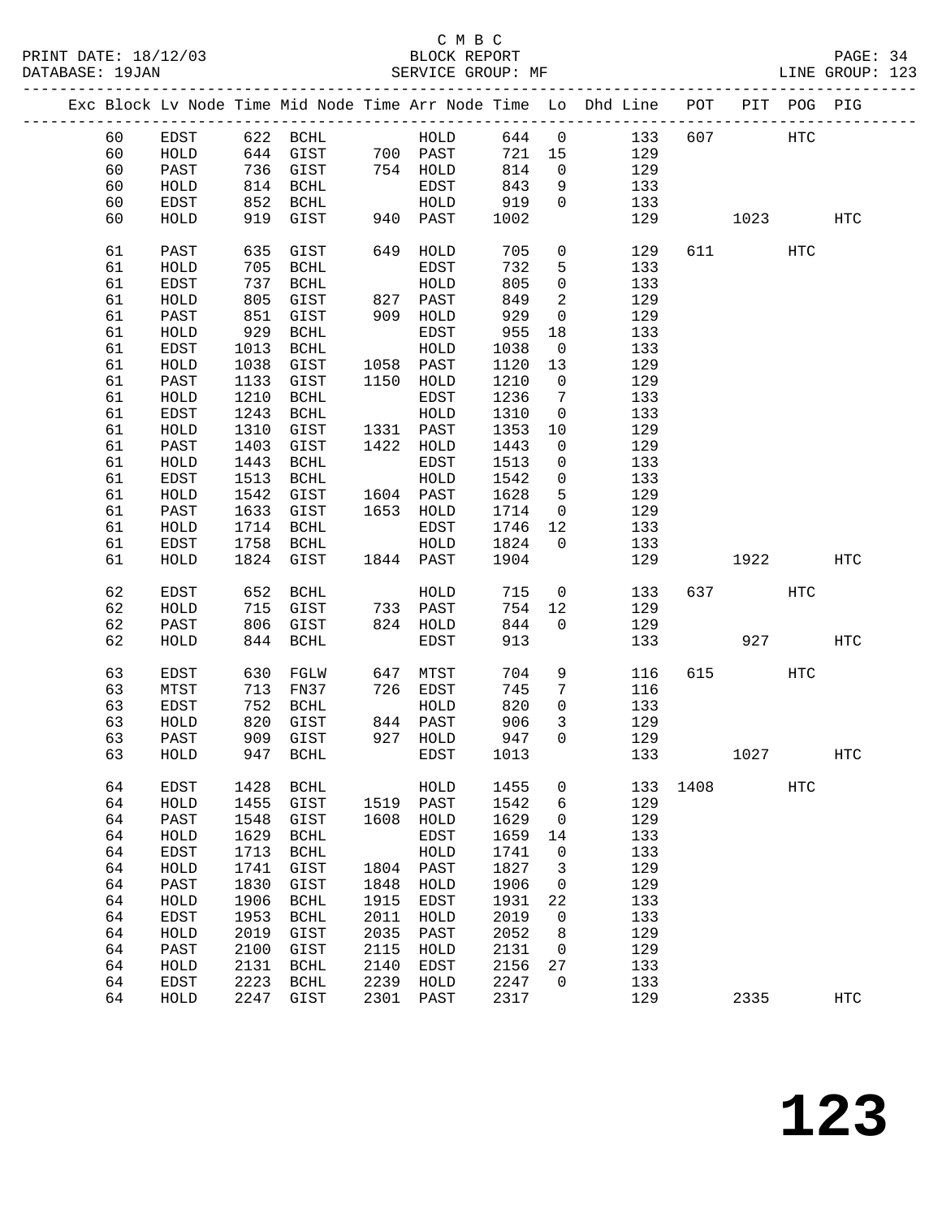C M B C
BLOCK REPORT
SERVICE GROUP: MF

PRINT DATE: 18/12/03
DATABASE: 19JAN
LINE GROUP: 123

| Exc | Block | Lv Node | Time | Mid Node | Time | Arr Node | Time | Lo | Dhd Line | POT | PIT | POG | PIG |
|---|---|---|---|---|---|---|---|---|---|---|---|---|---|
| | 60 | EDST | 622 | BCHL | | HOLD | 644 | 0 | 133 | 607 | | HTC | |
| | 60 | HOLD | 644 | GIST | 700 | PAST | 721 | 15 | 129 | | | | |
| | 60 | PAST | 736 | GIST | 754 | HOLD | 814 | 0 | 129 | | | | |
| | 60 | HOLD | 814 | BCHL | | EDST | 843 | 9 | 133 | | | | |
| | 60 | EDST | 852 | BCHL | | HOLD | 919 | 0 | 133 | | | | |
| | 60 | HOLD | 919 | GIST | 940 | PAST | 1002 | | 129 | | 1023 | | HTC |
| | 61 | PAST | 635 | GIST | 649 | HOLD | 705 | 0 | 129 | 611 | | HTC | |
| | 61 | HOLD | 705 | BCHL | | EDST | 732 | 5 | 133 | | | | |
| | 61 | EDST | 737 | BCHL | | HOLD | 805 | 0 | 133 | | | | |
| | 61 | HOLD | 805 | GIST | 827 | PAST | 849 | 2 | 129 | | | | |
| | 61 | PAST | 851 | GIST | 909 | HOLD | 929 | 0 | 129 | | | | |
| | 61 | HOLD | 929 | BCHL | | EDST | 955 | 18 | 133 | | | | |
| | 61 | EDST | 1013 | BCHL | | HOLD | 1038 | 0 | 133 | | | | |
| | 61 | HOLD | 1038 | GIST | 1058 | PAST | 1120 | 13 | 129 | | | | |
| | 61 | PAST | 1133 | GIST | 1150 | HOLD | 1210 | 0 | 129 | | | | |
| | 61 | HOLD | 1210 | BCHL | | EDST | 1236 | 7 | 133 | | | | |
| | 61 | EDST | 1243 | BCHL | | HOLD | 1310 | 0 | 133 | | | | |
| | 61 | HOLD | 1310 | GIST | 1331 | PAST | 1353 | 10 | 129 | | | | |
| | 61 | PAST | 1403 | GIST | 1422 | HOLD | 1443 | 0 | 129 | | | | |
| | 61 | HOLD | 1443 | BCHL | | EDST | 1513 | 0 | 133 | | | | |
| | 61 | EDST | 1513 | BCHL | | HOLD | 1542 | 0 | 133 | | | | |
| | 61 | HOLD | 1542 | GIST | 1604 | PAST | 1628 | 5 | 129 | | | | |
| | 61 | PAST | 1633 | GIST | 1653 | HOLD | 1714 | 0 | 129 | | | | |
| | 61 | HOLD | 1714 | BCHL | | EDST | 1746 | 12 | 133 | | | | |
| | 61 | EDST | 1758 | BCHL | | HOLD | 1824 | 0 | 133 | | | | |
| | 61 | HOLD | 1824 | GIST | 1844 | PAST | 1904 | | 129 | | 1922 | | HTC |
| | 62 | EDST | 652 | BCHL | | HOLD | 715 | 0 | 133 | 637 | | HTC | |
| | 62 | HOLD | 715 | GIST | 733 | PAST | 754 | 12 | 129 | | | | |
| | 62 | PAST | 806 | GIST | 824 | HOLD | 844 | 0 | 129 | | | | |
| | 62 | HOLD | 844 | BCHL | | EDST | 913 | | 133 | | 927 | | HTC |
| | 63 | EDST | 630 | FGLW | 647 | MTST | 704 | 9 | 116 | 615 | | HTC | |
| | 63 | MTST | 713 | FN37 | 726 | EDST | 745 | 7 | 116 | | | | |
| | 63 | EDST | 752 | BCHL | | HOLD | 820 | 0 | 133 | | | | |
| | 63 | HOLD | 820 | GIST | 844 | PAST | 906 | 3 | 129 | | | | |
| | 63 | PAST | 909 | GIST | 927 | HOLD | 947 | 0 | 129 | | | | |
| | 63 | HOLD | 947 | BCHL | | EDST | 1013 | | 133 | | 1027 | | HTC |
| | 64 | EDST | 1428 | BCHL | | HOLD | 1455 | 0 | 133 | 1408 | | HTC | |
| | 64 | HOLD | 1455 | GIST | 1519 | PAST | 1542 | 6 | 129 | | | | |
| | 64 | PAST | 1548 | GIST | 1608 | HOLD | 1629 | 0 | 129 | | | | |
| | 64 | HOLD | 1629 | BCHL | | EDST | 1659 | 14 | 133 | | | | |
| | 64 | EDST | 1713 | BCHL | | HOLD | 1741 | 0 | 133 | | | | |
| | 64 | HOLD | 1741 | GIST | 1804 | PAST | 1827 | 3 | 129 | | | | |
| | 64 | PAST | 1830 | GIST | 1848 | HOLD | 1906 | 0 | 129 | | | | |
| | 64 | HOLD | 1906 | BCHL | 1915 | EDST | 1931 | 22 | 133 | | | | |
| | 64 | EDST | 1953 | BCHL | 2011 | HOLD | 2019 | 0 | 133 | | | | |
| | 64 | HOLD | 2019 | GIST | 2035 | PAST | 2052 | 8 | 129 | | | | |
| | 64 | PAST | 2100 | GIST | 2115 | HOLD | 2131 | 0 | 129 | | | | |
| | 64 | HOLD | 2131 | BCHL | 2140 | EDST | 2156 | 27 | 133 | | | | |
| | 64 | EDST | 2223 | BCHL | 2239 | HOLD | 2247 | 0 | 133 | | | | |
| | 64 | HOLD | 2247 | GIST | 2301 | PAST | 2317 | | 129 | | 2335 | | HTC |

# 123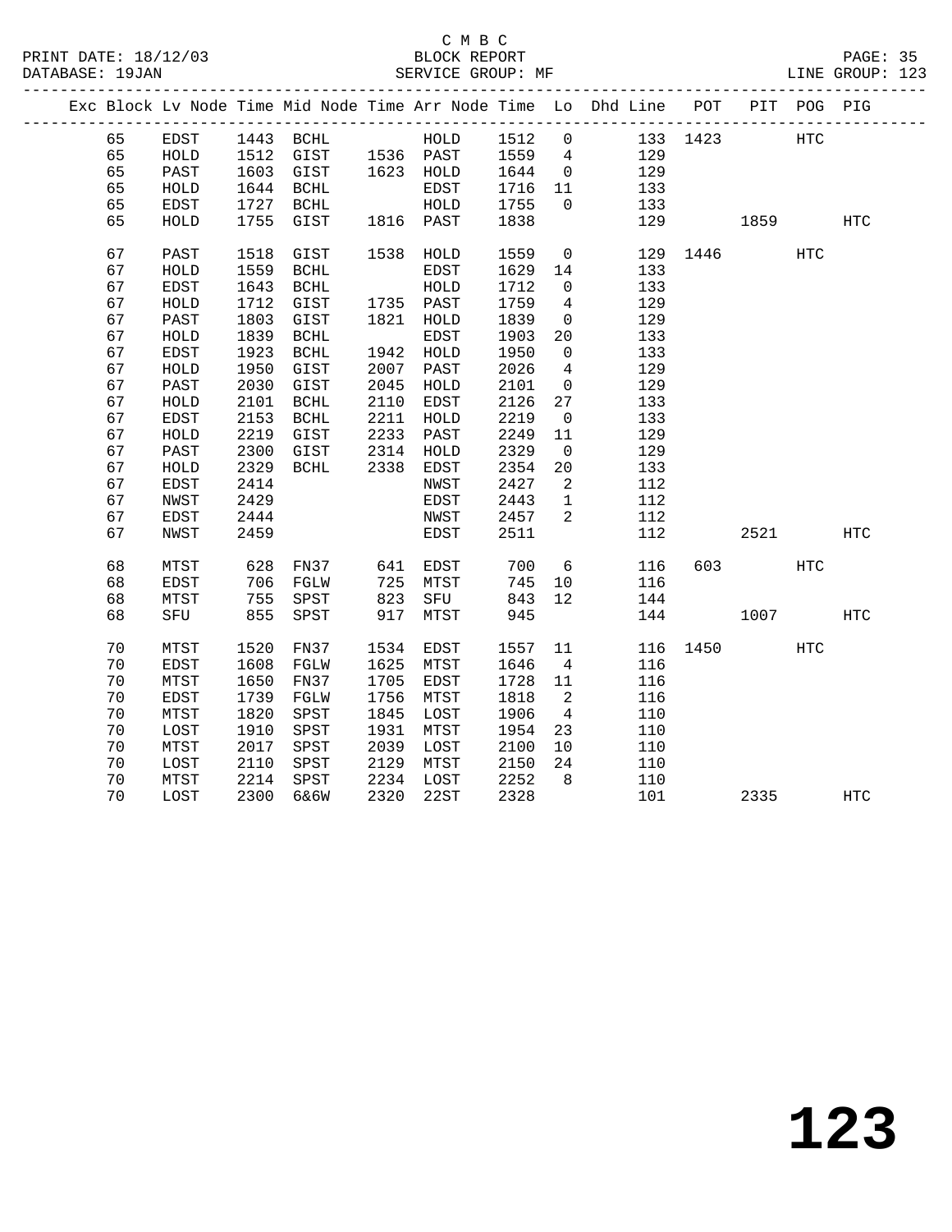C M B C

PRINT DATE: 18/12/03 BLOCK REPORT
DATABASE: 19JAN SERVICE GROUP: MF LINE GROUP: 123

| Exc | Block | Lv | Node | Time | Mid Node | Time | Arr Node | Time | Lo | Dhd Line | POT | PIT | POG | PIG |
|---|---|---|---|---|---|---|---|---|---|---|---|---|---|---|
| | 65 | | EDST | 1443 | BCHL | | HOLD | 1512 | 0 | 133 | 1423 | | HTC | |
| | 65 | | HOLD | 1512 | GIST | 1536 | PAST | 1559 | 4 | 129 | | | | |
| | 65 | | PAST | 1603 | GIST | 1623 | HOLD | 1644 | 0 | 129 | | | | |
| | 65 | | HOLD | 1644 | BCHL | | EDST | 1716 | 11 | 133 | | | | |
| | 65 | | EDST | 1727 | BCHL | | HOLD | 1755 | 0 | 133 | | | | |
| | 65 | | HOLD | 1755 | GIST | 1816 | PAST | 1838 | | 129 | | 1859 | | HTC |
| | 67 | | PAST | 1518 | GIST | 1538 | HOLD | 1559 | 0 | 129 | 1446 | | HTC | |
| | 67 | | HOLD | 1559 | BCHL | | EDST | 1629 | 14 | 133 | | | | |
| | 67 | | EDST | 1643 | BCHL | | HOLD | 1712 | 0 | 133 | | | | |
| | 67 | | HOLD | 1712 | GIST | 1735 | PAST | 1759 | 4 | 129 | | | | |
| | 67 | | PAST | 1803 | GIST | 1821 | HOLD | 1839 | 0 | 129 | | | | |
| | 67 | | HOLD | 1839 | BCHL | | EDST | 1903 | 20 | 133 | | | | |
| | 67 | | EDST | 1923 | BCHL | 1942 | HOLD | 1950 | 0 | 133 | | | | |
| | 67 | | HOLD | 1950 | GIST | 2007 | PAST | 2026 | 4 | 129 | | | | |
| | 67 | | PAST | 2030 | GIST | 2045 | HOLD | 2101 | 0 | 129 | | | | |
| | 67 | | HOLD | 2101 | BCHL | 2110 | EDST | 2126 | 27 | 133 | | | | |
| | 67 | | EDST | 2153 | BCHL | 2211 | HOLD | 2219 | 0 | 133 | | | | |
| | 67 | | HOLD | 2219 | GIST | 2233 | PAST | 2249 | 11 | 129 | | | | |
| | 67 | | PAST | 2300 | GIST | 2314 | HOLD | 2329 | 0 | 129 | | | | |
| | 67 | | HOLD | 2329 | BCHL | 2338 | EDST | 2354 | 20 | 133 | | | | |
| | 67 | | EDST | 2414 | | | NWST | 2427 | 2 | 112 | | | | |
| | 67 | | NWST | 2429 | | | EDST | 2443 | 1 | 112 | | | | |
| | 67 | | EDST | 2444 | | | NWST | 2457 | 2 | 112 | | | | |
| | 67 | | NWST | 2459 | | | EDST | 2511 | | 112 | | 2521 | | HTC |
| | 68 | | MTST | 628 | FN37 | 641 | EDST | 700 | 6 | 116 | 603 | | HTC | |
| | 68 | | EDST | 706 | FGLW | 725 | MTST | 745 | 10 | 116 | | | | |
| | 68 | | MTST | 755 | SPST | 823 | SFU | 843 | 12 | 144 | | | | |
| | 68 | | SFU | 855 | SPST | 917 | MTST | 945 | | 144 | | 1007 | | HTC |
| | 70 | | MTST | 1520 | FN37 | 1534 | EDST | 1557 | 11 | 116 | 1450 | | HTC | |
| | 70 | | EDST | 1608 | FGLW | 1625 | MTST | 1646 | 4 | 116 | | | | |
| | 70 | | MTST | 1650 | FN37 | 1705 | EDST | 1728 | 11 | 116 | | | | |
| | 70 | | EDST | 1739 | FGLW | 1756 | MTST | 1818 | 2 | 116 | | | | |
| | 70 | | MTST | 1820 | SPST | 1845 | LOST | 1906 | 4 | 110 | | | | |
| | 70 | | LOST | 1910 | SPST | 1931 | MTST | 1954 | 23 | 110 | | | | |
| | 70 | | MTST | 2017 | SPST | 2039 | LOST | 2100 | 10 | 110 | | | | |
| | 70 | | LOST | 2110 | SPST | 2129 | MTST | 2150 | 24 | 110 | | | | |
| | 70 | | MTST | 2214 | SPST | 2234 | LOST | 2252 | 8 | 110 | | | | |
| | 70 | | LOST | 2300 | 6&6W | 2320 | 22ST | 2328 | | 101 | | 2335 | | HTC |

# 123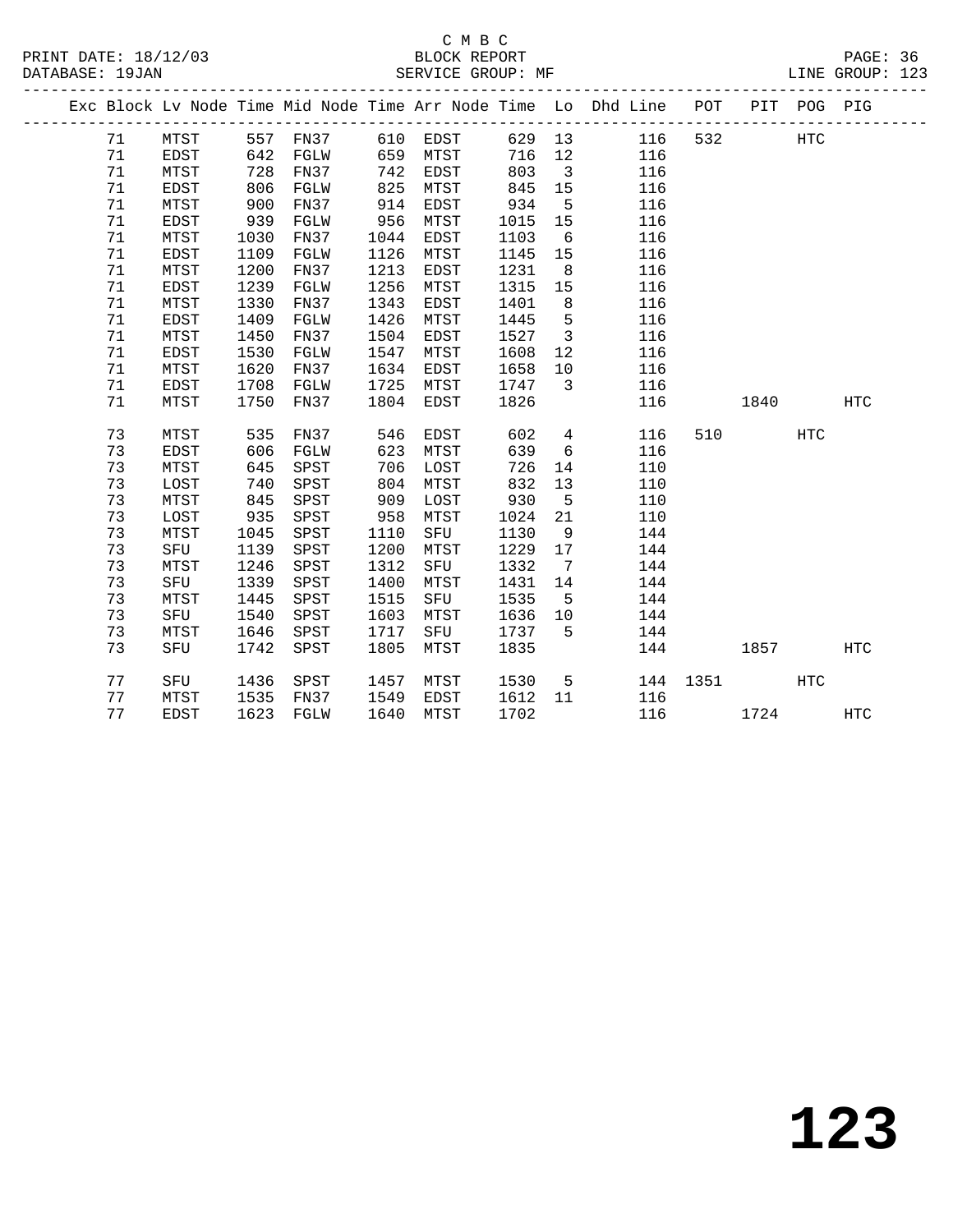C M B C
PRINT DATE: 18/12/03 BLOCK REPORT
DATABASE: 19JAN SERVICE GROUP: MF LINE GROUP: 123

| Exc | Block | Lv | Node | Time | Mid Node | Time | Arr Node | Time | Lo | Dhd Line | POT | PIT | POG | PIG |
|---|---|---|---|---|---|---|---|---|---|---|---|---|---|---|
| | 71 | | MTST | 557 | FN37 | 610 | EDST | 629 | 13 | 116 | 532 | | HTC | |
| | 71 | | EDST | 642 | FGLW | 659 | MTST | 716 | 12 | 116 | | | | |
| | 71 | | MTST | 728 | FN37 | 742 | EDST | 803 | 3 | 116 | | | | |
| | 71 | | EDST | 806 | FGLW | 825 | MTST | 845 | 15 | 116 | | | | |
| | 71 | | MTST | 900 | FN37 | 914 | EDST | 934 | 5 | 116 | | | | |
| | 71 | | EDST | 939 | FGLW | 956 | MTST | 1015 | 15 | 116 | | | | |
| | 71 | | MTST | 1030 | FN37 | 1044 | EDST | 1103 | 6 | 116 | | | | |
| | 71 | | EDST | 1109 | FGLW | 1126 | MTST | 1145 | 15 | 116 | | | | |
| | 71 | | MTST | 1200 | FN37 | 1213 | EDST | 1231 | 8 | 116 | | | | |
| | 71 | | EDST | 1239 | FGLW | 1256 | MTST | 1315 | 15 | 116 | | | | |
| | 71 | | MTST | 1330 | FN37 | 1343 | EDST | 1401 | 8 | 116 | | | | |
| | 71 | | EDST | 1409 | FGLW | 1426 | MTST | 1445 | 5 | 116 | | | | |
| | 71 | | MTST | 1450 | FN37 | 1504 | EDST | 1527 | 3 | 116 | | | | |
| | 71 | | EDST | 1530 | FGLW | 1547 | MTST | 1608 | 12 | 116 | | | | |
| | 71 | | MTST | 1620 | FN37 | 1634 | EDST | 1658 | 10 | 116 | | | | |
| | 71 | | EDST | 1708 | FGLW | 1725 | MTST | 1747 | 3 | 116 | | | | |
| | 71 | | MTST | 1750 | FN37 | 1804 | EDST | 1826 | | 116 | | 1840 | | HTC |
| | 73 | | MTST | 535 | FN37 | 546 | EDST | 602 | 4 | 116 | 510 | | HTC | |
| | 73 | | EDST | 606 | FGLW | 623 | MTST | 639 | 6 | 116 | | | | |
| | 73 | | MTST | 645 | SPST | 706 | LOST | 726 | 14 | 110 | | | | |
| | 73 | | LOST | 740 | SPST | 804 | MTST | 832 | 13 | 110 | | | | |
| | 73 | | MTST | 845 | SPST | 909 | LOST | 930 | 5 | 110 | | | | |
| | 73 | | LOST | 935 | SPST | 958 | MTST | 1024 | 21 | 110 | | | | |
| | 73 | | MTST | 1045 | SPST | 1110 | SFU | 1130 | 9 | 144 | | | | |
| | 73 | | SFU | 1139 | SPST | 1200 | MTST | 1229 | 17 | 144 | | | | |
| | 73 | | MTST | 1246 | SPST | 1312 | SFU | 1332 | 7 | 144 | | | | |
| | 73 | | SFU | 1339 | SPST | 1400 | MTST | 1431 | 14 | 144 | | | | |
| | 73 | | MTST | 1445 | SPST | 1515 | SFU | 1535 | 5 | 144 | | | | |
| | 73 | | SFU | 1540 | SPST | 1603 | MTST | 1636 | 10 | 144 | | | | |
| | 73 | | MTST | 1646 | SPST | 1717 | SFU | 1737 | 5 | 144 | | | | |
| | 73 | | SFU | 1742 | SPST | 1805 | MTST | 1835 | | 144 | | 1857 | | HTC |
| | 77 | | SFU | 1436 | SPST | 1457 | MTST | 1530 | 5 | 144 | 1351 | | HTC | |
| | 77 | | MTST | 1535 | FN37 | 1549 | EDST | 1612 | 11 | 116 | | | | |
| | 77 | | EDST | 1623 | FGLW | 1640 | MTST | 1702 | | 116 | | 1724 | | HTC |

# 123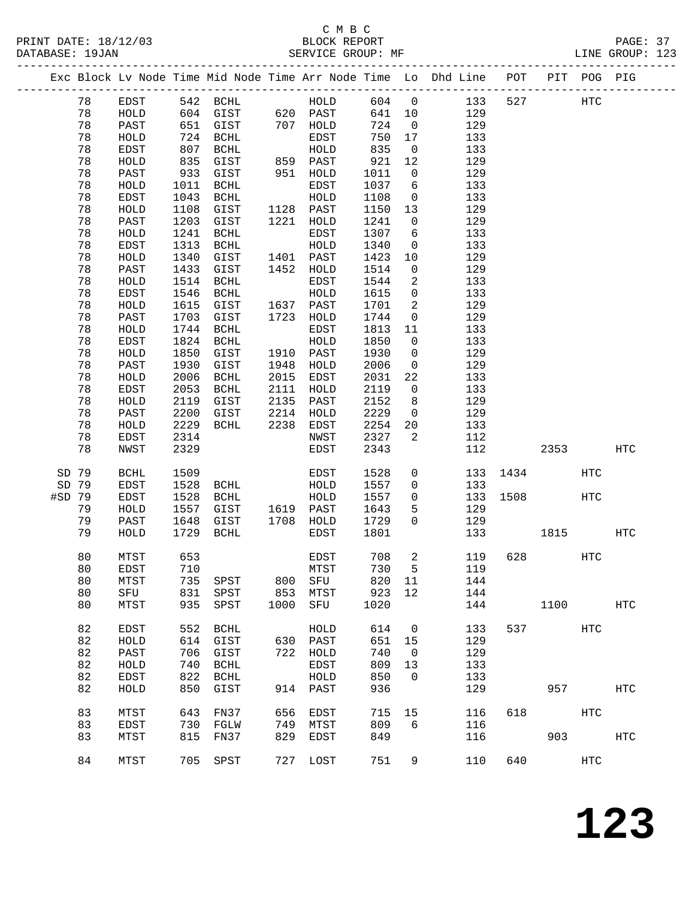C M B C

BLOCK REPORT

SERVICE GROUP: MF

LINE GROUP: 123

| Exc | Block | Lv | Node | Time | Mid Node | Time | Arr Node | Time | Lo | Dhd Line | POT | PIT | POG | PIG |
|---|---|---|---|---|---|---|---|---|---|---|---|---|---|---|
| | 78 | | EDST | 542 | BCHL | | HOLD | 604 | 0 | 133 | 527 | | HTC | |
| | 78 | | HOLD | 604 | GIST | 620 | PAST | 641 | 10 | 129 | | | | |
| | 78 | | PAST | 651 | GIST | 707 | HOLD | 724 | 0 | 129 | | | | |
| | 78 | | HOLD | 724 | BCHL | | EDST | 750 | 17 | 133 | | | | |
| | 78 | | EDST | 807 | BCHL | | HOLD | 835 | 0 | 133 | | | | |
| | 78 | | HOLD | 835 | GIST | 859 | PAST | 921 | 12 | 129 | | | | |
| | 78 | | PAST | 933 | GIST | 951 | HOLD | 1011 | 0 | 129 | | | | |
| | 78 | | HOLD | 1011 | BCHL | | EDST | 1037 | 6 | 133 | | | | |
| | 78 | | EDST | 1043 | BCHL | | HOLD | 1108 | 0 | 133 | | | | |
| | 78 | | HOLD | 1108 | GIST | 1128 | PAST | 1150 | 13 | 129 | | | | |
| | 78 | | PAST | 1203 | GIST | 1221 | HOLD | 1241 | 0 | 129 | | | | |
| | 78 | | HOLD | 1241 | BCHL | | EDST | 1307 | 6 | 133 | | | | |
| | 78 | | EDST | 1313 | BCHL | | HOLD | 1340 | 0 | 133 | | | | |
| | 78 | | HOLD | 1340 | GIST | 1401 | PAST | 1423 | 10 | 129 | | | | |
| | 78 | | PAST | 1433 | GIST | 1452 | HOLD | 1514 | 0 | 129 | | | | |
| | 78 | | HOLD | 1514 | BCHL | | EDST | 1544 | 2 | 133 | | | | |
| | 78 | | EDST | 1546 | BCHL | | HOLD | 1615 | 0 | 133 | | | | |
| | 78 | | HOLD | 1615 | GIST | 1637 | PAST | 1701 | 2 | 129 | | | | |
| | 78 | | PAST | 1703 | GIST | 1723 | HOLD | 1744 | 0 | 129 | | | | |
| | 78 | | HOLD | 1744 | BCHL | | EDST | 1813 | 11 | 133 | | | | |
| | 78 | | EDST | 1824 | BCHL | | HOLD | 1850 | 0 | 133 | | | | |
| | 78 | | HOLD | 1850 | GIST | 1910 | PAST | 1930 | 0 | 129 | | | | |
| | 78 | | PAST | 1930 | GIST | 1948 | HOLD | 2006 | 0 | 129 | | | | |
| | 78 | | HOLD | 2006 | BCHL | 2015 | EDST | 2031 | 22 | 133 | | | | |
| | 78 | | EDST | 2053 | BCHL | 2111 | HOLD | 2119 | 0 | 133 | | | | |
| | 78 | | HOLD | 2119 | GIST | 2135 | PAST | 2152 | 8 | 129 | | | | |
| | 78 | | PAST | 2200 | GIST | 2214 | HOLD | 2229 | 0 | 129 | | | | |
| | 78 | | HOLD | 2229 | BCHL | 2238 | EDST | 2254 | 20 | 133 | | | | |
| | 78 | | EDST | 2314 | | | NWST | 2327 | 2 | 112 | | | | |
| | 78 | | NWST | 2329 | | | EDST | 2343 | | 112 | | 2353 | | HTC |
| SD | 79 | | BCHL | 1509 | | | EDST | 1528 | 0 | 133 | 1434 | | HTC | |
| SD | 79 | | EDST | 1528 | BCHL | | HOLD | 1557 | 0 | 133 | | | | |
| #SD | 79 | | EDST | 1528 | BCHL | | HOLD | 1557 | 0 | 133 | 1508 | | HTC | |
| | 79 | | HOLD | 1557 | GIST | 1619 | PAST | 1643 | 5 | 129 | | | | |
| | 79 | | PAST | 1648 | GIST | 1708 | HOLD | 1729 | 0 | 129 | | | | |
| | 79 | | HOLD | 1729 | BCHL | | EDST | 1801 | | 133 | | 1815 | | HTC |
| | 80 | | MTST | 653 | | | EDST | 708 | 2 | 119 | 628 | | HTC | |
| | 80 | | EDST | 710 | | | MTST | 730 | 5 | 119 | | | | |
| | 80 | | MTST | 735 | SPST | 800 | SFU | 820 | 11 | 144 | | | | |
| | 80 | | SFU | 831 | SPST | 853 | MTST | 923 | 12 | 144 | | | | |
| | 80 | | MTST | 935 | SPST | 1000 | SFU | 1020 | | 144 | | 1100 | | HTC |
| | 82 | | EDST | 552 | BCHL | | HOLD | 614 | 0 | 133 | 537 | | HTC | |
| | 82 | | HOLD | 614 | GIST | 630 | PAST | 651 | 15 | 129 | | | | |
| | 82 | | PAST | 706 | GIST | 722 | HOLD | 740 | 0 | 129 | | | | |
| | 82 | | HOLD | 740 | BCHL | | EDST | 809 | 13 | 133 | | | | |
| | 82 | | EDST | 822 | BCHL | | HOLD | 850 | 0 | 133 | | | | |
| | 82 | | HOLD | 850 | GIST | 914 | PAST | 936 | | 129 | | 957 | | HTC |
| | 83 | | MTST | 643 | FN37 | 656 | EDST | 715 | 15 | 116 | 618 | | HTC | |
| | 83 | | EDST | 730 | FGLW | 749 | MTST | 809 | 6 | 116 | | | | |
| | 83 | | MTST | 815 | FN37 | 829 | EDST | 849 | | 116 | | 903 | | HTC |
| | 84 | | MTST | 705 | SPST | 727 | LOST | 751 | 9 | 110 | 640 | | HTC | |

**123**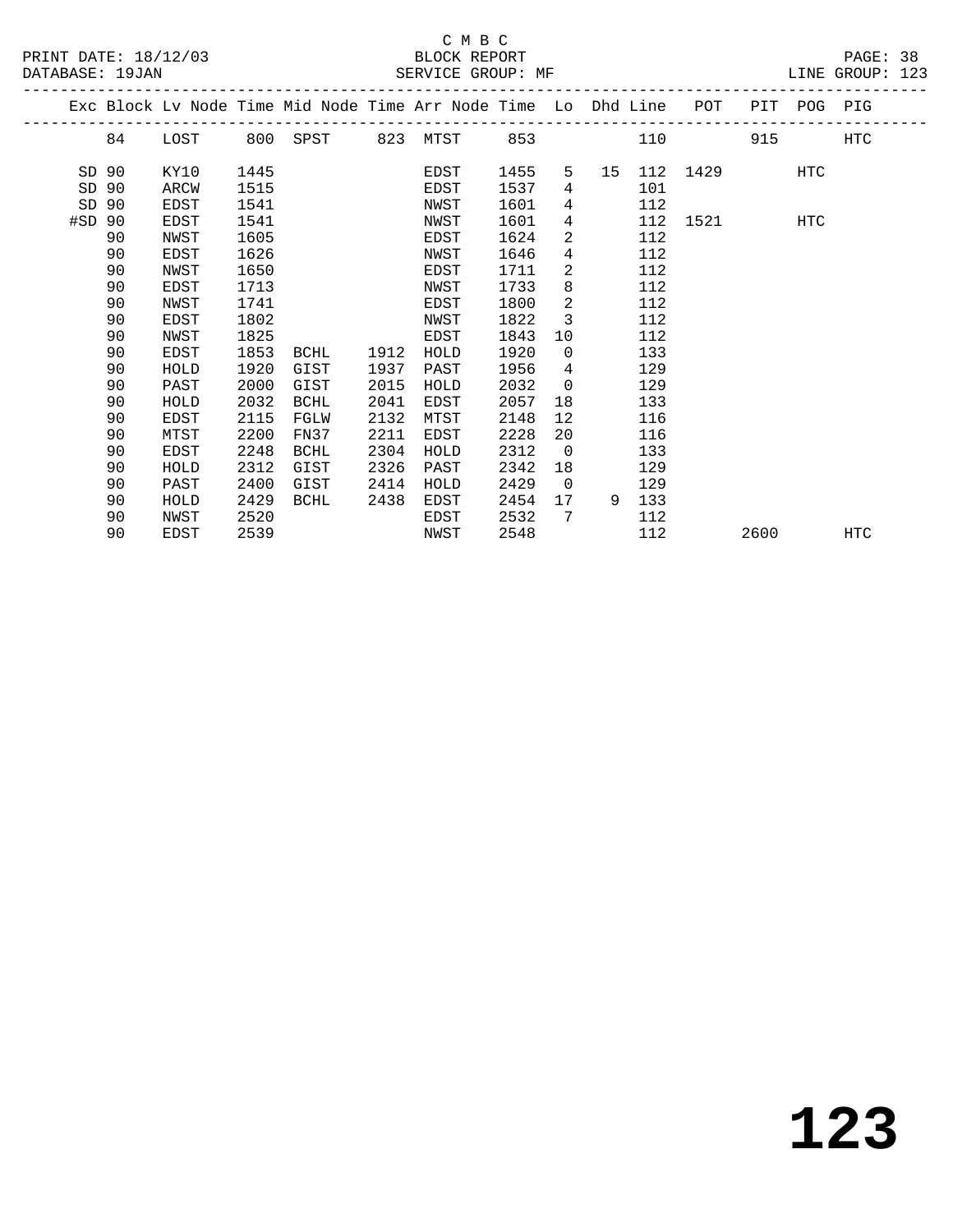C M B C

PRINT DATE: 18/12/03 — BLOCK REPORT
DATABASE: 19JAN — SERVICE GROUP: MF — LINE GROUP: 123

| Exc | Block | Lv Node | Time | Mid Node | Time | Arr Node | Time | Lo | Dhd | Line | POT | PIT | POG | PIG |
|---|---|---|---|---|---|---|---|---|---|---|---|---|---|---|
| | 84 | LOST | 800 | SPST | 823 | MTST | 853 | | | 110 | | 915 | | HTC |
| SD | 90 | KY10 | 1445 | | | EDST | 1455 | 5 | 15 | 112 | 1429 | | HTC | |
| SD | 90 | ARCW | 1515 | | | EDST | 1537 | 4 | | 101 | | | | |
| SD | 90 | EDST | 1541 | | | NWST | 1601 | 4 | | 112 | | | | |
| #SD | 90 | EDST | 1541 | | | NWST | 1601 | 4 | | 112 | 1521 | | HTC | |
| | 90 | NWST | 1605 | | | EDST | 1624 | 2 | | 112 | | | | |
| | 90 | EDST | 1626 | | | NWST | 1646 | 4 | | 112 | | | | |
| | 90 | NWST | 1650 | | | EDST | 1711 | 2 | | 112 | | | | |
| | 90 | EDST | 1713 | | | NWST | 1733 | 8 | | 112 | | | | |
| | 90 | NWST | 1741 | | | EDST | 1800 | 2 | | 112 | | | | |
| | 90 | EDST | 1802 | | | NWST | 1822 | 3 | | 112 | | | | |
| | 90 | NWST | 1825 | | | EDST | 1843 | 10 | | 112 | | | | |
| | 90 | EDST | 1853 | BCHL | 1912 | HOLD | 1920 | 0 | | 133 | | | | |
| | 90 | HOLD | 1920 | GIST | 1937 | PAST | 1956 | 4 | | 129 | | | | |
| | 90 | PAST | 2000 | GIST | 2015 | HOLD | 2032 | 0 | | 129 | | | | |
| | 90 | HOLD | 2032 | BCHL | 2041 | EDST | 2057 | 18 | | 133 | | | | |
| | 90 | EDST | 2115 | FGLW | 2132 | MTST | 2148 | 12 | | 116 | | | | |
| | 90 | MTST | 2200 | FN37 | 2211 | EDST | 2228 | 20 | | 116 | | | | |
| | 90 | EDST | 2248 | BCHL | 2304 | HOLD | 2312 | 0 | | 133 | | | | |
| | 90 | HOLD | 2312 | GIST | 2326 | PAST | 2342 | 18 | | 129 | | | | |
| | 90 | PAST | 2400 | GIST | 2414 | HOLD | 2429 | 0 | | 129 | | | | |
| | 90 | HOLD | 2429 | BCHL | 2438 | EDST | 2454 | 17 | 9 | 133 | | | | |
| | 90 | NWST | 2520 | | | EDST | 2532 | 7 | | 112 | | | | |
| | 90 | EDST | 2539 | | | NWST | 2548 | | | 112 | | 2600 | | HTC |

# 123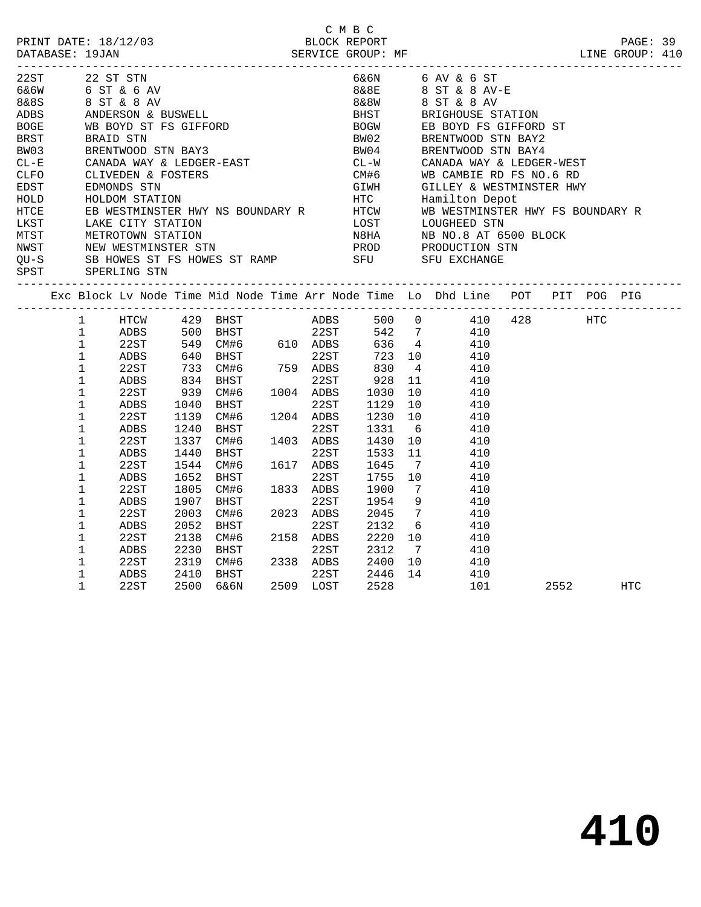C M B C
PRINT DATE: 18/12/03 BLOCK REPORT
DATABASE: 19JAN SERVICE GROUP: MF LINE GROUP: 410

| Code | Name | Code | Name |
|---|---|---|---|
| 22ST | 22 ST STN | 6&6N | 6 AV & 6 ST |
| 6&6W | 6 ST & 6 AV | 8&8E | 8 ST & 8 AV-E |
| 8&8S | 8 ST & 8 AV | 8&8W | 8 ST & 8 AV |
| ADBS | ANDERSON & BUSWELL | BHST | BRIGHOUSE STATION |
| BOGE | WB BOYD ST FS GIFFORD | BOGW | EB BOYD FS GIFFORD ST |
| BRST | BRAID STN | BW02 | BRENTWOOD STN BAY2 |
| BW03 | BRENTWOOD STN BAY3 | BW04 | BRENTWOOD STN BAY4 |
| CL-E | CANADA WAY & LEDGER-EAST | CL-W | CANADA WAY & LEDGER-WEST |
| CLFO | CLIVEDEN & FOSTERS | CM#6 | WB CAMBIE RD FS NO.6 RD |
| EDST | EDMONDS STN | GIWH | GILLEY & WESTMINSTER HWY |
| HOLD | HOLDOM STATION | HTC | Hamilton Depot |
| HTCE | EB WESTMINSTER HWY NS BOUNDARY R | HTCW | WB WESTMINSTER HWY FS BOUNDARY R |
| LKST | LAKE CITY STATION | LOST | LOUGHEED STN |
| MTST | METROTOWN STATION | N8HA | NB NO.8 AT 6500 BLOCK |
| NWST | NEW WESTMINSTER STN | PROD | PRODUCTION STN |
| QU-S | SB HOWES ST FS HOWES ST RAMP | SFU | SFU EXCHANGE |
| SPST | SPERLING STN | | |

| Exc | Block | Lv Node | Time | Mid Node | Time | Arr Node | Time | Lo | Dhd Line | POT | PIT | POG | PIG |
|---|---|---|---|---|---|---|---|---|---|---|---|---|---|
| | 1 | HTCW | 429 | BHST | | ADBS | 500 | 0 | 410 | 428 | | HTC | |
| | 1 | ADBS | 500 | BHST | | 22ST | 542 | 7 | 410 | | | | |
| | 1 | 22ST | 549 | CM#6 | 610 | ADBS | 636 | 4 | 410 | | | | |
| | 1 | ADBS | 640 | BHST | | 22ST | 723 | 10 | 410 | | | | |
| | 1 | 22ST | 733 | CM#6 | 759 | ADBS | 830 | 4 | 410 | | | | |
| | 1 | ADBS | 834 | BHST | | 22ST | 928 | 11 | 410 | | | | |
| | 1 | 22ST | 939 | CM#6 | 1004 | ADBS | 1030 | 10 | 410 | | | | |
| | 1 | ADBS | 1040 | BHST | | 22ST | 1129 | 10 | 410 | | | | |
| | 1 | 22ST | 1139 | CM#6 | 1204 | ADBS | 1230 | 10 | 410 | | | | |
| | 1 | ADBS | 1240 | BHST | | 22ST | 1331 | 6 | 410 | | | | |
| | 1 | 22ST | 1337 | CM#6 | 1403 | ADBS | 1430 | 10 | 410 | | | | |
| | 1 | ADBS | 1440 | BHST | | 22ST | 1533 | 11 | 410 | | | | |
| | 1 | 22ST | 1544 | CM#6 | 1617 | ADBS | 1645 | 7 | 410 | | | | |
| | 1 | ADBS | 1652 | BHST | | 22ST | 1755 | 10 | 410 | | | | |
| | 1 | 22ST | 1805 | CM#6 | 1833 | ADBS | 1900 | 7 | 410 | | | | |
| | 1 | ADBS | 1907 | BHST | | 22ST | 1954 | 9 | 410 | | | | |
| | 1 | 22ST | 2003 | CM#6 | 2023 | ADBS | 2045 | 7 | 410 | | | | |
| | 1 | ADBS | 2052 | BHST | | 22ST | 2132 | 6 | 410 | | | | |
| | 1 | 22ST | 2138 | CM#6 | 2158 | ADBS | 2220 | 10 | 410 | | | | |
| | 1 | ADBS | 2230 | BHST | | 22ST | 2312 | 7 | 410 | | | | |
| | 1 | 22ST | 2319 | CM#6 | 2338 | ADBS | 2400 | 10 | 410 | | | | |
| | 1 | ADBS | 2410 | BHST | | 22ST | 2446 | 14 | 410 | | | | |
| | 1 | 22ST | 2500 | 6&6N | 2509 | LOST | 2528 | | 101 | | 2552 | | HTC |

# 410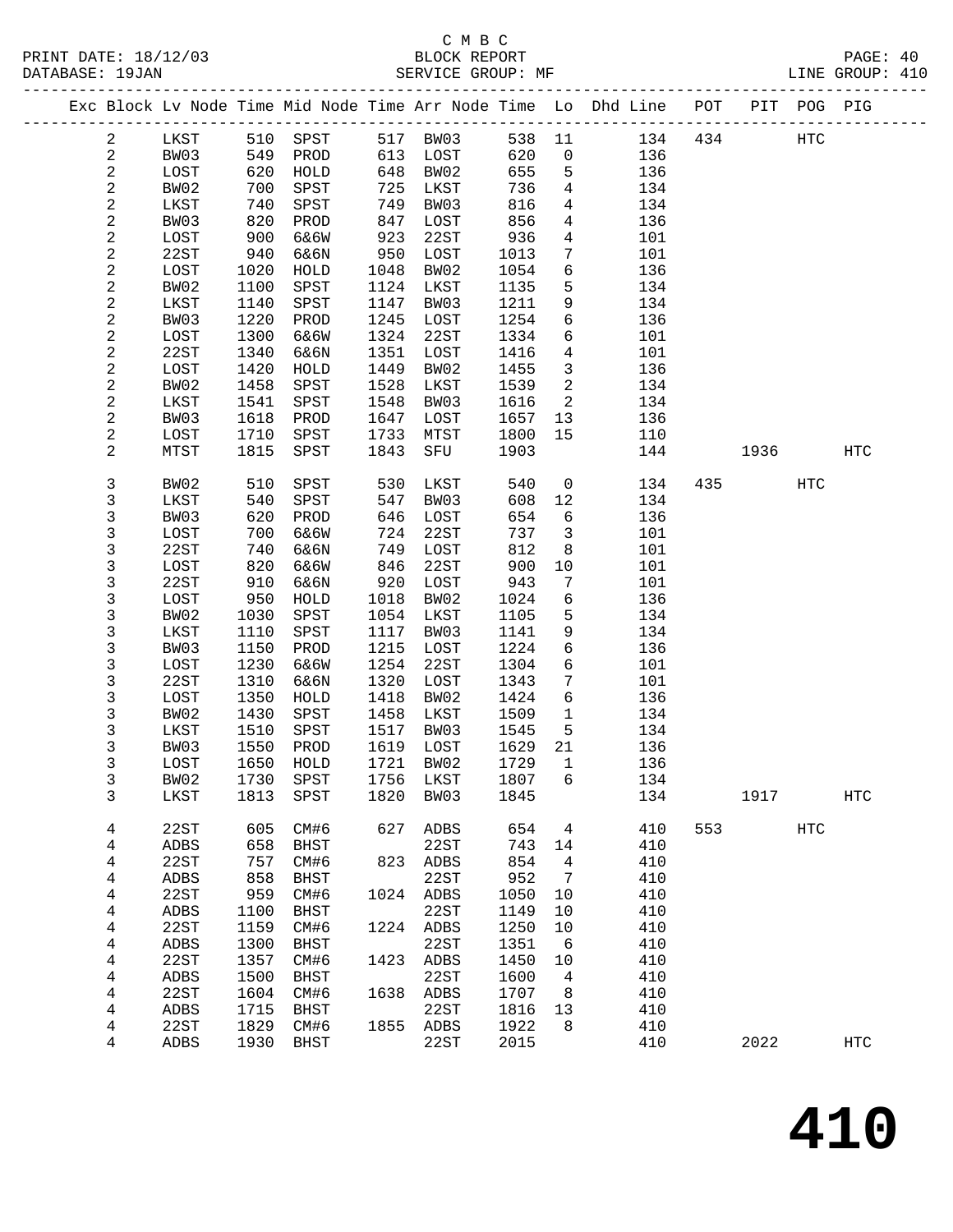C M B C
BLOCK REPORT
SERVICE GROUP: MF

PRINT DATE: 18/12/03
DATABASE: 19JAN
LINE GROUP: 410

| Exc | Block | Lv Node | Time | Mid Node | Time | Arr Node | Time | Lo | Dhd Line | POT | PIT | POG | PIG |
|---|---|---|---|---|---|---|---|---|---|---|---|---|---|
| | 2 | LKST | 510 | SPST | 517 | BW03 | 538 | 11 | 134 | 434 | | HTC | |
| | 2 | BW03 | 549 | PROD | 613 | LOST | 620 | 0 | 136 | | | | |
| | 2 | LOST | 620 | HOLD | 648 | BW02 | 655 | 5 | 136 | | | | |
| | 2 | BW02 | 700 | SPST | 725 | LKST | 736 | 4 | 134 | | | | |
| | 2 | LKST | 740 | SPST | 749 | BW03 | 816 | 4 | 134 | | | | |
| | 2 | BW03 | 820 | PROD | 847 | LOST | 856 | 4 | 136 | | | | |
| | 2 | LOST | 900 | 6&6W | 923 | 22ST | 936 | 4 | 101 | | | | |
| | 2 | 22ST | 940 | 6&6N | 950 | LOST | 1013 | 7 | 101 | | | | |
| | 2 | LOST | 1020 | HOLD | 1048 | BW02 | 1054 | 6 | 136 | | | | |
| | 2 | BW02 | 1100 | SPST | 1124 | LKST | 1135 | 5 | 134 | | | | |
| | 2 | LKST | 1140 | SPST | 1147 | BW03 | 1211 | 9 | 134 | | | | |
| | 2 | BW03 | 1220 | PROD | 1245 | LOST | 1254 | 6 | 136 | | | | |
| | 2 | LOST | 1300 | 6&6W | 1324 | 22ST | 1334 | 6 | 101 | | | | |
| | 2 | 22ST | 1340 | 6&6N | 1351 | LOST | 1416 | 4 | 101 | | | | |
| | 2 | LOST | 1420 | HOLD | 1449 | BW02 | 1455 | 3 | 136 | | | | |
| | 2 | BW02 | 1458 | SPST | 1528 | LKST | 1539 | 2 | 134 | | | | |
| | 2 | LKST | 1541 | SPST | 1548 | BW03 | 1616 | 2 | 134 | | | | |
| | 2 | BW03 | 1618 | PROD | 1647 | LOST | 1657 | 13 | 136 | | | | |
| | 2 | LOST | 1710 | SPST | 1733 | MTST | 1800 | 15 | 110 | | | | |
| | 2 | MTST | 1815 | SPST | 1843 | SFU | 1903 | | 144 | | 1936 | | HTC |
| | 3 | BW02 | 510 | SPST | 530 | LKST | 540 | 0 | 134 | 435 | | HTC | |
| | 3 | LKST | 540 | SPST | 547 | BW03 | 608 | 12 | 134 | | | | |
| | 3 | BW03 | 620 | PROD | 646 | LOST | 654 | 6 | 136 | | | | |
| | 3 | LOST | 700 | 6&6W | 724 | 22ST | 737 | 3 | 101 | | | | |
| | 3 | 22ST | 740 | 6&6N | 749 | LOST | 812 | 8 | 101 | | | | |
| | 3 | LOST | 820 | 6&6W | 846 | 22ST | 900 | 10 | 101 | | | | |
| | 3 | 22ST | 910 | 6&6N | 920 | LOST | 943 | 7 | 101 | | | | |
| | 3 | LOST | 950 | HOLD | 1018 | BW02 | 1024 | 6 | 136 | | | | |
| | 3 | BW02 | 1030 | SPST | 1054 | LKST | 1105 | 5 | 134 | | | | |
| | 3 | LKST | 1110 | SPST | 1117 | BW03 | 1141 | 9 | 134 | | | | |
| | 3 | BW03 | 1150 | PROD | 1215 | LOST | 1224 | 6 | 136 | | | | |
| | 3 | LOST | 1230 | 6&6W | 1254 | 22ST | 1304 | 6 | 101 | | | | |
| | 3 | 22ST | 1310 | 6&6N | 1320 | LOST | 1343 | 7 | 101 | | | | |
| | 3 | LOST | 1350 | HOLD | 1418 | BW02 | 1424 | 6 | 136 | | | | |
| | 3 | BW02 | 1430 | SPST | 1458 | LKST | 1509 | 1 | 134 | | | | |
| | 3 | LKST | 1510 | SPST | 1517 | BW03 | 1545 | 5 | 134 | | | | |
| | 3 | BW03 | 1550 | PROD | 1619 | LOST | 1629 | 21 | 136 | | | | |
| | 3 | LOST | 1650 | HOLD | 1721 | BW02 | 1729 | 1 | 136 | | | | |
| | 3 | BW02 | 1730 | SPST | 1756 | LKST | 1807 | 6 | 134 | | | | |
| | 3 | LKST | 1813 | SPST | 1820 | BW03 | 1845 | | 134 | | 1917 | | HTC |
| | 4 | 22ST | 605 | CM#6 | 627 | ADBS | 654 | 4 | 410 | 553 | | HTC | |
| | 4 | ADBS | 658 | BHST | | 22ST | 743 | 14 | 410 | | | | |
| | 4 | 22ST | 757 | CM#6 | 823 | ADBS | 854 | 4 | 410 | | | | |
| | 4 | ADBS | 858 | BHST | | 22ST | 952 | 7 | 410 | | | | |
| | 4 | 22ST | 959 | CM#6 | 1024 | ADBS | 1050 | 10 | 410 | | | | |
| | 4 | ADBS | 1100 | BHST | | 22ST | 1149 | 10 | 410 | | | | |
| | 4 | 22ST | 1159 | CM#6 | 1224 | ADBS | 1250 | 10 | 410 | | | | |
| | 4 | ADBS | 1300 | BHST | | 22ST | 1351 | 6 | 410 | | | | |
| | 4 | 22ST | 1357 | CM#6 | 1423 | ADBS | 1450 | 10 | 410 | | | | |
| | 4 | ADBS | 1500 | BHST | | 22ST | 1600 | 4 | 410 | | | | |
| | 4 | 22ST | 1604 | CM#6 | 1638 | ADBS | 1707 | 8 | 410 | | | | |
| | 4 | ADBS | 1715 | BHST | | 22ST | 1816 | 13 | 410 | | | | |
| | 4 | 22ST | 1829 | CM#6 | 1855 | ADBS | 1922 | 8 | 410 | | | | |
| | 4 | ADBS | 1930 | BHST | | 22ST | 2015 | | 410 | | 2022 | | HTC |

# 410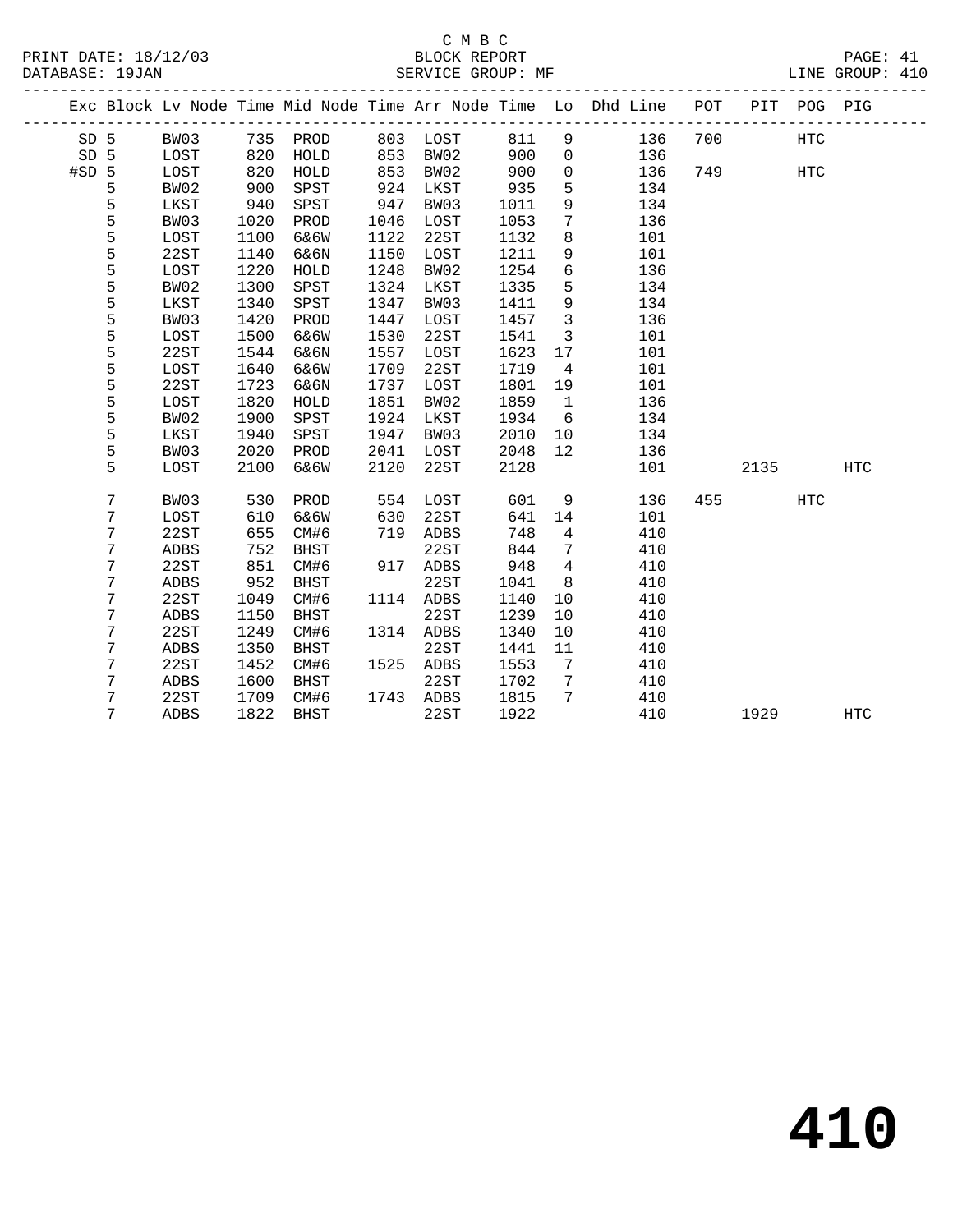C M B C

BLOCK REPORT

SERVICE GROUP: MF

PRINT DATE: 18/12/03
DATABASE: 19JAN

LINE GROUP: 410

| Exc | Block | Lv | Node | Time | Mid Node | Time | Arr Node | Time | Lo | Dhd Line | POT | PIT | POG | PIG |
|---|---|---|---|---|---|---|---|---|---|---|---|---|---|---|
| SD | 5 | | BW03 | 735 | PROD | 803 | LOST | 811 | 9 | 136 | 700 | | HTC | |
| SD | 5 | | LOST | 820 | HOLD | 853 | BW02 | 900 | 0 | 136 | | | | |
| #SD | 5 | | LOST | 820 | HOLD | 853 | BW02 | 900 | 0 | 136 | 749 | | HTC | |
| | 5 | | BW02 | 900 | SPST | 924 | LKST | 935 | 5 | 134 | | | | |
| | 5 | | LKST | 940 | SPST | 947 | BW03 | 1011 | 9 | 134 | | | | |
| | 5 | | BW03 | 1020 | PROD | 1046 | LOST | 1053 | 7 | 136 | | | | |
| | 5 | | LOST | 1100 | 6&6W | 1122 | 22ST | 1132 | 8 | 101 | | | | |
| | 5 | | 22ST | 1140 | 6&6N | 1150 | LOST | 1211 | 9 | 101 | | | | |
| | 5 | | LOST | 1220 | HOLD | 1248 | BW02 | 1254 | 6 | 136 | | | | |
| | 5 | | BW02 | 1300 | SPST | 1324 | LKST | 1335 | 5 | 134 | | | | |
| | 5 | | LKST | 1340 | SPST | 1347 | BW03 | 1411 | 9 | 134 | | | | |
| | 5 | | BW03 | 1420 | PROD | 1447 | LOST | 1457 | 3 | 136 | | | | |
| | 5 | | LOST | 1500 | 6&6W | 1530 | 22ST | 1541 | 3 | 101 | | | | |
| | 5 | | 22ST | 1544 | 6&6N | 1557 | LOST | 1623 | 17 | 101 | | | | |
| | 5 | | LOST | 1640 | 6&6W | 1709 | 22ST | 1719 | 4 | 101 | | | | |
| | 5 | | 22ST | 1723 | 6&6N | 1737 | LOST | 1801 | 19 | 101 | | | | |
| | 5 | | LOST | 1820 | HOLD | 1851 | BW02 | 1859 | 1 | 136 | | | | |
| | 5 | | BW02 | 1900 | SPST | 1924 | LKST | 1934 | 6 | 134 | | | | |
| | 5 | | LKST | 1940 | SPST | 1947 | BW03 | 2010 | 10 | 134 | | | | |
| | 5 | | BW03 | 2020 | PROD | 2041 | LOST | 2048 | 12 | 136 | | | | |
| | 5 | | LOST | 2100 | 6&6W | 2120 | 22ST | 2128 | | 101 | | 2135 | | HTC |
| | 7 | | BW03 | 530 | PROD | 554 | LOST | 601 | 9 | 136 | 455 | | HTC | |
| | 7 | | LOST | 610 | 6&6W | 630 | 22ST | 641 | 14 | 101 | | | | |
| | 7 | | 22ST | 655 | CM#6 | 719 | ADBS | 748 | 4 | 410 | | | | |
| | 7 | | ADBS | 752 | BHST | | 22ST | 844 | 7 | 410 | | | | |
| | 7 | | 22ST | 851 | CM#6 | 917 | ADBS | 948 | 4 | 410 | | | | |
| | 7 | | ADBS | 952 | BHST | | 22ST | 1041 | 8 | 410 | | | | |
| | 7 | | 22ST | 1049 | CM#6 | 1114 | ADBS | 1140 | 10 | 410 | | | | |
| | 7 | | ADBS | 1150 | BHST | | 22ST | 1239 | 10 | 410 | | | | |
| | 7 | | 22ST | 1249 | CM#6 | 1314 | ADBS | 1340 | 10 | 410 | | | | |
| | 7 | | ADBS | 1350 | BHST | | 22ST | 1441 | 11 | 410 | | | | |
| | 7 | | 22ST | 1452 | CM#6 | 1525 | ADBS | 1553 | 7 | 410 | | | | |
| | 7 | | ADBS | 1600 | BHST | | 22ST | 1702 | 7 | 410 | | | | |
| | 7 | | 22ST | 1709 | CM#6 | 1743 | ADBS | 1815 | 7 | 410 | | | | |
| | 7 | | ADBS | 1822 | BHST | | 22ST | 1922 | | 410 | | 1929 | | HTC |

# 410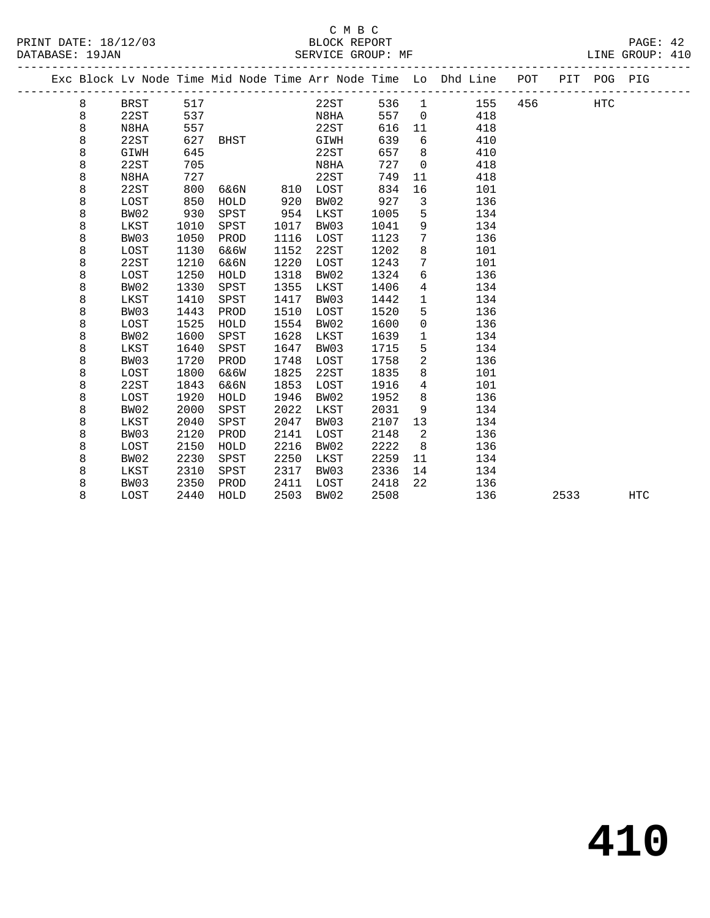C M B C
BLOCK REPORT
SERVICE GROUP: MF

PRINT DATE: 18/12/03
DATABASE: 19JAN
LINE GROUP: 410

| Exc | Block | Lv Node | Time | Mid Node | Time | Arr Node | Time | Lo | Dhd Line | POT | PIT | POG | PIG |
|---|---|---|---|---|---|---|---|---|---|---|---|---|---|
| | 8 | BRST | 517 | | | 22ST | 536 | 1 | 155 | 456 | | HTC | |
| | 8 | 22ST | 537 | | | N8HA | 557 | 0 | 418 | | | | |
| | 8 | N8HA | 557 | | | 22ST | 616 | 11 | 418 | | | | |
| | 8 | 22ST | 627 | BHST | | GIWH | 639 | 6 | 410 | | | | |
| | 8 | GIWH | 645 | | | 22ST | 657 | 8 | 410 | | | | |
| | 8 | 22ST | 705 | | | N8HA | 727 | 0 | 418 | | | | |
| | 8 | N8HA | 727 | | | 22ST | 749 | 11 | 418 | | | | |
| | 8 | 22ST | 800 | 6&6N | 810 | LOST | 834 | 16 | 101 | | | | |
| | 8 | LOST | 850 | HOLD | 920 | BW02 | 927 | 3 | 136 | | | | |
| | 8 | BW02 | 930 | SPST | 954 | LKST | 1005 | 5 | 134 | | | | |
| | 8 | LKST | 1010 | SPST | 1017 | BW03 | 1041 | 9 | 134 | | | | |
| | 8 | BW03 | 1050 | PROD | 1116 | LOST | 1123 | 7 | 136 | | | | |
| | 8 | LOST | 1130 | 6&6W | 1152 | 22ST | 1202 | 8 | 101 | | | | |
| | 8 | 22ST | 1210 | 6&6N | 1220 | LOST | 1243 | 7 | 101 | | | | |
| | 8 | LOST | 1250 | HOLD | 1318 | BW02 | 1324 | 6 | 136 | | | | |
| | 8 | BW02 | 1330 | SPST | 1355 | LKST | 1406 | 4 | 134 | | | | |
| | 8 | LKST | 1410 | SPST | 1417 | BW03 | 1442 | 1 | 134 | | | | |
| | 8 | BW03 | 1443 | PROD | 1510 | LOST | 1520 | 5 | 136 | | | | |
| | 8 | LOST | 1525 | HOLD | 1554 | BW02 | 1600 | 0 | 136 | | | | |
| | 8 | BW02 | 1600 | SPST | 1628 | LKST | 1639 | 1 | 134 | | | | |
| | 8 | LKST | 1640 | SPST | 1647 | BW03 | 1715 | 5 | 134 | | | | |
| | 8 | BW03 | 1720 | PROD | 1748 | LOST | 1758 | 2 | 136 | | | | |
| | 8 | LOST | 1800 | 6&6W | 1825 | 22ST | 1835 | 8 | 101 | | | | |
| | 8 | 22ST | 1843 | 6&6N | 1853 | LOST | 1916 | 4 | 101 | | | | |
| | 8 | LOST | 1920 | HOLD | 1946 | BW02 | 1952 | 8 | 136 | | | | |
| | 8 | BW02 | 2000 | SPST | 2022 | LKST | 2031 | 9 | 134 | | | | |
| | 8 | LKST | 2040 | SPST | 2047 | BW03 | 2107 | 13 | 134 | | | | |
| | 8 | BW03 | 2120 | PROD | 2141 | LOST | 2148 | 2 | 136 | | | | |
| | 8 | LOST | 2150 | HOLD | 2216 | BW02 | 2222 | 8 | 136 | | | | |
| | 8 | BW02 | 2230 | SPST | 2250 | LKST | 2259 | 11 | 134 | | | | |
| | 8 | LKST | 2310 | SPST | 2317 | BW03 | 2336 | 14 | 134 | | | | |
| | 8 | BW03 | 2350 | PROD | 2411 | LOST | 2418 | 22 | 136 | | | | |
| | 8 | LOST | 2440 | HOLD | 2503 | BW02 | 2508 | | 136 | | 2533 | | HTC |

# 410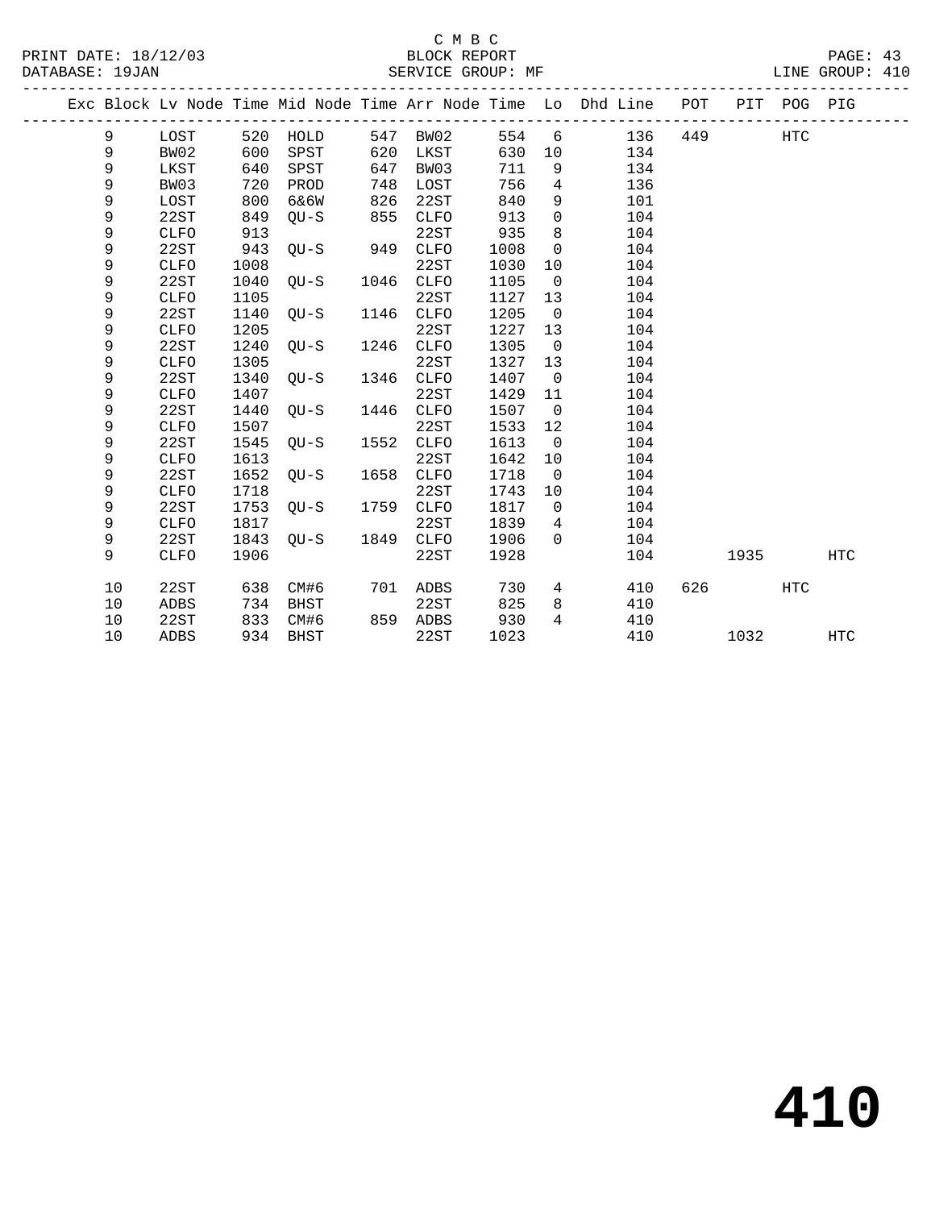C M B C

BLOCK REPORT

SERVICE GROUP: MF

PRINT DATE: 18/12/03

DATABASE: 19JAN

LINE GROUP: 410

| Exc | Block | Lv | Node | Time | Mid Node | Time | Arr Node | Time | Lo | Dhd Line | POT | PIT | POG | PIG |
|---|---|---|---|---|---|---|---|---|---|---|---|---|---|---|
| | 9 | | LOST | 520 | HOLD | 547 | BW02 | 554 | 6 | 136 | 449 | | HTC | |
| | 9 | | BW02 | 600 | SPST | 620 | LKST | 630 | 10 | 134 | | | | |
| | 9 | | LKST | 640 | SPST | 647 | BW03 | 711 | 9 | 134 | | | | |
| | 9 | | BW03 | 720 | PROD | 748 | LOST | 756 | 4 | 136 | | | | |
| | 9 | | LOST | 800 | 6&6W | 826 | 22ST | 840 | 9 | 101 | | | | |
| | 9 | | 22ST | 849 | QU-S | 855 | CLFO | 913 | 0 | 104 | | | | |
| | 9 | | CLFO | 913 | | | 22ST | 935 | 8 | 104 | | | | |
| | 9 | | 22ST | 943 | QU-S | 949 | CLFO | 1008 | 0 | 104 | | | | |
| | 9 | | CLFO | 1008 | | | 22ST | 1030 | 10 | 104 | | | | |
| | 9 | | 22ST | 1040 | QU-S | 1046 | CLFO | 1105 | 0 | 104 | | | | |
| | 9 | | CLFO | 1105 | | | 22ST | 1127 | 13 | 104 | | | | |
| | 9 | | 22ST | 1140 | QU-S | 1146 | CLFO | 1205 | 0 | 104 | | | | |
| | 9 | | CLFO | 1205 | | | 22ST | 1227 | 13 | 104 | | | | |
| | 9 | | 22ST | 1240 | QU-S | 1246 | CLFO | 1305 | 0 | 104 | | | | |
| | 9 | | CLFO | 1305 | | | 22ST | 1327 | 13 | 104 | | | | |
| | 9 | | 22ST | 1340 | QU-S | 1346 | CLFO | 1407 | 0 | 104 | | | | |
| | 9 | | CLFO | 1407 | | | 22ST | 1429 | 11 | 104 | | | | |
| | 9 | | 22ST | 1440 | QU-S | 1446 | CLFO | 1507 | 0 | 104 | | | | |
| | 9 | | CLFO | 1507 | | | 22ST | 1533 | 12 | 104 | | | | |
| | 9 | | 22ST | 1545 | QU-S | 1552 | CLFO | 1613 | 0 | 104 | | | | |
| | 9 | | CLFO | 1613 | | | 22ST | 1642 | 10 | 104 | | | | |
| | 9 | | 22ST | 1652 | QU-S | 1658 | CLFO | 1718 | 0 | 104 | | | | |
| | 9 | | CLFO | 1718 | | | 22ST | 1743 | 10 | 104 | | | | |
| | 9 | | 22ST | 1753 | QU-S | 1759 | CLFO | 1817 | 0 | 104 | | | | |
| | 9 | | CLFO | 1817 | | | 22ST | 1839 | 4 | 104 | | | | |
| | 9 | | 22ST | 1843 | QU-S | 1849 | CLFO | 1906 | 0 | 104 | | | | |
| | 9 | | CLFO | 1906 | | | 22ST | 1928 | | 104 | | 1935 | | HTC |
| | 10 | | 22ST | 638 | CM#6 | 701 | ADBS | 730 | 4 | 410 | 626 | | HTC | |
| | 10 | | ADBS | 734 | BHST | | 22ST | 825 | 8 | 410 | | | | |
| | 10 | | 22ST | 833 | CM#6 | 859 | ADBS | 930 | 4 | 410 | | | | |
| | 10 | | ADBS | 934 | BHST | | 22ST | 1023 | | 410 | | 1032 | | HTC |

# 410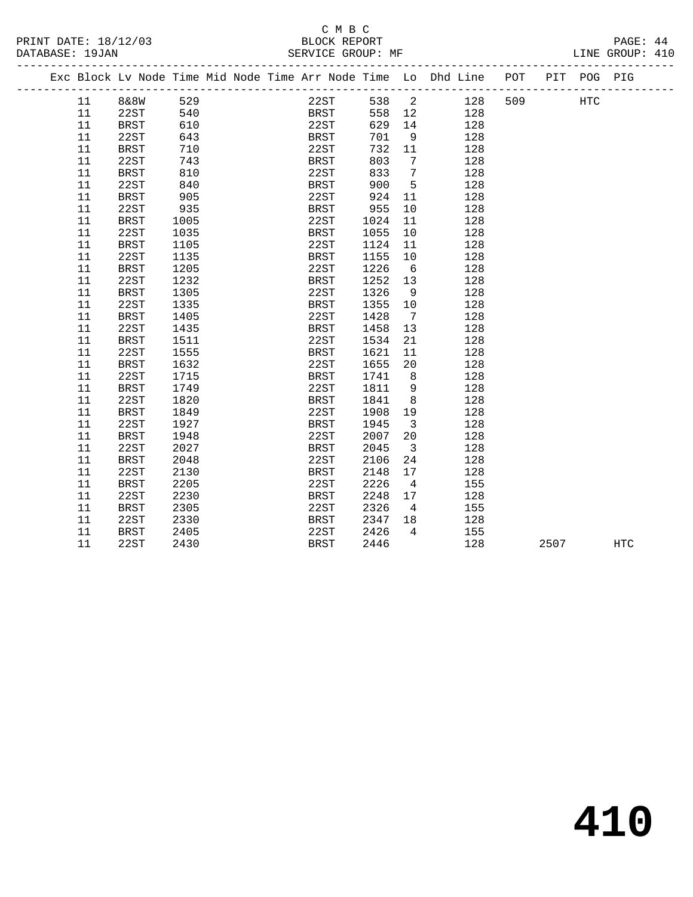C M B C
BLOCK REPORT
SERVICE GROUP: MF

PRINT DATE: 18/12/03
DATABASE: 19JAN

LINE GROUP: 410

| Exc | Block | Lv Node | Time | Mid Node | Time | Arr Node | Time | Lo | Dhd Line | POT | PIT | POG | PIG |
|---|---|---|---|---|---|---|---|---|---|---|---|---|---|
| | 11 | 8&8W | 529 | | | 22ST | 538 | 2 | 128 | 509 | | HTC | |
| | 11 | 22ST | 540 | | | BRST | 558 | 12 | 128 | | | | |
| | 11 | BRST | 610 | | | 22ST | 629 | 14 | 128 | | | | |
| | 11 | 22ST | 643 | | | BRST | 701 | 9 | 128 | | | | |
| | 11 | BRST | 710 | | | 22ST | 732 | 11 | 128 | | | | |
| | 11 | 22ST | 743 | | | BRST | 803 | 7 | 128 | | | | |
| | 11 | BRST | 810 | | | 22ST | 833 | 7 | 128 | | | | |
| | 11 | 22ST | 840 | | | BRST | 900 | 5 | 128 | | | | |
| | 11 | BRST | 905 | | | 22ST | 924 | 11 | 128 | | | | |
| | 11 | 22ST | 935 | | | BRST | 955 | 10 | 128 | | | | |
| | 11 | BRST | 1005 | | | 22ST | 1024 | 11 | 128 | | | | |
| | 11 | 22ST | 1035 | | | BRST | 1055 | 10 | 128 | | | | |
| | 11 | BRST | 1105 | | | 22ST | 1124 | 11 | 128 | | | | |
| | 11 | 22ST | 1135 | | | BRST | 1155 | 10 | 128 | | | | |
| | 11 | BRST | 1205 | | | 22ST | 1226 | 6 | 128 | | | | |
| | 11 | 22ST | 1232 | | | BRST | 1252 | 13 | 128 | | | | |
| | 11 | BRST | 1305 | | | 22ST | 1326 | 9 | 128 | | | | |
| | 11 | 22ST | 1335 | | | BRST | 1355 | 10 | 128 | | | | |
| | 11 | BRST | 1405 | | | 22ST | 1428 | 7 | 128 | | | | |
| | 11 | 22ST | 1435 | | | BRST | 1458 | 13 | 128 | | | | |
| | 11 | BRST | 1511 | | | 22ST | 1534 | 21 | 128 | | | | |
| | 11 | 22ST | 1555 | | | BRST | 1621 | 11 | 128 | | | | |
| | 11 | BRST | 1632 | | | 22ST | 1655 | 20 | 128 | | | | |
| | 11 | 22ST | 1715 | | | BRST | 1741 | 8 | 128 | | | | |
| | 11 | BRST | 1749 | | | 22ST | 1811 | 9 | 128 | | | | |
| | 11 | 22ST | 1820 | | | BRST | 1841 | 8 | 128 | | | | |
| | 11 | BRST | 1849 | | | 22ST | 1908 | 19 | 128 | | | | |
| | 11 | 22ST | 1927 | | | BRST | 1945 | 3 | 128 | | | | |
| | 11 | BRST | 1948 | | | 22ST | 2007 | 20 | 128 | | | | |
| | 11 | 22ST | 2027 | | | BRST | 2045 | 3 | 128 | | | | |
| | 11 | BRST | 2048 | | | 22ST | 2106 | 24 | 128 | | | | |
| | 11 | 22ST | 2130 | | | BRST | 2148 | 17 | 128 | | | | |
| | 11 | BRST | 2205 | | | 22ST | 2226 | 4 | 155 | | | | |
| | 11 | 22ST | 2230 | | | BRST | 2248 | 17 | 128 | | | | |
| | 11 | BRST | 2305 | | | 22ST | 2326 | 4 | 155 | | | | |
| | 11 | 22ST | 2330 | | | BRST | 2347 | 18 | 128 | | | | |
| | 11 | BRST | 2405 | | | 22ST | 2426 | 4 | 155 | | | | |
| | 11 | 22ST | 2430 | | | BRST | 2446 | | 128 | | 2507 | | HTC |

# 410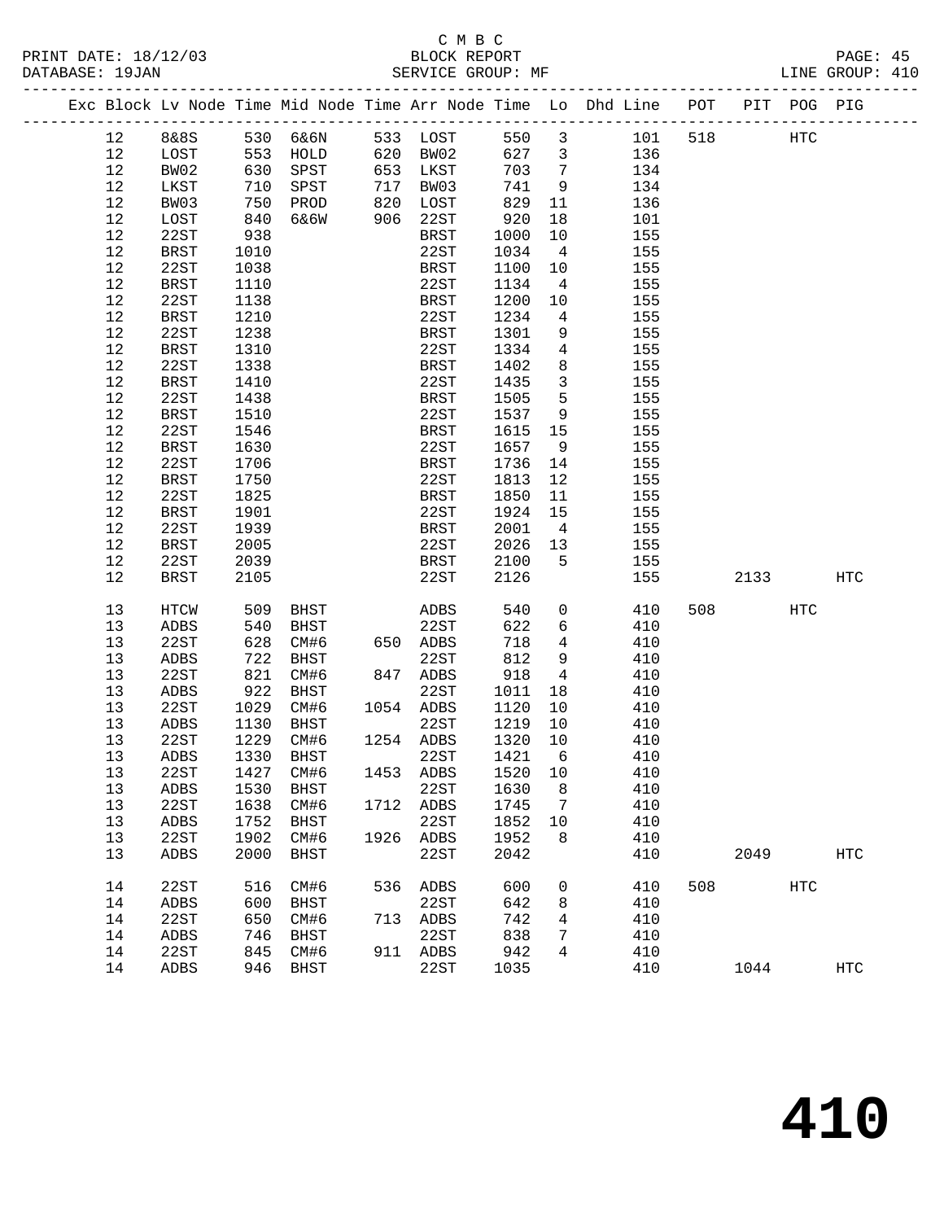C M B C

PRINT DATE: 18/12/03 BLOCK REPORT
DATABASE: 19JAN SERVICE GROUP: MF LINE GROUP: 410

| Exc | Block | Lv Node | Time | Mid Node | Time | Arr Node | Time | Lo | Dhd Line | POT | PIT | POG | PIG |
|---|---|---|---|---|---|---|---|---|---|---|---|---|---|
| | 12 | 8&8S | 530 | 6&6N | 533 | LOST | 550 | 3 | 101 | 518 | | HTC | |
| | 12 | LOST | 553 | HOLD | 620 | BW02 | 627 | 3 | 136 | | | | |
| | 12 | BW02 | 630 | SPST | 653 | LKST | 703 | 7 | 134 | | | | |
| | 12 | LKST | 710 | SPST | 717 | BW03 | 741 | 9 | 134 | | | | |
| | 12 | BW03 | 750 | PROD | 820 | LOST | 829 | 11 | 136 | | | | |
| | 12 | LOST | 840 | 6&6W | 906 | 22ST | 920 | 18 | 101 | | | | |
| | 12 | 22ST | 938 | | | BRST | 1000 | 10 | 155 | | | | |
| | 12 | BRST | 1010 | | | 22ST | 1034 | 4 | 155 | | | | |
| | 12 | 22ST | 1038 | | | BRST | 1100 | 10 | 155 | | | | |
| | 12 | BRST | 1110 | | | 22ST | 1134 | 4 | 155 | | | | |
| | 12 | 22ST | 1138 | | | BRST | 1200 | 10 | 155 | | | | |
| | 12 | BRST | 1210 | | | 22ST | 1234 | 4 | 155 | | | | |
| | 12 | 22ST | 1238 | | | BRST | 1301 | 9 | 155 | | | | |
| | 12 | BRST | 1310 | | | 22ST | 1334 | 4 | 155 | | | | |
| | 12 | 22ST | 1338 | | | BRST | 1402 | 8 | 155 | | | | |
| | 12 | BRST | 1410 | | | 22ST | 1435 | 3 | 155 | | | | |
| | 12 | 22ST | 1438 | | | BRST | 1505 | 5 | 155 | | | | |
| | 12 | BRST | 1510 | | | 22ST | 1537 | 9 | 155 | | | | |
| | 12 | 22ST | 1546 | | | BRST | 1615 | 15 | 155 | | | | |
| | 12 | BRST | 1630 | | | 22ST | 1657 | 9 | 155 | | | | |
| | 12 | 22ST | 1706 | | | BRST | 1736 | 14 | 155 | | | | |
| | 12 | BRST | 1750 | | | 22ST | 1813 | 12 | 155 | | | | |
| | 12 | 22ST | 1825 | | | BRST | 1850 | 11 | 155 | | | | |
| | 12 | BRST | 1901 | | | 22ST | 1924 | 15 | 155 | | | | |
| | 12 | 22ST | 1939 | | | BRST | 2001 | 4 | 155 | | | | |
| | 12 | BRST | 2005 | | | 22ST | 2026 | 13 | 155 | | | | |
| | 12 | 22ST | 2039 | | | BRST | 2100 | 5 | 155 | | | | |
| | 12 | BRST | 2105 | | | 22ST | 2126 | | 155 | | 2133 | | HTC |
| | 13 | HTCW | 509 | BHST | | ADBS | 540 | 0 | 410 | 508 | | HTC | |
| | 13 | ADBS | 540 | BHST | | 22ST | 622 | 6 | 410 | | | | |
| | 13 | 22ST | 628 | CM#6 | 650 | ADBS | 718 | 4 | 410 | | | | |
| | 13 | ADBS | 722 | BHST | | 22ST | 812 | 9 | 410 | | | | |
| | 13 | 22ST | 821 | CM#6 | 847 | ADBS | 918 | 4 | 410 | | | | |
| | 13 | ADBS | 922 | BHST | | 22ST | 1011 | 18 | 410 | | | | |
| | 13 | 22ST | 1029 | CM#6 | 1054 | ADBS | 1120 | 10 | 410 | | | | |
| | 13 | ADBS | 1130 | BHST | | 22ST | 1219 | 10 | 410 | | | | |
| | 13 | 22ST | 1229 | CM#6 | 1254 | ADBS | 1320 | 10 | 410 | | | | |
| | 13 | ADBS | 1330 | BHST | | 22ST | 1421 | 6 | 410 | | | | |
| | 13 | 22ST | 1427 | CM#6 | 1453 | ADBS | 1520 | 10 | 410 | | | | |
| | 13 | ADBS | 1530 | BHST | | 22ST | 1630 | 8 | 410 | | | | |
| | 13 | 22ST | 1638 | CM#6 | 1712 | ADBS | 1745 | 7 | 410 | | | | |
| | 13 | ADBS | 1752 | BHST | | 22ST | 1852 | 10 | 410 | | | | |
| | 13 | 22ST | 1902 | CM#6 | 1926 | ADBS | 1952 | 8 | 410 | | | | |
| | 13 | ADBS | 2000 | BHST | | 22ST | 2042 | | 410 | | 2049 | | HTC |
| | 14 | 22ST | 516 | CM#6 | 536 | ADBS | 600 | 0 | 410 | 508 | | HTC | |
| | 14 | ADBS | 600 | BHST | | 22ST | 642 | 8 | 410 | | | | |
| | 14 | 22ST | 650 | CM#6 | 713 | ADBS | 742 | 4 | 410 | | | | |
| | 14 | ADBS | 746 | BHST | | 22ST | 838 | 7 | 410 | | | | |
| | 14 | 22ST | 845 | CM#6 | 911 | ADBS | 942 | 4 | 410 | | | | |
| | 14 | ADBS | 946 | BHST | | 22ST | 1035 | | 410 | | 1044 | | HTC |

# 410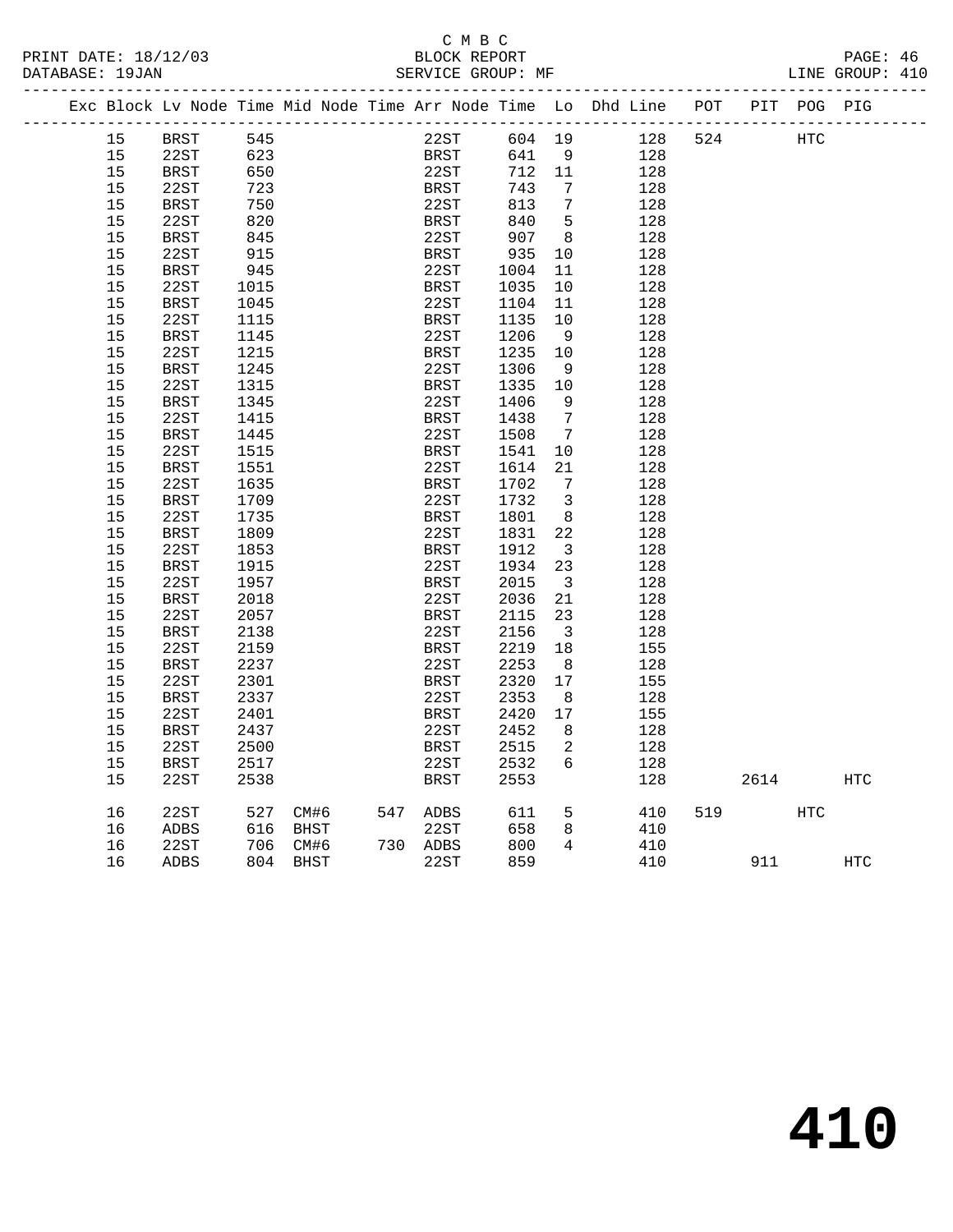C M B C
BLOCK REPORT
SERVICE GROUP: MF

PRINT DATE: 18/12/03
DATABASE: 19JAN

LINE GROUP: 410

| Exc | Block | Lv Node | Time | Mid Node | Time | Arr Node | Time | Lo | Dhd Line | POT | PIT | POG | PIG |
|---|---|---|---|---|---|---|---|---|---|---|---|---|---|
| | 15 | BRST | 545 | | | 22ST | 604 | 19 | 128 | 524 | | HTC | |
| | 15 | 22ST | 623 | | | BRST | 641 | 9 | 128 | | | | |
| | 15 | BRST | 650 | | | 22ST | 712 | 11 | 128 | | | | |
| | 15 | 22ST | 723 | | | BRST | 743 | 7 | 128 | | | | |
| | 15 | BRST | 750 | | | 22ST | 813 | 7 | 128 | | | | |
| | 15 | 22ST | 820 | | | BRST | 840 | 5 | 128 | | | | |
| | 15 | BRST | 845 | | | 22ST | 907 | 8 | 128 | | | | |
| | 15 | 22ST | 915 | | | BRST | 935 | 10 | 128 | | | | |
| | 15 | BRST | 945 | | | 22ST | 1004 | 11 | 128 | | | | |
| | 15 | 22ST | 1015 | | | BRST | 1035 | 10 | 128 | | | | |
| | 15 | BRST | 1045 | | | 22ST | 1104 | 11 | 128 | | | | |
| | 15 | 22ST | 1115 | | | BRST | 1135 | 10 | 128 | | | | |
| | 15 | BRST | 1145 | | | 22ST | 1206 | 9 | 128 | | | | |
| | 15 | 22ST | 1215 | | | BRST | 1235 | 10 | 128 | | | | |
| | 15 | BRST | 1245 | | | 22ST | 1306 | 9 | 128 | | | | |
| | 15 | 22ST | 1315 | | | BRST | 1335 | 10 | 128 | | | | |
| | 15 | BRST | 1345 | | | 22ST | 1406 | 9 | 128 | | | | |
| | 15 | 22ST | 1415 | | | BRST | 1438 | 7 | 128 | | | | |
| | 15 | BRST | 1445 | | | 22ST | 1508 | 7 | 128 | | | | |
| | 15 | 22ST | 1515 | | | BRST | 1541 | 10 | 128 | | | | |
| | 15 | BRST | 1551 | | | 22ST | 1614 | 21 | 128 | | | | |
| | 15 | 22ST | 1635 | | | BRST | 1702 | 7 | 128 | | | | |
| | 15 | BRST | 1709 | | | 22ST | 1732 | 3 | 128 | | | | |
| | 15 | 22ST | 1735 | | | BRST | 1801 | 8 | 128 | | | | |
| | 15 | BRST | 1809 | | | 22ST | 1831 | 22 | 128 | | | | |
| | 15 | 22ST | 1853 | | | BRST | 1912 | 3 | 128 | | | | |
| | 15 | BRST | 1915 | | | 22ST | 1934 | 23 | 128 | | | | |
| | 15 | 22ST | 1957 | | | BRST | 2015 | 3 | 128 | | | | |
| | 15 | BRST | 2018 | | | 22ST | 2036 | 21 | 128 | | | | |
| | 15 | 22ST | 2057 | | | BRST | 2115 | 23 | 128 | | | | |
| | 15 | BRST | 2138 | | | 22ST | 2156 | 3 | 128 | | | | |
| | 15 | 22ST | 2159 | | | BRST | 2219 | 18 | 155 | | | | |
| | 15 | BRST | 2237 | | | 22ST | 2253 | 8 | 128 | | | | |
| | 15 | 22ST | 2301 | | | BRST | 2320 | 17 | 155 | | | | |
| | 15 | BRST | 2337 | | | 22ST | 2353 | 8 | 128 | | | | |
| | 15 | 22ST | 2401 | | | BRST | 2420 | 17 | 155 | | | | |
| | 15 | BRST | 2437 | | | 22ST | 2452 | 8 | 128 | | | | |
| | 15 | 22ST | 2500 | | | BRST | 2515 | 2 | 128 | | | | |
| | 15 | BRST | 2517 | | | 22ST | 2532 | 6 | 128 | | | | |
| | 15 | 22ST | 2538 | | | BRST | 2553 | | 128 | | 2614 | | HTC |
| | 16 | 22ST | 527 | CM#6 | 547 | ADBS | 611 | 5 | 410 | 519 | | HTC | |
| | 16 | ADBS | 616 | BHST | | 22ST | 658 | 8 | 410 | | | | |
| | 16 | 22ST | 706 | CM#6 | 730 | ADBS | 800 | 4 | 410 | | | | |
| | 16 | ADBS | 804 | BHST | | 22ST | 859 | | 410 | | 911 | | HTC |

# 410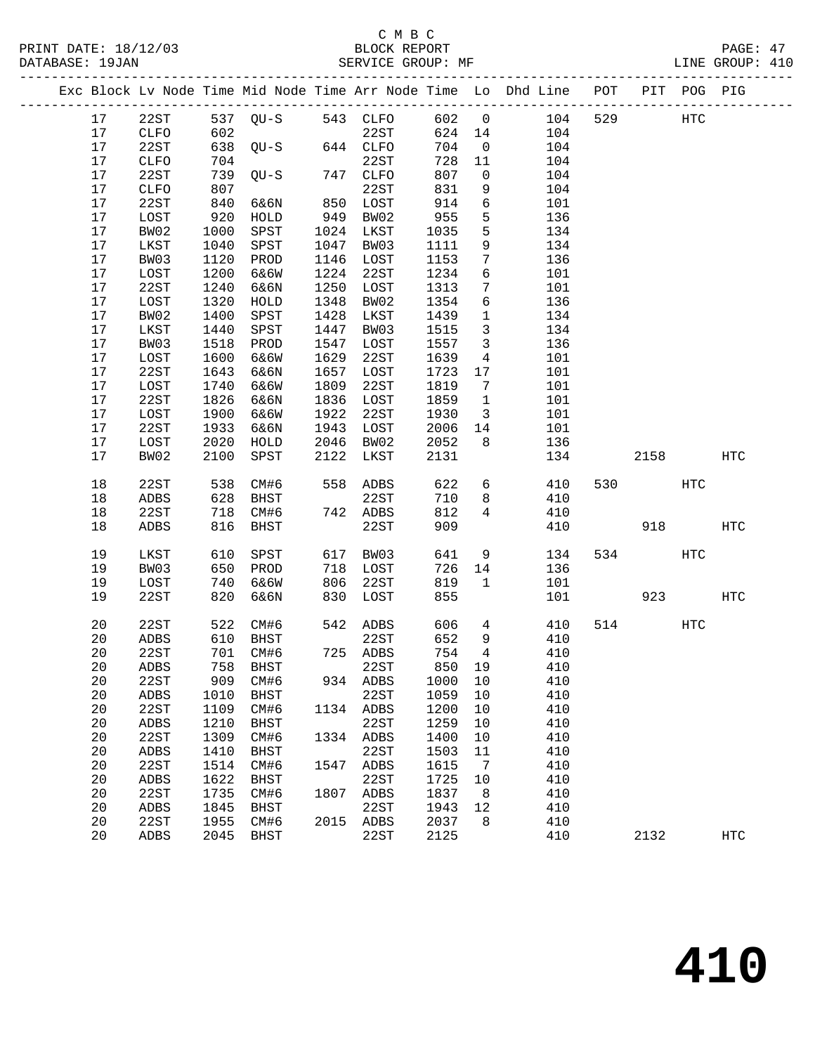C M B C

PRINT DATE: 18/12/03 BLOCK REPORT

DATABASE: 19JAN SERVICE GROUP: MF LINE GROUP: 410

| Exc | Block | Lv Node | Time | Mid Node | Time | Arr Node | Time | Lo | Dhd Line | POT | PIT | POG | PIG |
|---|---|---|---|---|---|---|---|---|---|---|---|---|---|
| | 17 | 22ST | 537 | QU-S | 543 | CLFO | 602 | 0 | 104 | 529 | | HTC | |
| | 17 | CLFO | 602 | | | 22ST | 624 | 14 | 104 | | | | |
| | 17 | 22ST | 638 | QU-S | 644 | CLFO | 704 | 0 | 104 | | | | |
| | 17 | CLFO | 704 | | | 22ST | 728 | 11 | 104 | | | | |
| | 17 | 22ST | 739 | QU-S | 747 | CLFO | 807 | 0 | 104 | | | | |
| | 17 | CLFO | 807 | | | 22ST | 831 | 9 | 104 | | | | |
| | 17 | 22ST | 840 | 6&6N | 850 | LOST | 914 | 6 | 101 | | | | |
| | 17 | LOST | 920 | HOLD | 949 | BW02 | 955 | 5 | 136 | | | | |
| | 17 | BW02 | 1000 | SPST | 1024 | LKST | 1035 | 5 | 134 | | | | |
| | 17 | LKST | 1040 | SPST | 1047 | BW03 | 1111 | 9 | 134 | | | | |
| | 17 | BW03 | 1120 | PROD | 1146 | LOST | 1153 | 7 | 136 | | | | |
| | 17 | LOST | 1200 | 6&6W | 1224 | 22ST | 1234 | 6 | 101 | | | | |
| | 17 | 22ST | 1240 | 6&6N | 1250 | LOST | 1313 | 7 | 101 | | | | |
| | 17 | LOST | 1320 | HOLD | 1348 | BW02 | 1354 | 6 | 136 | | | | |
| | 17 | BW02 | 1400 | SPST | 1428 | LKST | 1439 | 1 | 134 | | | | |
| | 17 | LKST | 1440 | SPST | 1447 | BW03 | 1515 | 3 | 134 | | | | |
| | 17 | BW03 | 1518 | PROD | 1547 | LOST | 1557 | 3 | 136 | | | | |
| | 17 | LOST | 1600 | 6&6W | 1629 | 22ST | 1639 | 4 | 101 | | | | |
| | 17 | 22ST | 1643 | 6&6N | 1657 | LOST | 1723 | 17 | 101 | | | | |
| | 17 | LOST | 1740 | 6&6W | 1809 | 22ST | 1819 | 7 | 101 | | | | |
| | 17 | 22ST | 1826 | 6&6N | 1836 | LOST | 1859 | 1 | 101 | | | | |
| | 17 | LOST | 1900 | 6&6W | 1922 | 22ST | 1930 | 3 | 101 | | | | |
| | 17 | 22ST | 1933 | 6&6N | 1943 | LOST | 2006 | 14 | 101 | | | | |
| | 17 | LOST | 2020 | HOLD | 2046 | BW02 | 2052 | 8 | 136 | | | | |
| | 17 | BW02 | 2100 | SPST | 2122 | LKST | 2131 | | 134 | | 2158 | | HTC |
| | 18 | 22ST | 538 | CM#6 | 558 | ADBS | 622 | 6 | 410 | 530 | | HTC | |
| | 18 | ADBS | 628 | BHST | | 22ST | 710 | 8 | 410 | | | | |
| | 18 | 22ST | 718 | CM#6 | 742 | ADBS | 812 | 4 | 410 | | | | |
| | 18 | ADBS | 816 | BHST | | 22ST | 909 | | 410 | | 918 | | HTC |
| | 19 | LKST | 610 | SPST | 617 | BW03 | 641 | 9 | 134 | 534 | | HTC | |
| | 19 | BW03 | 650 | PROD | 718 | LOST | 726 | 14 | 136 | | | | |
| | 19 | LOST | 740 | 6&6W | 806 | 22ST | 819 | 1 | 101 | | | | |
| | 19 | 22ST | 820 | 6&6N | 830 | LOST | 855 | | 101 | | 923 | | HTC |
| | 20 | 22ST | 522 | CM#6 | 542 | ADBS | 606 | 4 | 410 | 514 | | HTC | |
| | 20 | ADBS | 610 | BHST | | 22ST | 652 | 9 | 410 | | | | |
| | 20 | 22ST | 701 | CM#6 | 725 | ADBS | 754 | 4 | 410 | | | | |
| | 20 | ADBS | 758 | BHST | | 22ST | 850 | 19 | 410 | | | | |
| | 20 | 22ST | 909 | CM#6 | 934 | ADBS | 1000 | 10 | 410 | | | | |
| | 20 | ADBS | 1010 | BHST | | 22ST | 1059 | 10 | 410 | | | | |
| | 20 | 22ST | 1109 | CM#6 | 1134 | ADBS | 1200 | 10 | 410 | | | | |
| | 20 | ADBS | 1210 | BHST | | 22ST | 1259 | 10 | 410 | | | | |
| | 20 | 22ST | 1309 | CM#6 | 1334 | ADBS | 1400 | 10 | 410 | | | | |
| | 20 | ADBS | 1410 | BHST | | 22ST | 1503 | 11 | 410 | | | | |
| | 20 | 22ST | 1514 | CM#6 | 1547 | ADBS | 1615 | 7 | 410 | | | | |
| | 20 | ADBS | 1622 | BHST | | 22ST | 1725 | 10 | 410 | | | | |
| | 20 | 22ST | 1735 | CM#6 | 1807 | ADBS | 1837 | 8 | 410 | | | | |
| | 20 | ADBS | 1845 | BHST | | 22ST | 1943 | 12 | 410 | | | | |
| | 20 | 22ST | 1955 | CM#6 | 2015 | ADBS | 2037 | 8 | 410 | | | | |
| | 20 | ADBS | 2045 | BHST | | 22ST | 2125 | | 410 | | 2132 | | HTC |

# 410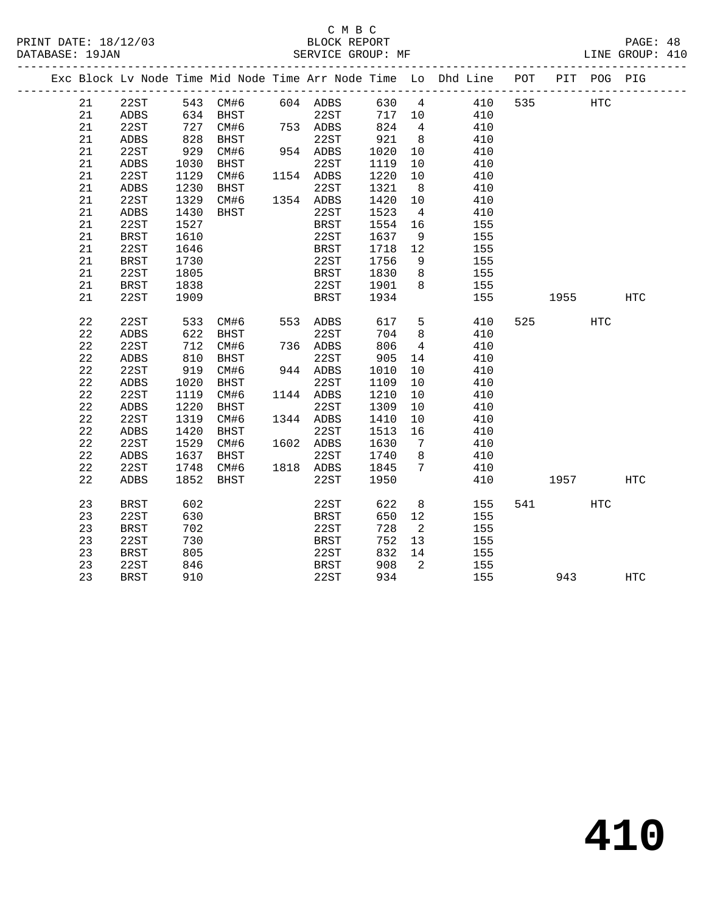C M B C

PRINT DATE: 18/12/03 BLOCK REPORT
DATABASE: 19JAN SERVICE GROUP: MF LINE GROUP: 410

| Exc | Block | Lv Node | Time | Mid Node | Time | Arr Node | Time | Lo | Dhd Line | POT | PIT | POG | PIG |
|---|---|---|---|---|---|---|---|---|---|---|---|---|---|
| | 21 | 22ST | 543 | CM#6 | 604 | ADBS | 630 | 4 | 410 | 535 | | HTC | |
| | 21 | ADBS | 634 | BHST | | 22ST | 717 | 10 | 410 | | | | |
| | 21 | 22ST | 727 | CM#6 | 753 | ADBS | 824 | 4 | 410 | | | | |
| | 21 | ADBS | 828 | BHST | | 22ST | 921 | 8 | 410 | | | | |
| | 21 | 22ST | 929 | CM#6 | 954 | ADBS | 1020 | 10 | 410 | | | | |
| | 21 | ADBS | 1030 | BHST | | 22ST | 1119 | 10 | 410 | | | | |
| | 21 | 22ST | 1129 | CM#6 | 1154 | ADBS | 1220 | 10 | 410 | | | | |
| | 21 | ADBS | 1230 | BHST | | 22ST | 1321 | 8 | 410 | | | | |
| | 21 | 22ST | 1329 | CM#6 | 1354 | ADBS | 1420 | 10 | 410 | | | | |
| | 21 | ADBS | 1430 | BHST | | 22ST | 1523 | 4 | 410 | | | | |
| | 21 | 22ST | 1527 | | | BRST | 1554 | 16 | 155 | | | | |
| | 21 | BRST | 1610 | | | 22ST | 1637 | 9 | 155 | | | | |
| | 21 | 22ST | 1646 | | | BRST | 1718 | 12 | 155 | | | | |
| | 21 | BRST | 1730 | | | 22ST | 1756 | 9 | 155 | | | | |
| | 21 | 22ST | 1805 | | | BRST | 1830 | 8 | 155 | | | | |
| | 21 | BRST | 1838 | | | 22ST | 1901 | 8 | 155 | | | | |
| | 21 | 22ST | 1909 | | | BRST | 1934 | | 155 | | 1955 | | HTC |
| | 22 | 22ST | 533 | CM#6 | 553 | ADBS | 617 | 5 | 410 | 525 | | HTC | |
| | 22 | ADBS | 622 | BHST | | 22ST | 704 | 8 | 410 | | | | |
| | 22 | 22ST | 712 | CM#6 | 736 | ADBS | 806 | 4 | 410 | | | | |
| | 22 | ADBS | 810 | BHST | | 22ST | 905 | 14 | 410 | | | | |
| | 22 | 22ST | 919 | CM#6 | 944 | ADBS | 1010 | 10 | 410 | | | | |
| | 22 | ADBS | 1020 | BHST | | 22ST | 1109 | 10 | 410 | | | | |
| | 22 | 22ST | 1119 | CM#6 | 1144 | ADBS | 1210 | 10 | 410 | | | | |
| | 22 | ADBS | 1220 | BHST | | 22ST | 1309 | 10 | 410 | | | | |
| | 22 | 22ST | 1319 | CM#6 | 1344 | ADBS | 1410 | 10 | 410 | | | | |
| | 22 | ADBS | 1420 | BHST | | 22ST | 1513 | 16 | 410 | | | | |
| | 22 | 22ST | 1529 | CM#6 | 1602 | ADBS | 1630 | 7 | 410 | | | | |
| | 22 | ADBS | 1637 | BHST | | 22ST | 1740 | 8 | 410 | | | | |
| | 22 | 22ST | 1748 | CM#6 | 1818 | ADBS | 1845 | 7 | 410 | | | | |
| | 22 | ADBS | 1852 | BHST | | 22ST | 1950 | | 410 | | 1957 | | HTC |
| | 23 | BRST | 602 | | | 22ST | 622 | 8 | 155 | 541 | | HTC | |
| | 23 | 22ST | 630 | | | BRST | 650 | 12 | 155 | | | | |
| | 23 | BRST | 702 | | | 22ST | 728 | 2 | 155 | | | | |
| | 23 | 22ST | 730 | | | BRST | 752 | 13 | 155 | | | | |
| | 23 | BRST | 805 | | | 22ST | 832 | 14 | 155 | | | | |
| | 23 | 22ST | 846 | | | BRST | 908 | 2 | 155 | | | | |
| | 23 | BRST | 910 | | | 22ST | 934 | | 155 | | 943 | | HTC |

# 410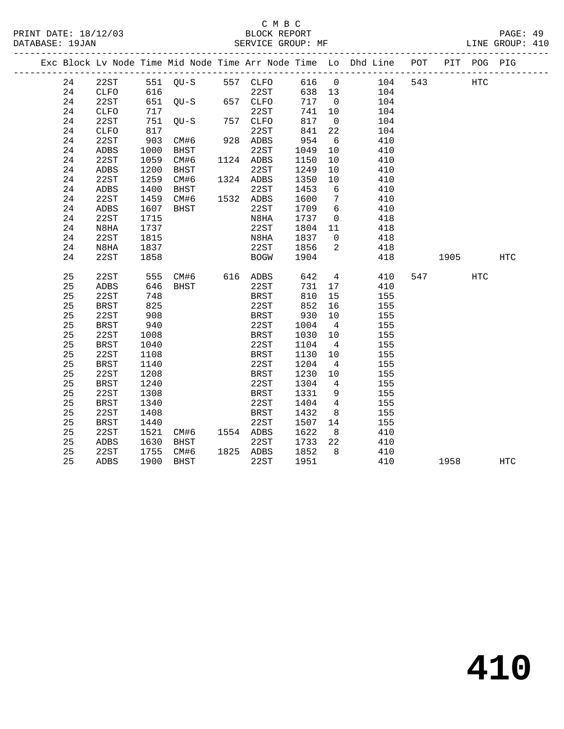C M B C

PRINT DATE: 18/12/03 BLOCK REPORT PAGE: 49
DATABASE: 19JAN SERVICE GROUP: MF LINE GROUP: 410

| Exc | Block | Lv | Node | Time | Mid Node | Time | Arr Node | Time | Lo | Dhd Line | POT | PIT | POG | PIG |
|---|---|---|---|---|---|---|---|---|---|---|---|---|---|---|
| | 24 | | 22ST | 551 | QU-S | 557 | CLFO | 616 | 0 | 104 | 543 | | HTC | |
| | 24 | | CLFO | 616 | | | 22ST | 638 | 13 | 104 | | | | |
| | 24 | | 22ST | 651 | QU-S | 657 | CLFO | 717 | 0 | 104 | | | | |
| | 24 | | CLFO | 717 | | | 22ST | 741 | 10 | 104 | | | | |
| | 24 | | 22ST | 751 | QU-S | 757 | CLFO | 817 | 0 | 104 | | | | |
| | 24 | | CLFO | 817 | | | 22ST | 841 | 22 | 104 | | | | |
| | 24 | | 22ST | 903 | CM#6 | 928 | ADBS | 954 | 6 | 410 | | | | |
| | 24 | | ADBS | 1000 | BHST | | 22ST | 1049 | 10 | 410 | | | | |
| | 24 | | 22ST | 1059 | CM#6 | 1124 | ADBS | 1150 | 10 | 410 | | | | |
| | 24 | | ADBS | 1200 | BHST | | 22ST | 1249 | 10 | 410 | | | | |
| | 24 | | 22ST | 1259 | CM#6 | 1324 | ADBS | 1350 | 10 | 410 | | | | |
| | 24 | | ADBS | 1400 | BHST | | 22ST | 1453 | 6 | 410 | | | | |
| | 24 | | 22ST | 1459 | CM#6 | 1532 | ADBS | 1600 | 7 | 410 | | | | |
| | 24 | | ADBS | 1607 | BHST | | 22ST | 1709 | 6 | 410 | | | | |
| | 24 | | 22ST | 1715 | | | N8HA | 1737 | 0 | 418 | | | | |
| | 24 | | N8HA | 1737 | | | 22ST | 1804 | 11 | 418 | | | | |
| | 24 | | 22ST | 1815 | | | N8HA | 1837 | 0 | 418 | | | | |
| | 24 | | N8HA | 1837 | | | 22ST | 1856 | 2 | 418 | | | | |
| | 24 | | 22ST | 1858 | | | BOGW | 1904 | | 418 | | 1905 | | HTC |
| | 25 | | 22ST | 555 | CM#6 | 616 | ADBS | 642 | 4 | 410 | 547 | | HTC | |
| | 25 | | ADBS | 646 | BHST | | 22ST | 731 | 17 | 410 | | | | |
| | 25 | | 22ST | 748 | | | BRST | 810 | 15 | 155 | | | | |
| | 25 | | BRST | 825 | | | 22ST | 852 | 16 | 155 | | | | |
| | 25 | | 22ST | 908 | | | BRST | 930 | 10 | 155 | | | | |
| | 25 | | BRST | 940 | | | 22ST | 1004 | 4 | 155 | | | | |
| | 25 | | 22ST | 1008 | | | BRST | 1030 | 10 | 155 | | | | |
| | 25 | | BRST | 1040 | | | 22ST | 1104 | 4 | 155 | | | | |
| | 25 | | 22ST | 1108 | | | BRST | 1130 | 10 | 155 | | | | |
| | 25 | | BRST | 1140 | | | 22ST | 1204 | 4 | 155 | | | | |
| | 25 | | 22ST | 1208 | | | BRST | 1230 | 10 | 155 | | | | |
| | 25 | | BRST | 1240 | | | 22ST | 1304 | 4 | 155 | | | | |
| | 25 | | 22ST | 1308 | | | BRST | 1331 | 9 | 155 | | | | |
| | 25 | | BRST | 1340 | | | 22ST | 1404 | 4 | 155 | | | | |
| | 25 | | 22ST | 1408 | | | BRST | 1432 | 8 | 155 | | | | |
| | 25 | | BRST | 1440 | | | 22ST | 1507 | 14 | 155 | | | | |
| | 25 | | 22ST | 1521 | CM#6 | 1554 | ADBS | 1622 | 8 | 410 | | | | |
| | 25 | | ADBS | 1630 | BHST | | 22ST | 1733 | 22 | 410 | | | | |
| | 25 | | 22ST | 1755 | CM#6 | 1825 | ADBS | 1852 | 8 | 410 | | | | |
| | 25 | | ADBS | 1900 | BHST | | 22ST | 1951 | | 410 | | 1958 | | HTC |

# 410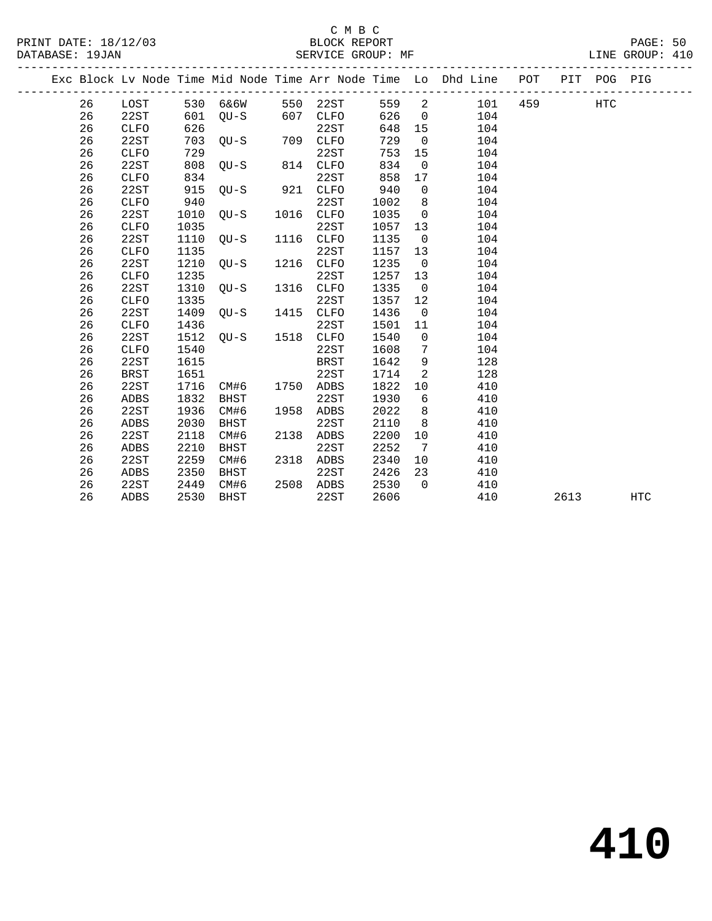C M B C
PRINT DATE: 18/12/03 BLOCK REPORT
DATABASE: 19JAN SERVICE GROUP: MF LINE GROUP: 410

| Exc | Block | Lv | Node | Time | Mid Node | Time | Arr Node | Time | Lo | Dhd Line | POT | PIT | POG | PIG |
|---|---|---|---|---|---|---|---|---|---|---|---|---|---|---|
| | 26 | | LOST | 530 | 6&6W | 550 | 22ST | 559 | 2 | 101 | 459 | | HTC | |
| | 26 | | 22ST | 601 | QU-S | 607 | CLFO | 626 | 0 | 104 | | | | |
| | 26 | | CLFO | 626 | | | 22ST | 648 | 15 | 104 | | | | |
| | 26 | | 22ST | 703 | QU-S | 709 | CLFO | 729 | 0 | 104 | | | | |
| | 26 | | CLFO | 729 | | | 22ST | 753 | 15 | 104 | | | | |
| | 26 | | 22ST | 808 | QU-S | 814 | CLFO | 834 | 0 | 104 | | | | |
| | 26 | | CLFO | 834 | | | 22ST | 858 | 17 | 104 | | | | |
| | 26 | | 22ST | 915 | QU-S | 921 | CLFO | 940 | 0 | 104 | | | | |
| | 26 | | CLFO | 940 | | | 22ST | 1002 | 8 | 104 | | | | |
| | 26 | | 22ST | 1010 | QU-S | 1016 | CLFO | 1035 | 0 | 104 | | | | |
| | 26 | | CLFO | 1035 | | | 22ST | 1057 | 13 | 104 | | | | |
| | 26 | | 22ST | 1110 | QU-S | 1116 | CLFO | 1135 | 0 | 104 | | | | |
| | 26 | | CLFO | 1135 | | | 22ST | 1157 | 13 | 104 | | | | |
| | 26 | | 22ST | 1210 | QU-S | 1216 | CLFO | 1235 | 0 | 104 | | | | |
| | 26 | | CLFO | 1235 | | | 22ST | 1257 | 13 | 104 | | | | |
| | 26 | | 22ST | 1310 | QU-S | 1316 | CLFO | 1335 | 0 | 104 | | | | |
| | 26 | | CLFO | 1335 | | | 22ST | 1357 | 12 | 104 | | | | |
| | 26 | | 22ST | 1409 | QU-S | 1415 | CLFO | 1436 | 0 | 104 | | | | |
| | 26 | | CLFO | 1436 | | | 22ST | 1501 | 11 | 104 | | | | |
| | 26 | | 22ST | 1512 | QU-S | 1518 | CLFO | 1540 | 0 | 104 | | | | |
| | 26 | | CLFO | 1540 | | | 22ST | 1608 | 7 | 104 | | | | |
| | 26 | | 22ST | 1615 | | | BRST | 1642 | 9 | 128 | | | | |
| | 26 | | BRST | 1651 | | | 22ST | 1714 | 2 | 128 | | | | |
| | 26 | | 22ST | 1716 | CM#6 | 1750 | ADBS | 1822 | 10 | 410 | | | | |
| | 26 | | ADBS | 1832 | BHST | | 22ST | 1930 | 6 | 410 | | | | |
| | 26 | | 22ST | 1936 | CM#6 | 1958 | ADBS | 2022 | 8 | 410 | | | | |
| | 26 | | ADBS | 2030 | BHST | | 22ST | 2110 | 8 | 410 | | | | |
| | 26 | | 22ST | 2118 | CM#6 | 2138 | ADBS | 2200 | 10 | 410 | | | | |
| | 26 | | ADBS | 2210 | BHST | | 22ST | 2252 | 7 | 410 | | | | |
| | 26 | | 22ST | 2259 | CM#6 | 2318 | ADBS | 2340 | 10 | 410 | | | | |
| | 26 | | ADBS | 2350 | BHST | | 22ST | 2426 | 23 | 410 | | | | |
| | 26 | | 22ST | 2449 | CM#6 | 2508 | ADBS | 2530 | 0 | 410 | | | | |
| | 26 | | ADBS | 2530 | BHST | | 22ST | 2606 | | 410 | | 2613 | | HTC |

# 410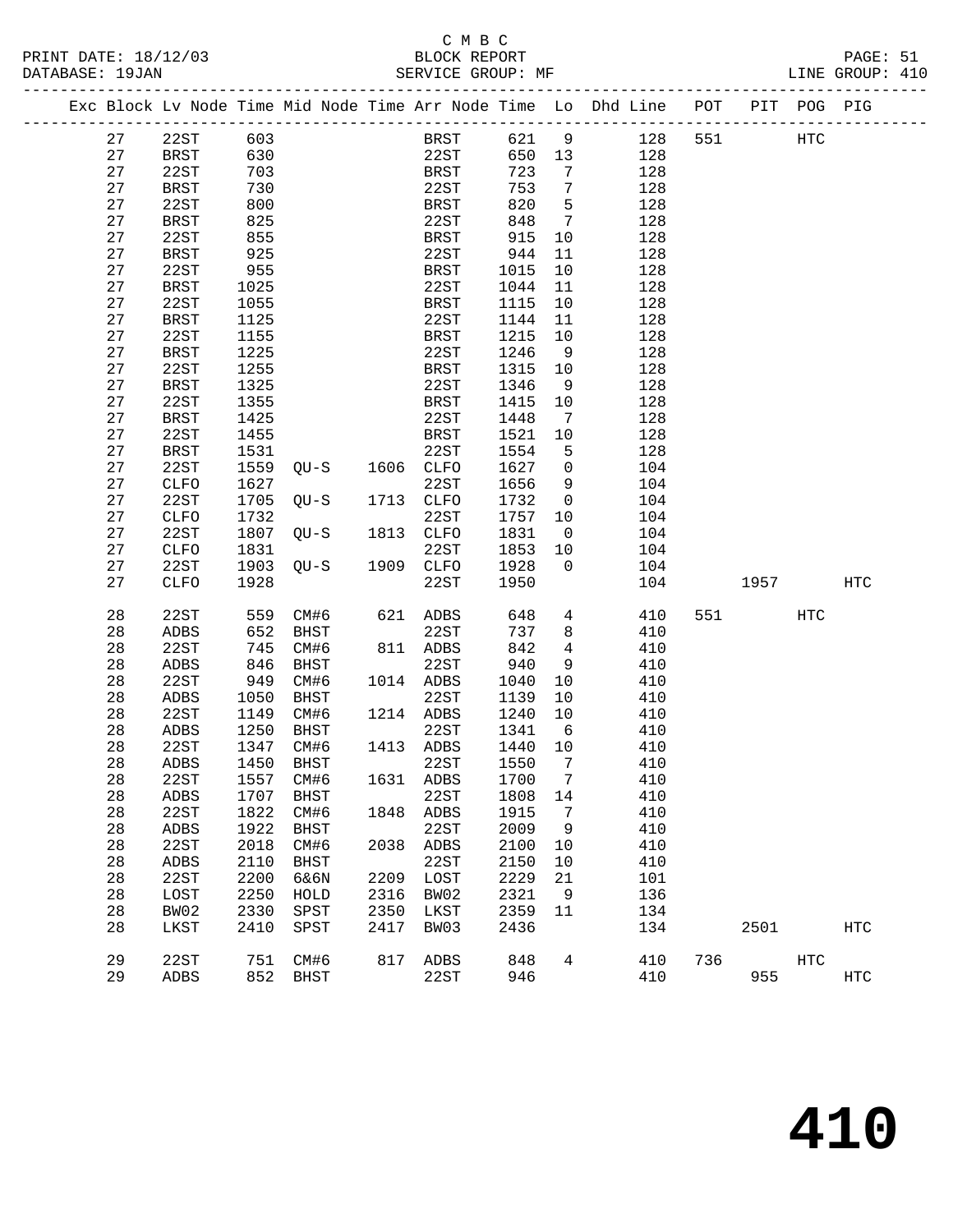C M B C
PRINT DATE: 18/12/03 BLOCK REPORT PAGE: 51
DATABASE: 19JAN SERVICE GROUP: MF LINE GROUP: 410

| Exc | Block | Lv Node | Time | Mid Node | Time | Arr Node | Time | Lo | Dhd Line | POT | PIT | POG | PIG |
|---|---|---|---|---|---|---|---|---|---|---|---|---|---|
| | 27 | 22ST | 603 | | | BRST | 621 | 9 | 128 | 551 | | HTC | |
| | 27 | BRST | 630 | | | 22ST | 650 | 13 | 128 | | | | |
| | 27 | 22ST | 703 | | | BRST | 723 | 7 | 128 | | | | |
| | 27 | BRST | 730 | | | 22ST | 753 | 7 | 128 | | | | |
| | 27 | 22ST | 800 | | | BRST | 820 | 5 | 128 | | | | |
| | 27 | BRST | 825 | | | 22ST | 848 | 7 | 128 | | | | |
| | 27 | 22ST | 855 | | | BRST | 915 | 10 | 128 | | | | |
| | 27 | BRST | 925 | | | 22ST | 944 | 11 | 128 | | | | |
| | 27 | 22ST | 955 | | | BRST | 1015 | 10 | 128 | | | | |
| | 27 | BRST | 1025 | | | 22ST | 1044 | 11 | 128 | | | | |
| | 27 | 22ST | 1055 | | | BRST | 1115 | 10 | 128 | | | | |
| | 27 | BRST | 1125 | | | 22ST | 1144 | 11 | 128 | | | | |
| | 27 | 22ST | 1155 | | | BRST | 1215 | 10 | 128 | | | | |
| | 27 | BRST | 1225 | | | 22ST | 1246 | 9 | 128 | | | | |
| | 27 | 22ST | 1255 | | | BRST | 1315 | 10 | 128 | | | | |
| | 27 | BRST | 1325 | | | 22ST | 1346 | 9 | 128 | | | | |
| | 27 | 22ST | 1355 | | | BRST | 1415 | 10 | 128 | | | | |
| | 27 | BRST | 1425 | | | 22ST | 1448 | 7 | 128 | | | | |
| | 27 | 22ST | 1455 | | | BRST | 1521 | 10 | 128 | | | | |
| | 27 | BRST | 1531 | | | 22ST | 1554 | 5 | 128 | | | | |
| | 27 | 22ST | 1559 | QU-S | 1606 | CLFO | 1627 | 0 | 104 | | | | |
| | 27 | CLFO | 1627 | | | 22ST | 1656 | 9 | 104 | | | | |
| | 27 | 22ST | 1705 | QU-S | 1713 | CLFO | 1732 | 0 | 104 | | | | |
| | 27 | CLFO | 1732 | | | 22ST | 1757 | 10 | 104 | | | | |
| | 27 | 22ST | 1807 | QU-S | 1813 | CLFO | 1831 | 0 | 104 | | | | |
| | 27 | CLFO | 1831 | | | 22ST | 1853 | 10 | 104 | | | | |
| | 27 | 22ST | 1903 | QU-S | 1909 | CLFO | 1928 | 0 | 104 | | | | |
| | 27 | CLFO | 1928 | | | 22ST | 1950 | | 104 | | 1957 | | HTC |
| | 28 | 22ST | 559 | CM#6 | 621 | ADBS | 648 | 4 | 410 | 551 | | HTC | |
| | 28 | ADBS | 652 | BHST | | 22ST | 737 | 8 | 410 | | | | |
| | 28 | 22ST | 745 | CM#6 | 811 | ADBS | 842 | 4 | 410 | | | | |
| | 28 | ADBS | 846 | BHST | | 22ST | 940 | 9 | 410 | | | | |
| | 28 | 22ST | 949 | CM#6 | 1014 | ADBS | 1040 | 10 | 410 | | | | |
| | 28 | ADBS | 1050 | BHST | | 22ST | 1139 | 10 | 410 | | | | |
| | 28 | 22ST | 1149 | CM#6 | 1214 | ADBS | 1240 | 10 | 410 | | | | |
| | 28 | ADBS | 1250 | BHST | | 22ST | 1341 | 6 | 410 | | | | |
| | 28 | 22ST | 1347 | CM#6 | 1413 | ADBS | 1440 | 10 | 410 | | | | |
| | 28 | ADBS | 1450 | BHST | | 22ST | 1550 | 7 | 410 | | | | |
| | 28 | 22ST | 1557 | CM#6 | 1631 | ADBS | 1700 | 7 | 410 | | | | |
| | 28 | ADBS | 1707 | BHST | | 22ST | 1808 | 14 | 410 | | | | |
| | 28 | 22ST | 1822 | CM#6 | 1848 | ADBS | 1915 | 7 | 410 | | | | |
| | 28 | ADBS | 1922 | BHST | | 22ST | 2009 | 9 | 410 | | | | |
| | 28 | 22ST | 2018 | CM#6 | 2038 | ADBS | 2100 | 10 | 410 | | | | |
| | 28 | ADBS | 2110 | BHST | | 22ST | 2150 | 10 | 410 | | | | |
| | 28 | 22ST | 2200 | 6&6N | 2209 | LOST | 2229 | 21 | 101 | | | | |
| | 28 | LOST | 2250 | HOLD | 2316 | BW02 | 2321 | 9 | 136 | | | | |
| | 28 | BW02 | 2330 | SPST | 2350 | LKST | 2359 | 11 | 134 | | | | |
| | 28 | LKST | 2410 | SPST | 2417 | BW03 | 2436 | | 134 | | 2501 | | HTC |
| | 29 | 22ST | 751 | CM#6 | 817 | ADBS | 848 | 4 | 410 | 736 | | HTC | |
| | 29 | ADBS | 852 | BHST | | 22ST | 946 | | 410 | | 955 | | HTC |

# 410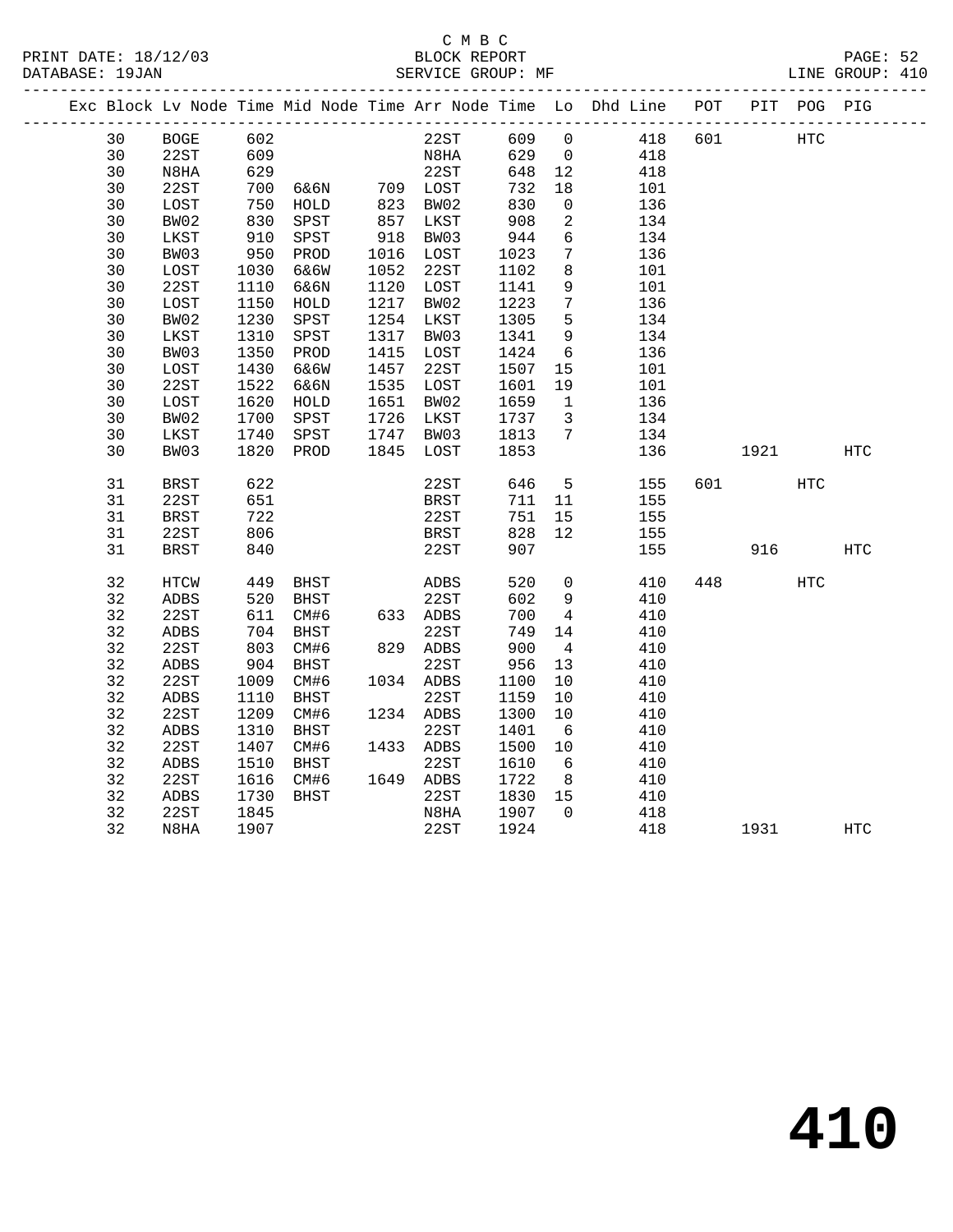C M B C

BLOCK REPORT

SERVICE GROUP: MF

PRINT DATE: 18/12/03
DATABASE: 19JAN

LINE GROUP: 410

| Exc | Block | Lv Node | Time | Mid Node | Time | Arr Node | Time | Lo | Dhd Line | POT | PIT | POG | PIG |
|---|---|---|---|---|---|---|---|---|---|---|---|---|---|
| | 30 | BOGE | 602 | | | 22ST | 609 | 0 | 418 | 601 | | HTC | |
| | 30 | 22ST | 609 | | | N8HA | 629 | 0 | 418 | | | | |
| | 30 | N8HA | 629 | | | 22ST | 648 | 12 | 418 | | | | |
| | 30 | 22ST | 700 | 6&6N | 709 | LOST | 732 | 18 | 101 | | | | |
| | 30 | LOST | 750 | HOLD | 823 | BW02 | 830 | 0 | 136 | | | | |
| | 30 | BW02 | 830 | SPST | 857 | LKST | 908 | 2 | 134 | | | | |
| | 30 | LKST | 910 | SPST | 918 | BW03 | 944 | 6 | 134 | | | | |
| | 30 | BW03 | 950 | PROD | 1016 | LOST | 1023 | 7 | 136 | | | | |
| | 30 | LOST | 1030 | 6&6W | 1052 | 22ST | 1102 | 8 | 101 | | | | |
| | 30 | 22ST | 1110 | 6&6N | 1120 | LOST | 1141 | 9 | 101 | | | | |
| | 30 | LOST | 1150 | HOLD | 1217 | BW02 | 1223 | 7 | 136 | | | | |
| | 30 | BW02 | 1230 | SPST | 1254 | LKST | 1305 | 5 | 134 | | | | |
| | 30 | LKST | 1310 | SPST | 1317 | BW03 | 1341 | 9 | 134 | | | | |
| | 30 | BW03 | 1350 | PROD | 1415 | LOST | 1424 | 6 | 136 | | | | |
| | 30 | LOST | 1430 | 6&6W | 1457 | 22ST | 1507 | 15 | 101 | | | | |
| | 30 | 22ST | 1522 | 6&6N | 1535 | LOST | 1601 | 19 | 101 | | | | |
| | 30 | LOST | 1620 | HOLD | 1651 | BW02 | 1659 | 1 | 136 | | | | |
| | 30 | BW02 | 1700 | SPST | 1726 | LKST | 1737 | 3 | 134 | | | | |
| | 30 | LKST | 1740 | SPST | 1747 | BW03 | 1813 | 7 | 134 | | | | |
| | 30 | BW03 | 1820 | PROD | 1845 | LOST | 1853 | | 136 | | 1921 | | HTC |
| | 31 | BRST | 622 | | | 22ST | 646 | 5 | 155 | 601 | | HTC | |
| | 31 | 22ST | 651 | | | BRST | 711 | 11 | 155 | | | | |
| | 31 | BRST | 722 | | | 22ST | 751 | 15 | 155 | | | | |
| | 31 | 22ST | 806 | | | BRST | 828 | 12 | 155 | | | | |
| | 31 | BRST | 840 | | | 22ST | 907 | | 155 | | 916 | | HTC |
| | 32 | HTCW | 449 | BHST | | ADBS | 520 | 0 | 410 | 448 | | HTC | |
| | 32 | ADBS | 520 | BHST | | 22ST | 602 | 9 | 410 | | | | |
| | 32 | 22ST | 611 | CM#6 | 633 | ADBS | 700 | 4 | 410 | | | | |
| | 32 | ADBS | 704 | BHST | | 22ST | 749 | 14 | 410 | | | | |
| | 32 | 22ST | 803 | CM#6 | 829 | ADBS | 900 | 4 | 410 | | | | |
| | 32 | ADBS | 904 | BHST | | 22ST | 956 | 13 | 410 | | | | |
| | 32 | 22ST | 1009 | CM#6 | 1034 | ADBS | 1100 | 10 | 410 | | | | |
| | 32 | ADBS | 1110 | BHST | | 22ST | 1159 | 10 | 410 | | | | |
| | 32 | 22ST | 1209 | CM#6 | 1234 | ADBS | 1300 | 10 | 410 | | | | |
| | 32 | ADBS | 1310 | BHST | | 22ST | 1401 | 6 | 410 | | | | |
| | 32 | 22ST | 1407 | CM#6 | 1433 | ADBS | 1500 | 10 | 410 | | | | |
| | 32 | ADBS | 1510 | BHST | | 22ST | 1610 | 6 | 410 | | | | |
| | 32 | 22ST | 1616 | CM#6 | 1649 | ADBS | 1722 | 8 | 410 | | | | |
| | 32 | ADBS | 1730 | BHST | | 22ST | 1830 | 15 | 410 | | | | |
| | 32 | 22ST | 1845 | | | N8HA | 1907 | 0 | 418 | | | | |
| | 32 | N8HA | 1907 | | | 22ST | 1924 | | 418 | | 1931 | | HTC |

# 410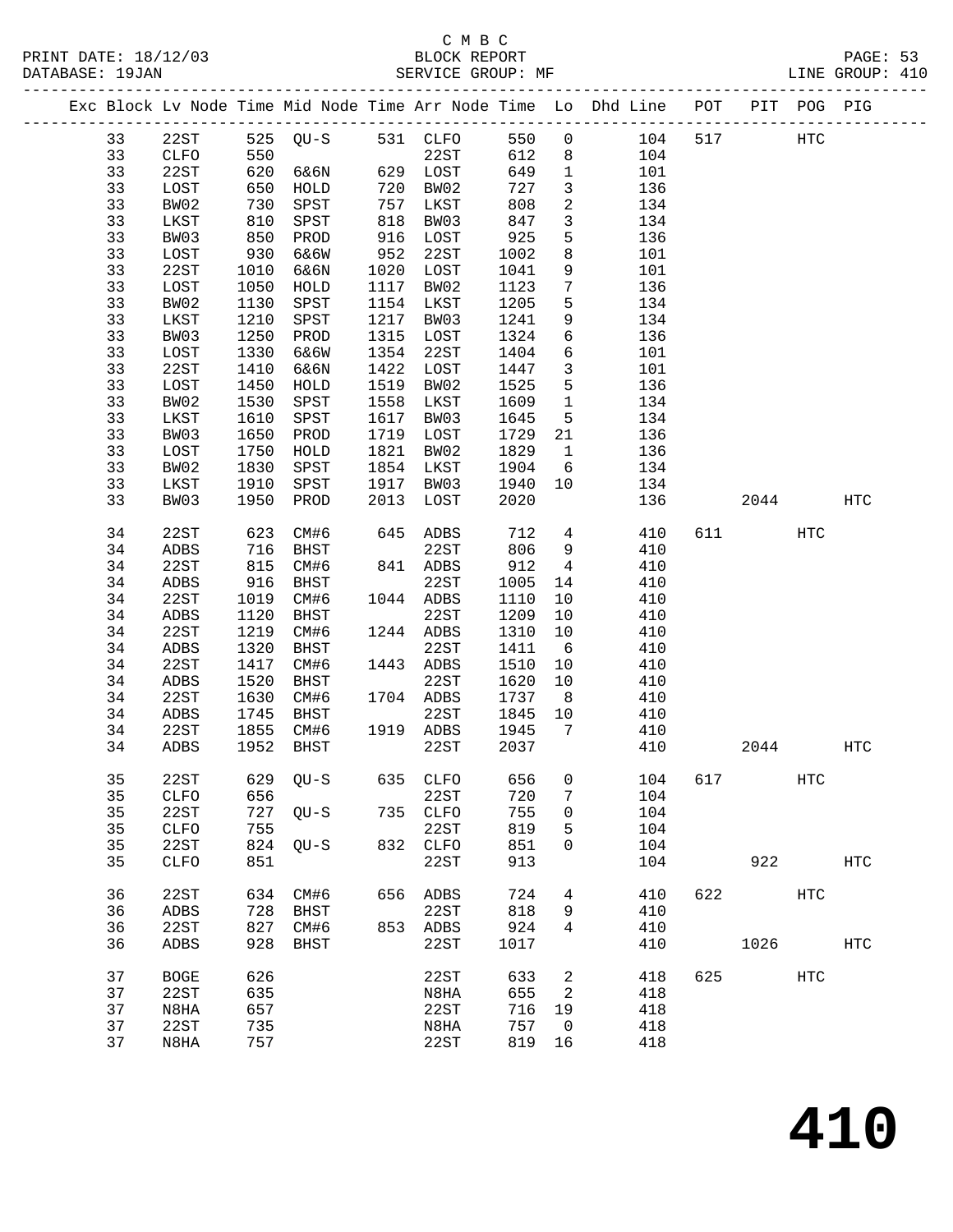C M B C

PRINT DATE: 18/12/03 BLOCK REPORT
DATABASE: 19JAN SERVICE GROUP: MF LINE GROUP: 410

| Exc | Block | Lv | Node | Time | Mid Node | Time | Arr Node | Time | Lo | Dhd Line | POT | PIT | POG | PIG |
|---|---|---|---|---|---|---|---|---|---|---|---|---|---|---|
| | 33 | | 22ST | 525 | QU-S | 531 | CLFO | 550 | 0 | 104 | 517 | | HTC | |
| | 33 | | CLFO | 550 | | | 22ST | 612 | 8 | 104 | | | | |
| | 33 | | 22ST | 620 | 6&6N | 629 | LOST | 649 | 1 | 101 | | | | |
| | 33 | | LOST | 650 | HOLD | 720 | BW02 | 727 | 3 | 136 | | | | |
| | 33 | | BW02 | 730 | SPST | 757 | LKST | 808 | 2 | 134 | | | | |
| | 33 | | LKST | 810 | SPST | 818 | BW03 | 847 | 3 | 134 | | | | |
| | 33 | | BW03 | 850 | PROD | 916 | LOST | 925 | 5 | 136 | | | | |
| | 33 | | LOST | 930 | 6&6W | 952 | 22ST | 1002 | 8 | 101 | | | | |
| | 33 | | 22ST | 1010 | 6&6N | 1020 | LOST | 1041 | 9 | 101 | | | | |
| | 33 | | LOST | 1050 | HOLD | 1117 | BW02 | 1123 | 7 | 136 | | | | |
| | 33 | | BW02 | 1130 | SPST | 1154 | LKST | 1205 | 5 | 134 | | | | |
| | 33 | | LKST | 1210 | SPST | 1217 | BW03 | 1241 | 9 | 134 | | | | |
| | 33 | | BW03 | 1250 | PROD | 1315 | LOST | 1324 | 6 | 136 | | | | |
| | 33 | | LOST | 1330 | 6&6W | 1354 | 22ST | 1404 | 6 | 101 | | | | |
| | 33 | | 22ST | 1410 | 6&6N | 1422 | LOST | 1447 | 3 | 101 | | | | |
| | 33 | | LOST | 1450 | HOLD | 1519 | BW02 | 1525 | 5 | 136 | | | | |
| | 33 | | BW02 | 1530 | SPST | 1558 | LKST | 1609 | 1 | 134 | | | | |
| | 33 | | LKST | 1610 | SPST | 1617 | BW03 | 1645 | 5 | 134 | | | | |
| | 33 | | BW03 | 1650 | PROD | 1719 | LOST | 1729 | 21 | 136 | | | | |
| | 33 | | LOST | 1750 | HOLD | 1821 | BW02 | 1829 | 1 | 136 | | | | |
| | 33 | | BW02 | 1830 | SPST | 1854 | LKST | 1904 | 6 | 134 | | | | |
| | 33 | | LKST | 1910 | SPST | 1917 | BW03 | 1940 | 10 | 134 | | | | |
| | 33 | | BW03 | 1950 | PROD | 2013 | LOST | 2020 | | 136 | | 2044 | | HTC |
| | 34 | | 22ST | 623 | CM#6 | 645 | ADBS | 712 | 4 | 410 | 611 | | HTC | |
| | 34 | | ADBS | 716 | BHST | | 22ST | 806 | 9 | 410 | | | | |
| | 34 | | 22ST | 815 | CM#6 | 841 | ADBS | 912 | 4 | 410 | | | | |
| | 34 | | ADBS | 916 | BHST | | 22ST | 1005 | 14 | 410 | | | | |
| | 34 | | 22ST | 1019 | CM#6 | 1044 | ADBS | 1110 | 10 | 410 | | | | |
| | 34 | | ADBS | 1120 | BHST | | 22ST | 1209 | 10 | 410 | | | | |
| | 34 | | 22ST | 1219 | CM#6 | 1244 | ADBS | 1310 | 10 | 410 | | | | |
| | 34 | | ADBS | 1320 | BHST | | 22ST | 1411 | 6 | 410 | | | | |
| | 34 | | 22ST | 1417 | CM#6 | 1443 | ADBS | 1510 | 10 | 410 | | | | |
| | 34 | | ADBS | 1520 | BHST | | 22ST | 1620 | 10 | 410 | | | | |
| | 34 | | 22ST | 1630 | CM#6 | 1704 | ADBS | 1737 | 8 | 410 | | | | |
| | 34 | | ADBS | 1745 | BHST | | 22ST | 1845 | 10 | 410 | | | | |
| | 34 | | 22ST | 1855 | CM#6 | 1919 | ADBS | 1945 | 7 | 410 | | | | |
| | 34 | | ADBS | 1952 | BHST | | 22ST | 2037 | | 410 | | 2044 | | HTC |
| | 35 | | 22ST | 629 | QU-S | 635 | CLFO | 656 | 0 | 104 | 617 | | HTC | |
| | 35 | | CLFO | 656 | | | 22ST | 720 | 7 | 104 | | | | |
| | 35 | | 22ST | 727 | QU-S | 735 | CLFO | 755 | 0 | 104 | | | | |
| | 35 | | CLFO | 755 | | | 22ST | 819 | 5 | 104 | | | | |
| | 35 | | 22ST | 824 | QU-S | 832 | CLFO | 851 | 0 | 104 | | | | |
| | 35 | | CLFO | 851 | | | 22ST | 913 | | 104 | | 922 | | HTC |
| | 36 | | 22ST | 634 | CM#6 | 656 | ADBS | 724 | 4 | 410 | 622 | | HTC | |
| | 36 | | ADBS | 728 | BHST | | 22ST | 818 | 9 | 410 | | | | |
| | 36 | | 22ST | 827 | CM#6 | 853 | ADBS | 924 | 4 | 410 | | | | |
| | 36 | | ADBS | 928 | BHST | | 22ST | 1017 | | 410 | | 1026 | | HTC |
| | 37 | | BOGE | 626 | | | 22ST | 633 | 2 | 418 | 625 | | HTC | |
| | 37 | | 22ST | 635 | | | N8HA | 655 | 2 | 418 | | | | |
| | 37 | | N8HA | 657 | | | 22ST | 716 | 19 | 418 | | | | |
| | 37 | | 22ST | 735 | | | N8HA | 757 | 0 | 418 | | | | |
| | 37 | | N8HA | 757 | | | 22ST | 819 | 16 | 418 | | | | |

# 410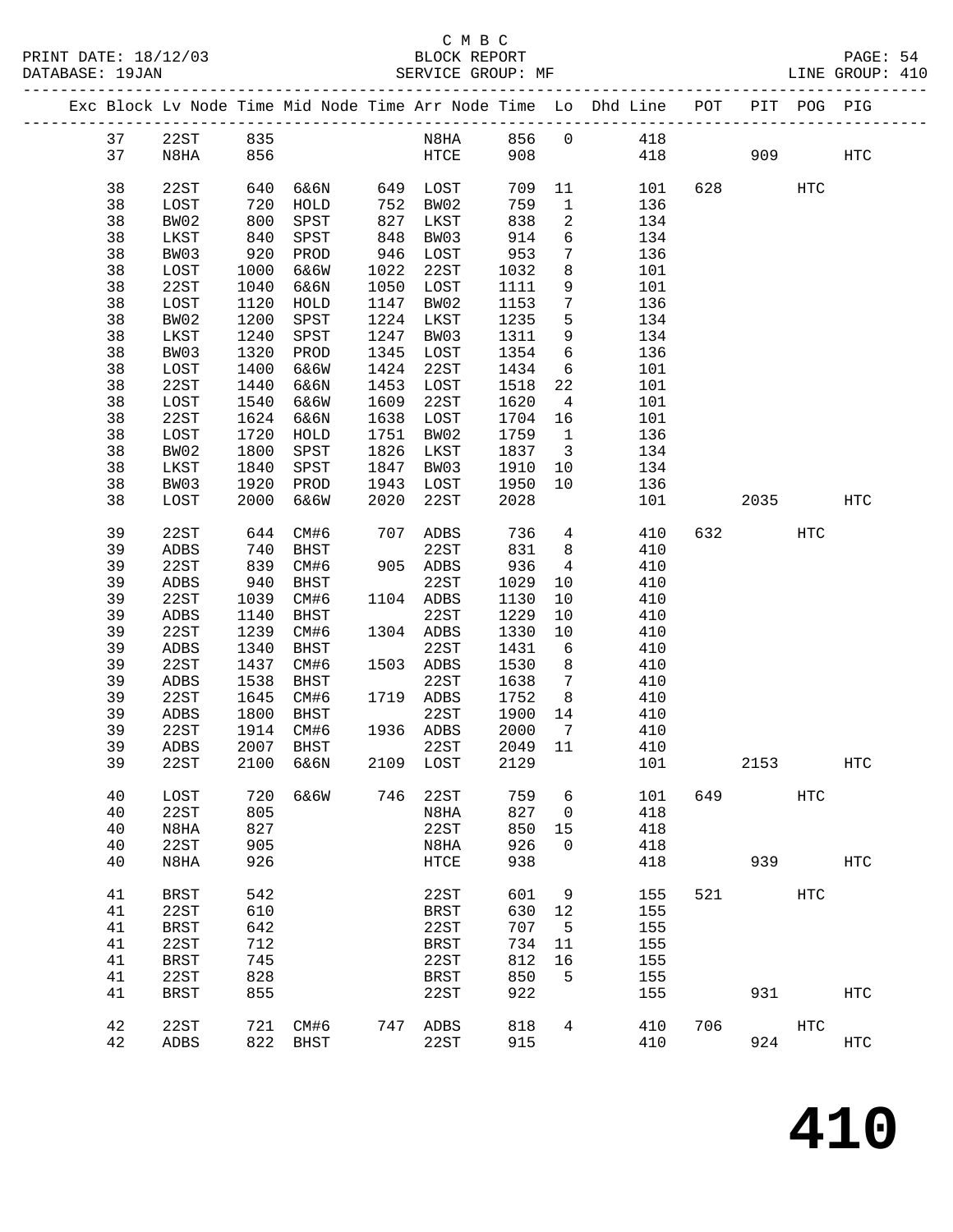C M B C
BLOCK REPORT
SERVICE GROUP: MF

PRINT DATE: 18/12/03
DATABASE: 19JAN
LINE GROUP: 410

| Exc | Block | Lv | Node | Time | Mid Node | Time | Arr Node | Time | Lo | Dhd Line | POT | PIT | POG | PIG |
|---|---|---|---|---|---|---|---|---|---|---|---|---|---|---|
| | 37 | | 22ST | 835 | | | N8HA | 856 | 0 | 418 | | | | |
| | 37 | | N8HA | 856 | | | HTCE | 908 | | 418 | | 909 | | HTC |
| | 38 | | 22ST | 640 | 6&6N | 649 | LOST | 709 | 11 | 101 | 628 | | HTC | |
| | 38 | | LOST | 720 | HOLD | 752 | BW02 | 759 | 1 | 136 | | | | |
| | 38 | | BW02 | 800 | SPST | 827 | LKST | 838 | 2 | 134 | | | | |
| | 38 | | LKST | 840 | SPST | 848 | BW03 | 914 | 6 | 134 | | | | |
| | 38 | | BW03 | 920 | PROD | 946 | LOST | 953 | 7 | 136 | | | | |
| | 38 | | LOST | 1000 | 6&6W | 1022 | 22ST | 1032 | 8 | 101 | | | | |
| | 38 | | 22ST | 1040 | 6&6N | 1050 | LOST | 1111 | 9 | 101 | | | | |
| | 38 | | LOST | 1120 | HOLD | 1147 | BW02 | 1153 | 7 | 136 | | | | |
| | 38 | | BW02 | 1200 | SPST | 1224 | LKST | 1235 | 5 | 134 | | | | |
| | 38 | | LKST | 1240 | SPST | 1247 | BW03 | 1311 | 9 | 134 | | | | |
| | 38 | | BW03 | 1320 | PROD | 1345 | LOST | 1354 | 6 | 136 | | | | |
| | 38 | | LOST | 1400 | 6&6W | 1424 | 22ST | 1434 | 6 | 101 | | | | |
| | 38 | | 22ST | 1440 | 6&6N | 1453 | LOST | 1518 | 22 | 101 | | | | |
| | 38 | | LOST | 1540 | 6&6W | 1609 | 22ST | 1620 | 4 | 101 | | | | |
| | 38 | | 22ST | 1624 | 6&6N | 1638 | LOST | 1704 | 16 | 101 | | | | |
| | 38 | | LOST | 1720 | HOLD | 1751 | BW02 | 1759 | 1 | 136 | | | | |
| | 38 | | BW02 | 1800 | SPST | 1826 | LKST | 1837 | 3 | 134 | | | | |
| | 38 | | LKST | 1840 | SPST | 1847 | BW03 | 1910 | 10 | 134 | | | | |
| | 38 | | BW03 | 1920 | PROD | 1943 | LOST | 1950 | 10 | 136 | | | | |
| | 38 | | LOST | 2000 | 6&6W | 2020 | 22ST | 2028 | | 101 | | 2035 | | HTC |
| | 39 | | 22ST | 644 | CM#6 | 707 | ADBS | 736 | 4 | 410 | 632 | | HTC | |
| | 39 | | ADBS | 740 | BHST | | 22ST | 831 | 8 | 410 | | | | |
| | 39 | | 22ST | 839 | CM#6 | 905 | ADBS | 936 | 4 | 410 | | | | |
| | 39 | | ADBS | 940 | BHST | | 22ST | 1029 | 10 | 410 | | | | |
| | 39 | | 22ST | 1039 | CM#6 | 1104 | ADBS | 1130 | 10 | 410 | | | | |
| | 39 | | ADBS | 1140 | BHST | | 22ST | 1229 | 10 | 410 | | | | |
| | 39 | | 22ST | 1239 | CM#6 | 1304 | ADBS | 1330 | 10 | 410 | | | | |
| | 39 | | ADBS | 1340 | BHST | | 22ST | 1431 | 6 | 410 | | | | |
| | 39 | | 22ST | 1437 | CM#6 | 1503 | ADBS | 1530 | 8 | 410 | | | | |
| | 39 | | ADBS | 1538 | BHST | | 22ST | 1638 | 7 | 410 | | | | |
| | 39 | | 22ST | 1645 | CM#6 | 1719 | ADBS | 1752 | 8 | 410 | | | | |
| | 39 | | ADBS | 1800 | BHST | | 22ST | 1900 | 14 | 410 | | | | |
| | 39 | | 22ST | 1914 | CM#6 | 1936 | ADBS | 2000 | 7 | 410 | | | | |
| | 39 | | ADBS | 2007 | BHST | | 22ST | 2049 | 11 | 410 | | | | |
| | 39 | | 22ST | 2100 | 6&6N | 2109 | LOST | 2129 | | 101 | | 2153 | | HTC |
| | 40 | | LOST | 720 | 6&6W | 746 | 22ST | 759 | 6 | 101 | 649 | | HTC | |
| | 40 | | 22ST | 805 | | | N8HA | 827 | 0 | 418 | | | | |
| | 40 | | N8HA | 827 | | | 22ST | 850 | 15 | 418 | | | | |
| | 40 | | 22ST | 905 | | | N8HA | 926 | 0 | 418 | | | | |
| | 40 | | N8HA | 926 | | | HTCE | 938 | | 418 | | 939 | | HTC |
| | 41 | | BRST | 542 | | | 22ST | 601 | 9 | 155 | 521 | | HTC | |
| | 41 | | 22ST | 610 | | | BRST | 630 | 12 | 155 | | | | |
| | 41 | | BRST | 642 | | | 22ST | 707 | 5 | 155 | | | | |
| | 41 | | 22ST | 712 | | | BRST | 734 | 11 | 155 | | | | |
| | 41 | | BRST | 745 | | | 22ST | 812 | 16 | 155 | | | | |
| | 41 | | 22ST | 828 | | | BRST | 850 | 5 | 155 | | | | |
| | 41 | | BRST | 855 | | | 22ST | 922 | | 155 | | 931 | | HTC |
| | 42 | | 22ST | 721 | CM#6 | 747 | ADBS | 818 | 4 | 410 | 706 | | HTC | |
| | 42 | | ADBS | 822 | BHST | | 22ST | 915 | | 410 | | 924 | | HTC |

# 410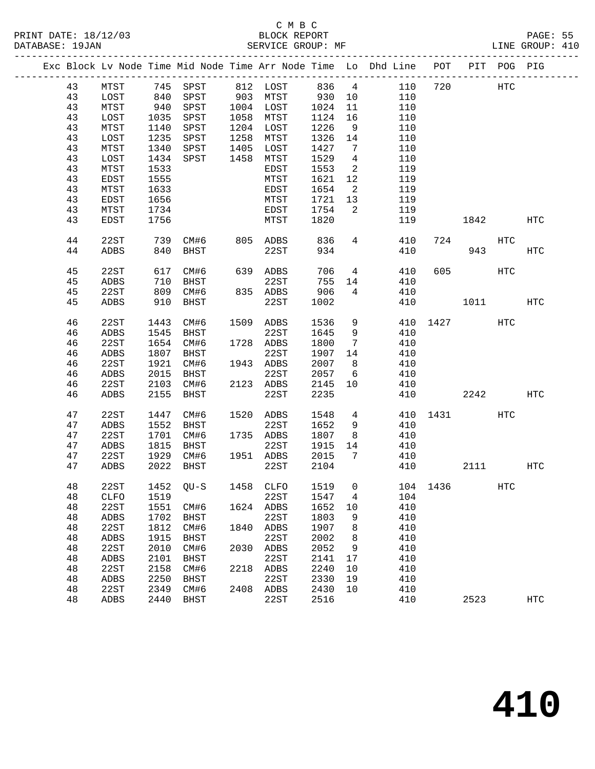C M B C
BLOCK REPORT
SERVICE GROUP: MF

PRINT DATE: 18/12/03
DATABASE: 19JAN
LINE GROUP: 410

| Exc | Block | Lv | Node | Time | Mid Node | Time | Arr Node | Time | Lo | Dhd Line | POT | PIT | POG | PIG |
|---|---|---|---|---|---|---|---|---|---|---|---|---|---|---|
| | 43 | | MTST | 745 | SPST | 812 | LOST | 836 | 4 | 110 | 720 | | HTC | |
| | 43 | | LOST | 840 | SPST | 903 | MTST | 930 | 10 | 110 | | | | |
| | 43 | | MTST | 940 | SPST | 1004 | LOST | 1024 | 11 | 110 | | | | |
| | 43 | | LOST | 1035 | SPST | 1058 | MTST | 1124 | 16 | 110 | | | | |
| | 43 | | MTST | 1140 | SPST | 1204 | LOST | 1226 | 9 | 110 | | | | |
| | 43 | | LOST | 1235 | SPST | 1258 | MTST | 1326 | 14 | 110 | | | | |
| | 43 | | MTST | 1340 | SPST | 1405 | LOST | 1427 | 7 | 110 | | | | |
| | 43 | | LOST | 1434 | SPST | 1458 | MTST | 1529 | 4 | 110 | | | | |
| | 43 | | MTST | 1533 | | | EDST | 1553 | 2 | 119 | | | | |
| | 43 | | EDST | 1555 | | | MTST | 1621 | 12 | 119 | | | | |
| | 43 | | MTST | 1633 | | | EDST | 1654 | 2 | 119 | | | | |
| | 43 | | EDST | 1656 | | | MTST | 1721 | 13 | 119 | | | | |
| | 43 | | MTST | 1734 | | | EDST | 1754 | 2 | 119 | | | | |
| | 43 | | EDST | 1756 | | | MTST | 1820 | | 119 | | 1842 | | HTC |
| | 44 | | 22ST | 739 | CM#6 | 805 | ADBS | 836 | 4 | 410 | 724 | | HTC | |
| | 44 | | ADBS | 840 | BHST | | 22ST | 934 | | 410 | | 943 | | HTC |
| | 45 | | 22ST | 617 | CM#6 | 639 | ADBS | 706 | 4 | 410 | 605 | | HTC | |
| | 45 | | ADBS | 710 | BHST | | 22ST | 755 | 14 | 410 | | | | |
| | 45 | | 22ST | 809 | CM#6 | 835 | ADBS | 906 | 4 | 410 | | | | |
| | 45 | | ADBS | 910 | BHST | | 22ST | 1002 | | 410 | | 1011 | | HTC |
| | 46 | | 22ST | 1443 | CM#6 | 1509 | ADBS | 1536 | 9 | 410 | 1427 | | HTC | |
| | 46 | | ADBS | 1545 | BHST | | 22ST | 1645 | 9 | 410 | | | | |
| | 46 | | 22ST | 1654 | CM#6 | 1728 | ADBS | 1800 | 7 | 410 | | | | |
| | 46 | | ADBS | 1807 | BHST | | 22ST | 1907 | 14 | 410 | | | | |
| | 46 | | 22ST | 1921 | CM#6 | 1943 | ADBS | 2007 | 8 | 410 | | | | |
| | 46 | | ADBS | 2015 | BHST | | 22ST | 2057 | 6 | 410 | | | | |
| | 46 | | 22ST | 2103 | CM#6 | 2123 | ADBS | 2145 | 10 | 410 | | | | |
| | 46 | | ADBS | 2155 | BHST | | 22ST | 2235 | | 410 | | 2242 | | HTC |
| | 47 | | 22ST | 1447 | CM#6 | 1520 | ADBS | 1548 | 4 | 410 | 1431 | | HTC | |
| | 47 | | ADBS | 1552 | BHST | | 22ST | 1652 | 9 | 410 | | | | |
| | 47 | | 22ST | 1701 | CM#6 | 1735 | ADBS | 1807 | 8 | 410 | | | | |
| | 47 | | ADBS | 1815 | BHST | | 22ST | 1915 | 14 | 410 | | | | |
| | 47 | | 22ST | 1929 | CM#6 | 1951 | ADBS | 2015 | 7 | 410 | | | | |
| | 47 | | ADBS | 2022 | BHST | | 22ST | 2104 | | 410 | | 2111 | | HTC |
| | 48 | | 22ST | 1452 | QU-S | 1458 | CLFO | 1519 | 0 | 104 | 1436 | | HTC | |
| | 48 | | CLFO | 1519 | | | 22ST | 1547 | 4 | 104 | | | | |
| | 48 | | 22ST | 1551 | CM#6 | 1624 | ADBS | 1652 | 10 | 410 | | | | |
| | 48 | | ADBS | 1702 | BHST | | 22ST | 1803 | 9 | 410 | | | | |
| | 48 | | 22ST | 1812 | CM#6 | 1840 | ADBS | 1907 | 8 | 410 | | | | |
| | 48 | | ADBS | 1915 | BHST | | 22ST | 2002 | 8 | 410 | | | | |
| | 48 | | 22ST | 2010 | CM#6 | 2030 | ADBS | 2052 | 9 | 410 | | | | |
| | 48 | | ADBS | 2101 | BHST | | 22ST | 2141 | 17 | 410 | | | | |
| | 48 | | 22ST | 2158 | CM#6 | 2218 | ADBS | 2240 | 10 | 410 | | | | |
| | 48 | | ADBS | 2250 | BHST | | 22ST | 2330 | 19 | 410 | | | | |
| | 48 | | 22ST | 2349 | CM#6 | 2408 | ADBS | 2430 | 10 | 410 | | | | |
| | 48 | | ADBS | 2440 | BHST | | 22ST | 2516 | | 410 | | 2523 | | HTC |

# 410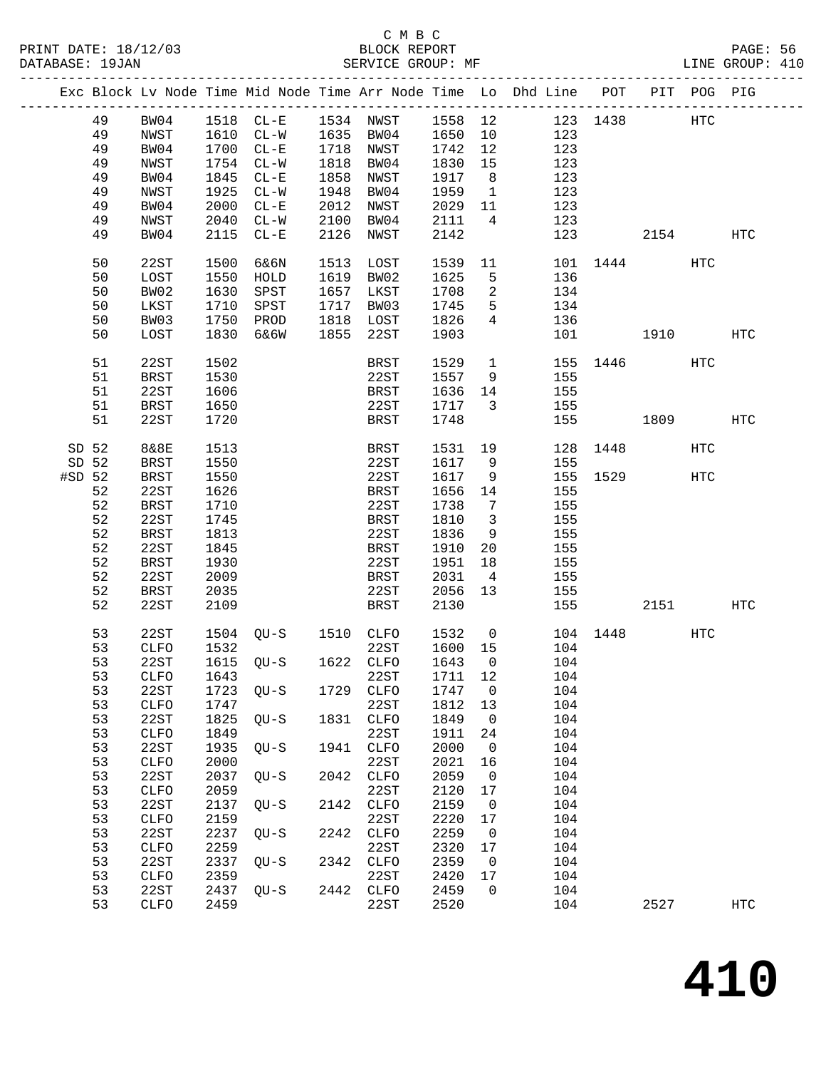C M B C

PRINT DATE: 18/12/03 BLOCK REPORT
DATABASE: 19JAN SERVICE GROUP: MF LINE GROUP: 410

| Exc | Block | Lv Node | Time | Mid Node | Time | Arr Node | Time | Lo | Dhd Line | POT | PIT | POG | PIG |
|---|---|---|---|---|---|---|---|---|---|---|---|---|---|
| | 49 | BW04 | 1518 | CL-E | 1534 | NWST | 1558 | 12 | 123 | 1438 | | HTC | |
| | 49 | NWST | 1610 | CL-W | 1635 | BW04 | 1650 | 10 | 123 | | | | |
| | 49 | BW04 | 1700 | CL-E | 1718 | NWST | 1742 | 12 | 123 | | | | |
| | 49 | NWST | 1754 | CL-W | 1818 | BW04 | 1830 | 15 | 123 | | | | |
| | 49 | BW04 | 1845 | CL-E | 1858 | NWST | 1917 | 8 | 123 | | | | |
| | 49 | NWST | 1925 | CL-W | 1948 | BW04 | 1959 | 1 | 123 | | | | |
| | 49 | BW04 | 2000 | CL-E | 2012 | NWST | 2029 | 11 | 123 | | | | |
| | 49 | NWST | 2040 | CL-W | 2100 | BW04 | 2111 | 4 | 123 | | | | |
| | 49 | BW04 | 2115 | CL-E | 2126 | NWST | 2142 | | 123 | | 2154 | | HTC |
| | 50 | 22ST | 1500 | 6&6N | 1513 | LOST | 1539 | 11 | 101 | 1444 | | HTC | |
| | 50 | LOST | 1550 | HOLD | 1619 | BW02 | 1625 | 5 | 136 | | | | |
| | 50 | BW02 | 1630 | SPST | 1657 | LKST | 1708 | 2 | 134 | | | | |
| | 50 | LKST | 1710 | SPST | 1717 | BW03 | 1745 | 5 | 134 | | | | |
| | 50 | BW03 | 1750 | PROD | 1818 | LOST | 1826 | 4 | 136 | | | | |
| | 50 | LOST | 1830 | 6&6W | 1855 | 22ST | 1903 | | 101 | | 1910 | | HTC |
| | 51 | 22ST | 1502 | | | BRST | 1529 | 1 | 155 | 1446 | | HTC | |
| | 51 | BRST | 1530 | | | 22ST | 1557 | 9 | 155 | | | | |
| | 51 | 22ST | 1606 | | | BRST | 1636 | 14 | 155 | | | | |
| | 51 | BRST | 1650 | | | 22ST | 1717 | 3 | 155 | | | | |
| | 51 | 22ST | 1720 | | | BRST | 1748 | | 155 | | 1809 | | HTC |
| SD | 52 | 8&8E | 1513 | | | BRST | 1531 | 19 | 128 | 1448 | | HTC | |
| SD | 52 | BRST | 1550 | | | 22ST | 1617 | 9 | 155 | | | | |
| #SD | 52 | BRST | 1550 | | | 22ST | 1617 | 9 | 155 | 1529 | | HTC | |
| | 52 | 22ST | 1626 | | | BRST | 1656 | 14 | 155 | | | | |
| | 52 | BRST | 1710 | | | 22ST | 1738 | 7 | 155 | | | | |
| | 52 | 22ST | 1745 | | | BRST | 1810 | 3 | 155 | | | | |
| | 52 | BRST | 1813 | | | 22ST | 1836 | 9 | 155 | | | | |
| | 52 | 22ST | 1845 | | | BRST | 1910 | 20 | 155 | | | | |
| | 52 | BRST | 1930 | | | 22ST | 1951 | 18 | 155 | | | | |
| | 52 | 22ST | 2009 | | | BRST | 2031 | 4 | 155 | | | | |
| | 52 | BRST | 2035 | | | 22ST | 2056 | 13 | 155 | | | | |
| | 52 | 22ST | 2109 | | | BRST | 2130 | | 155 | | 2151 | | HTC |
| | 53 | 22ST | 1504 | QU-S | 1510 | CLFO | 1532 | 0 | 104 | 1448 | | HTC | |
| | 53 | CLFO | 1532 | | | 22ST | 1600 | 15 | 104 | | | | |
| | 53 | 22ST | 1615 | QU-S | 1622 | CLFO | 1643 | 0 | 104 | | | | |
| | 53 | CLFO | 1643 | | | 22ST | 1711 | 12 | 104 | | | | |
| | 53 | 22ST | 1723 | QU-S | 1729 | CLFO | 1747 | 0 | 104 | | | | |
| | 53 | CLFO | 1747 | | | 22ST | 1812 | 13 | 104 | | | | |
| | 53 | 22ST | 1825 | QU-S | 1831 | CLFO | 1849 | 0 | 104 | | | | |
| | 53 | CLFO | 1849 | | | 22ST | 1911 | 24 | 104 | | | | |
| | 53 | 22ST | 1935 | QU-S | 1941 | CLFO | 2000 | 0 | 104 | | | | |
| | 53 | CLFO | 2000 | | | 22ST | 2021 | 16 | 104 | | | | |
| | 53 | 22ST | 2037 | QU-S | 2042 | CLFO | 2059 | 0 | 104 | | | | |
| | 53 | CLFO | 2059 | | | 22ST | 2120 | 17 | 104 | | | | |
| | 53 | 22ST | 2137 | QU-S | 2142 | CLFO | 2159 | 0 | 104 | | | | |
| | 53 | CLFO | 2159 | | | 22ST | 2220 | 17 | 104 | | | | |
| | 53 | 22ST | 2237 | QU-S | 2242 | CLFO | 2259 | 0 | 104 | | | | |
| | 53 | CLFO | 2259 | | | 22ST | 2320 | 17 | 104 | | | | |
| | 53 | 22ST | 2337 | QU-S | 2342 | CLFO | 2359 | 0 | 104 | | | | |
| | 53 | CLFO | 2359 | | | 22ST | 2420 | 17 | 104 | | | | |
| | 53 | 22ST | 2437 | QU-S | 2442 | CLFO | 2459 | 0 | 104 | | | | |
| | 53 | CLFO | 2459 | | | 22ST | 2520 | | 104 | | 2527 | | HTC |

# 410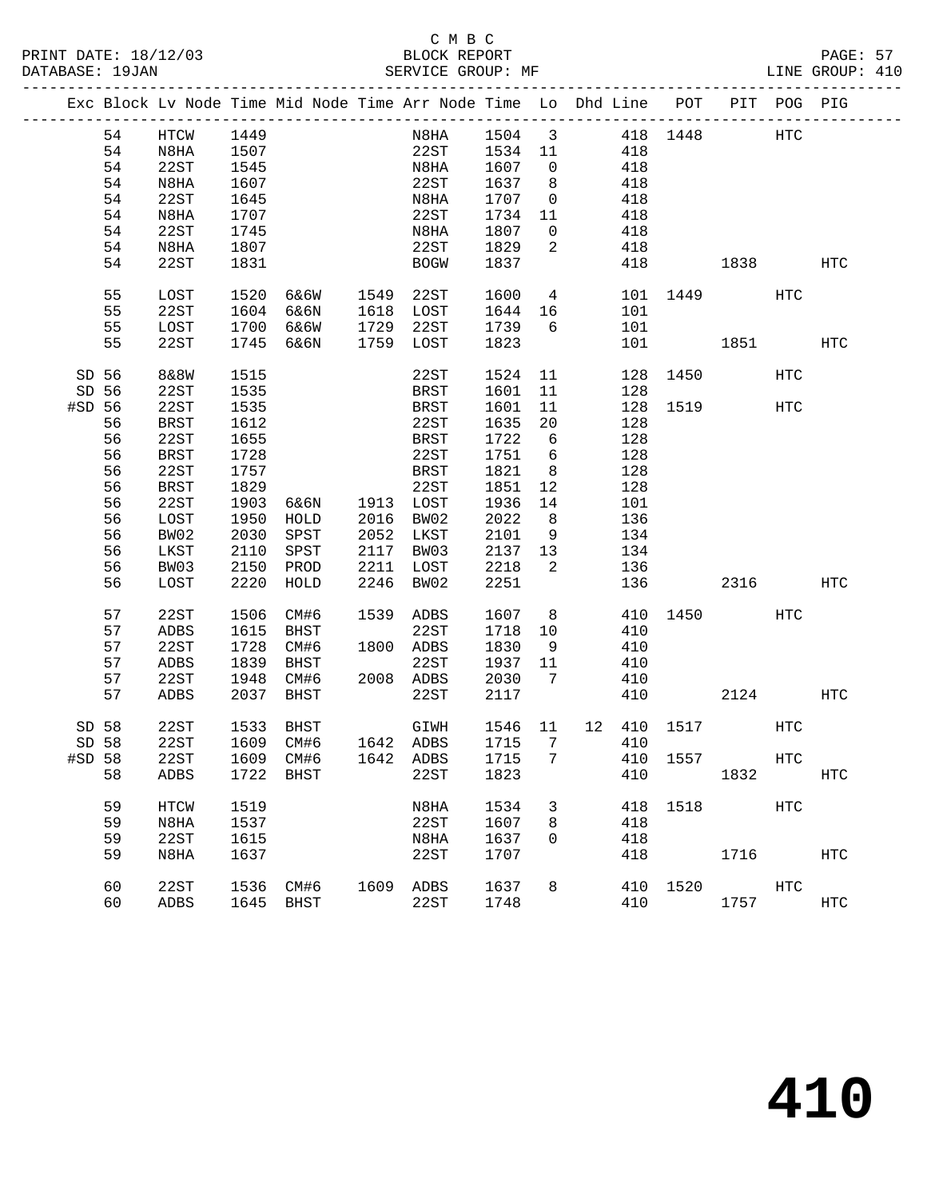C M B C

PRINT DATE: 18/12/03 BLOCK REPORT

DATABASE: 19JAN SERVICE GROUP: MF LINE GROUP: 410

| Exc | Block | Lv Node | Time | Mid Node | Time | Arr Node | Time | Lo | Dhd | Line | POT | PIT | POG | PIG |
|---|---|---|---|---|---|---|---|---|---|---|---|---|---|---|
| | 54 | HTCW | 1449 | | | N8HA | 1504 | 3 | | 418 | 1448 | | HTC | |
| | 54 | N8HA | 1507 | | | 22ST | 1534 | 11 | | 418 | | | | |
| | 54 | 22ST | 1545 | | | N8HA | 1607 | 0 | | 418 | | | | |
| | 54 | N8HA | 1607 | | | 22ST | 1637 | 8 | | 418 | | | | |
| | 54 | 22ST | 1645 | | | N8HA | 1707 | 0 | | 418 | | | | |
| | 54 | N8HA | 1707 | | | 22ST | 1734 | 11 | | 418 | | | | |
| | 54 | 22ST | 1745 | | | N8HA | 1807 | 0 | | 418 | | | | |
| | 54 | N8HA | 1807 | | | 22ST | 1829 | 2 | | 418 | | | | |
| | 54 | 22ST | 1831 | | | BOGW | 1837 | | | 418 | | 1838 | | HTC |
| | 55 | LOST | 1520 | 6&6W | 1549 | 22ST | 1600 | 4 | | 101 | 1449 | | HTC | |
| | 55 | 22ST | 1604 | 6&6N | 1618 | LOST | 1644 | 16 | | 101 | | | | |
| | 55 | LOST | 1700 | 6&6W | 1729 | 22ST | 1739 | 6 | | 101 | | | | |
| | 55 | 22ST | 1745 | 6&6N | 1759 | LOST | 1823 | | | 101 | | 1851 | | HTC |
| SD | 56 | 8&8W | 1515 | | | 22ST | 1524 | 11 | | 128 | 1450 | | HTC | |
| SD | 56 | 22ST | 1535 | | | BRST | 1601 | 11 | | 128 | | | | |
| #SD | 56 | 22ST | 1535 | | | BRST | 1601 | 11 | | 128 | 1519 | | HTC | |
| | 56 | BRST | 1612 | | | 22ST | 1635 | 20 | | 128 | | | | |
| | 56 | 22ST | 1655 | | | BRST | 1722 | 6 | | 128 | | | | |
| | 56 | BRST | 1728 | | | 22ST | 1751 | 6 | | 128 | | | | |
| | 56 | 22ST | 1757 | | | BRST | 1821 | 8 | | 128 | | | | |
| | 56 | BRST | 1829 | | | 22ST | 1851 | 12 | | 128 | | | | |
| | 56 | 22ST | 1903 | 6&6N | 1913 | LOST | 1936 | 14 | | 101 | | | | |
| | 56 | LOST | 1950 | HOLD | 2016 | BW02 | 2022 | 8 | | 136 | | | | |
| | 56 | BW02 | 2030 | SPST | 2052 | LKST | 2101 | 9 | | 134 | | | | |
| | 56 | LKST | 2110 | SPST | 2117 | BW03 | 2137 | 13 | | 134 | | | | |
| | 56 | BW03 | 2150 | PROD | 2211 | LOST | 2218 | 2 | | 136 | | | | |
| | 56 | LOST | 2220 | HOLD | 2246 | BW02 | 2251 | | | 136 | | 2316 | | HTC |
| | 57 | 22ST | 1506 | CM#6 | 1539 | ADBS | 1607 | 8 | | 410 | 1450 | | HTC | |
| | 57 | ADBS | 1615 | BHST | | 22ST | 1718 | 10 | | 410 | | | | |
| | 57 | 22ST | 1728 | CM#6 | 1800 | ADBS | 1830 | 9 | | 410 | | | | |
| | 57 | ADBS | 1839 | BHST | | 22ST | 1937 | 11 | | 410 | | | | |
| | 57 | 22ST | 1948 | CM#6 | 2008 | ADBS | 2030 | 7 | | 410 | | | | |
| | 57 | ADBS | 2037 | BHST | | 22ST | 2117 | | | 410 | | 2124 | | HTC |
| SD | 58 | 22ST | 1533 | BHST | | GIWH | 1546 | 11 | 12 | 410 | 1517 | | HTC | |
| SD | 58 | 22ST | 1609 | CM#6 | 1642 | ADBS | 1715 | 7 | | 410 | | | | |
| #SD | 58 | 22ST | 1609 | CM#6 | 1642 | ADBS | 1715 | 7 | | 410 | 1557 | | HTC | |
| | 58 | ADBS | 1722 | BHST | | 22ST | 1823 | | | 410 | | 1832 | | HTC |
| | 59 | HTCW | 1519 | | | N8HA | 1534 | 3 | | 418 | 1518 | | HTC | |
| | 59 | N8HA | 1537 | | | 22ST | 1607 | 8 | | 418 | | | | |
| | 59 | 22ST | 1615 | | | N8HA | 1637 | 0 | | 418 | | | | |
| | 59 | N8HA | 1637 | | | 22ST | 1707 | | | 418 | | 1716 | | HTC |
| | 60 | 22ST | 1536 | CM#6 | 1609 | ADBS | 1637 | 8 | | 410 | 1520 | | HTC | |
| | 60 | ADBS | 1645 | BHST | | 22ST | 1748 | | | 410 | | 1757 | | HTC |

410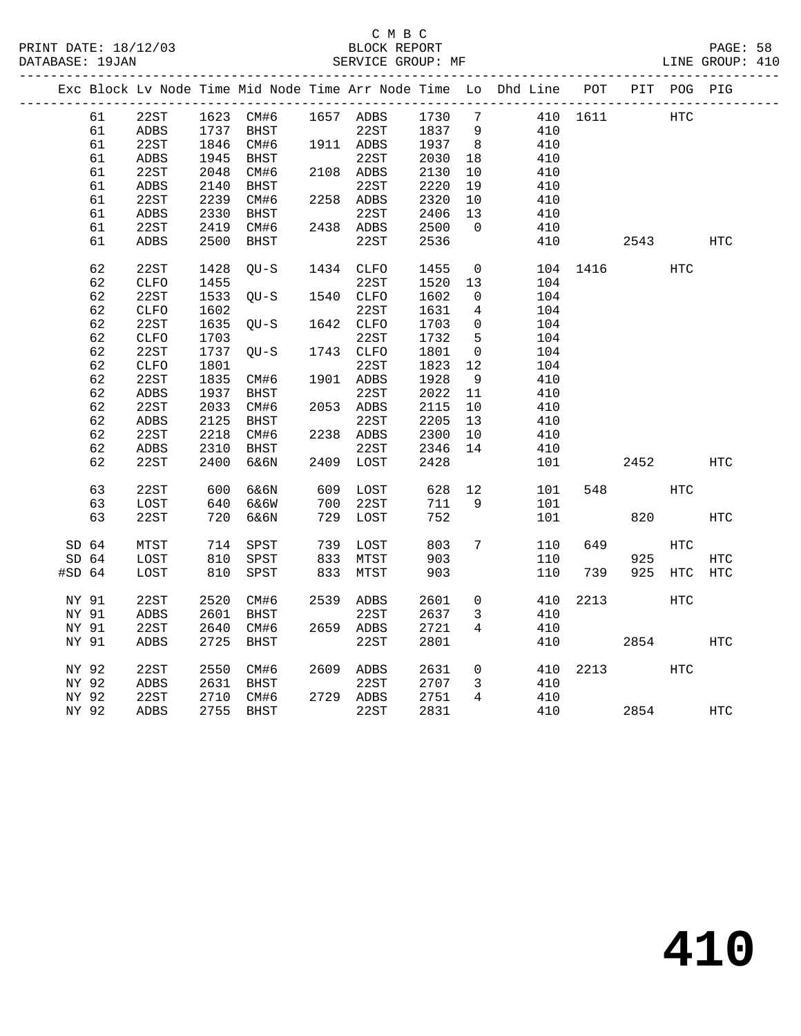C M B C

BLOCK REPORT

SERVICE GROUP: MF

PRINT DATE: 18/12/03
DATABASE: 19JAN
LINE GROUP: 410

| Exc | Block | Lv Node | Time | Mid Node | Time | Arr Node | Time | Lo | Dhd Line | POT | PIT | POG | PIG |
|---|---|---|---|---|---|---|---|---|---|---|---|---|---|
| | 61 | 22ST | 1623 | CM#6 | 1657 | ADBS | 1730 | 7 | 410 | 1611 | | HTC | |
| | 61 | ADBS | 1737 | BHST | | 22ST | 1837 | 9 | 410 | | | | |
| | 61 | 22ST | 1846 | CM#6 | 1911 | ADBS | 1937 | 8 | 410 | | | | |
| | 61 | ADBS | 1945 | BHST | | 22ST | 2030 | 18 | 410 | | | | |
| | 61 | 22ST | 2048 | CM#6 | 2108 | ADBS | 2130 | 10 | 410 | | | | |
| | 61 | ADBS | 2140 | BHST | | 22ST | 2220 | 19 | 410 | | | | |
| | 61 | 22ST | 2239 | CM#6 | 2258 | ADBS | 2320 | 10 | 410 | | | | |
| | 61 | ADBS | 2330 | BHST | | 22ST | 2406 | 13 | 410 | | | | |
| | 61 | 22ST | 2419 | CM#6 | 2438 | ADBS | 2500 | 0 | 410 | | | | |
| | 61 | ADBS | 2500 | BHST | | 22ST | 2536 | | 410 | | 2543 | | HTC |
| | 62 | 22ST | 1428 | QU-S | 1434 | CLFO | 1455 | 0 | 104 | 1416 | | HTC | |
| | 62 | CLFO | 1455 | | | 22ST | 1520 | 13 | 104 | | | | |
| | 62 | 22ST | 1533 | QU-S | 1540 | CLFO | 1602 | 0 | 104 | | | | |
| | 62 | CLFO | 1602 | | | 22ST | 1631 | 4 | 104 | | | | |
| | 62 | 22ST | 1635 | QU-S | 1642 | CLFO | 1703 | 0 | 104 | | | | |
| | 62 | CLFO | 1703 | | | 22ST | 1732 | 5 | 104 | | | | |
| | 62 | 22ST | 1737 | QU-S | 1743 | CLFO | 1801 | 0 | 104 | | | | |
| | 62 | CLFO | 1801 | | | 22ST | 1823 | 12 | 104 | | | | |
| | 62 | 22ST | 1835 | CM#6 | 1901 | ADBS | 1928 | 9 | 410 | | | | |
| | 62 | ADBS | 1937 | BHST | | 22ST | 2022 | 11 | 410 | | | | |
| | 62 | 22ST | 2033 | CM#6 | 2053 | ADBS | 2115 | 10 | 410 | | | | |
| | 62 | ADBS | 2125 | BHST | | 22ST | 2205 | 13 | 410 | | | | |
| | 62 | 22ST | 2218 | CM#6 | 2238 | ADBS | 2300 | 10 | 410 | | | | |
| | 62 | ADBS | 2310 | BHST | | 22ST | 2346 | 14 | 410 | | | | |
| | 62 | 22ST | 2400 | 6&6N | 2409 | LOST | 2428 | | 101 | | 2452 | | HTC |
| | 63 | 22ST | 600 | 6&6N | 609 | LOST | 628 | 12 | 101 | 548 | | HTC | |
| | 63 | LOST | 640 | 6&6W | 700 | 22ST | 711 | 9 | 101 | | | | |
| | 63 | 22ST | 720 | 6&6N | 729 | LOST | 752 | | 101 | | 820 | | HTC |
| SD | 64 | MTST | 714 | SPST | 739 | LOST | 803 | 7 | 110 | 649 | | HTC | |
| SD | 64 | LOST | 810 | SPST | 833 | MTST | 903 | | 110 | | 925 | | HTC |
| #SD | 64 | LOST | 810 | SPST | 833 | MTST | 903 | | 110 | 739 | 925 | HTC | HTC |
| NY | 91 | 22ST | 2520 | CM#6 | 2539 | ADBS | 2601 | 0 | 410 | 2213 | | HTC | |
| NY | 91 | ADBS | 2601 | BHST | | 22ST | 2637 | 3 | 410 | | | | |
| NY | 91 | 22ST | 2640 | CM#6 | 2659 | ADBS | 2721 | 4 | 410 | | | | |
| NY | 91 | ADBS | 2725 | BHST | | 22ST | 2801 | | 410 | | 2854 | | HTC |
| NY | 92 | 22ST | 2550 | CM#6 | 2609 | ADBS | 2631 | 0 | 410 | 2213 | | HTC | |
| NY | 92 | ADBS | 2631 | BHST | | 22ST | 2707 | 3 | 410 | | | | |
| NY | 92 | 22ST | 2710 | CM#6 | 2729 | ADBS | 2751 | 4 | 410 | | | | |
| NY | 92 | ADBS | 2755 | BHST | | 22ST | 2831 | | 410 | | 2854 | | HTC |

# 410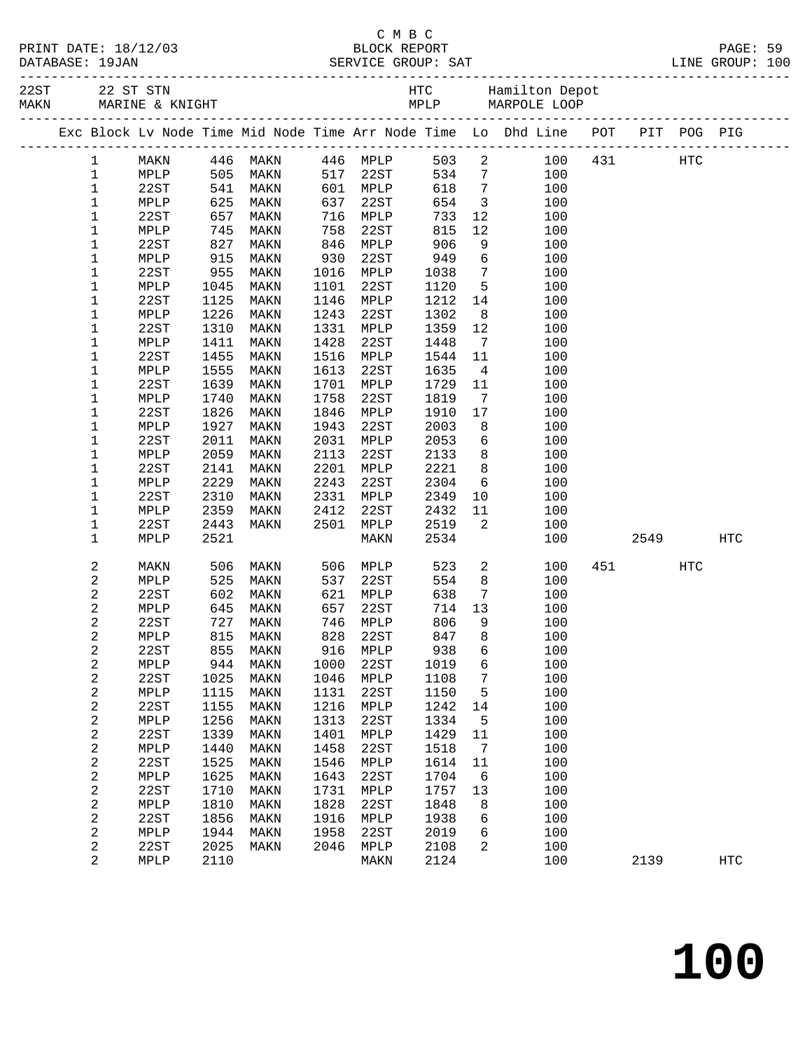C M B C

PRINT DATE: 18/12/03 BLOCK REPORT
DATABASE: 19JAN SERVICE GROUP: SAT LINE GROUP: 100

| 22ST | 22 ST STN | HTC | Hamilton Depot |
|---|---|---|---|
| MAKN | MARINE & KNIGHT | MPLP | MARPOLE LOOP |

| Exc | Block | Lv Node | Time | Mid Node | Time | Arr Node | Time | Lo | Dhd Line | POT | PIT | POG | PIG |
|---|---|---|---|---|---|---|---|---|---|---|---|---|---|
| | 1 | MAKN | 446 | MAKN | 446 | MPLP | 503 | 2 | 100 | 431 | | HTC | |
| | 1 | MPLP | 505 | MAKN | 517 | 22ST | 534 | 7 | 100 | | | | |
| | 1 | 22ST | 541 | MAKN | 601 | MPLP | 618 | 7 | 100 | | | | |
| | 1 | MPLP | 625 | MAKN | 637 | 22ST | 654 | 3 | 100 | | | | |
| | 1 | 22ST | 657 | MAKN | 716 | MPLP | 733 | 12 | 100 | | | | |
| | 1 | MPLP | 745 | MAKN | 758 | 22ST | 815 | 12 | 100 | | | | |
| | 1 | 22ST | 827 | MAKN | 846 | MPLP | 906 | 9 | 100 | | | | |
| | 1 | MPLP | 915 | MAKN | 930 | 22ST | 949 | 6 | 100 | | | | |
| | 1 | 22ST | 955 | MAKN | 1016 | MPLP | 1038 | 7 | 100 | | | | |
| | 1 | MPLP | 1045 | MAKN | 1101 | 22ST | 1120 | 5 | 100 | | | | |
| | 1 | 22ST | 1125 | MAKN | 1146 | MPLP | 1212 | 14 | 100 | | | | |
| | 1 | MPLP | 1226 | MAKN | 1243 | 22ST | 1302 | 8 | 100 | | | | |
| | 1 | 22ST | 1310 | MAKN | 1331 | MPLP | 1359 | 12 | 100 | | | | |
| | 1 | MPLP | 1411 | MAKN | 1428 | 22ST | 1448 | 7 | 100 | | | | |
| | 1 | 22ST | 1455 | MAKN | 1516 | MPLP | 1544 | 11 | 100 | | | | |
| | 1 | MPLP | 1555 | MAKN | 1613 | 22ST | 1635 | 4 | 100 | | | | |
| | 1 | 22ST | 1639 | MAKN | 1701 | MPLP | 1729 | 11 | 100 | | | | |
| | 1 | MPLP | 1740 | MAKN | 1758 | 22ST | 1819 | 7 | 100 | | | | |
| | 1 | 22ST | 1826 | MAKN | 1846 | MPLP | 1910 | 17 | 100 | | | | |
| | 1 | MPLP | 1927 | MAKN | 1943 | 22ST | 2003 | 8 | 100 | | | | |
| | 1 | 22ST | 2011 | MAKN | 2031 | MPLP | 2053 | 6 | 100 | | | | |
| | 1 | MPLP | 2059 | MAKN | 2113 | 22ST | 2133 | 8 | 100 | | | | |
| | 1 | 22ST | 2141 | MAKN | 2201 | MPLP | 2221 | 8 | 100 | | | | |
| | 1 | MPLP | 2229 | MAKN | 2243 | 22ST | 2304 | 6 | 100 | | | | |
| | 1 | 22ST | 2310 | MAKN | 2331 | MPLP | 2349 | 10 | 100 | | | | |
| | 1 | MPLP | 2359 | MAKN | 2412 | 22ST | 2432 | 11 | 100 | | | | |
| | 1 | 22ST | 2443 | MAKN | 2501 | MPLP | 2519 | 2 | 100 | | | | |
| | 1 | MPLP | 2521 | | | MAKN | 2534 | | 100 | | 2549 | | HTC |
| | 2 | MAKN | 506 | MAKN | 506 | MPLP | 523 | 2 | 100 | 451 | | HTC | |
| | 2 | MPLP | 525 | MAKN | 537 | 22ST | 554 | 8 | 100 | | | | |
| | 2 | 22ST | 602 | MAKN | 621 | MPLP | 638 | 7 | 100 | | | | |
| | 2 | MPLP | 645 | MAKN | 657 | 22ST | 714 | 13 | 100 | | | | |
| | 2 | 22ST | 727 | MAKN | 746 | MPLP | 806 | 9 | 100 | | | | |
| | 2 | MPLP | 815 | MAKN | 828 | 22ST | 847 | 8 | 100 | | | | |
| | 2 | 22ST | 855 | MAKN | 916 | MPLP | 938 | 6 | 100 | | | | |
| | 2 | MPLP | 944 | MAKN | 1000 | 22ST | 1019 | 6 | 100 | | | | |
| | 2 | 22ST | 1025 | MAKN | 1046 | MPLP | 1108 | 7 | 100 | | | | |
| | 2 | MPLP | 1115 | MAKN | 1131 | 22ST | 1150 | 5 | 100 | | | | |
| | 2 | 22ST | 1155 | MAKN | 1216 | MPLP | 1242 | 14 | 100 | | | | |
| | 2 | MPLP | 1256 | MAKN | 1313 | 22ST | 1334 | 5 | 100 | | | | |
| | 2 | 22ST | 1339 | MAKN | 1401 | MPLP | 1429 | 11 | 100 | | | | |
| | 2 | MPLP | 1440 | MAKN | 1458 | 22ST | 1518 | 7 | 100 | | | | |
| | 2 | 22ST | 1525 | MAKN | 1546 | MPLP | 1614 | 11 | 100 | | | | |
| | 2 | MPLP | 1625 | MAKN | 1643 | 22ST | 1704 | 6 | 100 | | | | |
| | 2 | 22ST | 1710 | MAKN | 1731 | MPLP | 1757 | 13 | 100 | | | | |
| | 2 | MPLP | 1810 | MAKN | 1828 | 22ST | 1848 | 8 | 100 | | | | |
| | 2 | 22ST | 1856 | MAKN | 1916 | MPLP | 1938 | 6 | 100 | | | | |
| | 2 | MPLP | 1944 | MAKN | 1958 | 22ST | 2019 | 6 | 100 | | | | |
| | 2 | 22ST | 2025 | MAKN | 2046 | MPLP | 2108 | 2 | 100 | | | | |
| | 2 | MPLP | 2110 | | | MAKN | 2124 | | 100 | | 2139 | | HTC |

# 100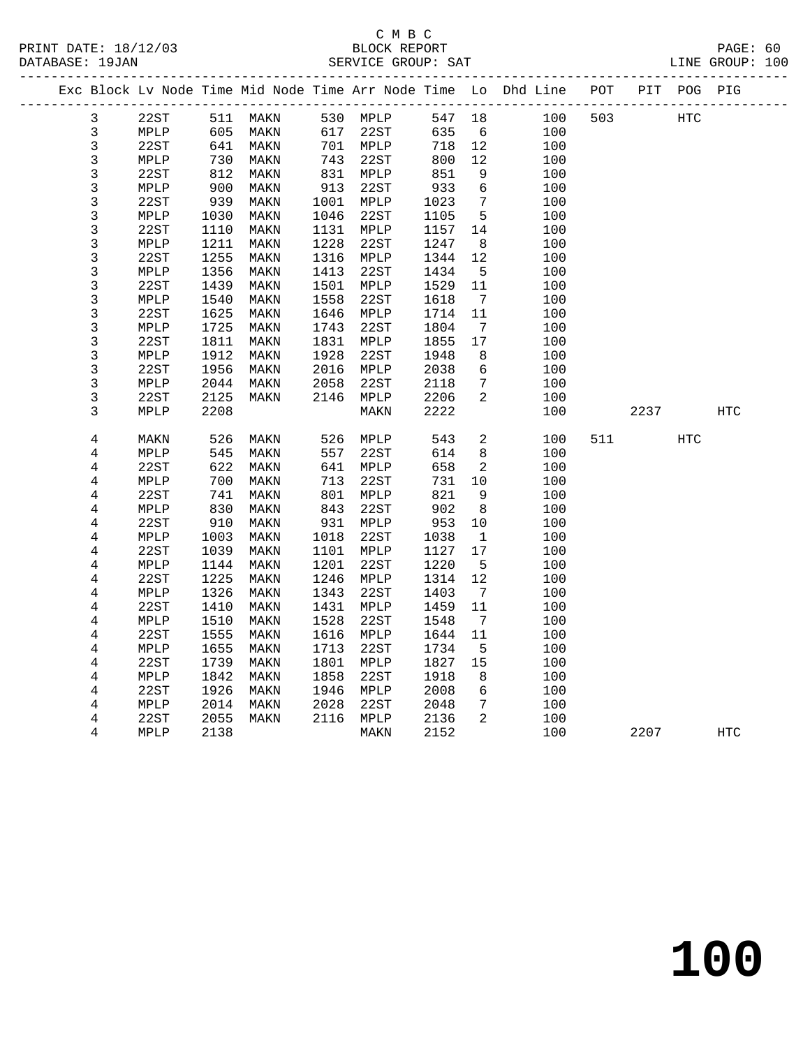C M B C

BLOCK REPORT

SERVICE GROUP: SAT

PRINT DATE: 18/12/03
DATABASE: 19JAN
LINE GROUP: 100

| Exc | Block | Lv | Node | Time | Mid Node | Time | Arr Node | Time | Lo | Dhd Line | POT | PIT | POG | PIG |
|---|---|---|---|---|---|---|---|---|---|---|---|---|---|---|
| | 3 | | 22ST | 511 | MAKN | 530 | MPLP | 547 | 18 | 100 | 503 | | HTC | |
| | 3 | | MPLP | 605 | MAKN | 617 | 22ST | 635 | 6 | 100 | | | | |
| | 3 | | 22ST | 641 | MAKN | 701 | MPLP | 718 | 12 | 100 | | | | |
| | 3 | | MPLP | 730 | MAKN | 743 | 22ST | 800 | 12 | 100 | | | | |
| | 3 | | 22ST | 812 | MAKN | 831 | MPLP | 851 | 9 | 100 | | | | |
| | 3 | | MPLP | 900 | MAKN | 913 | 22ST | 933 | 6 | 100 | | | | |
| | 3 | | 22ST | 939 | MAKN | 1001 | MPLP | 1023 | 7 | 100 | | | | |
| | 3 | | MPLP | 1030 | MAKN | 1046 | 22ST | 1105 | 5 | 100 | | | | |
| | 3 | | 22ST | 1110 | MAKN | 1131 | MPLP | 1157 | 14 | 100 | | | | |
| | 3 | | MPLP | 1211 | MAKN | 1228 | 22ST | 1247 | 8 | 100 | | | | |
| | 3 | | 22ST | 1255 | MAKN | 1316 | MPLP | 1344 | 12 | 100 | | | | |
| | 3 | | MPLP | 1356 | MAKN | 1413 | 22ST | 1434 | 5 | 100 | | | | |
| | 3 | | 22ST | 1439 | MAKN | 1501 | MPLP | 1529 | 11 | 100 | | | | |
| | 3 | | MPLP | 1540 | MAKN | 1558 | 22ST | 1618 | 7 | 100 | | | | |
| | 3 | | 22ST | 1625 | MAKN | 1646 | MPLP | 1714 | 11 | 100 | | | | |
| | 3 | | MPLP | 1725 | MAKN | 1743 | 22ST | 1804 | 7 | 100 | | | | |
| | 3 | | 22ST | 1811 | MAKN | 1831 | MPLP | 1855 | 17 | 100 | | | | |
| | 3 | | MPLP | 1912 | MAKN | 1928 | 22ST | 1948 | 8 | 100 | | | | |
| | 3 | | 22ST | 1956 | MAKN | 2016 | MPLP | 2038 | 6 | 100 | | | | |
| | 3 | | MPLP | 2044 | MAKN | 2058 | 22ST | 2118 | 7 | 100 | | | | |
| | 3 | | 22ST | 2125 | MAKN | 2146 | MPLP | 2206 | 2 | 100 | | | | |
| | 3 | | MPLP | 2208 | | | MAKN | 2222 | | 100 | | 2237 | | HTC |
| | 4 | | MAKN | 526 | MAKN | 526 | MPLP | 543 | 2 | 100 | 511 | | HTC | |
| | 4 | | MPLP | 545 | MAKN | 557 | 22ST | 614 | 8 | 100 | | | | |
| | 4 | | 22ST | 622 | MAKN | 641 | MPLP | 658 | 2 | 100 | | | | |
| | 4 | | MPLP | 700 | MAKN | 713 | 22ST | 731 | 10 | 100 | | | | |
| | 4 | | 22ST | 741 | MAKN | 801 | MPLP | 821 | 9 | 100 | | | | |
| | 4 | | MPLP | 830 | MAKN | 843 | 22ST | 902 | 8 | 100 | | | | |
| | 4 | | 22ST | 910 | MAKN | 931 | MPLP | 953 | 10 | 100 | | | | |
| | 4 | | MPLP | 1003 | MAKN | 1018 | 22ST | 1038 | 1 | 100 | | | | |
| | 4 | | 22ST | 1039 | MAKN | 1101 | MPLP | 1127 | 17 | 100 | | | | |
| | 4 | | MPLP | 1144 | MAKN | 1201 | 22ST | 1220 | 5 | 100 | | | | |
| | 4 | | 22ST | 1225 | MAKN | 1246 | MPLP | 1314 | 12 | 100 | | | | |
| | 4 | | MPLP | 1326 | MAKN | 1343 | 22ST | 1403 | 7 | 100 | | | | |
| | 4 | | 22ST | 1410 | MAKN | 1431 | MPLP | 1459 | 11 | 100 | | | | |
| | 4 | | MPLP | 1510 | MAKN | 1528 | 22ST | 1548 | 7 | 100 | | | | |
| | 4 | | 22ST | 1555 | MAKN | 1616 | MPLP | 1644 | 11 | 100 | | | | |
| | 4 | | MPLP | 1655 | MAKN | 1713 | 22ST | 1734 | 5 | 100 | | | | |
| | 4 | | 22ST | 1739 | MAKN | 1801 | MPLP | 1827 | 15 | 100 | | | | |
| | 4 | | MPLP | 1842 | MAKN | 1858 | 22ST | 1918 | 8 | 100 | | | | |
| | 4 | | 22ST | 1926 | MAKN | 1946 | MPLP | 2008 | 6 | 100 | | | | |
| | 4 | | MPLP | 2014 | MAKN | 2028 | 22ST | 2048 | 7 | 100 | | | | |
| | 4 | | 22ST | 2055 | MAKN | 2116 | MPLP | 2136 | 2 | 100 | | | | |
| | 4 | | MPLP | 2138 | | | MAKN | 2152 | | 100 | | 2207 | | HTC |

# 100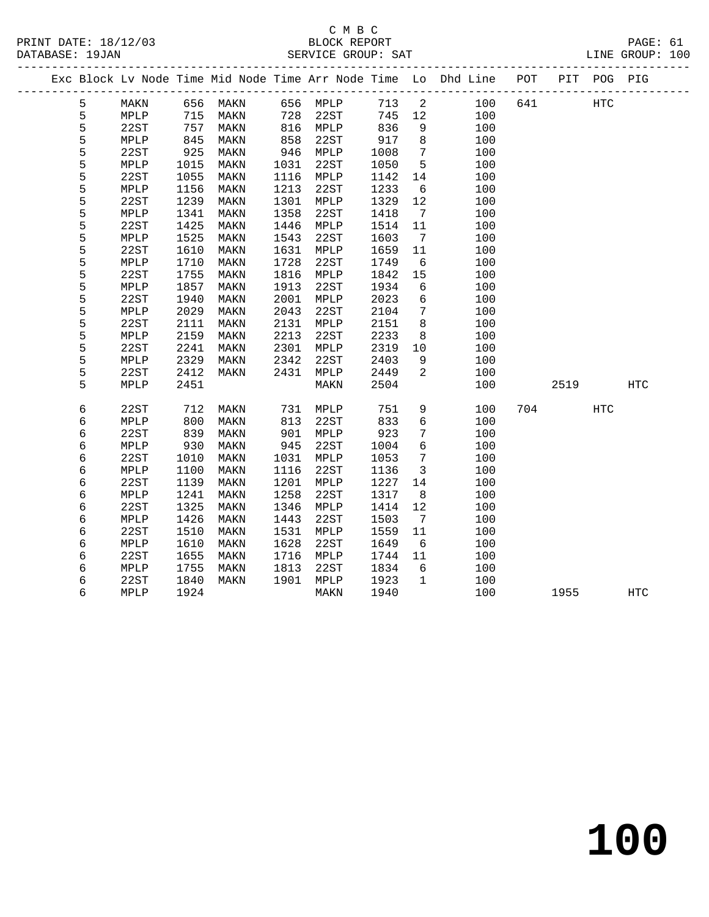C M B C
BLOCK REPORT
SERVICE GROUP: SAT

PRINT DATE: 18/12/03
DATABASE: 19JAN
LINE GROUP: 100

| Exc | Block | Lv | Node | Time | Mid Node | Time | Arr Node | Time | Lo | Dhd Line | POT | PIT | POG | PIG |
|---|---|---|---|---|---|---|---|---|---|---|---|---|---|---|
| | 5 | | MAKN | 656 | MAKN | 656 | MPLP | 713 | 2 | 100 | 641 | | HTC | |
| | 5 | | MPLP | 715 | MAKN | 728 | 22ST | 745 | 12 | 100 | | | | |
| | 5 | | 22ST | 757 | MAKN | 816 | MPLP | 836 | 9 | 100 | | | | |
| | 5 | | MPLP | 845 | MAKN | 858 | 22ST | 917 | 8 | 100 | | | | |
| | 5 | | 22ST | 925 | MAKN | 946 | MPLP | 1008 | 7 | 100 | | | | |
| | 5 | | MPLP | 1015 | MAKN | 1031 | 22ST | 1050 | 5 | 100 | | | | |
| | 5 | | 22ST | 1055 | MAKN | 1116 | MPLP | 1142 | 14 | 100 | | | | |
| | 5 | | MPLP | 1156 | MAKN | 1213 | 22ST | 1233 | 6 | 100 | | | | |
| | 5 | | 22ST | 1239 | MAKN | 1301 | MPLP | 1329 | 12 | 100 | | | | |
| | 5 | | MPLP | 1341 | MAKN | 1358 | 22ST | 1418 | 7 | 100 | | | | |
| | 5 | | 22ST | 1425 | MAKN | 1446 | MPLP | 1514 | 11 | 100 | | | | |
| | 5 | | MPLP | 1525 | MAKN | 1543 | 22ST | 1603 | 7 | 100 | | | | |
| | 5 | | 22ST | 1610 | MAKN | 1631 | MPLP | 1659 | 11 | 100 | | | | |
| | 5 | | MPLP | 1710 | MAKN | 1728 | 22ST | 1749 | 6 | 100 | | | | |
| | 5 | | 22ST | 1755 | MAKN | 1816 | MPLP | 1842 | 15 | 100 | | | | |
| | 5 | | MPLP | 1857 | MAKN | 1913 | 22ST | 1934 | 6 | 100 | | | | |
| | 5 | | 22ST | 1940 | MAKN | 2001 | MPLP | 2023 | 6 | 100 | | | | |
| | 5 | | MPLP | 2029 | MAKN | 2043 | 22ST | 2104 | 7 | 100 | | | | |
| | 5 | | 22ST | 2111 | MAKN | 2131 | MPLP | 2151 | 8 | 100 | | | | |
| | 5 | | MPLP | 2159 | MAKN | 2213 | 22ST | 2233 | 8 | 100 | | | | |
| | 5 | | 22ST | 2241 | MAKN | 2301 | MPLP | 2319 | 10 | 100 | | | | |
| | 5 | | MPLP | 2329 | MAKN | 2342 | 22ST | 2403 | 9 | 100 | | | | |
| | 5 | | 22ST | 2412 | MAKN | 2431 | MPLP | 2449 | 2 | 100 | | | | |
| | 5 | | MPLP | 2451 | | | MAKN | 2504 | | 100 | | 2519 | | HTC |
| | 6 | | 22ST | 712 | MAKN | 731 | MPLP | 751 | 9 | 100 | 704 | | HTC | |
| | 6 | | MPLP | 800 | MAKN | 813 | 22ST | 833 | 6 | 100 | | | | |
| | 6 | | 22ST | 839 | MAKN | 901 | MPLP | 923 | 7 | 100 | | | | |
| | 6 | | MPLP | 930 | MAKN | 945 | 22ST | 1004 | 6 | 100 | | | | |
| | 6 | | 22ST | 1010 | MAKN | 1031 | MPLP | 1053 | 7 | 100 | | | | |
| | 6 | | MPLP | 1100 | MAKN | 1116 | 22ST | 1136 | 3 | 100 | | | | |
| | 6 | | 22ST | 1139 | MAKN | 1201 | MPLP | 1227 | 14 | 100 | | | | |
| | 6 | | MPLP | 1241 | MAKN | 1258 | 22ST | 1317 | 8 | 100 | | | | |
| | 6 | | 22ST | 1325 | MAKN | 1346 | MPLP | 1414 | 12 | 100 | | | | |
| | 6 | | MPLP | 1426 | MAKN | 1443 | 22ST | 1503 | 7 | 100 | | | | |
| | 6 | | 22ST | 1510 | MAKN | 1531 | MPLP | 1559 | 11 | 100 | | | | |
| | 6 | | MPLP | 1610 | MAKN | 1628 | 22ST | 1649 | 6 | 100 | | | | |
| | 6 | | 22ST | 1655 | MAKN | 1716 | MPLP | 1744 | 11 | 100 | | | | |
| | 6 | | MPLP | 1755 | MAKN | 1813 | 22ST | 1834 | 6 | 100 | | | | |
| | 6 | | 22ST | 1840 | MAKN | 1901 | MPLP | 1923 | 1 | 100 | | | | |
| | 6 | | MPLP | 1924 | | | MAKN | 1940 | | 100 | | 1955 | | HTC |

100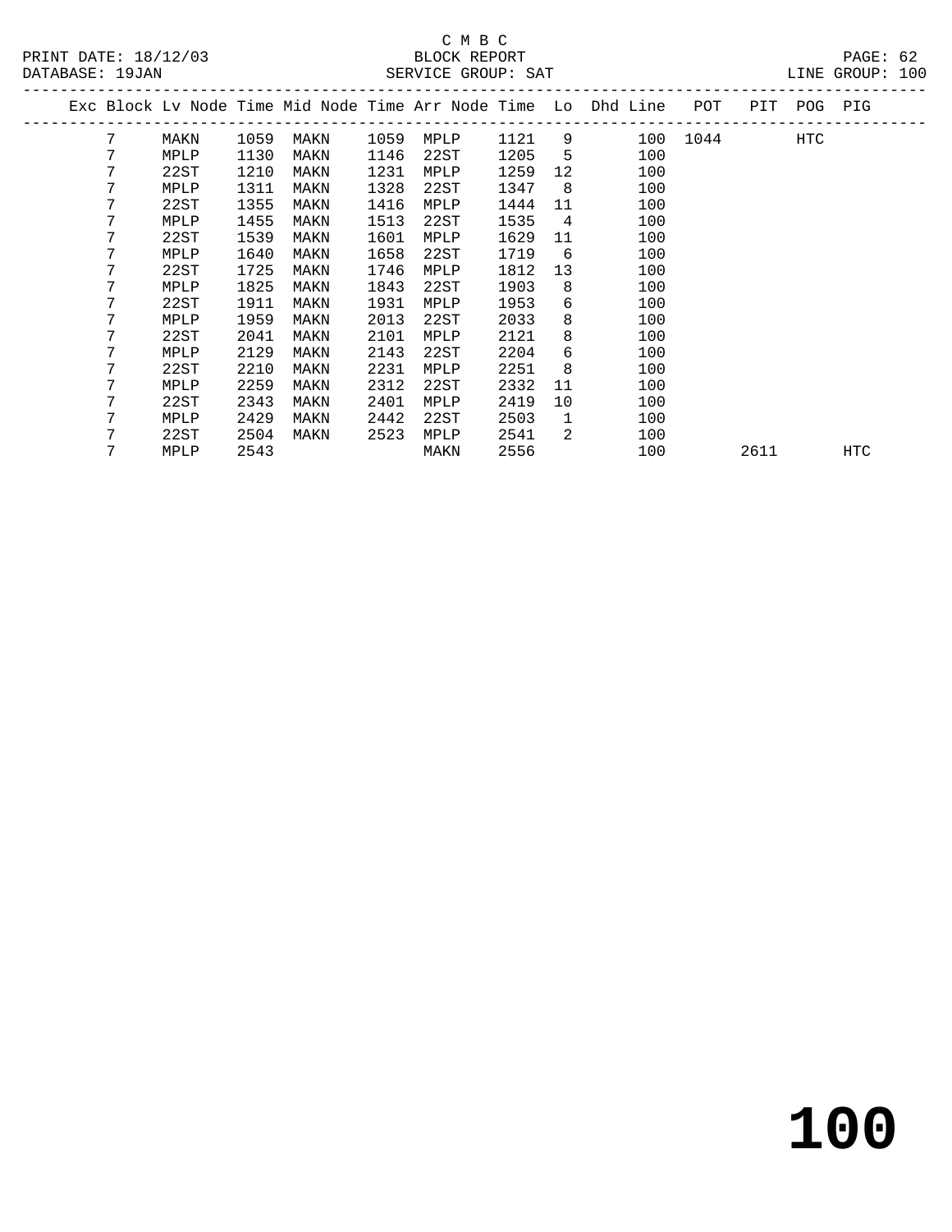C M B C

BLOCK REPORT

SERVICE GROUP: SAT

LINE GROUP: 100

| Exc | Block | Lv Node | Time | Mid Node | Time | Arr Node | Time | Lo | Dhd | Line | POT | PIT | POG | PIG |
|---|---|---|---|---|---|---|---|---|---|---|---|---|---|---|
| | 7 | MAKN | 1059 | MAKN | 1059 | MPLP | 1121 | 9 | | 100 | 1044 | | HTC | |
| | 7 | MPLP | 1130 | MAKN | 1146 | 22ST | 1205 | 5 | | 100 | | | | |
| | 7 | 22ST | 1210 | MAKN | 1231 | MPLP | 1259 | 12 | | 100 | | | | |
| | 7 | MPLP | 1311 | MAKN | 1328 | 22ST | 1347 | 8 | | 100 | | | | |
| | 7 | 22ST | 1355 | MAKN | 1416 | MPLP | 1444 | 11 | | 100 | | | | |
| | 7 | MPLP | 1455 | MAKN | 1513 | 22ST | 1535 | 4 | | 100 | | | | |
| | 7 | 22ST | 1539 | MAKN | 1601 | MPLP | 1629 | 11 | | 100 | | | | |
| | 7 | MPLP | 1640 | MAKN | 1658 | 22ST | 1719 | 6 | | 100 | | | | |
| | 7 | 22ST | 1725 | MAKN | 1746 | MPLP | 1812 | 13 | | 100 | | | | |
| | 7 | MPLP | 1825 | MAKN | 1843 | 22ST | 1903 | 8 | | 100 | | | | |
| | 7 | 22ST | 1911 | MAKN | 1931 | MPLP | 1953 | 6 | | 100 | | | | |
| | 7 | MPLP | 1959 | MAKN | 2013 | 22ST | 2033 | 8 | | 100 | | | | |
| | 7 | 22ST | 2041 | MAKN | 2101 | MPLP | 2121 | 8 | | 100 | | | | |
| | 7 | MPLP | 2129 | MAKN | 2143 | 22ST | 2204 | 6 | | 100 | | | | |
| | 7 | 22ST | 2210 | MAKN | 2231 | MPLP | 2251 | 8 | | 100 | | | | |
| | 7 | MPLP | 2259 | MAKN | 2312 | 22ST | 2332 | 11 | | 100 | | | | |
| | 7 | 22ST | 2343 | MAKN | 2401 | MPLP | 2419 | 10 | | 100 | | | | |
| | 7 | MPLP | 2429 | MAKN | 2442 | 22ST | 2503 | 1 | | 100 | | | | |
| | 7 | 22ST | 2504 | MAKN | 2523 | MPLP | 2541 | 2 | | 100 | | | | |
| | 7 | MPLP | 2543 | | | MAKN | 2556 | | | 100 | | 2611 | | HTC |

**100**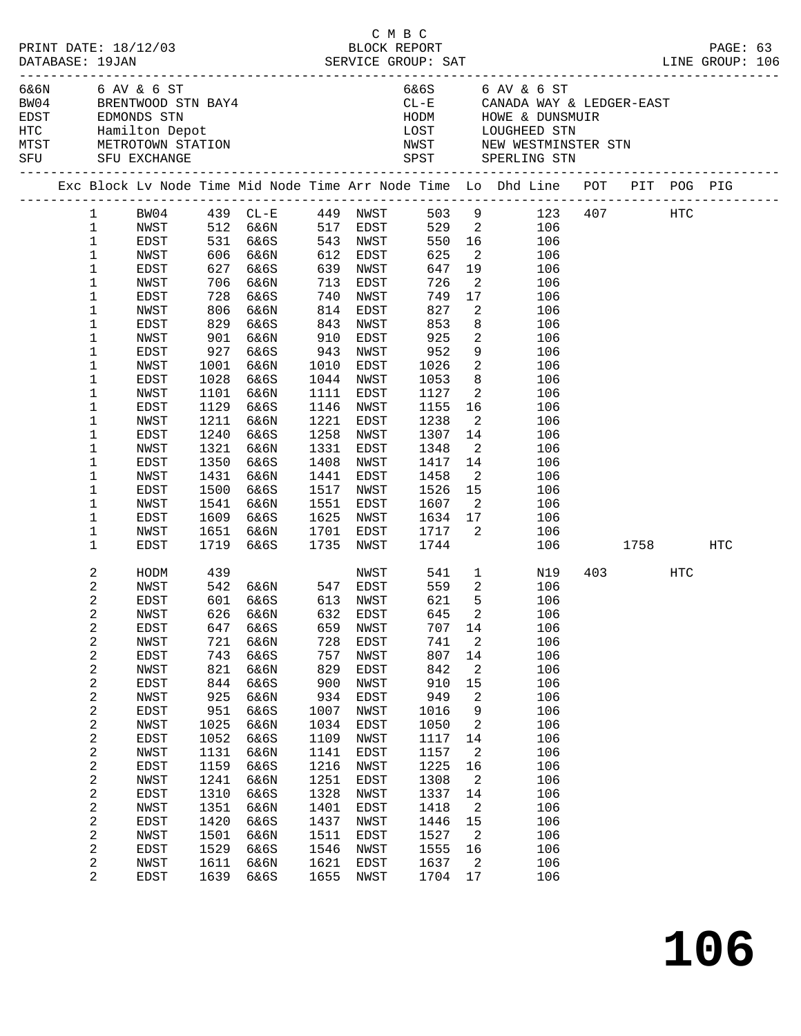C M B C

PRINT DATE: 18/12/03 BLOCK REPORT
DATABASE: 19JAN SERVICE GROUP: SAT LINE GROUP: 106

| | | | |
|---|---|---|---|
| 6&6N | 6 AV & 6 ST | 6&6S | 6 AV & 6 ST |
| BW04 | BRENTWOOD STN BAY4 | CL-E | CANADA WAY & LEDGER-EAST |
| EDST | EDMONDS STN | HODM | HOWE & DUNSMUIR |
| HTC | Hamilton Depot | LOST | LOUGHEED STN |
| MTST | METROTOWN STATION | NWST | NEW WESTMINSTER STN |
| SFU | SFU EXCHANGE | SPST | SPERLING STN |

| Exc | Block | Lv Node | Time | Mid Node | Time | Arr Node | Time | Lo | Dhd Line | POT | PIT | POG | PIG |
|---|---|---|---|---|---|---|---|---|---|---|---|---|---|
| | 1 | BW04 | 439 | CL-E | 449 | NWST | 503 | 9 | 123 | 407 | | HTC | |
| | 1 | NWST | 512 | 6&6N | 517 | EDST | 529 | 2 | 106 | | | | |
| | 1 | EDST | 531 | 6&6S | 543 | NWST | 550 | 16 | 106 | | | | |
| | 1 | NWST | 606 | 6&6N | 612 | EDST | 625 | 2 | 106 | | | | |
| | 1 | EDST | 627 | 6&6S | 639 | NWST | 647 | 19 | 106 | | | | |
| | 1 | NWST | 706 | 6&6N | 713 | EDST | 726 | 2 | 106 | | | | |
| | 1 | EDST | 728 | 6&6S | 740 | NWST | 749 | 17 | 106 | | | | |
| | 1 | NWST | 806 | 6&6N | 814 | EDST | 827 | 2 | 106 | | | | |
| | 1 | EDST | 829 | 6&6S | 843 | NWST | 853 | 8 | 106 | | | | |
| | 1 | NWST | 901 | 6&6N | 910 | EDST | 925 | 2 | 106 | | | | |
| | 1 | EDST | 927 | 6&6S | 943 | NWST | 952 | 9 | 106 | | | | |
| | 1 | NWST | 1001 | 6&6N | 1010 | EDST | 1026 | 2 | 106 | | | | |
| | 1 | EDST | 1028 | 6&6S | 1044 | NWST | 1053 | 8 | 106 | | | | |
| | 1 | NWST | 1101 | 6&6N | 1111 | EDST | 1127 | 2 | 106 | | | | |
| | 1 | EDST | 1129 | 6&6S | 1146 | NWST | 1155 | 16 | 106 | | | | |
| | 1 | NWST | 1211 | 6&6N | 1221 | EDST | 1238 | 2 | 106 | | | | |
| | 1 | EDST | 1240 | 6&6S | 1258 | NWST | 1307 | 14 | 106 | | | | |
| | 1 | NWST | 1321 | 6&6N | 1331 | EDST | 1348 | 2 | 106 | | | | |
| | 1 | EDST | 1350 | 6&6S | 1408 | NWST | 1417 | 14 | 106 | | | | |
| | 1 | NWST | 1431 | 6&6N | 1441 | EDST | 1458 | 2 | 106 | | | | |
| | 1 | EDST | 1500 | 6&6S | 1517 | NWST | 1526 | 15 | 106 | | | | |
| | 1 | NWST | 1541 | 6&6N | 1551 | EDST | 1607 | 2 | 106 | | | | |
| | 1 | EDST | 1609 | 6&6S | 1625 | NWST | 1634 | 17 | 106 | | | | |
| | 1 | NWST | 1651 | 6&6N | 1701 | EDST | 1717 | 2 | 106 | | | | |
| | 1 | EDST | 1719 | 6&6S | 1735 | NWST | 1744 | | 106 | | 1758 | | HTC |
| | 2 | HODM | 439 | | | NWST | 541 | 1 | N19 | 403 | | HTC | |
| | 2 | NWST | 542 | 6&6N | 547 | EDST | 559 | 2 | 106 | | | | |
| | 2 | EDST | 601 | 6&6S | 613 | NWST | 621 | 5 | 106 | | | | |
| | 2 | NWST | 626 | 6&6N | 632 | EDST | 645 | 2 | 106 | | | | |
| | 2 | EDST | 647 | 6&6S | 659 | NWST | 707 | 14 | 106 | | | | |
| | 2 | NWST | 721 | 6&6N | 728 | EDST | 741 | 2 | 106 | | | | |
| | 2 | EDST | 743 | 6&6S | 757 | NWST | 807 | 14 | 106 | | | | |
| | 2 | NWST | 821 | 6&6N | 829 | EDST | 842 | 2 | 106 | | | | |
| | 2 | EDST | 844 | 6&6S | 900 | NWST | 910 | 15 | 106 | | | | |
| | 2 | NWST | 925 | 6&6N | 934 | EDST | 949 | 2 | 106 | | | | |
| | 2 | EDST | 951 | 6&6S | 1007 | NWST | 1016 | 9 | 106 | | | | |
| | 2 | NWST | 1025 | 6&6N | 1034 | EDST | 1050 | 2 | 106 | | | | |
| | 2 | EDST | 1052 | 6&6S | 1109 | NWST | 1117 | 14 | 106 | | | | |
| | 2 | NWST | 1131 | 6&6N | 1141 | EDST | 1157 | 2 | 106 | | | | |
| | 2 | EDST | 1159 | 6&6S | 1216 | NWST | 1225 | 16 | 106 | | | | |
| | 2 | NWST | 1241 | 6&6N | 1251 | EDST | 1308 | 2 | 106 | | | | |
| | 2 | EDST | 1310 | 6&6S | 1328 | NWST | 1337 | 14 | 106 | | | | |
| | 2 | NWST | 1351 | 6&6N | 1401 | EDST | 1418 | 2 | 106 | | | | |
| | 2 | EDST | 1420 | 6&6S | 1437 | NWST | 1446 | 15 | 106 | | | | |
| | 2 | NWST | 1501 | 6&6N | 1511 | EDST | 1527 | 2 | 106 | | | | |
| | 2 | EDST | 1529 | 6&6S | 1546 | NWST | 1555 | 16 | 106 | | | | |
| | 2 | NWST | 1611 | 6&6N | 1621 | EDST | 1637 | 2 | 106 | | | | |
| | 2 | EDST | 1639 | 6&6S | 1655 | NWST | 1704 | 17 | 106 | | | | |

# 106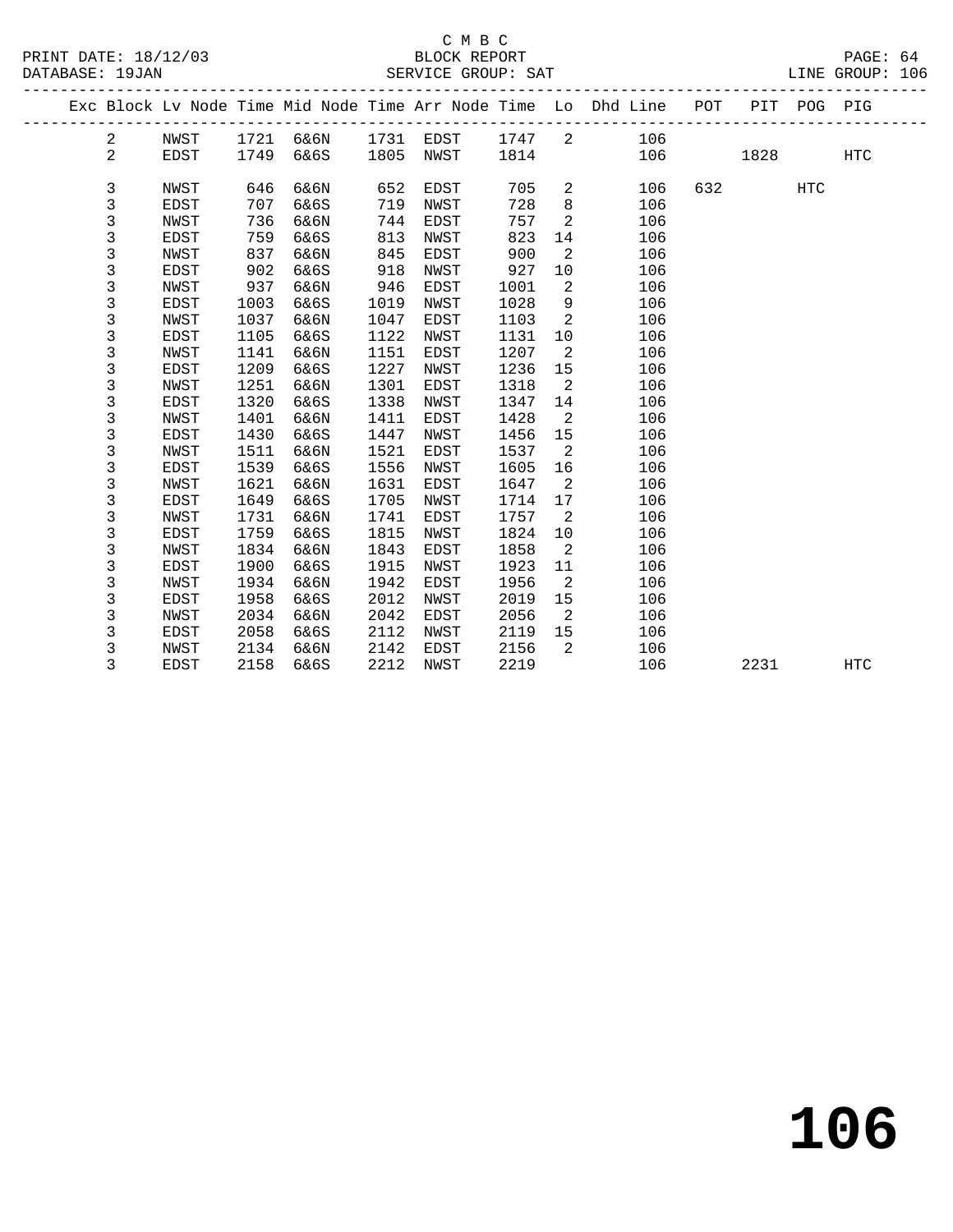C M B C

BLOCK REPORT

SERVICE GROUP: SAT

LINE GROUP: 106

| Exc | Block | Lv Node | Time | Mid Node | Time | Arr Node | Time | Lo | Dhd Line | POT | PIT | POG | PIG |
|---|---|---|---|---|---|---|---|---|---|---|---|---|---|
| | 2 | NWST | 1721 | 6&6N | 1731 | EDST | 1747 | 2 | 106 | | | | |
| | 2 | EDST | 1749 | 6&6S | 1805 | NWST | 1814 | | 106 | | 1828 | | HTC |
| | 3 | NWST | 646 | 6&6N | 652 | EDST | 705 | 2 | 106 | 632 | | HTC | |
| | 3 | EDST | 707 | 6&6S | 719 | NWST | 728 | 8 | 106 | | | | |
| | 3 | NWST | 736 | 6&6N | 744 | EDST | 757 | 2 | 106 | | | | |
| | 3 | EDST | 759 | 6&6S | 813 | NWST | 823 | 14 | 106 | | | | |
| | 3 | NWST | 837 | 6&6N | 845 | EDST | 900 | 2 | 106 | | | | |
| | 3 | EDST | 902 | 6&6S | 918 | NWST | 927 | 10 | 106 | | | | |
| | 3 | NWST | 937 | 6&6N | 946 | EDST | 1001 | 2 | 106 | | | | |
| | 3 | EDST | 1003 | 6&6S | 1019 | NWST | 1028 | 9 | 106 | | | | |
| | 3 | NWST | 1037 | 6&6N | 1047 | EDST | 1103 | 2 | 106 | | | | |
| | 3 | EDST | 1105 | 6&6S | 1122 | NWST | 1131 | 10 | 106 | | | | |
| | 3 | NWST | 1141 | 6&6N | 1151 | EDST | 1207 | 2 | 106 | | | | |
| | 3 | EDST | 1209 | 6&6S | 1227 | NWST | 1236 | 15 | 106 | | | | |
| | 3 | NWST | 1251 | 6&6N | 1301 | EDST | 1318 | 2 | 106 | | | | |
| | 3 | EDST | 1320 | 6&6S | 1338 | NWST | 1347 | 14 | 106 | | | | |
| | 3 | NWST | 1401 | 6&6N | 1411 | EDST | 1428 | 2 | 106 | | | | |
| | 3 | EDST | 1430 | 6&6S | 1447 | NWST | 1456 | 15 | 106 | | | | |
| | 3 | NWST | 1511 | 6&6N | 1521 | EDST | 1537 | 2 | 106 | | | | |
| | 3 | EDST | 1539 | 6&6S | 1556 | NWST | 1605 | 16 | 106 | | | | |
| | 3 | NWST | 1621 | 6&6N | 1631 | EDST | 1647 | 2 | 106 | | | | |
| | 3 | EDST | 1649 | 6&6S | 1705 | NWST | 1714 | 17 | 106 | | | | |
| | 3 | NWST | 1731 | 6&6N | 1741 | EDST | 1757 | 2 | 106 | | | | |
| | 3 | EDST | 1759 | 6&6S | 1815 | NWST | 1824 | 10 | 106 | | | | |
| | 3 | NWST | 1834 | 6&6N | 1843 | EDST | 1858 | 2 | 106 | | | | |
| | 3 | EDST | 1900 | 6&6S | 1915 | NWST | 1923 | 11 | 106 | | | | |
| | 3 | NWST | 1934 | 6&6N | 1942 | EDST | 1956 | 2 | 106 | | | | |
| | 3 | EDST | 1958 | 6&6S | 2012 | NWST | 2019 | 15 | 106 | | | | |
| | 3 | NWST | 2034 | 6&6N | 2042 | EDST | 2056 | 2 | 106 | | | | |
| | 3 | EDST | 2058 | 6&6S | 2112 | NWST | 2119 | 15 | 106 | | | | |
| | 3 | NWST | 2134 | 6&6N | 2142 | EDST | 2156 | 2 | 106 | | | | |
| | 3 | EDST | 2158 | 6&6S | 2212 | NWST | 2219 | | 106 | | 2231 | | HTC |

# 106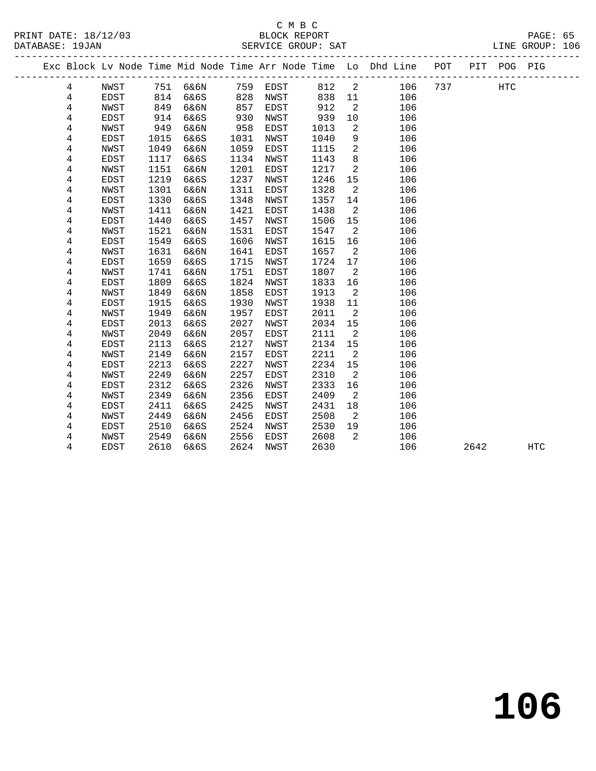C M B C
BLOCK REPORT
SERVICE GROUP: SAT

PRINT DATE: 18/12/03
DATABASE: 19JAN
LINE GROUP: 106

| Exc | Block | Lv Node | Time | Mid Node | Time | Arr Node | Time | Lo | Dhd Line | POT | PIT | POG | PIG |
|---|---|---|---|---|---|---|---|---|---|---|---|---|---|
| | 4 | NWST | 751 | 6&6N | 759 | EDST | 812 | 2 | 106 | 737 | | HTC | |
| | 4 | EDST | 814 | 6&6S | 828 | NWST | 838 | 11 | 106 | | | | |
| | 4 | NWST | 849 | 6&6N | 857 | EDST | 912 | 2 | 106 | | | | |
| | 4 | EDST | 914 | 6&6S | 930 | NWST | 939 | 10 | 106 | | | | |
| | 4 | NWST | 949 | 6&6N | 958 | EDST | 1013 | 2 | 106 | | | | |
| | 4 | EDST | 1015 | 6&6S | 1031 | NWST | 1040 | 9 | 106 | | | | |
| | 4 | NWST | 1049 | 6&6N | 1059 | EDST | 1115 | 2 | 106 | | | | |
| | 4 | EDST | 1117 | 6&6S | 1134 | NWST | 1143 | 8 | 106 | | | | |
| | 4 | NWST | 1151 | 6&6N | 1201 | EDST | 1217 | 2 | 106 | | | | |
| | 4 | EDST | 1219 | 6&6S | 1237 | NWST | 1246 | 15 | 106 | | | | |
| | 4 | NWST | 1301 | 6&6N | 1311 | EDST | 1328 | 2 | 106 | | | | |
| | 4 | EDST | 1330 | 6&6S | 1348 | NWST | 1357 | 14 | 106 | | | | |
| | 4 | NWST | 1411 | 6&6N | 1421 | EDST | 1438 | 2 | 106 | | | | |
| | 4 | EDST | 1440 | 6&6S | 1457 | NWST | 1506 | 15 | 106 | | | | |
| | 4 | NWST | 1521 | 6&6N | 1531 | EDST | 1547 | 2 | 106 | | | | |
| | 4 | EDST | 1549 | 6&6S | 1606 | NWST | 1615 | 16 | 106 | | | | |
| | 4 | NWST | 1631 | 6&6N | 1641 | EDST | 1657 | 2 | 106 | | | | |
| | 4 | EDST | 1659 | 6&6S | 1715 | NWST | 1724 | 17 | 106 | | | | |
| | 4 | NWST | 1741 | 6&6N | 1751 | EDST | 1807 | 2 | 106 | | | | |
| | 4 | EDST | 1809 | 6&6S | 1824 | NWST | 1833 | 16 | 106 | | | | |
| | 4 | NWST | 1849 | 6&6N | 1858 | EDST | 1913 | 2 | 106 | | | | |
| | 4 | EDST | 1915 | 6&6S | 1930 | NWST | 1938 | 11 | 106 | | | | |
| | 4 | NWST | 1949 | 6&6N | 1957 | EDST | 2011 | 2 | 106 | | | | |
| | 4 | EDST | 2013 | 6&6S | 2027 | NWST | 2034 | 15 | 106 | | | | |
| | 4 | NWST | 2049 | 6&6N | 2057 | EDST | 2111 | 2 | 106 | | | | |
| | 4 | EDST | 2113 | 6&6S | 2127 | NWST | 2134 | 15 | 106 | | | | |
| | 4 | NWST | 2149 | 6&6N | 2157 | EDST | 2211 | 2 | 106 | | | | |
| | 4 | EDST | 2213 | 6&6S | 2227 | NWST | 2234 | 15 | 106 | | | | |
| | 4 | NWST | 2249 | 6&6N | 2257 | EDST | 2310 | 2 | 106 | | | | |
| | 4 | EDST | 2312 | 6&6S | 2326 | NWST | 2333 | 16 | 106 | | | | |
| | 4 | NWST | 2349 | 6&6N | 2356 | EDST | 2409 | 2 | 106 | | | | |
| | 4 | EDST | 2411 | 6&6S | 2425 | NWST | 2431 | 18 | 106 | | | | |
| | 4 | NWST | 2449 | 6&6N | 2456 | EDST | 2508 | 2 | 106 | | | | |
| | 4 | EDST | 2510 | 6&6S | 2524 | NWST | 2530 | 19 | 106 | | | | |
| | 4 | NWST | 2549 | 6&6N | 2556 | EDST | 2608 | 2 | 106 | | | | |
| | 4 | EDST | 2610 | 6&6S | 2624 | NWST | 2630 | | 106 | | 2642 | | HTC |

# 106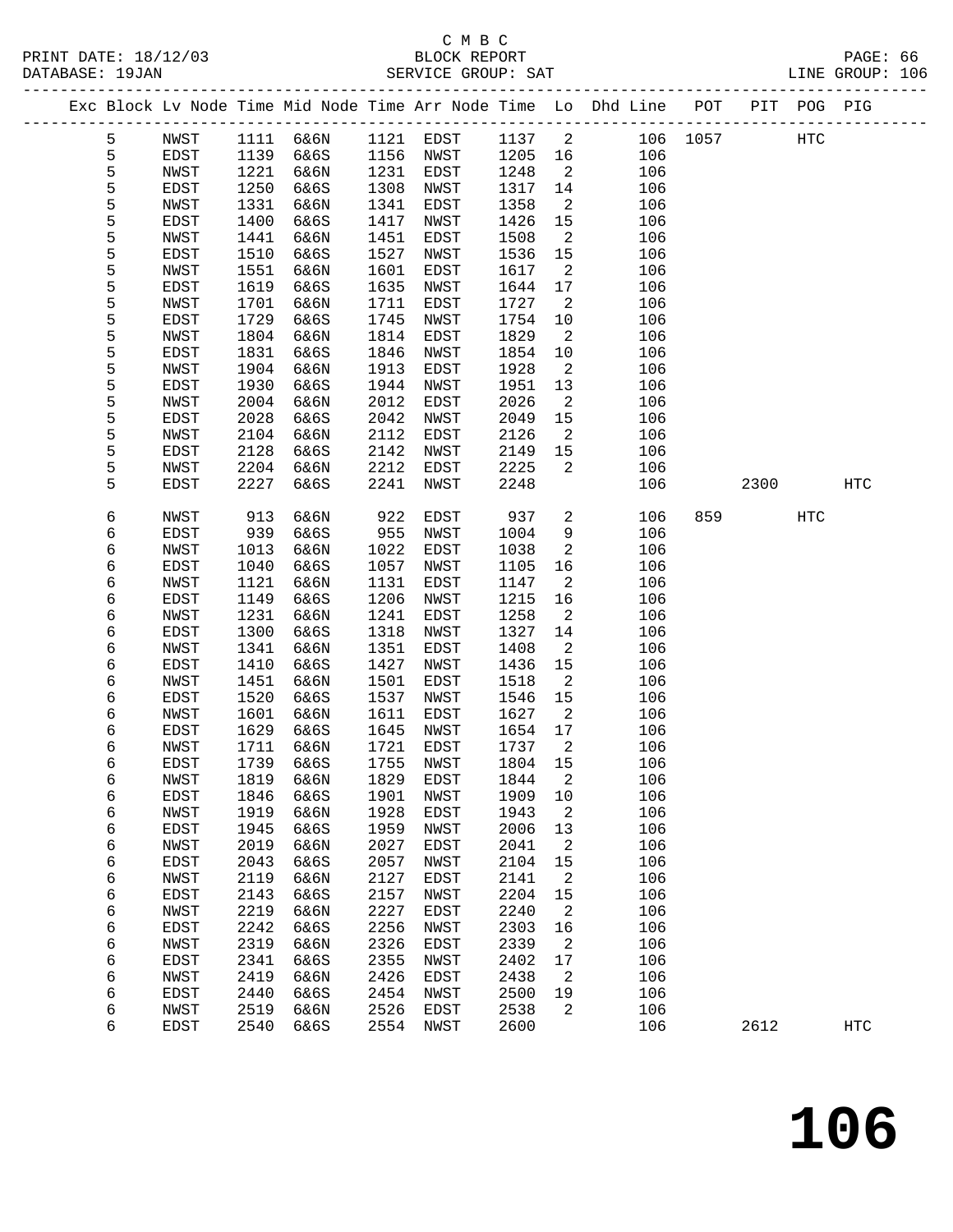C M B C

BLOCK REPORT

SERVICE GROUP: SAT

PRINT DATE: 18/12/03

DATABASE: 19JAN

LINE GROUP: 106

| Exc | Block | Lv Node | Time | Mid Node | Time | Arr Node | Time | Lo | Dhd Line | POT | PIT | POG | PIG |
|---|---|---|---|---|---|---|---|---|---|---|---|---|---|
| | 5 | NWST | 1111 | 6&6N | 1121 | EDST | 1137 | 2 | 106 | 1057 | | HTC | |
| | 5 | EDST | 1139 | 6&6S | 1156 | NWST | 1205 | 16 | 106 | | | | |
| | 5 | NWST | 1221 | 6&6N | 1231 | EDST | 1248 | 2 | 106 | | | | |
| | 5 | EDST | 1250 | 6&6S | 1308 | NWST | 1317 | 14 | 106 | | | | |
| | 5 | NWST | 1331 | 6&6N | 1341 | EDST | 1358 | 2 | 106 | | | | |
| | 5 | EDST | 1400 | 6&6S | 1417 | NWST | 1426 | 15 | 106 | | | | |
| | 5 | NWST | 1441 | 6&6N | 1451 | EDST | 1508 | 2 | 106 | | | | |
| | 5 | EDST | 1510 | 6&6S | 1527 | NWST | 1536 | 15 | 106 | | | | |
| | 5 | NWST | 1551 | 6&6N | 1601 | EDST | 1617 | 2 | 106 | | | | |
| | 5 | EDST | 1619 | 6&6S | 1635 | NWST | 1644 | 17 | 106 | | | | |
| | 5 | NWST | 1701 | 6&6N | 1711 | EDST | 1727 | 2 | 106 | | | | |
| | 5 | EDST | 1729 | 6&6S | 1745 | NWST | 1754 | 10 | 106 | | | | |
| | 5 | NWST | 1804 | 6&6N | 1814 | EDST | 1829 | 2 | 106 | | | | |
| | 5 | EDST | 1831 | 6&6S | 1846 | NWST | 1854 | 10 | 106 | | | | |
| | 5 | NWST | 1904 | 6&6N | 1913 | EDST | 1928 | 2 | 106 | | | | |
| | 5 | EDST | 1930 | 6&6S | 1944 | NWST | 1951 | 13 | 106 | | | | |
| | 5 | NWST | 2004 | 6&6N | 2012 | EDST | 2026 | 2 | 106 | | | | |
| | 5 | EDST | 2028 | 6&6S | 2042 | NWST | 2049 | 15 | 106 | | | | |
| | 5 | NWST | 2104 | 6&6N | 2112 | EDST | 2126 | 2 | 106 | | | | |
| | 5 | EDST | 2128 | 6&6S | 2142 | NWST | 2149 | 15 | 106 | | | | |
| | 5 | NWST | 2204 | 6&6N | 2212 | EDST | 2225 | 2 | 106 | | | | |
| | 5 | EDST | 2227 | 6&6S | 2241 | NWST | 2248 | | 106 | | 2300 | | HTC |
| | 6 | NWST | 913 | 6&6N | 922 | EDST | 937 | 2 | 106 | 859 | | HTC | |
| | 6 | EDST | 939 | 6&6S | 955 | NWST | 1004 | 9 | 106 | | | | |
| | 6 | NWST | 1013 | 6&6N | 1022 | EDST | 1038 | 2 | 106 | | | | |
| | 6 | EDST | 1040 | 6&6S | 1057 | NWST | 1105 | 16 | 106 | | | | |
| | 6 | NWST | 1121 | 6&6N | 1131 | EDST | 1147 | 2 | 106 | | | | |
| | 6 | EDST | 1149 | 6&6S | 1206 | NWST | 1215 | 16 | 106 | | | | |
| | 6 | NWST | 1231 | 6&6N | 1241 | EDST | 1258 | 2 | 106 | | | | |
| | 6 | EDST | 1300 | 6&6S | 1318 | NWST | 1327 | 14 | 106 | | | | |
| | 6 | NWST | 1341 | 6&6N | 1351 | EDST | 1408 | 2 | 106 | | | | |
| | 6 | EDST | 1410 | 6&6S | 1427 | NWST | 1436 | 15 | 106 | | | | |
| | 6 | NWST | 1451 | 6&6N | 1501 | EDST | 1518 | 2 | 106 | | | | |
| | 6 | EDST | 1520 | 6&6S | 1537 | NWST | 1546 | 15 | 106 | | | | |
| | 6 | NWST | 1601 | 6&6N | 1611 | EDST | 1627 | 2 | 106 | | | | |
| | 6 | EDST | 1629 | 6&6S | 1645 | NWST | 1654 | 17 | 106 | | | | |
| | 6 | NWST | 1711 | 6&6N | 1721 | EDST | 1737 | 2 | 106 | | | | |
| | 6 | EDST | 1739 | 6&6S | 1755 | NWST | 1804 | 15 | 106 | | | | |
| | 6 | NWST | 1819 | 6&6N | 1829 | EDST | 1844 | 2 | 106 | | | | |
| | 6 | EDST | 1846 | 6&6S | 1901 | NWST | 1909 | 10 | 106 | | | | |
| | 6 | NWST | 1919 | 6&6N | 1928 | EDST | 1943 | 2 | 106 | | | | |
| | 6 | EDST | 1945 | 6&6S | 1959 | NWST | 2006 | 13 | 106 | | | | |
| | 6 | NWST | 2019 | 6&6N | 2027 | EDST | 2041 | 2 | 106 | | | | |
| | 6 | EDST | 2043 | 6&6S | 2057 | NWST | 2104 | 15 | 106 | | | | |
| | 6 | NWST | 2119 | 6&6N | 2127 | EDST | 2141 | 2 | 106 | | | | |
| | 6 | EDST | 2143 | 6&6S | 2157 | NWST | 2204 | 15 | 106 | | | | |
| | 6 | NWST | 2219 | 6&6N | 2227 | EDST | 2240 | 2 | 106 | | | | |
| | 6 | EDST | 2242 | 6&6S | 2256 | NWST | 2303 | 16 | 106 | | | | |
| | 6 | NWST | 2319 | 6&6N | 2326 | EDST | 2339 | 2 | 106 | | | | |
| | 6 | EDST | 2341 | 6&6S | 2355 | NWST | 2402 | 17 | 106 | | | | |
| | 6 | NWST | 2419 | 6&6N | 2426 | EDST | 2438 | 2 | 106 | | | | |
| | 6 | EDST | 2440 | 6&6S | 2454 | NWST | 2500 | 19 | 106 | | | | |
| | 6 | NWST | 2519 | 6&6N | 2526 | EDST | 2538 | 2 | 106 | | | | |
| | 6 | EDST | 2540 | 6&6S | 2554 | NWST | 2600 | | 106 | | 2612 | | HTC |

106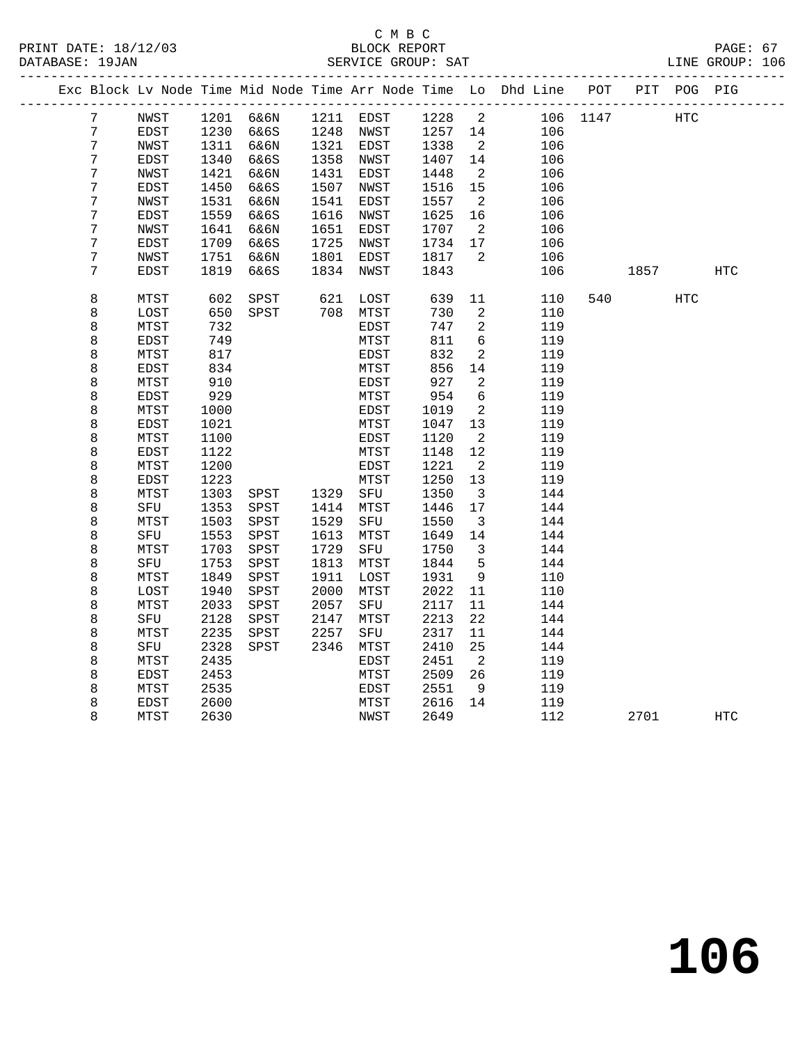C M B C
BLOCK REPORT
SERVICE GROUP: SAT

PRINT DATE: 18/12/03
DATABASE: 19JAN
LINE GROUP: 106

| Exc | Block | Lv | Node | Time | Mid Node | Time | Arr Node | Time | Lo | Dhd Line | POT | PIT | POG | PIG |
|---|---|---|---|---|---|---|---|---|---|---|---|---|---|---|
| | 7 | | NWST | 1201 | 6&6N | 1211 | EDST | 1228 | 2 | 106 | 1147 | | HTC | |
| | 7 | | EDST | 1230 | 6&6S | 1248 | NWST | 1257 | 14 | 106 | | | | |
| | 7 | | NWST | 1311 | 6&6N | 1321 | EDST | 1338 | 2 | 106 | | | | |
| | 7 | | EDST | 1340 | 6&6S | 1358 | NWST | 1407 | 14 | 106 | | | | |
| | 7 | | NWST | 1421 | 6&6N | 1431 | EDST | 1448 | 2 | 106 | | | | |
| | 7 | | EDST | 1450 | 6&6S | 1507 | NWST | 1516 | 15 | 106 | | | | |
| | 7 | | NWST | 1531 | 6&6N | 1541 | EDST | 1557 | 2 | 106 | | | | |
| | 7 | | EDST | 1559 | 6&6S | 1616 | NWST | 1625 | 16 | 106 | | | | |
| | 7 | | NWST | 1641 | 6&6N | 1651 | EDST | 1707 | 2 | 106 | | | | |
| | 7 | | EDST | 1709 | 6&6S | 1725 | NWST | 1734 | 17 | 106 | | | | |
| | 7 | | NWST | 1751 | 6&6N | 1801 | EDST | 1817 | 2 | 106 | | | | |
| | 7 | | EDST | 1819 | 6&6S | 1834 | NWST | 1843 | | 106 | | 1857 | | HTC |
| | 8 | | MTST | 602 | SPST | 621 | LOST | 639 | 11 | 110 | 540 | | HTC | |
| | 8 | | LOST | 650 | SPST | 708 | MTST | 730 | 2 | 110 | | | | |
| | 8 | | MTST | 732 | | | EDST | 747 | 2 | 119 | | | | |
| | 8 | | EDST | 749 | | | MTST | 811 | 6 | 119 | | | | |
| | 8 | | MTST | 817 | | | EDST | 832 | 2 | 119 | | | | |
| | 8 | | EDST | 834 | | | MTST | 856 | 14 | 119 | | | | |
| | 8 | | MTST | 910 | | | EDST | 927 | 2 | 119 | | | | |
| | 8 | | EDST | 929 | | | MTST | 954 | 6 | 119 | | | | |
| | 8 | | MTST | 1000 | | | EDST | 1019 | 2 | 119 | | | | |
| | 8 | | EDST | 1021 | | | MTST | 1047 | 13 | 119 | | | | |
| | 8 | | MTST | 1100 | | | EDST | 1120 | 2 | 119 | | | | |
| | 8 | | EDST | 1122 | | | MTST | 1148 | 12 | 119 | | | | |
| | 8 | | MTST | 1200 | | | EDST | 1221 | 2 | 119 | | | | |
| | 8 | | EDST | 1223 | | | MTST | 1250 | 13 | 119 | | | | |
| | 8 | | MTST | 1303 | SPST | 1329 | SFU | 1350 | 3 | 144 | | | | |
| | 8 | | SFU | 1353 | SPST | 1414 | MTST | 1446 | 17 | 144 | | | | |
| | 8 | | MTST | 1503 | SPST | 1529 | SFU | 1550 | 3 | 144 | | | | |
| | 8 | | SFU | 1553 | SPST | 1613 | MTST | 1649 | 14 | 144 | | | | |
| | 8 | | MTST | 1703 | SPST | 1729 | SFU | 1750 | 3 | 144 | | | | |
| | 8 | | SFU | 1753 | SPST | 1813 | MTST | 1844 | 5 | 144 | | | | |
| | 8 | | MTST | 1849 | SPST | 1911 | LOST | 1931 | 9 | 110 | | | | |
| | 8 | | LOST | 1940 | SPST | 2000 | MTST | 2022 | 11 | 110 | | | | |
| | 8 | | MTST | 2033 | SPST | 2057 | SFU | 2117 | 11 | 144 | | | | |
| | 8 | | SFU | 2128 | SPST | 2147 | MTST | 2213 | 22 | 144 | | | | |
| | 8 | | MTST | 2235 | SPST | 2257 | SFU | 2317 | 11 | 144 | | | | |
| | 8 | | SFU | 2328 | SPST | 2346 | MTST | 2410 | 25 | 144 | | | | |
| | 8 | | MTST | 2435 | | | EDST | 2451 | 2 | 119 | | | | |
| | 8 | | EDST | 2453 | | | MTST | 2509 | 26 | 119 | | | | |
| | 8 | | MTST | 2535 | | | EDST | 2551 | 9 | 119 | | | | |
| | 8 | | EDST | 2600 | | | MTST | 2616 | 14 | 119 | | | | |
| | 8 | | MTST | 2630 | | | NWST | 2649 | | 112 | | 2701 | | HTC |

106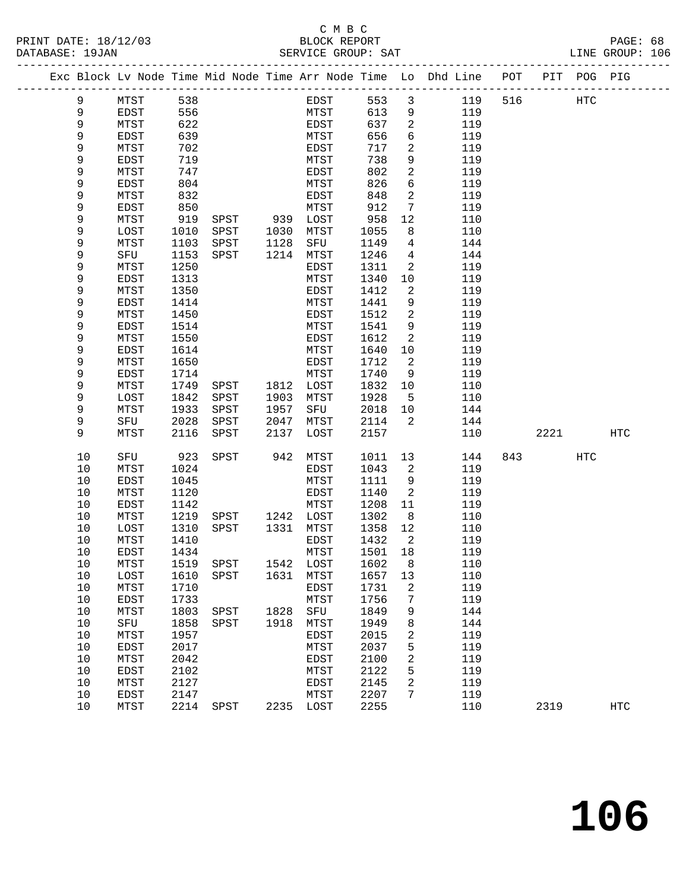C M B C
BLOCK REPORT
SERVICE GROUP: SAT

PRINT DATE: 18/12/03
DATABASE: 19JAN
LINE GROUP: 106

| Exc | Block | Lv | Node | Time | Mid Node | Time | Arr Node | Time | Lo | Dhd Line | POT | PIT | POG | PIG |
|---|---|---|---|---|---|---|---|---|---|---|---|---|---|---|
| | 9 | | MTST | 538 | | | EDST | 553 | 3 | 119 | 516 | | HTC | |
| | 9 | | EDST | 556 | | | MTST | 613 | 9 | 119 | | | | |
| | 9 | | MTST | 622 | | | EDST | 637 | 2 | 119 | | | | |
| | 9 | | EDST | 639 | | | MTST | 656 | 6 | 119 | | | | |
| | 9 | | MTST | 702 | | | EDST | 717 | 2 | 119 | | | | |
| | 9 | | EDST | 719 | | | MTST | 738 | 9 | 119 | | | | |
| | 9 | | MTST | 747 | | | EDST | 802 | 2 | 119 | | | | |
| | 9 | | EDST | 804 | | | MTST | 826 | 6 | 119 | | | | |
| | 9 | | MTST | 832 | | | EDST | 848 | 2 | 119 | | | | |
| | 9 | | EDST | 850 | | | MTST | 912 | 7 | 119 | | | | |
| | 9 | | MTST | 919 | SPST | 939 | LOST | 958 | 12 | 110 | | | | |
| | 9 | | LOST | 1010 | SPST | 1030 | MTST | 1055 | 8 | 110 | | | | |
| | 9 | | MTST | 1103 | SPST | 1128 | SFU | 1149 | 4 | 144 | | | | |
| | 9 | | SFU | 1153 | SPST | 1214 | MTST | 1246 | 4 | 144 | | | | |
| | 9 | | MTST | 1250 | | | EDST | 1311 | 2 | 119 | | | | |
| | 9 | | EDST | 1313 | | | MTST | 1340 | 10 | 119 | | | | |
| | 9 | | MTST | 1350 | | | EDST | 1412 | 2 | 119 | | | | |
| | 9 | | EDST | 1414 | | | MTST | 1441 | 9 | 119 | | | | |
| | 9 | | MTST | 1450 | | | EDST | 1512 | 2 | 119 | | | | |
| | 9 | | EDST | 1514 | | | MTST | 1541 | 9 | 119 | | | | |
| | 9 | | MTST | 1550 | | | EDST | 1612 | 2 | 119 | | | | |
| | 9 | | EDST | 1614 | | | MTST | 1640 | 10 | 119 | | | | |
| | 9 | | MTST | 1650 | | | EDST | 1712 | 2 | 119 | | | | |
| | 9 | | EDST | 1714 | | | MTST | 1740 | 9 | 119 | | | | |
| | 9 | | MTST | 1749 | SPST | 1812 | LOST | 1832 | 10 | 110 | | | | |
| | 9 | | LOST | 1842 | SPST | 1903 | MTST | 1928 | 5 | 110 | | | | |
| | 9 | | MTST | 1933 | SPST | 1957 | SFU | 2018 | 10 | 144 | | | | |
| | 9 | | SFU | 2028 | SPST | 2047 | MTST | 2114 | 2 | 144 | | | | |
| | 9 | | MTST | 2116 | SPST | 2137 | LOST | 2157 | | 110 | | 2221 | | HTC |
| | 10 | | SFU | 923 | SPST | 942 | MTST | 1011 | 13 | 144 | 843 | | HTC | |
| | 10 | | MTST | 1024 | | | EDST | 1043 | 2 | 119 | | | | |
| | 10 | | EDST | 1045 | | | MTST | 1111 | 9 | 119 | | | | |
| | 10 | | MTST | 1120 | | | EDST | 1140 | 2 | 119 | | | | |
| | 10 | | EDST | 1142 | | | MTST | 1208 | 11 | 119 | | | | |
| | 10 | | MTST | 1219 | SPST | 1242 | LOST | 1302 | 8 | 110 | | | | |
| | 10 | | LOST | 1310 | SPST | 1331 | MTST | 1358 | 12 | 110 | | | | |
| | 10 | | MTST | 1410 | | | EDST | 1432 | 2 | 119 | | | | |
| | 10 | | EDST | 1434 | | | MTST | 1501 | 18 | 119 | | | | |
| | 10 | | MTST | 1519 | SPST | 1542 | LOST | 1602 | 8 | 110 | | | | |
| | 10 | | LOST | 1610 | SPST | 1631 | MTST | 1657 | 13 | 110 | | | | |
| | 10 | | MTST | 1710 | | | EDST | 1731 | 2 | 119 | | | | |
| | 10 | | EDST | 1733 | | | MTST | 1756 | 7 | 119 | | | | |
| | 10 | | MTST | 1803 | SPST | 1828 | SFU | 1849 | 9 | 144 | | | | |
| | 10 | | SFU | 1858 | SPST | 1918 | MTST | 1949 | 8 | 144 | | | | |
| | 10 | | MTST | 1957 | | | EDST | 2015 | 2 | 119 | | | | |
| | 10 | | EDST | 2017 | | | MTST | 2037 | 5 | 119 | | | | |
| | 10 | | MTST | 2042 | | | EDST | 2100 | 2 | 119 | | | | |
| | 10 | | EDST | 2102 | | | MTST | 2122 | 5 | 119 | | | | |
| | 10 | | MTST | 2127 | | | EDST | 2145 | 2 | 119 | | | | |
| | 10 | | EDST | 2147 | | | MTST | 2207 | 7 | 119 | | | | |
| | 10 | | MTST | 2214 | SPST | 2235 | LOST | 2255 | | 110 | | 2319 | | HTC |

# 106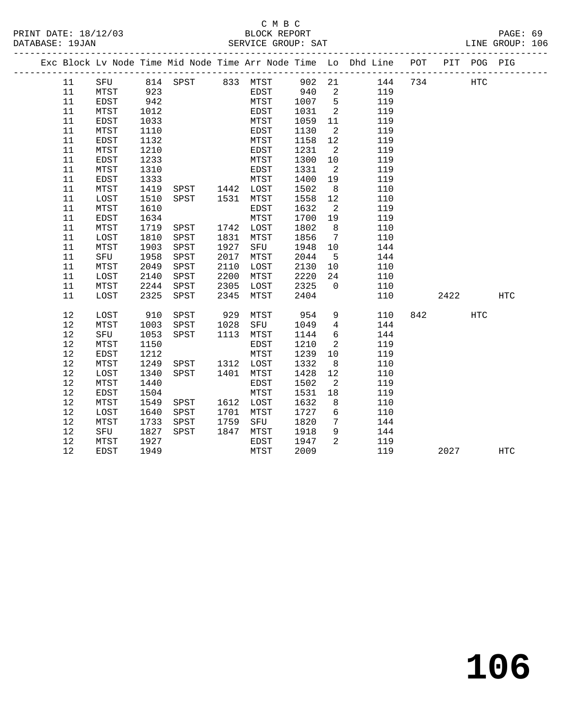C M B C
BLOCK REPORT
SERVICE GROUP: SAT

PRINT DATE: 18/12/03
DATABASE: 19JAN
LINE GROUP: 106

| Exc | Block | Lv | Node | Time | Mid Node | Time | Arr Node | Time | Lo | Dhd Line | POT | PIT | POG | PIG |
|---|---|---|---|---|---|---|---|---|---|---|---|---|---|---|
| | 11 | | SFU | 814 | SPST | 833 | MTST | 902 | 21 | 144 | 734 | | HTC | |
| | 11 | | MTST | 923 | | | EDST | 940 | 2 | 119 | | | | |
| | 11 | | EDST | 942 | | | MTST | 1007 | 5 | 119 | | | | |
| | 11 | | MTST | 1012 | | | EDST | 1031 | 2 | 119 | | | | |
| | 11 | | EDST | 1033 | | | MTST | 1059 | 11 | 119 | | | | |
| | 11 | | MTST | 1110 | | | EDST | 1130 | 2 | 119 | | | | |
| | 11 | | EDST | 1132 | | | MTST | 1158 | 12 | 119 | | | | |
| | 11 | | MTST | 1210 | | | EDST | 1231 | 2 | 119 | | | | |
| | 11 | | EDST | 1233 | | | MTST | 1300 | 10 | 119 | | | | |
| | 11 | | MTST | 1310 | | | EDST | 1331 | 2 | 119 | | | | |
| | 11 | | EDST | 1333 | | | MTST | 1400 | 19 | 119 | | | | |
| | 11 | | MTST | 1419 | SPST | 1442 | LOST | 1502 | 8 | 110 | | | | |
| | 11 | | LOST | 1510 | SPST | 1531 | MTST | 1558 | 12 | 110 | | | | |
| | 11 | | MTST | 1610 | | | EDST | 1632 | 2 | 119 | | | | |
| | 11 | | EDST | 1634 | | | MTST | 1700 | 19 | 119 | | | | |
| | 11 | | MTST | 1719 | SPST | 1742 | LOST | 1802 | 8 | 110 | | | | |
| | 11 | | LOST | 1810 | SPST | 1831 | MTST | 1856 | 7 | 110 | | | | |
| | 11 | | MTST | 1903 | SPST | 1927 | SFU | 1948 | 10 | 144 | | | | |
| | 11 | | SFU | 1958 | SPST | 2017 | MTST | 2044 | 5 | 144 | | | | |
| | 11 | | MTST | 2049 | SPST | 2110 | LOST | 2130 | 10 | 110 | | | | |
| | 11 | | LOST | 2140 | SPST | 2200 | MTST | 2220 | 24 | 110 | | | | |
| | 11 | | MTST | 2244 | SPST | 2305 | LOST | 2325 | 0 | 110 | | | | |
| | 11 | | LOST | 2325 | SPST | 2345 | MTST | 2404 | | 110 | | 2422 | | HTC |
| | 12 | | LOST | 910 | SPST | 929 | MTST | 954 | 9 | 110 | 842 | | HTC | |
| | 12 | | MTST | 1003 | SPST | 1028 | SFU | 1049 | 4 | 144 | | | | |
| | 12 | | SFU | 1053 | SPST | 1113 | MTST | 1144 | 6 | 144 | | | | |
| | 12 | | MTST | 1150 | | | EDST | 1210 | 2 | 119 | | | | |
| | 12 | | EDST | 1212 | | | MTST | 1239 | 10 | 119 | | | | |
| | 12 | | MTST | 1249 | SPST | 1312 | LOST | 1332 | 8 | 110 | | | | |
| | 12 | | LOST | 1340 | SPST | 1401 | MTST | 1428 | 12 | 110 | | | | |
| | 12 | | MTST | 1440 | | | EDST | 1502 | 2 | 119 | | | | |
| | 12 | | EDST | 1504 | | | MTST | 1531 | 18 | 119 | | | | |
| | 12 | | MTST | 1549 | SPST | 1612 | LOST | 1632 | 8 | 110 | | | | |
| | 12 | | LOST | 1640 | SPST | 1701 | MTST | 1727 | 6 | 110 | | | | |
| | 12 | | MTST | 1733 | SPST | 1759 | SFU | 1820 | 7 | 144 | | | | |
| | 12 | | SFU | 1827 | SPST | 1847 | MTST | 1918 | 9 | 144 | | | | |
| | 12 | | MTST | 1927 | | | EDST | 1947 | 2 | 119 | | | | |
| | 12 | | EDST | 1949 | | | MTST | 2009 | | 119 | | 2027 | | HTC |

# 106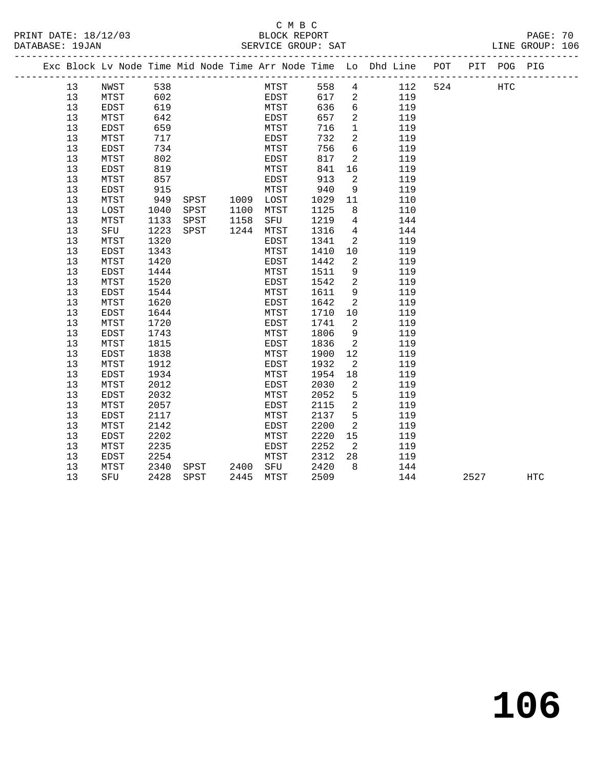C M B C
BLOCK REPORT
SERVICE GROUP: SAT

PRINT DATE: 18/12/03
DATABASE: 19JAN
LINE GROUP: 106

| Exc | Block | Lv Node | Time | Mid Node | Time | Arr Node | Time | Lo | Dhd Line | POT | PIT | POG | PIG |
|---|---|---|---|---|---|---|---|---|---|---|---|---|---|
| | 13 | NWST | 538 | | | MTST | 558 | 4 | 112 | 524 | | HTC | |
| | 13 | MTST | 602 | | | EDST | 617 | 2 | 119 | | | | |
| | 13 | EDST | 619 | | | MTST | 636 | 6 | 119 | | | | |
| | 13 | MTST | 642 | | | EDST | 657 | 2 | 119 | | | | |
| | 13 | EDST | 659 | | | MTST | 716 | 1 | 119 | | | | |
| | 13 | MTST | 717 | | | EDST | 732 | 2 | 119 | | | | |
| | 13 | EDST | 734 | | | MTST | 756 | 6 | 119 | | | | |
| | 13 | MTST | 802 | | | EDST | 817 | 2 | 119 | | | | |
| | 13 | EDST | 819 | | | MTST | 841 | 16 | 119 | | | | |
| | 13 | MTST | 857 | | | EDST | 913 | 2 | 119 | | | | |
| | 13 | EDST | 915 | | | MTST | 940 | 9 | 119 | | | | |
| | 13 | MTST | 949 | SPST | 1009 | LOST | 1029 | 11 | 110 | | | | |
| | 13 | LOST | 1040 | SPST | 1100 | MTST | 1125 | 8 | 110 | | | | |
| | 13 | MTST | 1133 | SPST | 1158 | SFU | 1219 | 4 | 144 | | | | |
| | 13 | SFU | 1223 | SPST | 1244 | MTST | 1316 | 4 | 144 | | | | |
| | 13 | MTST | 1320 | | | EDST | 1341 | 2 | 119 | | | | |
| | 13 | EDST | 1343 | | | MTST | 1410 | 10 | 119 | | | | |
| | 13 | MTST | 1420 | | | EDST | 1442 | 2 | 119 | | | | |
| | 13 | EDST | 1444 | | | MTST | 1511 | 9 | 119 | | | | |
| | 13 | MTST | 1520 | | | EDST | 1542 | 2 | 119 | | | | |
| | 13 | EDST | 1544 | | | MTST | 1611 | 9 | 119 | | | | |
| | 13 | MTST | 1620 | | | EDST | 1642 | 2 | 119 | | | | |
| | 13 | EDST | 1644 | | | MTST | 1710 | 10 | 119 | | | | |
| | 13 | MTST | 1720 | | | EDST | 1741 | 2 | 119 | | | | |
| | 13 | EDST | 1743 | | | MTST | 1806 | 9 | 119 | | | | |
| | 13 | MTST | 1815 | | | EDST | 1836 | 2 | 119 | | | | |
| | 13 | EDST | 1838 | | | MTST | 1900 | 12 | 119 | | | | |
| | 13 | MTST | 1912 | | | EDST | 1932 | 2 | 119 | | | | |
| | 13 | EDST | 1934 | | | MTST | 1954 | 18 | 119 | | | | |
| | 13 | MTST | 2012 | | | EDST | 2030 | 2 | 119 | | | | |
| | 13 | EDST | 2032 | | | MTST | 2052 | 5 | 119 | | | | |
| | 13 | MTST | 2057 | | | EDST | 2115 | 2 | 119 | | | | |
| | 13 | EDST | 2117 | | | MTST | 2137 | 5 | 119 | | | | |
| | 13 | MTST | 2142 | | | EDST | 2200 | 2 | 119 | | | | |
| | 13 | EDST | 2202 | | | MTST | 2220 | 15 | 119 | | | | |
| | 13 | MTST | 2235 | | | EDST | 2252 | 2 | 119 | | | | |
| | 13 | EDST | 2254 | | | MTST | 2312 | 28 | 119 | | | | |
| | 13 | MTST | 2340 | SPST | 2400 | SFU | 2420 | 8 | 144 | | | | |
| | 13 | SFU | 2428 | SPST | 2445 | MTST | 2509 | | 144 | | 2527 | | HTC |

106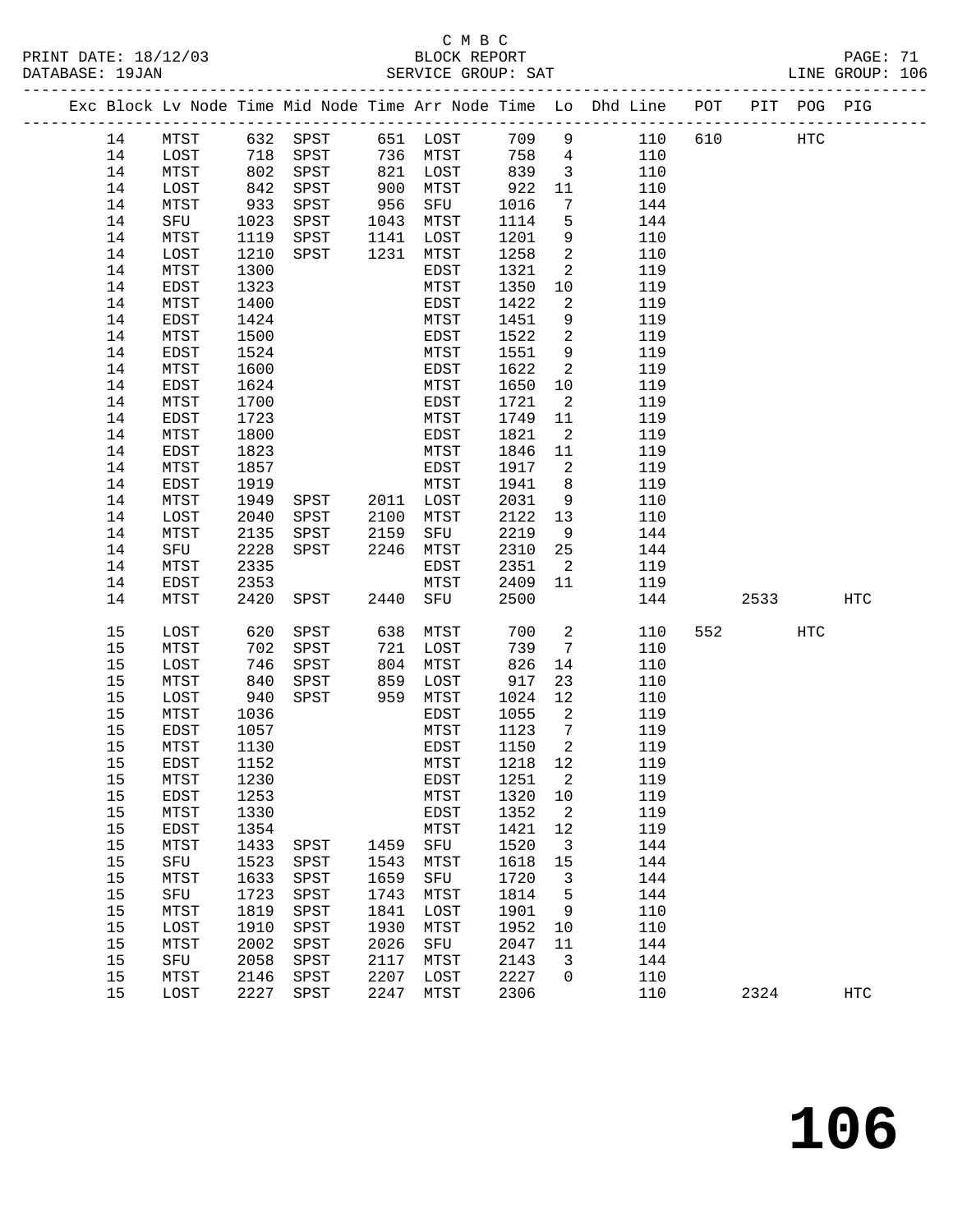C M B C
BLOCK REPORT
SERVICE GROUP: SAT

PRINT DATE: 18/12/03
DATABASE: 19JAN
LINE GROUP: 106

| Exc | Block | Lv Node | Time | Mid Node | Time | Arr Node | Time | Lo | Dhd Line | POT | PIT | POG | PIG |
|---|---|---|---|---|---|---|---|---|---|---|---|---|---|
| | 14 | MTST | 632 | SPST | 651 | LOST | 709 | 9 | 110 | 610 | | HTC | |
| | 14 | LOST | 718 | SPST | 736 | MTST | 758 | 4 | 110 | | | | |
| | 14 | MTST | 802 | SPST | 821 | LOST | 839 | 3 | 110 | | | | |
| | 14 | LOST | 842 | SPST | 900 | MTST | 922 | 11 | 110 | | | | |
| | 14 | MTST | 933 | SPST | 956 | SFU | 1016 | 7 | 144 | | | | |
| | 14 | SFU | 1023 | SPST | 1043 | MTST | 1114 | 5 | 144 | | | | |
| | 14 | MTST | 1119 | SPST | 1141 | LOST | 1201 | 9 | 110 | | | | |
| | 14 | LOST | 1210 | SPST | 1231 | MTST | 1258 | 2 | 110 | | | | |
| | 14 | MTST | 1300 | | | EDST | 1321 | 2 | 119 | | | | |
| | 14 | EDST | 1323 | | | MTST | 1350 | 10 | 119 | | | | |
| | 14 | MTST | 1400 | | | EDST | 1422 | 2 | 119 | | | | |
| | 14 | EDST | 1424 | | | MTST | 1451 | 9 | 119 | | | | |
| | 14 | MTST | 1500 | | | EDST | 1522 | 2 | 119 | | | | |
| | 14 | EDST | 1524 | | | MTST | 1551 | 9 | 119 | | | | |
| | 14 | MTST | 1600 | | | EDST | 1622 | 2 | 119 | | | | |
| | 14 | EDST | 1624 | | | MTST | 1650 | 10 | 119 | | | | |
| | 14 | MTST | 1700 | | | EDST | 1721 | 2 | 119 | | | | |
| | 14 | EDST | 1723 | | | MTST | 1749 | 11 | 119 | | | | |
| | 14 | MTST | 1800 | | | EDST | 1821 | 2 | 119 | | | | |
| | 14 | EDST | 1823 | | | MTST | 1846 | 11 | 119 | | | | |
| | 14 | MTST | 1857 | | | EDST | 1917 | 2 | 119 | | | | |
| | 14 | EDST | 1919 | | | MTST | 1941 | 8 | 119 | | | | |
| | 14 | MTST | 1949 | SPST | 2011 | LOST | 2031 | 9 | 110 | | | | |
| | 14 | LOST | 2040 | SPST | 2100 | MTST | 2122 | 13 | 110 | | | | |
| | 14 | MTST | 2135 | SPST | 2159 | SFU | 2219 | 9 | 144 | | | | |
| | 14 | SFU | 2228 | SPST | 2246 | MTST | 2310 | 25 | 144 | | | | |
| | 14 | MTST | 2335 | | | EDST | 2351 | 2 | 119 | | | | |
| | 14 | EDST | 2353 | | | MTST | 2409 | 11 | 119 | | | | |
| | 14 | MTST | 2420 | SPST | 2440 | SFU | 2500 | | 144 | | 2533 | | HTC |
| | 15 | LOST | 620 | SPST | 638 | MTST | 700 | 2 | 110 | 552 | | HTC | |
| | 15 | MTST | 702 | SPST | 721 | LOST | 739 | 7 | 110 | | | | |
| | 15 | LOST | 746 | SPST | 804 | MTST | 826 | 14 | 110 | | | | |
| | 15 | MTST | 840 | SPST | 859 | LOST | 917 | 23 | 110 | | | | |
| | 15 | LOST | 940 | SPST | 959 | MTST | 1024 | 12 | 110 | | | | |
| | 15 | MTST | 1036 | | | EDST | 1055 | 2 | 119 | | | | |
| | 15 | EDST | 1057 | | | MTST | 1123 | 7 | 119 | | | | |
| | 15 | MTST | 1130 | | | EDST | 1150 | 2 | 119 | | | | |
| | 15 | EDST | 1152 | | | MTST | 1218 | 12 | 119 | | | | |
| | 15 | MTST | 1230 | | | EDST | 1251 | 2 | 119 | | | | |
| | 15 | EDST | 1253 | | | MTST | 1320 | 10 | 119 | | | | |
| | 15 | MTST | 1330 | | | EDST | 1352 | 2 | 119 | | | | |
| | 15 | EDST | 1354 | | | MTST | 1421 | 12 | 119 | | | | |
| | 15 | MTST | 1433 | SPST | 1459 | SFU | 1520 | 3 | 144 | | | | |
| | 15 | SFU | 1523 | SPST | 1543 | MTST | 1618 | 15 | 144 | | | | |
| | 15 | MTST | 1633 | SPST | 1659 | SFU | 1720 | 3 | 144 | | | | |
| | 15 | SFU | 1723 | SPST | 1743 | MTST | 1814 | 5 | 144 | | | | |
| | 15 | MTST | 1819 | SPST | 1841 | LOST | 1901 | 9 | 110 | | | | |
| | 15 | LOST | 1910 | SPST | 1930 | MTST | 1952 | 10 | 110 | | | | |
| | 15 | MTST | 2002 | SPST | 2026 | SFU | 2047 | 11 | 144 | | | | |
| | 15 | SFU | 2058 | SPST | 2117 | MTST | 2143 | 3 | 144 | | | | |
| | 15 | MTST | 2146 | SPST | 2207 | LOST | 2227 | 0 | 110 | | | | |
| | 15 | LOST | 2227 | SPST | 2247 | MTST | 2306 | | 110 | | 2324 | | HTC |

106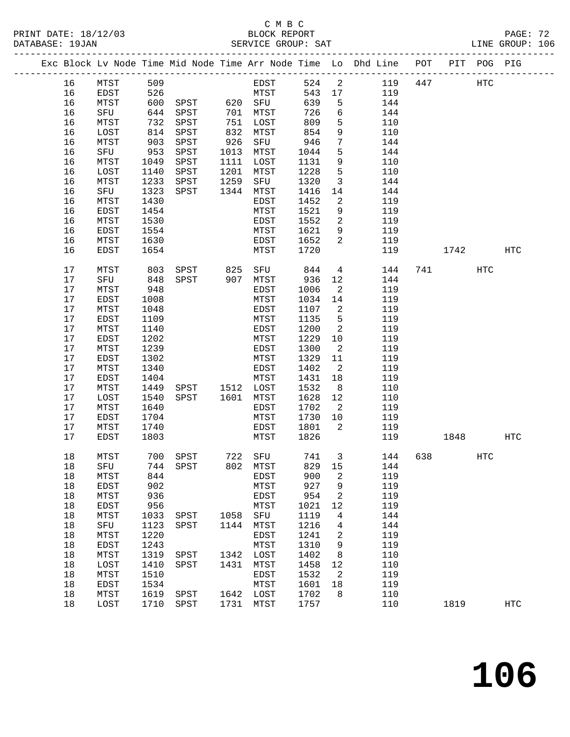C M B C

BLOCK REPORT

SERVICE GROUP: SAT

PRINT DATE: 18/12/03
DATABASE: 19JAN

LINE GROUP: 106

| Exc | Block | Lv Node | Time | Mid Node | Time | Arr Node | Time | Lo | Dhd Line | POT | PIT | POG | PIG |
|---|---|---|---|---|---|---|---|---|---|---|---|---|---|
| | 16 | MTST | 509 | | | EDST | 524 | 2 | 119 | 447 | | HTC | |
| | 16 | EDST | 526 | | | MTST | 543 | 17 | 119 | | | | |
| | 16 | MTST | 600 | SPST | 620 | SFU | 639 | 5 | 144 | | | | |
| | 16 | SFU | 644 | SPST | 701 | MTST | 726 | 6 | 144 | | | | |
| | 16 | MTST | 732 | SPST | 751 | LOST | 809 | 5 | 110 | | | | |
| | 16 | LOST | 814 | SPST | 832 | MTST | 854 | 9 | 110 | | | | |
| | 16 | MTST | 903 | SPST | 926 | SFU | 946 | 7 | 144 | | | | |
| | 16 | SFU | 953 | SPST | 1013 | MTST | 1044 | 5 | 144 | | | | |
| | 16 | MTST | 1049 | SPST | 1111 | LOST | 1131 | 9 | 110 | | | | |
| | 16 | LOST | 1140 | SPST | 1201 | MTST | 1228 | 5 | 110 | | | | |
| | 16 | MTST | 1233 | SPST | 1259 | SFU | 1320 | 3 | 144 | | | | |
| | 16 | SFU | 1323 | SPST | 1344 | MTST | 1416 | 14 | 144 | | | | |
| | 16 | MTST | 1430 | | | EDST | 1452 | 2 | 119 | | | | |
| | 16 | EDST | 1454 | | | MTST | 1521 | 9 | 119 | | | | |
| | 16 | MTST | 1530 | | | EDST | 1552 | 2 | 119 | | | | |
| | 16 | EDST | 1554 | | | MTST | 1621 | 9 | 119 | | | | |
| | 16 | MTST | 1630 | | | EDST | 1652 | 2 | 119 | | | | |
| | 16 | EDST | 1654 | | | MTST | 1720 | | 119 | | 1742 | | HTC |
| | 17 | MTST | 803 | SPST | 825 | SFU | 844 | 4 | 144 | 741 | | HTC | |
| | 17 | SFU | 848 | SPST | 907 | MTST | 936 | 12 | 144 | | | | |
| | 17 | MTST | 948 | | | EDST | 1006 | 2 | 119 | | | | |
| | 17 | EDST | 1008 | | | MTST | 1034 | 14 | 119 | | | | |
| | 17 | MTST | 1048 | | | EDST | 1107 | 2 | 119 | | | | |
| | 17 | EDST | 1109 | | | MTST | 1135 | 5 | 119 | | | | |
| | 17 | MTST | 1140 | | | EDST | 1200 | 2 | 119 | | | | |
| | 17 | EDST | 1202 | | | MTST | 1229 | 10 | 119 | | | | |
| | 17 | MTST | 1239 | | | EDST | 1300 | 2 | 119 | | | | |
| | 17 | EDST | 1302 | | | MTST | 1329 | 11 | 119 | | | | |
| | 17 | MTST | 1340 | | | EDST | 1402 | 2 | 119 | | | | |
| | 17 | EDST | 1404 | | | MTST | 1431 | 18 | 119 | | | | |
| | 17 | MTST | 1449 | SPST | 1512 | LOST | 1532 | 8 | 110 | | | | |
| | 17 | LOST | 1540 | SPST | 1601 | MTST | 1628 | 12 | 110 | | | | |
| | 17 | MTST | 1640 | | | EDST | 1702 | 2 | 119 | | | | |
| | 17 | EDST | 1704 | | | MTST | 1730 | 10 | 119 | | | | |
| | 17 | MTST | 1740 | | | EDST | 1801 | 2 | 119 | | | | |
| | 17 | EDST | 1803 | | | MTST | 1826 | | 119 | | 1848 | | HTC |
| | 18 | MTST | 700 | SPST | 722 | SFU | 741 | 3 | 144 | 638 | | HTC | |
| | 18 | SFU | 744 | SPST | 802 | MTST | 829 | 15 | 144 | | | | |
| | 18 | MTST | 844 | | | EDST | 900 | 2 | 119 | | | | |
| | 18 | EDST | 902 | | | MTST | 927 | 9 | 119 | | | | |
| | 18 | MTST | 936 | | | EDST | 954 | 2 | 119 | | | | |
| | 18 | EDST | 956 | | | MTST | 1021 | 12 | 119 | | | | |
| | 18 | MTST | 1033 | SPST | 1058 | SFU | 1119 | 4 | 144 | | | | |
| | 18 | SFU | 1123 | SPST | 1144 | MTST | 1216 | 4 | 144 | | | | |
| | 18 | MTST | 1220 | | | EDST | 1241 | 2 | 119 | | | | |
| | 18 | EDST | 1243 | | | MTST | 1310 | 9 | 119 | | | | |
| | 18 | MTST | 1319 | SPST | 1342 | LOST | 1402 | 8 | 110 | | | | |
| | 18 | LOST | 1410 | SPST | 1431 | MTST | 1458 | 12 | 110 | | | | |
| | 18 | MTST | 1510 | | | EDST | 1532 | 2 | 119 | | | | |
| | 18 | EDST | 1534 | | | MTST | 1601 | 18 | 119 | | | | |
| | 18 | MTST | 1619 | SPST | 1642 | LOST | 1702 | 8 | 110 | | | | |
| | 18 | LOST | 1710 | SPST | 1731 | MTST | 1757 | | 110 | | 1819 | | HTC |

# 106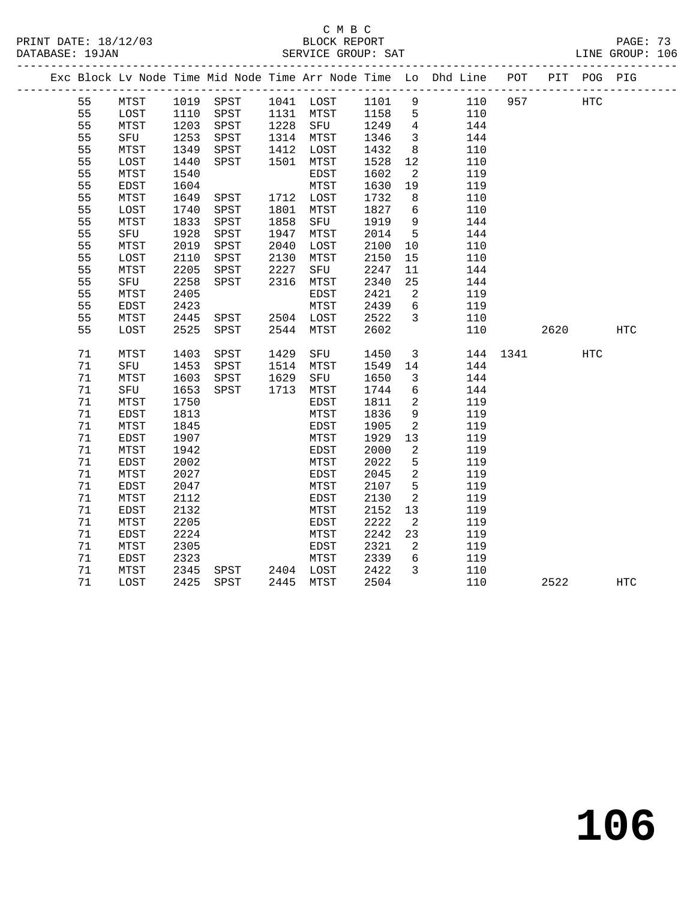C M B C

BLOCK REPORT

PRINT DATE: 18/12/03 &nbsp;&nbsp;&nbsp; DATABASE: 19JAN &nbsp;&nbsp;&nbsp; SERVICE GROUP: SAT &nbsp;&nbsp;&nbsp; LINE GROUP: 106

| Exc | Block | Lv Node | Time | Mid Node | Time | Arr Node | Time | Lo | Dhd Line | POT | PIT | POG | PIG |
|---|---|---|---|---|---|---|---|---|---|---|---|---|---|
| | 55 | MTST | 1019 | SPST | 1041 | LOST | 1101 | 9 | 110 | 957 | | HTC | |
| | 55 | LOST | 1110 | SPST | 1131 | MTST | 1158 | 5 | 110 | | | | |
| | 55 | MTST | 1203 | SPST | 1228 | SFU | 1249 | 4 | 144 | | | | |
| | 55 | SFU | 1253 | SPST | 1314 | MTST | 1346 | 3 | 144 | | | | |
| | 55 | MTST | 1349 | SPST | 1412 | LOST | 1432 | 8 | 110 | | | | |
| | 55 | LOST | 1440 | SPST | 1501 | MTST | 1528 | 12 | 110 | | | | |
| | 55 | MTST | 1540 | | | EDST | 1602 | 2 | 119 | | | | |
| | 55 | EDST | 1604 | | | MTST | 1630 | 19 | 119 | | | | |
| | 55 | MTST | 1649 | SPST | 1712 | LOST | 1732 | 8 | 110 | | | | |
| | 55 | LOST | 1740 | SPST | 1801 | MTST | 1827 | 6 | 110 | | | | |
| | 55 | MTST | 1833 | SPST | 1858 | SFU | 1919 | 9 | 144 | | | | |
| | 55 | SFU | 1928 | SPST | 1947 | MTST | 2014 | 5 | 144 | | | | |
| | 55 | MTST | 2019 | SPST | 2040 | LOST | 2100 | 10 | 110 | | | | |
| | 55 | LOST | 2110 | SPST | 2130 | MTST | 2150 | 15 | 110 | | | | |
| | 55 | MTST | 2205 | SPST | 2227 | SFU | 2247 | 11 | 144 | | | | |
| | 55 | SFU | 2258 | SPST | 2316 | MTST | 2340 | 25 | 144 | | | | |
| | 55 | MTST | 2405 | | | EDST | 2421 | 2 | 119 | | | | |
| | 55 | EDST | 2423 | | | MTST | 2439 | 6 | 119 | | | | |
| | 55 | MTST | 2445 | SPST | 2504 | LOST | 2522 | 3 | 110 | | | | |
| | 55 | LOST | 2525 | SPST | 2544 | MTST | 2602 | | 110 | | 2620 | | HTC |
| | 71 | MTST | 1403 | SPST | 1429 | SFU | 1450 | 3 | 144 | 1341 | | HTC | |
| | 71 | SFU | 1453 | SPST | 1514 | MTST | 1549 | 14 | 144 | | | | |
| | 71 | MTST | 1603 | SPST | 1629 | SFU | 1650 | 3 | 144 | | | | |
| | 71 | SFU | 1653 | SPST | 1713 | MTST | 1744 | 6 | 144 | | | | |
| | 71 | MTST | 1750 | | | EDST | 1811 | 2 | 119 | | | | |
| | 71 | EDST | 1813 | | | MTST | 1836 | 9 | 119 | | | | |
| | 71 | MTST | 1845 | | | EDST | 1905 | 2 | 119 | | | | |
| | 71 | EDST | 1907 | | | MTST | 1929 | 13 | 119 | | | | |
| | 71 | MTST | 1942 | | | EDST | 2000 | 2 | 119 | | | | |
| | 71 | EDST | 2002 | | | MTST | 2022 | 5 | 119 | | | | |
| | 71 | MTST | 2027 | | | EDST | 2045 | 2 | 119 | | | | |
| | 71 | EDST | 2047 | | | MTST | 2107 | 5 | 119 | | | | |
| | 71 | MTST | 2112 | | | EDST | 2130 | 2 | 119 | | | | |
| | 71 | EDST | 2132 | | | MTST | 2152 | 13 | 119 | | | | |
| | 71 | MTST | 2205 | | | EDST | 2222 | 2 | 119 | | | | |
| | 71 | EDST | 2224 | | | MTST | 2242 | 23 | 119 | | | | |
| | 71 | MTST | 2305 | | | EDST | 2321 | 2 | 119 | | | | |
| | 71 | EDST | 2323 | | | MTST | 2339 | 6 | 119 | | | | |
| | 71 | MTST | 2345 | SPST | 2404 | LOST | 2422 | 3 | 110 | | | | |
| | 71 | LOST | 2425 | SPST | 2445 | MTST | 2504 | | 110 | | 2522 | | HTC |

# 106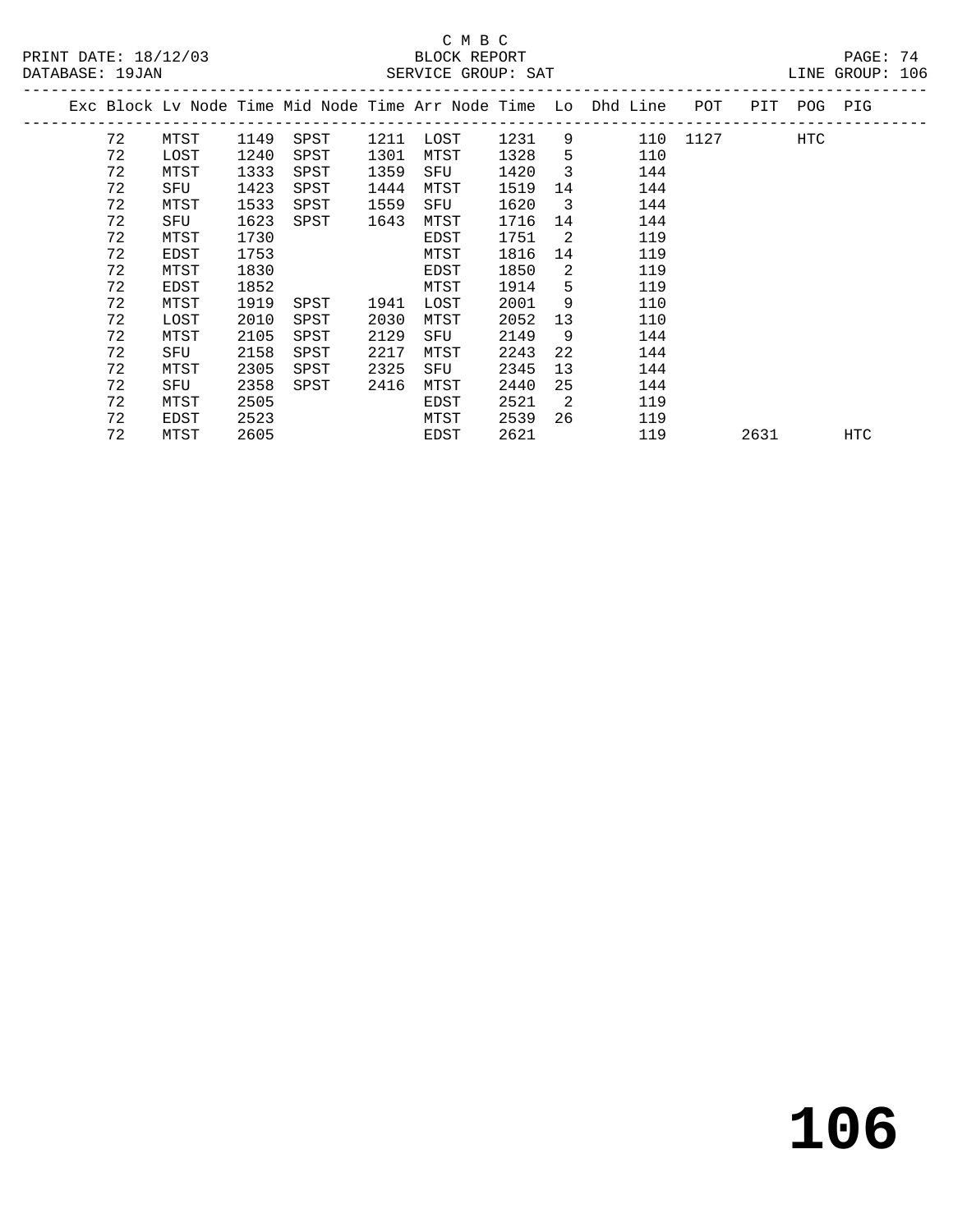C M B C
BLOCK REPORT
SERVICE GROUP: SAT

PRINT DATE: 18/12/03
DATABASE: 19JAN
LINE GROUP: 106

| Exc | Block | Lv | Node | Time | Mid Node | Time | Arr Node | Time | Lo | Dhd | Line | POT | PIT | POG | PIG |
|---|---|---|---|---|---|---|---|---|---|---|---|---|---|---|---|
| | 72 | | MTST | 1149 | SPST | 1211 | LOST | 1231 | 9 | | 110 | 1127 | | HTC | |
| | 72 | | LOST | 1240 | SPST | 1301 | MTST | 1328 | 5 | | 110 | | | | |
| | 72 | | MTST | 1333 | SPST | 1359 | SFU | 1420 | 3 | | 144 | | | | |
| | 72 | | SFU | 1423 | SPST | 1444 | MTST | 1519 | 14 | | 144 | | | | |
| | 72 | | MTST | 1533 | SPST | 1559 | SFU | 1620 | 3 | | 144 | | | | |
| | 72 | | SFU | 1623 | SPST | 1643 | MTST | 1716 | 14 | | 144 | | | | |
| | 72 | | MTST | 1730 | | | EDST | 1751 | 2 | | 119 | | | | |
| | 72 | | EDST | 1753 | | | MTST | 1816 | 14 | | 119 | | | | |
| | 72 | | MTST | 1830 | | | EDST | 1850 | 2 | | 119 | | | | |
| | 72 | | EDST | 1852 | | | MTST | 1914 | 5 | | 119 | | | | |
| | 72 | | MTST | 1919 | SPST | 1941 | LOST | 2001 | 9 | | 110 | | | | |
| | 72 | | LOST | 2010 | SPST | 2030 | MTST | 2052 | 13 | | 110 | | | | |
| | 72 | | MTST | 2105 | SPST | 2129 | SFU | 2149 | 9 | | 144 | | | | |
| | 72 | | SFU | 2158 | SPST | 2217 | MTST | 2243 | 22 | | 144 | | | | |
| | 72 | | MTST | 2305 | SPST | 2325 | SFU | 2345 | 13 | | 144 | | | | |
| | 72 | | SFU | 2358 | SPST | 2416 | MTST | 2440 | 25 | | 144 | | | | |
| | 72 | | MTST | 2505 | | | EDST | 2521 | 2 | | 119 | | | | |
| | 72 | | EDST | 2523 | | | MTST | 2539 | 26 | | 119 | | | | |
| | 72 | | MTST | 2605 | | | EDST | 2621 | | | 119 | | 2631 | | HTC |

**106**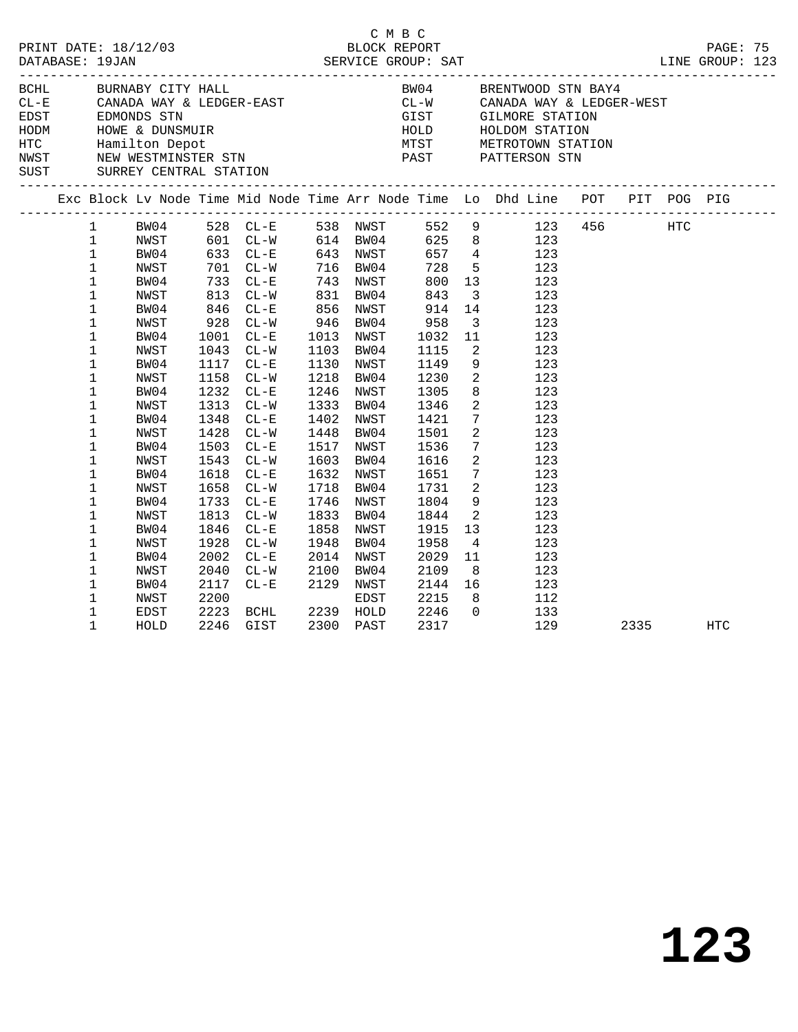C M B C

PRINT DATE: 18/12/03 BLOCK REPORT

DATABASE: 19JAN SERVICE GROUP: SAT LINE GROUP: 123

| | | | |
|---|---|---|---|
| BCHL | BURNABY CITY HALL | BW04 | BRENTWOOD STN BAY4 |
| CL-E | CANADA WAY & LEDGER-EAST | CL-W | CANADA WAY & LEDGER-WEST |
| EDST | EDMONDS STN | GIST | GILMORE STATION |
| HODM | HOWE & DUNSMUIR | HOLD | HOLDOM STATION |
| HTC | Hamilton Depot | MTST | METROTOWN STATION |
| NWST | NEW WESTMINSTER STN | PAST | PATTERSON STN |
| SUST | SURREY CENTRAL STATION | | |

| Exc | Block | Lv Node | Time | Mid Node | Time | Arr Node | Time | Lo | Dhd Line | POT | PIT | POG | PIG |
|---|---|---|---|---|---|---|---|---|---|---|---|---|---|
| | 1 | BW04 | 528 | CL-E | 538 | NWST | 552 | 9 | 123 | 456 | | HTC | |
| | 1 | NWST | 601 | CL-W | 614 | BW04 | 625 | 8 | 123 | | | | |
| | 1 | BW04 | 633 | CL-E | 643 | NWST | 657 | 4 | 123 | | | | |
| | 1 | NWST | 701 | CL-W | 716 | BW04 | 728 | 5 | 123 | | | | |
| | 1 | BW04 | 733 | CL-E | 743 | NWST | 800 | 13 | 123 | | | | |
| | 1 | NWST | 813 | CL-W | 831 | BW04 | 843 | 3 | 123 | | | | |
| | 1 | BW04 | 846 | CL-E | 856 | NWST | 914 | 14 | 123 | | | | |
| | 1 | NWST | 928 | CL-W | 946 | BW04 | 958 | 3 | 123 | | | | |
| | 1 | BW04 | 1001 | CL-E | 1013 | NWST | 1032 | 11 | 123 | | | | |
| | 1 | NWST | 1043 | CL-W | 1103 | BW04 | 1115 | 2 | 123 | | | | |
| | 1 | BW04 | 1117 | CL-E | 1130 | NWST | 1149 | 9 | 123 | | | | |
| | 1 | NWST | 1158 | CL-W | 1218 | BW04 | 1230 | 2 | 123 | | | | |
| | 1 | BW04 | 1232 | CL-E | 1246 | NWST | 1305 | 8 | 123 | | | | |
| | 1 | NWST | 1313 | CL-W | 1333 | BW04 | 1346 | 2 | 123 | | | | |
| | 1 | BW04 | 1348 | CL-E | 1402 | NWST | 1421 | 7 | 123 | | | | |
| | 1 | NWST | 1428 | CL-W | 1448 | BW04 | 1501 | 2 | 123 | | | | |
| | 1 | BW04 | 1503 | CL-E | 1517 | NWST | 1536 | 7 | 123 | | | | |
| | 1 | NWST | 1543 | CL-W | 1603 | BW04 | 1616 | 2 | 123 | | | | |
| | 1 | BW04 | 1618 | CL-E | 1632 | NWST | 1651 | 7 | 123 | | | | |
| | 1 | NWST | 1658 | CL-W | 1718 | BW04 | 1731 | 2 | 123 | | | | |
| | 1 | BW04 | 1733 | CL-E | 1746 | NWST | 1804 | 9 | 123 | | | | |
| | 1 | NWST | 1813 | CL-W | 1833 | BW04 | 1844 | 2 | 123 | | | | |
| | 1 | BW04 | 1846 | CL-E | 1858 | NWST | 1915 | 13 | 123 | | | | |
| | 1 | NWST | 1928 | CL-W | 1948 | BW04 | 1958 | 4 | 123 | | | | |
| | 1 | BW04 | 2002 | CL-E | 2014 | NWST | 2029 | 11 | 123 | | | | |
| | 1 | NWST | 2040 | CL-W | 2100 | BW04 | 2109 | 8 | 123 | | | | |
| | 1 | BW04 | 2117 | CL-E | 2129 | NWST | 2144 | 16 | 123 | | | | |
| | 1 | NWST | 2200 | | | EDST | 2215 | 8 | 112 | | | | |
| | 1 | EDST | 2223 | BCHL | 2239 | HOLD | 2246 | 0 | 133 | | | | |
| | 1 | HOLD | 2246 | GIST | 2300 | PAST | 2317 | | 129 | | 2335 | | HTC |

# 123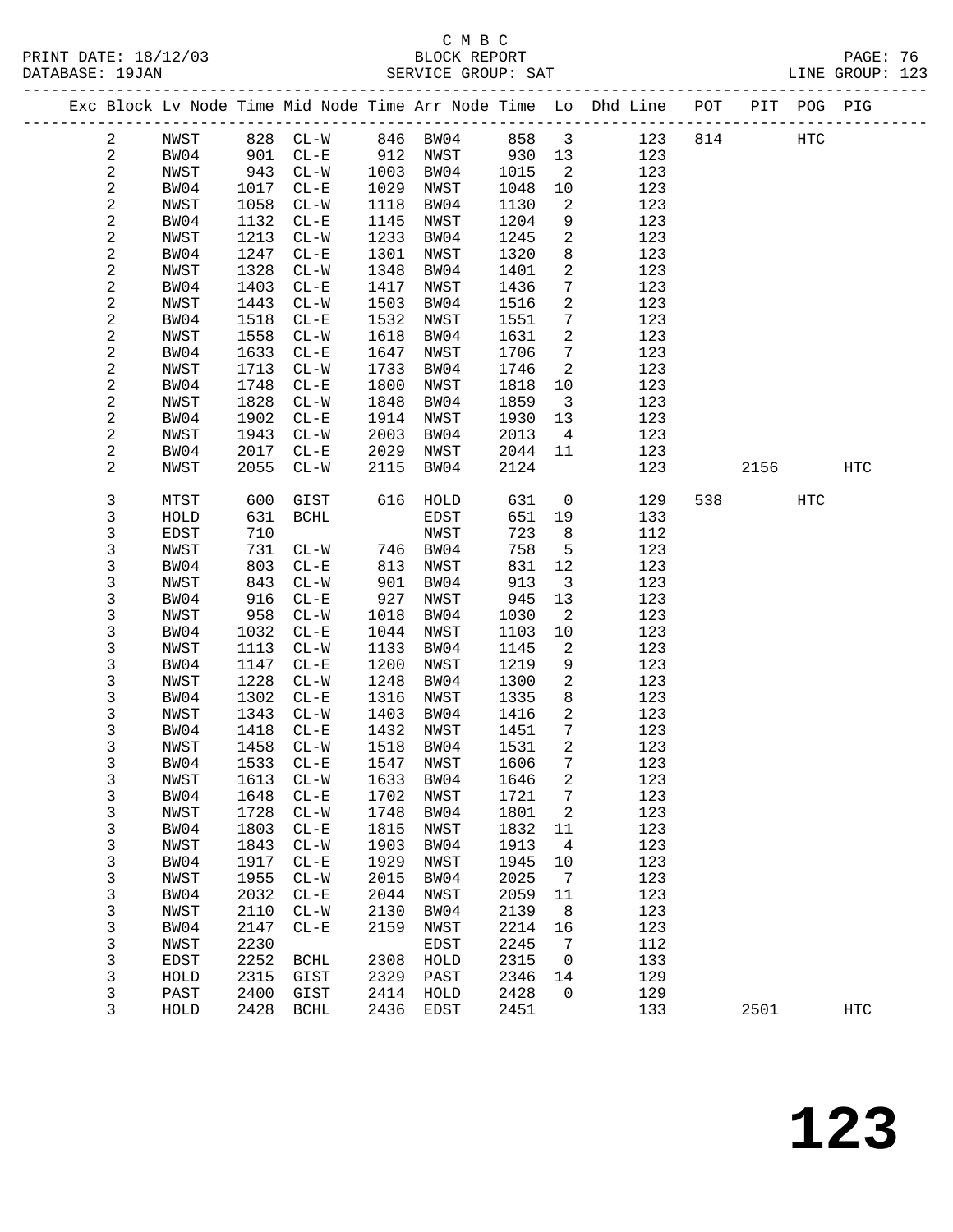C M B C
BLOCK REPORT
SERVICE GROUP: SAT

PRINT DATE: 18/12/03
DATABASE: 19JAN

PAGE: 76
LINE GROUP: 123

| Exc | Block | Lv | Node | Time | Mid Node | Time | Arr Node | Time | Lo | Dhd Line | POT | PIT | POG | PIG |
|---|---|---|---|---|---|---|---|---|---|---|---|---|---|---|
| | 2 | | NWST | 828 | CL-W | 846 | BW04 | 858 | 3 | 123 | 814 | | HTC | |
| | 2 | | BW04 | 901 | CL-E | 912 | NWST | 930 | 13 | 123 | | | | |
| | 2 | | NWST | 943 | CL-W | 1003 | BW04 | 1015 | 2 | 123 | | | | |
| | 2 | | BW04 | 1017 | CL-E | 1029 | NWST | 1048 | 10 | 123 | | | | |
| | 2 | | NWST | 1058 | CL-W | 1118 | BW04 | 1130 | 2 | 123 | | | | |
| | 2 | | BW04 | 1132 | CL-E | 1145 | NWST | 1204 | 9 | 123 | | | | |
| | 2 | | NWST | 1213 | CL-W | 1233 | BW04 | 1245 | 2 | 123 | | | | |
| | 2 | | BW04 | 1247 | CL-E | 1301 | NWST | 1320 | 8 | 123 | | | | |
| | 2 | | NWST | 1328 | CL-W | 1348 | BW04 | 1401 | 2 | 123 | | | | |
| | 2 | | BW04 | 1403 | CL-E | 1417 | NWST | 1436 | 7 | 123 | | | | |
| | 2 | | NWST | 1443 | CL-W | 1503 | BW04 | 1516 | 2 | 123 | | | | |
| | 2 | | BW04 | 1518 | CL-E | 1532 | NWST | 1551 | 7 | 123 | | | | |
| | 2 | | NWST | 1558 | CL-W | 1618 | BW04 | 1631 | 2 | 123 | | | | |
| | 2 | | BW04 | 1633 | CL-E | 1647 | NWST | 1706 | 7 | 123 | | | | |
| | 2 | | NWST | 1713 | CL-W | 1733 | BW04 | 1746 | 2 | 123 | | | | |
| | 2 | | BW04 | 1748 | CL-E | 1800 | NWST | 1818 | 10 | 123 | | | | |
| | 2 | | NWST | 1828 | CL-W | 1848 | BW04 | 1859 | 3 | 123 | | | | |
| | 2 | | BW04 | 1902 | CL-E | 1914 | NWST | 1930 | 13 | 123 | | | | |
| | 2 | | NWST | 1943 | CL-W | 2003 | BW04 | 2013 | 4 | 123 | | | | |
| | 2 | | BW04 | 2017 | CL-E | 2029 | NWST | 2044 | 11 | 123 | | | | |
| | 2 | | NWST | 2055 | CL-W | 2115 | BW04 | 2124 | | 123 | | 2156 | | HTC |
| | 3 | | MTST | 600 | GIST | 616 | HOLD | 631 | 0 | 129 | 538 | | HTC | |
| | 3 | | HOLD | 631 | BCHL | | EDST | 651 | 19 | 133 | | | | |
| | 3 | | EDST | 710 | | | NWST | 723 | 8 | 112 | | | | |
| | 3 | | NWST | 731 | CL-W | 746 | BW04 | 758 | 5 | 123 | | | | |
| | 3 | | BW04 | 803 | CL-E | 813 | NWST | 831 | 12 | 123 | | | | |
| | 3 | | NWST | 843 | CL-W | 901 | BW04 | 913 | 3 | 123 | | | | |
| | 3 | | BW04 | 916 | CL-E | 927 | NWST | 945 | 13 | 123 | | | | |
| | 3 | | NWST | 958 | CL-W | 1018 | BW04 | 1030 | 2 | 123 | | | | |
| | 3 | | BW04 | 1032 | CL-E | 1044 | NWST | 1103 | 10 | 123 | | | | |
| | 3 | | NWST | 1113 | CL-W | 1133 | BW04 | 1145 | 2 | 123 | | | | |
| | 3 | | BW04 | 1147 | CL-E | 1200 | NWST | 1219 | 9 | 123 | | | | |
| | 3 | | NWST | 1228 | CL-W | 1248 | BW04 | 1300 | 2 | 123 | | | | |
| | 3 | | BW04 | 1302 | CL-E | 1316 | NWST | 1335 | 8 | 123 | | | | |
| | 3 | | NWST | 1343 | CL-W | 1403 | BW04 | 1416 | 2 | 123 | | | | |
| | 3 | | BW04 | 1418 | CL-E | 1432 | NWST | 1451 | 7 | 123 | | | | |
| | 3 | | NWST | 1458 | CL-W | 1518 | BW04 | 1531 | 2 | 123 | | | | |
| | 3 | | BW04 | 1533 | CL-E | 1547 | NWST | 1606 | 7 | 123 | | | | |
| | 3 | | NWST | 1613 | CL-W | 1633 | BW04 | 1646 | 2 | 123 | | | | |
| | 3 | | BW04 | 1648 | CL-E | 1702 | NWST | 1721 | 7 | 123 | | | | |
| | 3 | | NWST | 1728 | CL-W | 1748 | BW04 | 1801 | 2 | 123 | | | | |
| | 3 | | BW04 | 1803 | CL-E | 1815 | NWST | 1832 | 11 | 123 | | | | |
| | 3 | | NWST | 1843 | CL-W | 1903 | BW04 | 1913 | 4 | 123 | | | | |
| | 3 | | BW04 | 1917 | CL-E | 1929 | NWST | 1945 | 10 | 123 | | | | |
| | 3 | | NWST | 1955 | CL-W | 2015 | BW04 | 2025 | 7 | 123 | | | | |
| | 3 | | BW04 | 2032 | CL-E | 2044 | NWST | 2059 | 11 | 123 | | | | |
| | 3 | | NWST | 2110 | CL-W | 2130 | BW04 | 2139 | 8 | 123 | | | | |
| | 3 | | BW04 | 2147 | CL-E | 2159 | NWST | 2214 | 16 | 123 | | | | |
| | 3 | | NWST | 2230 | | | EDST | 2245 | 7 | 112 | | | | |
| | 3 | | EDST | 2252 | BCHL | 2308 | HOLD | 2315 | 0 | 133 | | | | |
| | 3 | | HOLD | 2315 | GIST | 2329 | PAST | 2346 | 14 | 129 | | | | |
| | 3 | | PAST | 2400 | GIST | 2414 | HOLD | 2428 | 0 | 129 | | | | |
| | 3 | | HOLD | 2428 | BCHL | 2436 | EDST | 2451 | | 133 | | 2501 | | HTC |

# 123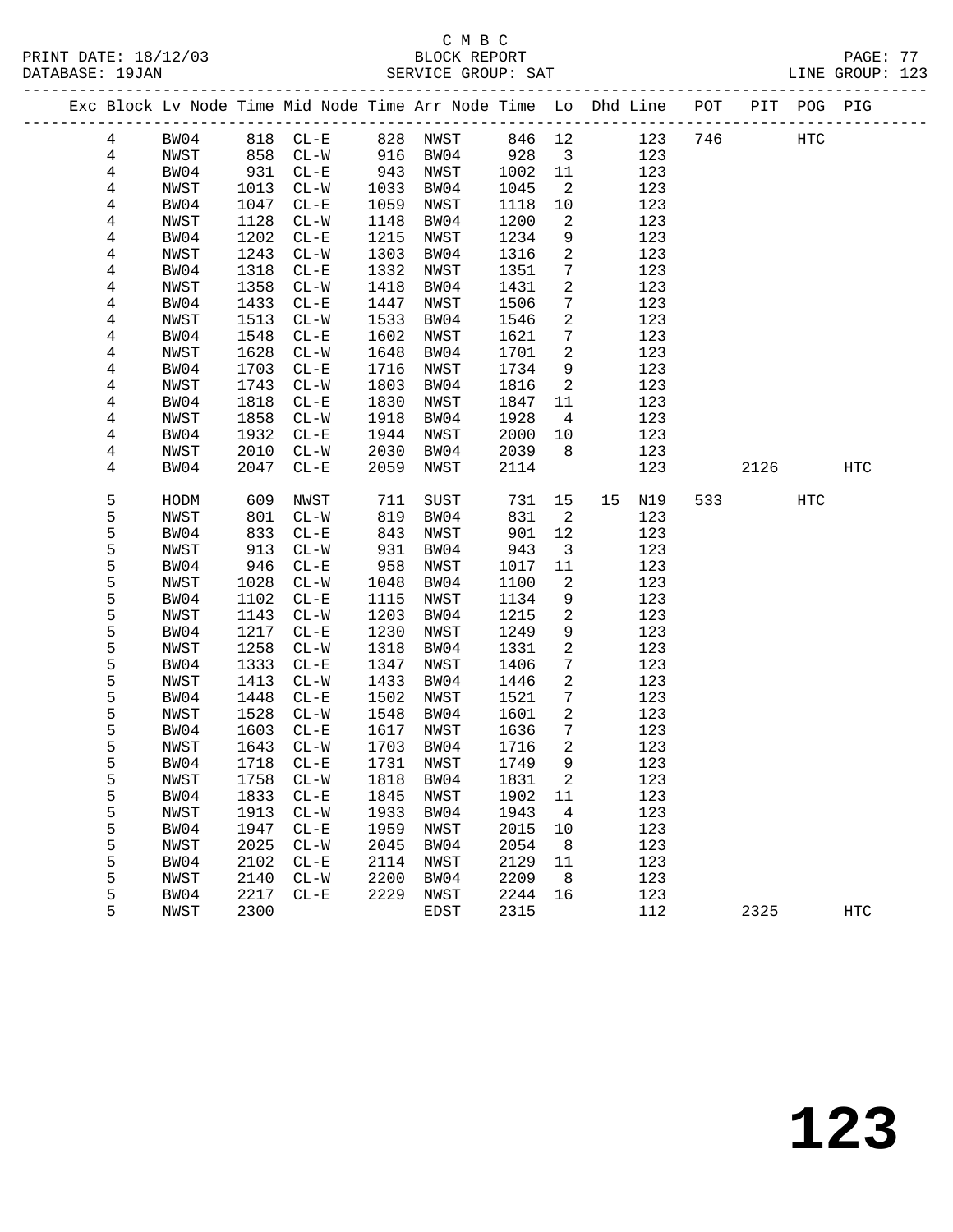C M B C
PRINT DATE: 18/12/03 BLOCK REPORT
DATABASE: 19JAN SERVICE GROUP: SAT LINE GROUP: 123

| Exc | Block | Lv | Node | Time | Mid Node | Time | Arr Node | Time | Lo | Dhd | Line | POT | PIT | POG | PIG |
|---|---|---|---|---|---|---|---|---|---|---|---|---|---|---|---|
| | 4 | | BW04 | 818 | CL-E | 828 | NWST | 846 | 12 | | 123 | 746 | | HTC | |
| | 4 | | NWST | 858 | CL-W | 916 | BW04 | 928 | 3 | | 123 | | | | |
| | 4 | | BW04 | 931 | CL-E | 943 | NWST | 1002 | 11 | | 123 | | | | |
| | 4 | | NWST | 1013 | CL-W | 1033 | BW04 | 1045 | 2 | | 123 | | | | |
| | 4 | | BW04 | 1047 | CL-E | 1059 | NWST | 1118 | 10 | | 123 | | | | |
| | 4 | | NWST | 1128 | CL-W | 1148 | BW04 | 1200 | 2 | | 123 | | | | |
| | 4 | | BW04 | 1202 | CL-E | 1215 | NWST | 1234 | 9 | | 123 | | | | |
| | 4 | | NWST | 1243 | CL-W | 1303 | BW04 | 1316 | 2 | | 123 | | | | |
| | 4 | | BW04 | 1318 | CL-E | 1332 | NWST | 1351 | 7 | | 123 | | | | |
| | 4 | | NWST | 1358 | CL-W | 1418 | BW04 | 1431 | 2 | | 123 | | | | |
| | 4 | | BW04 | 1433 | CL-E | 1447 | NWST | 1506 | 7 | | 123 | | | | |
| | 4 | | NWST | 1513 | CL-W | 1533 | BW04 | 1546 | 2 | | 123 | | | | |
| | 4 | | BW04 | 1548 | CL-E | 1602 | NWST | 1621 | 7 | | 123 | | | | |
| | 4 | | NWST | 1628 | CL-W | 1648 | BW04 | 1701 | 2 | | 123 | | | | |
| | 4 | | BW04 | 1703 | CL-E | 1716 | NWST | 1734 | 9 | | 123 | | | | |
| | 4 | | NWST | 1743 | CL-W | 1803 | BW04 | 1816 | 2 | | 123 | | | | |
| | 4 | | BW04 | 1818 | CL-E | 1830 | NWST | 1847 | 11 | | 123 | | | | |
| | 4 | | NWST | 1858 | CL-W | 1918 | BW04 | 1928 | 4 | | 123 | | | | |
| | 4 | | BW04 | 1932 | CL-E | 1944 | NWST | 2000 | 10 | | 123 | | | | |
| | 4 | | NWST | 2010 | CL-W | 2030 | BW04 | 2039 | 8 | | 123 | | | | |
| | 4 | | BW04 | 2047 | CL-E | 2059 | NWST | 2114 | | | 123 | | 2126 | | HTC |
| | 5 | | HODM | 609 | NWST | 711 | SUST | 731 | 15 | 15 | N19 | 533 | | HTC | |
| | 5 | | NWST | 801 | CL-W | 819 | BW04 | 831 | 2 | | 123 | | | | |
| | 5 | | BW04 | 833 | CL-E | 843 | NWST | 901 | 12 | | 123 | | | | |
| | 5 | | NWST | 913 | CL-W | 931 | BW04 | 943 | 3 | | 123 | | | | |
| | 5 | | BW04 | 946 | CL-E | 958 | NWST | 1017 | 11 | | 123 | | | | |
| | 5 | | NWST | 1028 | CL-W | 1048 | BW04 | 1100 | 2 | | 123 | | | | |
| | 5 | | BW04 | 1102 | CL-E | 1115 | NWST | 1134 | 9 | | 123 | | | | |
| | 5 | | NWST | 1143 | CL-W | 1203 | BW04 | 1215 | 2 | | 123 | | | | |
| | 5 | | BW04 | 1217 | CL-E | 1230 | NWST | 1249 | 9 | | 123 | | | | |
| | 5 | | NWST | 1258 | CL-W | 1318 | BW04 | 1331 | 2 | | 123 | | | | |
| | 5 | | BW04 | 1333 | CL-E | 1347 | NWST | 1406 | 7 | | 123 | | | | |
| | 5 | | NWST | 1413 | CL-W | 1433 | BW04 | 1446 | 2 | | 123 | | | | |
| | 5 | | BW04 | 1448 | CL-E | 1502 | NWST | 1521 | 7 | | 123 | | | | |
| | 5 | | NWST | 1528 | CL-W | 1548 | BW04 | 1601 | 2 | | 123 | | | | |
| | 5 | | BW04 | 1603 | CL-E | 1617 | NWST | 1636 | 7 | | 123 | | | | |
| | 5 | | NWST | 1643 | CL-W | 1703 | BW04 | 1716 | 2 | | 123 | | | | |
| | 5 | | BW04 | 1718 | CL-E | 1731 | NWST | 1749 | 9 | | 123 | | | | |
| | 5 | | NWST | 1758 | CL-W | 1818 | BW04 | 1831 | 2 | | 123 | | | | |
| | 5 | | BW04 | 1833 | CL-E | 1845 | NWST | 1902 | 11 | | 123 | | | | |
| | 5 | | NWST | 1913 | CL-W | 1933 | BW04 | 1943 | 4 | | 123 | | | | |
| | 5 | | BW04 | 1947 | CL-E | 1959 | NWST | 2015 | 10 | | 123 | | | | |
| | 5 | | NWST | 2025 | CL-W | 2045 | BW04 | 2054 | 8 | | 123 | | | | |
| | 5 | | BW04 | 2102 | CL-E | 2114 | NWST | 2129 | 11 | | 123 | | | | |
| | 5 | | NWST | 2140 | CL-W | 2200 | BW04 | 2209 | 8 | | 123 | | | | |
| | 5 | | BW04 | 2217 | CL-E | 2229 | NWST | 2244 | 16 | | 123 | | | | |
| | 5 | | NWST | 2300 | | | EDST | 2315 | | | 112 | | 2325 | | HTC |

# 123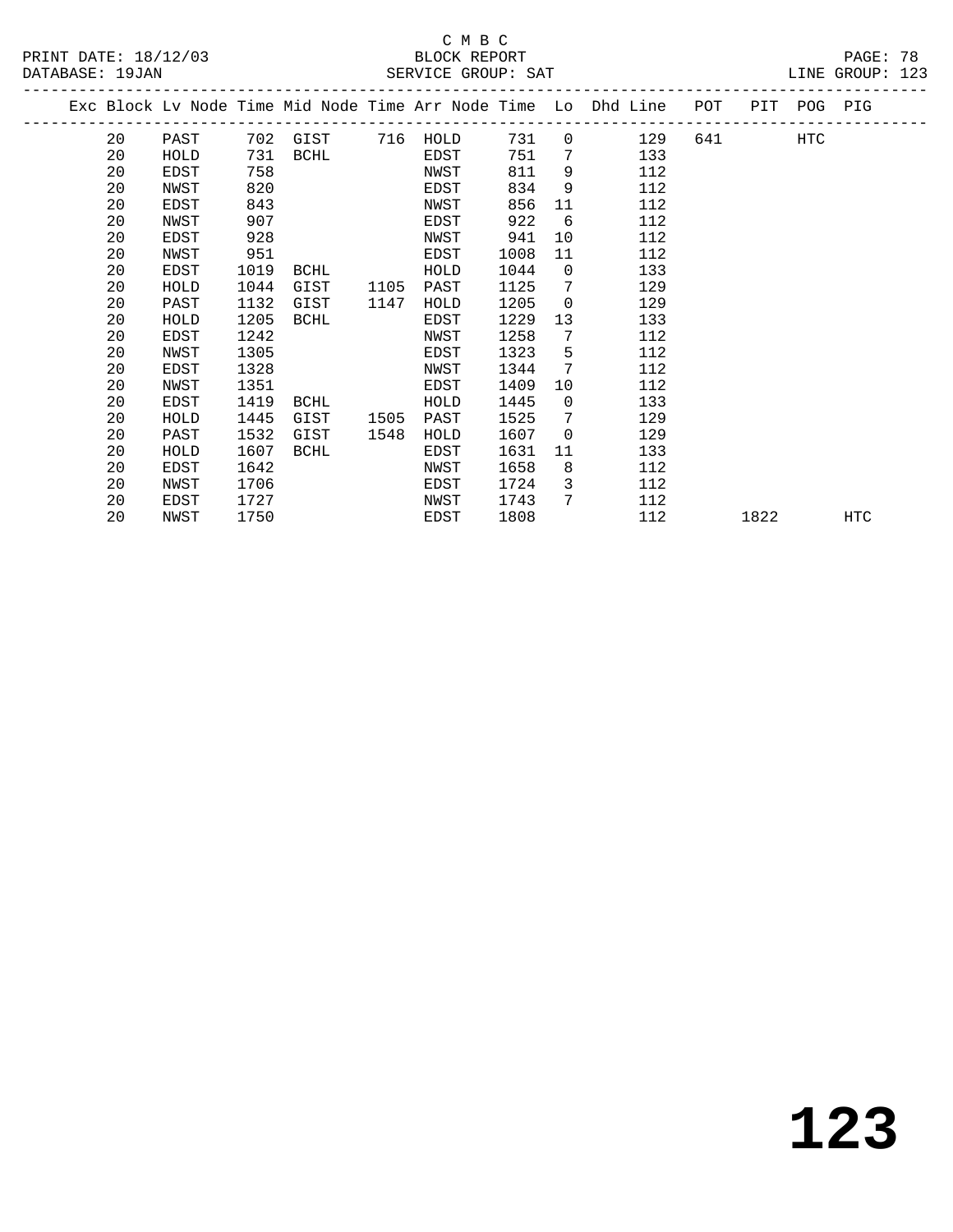C M B C

BLOCK REPORT

SERVICE GROUP: SAT

PRINT DATE: 18/12/03
DATABASE: 19JAN
LINE GROUP: 123

| Exc | Block | Lv | Node | Time | Mid Node | Time | Arr Node | Time | Lo | Dhd Line | POT | PIT | POG | PIG |
|---|---|---|---|---|---|---|---|---|---|---|---|---|---|---|
| | 20 | | PAST | 702 | GIST | 716 | HOLD | 731 | 0 | 129 | 641 | | HTC | |
| | 20 | | HOLD | 731 | BCHL | | EDST | 751 | 7 | 133 | | | | |
| | 20 | | EDST | 758 | | | NWST | 811 | 9 | 112 | | | | |
| | 20 | | NWST | 820 | | | EDST | 834 | 9 | 112 | | | | |
| | 20 | | EDST | 843 | | | NWST | 856 | 11 | 112 | | | | |
| | 20 | | NWST | 907 | | | EDST | 922 | 6 | 112 | | | | |
| | 20 | | EDST | 928 | | | NWST | 941 | 10 | 112 | | | | |
| | 20 | | NWST | 951 | | | EDST | 1008 | 11 | 112 | | | | |
| | 20 | | EDST | 1019 | BCHL | | HOLD | 1044 | 0 | 133 | | | | |
| | 20 | | HOLD | 1044 | GIST | 1105 | PAST | 1125 | 7 | 129 | | | | |
| | 20 | | PAST | 1132 | GIST | 1147 | HOLD | 1205 | 0 | 129 | | | | |
| | 20 | | HOLD | 1205 | BCHL | | EDST | 1229 | 13 | 133 | | | | |
| | 20 | | EDST | 1242 | | | NWST | 1258 | 7 | 112 | | | | |
| | 20 | | NWST | 1305 | | | EDST | 1323 | 5 | 112 | | | | |
| | 20 | | EDST | 1328 | | | NWST | 1344 | 7 | 112 | | | | |
| | 20 | | NWST | 1351 | | | EDST | 1409 | 10 | 112 | | | | |
| | 20 | | EDST | 1419 | BCHL | | HOLD | 1445 | 0 | 133 | | | | |
| | 20 | | HOLD | 1445 | GIST | 1505 | PAST | 1525 | 7 | 129 | | | | |
| | 20 | | PAST | 1532 | GIST | 1548 | HOLD | 1607 | 0 | 129 | | | | |
| | 20 | | HOLD | 1607 | BCHL | | EDST | 1631 | 11 | 133 | | | | |
| | 20 | | EDST | 1642 | | | NWST | 1658 | 8 | 112 | | | | |
| | 20 | | NWST | 1706 | | | EDST | 1724 | 3 | 112 | | | | |
| | 20 | | EDST | 1727 | | | NWST | 1743 | 7 | 112 | | | | |
| | 20 | | NWST | 1750 | | | EDST | 1808 | | 112 | | 1822 | | HTC |

**123**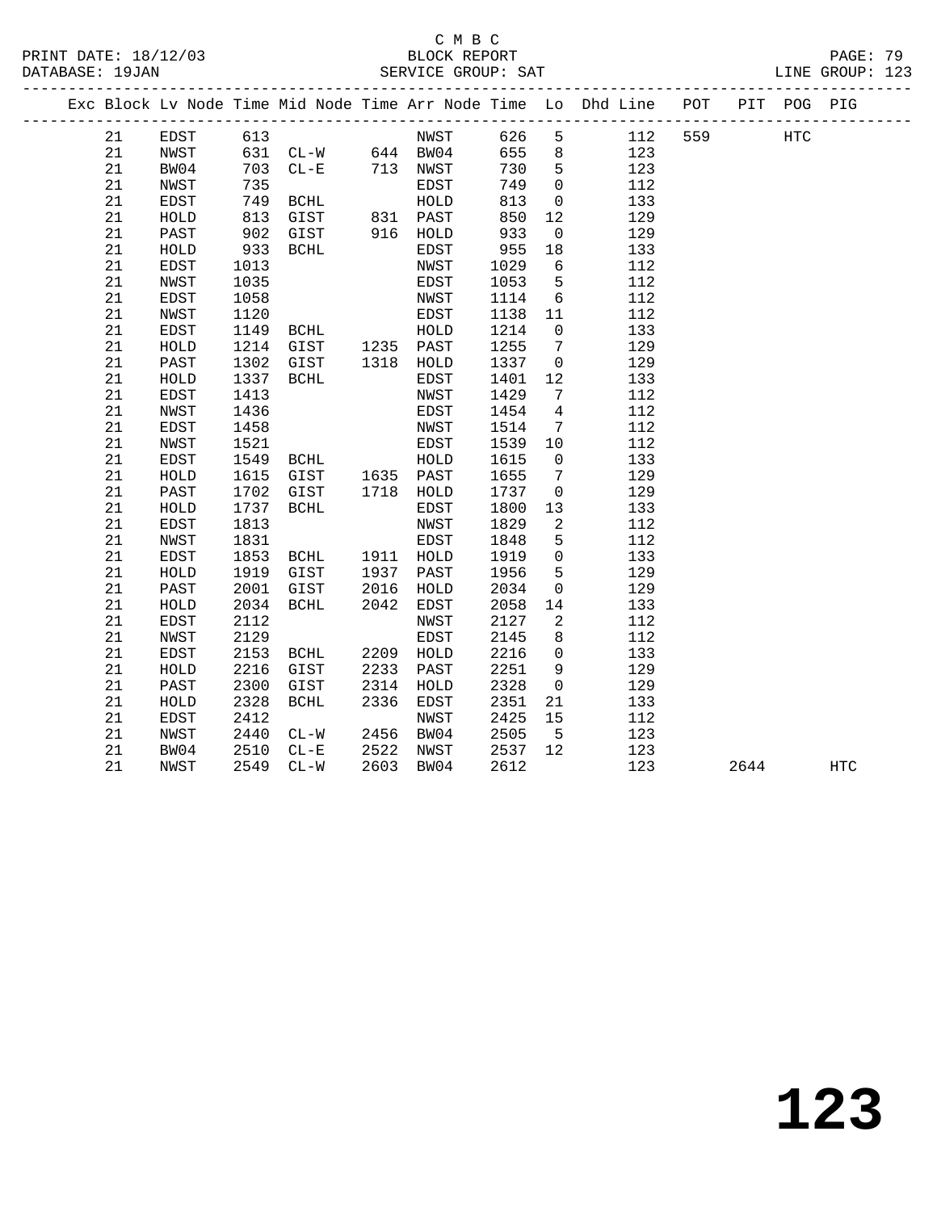C M B C
BLOCK REPORT
SERVICE GROUP: SAT

PRINT DATE: 18/12/03
DATABASE: 19JAN
LINE GROUP: 123

| Exc | Block | Lv Node | Time | Mid Node | Time | Arr Node | Time | Lo | Dhd Line | POT | PIT | POG | PIG |
|---|---|---|---|---|---|---|---|---|---|---|---|---|---|
| | 21 | EDST | 613 | | | NWST | 626 | 5 | 112 | 559 | | HTC | |
| | 21 | NWST | 631 | CL-W | 644 | BW04 | 655 | 8 | 123 | | | | |
| | 21 | BW04 | 703 | CL-E | 713 | NWST | 730 | 5 | 123 | | | | |
| | 21 | NWST | 735 | | | EDST | 749 | 0 | 112 | | | | |
| | 21 | EDST | 749 | BCHL | | HOLD | 813 | 0 | 133 | | | | |
| | 21 | HOLD | 813 | GIST | 831 | PAST | 850 | 12 | 129 | | | | |
| | 21 | PAST | 902 | GIST | 916 | HOLD | 933 | 0 | 129 | | | | |
| | 21 | HOLD | 933 | BCHL | | EDST | 955 | 18 | 133 | | | | |
| | 21 | EDST | 1013 | | | NWST | 1029 | 6 | 112 | | | | |
| | 21 | NWST | 1035 | | | EDST | 1053 | 5 | 112 | | | | |
| | 21 | EDST | 1058 | | | NWST | 1114 | 6 | 112 | | | | |
| | 21 | NWST | 1120 | | | EDST | 1138 | 11 | 112 | | | | |
| | 21 | EDST | 1149 | BCHL | | HOLD | 1214 | 0 | 133 | | | | |
| | 21 | HOLD | 1214 | GIST | 1235 | PAST | 1255 | 7 | 129 | | | | |
| | 21 | PAST | 1302 | GIST | 1318 | HOLD | 1337 | 0 | 129 | | | | |
| | 21 | HOLD | 1337 | BCHL | | EDST | 1401 | 12 | 133 | | | | |
| | 21 | EDST | 1413 | | | NWST | 1429 | 7 | 112 | | | | |
| | 21 | NWST | 1436 | | | EDST | 1454 | 4 | 112 | | | | |
| | 21 | EDST | 1458 | | | NWST | 1514 | 7 | 112 | | | | |
| | 21 | NWST | 1521 | | | EDST | 1539 | 10 | 112 | | | | |
| | 21 | EDST | 1549 | BCHL | | HOLD | 1615 | 0 | 133 | | | | |
| | 21 | HOLD | 1615 | GIST | 1635 | PAST | 1655 | 7 | 129 | | | | |
| | 21 | PAST | 1702 | GIST | 1718 | HOLD | 1737 | 0 | 129 | | | | |
| | 21 | HOLD | 1737 | BCHL | | EDST | 1800 | 13 | 133 | | | | |
| | 21 | EDST | 1813 | | | NWST | 1829 | 2 | 112 | | | | |
| | 21 | NWST | 1831 | | | EDST | 1848 | 5 | 112 | | | | |
| | 21 | EDST | 1853 | BCHL | 1911 | HOLD | 1919 | 0 | 133 | | | | |
| | 21 | HOLD | 1919 | GIST | 1937 | PAST | 1956 | 5 | 129 | | | | |
| | 21 | PAST | 2001 | GIST | 2016 | HOLD | 2034 | 0 | 129 | | | | |
| | 21 | HOLD | 2034 | BCHL | 2042 | EDST | 2058 | 14 | 133 | | | | |
| | 21 | EDST | 2112 | | | NWST | 2127 | 2 | 112 | | | | |
| | 21 | NWST | 2129 | | | EDST | 2145 | 8 | 112 | | | | |
| | 21 | EDST | 2153 | BCHL | 2209 | HOLD | 2216 | 0 | 133 | | | | |
| | 21 | HOLD | 2216 | GIST | 2233 | PAST | 2251 | 9 | 129 | | | | |
| | 21 | PAST | 2300 | GIST | 2314 | HOLD | 2328 | 0 | 129 | | | | |
| | 21 | HOLD | 2328 | BCHL | 2336 | EDST | 2351 | 21 | 133 | | | | |
| | 21 | EDST | 2412 | | | NWST | 2425 | 15 | 112 | | | | |
| | 21 | NWST | 2440 | CL-W | 2456 | BW04 | 2505 | 5 | 123 | | | | |
| | 21 | BW04 | 2510 | CL-E | 2522 | NWST | 2537 | 12 | 123 | | | | |
| | 21 | NWST | 2549 | CL-W | 2603 | BW04 | 2612 | | 123 | | 2644 | | HTC |

# 123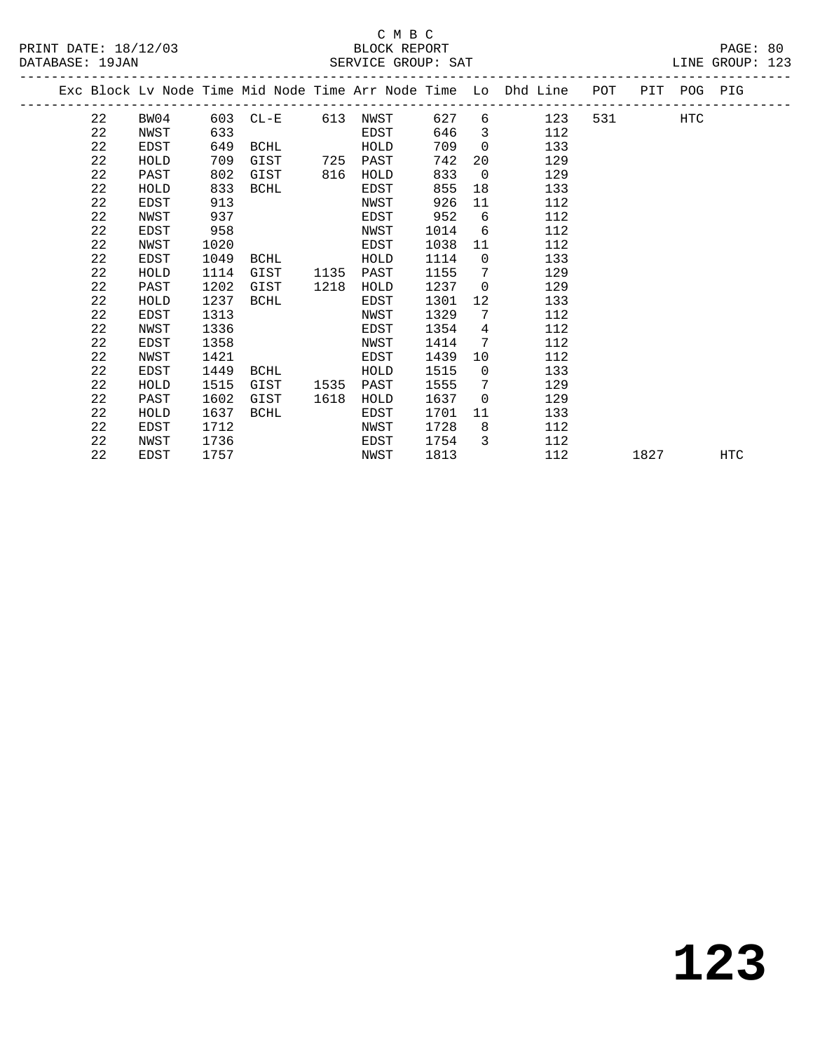C M B C
BLOCK REPORT
SERVICE GROUP: SAT
LINE GROUP: 123

| Exc | Block | Lv | Node | Time | Mid Node | Time | Arr Node | Time | Lo | Dhd Line | POT | PIT | POG | PIG |
|---|---|---|---|---|---|---|---|---|---|---|---|---|---|---|
| | 22 | | BW04 | 603 | CL-E | 613 | NWST | 627 | 6 | 123 | 531 | | HTC | |
| | 22 | | NWST | 633 | | | EDST | 646 | 3 | 112 | | | | |
| | 22 | | EDST | 649 | BCHL | | HOLD | 709 | 0 | 133 | | | | |
| | 22 | | HOLD | 709 | GIST | 725 | PAST | 742 | 20 | 129 | | | | |
| | 22 | | PAST | 802 | GIST | 816 | HOLD | 833 | 0 | 129 | | | | |
| | 22 | | HOLD | 833 | BCHL | | EDST | 855 | 18 | 133 | | | | |
| | 22 | | EDST | 913 | | | NWST | 926 | 11 | 112 | | | | |
| | 22 | | NWST | 937 | | | EDST | 952 | 6 | 112 | | | | |
| | 22 | | EDST | 958 | | | NWST | 1014 | 6 | 112 | | | | |
| | 22 | | NWST | 1020 | | | EDST | 1038 | 11 | 112 | | | | |
| | 22 | | EDST | 1049 | BCHL | | HOLD | 1114 | 0 | 133 | | | | |
| | 22 | | HOLD | 1114 | GIST | 1135 | PAST | 1155 | 7 | 129 | | | | |
| | 22 | | PAST | 1202 | GIST | 1218 | HOLD | 1237 | 0 | 129 | | | | |
| | 22 | | HOLD | 1237 | BCHL | | EDST | 1301 | 12 | 133 | | | | |
| | 22 | | EDST | 1313 | | | NWST | 1329 | 7 | 112 | | | | |
| | 22 | | NWST | 1336 | | | EDST | 1354 | 4 | 112 | | | | |
| | 22 | | EDST | 1358 | | | NWST | 1414 | 7 | 112 | | | | |
| | 22 | | NWST | 1421 | | | EDST | 1439 | 10 | 112 | | | | |
| | 22 | | EDST | 1449 | BCHL | | HOLD | 1515 | 0 | 133 | | | | |
| | 22 | | HOLD | 1515 | GIST | 1535 | PAST | 1555 | 7 | 129 | | | | |
| | 22 | | PAST | 1602 | GIST | 1618 | HOLD | 1637 | 0 | 129 | | | | |
| | 22 | | HOLD | 1637 | BCHL | | EDST | 1701 | 11 | 133 | | | | |
| | 22 | | EDST | 1712 | | | NWST | 1728 | 8 | 112 | | | | |
| | 22 | | NWST | 1736 | | | EDST | 1754 | 3 | 112 | | | | |
| | 22 | | EDST | 1757 | | | NWST | 1813 | | 112 | | 1827 | | HTC |

# 123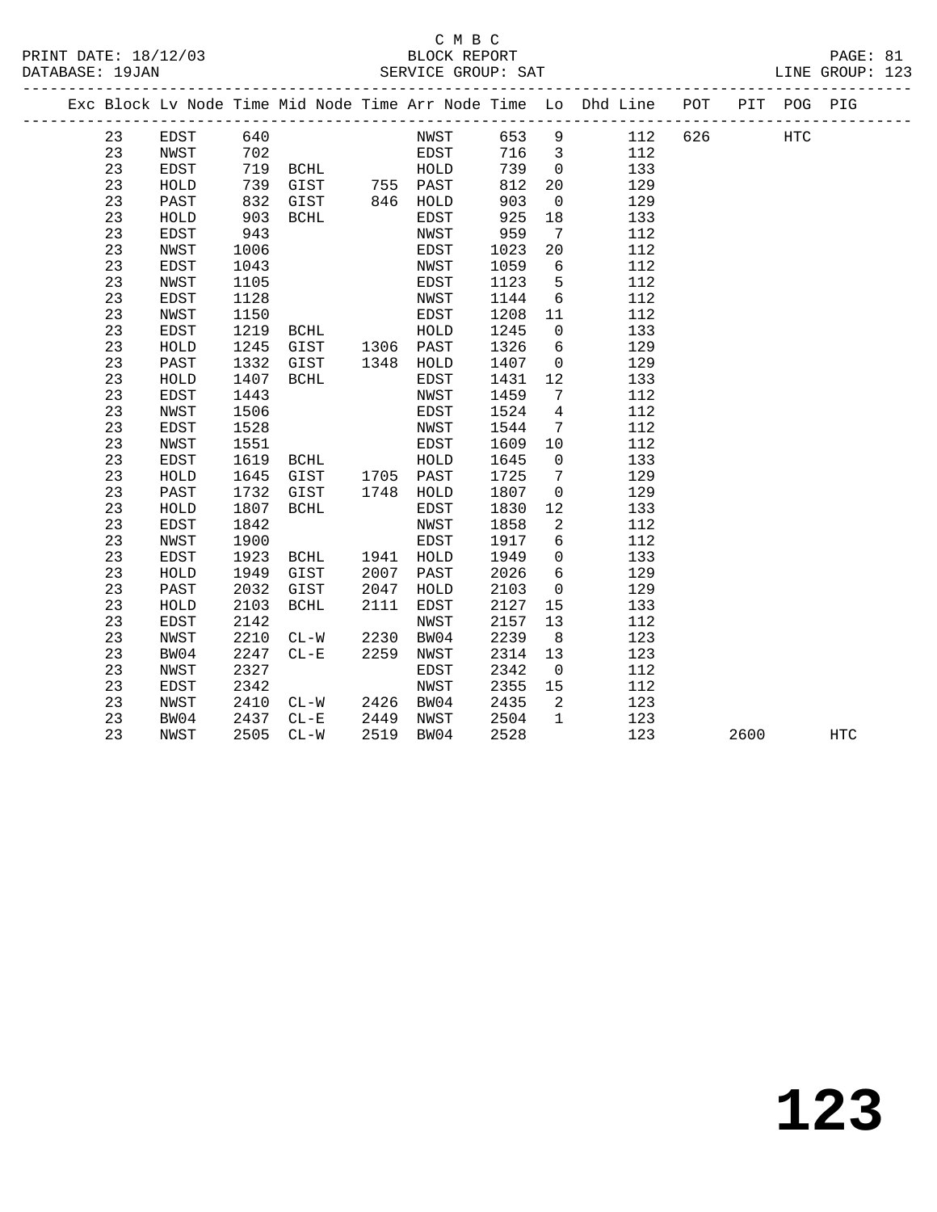C M B C

BLOCK REPORT

SERVICE GROUP: SAT

PRINT DATE: 18/12/03

DATABASE: 19JAN

LINE GROUP: 123

| Exc | Block | Lv | Node | Time | Mid Node | Time | Arr Node | Time | Lo | Dhd Line | POT | PIT | POG | PIG |
|---|---|---|---|---|---|---|---|---|---|---|---|---|---|---|
| | 23 | | EDST | 640 | | | NWST | 653 | 9 | 112 | 626 | | HTC | |
| | 23 | | NWST | 702 | | | EDST | 716 | 3 | 112 | | | | |
| | 23 | | EDST | 719 | BCHL | | HOLD | 739 | 0 | 133 | | | | |
| | 23 | | HOLD | 739 | GIST | 755 | PAST | 812 | 20 | 129 | | | | |
| | 23 | | PAST | 832 | GIST | 846 | HOLD | 903 | 0 | 129 | | | | |
| | 23 | | HOLD | 903 | BCHL | | EDST | 925 | 18 | 133 | | | | |
| | 23 | | EDST | 943 | | | NWST | 959 | 7 | 112 | | | | |
| | 23 | | NWST | 1006 | | | EDST | 1023 | 20 | 112 | | | | |
| | 23 | | EDST | 1043 | | | NWST | 1059 | 6 | 112 | | | | |
| | 23 | | NWST | 1105 | | | EDST | 1123 | 5 | 112 | | | | |
| | 23 | | EDST | 1128 | | | NWST | 1144 | 6 | 112 | | | | |
| | 23 | | NWST | 1150 | | | EDST | 1208 | 11 | 112 | | | | |
| | 23 | | EDST | 1219 | BCHL | | HOLD | 1245 | 0 | 133 | | | | |
| | 23 | | HOLD | 1245 | GIST | 1306 | PAST | 1326 | 6 | 129 | | | | |
| | 23 | | PAST | 1332 | GIST | 1348 | HOLD | 1407 | 0 | 129 | | | | |
| | 23 | | HOLD | 1407 | BCHL | | EDST | 1431 | 12 | 133 | | | | |
| | 23 | | EDST | 1443 | | | NWST | 1459 | 7 | 112 | | | | |
| | 23 | | NWST | 1506 | | | EDST | 1524 | 4 | 112 | | | | |
| | 23 | | EDST | 1528 | | | NWST | 1544 | 7 | 112 | | | | |
| | 23 | | NWST | 1551 | | | EDST | 1609 | 10 | 112 | | | | |
| | 23 | | EDST | 1619 | BCHL | | HOLD | 1645 | 0 | 133 | | | | |
| | 23 | | HOLD | 1645 | GIST | 1705 | PAST | 1725 | 7 | 129 | | | | |
| | 23 | | PAST | 1732 | GIST | 1748 | HOLD | 1807 | 0 | 129 | | | | |
| | 23 | | HOLD | 1807 | BCHL | | EDST | 1830 | 12 | 133 | | | | |
| | 23 | | EDST | 1842 | | | NWST | 1858 | 2 | 112 | | | | |
| | 23 | | NWST | 1900 | | | EDST | 1917 | 6 | 112 | | | | |
| | 23 | | EDST | 1923 | BCHL | 1941 | HOLD | 1949 | 0 | 133 | | | | |
| | 23 | | HOLD | 1949 | GIST | 2007 | PAST | 2026 | 6 | 129 | | | | |
| | 23 | | PAST | 2032 | GIST | 2047 | HOLD | 2103 | 0 | 129 | | | | |
| | 23 | | HOLD | 2103 | BCHL | 2111 | EDST | 2127 | 15 | 133 | | | | |
| | 23 | | EDST | 2142 | | | NWST | 2157 | 13 | 112 | | | | |
| | 23 | | NWST | 2210 | CL-W | 2230 | BW04 | 2239 | 8 | 123 | | | | |
| | 23 | | BW04 | 2247 | CL-E | 2259 | NWST | 2314 | 13 | 123 | | | | |
| | 23 | | NWST | 2327 | | | EDST | 2342 | 0 | 112 | | | | |
| | 23 | | EDST | 2342 | | | NWST | 2355 | 15 | 112 | | | | |
| | 23 | | NWST | 2410 | CL-W | 2426 | BW04 | 2435 | 2 | 123 | | | | |
| | 23 | | BW04 | 2437 | CL-E | 2449 | NWST | 2504 | 1 | 123 | | | | |
| | 23 | | NWST | 2505 | CL-W | 2519 | BW04 | 2528 | | 123 | | 2600 | | HTC |

# 123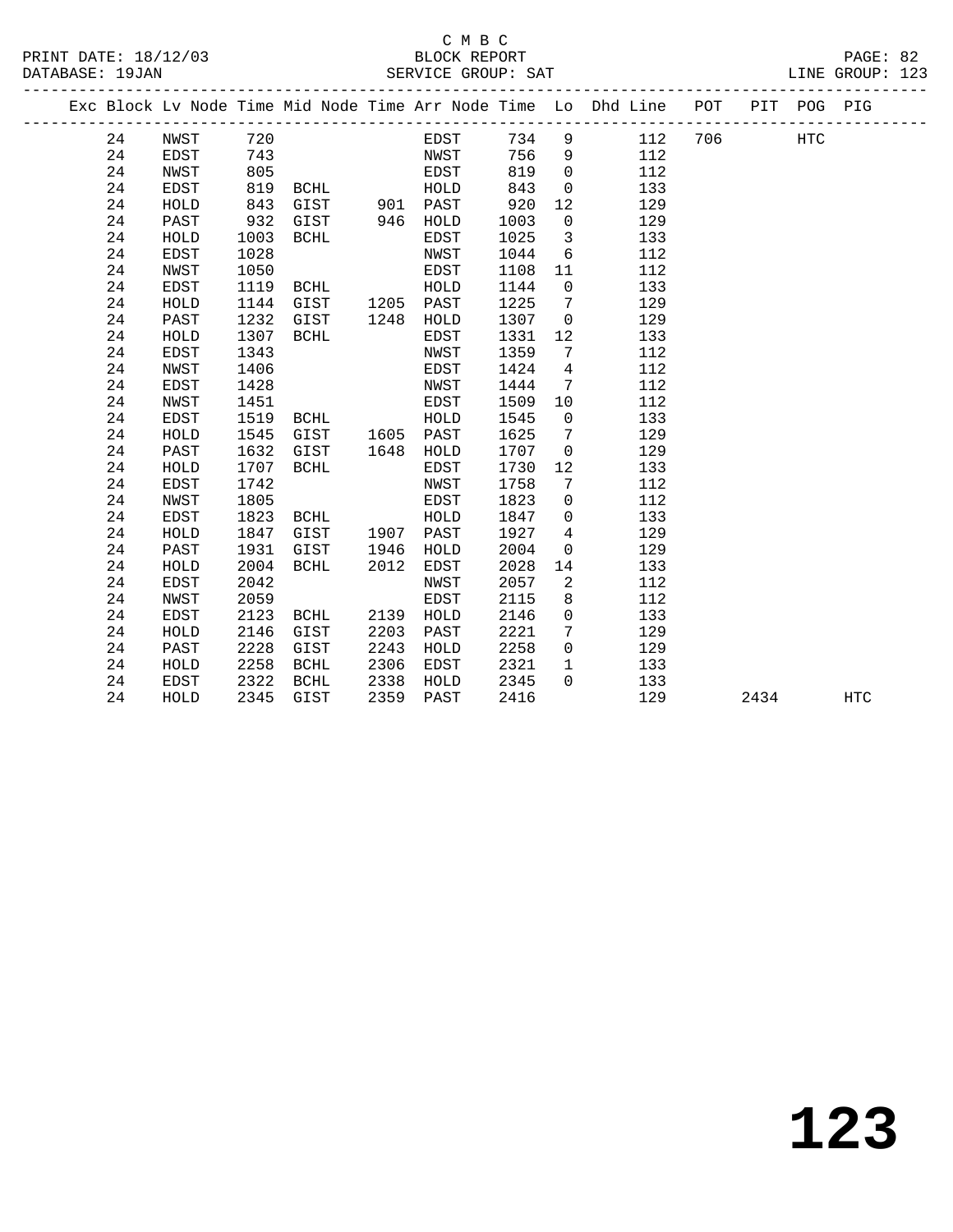C M B C
BLOCK REPORT
SERVICE GROUP: SAT

PRINT DATE: 18/12/03
DATABASE: 19JAN
LINE GROUP: 123

| Exc | Block | Lv | Node | Time | Mid Node | Time | Arr Node | Time | Lo | Dhd Line | POT | PIT | POG | PIG |
|---|---|---|---|---|---|---|---|---|---|---|---|---|---|---|
| | 24 | | NWST | 720 | | | EDST | 734 | 9 | 112 | 706 | | HTC | |
| | 24 | | EDST | 743 | | | NWST | 756 | 9 | 112 | | | | |
| | 24 | | NWST | 805 | | | EDST | 819 | 0 | 112 | | | | |
| | 24 | | EDST | 819 | BCHL | | HOLD | 843 | 0 | 133 | | | | |
| | 24 | | HOLD | 843 | GIST | 901 | PAST | 920 | 12 | 129 | | | | |
| | 24 | | PAST | 932 | GIST | 946 | HOLD | 1003 | 0 | 129 | | | | |
| | 24 | | HOLD | 1003 | BCHL | | EDST | 1025 | 3 | 133 | | | | |
| | 24 | | EDST | 1028 | | | NWST | 1044 | 6 | 112 | | | | |
| | 24 | | NWST | 1050 | | | EDST | 1108 | 11 | 112 | | | | |
| | 24 | | EDST | 1119 | BCHL | | HOLD | 1144 | 0 | 133 | | | | |
| | 24 | | HOLD | 1144 | GIST | 1205 | PAST | 1225 | 7 | 129 | | | | |
| | 24 | | PAST | 1232 | GIST | 1248 | HOLD | 1307 | 0 | 129 | | | | |
| | 24 | | HOLD | 1307 | BCHL | | EDST | 1331 | 12 | 133 | | | | |
| | 24 | | EDST | 1343 | | | NWST | 1359 | 7 | 112 | | | | |
| | 24 | | NWST | 1406 | | | EDST | 1424 | 4 | 112 | | | | |
| | 24 | | EDST | 1428 | | | NWST | 1444 | 7 | 112 | | | | |
| | 24 | | NWST | 1451 | | | EDST | 1509 | 10 | 112 | | | | |
| | 24 | | EDST | 1519 | BCHL | | HOLD | 1545 | 0 | 133 | | | | |
| | 24 | | HOLD | 1545 | GIST | 1605 | PAST | 1625 | 7 | 129 | | | | |
| | 24 | | PAST | 1632 | GIST | 1648 | HOLD | 1707 | 0 | 129 | | | | |
| | 24 | | HOLD | 1707 | BCHL | | EDST | 1730 | 12 | 133 | | | | |
| | 24 | | EDST | 1742 | | | NWST | 1758 | 7 | 112 | | | | |
| | 24 | | NWST | 1805 | | | EDST | 1823 | 0 | 112 | | | | |
| | 24 | | EDST | 1823 | BCHL | | HOLD | 1847 | 0 | 133 | | | | |
| | 24 | | HOLD | 1847 | GIST | 1907 | PAST | 1927 | 4 | 129 | | | | |
| | 24 | | PAST | 1931 | GIST | 1946 | HOLD | 2004 | 0 | 129 | | | | |
| | 24 | | HOLD | 2004 | BCHL | 2012 | EDST | 2028 | 14 | 133 | | | | |
| | 24 | | EDST | 2042 | | | NWST | 2057 | 2 | 112 | | | | |
| | 24 | | NWST | 2059 | | | EDST | 2115 | 8 | 112 | | | | |
| | 24 | | EDST | 2123 | BCHL | 2139 | HOLD | 2146 | 0 | 133 | | | | |
| | 24 | | HOLD | 2146 | GIST | 2203 | PAST | 2221 | 7 | 129 | | | | |
| | 24 | | PAST | 2228 | GIST | 2243 | HOLD | 2258 | 0 | 129 | | | | |
| | 24 | | HOLD | 2258 | BCHL | 2306 | EDST | 2321 | 1 | 133 | | | | |
| | 24 | | EDST | 2322 | BCHL | 2338 | HOLD | 2345 | 0 | 133 | | | | |
| | 24 | | HOLD | 2345 | GIST | 2359 | PAST | 2416 | | 129 | | 2434 | | HTC |

# 123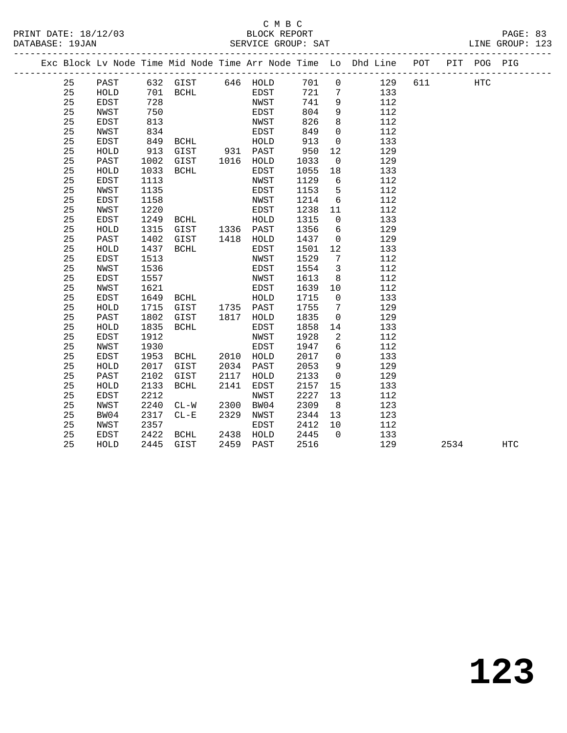C M B C

PRINT DATE: 18/12/03 BLOCK REPORT

DATABASE: 19JAN SERVICE GROUP: SAT LINE GROUP: 123

| Exc | Block | Lv | Node | Time | Mid Node | Time | Arr Node | Time | Lo | Dhd Line | POT | PIT | POG | PIG |
|---|---|---|---|---|---|---|---|---|---|---|---|---|---|---|
| | 25 | | PAST | 632 | GIST | 646 | HOLD | 701 | 0 | 129 | 611 | | HTC | |
| | 25 | | HOLD | 701 | BCHL | | EDST | 721 | 7 | 133 | | | | |
| | 25 | | EDST | 728 | | | NWST | 741 | 9 | 112 | | | | |
| | 25 | | NWST | 750 | | | EDST | 804 | 9 | 112 | | | | |
| | 25 | | EDST | 813 | | | NWST | 826 | 8 | 112 | | | | |
| | 25 | | NWST | 834 | | | EDST | 849 | 0 | 112 | | | | |
| | 25 | | EDST | 849 | BCHL | | HOLD | 913 | 0 | 133 | | | | |
| | 25 | | HOLD | 913 | GIST | 931 | PAST | 950 | 12 | 129 | | | | |
| | 25 | | PAST | 1002 | GIST | 1016 | HOLD | 1033 | 0 | 129 | | | | |
| | 25 | | HOLD | 1033 | BCHL | | EDST | 1055 | 18 | 133 | | | | |
| | 25 | | EDST | 1113 | | | NWST | 1129 | 6 | 112 | | | | |
| | 25 | | NWST | 1135 | | | EDST | 1153 | 5 | 112 | | | | |
| | 25 | | EDST | 1158 | | | NWST | 1214 | 6 | 112 | | | | |
| | 25 | | NWST | 1220 | | | EDST | 1238 | 11 | 112 | | | | |
| | 25 | | EDST | 1249 | BCHL | | HOLD | 1315 | 0 | 133 | | | | |
| | 25 | | HOLD | 1315 | GIST | 1336 | PAST | 1356 | 6 | 129 | | | | |
| | 25 | | PAST | 1402 | GIST | 1418 | HOLD | 1437 | 0 | 129 | | | | |
| | 25 | | HOLD | 1437 | BCHL | | EDST | 1501 | 12 | 133 | | | | |
| | 25 | | EDST | 1513 | | | NWST | 1529 | 7 | 112 | | | | |
| | 25 | | NWST | 1536 | | | EDST | 1554 | 3 | 112 | | | | |
| | 25 | | EDST | 1557 | | | NWST | 1613 | 8 | 112 | | | | |
| | 25 | | NWST | 1621 | | | EDST | 1639 | 10 | 112 | | | | |
| | 25 | | EDST | 1649 | BCHL | | HOLD | 1715 | 0 | 133 | | | | |
| | 25 | | HOLD | 1715 | GIST | 1735 | PAST | 1755 | 7 | 129 | | | | |
| | 25 | | PAST | 1802 | GIST | 1817 | HOLD | 1835 | 0 | 129 | | | | |
| | 25 | | HOLD | 1835 | BCHL | | EDST | 1858 | 14 | 133 | | | | |
| | 25 | | EDST | 1912 | | | NWST | 1928 | 2 | 112 | | | | |
| | 25 | | NWST | 1930 | | | EDST | 1947 | 6 | 112 | | | | |
| | 25 | | EDST | 1953 | BCHL | 2010 | HOLD | 2017 | 0 | 133 | | | | |
| | 25 | | HOLD | 2017 | GIST | 2034 | PAST | 2053 | 9 | 129 | | | | |
| | 25 | | PAST | 2102 | GIST | 2117 | HOLD | 2133 | 0 | 129 | | | | |
| | 25 | | HOLD | 2133 | BCHL | 2141 | EDST | 2157 | 15 | 133 | | | | |
| | 25 | | EDST | 2212 | | | NWST | 2227 | 13 | 112 | | | | |
| | 25 | | NWST | 2240 | CL-W | 2300 | BW04 | 2309 | 8 | 123 | | | | |
| | 25 | | BW04 | 2317 | CL-E | 2329 | NWST | 2344 | 13 | 123 | | | | |
| | 25 | | NWST | 2357 | | | EDST | 2412 | 10 | 112 | | | | |
| | 25 | | EDST | 2422 | BCHL | 2438 | HOLD | 2445 | 0 | 133 | | | | |
| | 25 | | HOLD | 2445 | GIST | 2459 | PAST | 2516 | | 129 | | 2534 | | HTC |

# 123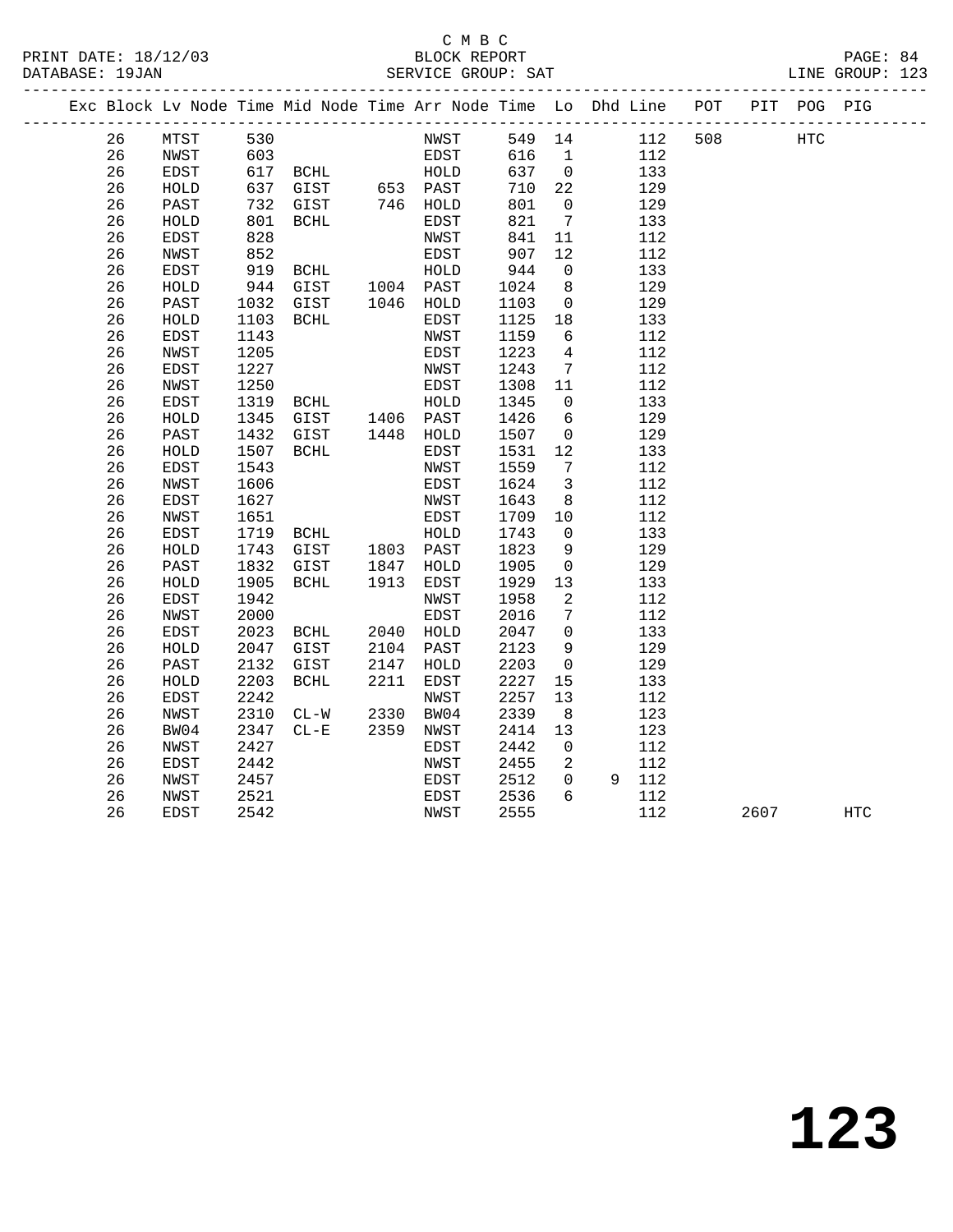C M B C
BLOCK REPORT
SERVICE GROUP: SAT

PRINT DATE: 18/12/03
DATABASE: 19JAN
LINE GROUP: 123

| Exc | Block | Lv | Node | Time | Mid Node | Time | Arr Node | Time | Lo | Dhd | Line | POT | PIT | POG | PIG |
|---|---|---|---|---|---|---|---|---|---|---|---|---|---|---|---|
| | 26 | | MTST | 530 | | | NWST | 549 | 14 | | 112 | 508 | | HTC | |
| | 26 | | NWST | 603 | | | EDST | 616 | 1 | | 112 | | | | |
| | 26 | | EDST | 617 | BCHL | | HOLD | 637 | 0 | | 133 | | | | |
| | 26 | | HOLD | 637 | GIST | 653 | PAST | 710 | 22 | | 129 | | | | |
| | 26 | | PAST | 732 | GIST | 746 | HOLD | 801 | 0 | | 129 | | | | |
| | 26 | | HOLD | 801 | BCHL | | EDST | 821 | 7 | | 133 | | | | |
| | 26 | | EDST | 828 | | | NWST | 841 | 11 | | 112 | | | | |
| | 26 | | NWST | 852 | | | EDST | 907 | 12 | | 112 | | | | |
| | 26 | | EDST | 919 | BCHL | | HOLD | 944 | 0 | | 133 | | | | |
| | 26 | | HOLD | 944 | GIST | 1004 | PAST | 1024 | 8 | | 129 | | | | |
| | 26 | | PAST | 1032 | GIST | 1046 | HOLD | 1103 | 0 | | 129 | | | | |
| | 26 | | HOLD | 1103 | BCHL | | EDST | 1125 | 18 | | 133 | | | | |
| | 26 | | EDST | 1143 | | | NWST | 1159 | 6 | | 112 | | | | |
| | 26 | | NWST | 1205 | | | EDST | 1223 | 4 | | 112 | | | | |
| | 26 | | EDST | 1227 | | | NWST | 1243 | 7 | | 112 | | | | |
| | 26 | | NWST | 1250 | | | EDST | 1308 | 11 | | 112 | | | | |
| | 26 | | EDST | 1319 | BCHL | | HOLD | 1345 | 0 | | 133 | | | | |
| | 26 | | HOLD | 1345 | GIST | 1406 | PAST | 1426 | 6 | | 129 | | | | |
| | 26 | | PAST | 1432 | GIST | 1448 | HOLD | 1507 | 0 | | 129 | | | | |
| | 26 | | HOLD | 1507 | BCHL | | EDST | 1531 | 12 | | 133 | | | | |
| | 26 | | EDST | 1543 | | | NWST | 1559 | 7 | | 112 | | | | |
| | 26 | | NWST | 1606 | | | EDST | 1624 | 3 | | 112 | | | | |
| | 26 | | EDST | 1627 | | | NWST | 1643 | 8 | | 112 | | | | |
| | 26 | | NWST | 1651 | | | EDST | 1709 | 10 | | 112 | | | | |
| | 26 | | EDST | 1719 | BCHL | | HOLD | 1743 | 0 | | 133 | | | | |
| | 26 | | HOLD | 1743 | GIST | 1803 | PAST | 1823 | 9 | | 129 | | | | |
| | 26 | | PAST | 1832 | GIST | 1847 | HOLD | 1905 | 0 | | 129 | | | | |
| | 26 | | HOLD | 1905 | BCHL | 1913 | EDST | 1929 | 13 | | 133 | | | | |
| | 26 | | EDST | 1942 | | | NWST | 1958 | 2 | | 112 | | | | |
| | 26 | | NWST | 2000 | | | EDST | 2016 | 7 | | 112 | | | | |
| | 26 | | EDST | 2023 | BCHL | 2040 | HOLD | 2047 | 0 | | 133 | | | | |
| | 26 | | HOLD | 2047 | GIST | 2104 | PAST | 2123 | 9 | | 129 | | | | |
| | 26 | | PAST | 2132 | GIST | 2147 | HOLD | 2203 | 0 | | 129 | | | | |
| | 26 | | HOLD | 2203 | BCHL | 2211 | EDST | 2227 | 15 | | 133 | | | | |
| | 26 | | EDST | 2242 | | | NWST | 2257 | 13 | | 112 | | | | |
| | 26 | | NWST | 2310 | CL-W | 2330 | BW04 | 2339 | 8 | | 123 | | | | |
| | 26 | | BW04 | 2347 | CL-E | 2359 | NWST | 2414 | 13 | | 123 | | | | |
| | 26 | | NWST | 2427 | | | EDST | 2442 | 0 | | 112 | | | | |
| | 26 | | EDST | 2442 | | | NWST | 2455 | 2 | | 112 | | | | |
| | 26 | | NWST | 2457 | | | EDST | 2512 | 0 | 9 | 112 | | | | |
| | 26 | | NWST | 2521 | | | EDST | 2536 | 6 | | 112 | | | | |
| | 26 | | EDST | 2542 | | | NWST | 2555 | | | 112 | | 2607 | | HTC |

# 123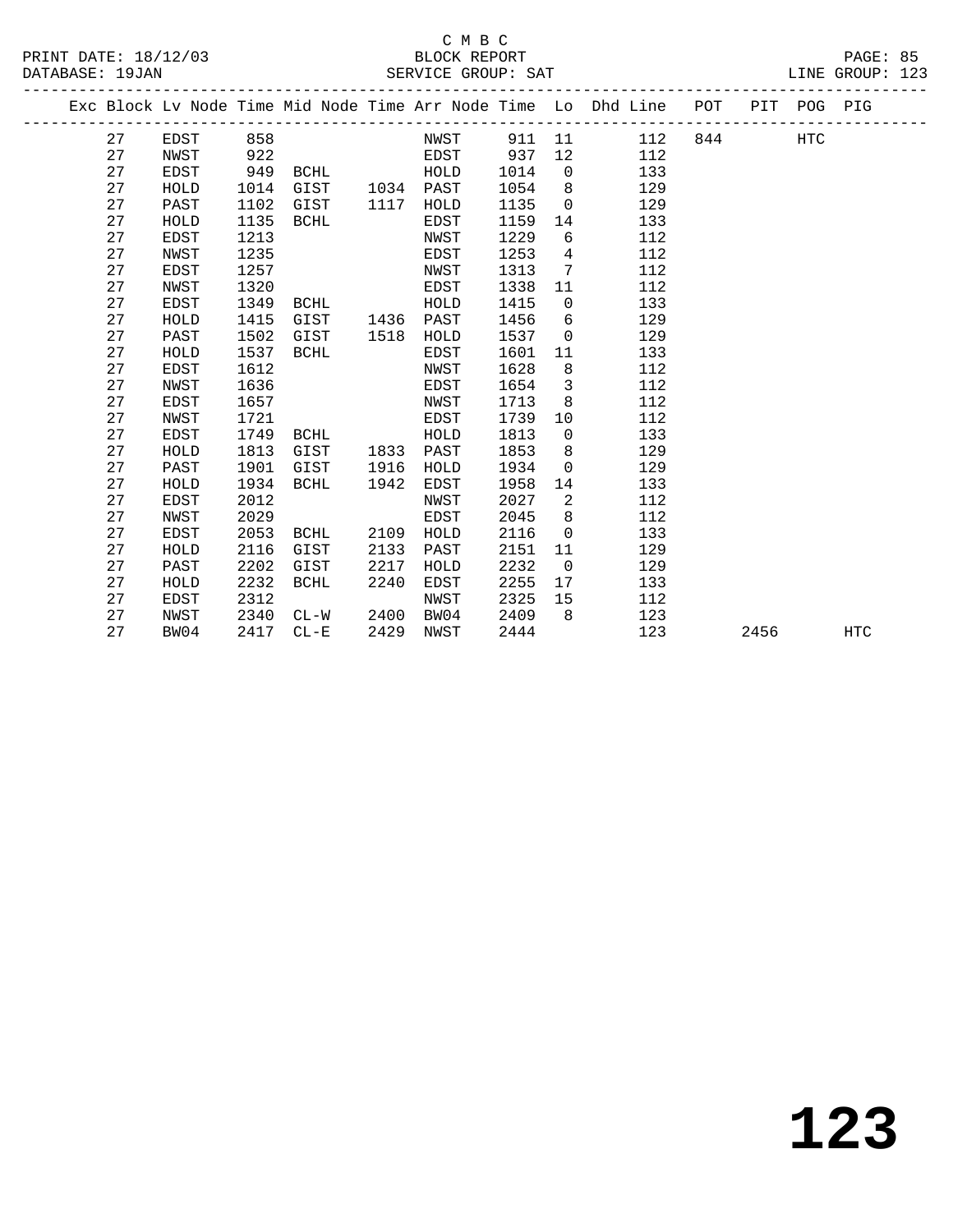C M B C

BLOCK REPORT

SERVICE GROUP: SAT

PRINT DATE: 18/12/03
DATABASE: 19JAN

LINE GROUP: 123

| Exc | Block | Lv Node | Time | Mid Node | Time | Arr Node | Time | Lo | Dhd Line | POT | PIT | POG | PIG |
|---|---|---|---|---|---|---|---|---|---|---|---|---|---|
| | 27 | EDST | 858 | | | NWST | 911 | 11 | 112 | 844 | | HTC | |
| | 27 | NWST | 922 | | | EDST | 937 | 12 | 112 | | | | |
| | 27 | EDST | 949 | BCHL | | HOLD | 1014 | 0 | 133 | | | | |
| | 27 | HOLD | 1014 | GIST | 1034 | PAST | 1054 | 8 | 129 | | | | |
| | 27 | PAST | 1102 | GIST | 1117 | HOLD | 1135 | 0 | 129 | | | | |
| | 27 | HOLD | 1135 | BCHL | | EDST | 1159 | 14 | 133 | | | | |
| | 27 | EDST | 1213 | | | NWST | 1229 | 6 | 112 | | | | |
| | 27 | NWST | 1235 | | | EDST | 1253 | 4 | 112 | | | | |
| | 27 | EDST | 1257 | | | NWST | 1313 | 7 | 112 | | | | |
| | 27 | NWST | 1320 | | | EDST | 1338 | 11 | 112 | | | | |
| | 27 | EDST | 1349 | BCHL | | HOLD | 1415 | 0 | 133 | | | | |
| | 27 | HOLD | 1415 | GIST | 1436 | PAST | 1456 | 6 | 129 | | | | |
| | 27 | PAST | 1502 | GIST | 1518 | HOLD | 1537 | 0 | 129 | | | | |
| | 27 | HOLD | 1537 | BCHL | | EDST | 1601 | 11 | 133 | | | | |
| | 27 | EDST | 1612 | | | NWST | 1628 | 8 | 112 | | | | |
| | 27 | NWST | 1636 | | | EDST | 1654 | 3 | 112 | | | | |
| | 27 | EDST | 1657 | | | NWST | 1713 | 8 | 112 | | | | |
| | 27 | NWST | 1721 | | | EDST | 1739 | 10 | 112 | | | | |
| | 27 | EDST | 1749 | BCHL | | HOLD | 1813 | 0 | 133 | | | | |
| | 27 | HOLD | 1813 | GIST | 1833 | PAST | 1853 | 8 | 129 | | | | |
| | 27 | PAST | 1901 | GIST | 1916 | HOLD | 1934 | 0 | 129 | | | | |
| | 27 | HOLD | 1934 | BCHL | 1942 | EDST | 1958 | 14 | 133 | | | | |
| | 27 | EDST | 2012 | | | NWST | 2027 | 2 | 112 | | | | |
| | 27 | NWST | 2029 | | | EDST | 2045 | 8 | 112 | | | | |
| | 27 | EDST | 2053 | BCHL | 2109 | HOLD | 2116 | 0 | 133 | | | | |
| | 27 | HOLD | 2116 | GIST | 2133 | PAST | 2151 | 11 | 129 | | | | |
| | 27 | PAST | 2202 | GIST | 2217 | HOLD | 2232 | 0 | 129 | | | | |
| | 27 | HOLD | 2232 | BCHL | 2240 | EDST | 2255 | 17 | 133 | | | | |
| | 27 | EDST | 2312 | | | NWST | 2325 | 15 | 112 | | | | |
| | 27 | NWST | 2340 | CL-W | 2400 | BW04 | 2409 | 8 | 123 | | | | |
| | 27 | BW04 | 2417 | CL-E | 2429 | NWST | 2444 | | 123 | | 2456 | | HTC |

**123**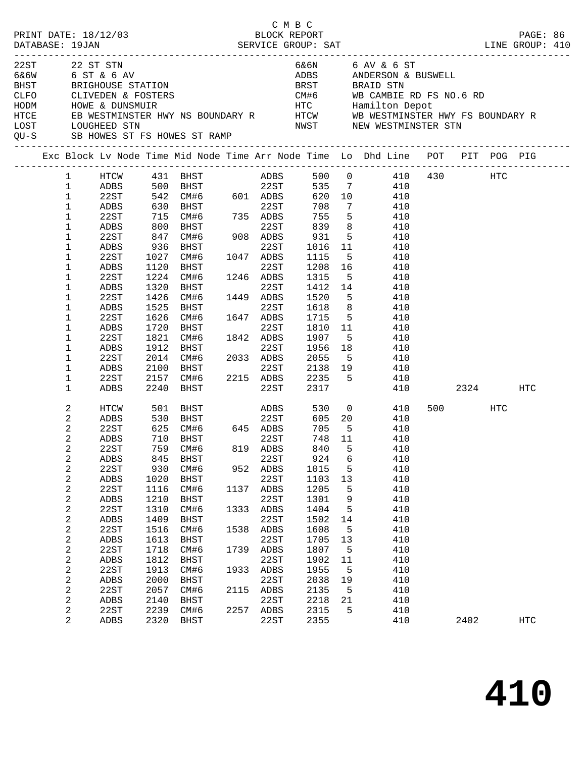C M B C
PRINT DATE: 18/12/03 BLOCK REPORT
DATABASE: 19JAN SERVICE GROUP: SAT LINE GROUP: 410

| Code | Description | Code | Description |
|---|---|---|---|
| 22ST | 22 ST STN | 6&6N | 6 AV & 6 ST |
| 6&6W | 6 ST & 6 AV | ADBS | ANDERSON & BUSWELL |
| BHST | BRIGHOUSE STATION | BRST | BRAID STN |
| CLFO | CLIVEDEN & FOSTERS | CM#6 | WB CAMBIE RD FS NO.6 RD |
| HODM | HOWE & DUNSMUIR | HTC | Hamilton Depot |
| HTCE | EB WESTMINSTER HWY NS BOUNDARY R | HTCW | WB WESTMINSTER HWY FS BOUNDARY R |
| LOST | LOUGHEED STN | NWST | NEW WESTMINSTER STN |
| QU-S | SB HOWES ST FS HOWES ST RAMP | | |

| Exc | Block | Lv Node | Time | Mid Node | Time | Arr Node | Time | Lo | Dhd Line | POT | PIT | POG | PIG |
|---|---|---|---|---|---|---|---|---|---|---|---|---|---|
| | 1 | HTCW | 431 | BHST | | ADBS | 500 | 0 | 410 | 430 | | HTC | |
| | 1 | ADBS | 500 | BHST | | 22ST | 535 | 7 | 410 | | | | |
| | 1 | 22ST | 542 | CM#6 | 601 | ADBS | 620 | 10 | 410 | | | | |
| | 1 | ADBS | 630 | BHST | | 22ST | 708 | 7 | 410 | | | | |
| | 1 | 22ST | 715 | CM#6 | 735 | ADBS | 755 | 5 | 410 | | | | |
| | 1 | ADBS | 800 | BHST | | 22ST | 839 | 8 | 410 | | | | |
| | 1 | 22ST | 847 | CM#6 | 908 | ADBS | 931 | 5 | 410 | | | | |
| | 1 | ADBS | 936 | BHST | | 22ST | 1016 | 11 | 410 | | | | |
| | 1 | 22ST | 1027 | CM#6 | 1047 | ADBS | 1115 | 5 | 410 | | | | |
| | 1 | ADBS | 1120 | BHST | | 22ST | 1208 | 16 | 410 | | | | |
| | 1 | 22ST | 1224 | CM#6 | 1246 | ADBS | 1315 | 5 | 410 | | | | |
| | 1 | ADBS | 1320 | BHST | | 22ST | 1412 | 14 | 410 | | | | |
| | 1 | 22ST | 1426 | CM#6 | 1449 | ADBS | 1520 | 5 | 410 | | | | |
| | 1 | ADBS | 1525 | BHST | | 22ST | 1618 | 8 | 410 | | | | |
| | 1 | 22ST | 1626 | CM#6 | 1647 | ADBS | 1715 | 5 | 410 | | | | |
| | 1 | ADBS | 1720 | BHST | | 22ST | 1810 | 11 | 410 | | | | |
| | 1 | 22ST | 1821 | CM#6 | 1842 | ADBS | 1907 | 5 | 410 | | | | |
| | 1 | ADBS | 1912 | BHST | | 22ST | 1956 | 18 | 410 | | | | |
| | 1 | 22ST | 2014 | CM#6 | 2033 | ADBS | 2055 | 5 | 410 | | | | |
| | 1 | ADBS | 2100 | BHST | | 22ST | 2138 | 19 | 410 | | | | |
| | 1 | 22ST | 2157 | CM#6 | 2215 | ADBS | 2235 | 5 | 410 | | | | |
| | 1 | ADBS | 2240 | BHST | | 22ST | 2317 | | 410 | | 2324 | | HTC |
| | 2 | HTCW | 501 | BHST | | ADBS | 530 | 0 | 410 | 500 | | HTC | |
| | 2 | ADBS | 530 | BHST | | 22ST | 605 | 20 | 410 | | | | |
| | 2 | 22ST | 625 | CM#6 | 645 | ADBS | 705 | 5 | 410 | | | | |
| | 2 | ADBS | 710 | BHST | | 22ST | 748 | 11 | 410 | | | | |
| | 2 | 22ST | 759 | CM#6 | 819 | ADBS | 840 | 5 | 410 | | | | |
| | 2 | ADBS | 845 | BHST | | 22ST | 924 | 6 | 410 | | | | |
| | 2 | 22ST | 930 | CM#6 | 952 | ADBS | 1015 | 5 | 410 | | | | |
| | 2 | ADBS | 1020 | BHST | | 22ST | 1103 | 13 | 410 | | | | |
| | 2 | 22ST | 1116 | CM#6 | 1137 | ADBS | 1205 | 5 | 410 | | | | |
| | 2 | ADBS | 1210 | BHST | | 22ST | 1301 | 9 | 410 | | | | |
| | 2 | 22ST | 1310 | CM#6 | 1333 | ADBS | 1404 | 5 | 410 | | | | |
| | 2 | ADBS | 1409 | BHST | | 22ST | 1502 | 14 | 410 | | | | |
| | 2 | 22ST | 1516 | CM#6 | 1538 | ADBS | 1608 | 5 | 410 | | | | |
| | 2 | ADBS | 1613 | BHST | | 22ST | 1705 | 13 | 410 | | | | |
| | 2 | 22ST | 1718 | CM#6 | 1739 | ADBS | 1807 | 5 | 410 | | | | |
| | 2 | ADBS | 1812 | BHST | | 22ST | 1902 | 11 | 410 | | | | |
| | 2 | 22ST | 1913 | CM#6 | 1933 | ADBS | 1955 | 5 | 410 | | | | |
| | 2 | ADBS | 2000 | BHST | | 22ST | 2038 | 19 | 410 | | | | |
| | 2 | 22ST | 2057 | CM#6 | 2115 | ADBS | 2135 | 5 | 410 | | | | |
| | 2 | ADBS | 2140 | BHST | | 22ST | 2218 | 21 | 410 | | | | |
| | 2 | 22ST | 2239 | CM#6 | 2257 | ADBS | 2315 | 5 | 410 | | | | |
| | 2 | ADBS | 2320 | BHST | | 22ST | 2355 | | 410 | | 2402 | | HTC |

# 410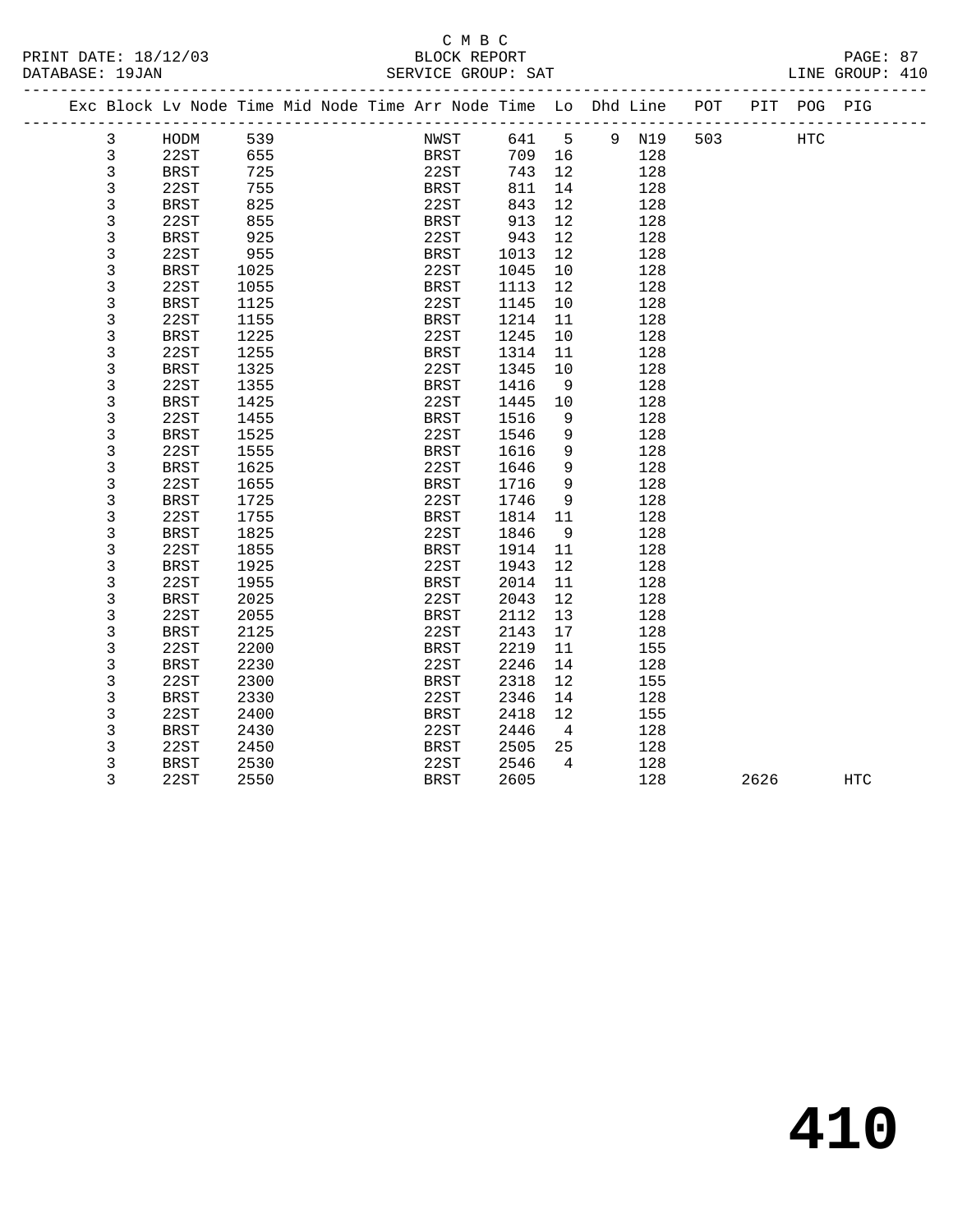C M B C

PRINT DATE: 18/12/03 BLOCK REPORT
DATABASE: 19JAN SERVICE GROUP: SAT LINE GROUP: 410

| Exc | Block | Lv Node | Time | Mid Node | Time | Arr Node | Time | Lo | Dhd | Line | POT | PIT | POG | PIG |
|---|---|---|---|---|---|---|---|---|---|---|---|---|---|---|
| | 3 | HODM | 539 | | | NWST | 641 | 5 | 9 | N19 | 503 | | HTC | |
| | 3 | 22ST | 655 | | | BRST | 709 | 16 | | 128 | | | | |
| | 3 | BRST | 725 | | | 22ST | 743 | 12 | | 128 | | | | |
| | 3 | 22ST | 755 | | | BRST | 811 | 14 | | 128 | | | | |
| | 3 | BRST | 825 | | | 22ST | 843 | 12 | | 128 | | | | |
| | 3 | 22ST | 855 | | | BRST | 913 | 12 | | 128 | | | | |
| | 3 | BRST | 925 | | | 22ST | 943 | 12 | | 128 | | | | |
| | 3 | 22ST | 955 | | | BRST | 1013 | 12 | | 128 | | | | |
| | 3 | BRST | 1025 | | | 22ST | 1045 | 10 | | 128 | | | | |
| | 3 | 22ST | 1055 | | | BRST | 1113 | 12 | | 128 | | | | |
| | 3 | BRST | 1125 | | | 22ST | 1145 | 10 | | 128 | | | | |
| | 3 | 22ST | 1155 | | | BRST | 1214 | 11 | | 128 | | | | |
| | 3 | BRST | 1225 | | | 22ST | 1245 | 10 | | 128 | | | | |
| | 3 | 22ST | 1255 | | | BRST | 1314 | 11 | | 128 | | | | |
| | 3 | BRST | 1325 | | | 22ST | 1345 | 10 | | 128 | | | | |
| | 3 | 22ST | 1355 | | | BRST | 1416 | 9 | | 128 | | | | |
| | 3 | BRST | 1425 | | | 22ST | 1445 | 10 | | 128 | | | | |
| | 3 | 22ST | 1455 | | | BRST | 1516 | 9 | | 128 | | | | |
| | 3 | BRST | 1525 | | | 22ST | 1546 | 9 | | 128 | | | | |
| | 3 | 22ST | 1555 | | | BRST | 1616 | 9 | | 128 | | | | |
| | 3 | BRST | 1625 | | | 22ST | 1646 | 9 | | 128 | | | | |
| | 3 | 22ST | 1655 | | | BRST | 1716 | 9 | | 128 | | | | |
| | 3 | BRST | 1725 | | | 22ST | 1746 | 9 | | 128 | | | | |
| | 3 | 22ST | 1755 | | | BRST | 1814 | 11 | | 128 | | | | |
| | 3 | BRST | 1825 | | | 22ST | 1846 | 9 | | 128 | | | | |
| | 3 | 22ST | 1855 | | | BRST | 1914 | 11 | | 128 | | | | |
| | 3 | BRST | 1925 | | | 22ST | 1943 | 12 | | 128 | | | | |
| | 3 | 22ST | 1955 | | | BRST | 2014 | 11 | | 128 | | | | |
| | 3 | BRST | 2025 | | | 22ST | 2043 | 12 | | 128 | | | | |
| | 3 | 22ST | 2055 | | | BRST | 2112 | 13 | | 128 | | | | |
| | 3 | BRST | 2125 | | | 22ST | 2143 | 17 | | 128 | | | | |
| | 3 | 22ST | 2200 | | | BRST | 2219 | 11 | | 155 | | | | |
| | 3 | BRST | 2230 | | | 22ST | 2246 | 14 | | 128 | | | | |
| | 3 | 22ST | 2300 | | | BRST | 2318 | 12 | | 155 | | | | |
| | 3 | BRST | 2330 | | | 22ST | 2346 | 14 | | 128 | | | | |
| | 3 | 22ST | 2400 | | | BRST | 2418 | 12 | | 155 | | | | |
| | 3 | BRST | 2430 | | | 22ST | 2446 | 4 | | 128 | | | | |
| | 3 | 22ST | 2450 | | | BRST | 2505 | 25 | | 128 | | | | |
| | 3 | BRST | 2530 | | | 22ST | 2546 | 4 | | 128 | | | | |
| | 3 | 22ST | 2550 | | | BRST | 2605 | | | 128 | | 2626 | | HTC |

# 410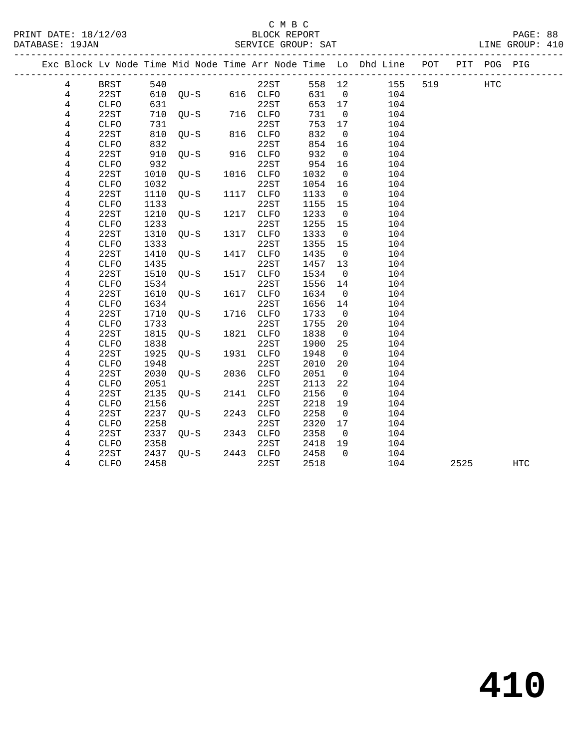C M B C

BLOCK REPORT

SERVICE GROUP: SAT

PRINT DATE: 18/12/03
DATABASE: 19JAN
LINE GROUP: 410

| Exc | Block | Lv Node | Time | Mid Node | Time | Arr Node | Time | Lo | Dhd Line | POT | PIT | POG | PIG |
|---|---|---|---|---|---|---|---|---|---|---|---|---|---|
| | 4 | BRST | 540 | | | 22ST | 558 | 12 | 155 | 519 | | HTC | |
| | 4 | 22ST | 610 | QU-S | 616 | CLFO | 631 | 0 | 104 | | | | |
| | 4 | CLFO | 631 | | | 22ST | 653 | 17 | 104 | | | | |
| | 4 | 22ST | 710 | QU-S | 716 | CLFO | 731 | 0 | 104 | | | | |
| | 4 | CLFO | 731 | | | 22ST | 753 | 17 | 104 | | | | |
| | 4 | 22ST | 810 | QU-S | 816 | CLFO | 832 | 0 | 104 | | | | |
| | 4 | CLFO | 832 | | | 22ST | 854 | 16 | 104 | | | | |
| | 4 | 22ST | 910 | QU-S | 916 | CLFO | 932 | 0 | 104 | | | | |
| | 4 | CLFO | 932 | | | 22ST | 954 | 16 | 104 | | | | |
| | 4 | 22ST | 1010 | QU-S | 1016 | CLFO | 1032 | 0 | 104 | | | | |
| | 4 | CLFO | 1032 | | | 22ST | 1054 | 16 | 104 | | | | |
| | 4 | 22ST | 1110 | QU-S | 1117 | CLFO | 1133 | 0 | 104 | | | | |
| | 4 | CLFO | 1133 | | | 22ST | 1155 | 15 | 104 | | | | |
| | 4 | 22ST | 1210 | QU-S | 1217 | CLFO | 1233 | 0 | 104 | | | | |
| | 4 | CLFO | 1233 | | | 22ST | 1255 | 15 | 104 | | | | |
| | 4 | 22ST | 1310 | QU-S | 1317 | CLFO | 1333 | 0 | 104 | | | | |
| | 4 | CLFO | 1333 | | | 22ST | 1355 | 15 | 104 | | | | |
| | 4 | 22ST | 1410 | QU-S | 1417 | CLFO | 1435 | 0 | 104 | | | | |
| | 4 | CLFO | 1435 | | | 22ST | 1457 | 13 | 104 | | | | |
| | 4 | 22ST | 1510 | QU-S | 1517 | CLFO | 1534 | 0 | 104 | | | | |
| | 4 | CLFO | 1534 | | | 22ST | 1556 | 14 | 104 | | | | |
| | 4 | 22ST | 1610 | QU-S | 1617 | CLFO | 1634 | 0 | 104 | | | | |
| | 4 | CLFO | 1634 | | | 22ST | 1656 | 14 | 104 | | | | |
| | 4 | 22ST | 1710 | QU-S | 1716 | CLFO | 1733 | 0 | 104 | | | | |
| | 4 | CLFO | 1733 | | | 22ST | 1755 | 20 | 104 | | | | |
| | 4 | 22ST | 1815 | QU-S | 1821 | CLFO | 1838 | 0 | 104 | | | | |
| | 4 | CLFO | 1838 | | | 22ST | 1900 | 25 | 104 | | | | |
| | 4 | 22ST | 1925 | QU-S | 1931 | CLFO | 1948 | 0 | 104 | | | | |
| | 4 | CLFO | 1948 | | | 22ST | 2010 | 20 | 104 | | | | |
| | 4 | 22ST | 2030 | QU-S | 2036 | CLFO | 2051 | 0 | 104 | | | | |
| | 4 | CLFO | 2051 | | | 22ST | 2113 | 22 | 104 | | | | |
| | 4 | 22ST | 2135 | QU-S | 2141 | CLFO | 2156 | 0 | 104 | | | | |
| | 4 | CLFO | 2156 | | | 22ST | 2218 | 19 | 104 | | | | |
| | 4 | 22ST | 2237 | QU-S | 2243 | CLFO | 2258 | 0 | 104 | | | | |
| | 4 | CLFO | 2258 | | | 22ST | 2320 | 17 | 104 | | | | |
| | 4 | 22ST | 2337 | QU-S | 2343 | CLFO | 2358 | 0 | 104 | | | | |
| | 4 | CLFO | 2358 | | | 22ST | 2418 | 19 | 104 | | | | |
| | 4 | 22ST | 2437 | QU-S | 2443 | CLFO | 2458 | 0 | 104 | | | | |
| | 4 | CLFO | 2458 | | | 22ST | 2518 | | 104 | | 2525 | | HTC |

# 410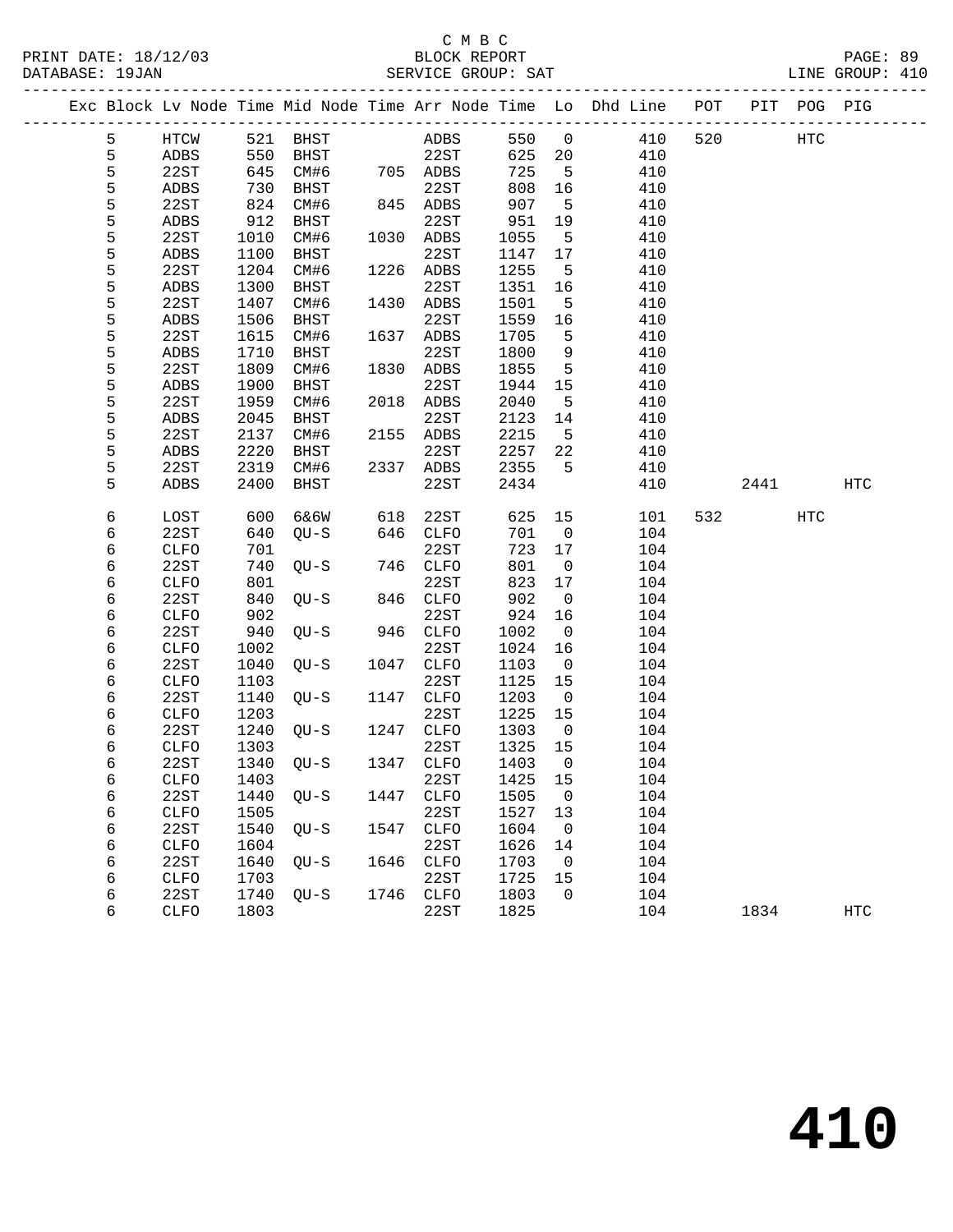C M B C

PRINT DATE: 18/12/03 BLOCK REPORT
DATABASE: 19JAN SERVICE GROUP: SAT LINE GROUP: 410

| Exc | Block | Lv Node | Time | Mid Node | Time | Arr Node | Time | Lo | Dhd Line | POT | PIT | POG | PIG |
|---|---|---|---|---|---|---|---|---|---|---|---|---|---|
| | 5 | HTCW | 521 | BHST | | ADBS | 550 | 0 | 410 | 520 | | HTC | |
| | 5 | ADBS | 550 | BHST | | 22ST | 625 | 20 | 410 | | | | |
| | 5 | 22ST | 645 | CM#6 | 705 | ADBS | 725 | 5 | 410 | | | | |
| | 5 | ADBS | 730 | BHST | | 22ST | 808 | 16 | 410 | | | | |
| | 5 | 22ST | 824 | CM#6 | 845 | ADBS | 907 | 5 | 410 | | | | |
| | 5 | ADBS | 912 | BHST | | 22ST | 951 | 19 | 410 | | | | |
| | 5 | 22ST | 1010 | CM#6 | 1030 | ADBS | 1055 | 5 | 410 | | | | |
| | 5 | ADBS | 1100 | BHST | | 22ST | 1147 | 17 | 410 | | | | |
| | 5 | 22ST | 1204 | CM#6 | 1226 | ADBS | 1255 | 5 | 410 | | | | |
| | 5 | ADBS | 1300 | BHST | | 22ST | 1351 | 16 | 410 | | | | |
| | 5 | 22ST | 1407 | CM#6 | 1430 | ADBS | 1501 | 5 | 410 | | | | |
| | 5 | ADBS | 1506 | BHST | | 22ST | 1559 | 16 | 410 | | | | |
| | 5 | 22ST | 1615 | CM#6 | 1637 | ADBS | 1705 | 5 | 410 | | | | |
| | 5 | ADBS | 1710 | BHST | | 22ST | 1800 | 9 | 410 | | | | |
| | 5 | 22ST | 1809 | CM#6 | 1830 | ADBS | 1855 | 5 | 410 | | | | |
| | 5 | ADBS | 1900 | BHST | | 22ST | 1944 | 15 | 410 | | | | |
| | 5 | 22ST | 1959 | CM#6 | 2018 | ADBS | 2040 | 5 | 410 | | | | |
| | 5 | ADBS | 2045 | BHST | | 22ST | 2123 | 14 | 410 | | | | |
| | 5 | 22ST | 2137 | CM#6 | 2155 | ADBS | 2215 | 5 | 410 | | | | |
| | 5 | ADBS | 2220 | BHST | | 22ST | 2257 | 22 | 410 | | | | |
| | 5 | 22ST | 2319 | CM#6 | 2337 | ADBS | 2355 | 5 | 410 | | | | |
| | 5 | ADBS | 2400 | BHST | | 22ST | 2434 | | 410 | | 2441 | | HTC |
| | 6 | LOST | 600 | 6&6W | 618 | 22ST | 625 | 15 | 101 | 532 | | HTC | |
| | 6 | 22ST | 640 | QU-S | 646 | CLFO | 701 | 0 | 104 | | | | |
| | 6 | CLFO | 701 | | | 22ST | 723 | 17 | 104 | | | | |
| | 6 | 22ST | 740 | QU-S | 746 | CLFO | 801 | 0 | 104 | | | | |
| | 6 | CLFO | 801 | | | 22ST | 823 | 17 | 104 | | | | |
| | 6 | 22ST | 840 | QU-S | 846 | CLFO | 902 | 0 | 104 | | | | |
| | 6 | CLFO | 902 | | | 22ST | 924 | 16 | 104 | | | | |
| | 6 | 22ST | 940 | QU-S | 946 | CLFO | 1002 | 0 | 104 | | | | |
| | 6 | CLFO | 1002 | | | 22ST | 1024 | 16 | 104 | | | | |
| | 6 | 22ST | 1040 | QU-S | 1047 | CLFO | 1103 | 0 | 104 | | | | |
| | 6 | CLFO | 1103 | | | 22ST | 1125 | 15 | 104 | | | | |
| | 6 | 22ST | 1140 | QU-S | 1147 | CLFO | 1203 | 0 | 104 | | | | |
| | 6 | CLFO | 1203 | | | 22ST | 1225 | 15 | 104 | | | | |
| | 6 | 22ST | 1240 | QU-S | 1247 | CLFO | 1303 | 0 | 104 | | | | |
| | 6 | CLFO | 1303 | | | 22ST | 1325 | 15 | 104 | | | | |
| | 6 | 22ST | 1340 | QU-S | 1347 | CLFO | 1403 | 0 | 104 | | | | |
| | 6 | CLFO | 1403 | | | 22ST | 1425 | 15 | 104 | | | | |
| | 6 | 22ST | 1440 | QU-S | 1447 | CLFO | 1505 | 0 | 104 | | | | |
| | 6 | CLFO | 1505 | | | 22ST | 1527 | 13 | 104 | | | | |
| | 6 | 22ST | 1540 | QU-S | 1547 | CLFO | 1604 | 0 | 104 | | | | |
| | 6 | CLFO | 1604 | | | 22ST | 1626 | 14 | 104 | | | | |
| | 6 | 22ST | 1640 | QU-S | 1646 | CLFO | 1703 | 0 | 104 | | | | |
| | 6 | CLFO | 1703 | | | 22ST | 1725 | 15 | 104 | | | | |
| | 6 | 22ST | 1740 | QU-S | 1746 | CLFO | 1803 | 0 | 104 | | | | |
| | 6 | CLFO | 1803 | | | 22ST | 1825 | | 104 | | 1834 | | HTC |

# 410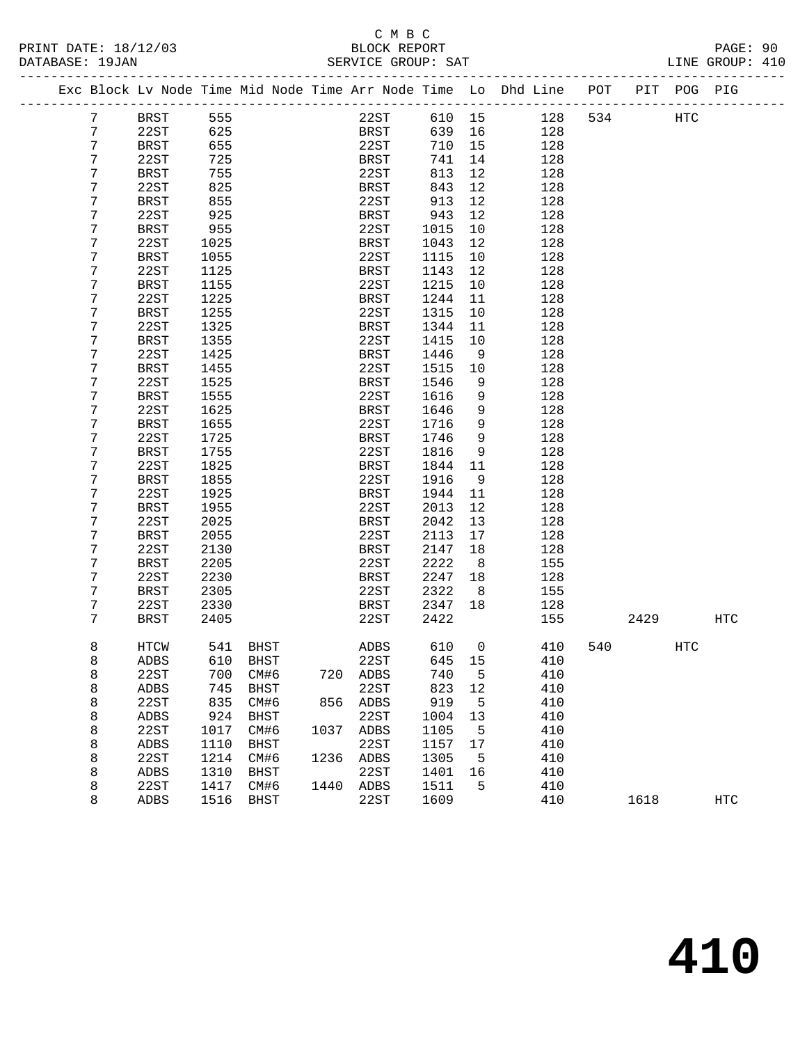C M B C
BLOCK REPORT
SERVICE GROUP: SAT

PRINT DATE: 18/12/03
DATABASE: 19JAN
LINE GROUP: 410

| Exc | Block | Lv Node | Time | Mid Node | Time | Arr Node | Time | Lo | Dhd Line | POT | PIT | POG | PIG |
|---|---|---|---|---|---|---|---|---|---|---|---|---|---|
| | 7 | BRST | 555 | | | 22ST | 610 | 15 | 128 | 534 | | HTC | |
| | 7 | 22ST | 625 | | | BRST | 639 | 16 | 128 | | | | |
| | 7 | BRST | 655 | | | 22ST | 710 | 15 | 128 | | | | |
| | 7 | 22ST | 725 | | | BRST | 741 | 14 | 128 | | | | |
| | 7 | BRST | 755 | | | 22ST | 813 | 12 | 128 | | | | |
| | 7 | 22ST | 825 | | | BRST | 843 | 12 | 128 | | | | |
| | 7 | BRST | 855 | | | 22ST | 913 | 12 | 128 | | | | |
| | 7 | 22ST | 925 | | | BRST | 943 | 12 | 128 | | | | |
| | 7 | BRST | 955 | | | 22ST | 1015 | 10 | 128 | | | | |
| | 7 | 22ST | 1025 | | | BRST | 1043 | 12 | 128 | | | | |
| | 7 | BRST | 1055 | | | 22ST | 1115 | 10 | 128 | | | | |
| | 7 | 22ST | 1125 | | | BRST | 1143 | 12 | 128 | | | | |
| | 7 | BRST | 1155 | | | 22ST | 1215 | 10 | 128 | | | | |
| | 7 | 22ST | 1225 | | | BRST | 1244 | 11 | 128 | | | | |
| | 7 | BRST | 1255 | | | 22ST | 1315 | 10 | 128 | | | | |
| | 7 | 22ST | 1325 | | | BRST | 1344 | 11 | 128 | | | | |
| | 7 | BRST | 1355 | | | 22ST | 1415 | 10 | 128 | | | | |
| | 7 | 22ST | 1425 | | | BRST | 1446 | 9 | 128 | | | | |
| | 7 | BRST | 1455 | | | 22ST | 1515 | 10 | 128 | | | | |
| | 7 | 22ST | 1525 | | | BRST | 1546 | 9 | 128 | | | | |
| | 7 | BRST | 1555 | | | 22ST | 1616 | 9 | 128 | | | | |
| | 7 | 22ST | 1625 | | | BRST | 1646 | 9 | 128 | | | | |
| | 7 | BRST | 1655 | | | 22ST | 1716 | 9 | 128 | | | | |
| | 7 | 22ST | 1725 | | | BRST | 1746 | 9 | 128 | | | | |
| | 7 | BRST | 1755 | | | 22ST | 1816 | 9 | 128 | | | | |
| | 7 | 22ST | 1825 | | | BRST | 1844 | 11 | 128 | | | | |
| | 7 | BRST | 1855 | | | 22ST | 1916 | 9 | 128 | | | | |
| | 7 | 22ST | 1925 | | | BRST | 1944 | 11 | 128 | | | | |
| | 7 | BRST | 1955 | | | 22ST | 2013 | 12 | 128 | | | | |
| | 7 | 22ST | 2025 | | | BRST | 2042 | 13 | 128 | | | | |
| | 7 | BRST | 2055 | | | 22ST | 2113 | 17 | 128 | | | | |
| | 7 | 22ST | 2130 | | | BRST | 2147 | 18 | 128 | | | | |
| | 7 | BRST | 2205 | | | 22ST | 2222 | 8 | 155 | | | | |
| | 7 | 22ST | 2230 | | | BRST | 2247 | 18 | 128 | | | | |
| | 7 | BRST | 2305 | | | 22ST | 2322 | 8 | 155 | | | | |
| | 7 | 22ST | 2330 | | | BRST | 2347 | 18 | 128 | | | | |
| | 7 | BRST | 2405 | | | 22ST | 2422 | | 155 | | 2429 | | HTC |
| | 8 | HTCW | 541 | BHST | | ADBS | 610 | 0 | 410 | 540 | | HTC | |
| | 8 | ADBS | 610 | BHST | | 22ST | 645 | 15 | 410 | | | | |
| | 8 | 22ST | 700 | CM#6 | 720 | ADBS | 740 | 5 | 410 | | | | |
| | 8 | ADBS | 745 | BHST | | 22ST | 823 | 12 | 410 | | | | |
| | 8 | 22ST | 835 | CM#6 | 856 | ADBS | 919 | 5 | 410 | | | | |
| | 8 | ADBS | 924 | BHST | | 22ST | 1004 | 13 | 410 | | | | |
| | 8 | 22ST | 1017 | CM#6 | 1037 | ADBS | 1105 | 5 | 410 | | | | |
| | 8 | ADBS | 1110 | BHST | | 22ST | 1157 | 17 | 410 | | | | |
| | 8 | 22ST | 1214 | CM#6 | 1236 | ADBS | 1305 | 5 | 410 | | | | |
| | 8 | ADBS | 1310 | BHST | | 22ST | 1401 | 16 | 410 | | | | |
| | 8 | 22ST | 1417 | CM#6 | 1440 | ADBS | 1511 | 5 | 410 | | | | |
| | 8 | ADBS | 1516 | BHST | | 22ST | 1609 | | 410 | | 1618 | | HTC |

# 410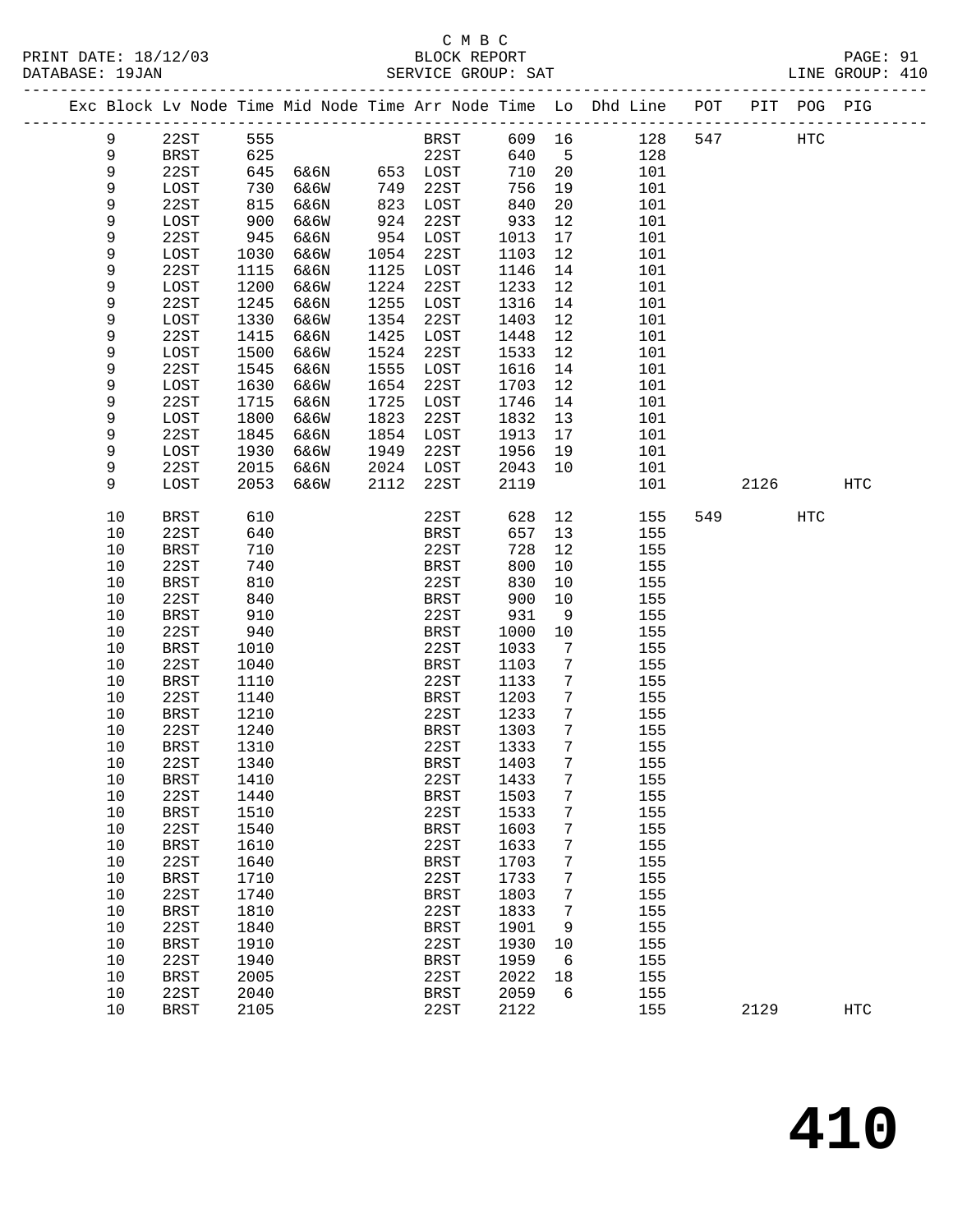C M B C
BLOCK REPORT
SERVICE GROUP: SAT

PRINT DATE: 18/12/03
DATABASE: 19JAN
LINE GROUP: 410

| Exc | Block | Lv Node | Time | Mid Node | Time | Arr Node | Time | Lo | Dhd Line | POT | PIT | POG | PIG |
|---|---|---|---|---|---|---|---|---|---|---|---|---|---|
| | 9 | 22ST | 555 | | | BRST | 609 | 16 | 128 | 547 | | HTC | |
| | 9 | BRST | 625 | | | 22ST | 640 | 5 | 128 | | | | |
| | 9 | 22ST | 645 | 6&6N | 653 | LOST | 710 | 20 | 101 | | | | |
| | 9 | LOST | 730 | 6&6W | 749 | 22ST | 756 | 19 | 101 | | | | |
| | 9 | 22ST | 815 | 6&6N | 823 | LOST | 840 | 20 | 101 | | | | |
| | 9 | LOST | 900 | 6&6W | 924 | 22ST | 933 | 12 | 101 | | | | |
| | 9 | 22ST | 945 | 6&6N | 954 | LOST | 1013 | 17 | 101 | | | | |
| | 9 | LOST | 1030 | 6&6W | 1054 | 22ST | 1103 | 12 | 101 | | | | |
| | 9 | 22ST | 1115 | 6&6N | 1125 | LOST | 1146 | 14 | 101 | | | | |
| | 9 | LOST | 1200 | 6&6W | 1224 | 22ST | 1233 | 12 | 101 | | | | |
| | 9 | 22ST | 1245 | 6&6N | 1255 | LOST | 1316 | 14 | 101 | | | | |
| | 9 | LOST | 1330 | 6&6W | 1354 | 22ST | 1403 | 12 | 101 | | | | |
| | 9 | 22ST | 1415 | 6&6N | 1425 | LOST | 1448 | 12 | 101 | | | | |
| | 9 | LOST | 1500 | 6&6W | 1524 | 22ST | 1533 | 12 | 101 | | | | |
| | 9 | 22ST | 1545 | 6&6N | 1555 | LOST | 1616 | 14 | 101 | | | | |
| | 9 | LOST | 1630 | 6&6W | 1654 | 22ST | 1703 | 12 | 101 | | | | |
| | 9 | 22ST | 1715 | 6&6N | 1725 | LOST | 1746 | 14 | 101 | | | | |
| | 9 | LOST | 1800 | 6&6W | 1823 | 22ST | 1832 | 13 | 101 | | | | |
| | 9 | 22ST | 1845 | 6&6N | 1854 | LOST | 1913 | 17 | 101 | | | | |
| | 9 | LOST | 1930 | 6&6W | 1949 | 22ST | 1956 | 19 | 101 | | | | |
| | 9 | 22ST | 2015 | 6&6N | 2024 | LOST | 2043 | 10 | 101 | | | | |
| | 9 | LOST | 2053 | 6&6W | 2112 | 22ST | 2119 | | 101 | | 2126 | | HTC |
| | 10 | BRST | 610 | | | 22ST | 628 | 12 | 155 | 549 | | HTC | |
| | 10 | 22ST | 640 | | | BRST | 657 | 13 | 155 | | | | |
| | 10 | BRST | 710 | | | 22ST | 728 | 12 | 155 | | | | |
| | 10 | 22ST | 740 | | | BRST | 800 | 10 | 155 | | | | |
| | 10 | BRST | 810 | | | 22ST | 830 | 10 | 155 | | | | |
| | 10 | 22ST | 840 | | | BRST | 900 | 10 | 155 | | | | |
| | 10 | BRST | 910 | | | 22ST | 931 | 9 | 155 | | | | |
| | 10 | 22ST | 940 | | | BRST | 1000 | 10 | 155 | | | | |
| | 10 | BRST | 1010 | | | 22ST | 1033 | 7 | 155 | | | | |
| | 10 | 22ST | 1040 | | | BRST | 1103 | 7 | 155 | | | | |
| | 10 | BRST | 1110 | | | 22ST | 1133 | 7 | 155 | | | | |
| | 10 | 22ST | 1140 | | | BRST | 1203 | 7 | 155 | | | | |
| | 10 | BRST | 1210 | | | 22ST | 1233 | 7 | 155 | | | | |
| | 10 | 22ST | 1240 | | | BRST | 1303 | 7 | 155 | | | | |
| | 10 | BRST | 1310 | | | 22ST | 1333 | 7 | 155 | | | | |
| | 10 | 22ST | 1340 | | | BRST | 1403 | 7 | 155 | | | | |
| | 10 | BRST | 1410 | | | 22ST | 1433 | 7 | 155 | | | | |
| | 10 | 22ST | 1440 | | | BRST | 1503 | 7 | 155 | | | | |
| | 10 | BRST | 1510 | | | 22ST | 1533 | 7 | 155 | | | | |
| | 10 | 22ST | 1540 | | | BRST | 1603 | 7 | 155 | | | | |
| | 10 | BRST | 1610 | | | 22ST | 1633 | 7 | 155 | | | | |
| | 10 | 22ST | 1640 | | | BRST | 1703 | 7 | 155 | | | | |
| | 10 | BRST | 1710 | | | 22ST | 1733 | 7 | 155 | | | | |
| | 10 | 22ST | 1740 | | | BRST | 1803 | 7 | 155 | | | | |
| | 10 | BRST | 1810 | | | 22ST | 1833 | 7 | 155 | | | | |
| | 10 | 22ST | 1840 | | | BRST | 1901 | 9 | 155 | | | | |
| | 10 | BRST | 1910 | | | 22ST | 1930 | 10 | 155 | | | | |
| | 10 | 22ST | 1940 | | | BRST | 1959 | 6 | 155 | | | | |
| | 10 | BRST | 2005 | | | 22ST | 2022 | 18 | 155 | | | | |
| | 10 | 22ST | 2040 | | | BRST | 2059 | 6 | 155 | | | | |
| | 10 | BRST | 2105 | | | 22ST | 2122 | | 155 | | 2129 | | HTC |

# 410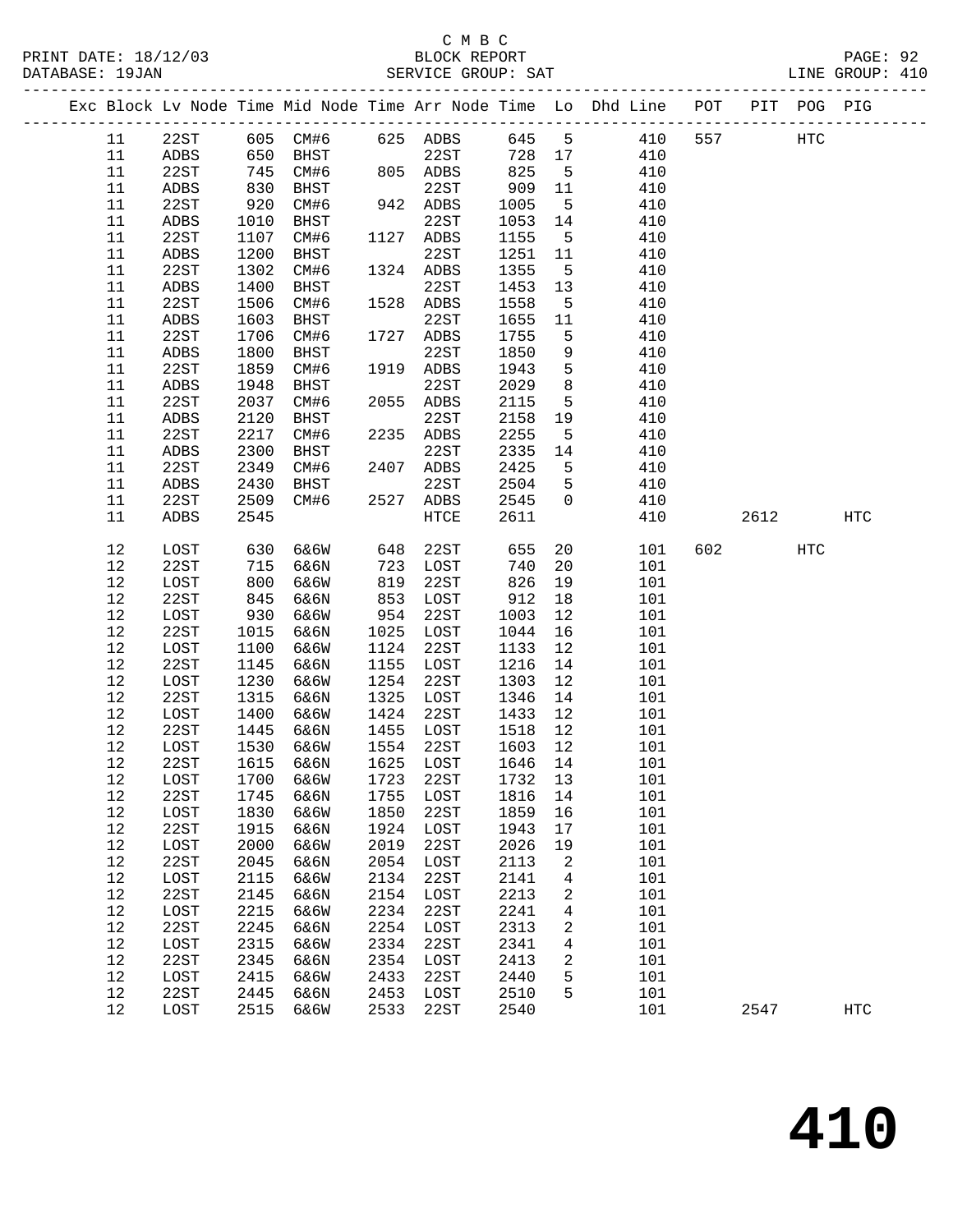C M B C

PRINT DATE: 18/12/03 BLOCK REPORT PAGE: 92
DATABASE: 19JAN SERVICE GROUP: SAT LINE GROUP: 410

| Exc | Block | Lv Node | Time | Mid Node | Time | Arr Node | Time | Lo | Dhd Line | POT | PIT | POG | PIG |
|---|---|---|---|---|---|---|---|---|---|---|---|---|---|
| | 11 | 22ST | 605 | CM#6 | 625 | ADBS | 645 | 5 | 410 | 557 | | HTC | |
| | 11 | ADBS | 650 | BHST | | 22ST | 728 | 17 | 410 | | | | |
| | 11 | 22ST | 745 | CM#6 | 805 | ADBS | 825 | 5 | 410 | | | | |
| | 11 | ADBS | 830 | BHST | | 22ST | 909 | 11 | 410 | | | | |
| | 11 | 22ST | 920 | CM#6 | 942 | ADBS | 1005 | 5 | 410 | | | | |
| | 11 | ADBS | 1010 | BHST | | 22ST | 1053 | 14 | 410 | | | | |
| | 11 | 22ST | 1107 | CM#6 | 1127 | ADBS | 1155 | 5 | 410 | | | | |
| | 11 | ADBS | 1200 | BHST | | 22ST | 1251 | 11 | 410 | | | | |
| | 11 | 22ST | 1302 | CM#6 | 1324 | ADBS | 1355 | 5 | 410 | | | | |
| | 11 | ADBS | 1400 | BHST | | 22ST | 1453 | 13 | 410 | | | | |
| | 11 | 22ST | 1506 | CM#6 | 1528 | ADBS | 1558 | 5 | 410 | | | | |
| | 11 | ADBS | 1603 | BHST | | 22ST | 1655 | 11 | 410 | | | | |
| | 11 | 22ST | 1706 | CM#6 | 1727 | ADBS | 1755 | 5 | 410 | | | | |
| | 11 | ADBS | 1800 | BHST | | 22ST | 1850 | 9 | 410 | | | | |
| | 11 | 22ST | 1859 | CM#6 | 1919 | ADBS | 1943 | 5 | 410 | | | | |
| | 11 | ADBS | 1948 | BHST | | 22ST | 2029 | 8 | 410 | | | | |
| | 11 | 22ST | 2037 | CM#6 | 2055 | ADBS | 2115 | 5 | 410 | | | | |
| | 11 | ADBS | 2120 | BHST | | 22ST | 2158 | 19 | 410 | | | | |
| | 11 | 22ST | 2217 | CM#6 | 2235 | ADBS | 2255 | 5 | 410 | | | | |
| | 11 | ADBS | 2300 | BHST | | 22ST | 2335 | 14 | 410 | | | | |
| | 11 | 22ST | 2349 | CM#6 | 2407 | ADBS | 2425 | 5 | 410 | | | | |
| | 11 | ADBS | 2430 | BHST | | 22ST | 2504 | 5 | 410 | | | | |
| | 11 | 22ST | 2509 | CM#6 | 2527 | ADBS | 2545 | 0 | 410 | | | | |
| | 11 | ADBS | 2545 | | | HTCE | 2611 | | 410 | | 2612 | | HTC |
| | 12 | LOST | 630 | 6&6W | 648 | 22ST | 655 | 20 | 101 | 602 | | HTC | |
| | 12 | 22ST | 715 | 6&6N | 723 | LOST | 740 | 20 | 101 | | | | |
| | 12 | LOST | 800 | 6&6W | 819 | 22ST | 826 | 19 | 101 | | | | |
| | 12 | 22ST | 845 | 6&6N | 853 | LOST | 912 | 18 | 101 | | | | |
| | 12 | LOST | 930 | 6&6W | 954 | 22ST | 1003 | 12 | 101 | | | | |
| | 12 | 22ST | 1015 | 6&6N | 1025 | LOST | 1044 | 16 | 101 | | | | |
| | 12 | LOST | 1100 | 6&6W | 1124 | 22ST | 1133 | 12 | 101 | | | | |
| | 12 | 22ST | 1145 | 6&6N | 1155 | LOST | 1216 | 14 | 101 | | | | |
| | 12 | LOST | 1230 | 6&6W | 1254 | 22ST | 1303 | 12 | 101 | | | | |
| | 12 | 22ST | 1315 | 6&6N | 1325 | LOST | 1346 | 14 | 101 | | | | |
| | 12 | LOST | 1400 | 6&6W | 1424 | 22ST | 1433 | 12 | 101 | | | | |
| | 12 | 22ST | 1445 | 6&6N | 1455 | LOST | 1518 | 12 | 101 | | | | |
| | 12 | LOST | 1530 | 6&6W | 1554 | 22ST | 1603 | 12 | 101 | | | | |
| | 12 | 22ST | 1615 | 6&6N | 1625 | LOST | 1646 | 14 | 101 | | | | |
| | 12 | LOST | 1700 | 6&6W | 1723 | 22ST | 1732 | 13 | 101 | | | | |
| | 12 | 22ST | 1745 | 6&6N | 1755 | LOST | 1816 | 14 | 101 | | | | |
| | 12 | LOST | 1830 | 6&6W | 1850 | 22ST | 1859 | 16 | 101 | | | | |
| | 12 | 22ST | 1915 | 6&6N | 1924 | LOST | 1943 | 17 | 101 | | | | |
| | 12 | LOST | 2000 | 6&6W | 2019 | 22ST | 2026 | 19 | 101 | | | | |
| | 12 | 22ST | 2045 | 6&6N | 2054 | LOST | 2113 | 2 | 101 | | | | |
| | 12 | LOST | 2115 | 6&6W | 2134 | 22ST | 2141 | 4 | 101 | | | | |
| | 12 | 22ST | 2145 | 6&6N | 2154 | LOST | 2213 | 2 | 101 | | | | |
| | 12 | LOST | 2215 | 6&6W | 2234 | 22ST | 2241 | 4 | 101 | | | | |
| | 12 | 22ST | 2245 | 6&6N | 2254 | LOST | 2313 | 2 | 101 | | | | |
| | 12 | LOST | 2315 | 6&6W | 2334 | 22ST | 2341 | 4 | 101 | | | | |
| | 12 | 22ST | 2345 | 6&6N | 2354 | LOST | 2413 | 2 | 101 | | | | |
| | 12 | LOST | 2415 | 6&6W | 2433 | 22ST | 2440 | 5 | 101 | | | | |
| | 12 | 22ST | 2445 | 6&6N | 2453 | LOST | 2510 | 5 | 101 | | | | |
| | 12 | LOST | 2515 | 6&6W | 2533 | 22ST | 2540 | | 101 | | 2547 | | HTC |

# 410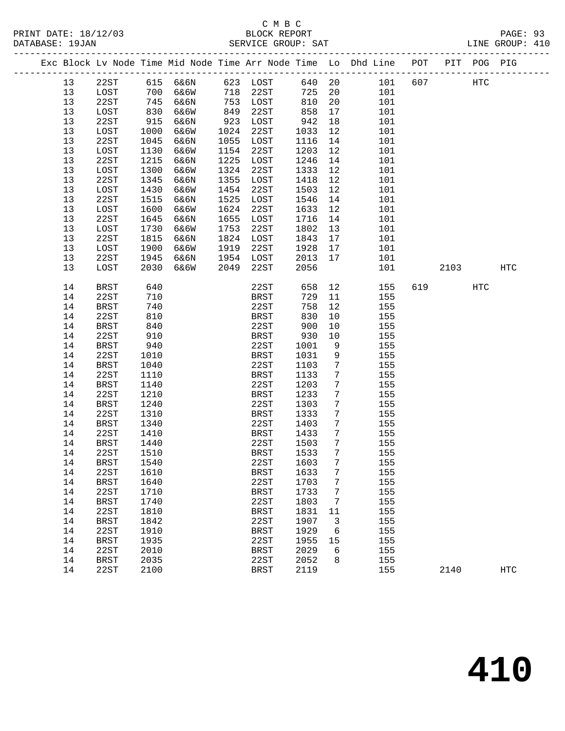C M B C
BLOCK REPORT
SERVICE GROUP: SAT

PRINT DATE: 18/12/03
DATABASE: 19JAN
LINE GROUP: 410

| Exc | Block | Lv Node | Time | Mid Node | Time | Arr Node | Time | Lo | Dhd Line | POT | PIT | POG | PIG |
|---|---|---|---|---|---|---|---|---|---|---|---|---|---|
| | 13 | 22ST | 615 | 6&6N | 623 | LOST | 640 | 20 | 101 | 607 | | HTC | |
| | 13 | LOST | 700 | 6&6W | 718 | 22ST | 725 | 20 | 101 | | | | |
| | 13 | 22ST | 745 | 6&6N | 753 | LOST | 810 | 20 | 101 | | | | |
| | 13 | LOST | 830 | 6&6W | 849 | 22ST | 858 | 17 | 101 | | | | |
| | 13 | 22ST | 915 | 6&6N | 923 | LOST | 942 | 18 | 101 | | | | |
| | 13 | LOST | 1000 | 6&6W | 1024 | 22ST | 1033 | 12 | 101 | | | | |
| | 13 | 22ST | 1045 | 6&6N | 1055 | LOST | 1116 | 14 | 101 | | | | |
| | 13 | LOST | 1130 | 6&6W | 1154 | 22ST | 1203 | 12 | 101 | | | | |
| | 13 | 22ST | 1215 | 6&6N | 1225 | LOST | 1246 | 14 | 101 | | | | |
| | 13 | LOST | 1300 | 6&6W | 1324 | 22ST | 1333 | 12 | 101 | | | | |
| | 13 | 22ST | 1345 | 6&6N | 1355 | LOST | 1418 | 12 | 101 | | | | |
| | 13 | LOST | 1430 | 6&6W | 1454 | 22ST | 1503 | 12 | 101 | | | | |
| | 13 | 22ST | 1515 | 6&6N | 1525 | LOST | 1546 | 14 | 101 | | | | |
| | 13 | LOST | 1600 | 6&6W | 1624 | 22ST | 1633 | 12 | 101 | | | | |
| | 13 | 22ST | 1645 | 6&6N | 1655 | LOST | 1716 | 14 | 101 | | | | |
| | 13 | LOST | 1730 | 6&6W | 1753 | 22ST | 1802 | 13 | 101 | | | | |
| | 13 | 22ST | 1815 | 6&6N | 1824 | LOST | 1843 | 17 | 101 | | | | |
| | 13 | LOST | 1900 | 6&6W | 1919 | 22ST | 1928 | 17 | 101 | | | | |
| | 13 | 22ST | 1945 | 6&6N | 1954 | LOST | 2013 | 17 | 101 | | | | |
| | 13 | LOST | 2030 | 6&6W | 2049 | 22ST | 2056 | | 101 | | 2103 | | HTC |
| | 14 | BRST | 640 | | | 22ST | 658 | 12 | 155 | 619 | | HTC | |
| | 14 | 22ST | 710 | | | BRST | 729 | 11 | 155 | | | | |
| | 14 | BRST | 740 | | | 22ST | 758 | 12 | 155 | | | | |
| | 14 | 22ST | 810 | | | BRST | 830 | 10 | 155 | | | | |
| | 14 | BRST | 840 | | | 22ST | 900 | 10 | 155 | | | | |
| | 14 | 22ST | 910 | | | BRST | 930 | 10 | 155 | | | | |
| | 14 | BRST | 940 | | | 22ST | 1001 | 9 | 155 | | | | |
| | 14 | 22ST | 1010 | | | BRST | 1031 | 9 | 155 | | | | |
| | 14 | BRST | 1040 | | | 22ST | 1103 | 7 | 155 | | | | |
| | 14 | 22ST | 1110 | | | BRST | 1133 | 7 | 155 | | | | |
| | 14 | BRST | 1140 | | | 22ST | 1203 | 7 | 155 | | | | |
| | 14 | 22ST | 1210 | | | BRST | 1233 | 7 | 155 | | | | |
| | 14 | BRST | 1240 | | | 22ST | 1303 | 7 | 155 | | | | |
| | 14 | 22ST | 1310 | | | BRST | 1333 | 7 | 155 | | | | |
| | 14 | BRST | 1340 | | | 22ST | 1403 | 7 | 155 | | | | |
| | 14 | 22ST | 1410 | | | BRST | 1433 | 7 | 155 | | | | |
| | 14 | BRST | 1440 | | | 22ST | 1503 | 7 | 155 | | | | |
| | 14 | 22ST | 1510 | | | BRST | 1533 | 7 | 155 | | | | |
| | 14 | BRST | 1540 | | | 22ST | 1603 | 7 | 155 | | | | |
| | 14 | 22ST | 1610 | | | BRST | 1633 | 7 | 155 | | | | |
| | 14 | BRST | 1640 | | | 22ST | 1703 | 7 | 155 | | | | |
| | 14 | 22ST | 1710 | | | BRST | 1733 | 7 | 155 | | | | |
| | 14 | BRST | 1740 | | | 22ST | 1803 | 7 | 155 | | | | |
| | 14 | 22ST | 1810 | | | BRST | 1831 | 11 | 155 | | | | |
| | 14 | BRST | 1842 | | | 22ST | 1907 | 3 | 155 | | | | |
| | 14 | 22ST | 1910 | | | BRST | 1929 | 6 | 155 | | | | |
| | 14 | BRST | 1935 | | | 22ST | 1955 | 15 | 155 | | | | |
| | 14 | 22ST | 2010 | | | BRST | 2029 | 6 | 155 | | | | |
| | 14 | BRST | 2035 | | | 22ST | 2052 | 8 | 155 | | | | |
| | 14 | 22ST | 2100 | | | BRST | 2119 | | 155 | | 2140 | | HTC |

# 410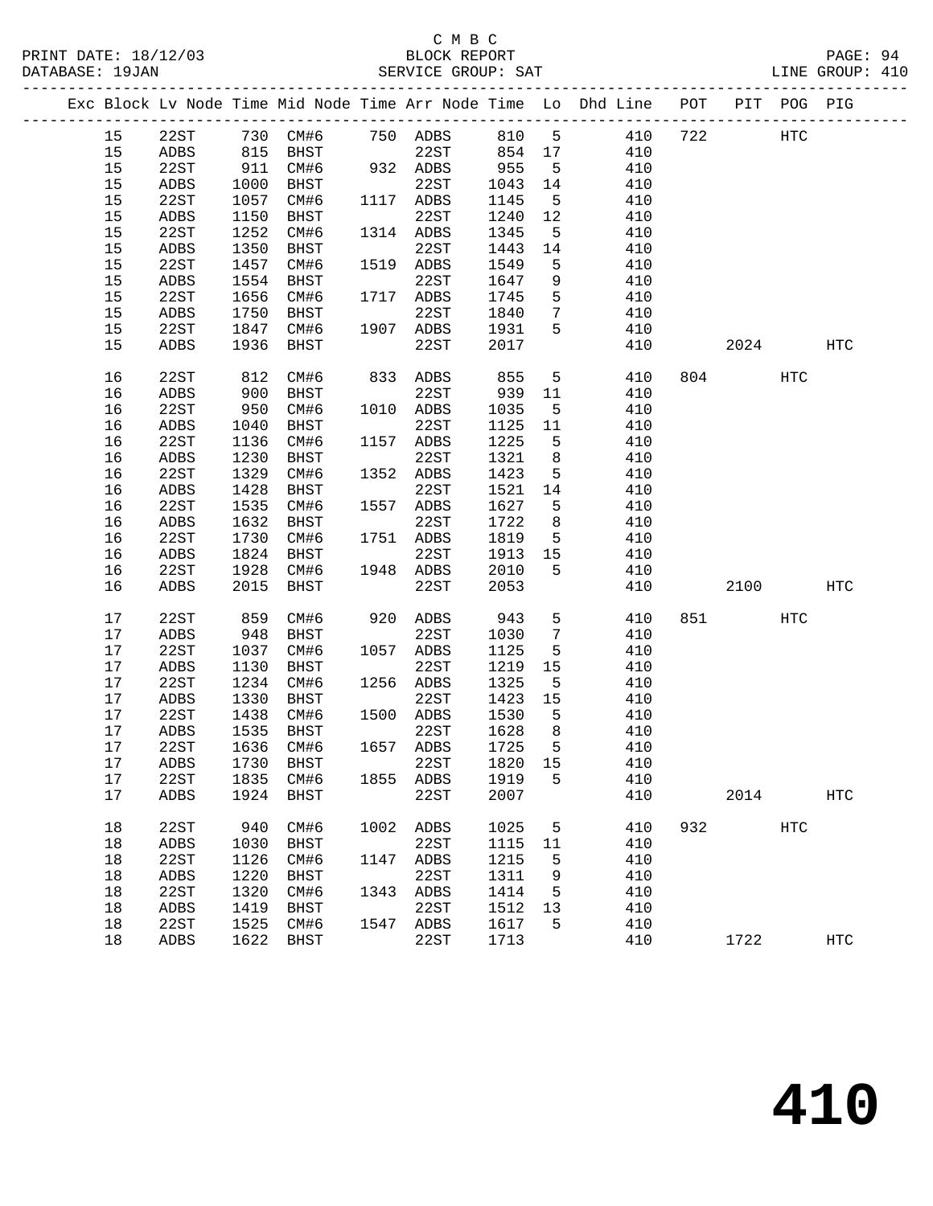C M B C
BLOCK REPORT
SERVICE GROUP: SAT

PRINT DATE: 18/12/03
DATABASE: 19JAN
LINE GROUP: 410

| Exc | Block | Lv | Node | Time | Mid Node | Time | Arr Node | Time | Lo | Dhd Line | POT | PIT | POG | PIG |
|---|---|---|---|---|---|---|---|---|---|---|---|---|---|---|
| | 15 | | 22ST | 730 | CM#6 | 750 | ADBS | 810 | 5 | 410 | 722 | | HTC | |
| | 15 | | ADBS | 815 | BHST | | 22ST | 854 | 17 | 410 | | | | |
| | 15 | | 22ST | 911 | CM#6 | 932 | ADBS | 955 | 5 | 410 | | | | |
| | 15 | | ADBS | 1000 | BHST | | 22ST | 1043 | 14 | 410 | | | | |
| | 15 | | 22ST | 1057 | CM#6 | 1117 | ADBS | 1145 | 5 | 410 | | | | |
| | 15 | | ADBS | 1150 | BHST | | 22ST | 1240 | 12 | 410 | | | | |
| | 15 | | 22ST | 1252 | CM#6 | 1314 | ADBS | 1345 | 5 | 410 | | | | |
| | 15 | | ADBS | 1350 | BHST | | 22ST | 1443 | 14 | 410 | | | | |
| | 15 | | 22ST | 1457 | CM#6 | 1519 | ADBS | 1549 | 5 | 410 | | | | |
| | 15 | | ADBS | 1554 | BHST | | 22ST | 1647 | 9 | 410 | | | | |
| | 15 | | 22ST | 1656 | CM#6 | 1717 | ADBS | 1745 | 5 | 410 | | | | |
| | 15 | | ADBS | 1750 | BHST | | 22ST | 1840 | 7 | 410 | | | | |
| | 15 | | 22ST | 1847 | CM#6 | 1907 | ADBS | 1931 | 5 | 410 | | | | |
| | 15 | | ADBS | 1936 | BHST | | 22ST | 2017 | | 410 | | 2024 | | HTC |
| | 16 | | 22ST | 812 | CM#6 | 833 | ADBS | 855 | 5 | 410 | 804 | | HTC | |
| | 16 | | ADBS | 900 | BHST | | 22ST | 939 | 11 | 410 | | | | |
| | 16 | | 22ST | 950 | CM#6 | 1010 | ADBS | 1035 | 5 | 410 | | | | |
| | 16 | | ADBS | 1040 | BHST | | 22ST | 1125 | 11 | 410 | | | | |
| | 16 | | 22ST | 1136 | CM#6 | 1157 | ADBS | 1225 | 5 | 410 | | | | |
| | 16 | | ADBS | 1230 | BHST | | 22ST | 1321 | 8 | 410 | | | | |
| | 16 | | 22ST | 1329 | CM#6 | 1352 | ADBS | 1423 | 5 | 410 | | | | |
| | 16 | | ADBS | 1428 | BHST | | 22ST | 1521 | 14 | 410 | | | | |
| | 16 | | 22ST | 1535 | CM#6 | 1557 | ADBS | 1627 | 5 | 410 | | | | |
| | 16 | | ADBS | 1632 | BHST | | 22ST | 1722 | 8 | 410 | | | | |
| | 16 | | 22ST | 1730 | CM#6 | 1751 | ADBS | 1819 | 5 | 410 | | | | |
| | 16 | | ADBS | 1824 | BHST | | 22ST | 1913 | 15 | 410 | | | | |
| | 16 | | 22ST | 1928 | CM#6 | 1948 | ADBS | 2010 | 5 | 410 | | | | |
| | 16 | | ADBS | 2015 | BHST | | 22ST | 2053 | | 410 | | 2100 | | HTC |
| | 17 | | 22ST | 859 | CM#6 | 920 | ADBS | 943 | 5 | 410 | 851 | | HTC | |
| | 17 | | ADBS | 948 | BHST | | 22ST | 1030 | 7 | 410 | | | | |
| | 17 | | 22ST | 1037 | CM#6 | 1057 | ADBS | 1125 | 5 | 410 | | | | |
| | 17 | | ADBS | 1130 | BHST | | 22ST | 1219 | 15 | 410 | | | | |
| | 17 | | 22ST | 1234 | CM#6 | 1256 | ADBS | 1325 | 5 | 410 | | | | |
| | 17 | | ADBS | 1330 | BHST | | 22ST | 1423 | 15 | 410 | | | | |
| | 17 | | 22ST | 1438 | CM#6 | 1500 | ADBS | 1530 | 5 | 410 | | | | |
| | 17 | | ADBS | 1535 | BHST | | 22ST | 1628 | 8 | 410 | | | | |
| | 17 | | 22ST | 1636 | CM#6 | 1657 | ADBS | 1725 | 5 | 410 | | | | |
| | 17 | | ADBS | 1730 | BHST | | 22ST | 1820 | 15 | 410 | | | | |
| | 17 | | 22ST | 1835 | CM#6 | 1855 | ADBS | 1919 | 5 | 410 | | | | |
| | 17 | | ADBS | 1924 | BHST | | 22ST | 2007 | | 410 | | 2014 | | HTC |
| | 18 | | 22ST | 940 | CM#6 | 1002 | ADBS | 1025 | 5 | 410 | 932 | | HTC | |
| | 18 | | ADBS | 1030 | BHST | | 22ST | 1115 | 11 | 410 | | | | |
| | 18 | | 22ST | 1126 | CM#6 | 1147 | ADBS | 1215 | 5 | 410 | | | | |
| | 18 | | ADBS | 1220 | BHST | | 22ST | 1311 | 9 | 410 | | | | |
| | 18 | | 22ST | 1320 | CM#6 | 1343 | ADBS | 1414 | 5 | 410 | | | | |
| | 18 | | ADBS | 1419 | BHST | | 22ST | 1512 | 13 | 410 | | | | |
| | 18 | | 22ST | 1525 | CM#6 | 1547 | ADBS | 1617 | 5 | 410 | | | | |
| | 18 | | ADBS | 1622 | BHST | | 22ST | 1713 | | 410 | | 1722 | | HTC |

# 410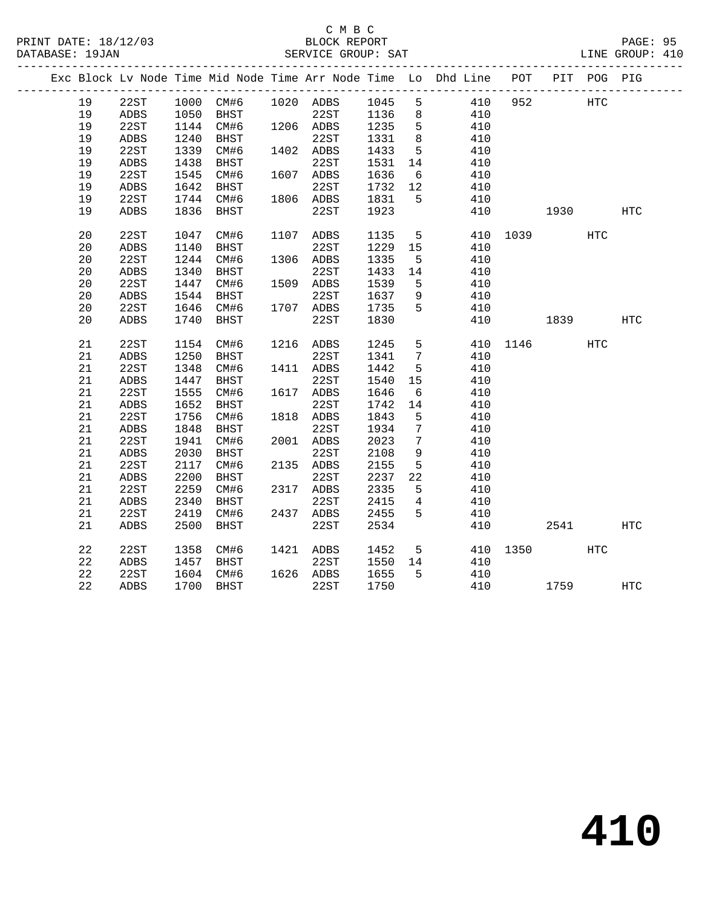C M B C
BLOCK REPORT
SERVICE GROUP: SAT

PRINT DATE: 18/12/03
DATABASE: 19JAN
LINE GROUP: 410

| Exc | Block | Lv | Node | Time | Mid Node | Time | Arr Node | Time | Lo | Dhd Line | POT | PIT | POG | PIG |
|---|---|---|---|---|---|---|---|---|---|---|---|---|---|---|
| | 19 | | 22ST | 1000 | CM#6 | 1020 | ADBS | 1045 | 5 | 410 | 952 | | HTC | |
| | 19 | | ADBS | 1050 | BHST | | 22ST | 1136 | 8 | 410 | | | | |
| | 19 | | 22ST | 1144 | CM#6 | 1206 | ADBS | 1235 | 5 | 410 | | | | |
| | 19 | | ADBS | 1240 | BHST | | 22ST | 1331 | 8 | 410 | | | | |
| | 19 | | 22ST | 1339 | CM#6 | 1402 | ADBS | 1433 | 5 | 410 | | | | |
| | 19 | | ADBS | 1438 | BHST | | 22ST | 1531 | 14 | 410 | | | | |
| | 19 | | 22ST | 1545 | CM#6 | 1607 | ADBS | 1636 | 6 | 410 | | | | |
| | 19 | | ADBS | 1642 | BHST | | 22ST | 1732 | 12 | 410 | | | | |
| | 19 | | 22ST | 1744 | CM#6 | 1806 | ADBS | 1831 | 5 | 410 | | | | |
| | 19 | | ADBS | 1836 | BHST | | 22ST | 1923 | | 410 | | 1930 | | HTC |
| | 20 | | 22ST | 1047 | CM#6 | 1107 | ADBS | 1135 | 5 | 410 | 1039 | | HTC | |
| | 20 | | ADBS | 1140 | BHST | | 22ST | 1229 | 15 | 410 | | | | |
| | 20 | | 22ST | 1244 | CM#6 | 1306 | ADBS | 1335 | 5 | 410 | | | | |
| | 20 | | ADBS | 1340 | BHST | | 22ST | 1433 | 14 | 410 | | | | |
| | 20 | | 22ST | 1447 | CM#6 | 1509 | ADBS | 1539 | 5 | 410 | | | | |
| | 20 | | ADBS | 1544 | BHST | | 22ST | 1637 | 9 | 410 | | | | |
| | 20 | | 22ST | 1646 | CM#6 | 1707 | ADBS | 1735 | 5 | 410 | | | | |
| | 20 | | ADBS | 1740 | BHST | | 22ST | 1830 | | 410 | | 1839 | | HTC |
| | 21 | | 22ST | 1154 | CM#6 | 1216 | ADBS | 1245 | 5 | 410 | 1146 | | HTC | |
| | 21 | | ADBS | 1250 | BHST | | 22ST | 1341 | 7 | 410 | | | | |
| | 21 | | 22ST | 1348 | CM#6 | 1411 | ADBS | 1442 | 5 | 410 | | | | |
| | 21 | | ADBS | 1447 | BHST | | 22ST | 1540 | 15 | 410 | | | | |
| | 21 | | 22ST | 1555 | CM#6 | 1617 | ADBS | 1646 | 6 | 410 | | | | |
| | 21 | | ADBS | 1652 | BHST | | 22ST | 1742 | 14 | 410 | | | | |
| | 21 | | 22ST | 1756 | CM#6 | 1818 | ADBS | 1843 | 5 | 410 | | | | |
| | 21 | | ADBS | 1848 | BHST | | 22ST | 1934 | 7 | 410 | | | | |
| | 21 | | 22ST | 1941 | CM#6 | 2001 | ADBS | 2023 | 7 | 410 | | | | |
| | 21 | | ADBS | 2030 | BHST | | 22ST | 2108 | 9 | 410 | | | | |
| | 21 | | 22ST | 2117 | CM#6 | 2135 | ADBS | 2155 | 5 | 410 | | | | |
| | 21 | | ADBS | 2200 | BHST | | 22ST | 2237 | 22 | 410 | | | | |
| | 21 | | 22ST | 2259 | CM#6 | 2317 | ADBS | 2335 | 5 | 410 | | | | |
| | 21 | | ADBS | 2340 | BHST | | 22ST | 2415 | 4 | 410 | | | | |
| | 21 | | 22ST | 2419 | CM#6 | 2437 | ADBS | 2455 | 5 | 410 | | | | |
| | 21 | | ADBS | 2500 | BHST | | 22ST | 2534 | | 410 | | 2541 | | HTC |
| | 22 | | 22ST | 1358 | CM#6 | 1421 | ADBS | 1452 | 5 | 410 | 1350 | | HTC | |
| | 22 | | ADBS | 1457 | BHST | | 22ST | 1550 | 14 | 410 | | | | |
| | 22 | | 22ST | 1604 | CM#6 | 1626 | ADBS | 1655 | 5 | 410 | | | | |
| | 22 | | ADBS | 1700 | BHST | | 22ST | 1750 | | 410 | | 1759 | | HTC |

# 410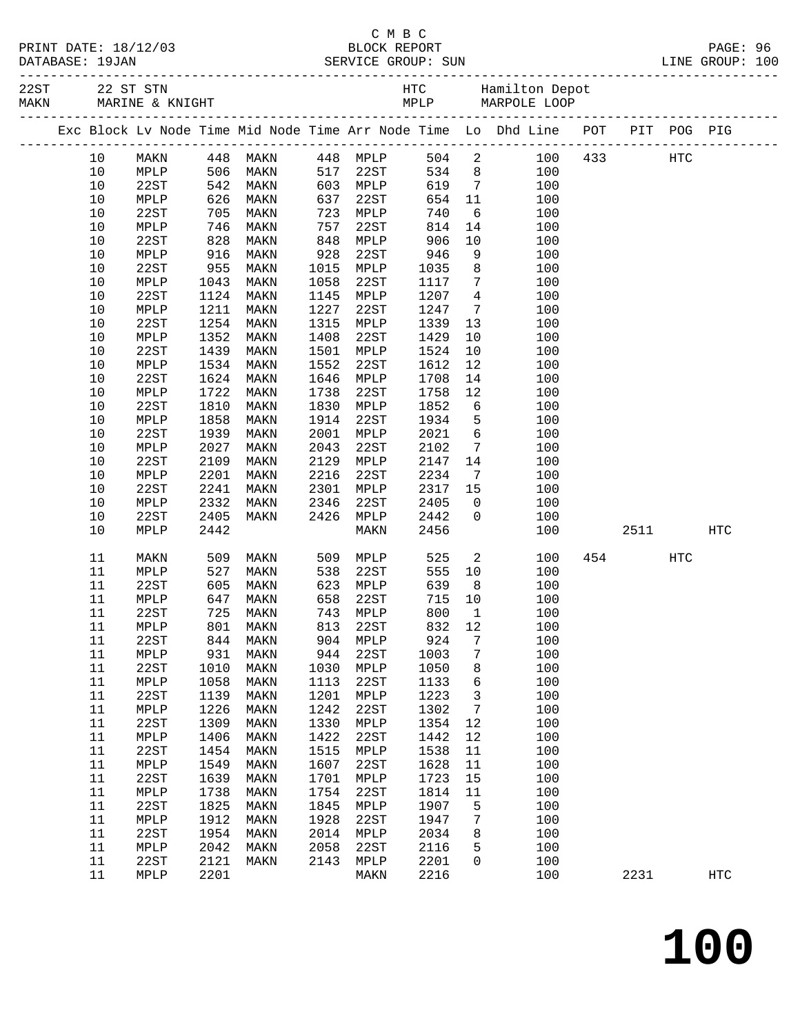C M B C

PRINT DATE: 18/12/03 BLOCK REPORT PAGE: 96
DATABASE: 19JAN SERVICE GROUP: SUN LINE GROUP: 100

22ST 22 ST STN HTC Hamilton Depot
MAKN MARINE & KNIGHT MPLP MARPOLE LOOP

| Exc | Block | Lv Node | Time | Mid Node | Time | Arr Node | Time | Lo | Dhd Line | POT | PIT | POG | PIG |
|---|---|---|---|---|---|---|---|---|---|---|---|---|---|
| | 10 | MAKN | 448 | MAKN | 448 | MPLP | 504 | 2 | 100 | 433 | | HTC | |
| | 10 | MPLP | 506 | MAKN | 517 | 22ST | 534 | 8 | 100 | | | | |
| | 10 | 22ST | 542 | MAKN | 603 | MPLP | 619 | 7 | 100 | | | | |
| | 10 | MPLP | 626 | MAKN | 637 | 22ST | 654 | 11 | 100 | | | | |
| | 10 | 22ST | 705 | MAKN | 723 | MPLP | 740 | 6 | 100 | | | | |
| | 10 | MPLP | 746 | MAKN | 757 | 22ST | 814 | 14 | 100 | | | | |
| | 10 | 22ST | 828 | MAKN | 848 | MPLP | 906 | 10 | 100 | | | | |
| | 10 | MPLP | 916 | MAKN | 928 | 22ST | 946 | 9 | 100 | | | | |
| | 10 | 22ST | 955 | MAKN | 1015 | MPLP | 1035 | 8 | 100 | | | | |
| | 10 | MPLP | 1043 | MAKN | 1058 | 22ST | 1117 | 7 | 100 | | | | |
| | 10 | 22ST | 1124 | MAKN | 1145 | MPLP | 1207 | 4 | 100 | | | | |
| | 10 | MPLP | 1211 | MAKN | 1227 | 22ST | 1247 | 7 | 100 | | | | |
| | 10 | 22ST | 1254 | MAKN | 1315 | MPLP | 1339 | 13 | 100 | | | | |
| | 10 | MPLP | 1352 | MAKN | 1408 | 22ST | 1429 | 10 | 100 | | | | |
| | 10 | 22ST | 1439 | MAKN | 1501 | MPLP | 1524 | 10 | 100 | | | | |
| | 10 | MPLP | 1534 | MAKN | 1552 | 22ST | 1612 | 12 | 100 | | | | |
| | 10 | 22ST | 1624 | MAKN | 1646 | MPLP | 1708 | 14 | 100 | | | | |
| | 10 | MPLP | 1722 | MAKN | 1738 | 22ST | 1758 | 12 | 100 | | | | |
| | 10 | 22ST | 1810 | MAKN | 1830 | MPLP | 1852 | 6 | 100 | | | | |
| | 10 | MPLP | 1858 | MAKN | 1914 | 22ST | 1934 | 5 | 100 | | | | |
| | 10 | 22ST | 1939 | MAKN | 2001 | MPLP | 2021 | 6 | 100 | | | | |
| | 10 | MPLP | 2027 | MAKN | 2043 | 22ST | 2102 | 7 | 100 | | | | |
| | 10 | 22ST | 2109 | MAKN | 2129 | MPLP | 2147 | 14 | 100 | | | | |
| | 10 | MPLP | 2201 | MAKN | 2216 | 22ST | 2234 | 7 | 100 | | | | |
| | 10 | 22ST | 2241 | MAKN | 2301 | MPLP | 2317 | 15 | 100 | | | | |
| | 10 | MPLP | 2332 | MAKN | 2346 | 22ST | 2405 | 0 | 100 | | | | |
| | 10 | 22ST | 2405 | MAKN | 2426 | MPLP | 2442 | 0 | 100 | | | | |
| | 10 | MPLP | 2442 | | | MAKN | 2456 | | 100 | | 2511 | | HTC |
| | 11 | MAKN | 509 | MAKN | 509 | MPLP | 525 | 2 | 100 | 454 | | HTC | |
| | 11 | MPLP | 527 | MAKN | 538 | 22ST | 555 | 10 | 100 | | | | |
| | 11 | 22ST | 605 | MAKN | 623 | MPLP | 639 | 8 | 100 | | | | |
| | 11 | MPLP | 647 | MAKN | 658 | 22ST | 715 | 10 | 100 | | | | |
| | 11 | 22ST | 725 | MAKN | 743 | MPLP | 800 | 1 | 100 | | | | |
| | 11 | MPLP | 801 | MAKN | 813 | 22ST | 832 | 12 | 100 | | | | |
| | 11 | 22ST | 844 | MAKN | 904 | MPLP | 924 | 7 | 100 | | | | |
| | 11 | MPLP | 931 | MAKN | 944 | 22ST | 1003 | 7 | 100 | | | | |
| | 11 | 22ST | 1010 | MAKN | 1030 | MPLP | 1050 | 8 | 100 | | | | |
| | 11 | MPLP | 1058 | MAKN | 1113 | 22ST | 1133 | 6 | 100 | | | | |
| | 11 | 22ST | 1139 | MAKN | 1201 | MPLP | 1223 | 3 | 100 | | | | |
| | 11 | MPLP | 1226 | MAKN | 1242 | 22ST | 1302 | 7 | 100 | | | | |
| | 11 | 22ST | 1309 | MAKN | 1330 | MPLP | 1354 | 12 | 100 | | | | |
| | 11 | MPLP | 1406 | MAKN | 1422 | 22ST | 1442 | 12 | 100 | | | | |
| | 11 | 22ST | 1454 | MAKN | 1515 | MPLP | 1538 | 11 | 100 | | | | |
| | 11 | MPLP | 1549 | MAKN | 1607 | 22ST | 1628 | 11 | 100 | | | | |
| | 11 | 22ST | 1639 | MAKN | 1701 | MPLP | 1723 | 15 | 100 | | | | |
| | 11 | MPLP | 1738 | MAKN | 1754 | 22ST | 1814 | 11 | 100 | | | | |
| | 11 | 22ST | 1825 | MAKN | 1845 | MPLP | 1907 | 5 | 100 | | | | |
| | 11 | MPLP | 1912 | MAKN | 1928 | 22ST | 1947 | 7 | 100 | | | | |
| | 11 | 22ST | 1954 | MAKN | 2014 | MPLP | 2034 | 8 | 100 | | | | |
| | 11 | MPLP | 2042 | MAKN | 2058 | 22ST | 2116 | 5 | 100 | | | | |
| | 11 | 22ST | 2121 | MAKN | 2143 | MPLP | 2201 | 0 | 100 | | | | |
| | 11 | MPLP | 2201 | | | MAKN | 2216 | | 100 | | 2231 | | HTC |

# 100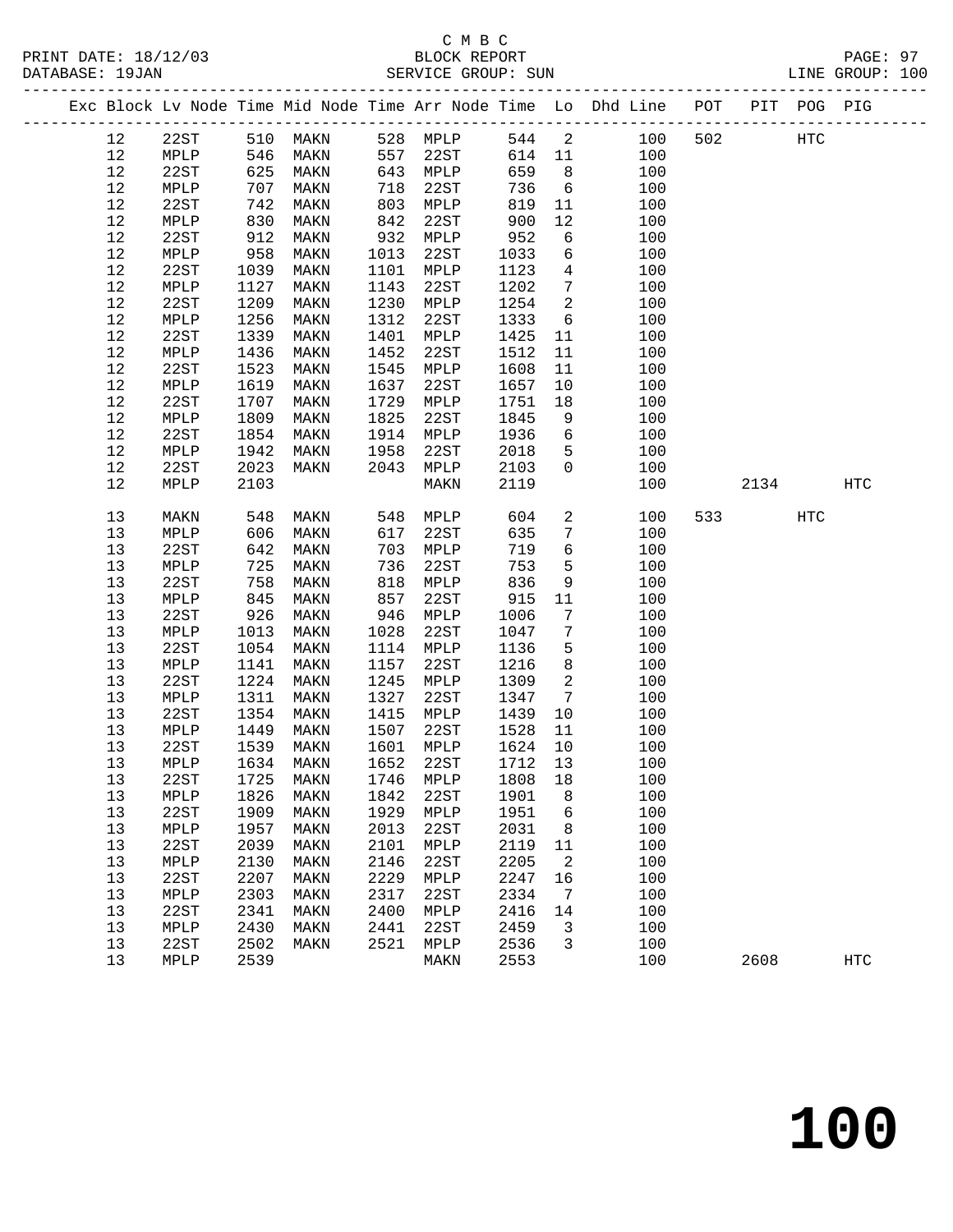C M B C
BLOCK REPORT
SERVICE GROUP: SUN

PRINT DATE: 18/12/03
DATABASE: 19JAN
LINE GROUP: 100

| Exc | Block | Lv Node | Time | Mid Node | Time | Arr Node | Time | Lo | Dhd Line | POT | PIT | POG | PIG |
|---|---|---|---|---|---|---|---|---|---|---|---|---|---|
| | 12 | 22ST | 510 | MAKN | 528 | MPLP | 544 | 2 | 100 | 502 | | HTC | |
| | 12 | MPLP | 546 | MAKN | 557 | 22ST | 614 | 11 | 100 | | | | |
| | 12 | 22ST | 625 | MAKN | 643 | MPLP | 659 | 8 | 100 | | | | |
| | 12 | MPLP | 707 | MAKN | 718 | 22ST | 736 | 6 | 100 | | | | |
| | 12 | 22ST | 742 | MAKN | 803 | MPLP | 819 | 11 | 100 | | | | |
| | 12 | MPLP | 830 | MAKN | 842 | 22ST | 900 | 12 | 100 | | | | |
| | 12 | 22ST | 912 | MAKN | 932 | MPLP | 952 | 6 | 100 | | | | |
| | 12 | MPLP | 958 | MAKN | 1013 | 22ST | 1033 | 6 | 100 | | | | |
| | 12 | 22ST | 1039 | MAKN | 1101 | MPLP | 1123 | 4 | 100 | | | | |
| | 12 | MPLP | 1127 | MAKN | 1143 | 22ST | 1202 | 7 | 100 | | | | |
| | 12 | 22ST | 1209 | MAKN | 1230 | MPLP | 1254 | 2 | 100 | | | | |
| | 12 | MPLP | 1256 | MAKN | 1312 | 22ST | 1333 | 6 | 100 | | | | |
| | 12 | 22ST | 1339 | MAKN | 1401 | MPLP | 1425 | 11 | 100 | | | | |
| | 12 | MPLP | 1436 | MAKN | 1452 | 22ST | 1512 | 11 | 100 | | | | |
| | 12 | 22ST | 1523 | MAKN | 1545 | MPLP | 1608 | 11 | 100 | | | | |
| | 12 | MPLP | 1619 | MAKN | 1637 | 22ST | 1657 | 10 | 100 | | | | |
| | 12 | 22ST | 1707 | MAKN | 1729 | MPLP | 1751 | 18 | 100 | | | | |
| | 12 | MPLP | 1809 | MAKN | 1825 | 22ST | 1845 | 9 | 100 | | | | |
| | 12 | 22ST | 1854 | MAKN | 1914 | MPLP | 1936 | 6 | 100 | | | | |
| | 12 | MPLP | 1942 | MAKN | 1958 | 22ST | 2018 | 5 | 100 | | | | |
| | 12 | 22ST | 2023 | MAKN | 2043 | MPLP | 2103 | 0 | 100 | | | | |
| | 12 | MPLP | 2103 | | | MAKN | 2119 | | 100 | | 2134 | | HTC |
| | 13 | MAKN | 548 | MAKN | 548 | MPLP | 604 | 2 | 100 | 533 | | HTC | |
| | 13 | MPLP | 606 | MAKN | 617 | 22ST | 635 | 7 | 100 | | | | |
| | 13 | 22ST | 642 | MAKN | 703 | MPLP | 719 | 6 | 100 | | | | |
| | 13 | MPLP | 725 | MAKN | 736 | 22ST | 753 | 5 | 100 | | | | |
| | 13 | 22ST | 758 | MAKN | 818 | MPLP | 836 | 9 | 100 | | | | |
| | 13 | MPLP | 845 | MAKN | 857 | 22ST | 915 | 11 | 100 | | | | |
| | 13 | 22ST | 926 | MAKN | 946 | MPLP | 1006 | 7 | 100 | | | | |
| | 13 | MPLP | 1013 | MAKN | 1028 | 22ST | 1047 | 7 | 100 | | | | |
| | 13 | 22ST | 1054 | MAKN | 1114 | MPLP | 1136 | 5 | 100 | | | | |
| | 13 | MPLP | 1141 | MAKN | 1157 | 22ST | 1216 | 8 | 100 | | | | |
| | 13 | 22ST | 1224 | MAKN | 1245 | MPLP | 1309 | 2 | 100 | | | | |
| | 13 | MPLP | 1311 | MAKN | 1327 | 22ST | 1347 | 7 | 100 | | | | |
| | 13 | 22ST | 1354 | MAKN | 1415 | MPLP | 1439 | 10 | 100 | | | | |
| | 13 | MPLP | 1449 | MAKN | 1507 | 22ST | 1528 | 11 | 100 | | | | |
| | 13 | 22ST | 1539 | MAKN | 1601 | MPLP | 1624 | 10 | 100 | | | | |
| | 13 | MPLP | 1634 | MAKN | 1652 | 22ST | 1712 | 13 | 100 | | | | |
| | 13 | 22ST | 1725 | MAKN | 1746 | MPLP | 1808 | 18 | 100 | | | | |
| | 13 | MPLP | 1826 | MAKN | 1842 | 22ST | 1901 | 8 | 100 | | | | |
| | 13 | 22ST | 1909 | MAKN | 1929 | MPLP | 1951 | 6 | 100 | | | | |
| | 13 | MPLP | 1957 | MAKN | 2013 | 22ST | 2031 | 8 | 100 | | | | |
| | 13 | 22ST | 2039 | MAKN | 2101 | MPLP | 2119 | 11 | 100 | | | | |
| | 13 | MPLP | 2130 | MAKN | 2146 | 22ST | 2205 | 2 | 100 | | | | |
| | 13 | 22ST | 2207 | MAKN | 2229 | MPLP | 2247 | 16 | 100 | | | | |
| | 13 | MPLP | 2303 | MAKN | 2317 | 22ST | 2334 | 7 | 100 | | | | |
| | 13 | 22ST | 2341 | MAKN | 2400 | MPLP | 2416 | 14 | 100 | | | | |
| | 13 | MPLP | 2430 | MAKN | 2441 | 22ST | 2459 | 3 | 100 | | | | |
| | 13 | 22ST | 2502 | MAKN | 2521 | MPLP | 2536 | 3 | 100 | | | | |
| | 13 | MPLP | 2539 | | | MAKN | 2553 | | 100 | | 2608 | | HTC |

# 100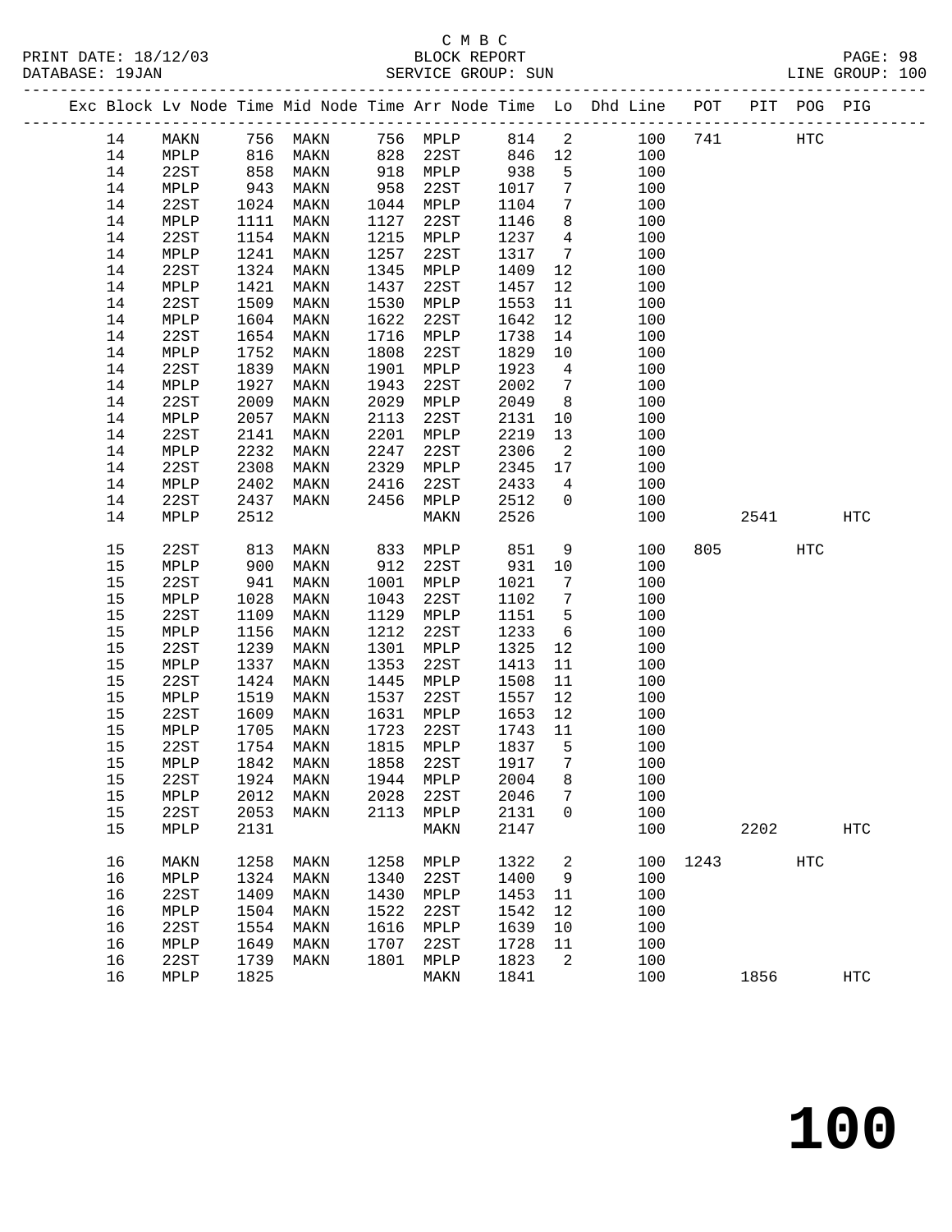C M B C

PRINT DATE: 18/12/03 BLOCK REPORT PAGE: 98
DATABASE: 19JAN SERVICE GROUP: SUN LINE GROUP: 100

| Exc | Block | Lv Node | Time | Mid Node | Time | Arr Node | Time | Lo | Dhd Line | POT | PIT | POG | PIG |
|---|---|---|---|---|---|---|---|---|---|---|---|---|---|
| | 14 | MAKN | 756 | MAKN | 756 | MPLP | 814 | 2 | 100 | 741 | | HTC | |
| | 14 | MPLP | 816 | MAKN | 828 | 22ST | 846 | 12 | 100 | | | | |
| | 14 | 22ST | 858 | MAKN | 918 | MPLP | 938 | 5 | 100 | | | | |
| | 14 | MPLP | 943 | MAKN | 958 | 22ST | 1017 | 7 | 100 | | | | |
| | 14 | 22ST | 1024 | MAKN | 1044 | MPLP | 1104 | 7 | 100 | | | | |
| | 14 | MPLP | 1111 | MAKN | 1127 | 22ST | 1146 | 8 | 100 | | | | |
| | 14 | 22ST | 1154 | MAKN | 1215 | MPLP | 1237 | 4 | 100 | | | | |
| | 14 | MPLP | 1241 | MAKN | 1257 | 22ST | 1317 | 7 | 100 | | | | |
| | 14 | 22ST | 1324 | MAKN | 1345 | MPLP | 1409 | 12 | 100 | | | | |
| | 14 | MPLP | 1421 | MAKN | 1437 | 22ST | 1457 | 12 | 100 | | | | |
| | 14 | 22ST | 1509 | MAKN | 1530 | MPLP | 1553 | 11 | 100 | | | | |
| | 14 | MPLP | 1604 | MAKN | 1622 | 22ST | 1642 | 12 | 100 | | | | |
| | 14 | 22ST | 1654 | MAKN | 1716 | MPLP | 1738 | 14 | 100 | | | | |
| | 14 | MPLP | 1752 | MAKN | 1808 | 22ST | 1829 | 10 | 100 | | | | |
| | 14 | 22ST | 1839 | MAKN | 1901 | MPLP | 1923 | 4 | 100 | | | | |
| | 14 | MPLP | 1927 | MAKN | 1943 | 22ST | 2002 | 7 | 100 | | | | |
| | 14 | 22ST | 2009 | MAKN | 2029 | MPLP | 2049 | 8 | 100 | | | | |
| | 14 | MPLP | 2057 | MAKN | 2113 | 22ST | 2131 | 10 | 100 | | | | |
| | 14 | 22ST | 2141 | MAKN | 2201 | MPLP | 2219 | 13 | 100 | | | | |
| | 14 | MPLP | 2232 | MAKN | 2247 | 22ST | 2306 | 2 | 100 | | | | |
| | 14 | 22ST | 2308 | MAKN | 2329 | MPLP | 2345 | 17 | 100 | | | | |
| | 14 | MPLP | 2402 | MAKN | 2416 | 22ST | 2433 | 4 | 100 | | | | |
| | 14 | 22ST | 2437 | MAKN | 2456 | MPLP | 2512 | 0 | 100 | | | | |
| | 14 | MPLP | 2512 | | | MAKN | 2526 | | 100 | | 2541 | | HTC |
| | 15 | 22ST | 813 | MAKN | 833 | MPLP | 851 | 9 | 100 | 805 | | HTC | |
| | 15 | MPLP | 900 | MAKN | 912 | 22ST | 931 | 10 | 100 | | | | |
| | 15 | 22ST | 941 | MAKN | 1001 | MPLP | 1021 | 7 | 100 | | | | |
| | 15 | MPLP | 1028 | MAKN | 1043 | 22ST | 1102 | 7 | 100 | | | | |
| | 15 | 22ST | 1109 | MAKN | 1129 | MPLP | 1151 | 5 | 100 | | | | |
| | 15 | MPLP | 1156 | MAKN | 1212 | 22ST | 1233 | 6 | 100 | | | | |
| | 15 | 22ST | 1239 | MAKN | 1301 | MPLP | 1325 | 12 | 100 | | | | |
| | 15 | MPLP | 1337 | MAKN | 1353 | 22ST | 1413 | 11 | 100 | | | | |
| | 15 | 22ST | 1424 | MAKN | 1445 | MPLP | 1508 | 11 | 100 | | | | |
| | 15 | MPLP | 1519 | MAKN | 1537 | 22ST | 1557 | 12 | 100 | | | | |
| | 15 | 22ST | 1609 | MAKN | 1631 | MPLP | 1653 | 12 | 100 | | | | |
| | 15 | MPLP | 1705 | MAKN | 1723 | 22ST | 1743 | 11 | 100 | | | | |
| | 15 | 22ST | 1754 | MAKN | 1815 | MPLP | 1837 | 5 | 100 | | | | |
| | 15 | MPLP | 1842 | MAKN | 1858 | 22ST | 1917 | 7 | 100 | | | | |
| | 15 | 22ST | 1924 | MAKN | 1944 | MPLP | 2004 | 8 | 100 | | | | |
| | 15 | MPLP | 2012 | MAKN | 2028 | 22ST | 2046 | 7 | 100 | | | | |
| | 15 | 22ST | 2053 | MAKN | 2113 | MPLP | 2131 | 0 | 100 | | | | |
| | 15 | MPLP | 2131 | | | MAKN | 2147 | | 100 | | 2202 | | HTC |
| | 16 | MAKN | 1258 | MAKN | 1258 | MPLP | 1322 | 2 | 100 | 1243 | | HTC | |
| | 16 | MPLP | 1324 | MAKN | 1340 | 22ST | 1400 | 9 | 100 | | | | |
| | 16 | 22ST | 1409 | MAKN | 1430 | MPLP | 1453 | 11 | 100 | | | | |
| | 16 | MPLP | 1504 | MAKN | 1522 | 22ST | 1542 | 12 | 100 | | | | |
| | 16 | 22ST | 1554 | MAKN | 1616 | MPLP | 1639 | 10 | 100 | | | | |
| | 16 | MPLP | 1649 | MAKN | 1707 | 22ST | 1728 | 11 | 100 | | | | |
| | 16 | 22ST | 1739 | MAKN | 1801 | MPLP | 1823 | 2 | 100 | | | | |
| | 16 | MPLP | 1825 | | | MAKN | 1841 | | 100 | | 1856 | | HTC |

100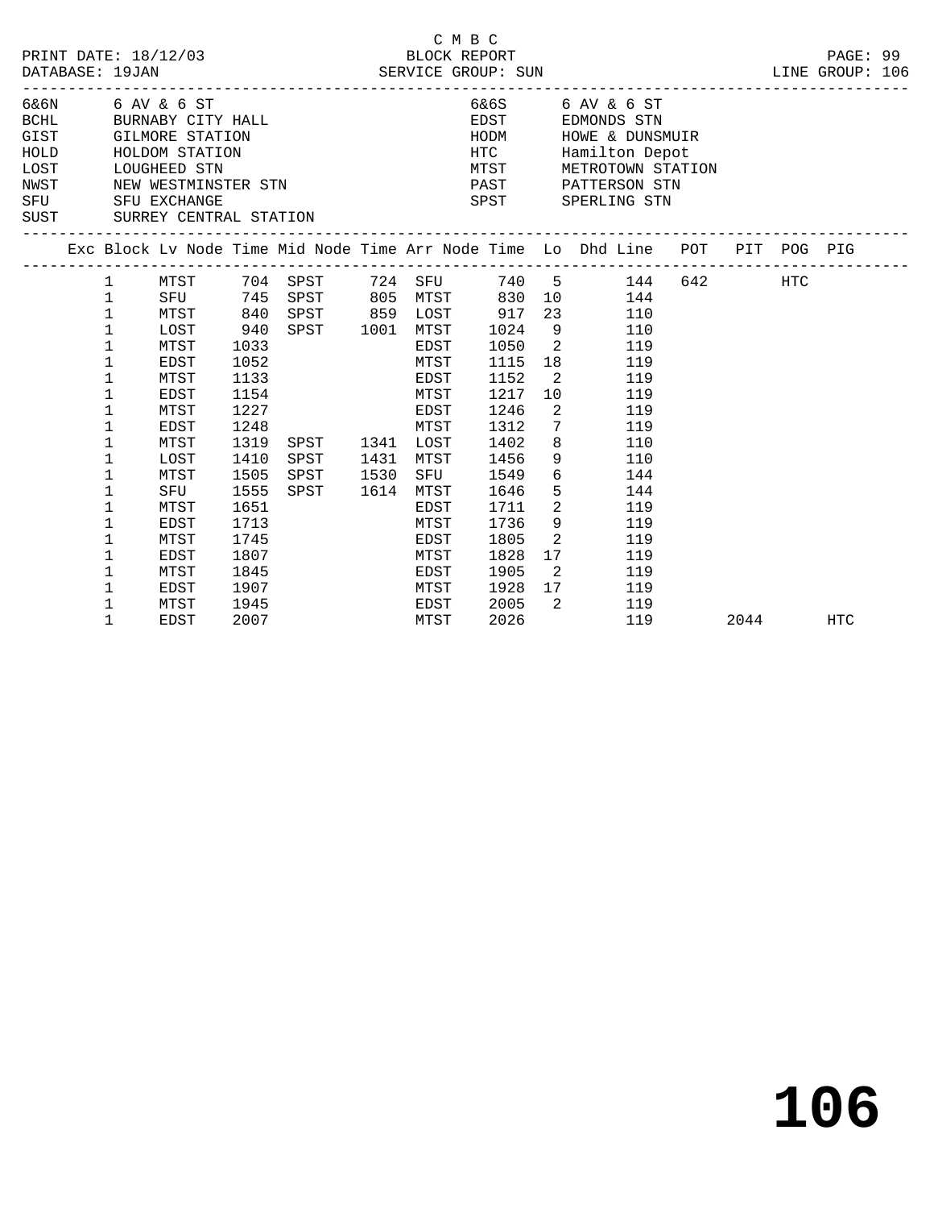C M B C

PRINT DATE: 18/12/03 BLOCK REPORT

DATABASE: 19JAN SERVICE GROUP: SUN LINE GROUP: 106

| Code | Name | Code | Name |
|---|---|---|---|
| 6&6N | 6 AV & 6 ST | 6&6S | 6 AV & 6 ST |
| BCHL | BURNABY CITY HALL | EDST | EDMONDS STN |
| GIST | GILMORE STATION | HODM | HOWE & DUNSMUIR |
| HOLD | HOLDOM STATION | HTC | Hamilton Depot |
| LOST | LOUGHEED STN | MTST | METROTOWN STATION |
| NWST | NEW WESTMINSTER STN | PAST | PATTERSON STN |
| SFU | SFU EXCHANGE | SPST | SPERLING STN |
| SUST | SURREY CENTRAL STATION | | |

| Exc | Block | Lv Node | Time | Mid Node | Time | Arr Node | Time | Lo | Dhd | Line | POT | PIT | POG | PIG |
|---|---|---|---|---|---|---|---|---|---|---|---|---|---|---|
| | 1 | MTST | 704 | SPST | 724 | SFU | 740 | 5 | | 144 | 642 | | HTC | |
| | 1 | SFU | 745 | SPST | 805 | MTST | 830 | 10 | | 144 | | | | |
| | 1 | MTST | 840 | SPST | 859 | LOST | 917 | 23 | | 110 | | | | |
| | 1 | LOST | 940 | SPST | 1001 | MTST | 1024 | 9 | | 110 | | | | |
| | 1 | MTST | 1033 | | | EDST | 1050 | 2 | | 119 | | | | |
| | 1 | EDST | 1052 | | | MTST | 1115 | 18 | | 119 | | | | |
| | 1 | MTST | 1133 | | | EDST | 1152 | 2 | | 119 | | | | |
| | 1 | EDST | 1154 | | | MTST | 1217 | 10 | | 119 | | | | |
| | 1 | MTST | 1227 | | | EDST | 1246 | 2 | | 119 | | | | |
| | 1 | EDST | 1248 | | | MTST | 1312 | 7 | | 119 | | | | |
| | 1 | MTST | 1319 | SPST | 1341 | LOST | 1402 | 8 | | 110 | | | | |
| | 1 | LOST | 1410 | SPST | 1431 | MTST | 1456 | 9 | | 110 | | | | |
| | 1 | MTST | 1505 | SPST | 1530 | SFU | 1549 | 6 | | 144 | | | | |
| | 1 | SFU | 1555 | SPST | 1614 | MTST | 1646 | 5 | | 144 | | | | |
| | 1 | MTST | 1651 | | | EDST | 1711 | 2 | | 119 | | | | |
| | 1 | EDST | 1713 | | | MTST | 1736 | 9 | | 119 | | | | |
| | 1 | MTST | 1745 | | | EDST | 1805 | 2 | | 119 | | | | |
| | 1 | EDST | 1807 | | | MTST | 1828 | 17 | | 119 | | | | |
| | 1 | MTST | 1845 | | | EDST | 1905 | 2 | | 119 | | | | |
| | 1 | EDST | 1907 | | | MTST | 1928 | 17 | | 119 | | | | |
| | 1 | MTST | 1945 | | | EDST | 2005 | 2 | | 119 | | | | |
| | 1 | EDST | 2007 | | | MTST | 2026 | | | 119 | | 2044 | | HTC |

**106**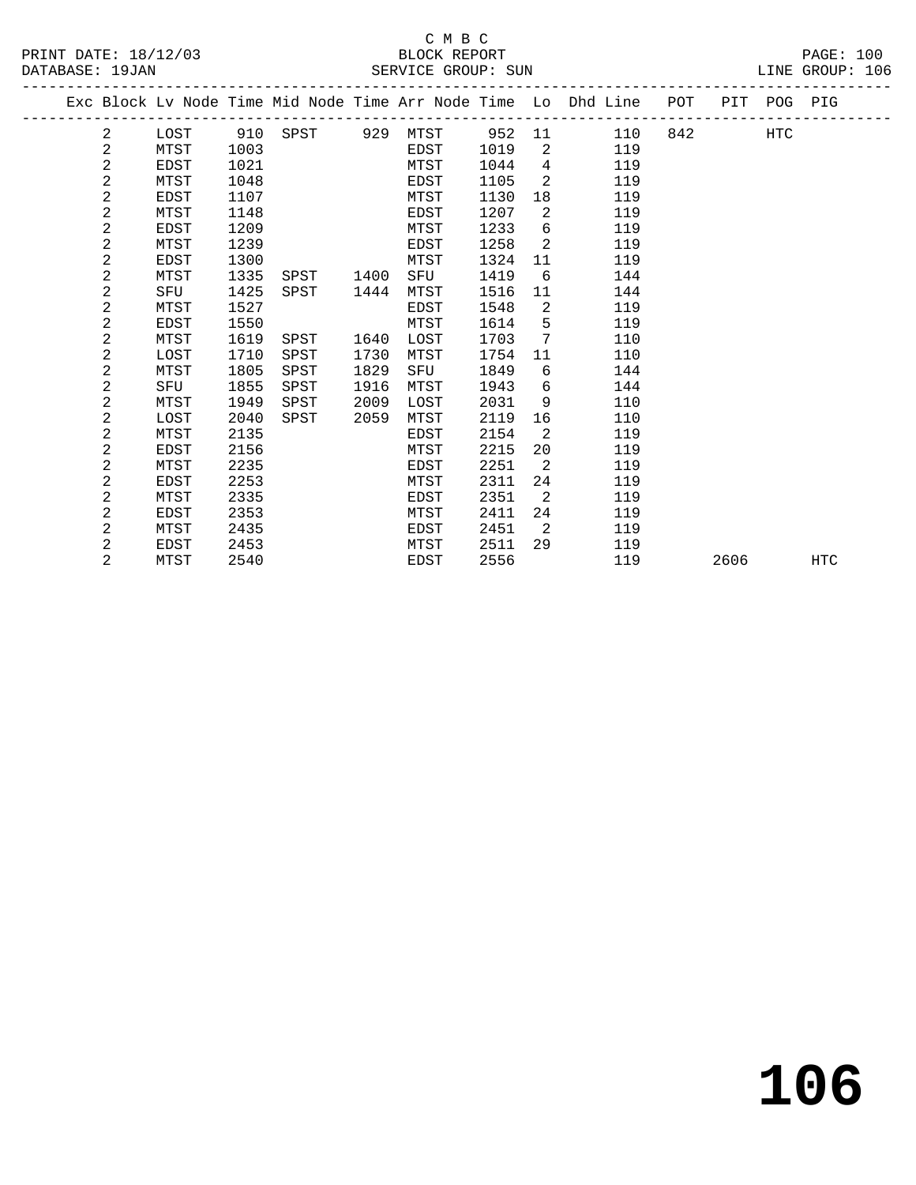C M B C
BLOCK REPORT
SERVICE GROUP: SUN

PRINT DATE: 18/12/03
DATABASE: 19JAN
LINE GROUP: 106

| Exc | Block | Lv Node | Time | Mid Node | Time | Arr Node | Time | Lo | Dhd Line | POT | PIT | POG | PIG |
|---|---|---|---|---|---|---|---|---|---|---|---|---|---|
| | 2 | LOST | 910 | SPST | 929 | MTST | 952 | 11 | 110 | 842 | | HTC | |
| | 2 | MTST | 1003 | | | EDST | 1019 | 2 | 119 | | | | |
| | 2 | EDST | 1021 | | | MTST | 1044 | 4 | 119 | | | | |
| | 2 | MTST | 1048 | | | EDST | 1105 | 2 | 119 | | | | |
| | 2 | EDST | 1107 | | | MTST | 1130 | 18 | 119 | | | | |
| | 2 | MTST | 1148 | | | EDST | 1207 | 2 | 119 | | | | |
| | 2 | EDST | 1209 | | | MTST | 1233 | 6 | 119 | | | | |
| | 2 | MTST | 1239 | | | EDST | 1258 | 2 | 119 | | | | |
| | 2 | EDST | 1300 | | | MTST | 1324 | 11 | 119 | | | | |
| | 2 | MTST | 1335 | SPST | 1400 | SFU | 1419 | 6 | 144 | | | | |
| | 2 | SFU | 1425 | SPST | 1444 | MTST | 1516 | 11 | 144 | | | | |
| | 2 | MTST | 1527 | | | EDST | 1548 | 2 | 119 | | | | |
| | 2 | EDST | 1550 | | | MTST | 1614 | 5 | 119 | | | | |
| | 2 | MTST | 1619 | SPST | 1640 | LOST | 1703 | 7 | 110 | | | | |
| | 2 | LOST | 1710 | SPST | 1730 | MTST | 1754 | 11 | 110 | | | | |
| | 2 | MTST | 1805 | SPST | 1829 | SFU | 1849 | 6 | 144 | | | | |
| | 2 | SFU | 1855 | SPST | 1916 | MTST | 1943 | 6 | 144 | | | | |
| | 2 | MTST | 1949 | SPST | 2009 | LOST | 2031 | 9 | 110 | | | | |
| | 2 | LOST | 2040 | SPST | 2059 | MTST | 2119 | 16 | 110 | | | | |
| | 2 | MTST | 2135 | | | EDST | 2154 | 2 | 119 | | | | |
| | 2 | EDST | 2156 | | | MTST | 2215 | 20 | 119 | | | | |
| | 2 | MTST | 2235 | | | EDST | 2251 | 2 | 119 | | | | |
| | 2 | EDST | 2253 | | | MTST | 2311 | 24 | 119 | | | | |
| | 2 | MTST | 2335 | | | EDST | 2351 | 2 | 119 | | | | |
| | 2 | EDST | 2353 | | | MTST | 2411 | 24 | 119 | | | | |
| | 2 | MTST | 2435 | | | EDST | 2451 | 2 | 119 | | | | |
| | 2 | EDST | 2453 | | | MTST | 2511 | 29 | 119 | | | | |
| | 2 | MTST | 2540 | | | EDST | 2556 | | 119 | | 2606 | | HTC |

# 106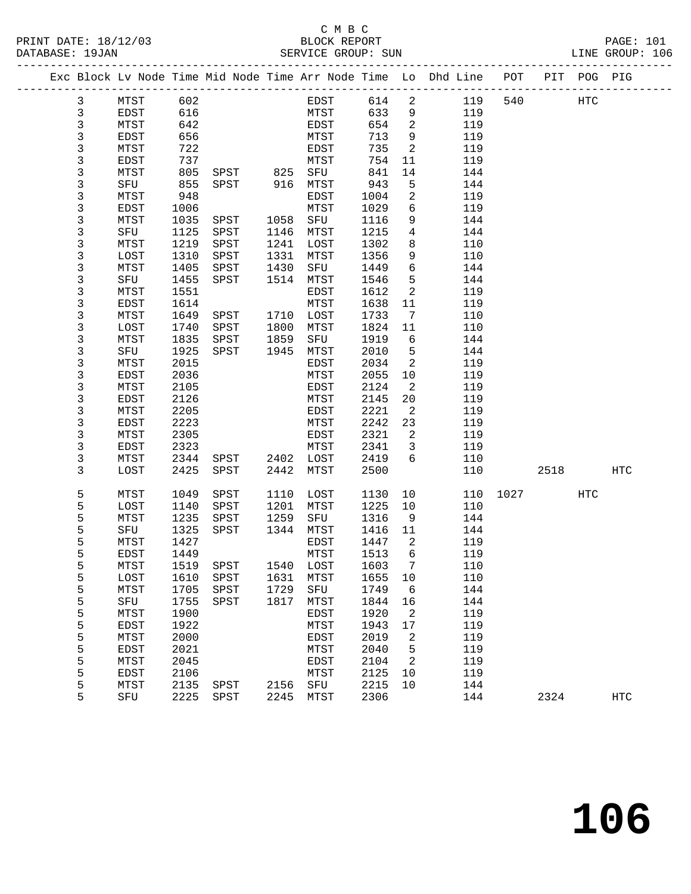C M B C
BLOCK REPORT
SERVICE GROUP: SUN

PRINT DATE: 18/12/03
DATABASE: 19JAN
LINE GROUP: 106

| Exc | Block | Lv Node | Time | Mid Node | Time | Arr Node | Time | Lo | Dhd Line | POT | PIT | POG | PIG |
|---|---|---|---|---|---|---|---|---|---|---|---|---|---|
| | 3 | MTST | 602 | | | EDST | 614 | 2 | 119 | 540 | | HTC | |
| | 3 | EDST | 616 | | | MTST | 633 | 9 | 119 | | | | |
| | 3 | MTST | 642 | | | EDST | 654 | 2 | 119 | | | | |
| | 3 | EDST | 656 | | | MTST | 713 | 9 | 119 | | | | |
| | 3 | MTST | 722 | | | EDST | 735 | 2 | 119 | | | | |
| | 3 | EDST | 737 | | | MTST | 754 | 11 | 119 | | | | |
| | 3 | MTST | 805 | SPST | 825 | SFU | 841 | 14 | 144 | | | | |
| | 3 | SFU | 855 | SPST | 916 | MTST | 943 | 5 | 144 | | | | |
| | 3 | MTST | 948 | | | EDST | 1004 | 2 | 119 | | | | |
| | 3 | EDST | 1006 | | | MTST | 1029 | 6 | 119 | | | | |
| | 3 | MTST | 1035 | SPST | 1058 | SFU | 1116 | 9 | 144 | | | | |
| | 3 | SFU | 1125 | SPST | 1146 | MTST | 1215 | 4 | 144 | | | | |
| | 3 | MTST | 1219 | SPST | 1241 | LOST | 1302 | 8 | 110 | | | | |
| | 3 | LOST | 1310 | SPST | 1331 | MTST | 1356 | 9 | 110 | | | | |
| | 3 | MTST | 1405 | SPST | 1430 | SFU | 1449 | 6 | 144 | | | | |
| | 3 | SFU | 1455 | SPST | 1514 | MTST | 1546 | 5 | 144 | | | | |
| | 3 | MTST | 1551 | | | EDST | 1612 | 2 | 119 | | | | |
| | 3 | EDST | 1614 | | | MTST | 1638 | 11 | 119 | | | | |
| | 3 | MTST | 1649 | SPST | 1710 | LOST | 1733 | 7 | 110 | | | | |
| | 3 | LOST | 1740 | SPST | 1800 | MTST | 1824 | 11 | 110 | | | | |
| | 3 | MTST | 1835 | SPST | 1859 | SFU | 1919 | 6 | 144 | | | | |
| | 3 | SFU | 1925 | SPST | 1945 | MTST | 2010 | 5 | 144 | | | | |
| | 3 | MTST | 2015 | | | EDST | 2034 | 2 | 119 | | | | |
| | 3 | EDST | 2036 | | | MTST | 2055 | 10 | 119 | | | | |
| | 3 | MTST | 2105 | | | EDST | 2124 | 2 | 119 | | | | |
| | 3 | EDST | 2126 | | | MTST | 2145 | 20 | 119 | | | | |
| | 3 | MTST | 2205 | | | EDST | 2221 | 2 | 119 | | | | |
| | 3 | EDST | 2223 | | | MTST | 2242 | 23 | 119 | | | | |
| | 3 | MTST | 2305 | | | EDST | 2321 | 2 | 119 | | | | |
| | 3 | EDST | 2323 | | | MTST | 2341 | 3 | 119 | | | | |
| | 3 | MTST | 2344 | SPST | 2402 | LOST | 2419 | 6 | 110 | | | | |
| | 3 | LOST | 2425 | SPST | 2442 | MTST | 2500 | | 110 | | 2518 | | HTC |
| | 5 | MTST | 1049 | SPST | 1110 | LOST | 1130 | 10 | 110 | 1027 | | HTC | |
| | 5 | LOST | 1140 | SPST | 1201 | MTST | 1225 | 10 | 110 | | | | |
| | 5 | MTST | 1235 | SPST | 1259 | SFU | 1316 | 9 | 144 | | | | |
| | 5 | SFU | 1325 | SPST | 1344 | MTST | 1416 | 11 | 144 | | | | |
| | 5 | MTST | 1427 | | | EDST | 1447 | 2 | 119 | | | | |
| | 5 | EDST | 1449 | | | MTST | 1513 | 6 | 119 | | | | |
| | 5 | MTST | 1519 | SPST | 1540 | LOST | 1603 | 7 | 110 | | | | |
| | 5 | LOST | 1610 | SPST | 1631 | MTST | 1655 | 10 | 110 | | | | |
| | 5 | MTST | 1705 | SPST | 1729 | SFU | 1749 | 6 | 144 | | | | |
| | 5 | SFU | 1755 | SPST | 1817 | MTST | 1844 | 16 | 144 | | | | |
| | 5 | MTST | 1900 | | | EDST | 1920 | 2 | 119 | | | | |
| | 5 | EDST | 1922 | | | MTST | 1943 | 17 | 119 | | | | |
| | 5 | MTST | 2000 | | | EDST | 2019 | 2 | 119 | | | | |
| | 5 | EDST | 2021 | | | MTST | 2040 | 5 | 119 | | | | |
| | 5 | MTST | 2045 | | | EDST | 2104 | 2 | 119 | | | | |
| | 5 | EDST | 2106 | | | MTST | 2125 | 10 | 119 | | | | |
| | 5 | MTST | 2135 | SPST | 2156 | SFU | 2215 | 10 | 144 | | | | |
| | 5 | SFU | 2225 | SPST | 2245 | MTST | 2306 | | 144 | | 2324 | | HTC |

# 106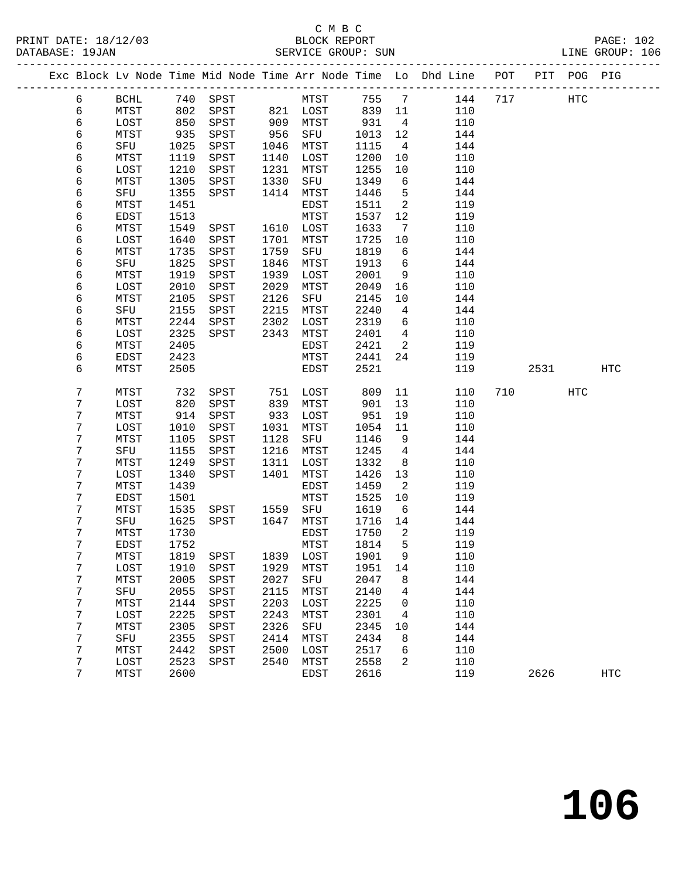C M B C
PRINT DATE: 18/12/03 BLOCK REPORT
DATABASE: 19JAN SERVICE GROUP: SUN LINE GROUP: 106

| Exc | Block | Lv | Node | Time | Mid Node | Time | Arr Node | Time | Lo | Dhd Line | POT | PIT | POG | PIG |
|---|---|---|---|---|---|---|---|---|---|---|---|---|---|---|
| | 6 | | BCHL | 740 | SPST | | MTST | 755 | 7 | 144 | 717 | | HTC | |
| | 6 | | MTST | 802 | SPST | 821 | LOST | 839 | 11 | 110 | | | | |
| | 6 | | LOST | 850 | SPST | 909 | MTST | 931 | 4 | 110 | | | | |
| | 6 | | MTST | 935 | SPST | 956 | SFU | 1013 | 12 | 144 | | | | |
| | 6 | | SFU | 1025 | SPST | 1046 | MTST | 1115 | 4 | 144 | | | | |
| | 6 | | MTST | 1119 | SPST | 1140 | LOST | 1200 | 10 | 110 | | | | |
| | 6 | | LOST | 1210 | SPST | 1231 | MTST | 1255 | 10 | 110 | | | | |
| | 6 | | MTST | 1305 | SPST | 1330 | SFU | 1349 | 6 | 144 | | | | |
| | 6 | | SFU | 1355 | SPST | 1414 | MTST | 1446 | 5 | 144 | | | | |
| | 6 | | MTST | 1451 | | | EDST | 1511 | 2 | 119 | | | | |
| | 6 | | EDST | 1513 | | | MTST | 1537 | 12 | 119 | | | | |
| | 6 | | MTST | 1549 | SPST | 1610 | LOST | 1633 | 7 | 110 | | | | |
| | 6 | | LOST | 1640 | SPST | 1701 | MTST | 1725 | 10 | 110 | | | | |
| | 6 | | MTST | 1735 | SPST | 1759 | SFU | 1819 | 6 | 144 | | | | |
| | 6 | | SFU | 1825 | SPST | 1846 | MTST | 1913 | 6 | 144 | | | | |
| | 6 | | MTST | 1919 | SPST | 1939 | LOST | 2001 | 9 | 110 | | | | |
| | 6 | | LOST | 2010 | SPST | 2029 | MTST | 2049 | 16 | 110 | | | | |
| | 6 | | MTST | 2105 | SPST | 2126 | SFU | 2145 | 10 | 144 | | | | |
| | 6 | | SFU | 2155 | SPST | 2215 | MTST | 2240 | 4 | 144 | | | | |
| | 6 | | MTST | 2244 | SPST | 2302 | LOST | 2319 | 6 | 110 | | | | |
| | 6 | | LOST | 2325 | SPST | 2343 | MTST | 2401 | 4 | 110 | | | | |
| | 6 | | MTST | 2405 | | | EDST | 2421 | 2 | 119 | | | | |
| | 6 | | EDST | 2423 | | | MTST | 2441 | 24 | 119 | | | | |
| | 6 | | MTST | 2505 | | | EDST | 2521 | | 119 | | 2531 | | HTC |
| | 7 | | MTST | 732 | SPST | 751 | LOST | 809 | 11 | 110 | 710 | | HTC | |
| | 7 | | LOST | 820 | SPST | 839 | MTST | 901 | 13 | 110 | | | | |
| | 7 | | MTST | 914 | SPST | 933 | LOST | 951 | 19 | 110 | | | | |
| | 7 | | LOST | 1010 | SPST | 1031 | MTST | 1054 | 11 | 110 | | | | |
| | 7 | | MTST | 1105 | SPST | 1128 | SFU | 1146 | 9 | 144 | | | | |
| | 7 | | SFU | 1155 | SPST | 1216 | MTST | 1245 | 4 | 144 | | | | |
| | 7 | | MTST | 1249 | SPST | 1311 | LOST | 1332 | 8 | 110 | | | | |
| | 7 | | LOST | 1340 | SPST | 1401 | MTST | 1426 | 13 | 110 | | | | |
| | 7 | | MTST | 1439 | | | EDST | 1459 | 2 | 119 | | | | |
| | 7 | | EDST | 1501 | | | MTST | 1525 | 10 | 119 | | | | |
| | 7 | | MTST | 1535 | SPST | 1559 | SFU | 1619 | 6 | 144 | | | | |
| | 7 | | SFU | 1625 | SPST | 1647 | MTST | 1716 | 14 | 144 | | | | |
| | 7 | | MTST | 1730 | | | EDST | 1750 | 2 | 119 | | | | |
| | 7 | | EDST | 1752 | | | MTST | 1814 | 5 | 119 | | | | |
| | 7 | | MTST | 1819 | SPST | 1839 | LOST | 1901 | 9 | 110 | | | | |
| | 7 | | LOST | 1910 | SPST | 1929 | MTST | 1951 | 14 | 110 | | | | |
| | 7 | | MTST | 2005 | SPST | 2027 | SFU | 2047 | 8 | 144 | | | | |
| | 7 | | SFU | 2055 | SPST | 2115 | MTST | 2140 | 4 | 144 | | | | |
| | 7 | | MTST | 2144 | SPST | 2203 | LOST | 2225 | 0 | 110 | | | | |
| | 7 | | LOST | 2225 | SPST | 2243 | MTST | 2301 | 4 | 110 | | | | |
| | 7 | | MTST | 2305 | SPST | 2326 | SFU | 2345 | 10 | 144 | | | | |
| | 7 | | SFU | 2355 | SPST | 2414 | MTST | 2434 | 8 | 144 | | | | |
| | 7 | | MTST | 2442 | SPST | 2500 | LOST | 2517 | 6 | 110 | | | | |
| | 7 | | LOST | 2523 | SPST | 2540 | MTST | 2558 | 2 | 110 | | | | |
| | 7 | | MTST | 2600 | | | EDST | 2616 | | 119 | | 2626 | | HTC |

# 106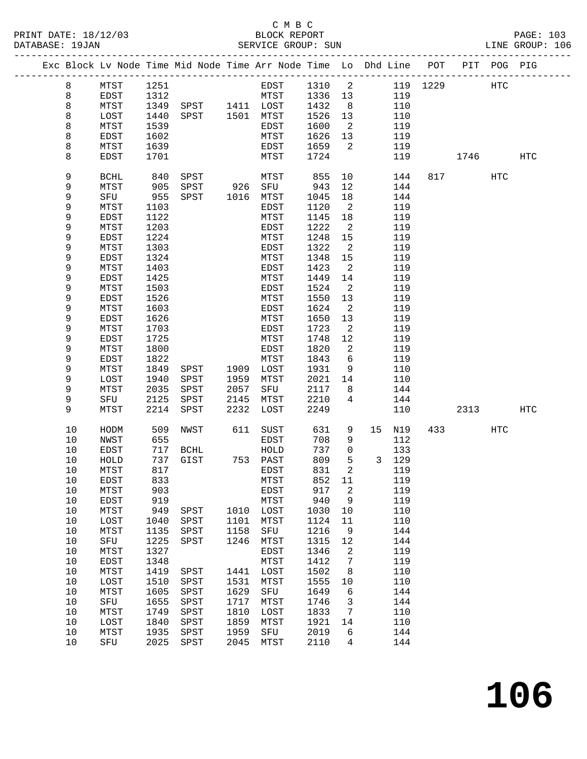C M B C

PRINT DATE: 18/12/03 BLOCK REPORT

DATABASE: 19JAN SERVICE GROUP: SUN LINE GROUP: 106

| Exc | Block | Lv | Node | Time | Mid Node | Time | Arr Node | Time | Lo | Dhd | Line | POT | PIT | POG | PIG |
|---|---|---|---|---|---|---|---|---|---|---|---|---|---|---|---|
| | 8 | | MTST | 1251 | | | EDST | 1310 | 2 | | 119 | 1229 | | HTC | |
| | 8 | | EDST | 1312 | | | MTST | 1336 | 13 | | 119 | | | | |
| | 8 | | MTST | 1349 | SPST | 1411 | LOST | 1432 | 8 | | 110 | | | | |
| | 8 | | LOST | 1440 | SPST | 1501 | MTST | 1526 | 13 | | 110 | | | | |
| | 8 | | MTST | 1539 | | | EDST | 1600 | 2 | | 119 | | | | |
| | 8 | | EDST | 1602 | | | MTST | 1626 | 13 | | 119 | | | | |
| | 8 | | MTST | 1639 | | | EDST | 1659 | 2 | | 119 | | | | |
| | 8 | | EDST | 1701 | | | MTST | 1724 | | | 119 | | 1746 | | HTC |
| | 9 | | BCHL | 840 | SPST | | MTST | 855 | 10 | | 144 | 817 | | HTC | |
| | 9 | | MTST | 905 | SPST | 926 | SFU | 943 | 12 | | 144 | | | | |
| | 9 | | SFU | 955 | SPST | 1016 | MTST | 1045 | 18 | | 144 | | | | |
| | 9 | | MTST | 1103 | | | EDST | 1120 | 2 | | 119 | | | | |
| | 9 | | EDST | 1122 | | | MTST | 1145 | 18 | | 119 | | | | |
| | 9 | | MTST | 1203 | | | EDST | 1222 | 2 | | 119 | | | | |
| | 9 | | EDST | 1224 | | | MTST | 1248 | 15 | | 119 | | | | |
| | 9 | | MTST | 1303 | | | EDST | 1322 | 2 | | 119 | | | | |
| | 9 | | EDST | 1324 | | | MTST | 1348 | 15 | | 119 | | | | |
| | 9 | | MTST | 1403 | | | EDST | 1423 | 2 | | 119 | | | | |
| | 9 | | EDST | 1425 | | | MTST | 1449 | 14 | | 119 | | | | |
| | 9 | | MTST | 1503 | | | EDST | 1524 | 2 | | 119 | | | | |
| | 9 | | EDST | 1526 | | | MTST | 1550 | 13 | | 119 | | | | |
| | 9 | | MTST | 1603 | | | EDST | 1624 | 2 | | 119 | | | | |
| | 9 | | EDST | 1626 | | | MTST | 1650 | 13 | | 119 | | | | |
| | 9 | | MTST | 1703 | | | EDST | 1723 | 2 | | 119 | | | | |
| | 9 | | EDST | 1725 | | | MTST | 1748 | 12 | | 119 | | | | |
| | 9 | | MTST | 1800 | | | EDST | 1820 | 2 | | 119 | | | | |
| | 9 | | EDST | 1822 | | | MTST | 1843 | 6 | | 119 | | | | |
| | 9 | | MTST | 1849 | SPST | 1909 | LOST | 1931 | 9 | | 110 | | | | |
| | 9 | | LOST | 1940 | SPST | 1959 | MTST | 2021 | 14 | | 110 | | | | |
| | 9 | | MTST | 2035 | SPST | 2057 | SFU | 2117 | 8 | | 144 | | | | |
| | 9 | | SFU | 2125 | SPST | 2145 | MTST | 2210 | 4 | | 144 | | | | |
| | 9 | | MTST | 2214 | SPST | 2232 | LOST | 2249 | | | 110 | | 2313 | | HTC |
| | 10 | | HODM | 509 | NWST | 611 | SUST | 631 | 9 | 15 | N19 | 433 | | HTC | |
| | 10 | | NWST | 655 | | | EDST | 708 | 9 | | 112 | | | | |
| | 10 | | EDST | 717 | BCHL | | HOLD | 737 | 0 | | 133 | | | | |
| | 10 | | HOLD | 737 | GIST | 753 | PAST | 809 | 5 | 3 | 129 | | | | |
| | 10 | | MTST | 817 | | | EDST | 831 | 2 | | 119 | | | | |
| | 10 | | EDST | 833 | | | MTST | 852 | 11 | | 119 | | | | |
| | 10 | | MTST | 903 | | | EDST | 917 | 2 | | 119 | | | | |
| | 10 | | EDST | 919 | | | MTST | 940 | 9 | | 119 | | | | |
| | 10 | | MTST | 949 | SPST | 1010 | LOST | 1030 | 10 | | 110 | | | | |
| | 10 | | LOST | 1040 | SPST | 1101 | MTST | 1124 | 11 | | 110 | | | | |
| | 10 | | MTST | 1135 | SPST | 1158 | SFU | 1216 | 9 | | 144 | | | | |
| | 10 | | SFU | 1225 | SPST | 1246 | MTST | 1315 | 12 | | 144 | | | | |
| | 10 | | MTST | 1327 | | | EDST | 1346 | 2 | | 119 | | | | |
| | 10 | | EDST | 1348 | | | MTST | 1412 | 7 | | 119 | | | | |
| | 10 | | MTST | 1419 | SPST | 1441 | LOST | 1502 | 8 | | 110 | | | | |
| | 10 | | LOST | 1510 | SPST | 1531 | MTST | 1555 | 10 | | 110 | | | | |
| | 10 | | MTST | 1605 | SPST | 1629 | SFU | 1649 | 6 | | 144 | | | | |
| | 10 | | SFU | 1655 | SPST | 1717 | MTST | 1746 | 3 | | 144 | | | | |
| | 10 | | MTST | 1749 | SPST | 1810 | LOST | 1833 | 7 | | 110 | | | | |
| | 10 | | LOST | 1840 | SPST | 1859 | MTST | 1921 | 14 | | 110 | | | | |
| | 10 | | MTST | 1935 | SPST | 1959 | SFU | 2019 | 6 | | 144 | | | | |
| | 10 | | SFU | 2025 | SPST | 2045 | MTST | 2110 | 4 | | 144 | | | | |

**106**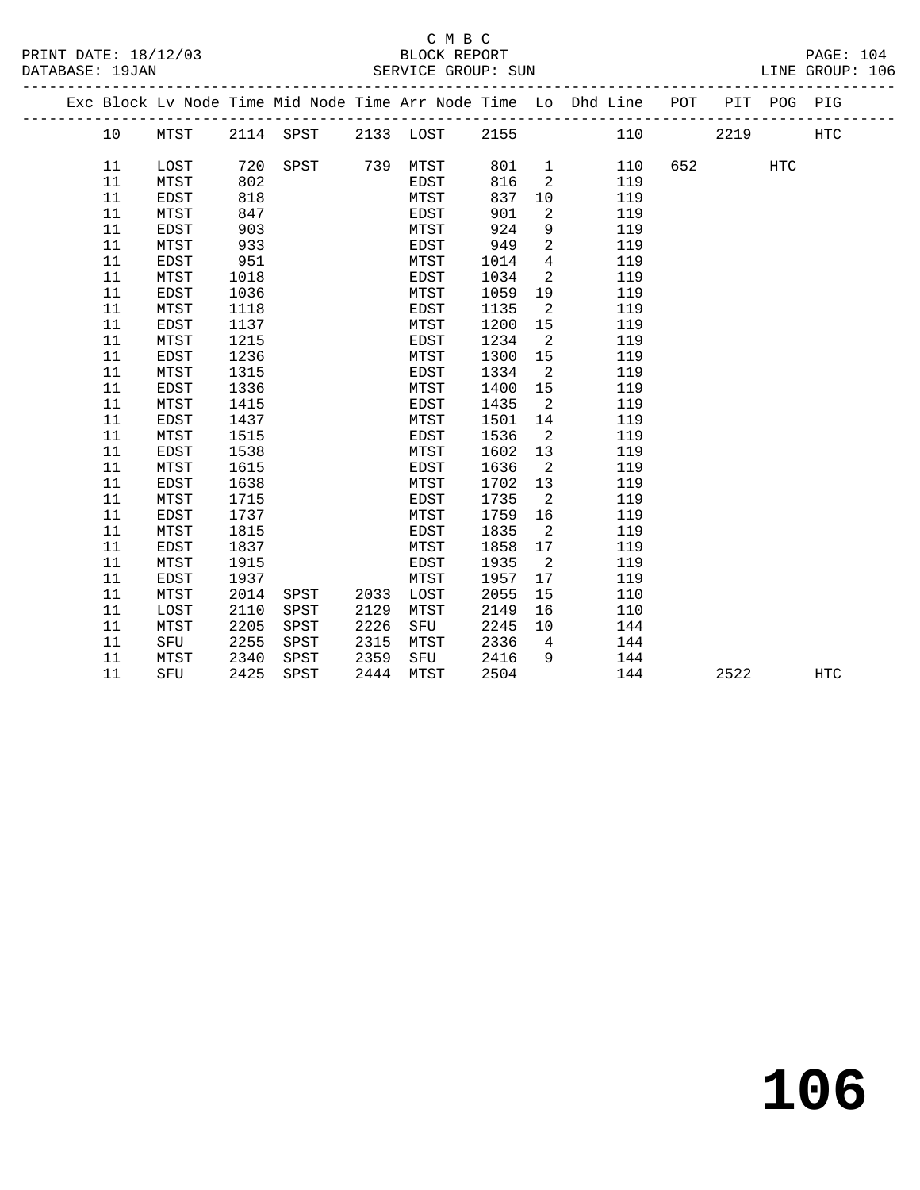C M B C
BLOCK REPORT
SERVICE GROUP: SUN

PRINT DATE: 18/12/03
DATABASE: 19JAN
LINE GROUP: 106

| Exc | Block | Lv Node | Time | Mid Node | Time | Arr Node | Time | Lo | Dhd Line | POT | PIT | POG | PIG |
|---|---|---|---|---|---|---|---|---|---|---|---|---|---|
| | 10 | MTST | 2114 | SPST | 2133 | LOST | 2155 | | 110 | | 2219 | | HTC |
| | 11 | LOST | 720 | SPST | 739 | MTST | 801 | 1 | 110 | 652 | | HTC | |
| | 11 | MTST | 802 | | | EDST | 816 | 2 | 119 | | | | |
| | 11 | EDST | 818 | | | MTST | 837 | 10 | 119 | | | | |
| | 11 | MTST | 847 | | | EDST | 901 | 2 | 119 | | | | |
| | 11 | EDST | 903 | | | MTST | 924 | 9 | 119 | | | | |
| | 11 | MTST | 933 | | | EDST | 949 | 2 | 119 | | | | |
| | 11 | EDST | 951 | | | MTST | 1014 | 4 | 119 | | | | |
| | 11 | MTST | 1018 | | | EDST | 1034 | 2 | 119 | | | | |
| | 11 | EDST | 1036 | | | MTST | 1059 | 19 | 119 | | | | |
| | 11 | MTST | 1118 | | | EDST | 1135 | 2 | 119 | | | | |
| | 11 | EDST | 1137 | | | MTST | 1200 | 15 | 119 | | | | |
| | 11 | MTST | 1215 | | | EDST | 1234 | 2 | 119 | | | | |
| | 11 | EDST | 1236 | | | MTST | 1300 | 15 | 119 | | | | |
| | 11 | MTST | 1315 | | | EDST | 1334 | 2 | 119 | | | | |
| | 11 | EDST | 1336 | | | MTST | 1400 | 15 | 119 | | | | |
| | 11 | MTST | 1415 | | | EDST | 1435 | 2 | 119 | | | | |
| | 11 | EDST | 1437 | | | MTST | 1501 | 14 | 119 | | | | |
| | 11 | MTST | 1515 | | | EDST | 1536 | 2 | 119 | | | | |
| | 11 | EDST | 1538 | | | MTST | 1602 | 13 | 119 | | | | |
| | 11 | MTST | 1615 | | | EDST | 1636 | 2 | 119 | | | | |
| | 11 | EDST | 1638 | | | MTST | 1702 | 13 | 119 | | | | |
| | 11 | MTST | 1715 | | | EDST | 1735 | 2 | 119 | | | | |
| | 11 | EDST | 1737 | | | MTST | 1759 | 16 | 119 | | | | |
| | 11 | MTST | 1815 | | | EDST | 1835 | 2 | 119 | | | | |
| | 11 | EDST | 1837 | | | MTST | 1858 | 17 | 119 | | | | |
| | 11 | MTST | 1915 | | | EDST | 1935 | 2 | 119 | | | | |
| | 11 | EDST | 1937 | | | MTST | 1957 | 17 | 119 | | | | |
| | 11 | MTST | 2014 | SPST | 2033 | LOST | 2055 | 15 | 110 | | | | |
| | 11 | LOST | 2110 | SPST | 2129 | MTST | 2149 | 16 | 110 | | | | |
| | 11 | MTST | 2205 | SPST | 2226 | SFU | 2245 | 10 | 144 | | | | |
| | 11 | SFU | 2255 | SPST | 2315 | MTST | 2336 | 4 | 144 | | | | |
| | 11 | MTST | 2340 | SPST | 2359 | SFU | 2416 | 9 | 144 | | | | |
| | 11 | SFU | 2425 | SPST | 2444 | MTST | 2504 | | 144 | | 2522 | | HTC |

# 106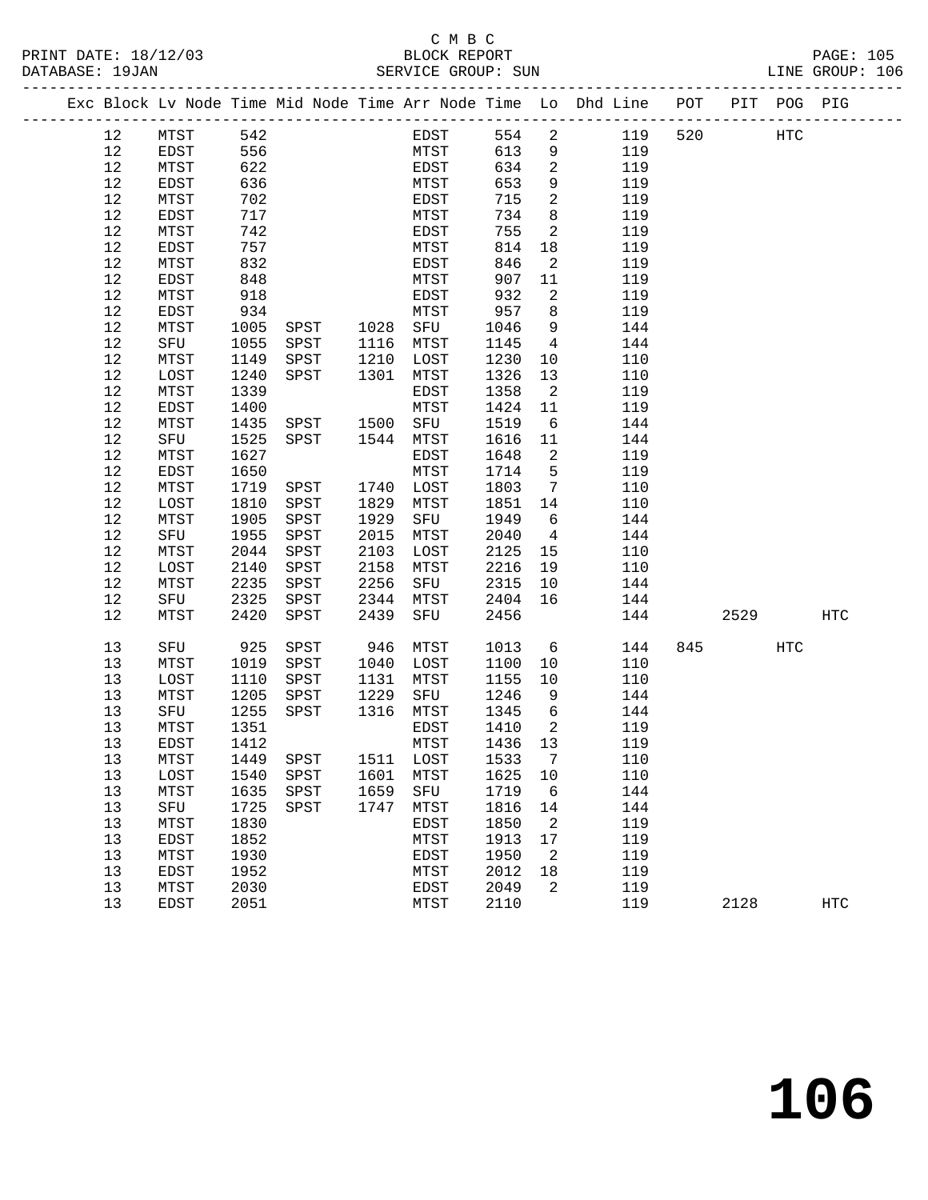C M B C
PRINT DATE: 18/12/03 BLOCK REPORT
DATABASE: 19JAN SERVICE GROUP: SUN LINE GROUP: 106

| Exc | Block | Lv | Node | Time | Mid Node | Time | Arr Node | Time | Lo | Dhd Line | POT | PIT | POG | PIG |
|---|---|---|---|---|---|---|---|---|---|---|---|---|---|---|
| | 12 | | MTST | 542 | | | EDST | 554 | 2 | 119 | 520 | | HTC | |
| | 12 | | EDST | 556 | | | MTST | 613 | 9 | 119 | | | | |
| | 12 | | MTST | 622 | | | EDST | 634 | 2 | 119 | | | | |
| | 12 | | EDST | 636 | | | MTST | 653 | 9 | 119 | | | | |
| | 12 | | MTST | 702 | | | EDST | 715 | 2 | 119 | | | | |
| | 12 | | EDST | 717 | | | MTST | 734 | 8 | 119 | | | | |
| | 12 | | MTST | 742 | | | EDST | 755 | 2 | 119 | | | | |
| | 12 | | EDST | 757 | | | MTST | 814 | 18 | 119 | | | | |
| | 12 | | MTST | 832 | | | EDST | 846 | 2 | 119 | | | | |
| | 12 | | EDST | 848 | | | MTST | 907 | 11 | 119 | | | | |
| | 12 | | MTST | 918 | | | EDST | 932 | 2 | 119 | | | | |
| | 12 | | EDST | 934 | | | MTST | 957 | 8 | 119 | | | | |
| | 12 | | MTST | 1005 | SPST | 1028 | SFU | 1046 | 9 | 144 | | | | |
| | 12 | | SFU | 1055 | SPST | 1116 | MTST | 1145 | 4 | 144 | | | | |
| | 12 | | MTST | 1149 | SPST | 1210 | LOST | 1230 | 10 | 110 | | | | |
| | 12 | | LOST | 1240 | SPST | 1301 | MTST | 1326 | 13 | 110 | | | | |
| | 12 | | MTST | 1339 | | | EDST | 1358 | 2 | 119 | | | | |
| | 12 | | EDST | 1400 | | | MTST | 1424 | 11 | 119 | | | | |
| | 12 | | MTST | 1435 | SPST | 1500 | SFU | 1519 | 6 | 144 | | | | |
| | 12 | | SFU | 1525 | SPST | 1544 | MTST | 1616 | 11 | 144 | | | | |
| | 12 | | MTST | 1627 | | | EDST | 1648 | 2 | 119 | | | | |
| | 12 | | EDST | 1650 | | | MTST | 1714 | 5 | 119 | | | | |
| | 12 | | MTST | 1719 | SPST | 1740 | LOST | 1803 | 7 | 110 | | | | |
| | 12 | | LOST | 1810 | SPST | 1829 | MTST | 1851 | 14 | 110 | | | | |
| | 12 | | MTST | 1905 | SPST | 1929 | SFU | 1949 | 6 | 144 | | | | |
| | 12 | | SFU | 1955 | SPST | 2015 | MTST | 2040 | 4 | 144 | | | | |
| | 12 | | MTST | 2044 | SPST | 2103 | LOST | 2125 | 15 | 110 | | | | |
| | 12 | | LOST | 2140 | SPST | 2158 | MTST | 2216 | 19 | 110 | | | | |
| | 12 | | MTST | 2235 | SPST | 2256 | SFU | 2315 | 10 | 144 | | | | |
| | 12 | | SFU | 2325 | SPST | 2344 | MTST | 2404 | 16 | 144 | | | | |
| | 12 | | MTST | 2420 | SPST | 2439 | SFU | 2456 | | 144 | | 2529 | | HTC |
| | 13 | | SFU | 925 | SPST | 946 | MTST | 1013 | 6 | 144 | 845 | | HTC | |
| | 13 | | MTST | 1019 | SPST | 1040 | LOST | 1100 | 10 | 110 | | | | |
| | 13 | | LOST | 1110 | SPST | 1131 | MTST | 1155 | 10 | 110 | | | | |
| | 13 | | MTST | 1205 | SPST | 1229 | SFU | 1246 | 9 | 144 | | | | |
| | 13 | | SFU | 1255 | SPST | 1316 | MTST | 1345 | 6 | 144 | | | | |
| | 13 | | MTST | 1351 | | | EDST | 1410 | 2 | 119 | | | | |
| | 13 | | EDST | 1412 | | | MTST | 1436 | 13 | 119 | | | | |
| | 13 | | MTST | 1449 | SPST | 1511 | LOST | 1533 | 7 | 110 | | | | |
| | 13 | | LOST | 1540 | SPST | 1601 | MTST | 1625 | 10 | 110 | | | | |
| | 13 | | MTST | 1635 | SPST | 1659 | SFU | 1719 | 6 | 144 | | | | |
| | 13 | | SFU | 1725 | SPST | 1747 | MTST | 1816 | 14 | 144 | | | | |
| | 13 | | MTST | 1830 | | | EDST | 1850 | 2 | 119 | | | | |
| | 13 | | EDST | 1852 | | | MTST | 1913 | 17 | 119 | | | | |
| | 13 | | MTST | 1930 | | | EDST | 1950 | 2 | 119 | | | | |
| | 13 | | EDST | 1952 | | | MTST | 2012 | 18 | 119 | | | | |
| | 13 | | MTST | 2030 | | | EDST | 2049 | 2 | 119 | | | | |
| | 13 | | EDST | 2051 | | | MTST | 2110 | | 119 | | 2128 | | HTC |

# 106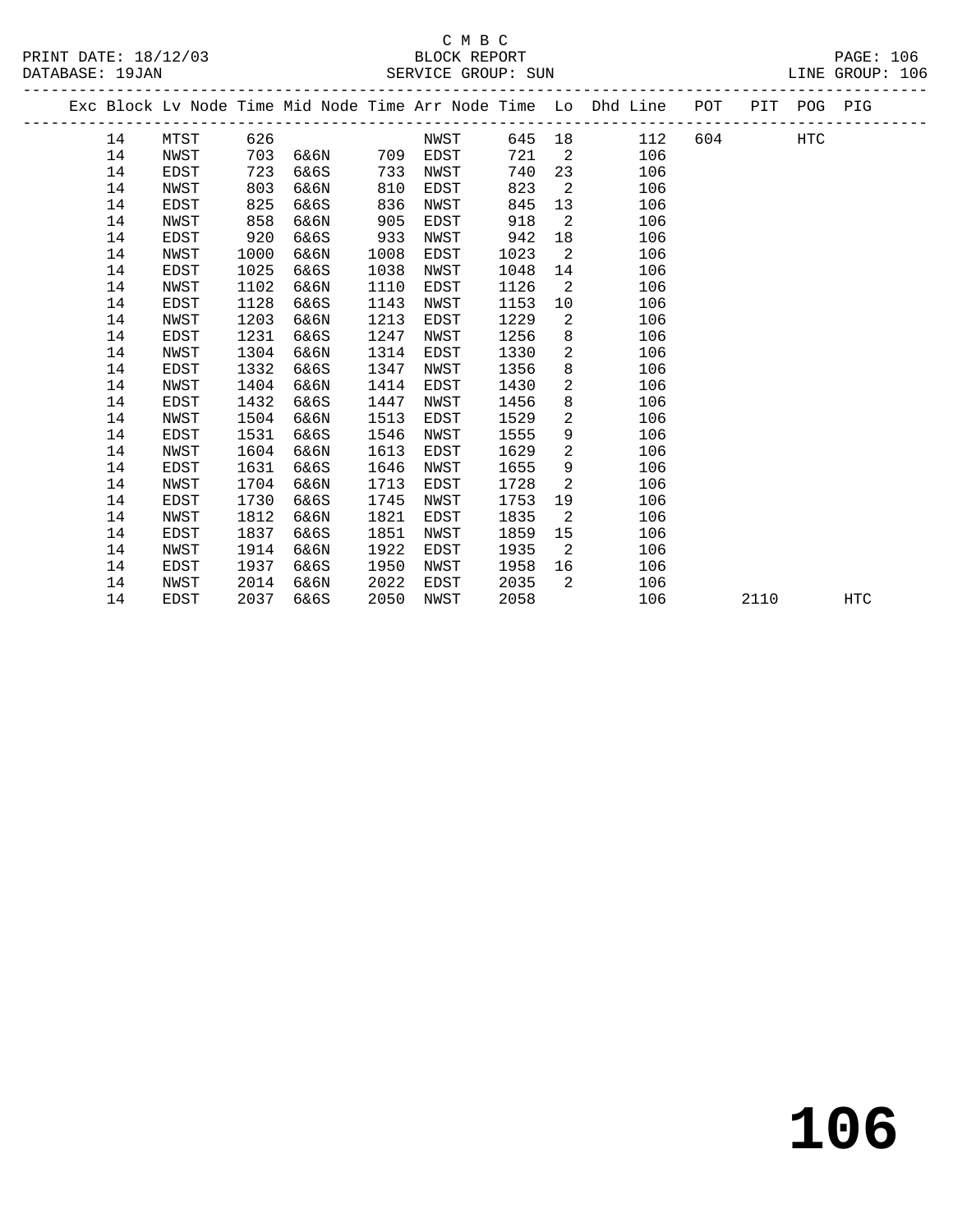C M B C

PRINT DATE: 18/12/03 BLOCK REPORT PAGE: 106
DATABASE: 19JAN SERVICE GROUP: SUN LINE GROUP: 106

| Exc | Block | Lv Node | Time | Mid Node | Time | Arr Node | Time | Lo | Dhd Line | POT | PIT | POG | PIG |
|---|---|---|---|---|---|---|---|---|---|---|---|---|---|
| | 14 | MTST | 626 | | | NWST | 645 | 18 | 112 | 604 | | HTC | |
| | 14 | NWST | 703 | 6&6N | 709 | EDST | 721 | 2 | 106 | | | | |
| | 14 | EDST | 723 | 6&6S | 733 | NWST | 740 | 23 | 106 | | | | |
| | 14 | NWST | 803 | 6&6N | 810 | EDST | 823 | 2 | 106 | | | | |
| | 14 | EDST | 825 | 6&6S | 836 | NWST | 845 | 13 | 106 | | | | |
| | 14 | NWST | 858 | 6&6N | 905 | EDST | 918 | 2 | 106 | | | | |
| | 14 | EDST | 920 | 6&6S | 933 | NWST | 942 | 18 | 106 | | | | |
| | 14 | NWST | 1000 | 6&6N | 1008 | EDST | 1023 | 2 | 106 | | | | |
| | 14 | EDST | 1025 | 6&6S | 1038 | NWST | 1048 | 14 | 106 | | | | |
| | 14 | NWST | 1102 | 6&6N | 1110 | EDST | 1126 | 2 | 106 | | | | |
| | 14 | EDST | 1128 | 6&6S | 1143 | NWST | 1153 | 10 | 106 | | | | |
| | 14 | NWST | 1203 | 6&6N | 1213 | EDST | 1229 | 2 | 106 | | | | |
| | 14 | EDST | 1231 | 6&6S | 1247 | NWST | 1256 | 8 | 106 | | | | |
| | 14 | NWST | 1304 | 6&6N | 1314 | EDST | 1330 | 2 | 106 | | | | |
| | 14 | EDST | 1332 | 6&6S | 1347 | NWST | 1356 | 8 | 106 | | | | |
| | 14 | NWST | 1404 | 6&6N | 1414 | EDST | 1430 | 2 | 106 | | | | |
| | 14 | EDST | 1432 | 6&6S | 1447 | NWST | 1456 | 8 | 106 | | | | |
| | 14 | NWST | 1504 | 6&6N | 1513 | EDST | 1529 | 2 | 106 | | | | |
| | 14 | EDST | 1531 | 6&6S | 1546 | NWST | 1555 | 9 | 106 | | | | |
| | 14 | NWST | 1604 | 6&6N | 1613 | EDST | 1629 | 2 | 106 | | | | |
| | 14 | EDST | 1631 | 6&6S | 1646 | NWST | 1655 | 9 | 106 | | | | |
| | 14 | NWST | 1704 | 6&6N | 1713 | EDST | 1728 | 2 | 106 | | | | |
| | 14 | EDST | 1730 | 6&6S | 1745 | NWST | 1753 | 19 | 106 | | | | |
| | 14 | NWST | 1812 | 6&6N | 1821 | EDST | 1835 | 2 | 106 | | | | |
| | 14 | EDST | 1837 | 6&6S | 1851 | NWST | 1859 | 15 | 106 | | | | |
| | 14 | NWST | 1914 | 6&6N | 1922 | EDST | 1935 | 2 | 106 | | | | |
| | 14 | EDST | 1937 | 6&6S | 1950 | NWST | 1958 | 16 | 106 | | | | |
| | 14 | NWST | 2014 | 6&6N | 2022 | EDST | 2035 | 2 | 106 | | | | |
| | 14 | EDST | 2037 | 6&6S | 2050 | NWST | 2058 | | 106 | | 2110 | | HTC |

# 106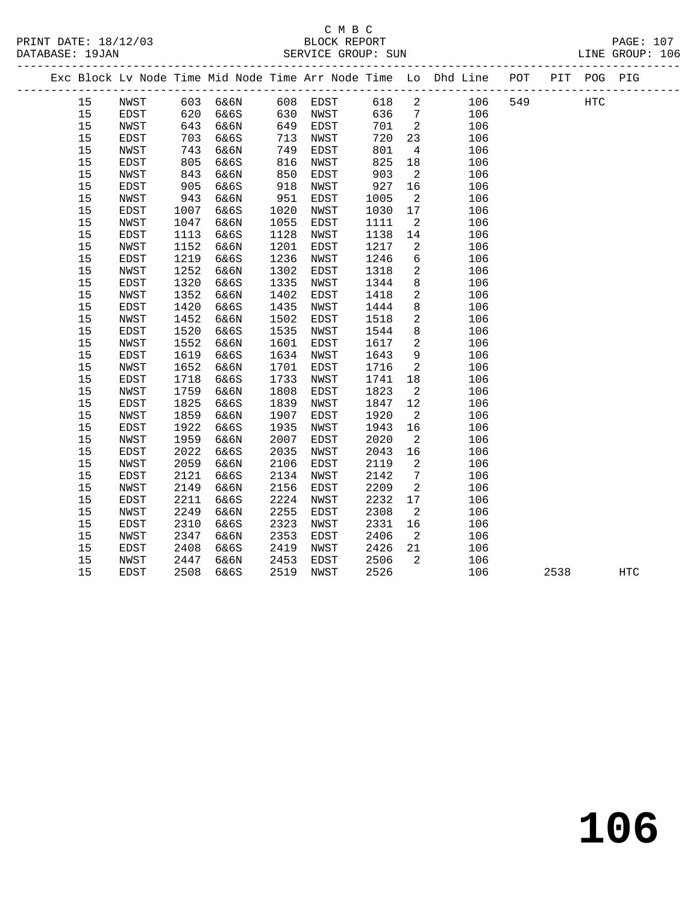C M B C
PRINT DATE: 18/12/03 BLOCK REPORT
DATABASE: 19JAN SERVICE GROUP: SUN LINE GROUP: 106

| Exc | Block | Lv | Node | Time | Mid Node | Time | Arr Node | Time | Lo | Dhd Line | POT | PIT | POG | PIG |
|---|---|---|---|---|---|---|---|---|---|---|---|---|---|---|
| | 15 | | NWST | 603 | 6&6N | 608 | EDST | 618 | 2 | 106 | 549 | | HTC | |
| | 15 | | EDST | 620 | 6&6S | 630 | NWST | 636 | 7 | 106 | | | | |
| | 15 | | NWST | 643 | 6&6N | 649 | EDST | 701 | 2 | 106 | | | | |
| | 15 | | EDST | 703 | 6&6S | 713 | NWST | 720 | 23 | 106 | | | | |
| | 15 | | NWST | 743 | 6&6N | 749 | EDST | 801 | 4 | 106 | | | | |
| | 15 | | EDST | 805 | 6&6S | 816 | NWST | 825 | 18 | 106 | | | | |
| | 15 | | NWST | 843 | 6&6N | 850 | EDST | 903 | 2 | 106 | | | | |
| | 15 | | EDST | 905 | 6&6S | 918 | NWST | 927 | 16 | 106 | | | | |
| | 15 | | NWST | 943 | 6&6N | 951 | EDST | 1005 | 2 | 106 | | | | |
| | 15 | | EDST | 1007 | 6&6S | 1020 | NWST | 1030 | 17 | 106 | | | | |
| | 15 | | NWST | 1047 | 6&6N | 1055 | EDST | 1111 | 2 | 106 | | | | |
| | 15 | | EDST | 1113 | 6&6S | 1128 | NWST | 1138 | 14 | 106 | | | | |
| | 15 | | NWST | 1152 | 6&6N | 1201 | EDST | 1217 | 2 | 106 | | | | |
| | 15 | | EDST | 1219 | 6&6S | 1236 | NWST | 1246 | 6 | 106 | | | | |
| | 15 | | NWST | 1252 | 6&6N | 1302 | EDST | 1318 | 2 | 106 | | | | |
| | 15 | | EDST | 1320 | 6&6S | 1335 | NWST | 1344 | 8 | 106 | | | | |
| | 15 | | NWST | 1352 | 6&6N | 1402 | EDST | 1418 | 2 | 106 | | | | |
| | 15 | | EDST | 1420 | 6&6S | 1435 | NWST | 1444 | 8 | 106 | | | | |
| | 15 | | NWST | 1452 | 6&6N | 1502 | EDST | 1518 | 2 | 106 | | | | |
| | 15 | | EDST | 1520 | 6&6S | 1535 | NWST | 1544 | 8 | 106 | | | | |
| | 15 | | NWST | 1552 | 6&6N | 1601 | EDST | 1617 | 2 | 106 | | | | |
| | 15 | | EDST | 1619 | 6&6S | 1634 | NWST | 1643 | 9 | 106 | | | | |
| | 15 | | NWST | 1652 | 6&6N | 1701 | EDST | 1716 | 2 | 106 | | | | |
| | 15 | | EDST | 1718 | 6&6S | 1733 | NWST | 1741 | 18 | 106 | | | | |
| | 15 | | NWST | 1759 | 6&6N | 1808 | EDST | 1823 | 2 | 106 | | | | |
| | 15 | | EDST | 1825 | 6&6S | 1839 | NWST | 1847 | 12 | 106 | | | | |
| | 15 | | NWST | 1859 | 6&6N | 1907 | EDST | 1920 | 2 | 106 | | | | |
| | 15 | | EDST | 1922 | 6&6S | 1935 | NWST | 1943 | 16 | 106 | | | | |
| | 15 | | NWST | 1959 | 6&6N | 2007 | EDST | 2020 | 2 | 106 | | | | |
| | 15 | | EDST | 2022 | 6&6S | 2035 | NWST | 2043 | 16 | 106 | | | | |
| | 15 | | NWST | 2059 | 6&6N | 2106 | EDST | 2119 | 2 | 106 | | | | |
| | 15 | | EDST | 2121 | 6&6S | 2134 | NWST | 2142 | 7 | 106 | | | | |
| | 15 | | NWST | 2149 | 6&6N | 2156 | EDST | 2209 | 2 | 106 | | | | |
| | 15 | | EDST | 2211 | 6&6S | 2224 | NWST | 2232 | 17 | 106 | | | | |
| | 15 | | NWST | 2249 | 6&6N | 2255 | EDST | 2308 | 2 | 106 | | | | |
| | 15 | | EDST | 2310 | 6&6S | 2323 | NWST | 2331 | 16 | 106 | | | | |
| | 15 | | NWST | 2347 | 6&6N | 2353 | EDST | 2406 | 2 | 106 | | | | |
| | 15 | | EDST | 2408 | 6&6S | 2419 | NWST | 2426 | 21 | 106 | | | | |
| | 15 | | NWST | 2447 | 6&6N | 2453 | EDST | 2506 | 2 | 106 | | | | |
| | 15 | | EDST | 2508 | 6&6S | 2519 | NWST | 2526 | | 106 | | 2538 | | HTC |

# 106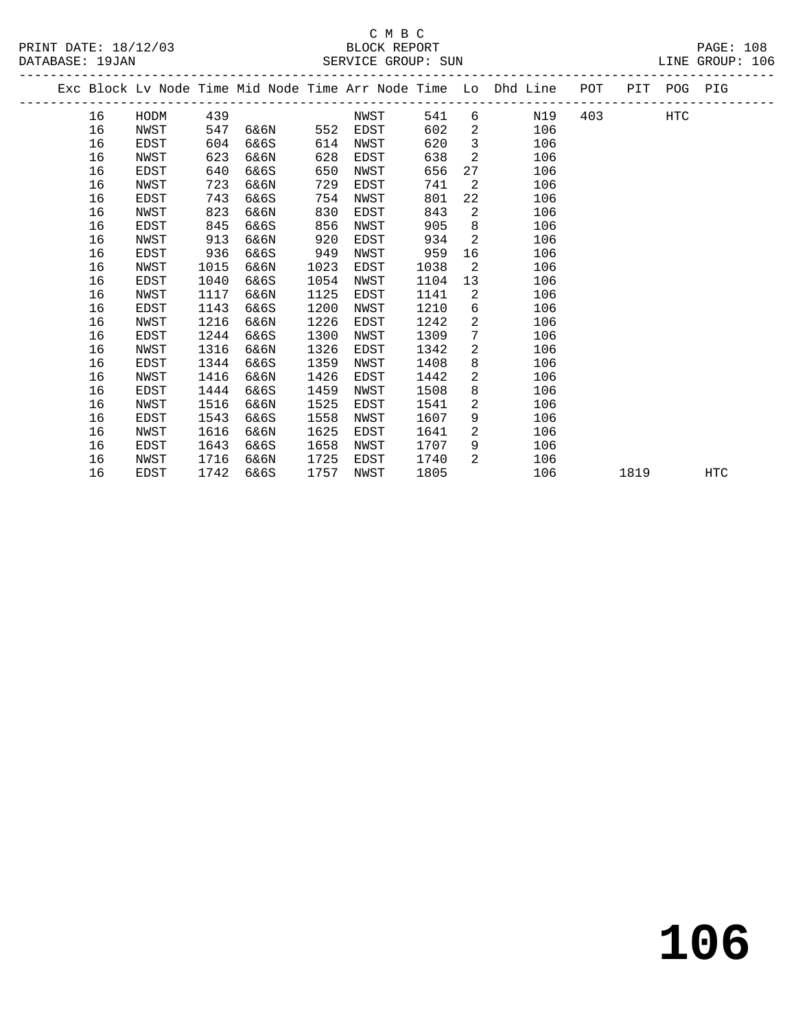C M B C

BLOCK REPORT

SERVICE GROUP: SUN

PRINT DATE: 18/12/03

DATABASE: 19JAN

LINE GROUP: 106

| Exc | Block | Lv Node | Time | Mid Node | Time | Arr Node | Time | Lo | Dhd Line | POT | PIT | POG | PIG |
|---|---|---|---|---|---|---|---|---|---|---|---|---|---|
| | 16 | HODM | 439 | | | NWST | 541 | 6 | N19 | 403 | | HTC | |
| | 16 | NWST | 547 | 6&6N | 552 | EDST | 602 | 2 | 106 | | | | |
| | 16 | EDST | 604 | 6&6S | 614 | NWST | 620 | 3 | 106 | | | | |
| | 16 | NWST | 623 | 6&6N | 628 | EDST | 638 | 2 | 106 | | | | |
| | 16 | EDST | 640 | 6&6S | 650 | NWST | 656 | 27 | 106 | | | | |
| | 16 | NWST | 723 | 6&6N | 729 | EDST | 741 | 2 | 106 | | | | |
| | 16 | EDST | 743 | 6&6S | 754 | NWST | 801 | 22 | 106 | | | | |
| | 16 | NWST | 823 | 6&6N | 830 | EDST | 843 | 2 | 106 | | | | |
| | 16 | EDST | 845 | 6&6S | 856 | NWST | 905 | 8 | 106 | | | | |
| | 16 | NWST | 913 | 6&6N | 920 | EDST | 934 | 2 | 106 | | | | |
| | 16 | EDST | 936 | 6&6S | 949 | NWST | 959 | 16 | 106 | | | | |
| | 16 | NWST | 1015 | 6&6N | 1023 | EDST | 1038 | 2 | 106 | | | | |
| | 16 | EDST | 1040 | 6&6S | 1054 | NWST | 1104 | 13 | 106 | | | | |
| | 16 | NWST | 1117 | 6&6N | 1125 | EDST | 1141 | 2 | 106 | | | | |
| | 16 | EDST | 1143 | 6&6S | 1200 | NWST | 1210 | 6 | 106 | | | | |
| | 16 | NWST | 1216 | 6&6N | 1226 | EDST | 1242 | 2 | 106 | | | | |
| | 16 | EDST | 1244 | 6&6S | 1300 | NWST | 1309 | 7 | 106 | | | | |
| | 16 | NWST | 1316 | 6&6N | 1326 | EDST | 1342 | 2 | 106 | | | | |
| | 16 | EDST | 1344 | 6&6S | 1359 | NWST | 1408 | 8 | 106 | | | | |
| | 16 | NWST | 1416 | 6&6N | 1426 | EDST | 1442 | 2 | 106 | | | | |
| | 16 | EDST | 1444 | 6&6S | 1459 | NWST | 1508 | 8 | 106 | | | | |
| | 16 | NWST | 1516 | 6&6N | 1525 | EDST | 1541 | 2 | 106 | | | | |
| | 16 | EDST | 1543 | 6&6S | 1558 | NWST | 1607 | 9 | 106 | | | | |
| | 16 | NWST | 1616 | 6&6N | 1625 | EDST | 1641 | 2 | 106 | | | | |
| | 16 | EDST | 1643 | 6&6S | 1658 | NWST | 1707 | 9 | 106 | | | | |
| | 16 | NWST | 1716 | 6&6N | 1725 | EDST | 1740 | 2 | 106 | | | | |
| | 16 | EDST | 1742 | 6&6S | 1757 | NWST | 1805 | | 106 | | 1819 | | HTC |

# 106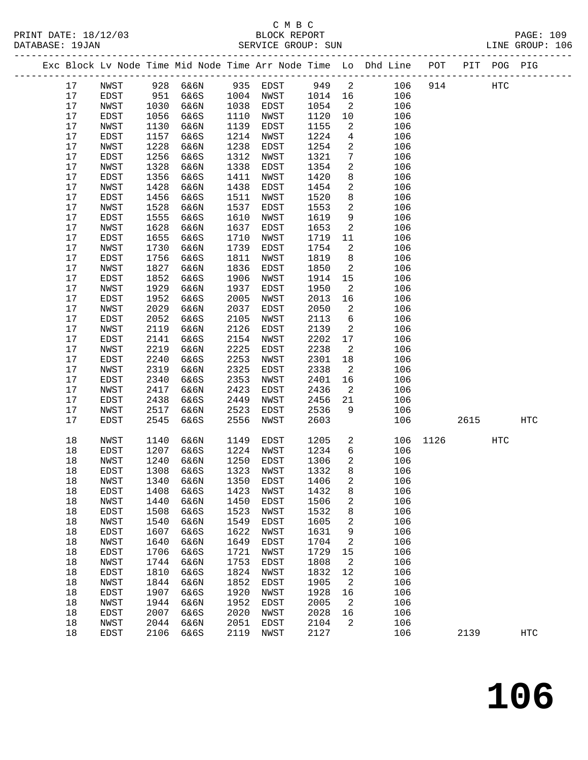C M B C
BLOCK REPORT
SERVICE GROUP: SUN

PRINT DATE: 18/12/03
DATABASE: 19JAN
LINE GROUP: 106

| Exc | Block | Lv Node | Time | Mid Node | Time | Arr Node | Time | Lo | Dhd Line | POT | PIT | POG | PIG |
|---|---|---|---|---|---|---|---|---|---|---|---|---|---|
| | 17 | NWST | 928 | 6&6N | 935 | EDST | 949 | 2 | 106 | 914 | | HTC | |
| | 17 | EDST | 951 | 6&6S | 1004 | NWST | 1014 | 16 | 106 | | | | |
| | 17 | NWST | 1030 | 6&6N | 1038 | EDST | 1054 | 2 | 106 | | | | |
| | 17 | EDST | 1056 | 6&6S | 1110 | NWST | 1120 | 10 | 106 | | | | |
| | 17 | NWST | 1130 | 6&6N | 1139 | EDST | 1155 | 2 | 106 | | | | |
| | 17 | EDST | 1157 | 6&6S | 1214 | NWST | 1224 | 4 | 106 | | | | |
| | 17 | NWST | 1228 | 6&6N | 1238 | EDST | 1254 | 2 | 106 | | | | |
| | 17 | EDST | 1256 | 6&6S | 1312 | NWST | 1321 | 7 | 106 | | | | |
| | 17 | NWST | 1328 | 6&6N | 1338 | EDST | 1354 | 2 | 106 | | | | |
| | 17 | EDST | 1356 | 6&6S | 1411 | NWST | 1420 | 8 | 106 | | | | |
| | 17 | NWST | 1428 | 6&6N | 1438 | EDST | 1454 | 2 | 106 | | | | |
| | 17 | EDST | 1456 | 6&6S | 1511 | NWST | 1520 | 8 | 106 | | | | |
| | 17 | NWST | 1528 | 6&6N | 1537 | EDST | 1553 | 2 | 106 | | | | |
| | 17 | EDST | 1555 | 6&6S | 1610 | NWST | 1619 | 9 | 106 | | | | |
| | 17 | NWST | 1628 | 6&6N | 1637 | EDST | 1653 | 2 | 106 | | | | |
| | 17 | EDST | 1655 | 6&6S | 1710 | NWST | 1719 | 11 | 106 | | | | |
| | 17 | NWST | 1730 | 6&6N | 1739 | EDST | 1754 | 2 | 106 | | | | |
| | 17 | EDST | 1756 | 6&6S | 1811 | NWST | 1819 | 8 | 106 | | | | |
| | 17 | NWST | 1827 | 6&6N | 1836 | EDST | 1850 | 2 | 106 | | | | |
| | 17 | EDST | 1852 | 6&6S | 1906 | NWST | 1914 | 15 | 106 | | | | |
| | 17 | NWST | 1929 | 6&6N | 1937 | EDST | 1950 | 2 | 106 | | | | |
| | 17 | EDST | 1952 | 6&6S | 2005 | NWST | 2013 | 16 | 106 | | | | |
| | 17 | NWST | 2029 | 6&6N | 2037 | EDST | 2050 | 2 | 106 | | | | |
| | 17 | EDST | 2052 | 6&6S | 2105 | NWST | 2113 | 6 | 106 | | | | |
| | 17 | NWST | 2119 | 6&6N | 2126 | EDST | 2139 | 2 | 106 | | | | |
| | 17 | EDST | 2141 | 6&6S | 2154 | NWST | 2202 | 17 | 106 | | | | |
| | 17 | NWST | 2219 | 6&6N | 2225 | EDST | 2238 | 2 | 106 | | | | |
| | 17 | EDST | 2240 | 6&6S | 2253 | NWST | 2301 | 18 | 106 | | | | |
| | 17 | NWST | 2319 | 6&6N | 2325 | EDST | 2338 | 2 | 106 | | | | |
| | 17 | EDST | 2340 | 6&6S | 2353 | NWST | 2401 | 16 | 106 | | | | |
| | 17 | NWST | 2417 | 6&6N | 2423 | EDST | 2436 | 2 | 106 | | | | |
| | 17 | EDST | 2438 | 6&6S | 2449 | NWST | 2456 | 21 | 106 | | | | |
| | 17 | NWST | 2517 | 6&6N | 2523 | EDST | 2536 | 9 | 106 | | | | |
| | 17 | EDST | 2545 | 6&6S | 2556 | NWST | 2603 | | 106 | | 2615 | | HTC |
| | 18 | NWST | 1140 | 6&6N | 1149 | EDST | 1205 | 2 | 106 | 1126 | | HTC | |
| | 18 | EDST | 1207 | 6&6S | 1224 | NWST | 1234 | 6 | 106 | | | | |
| | 18 | NWST | 1240 | 6&6N | 1250 | EDST | 1306 | 2 | 106 | | | | |
| | 18 | EDST | 1308 | 6&6S | 1323 | NWST | 1332 | 8 | 106 | | | | |
| | 18 | NWST | 1340 | 6&6N | 1350 | EDST | 1406 | 2 | 106 | | | | |
| | 18 | EDST | 1408 | 6&6S | 1423 | NWST | 1432 | 8 | 106 | | | | |
| | 18 | NWST | 1440 | 6&6N | 1450 | EDST | 1506 | 2 | 106 | | | | |
| | 18 | EDST | 1508 | 6&6S | 1523 | NWST | 1532 | 8 | 106 | | | | |
| | 18 | NWST | 1540 | 6&6N | 1549 | EDST | 1605 | 2 | 106 | | | | |
| | 18 | EDST | 1607 | 6&6S | 1622 | NWST | 1631 | 9 | 106 | | | | |
| | 18 | NWST | 1640 | 6&6N | 1649 | EDST | 1704 | 2 | 106 | | | | |
| | 18 | EDST | 1706 | 6&6S | 1721 | NWST | 1729 | 15 | 106 | | | | |
| | 18 | NWST | 1744 | 6&6N | 1753 | EDST | 1808 | 2 | 106 | | | | |
| | 18 | EDST | 1810 | 6&6S | 1824 | NWST | 1832 | 12 | 106 | | | | |
| | 18 | NWST | 1844 | 6&6N | 1852 | EDST | 1905 | 2 | 106 | | | | |
| | 18 | EDST | 1907 | 6&6S | 1920 | NWST | 1928 | 16 | 106 | | | | |
| | 18 | NWST | 1944 | 6&6N | 1952 | EDST | 2005 | 2 | 106 | | | | |
| | 18 | EDST | 2007 | 6&6S | 2020 | NWST | 2028 | 16 | 106 | | | | |
| | 18 | NWST | 2044 | 6&6N | 2051 | EDST | 2104 | 2 | 106 | | | | |
| | 18 | EDST | 2106 | 6&6S | 2119 | NWST | 2127 | | 106 | | 2139 | | HTC |

# 106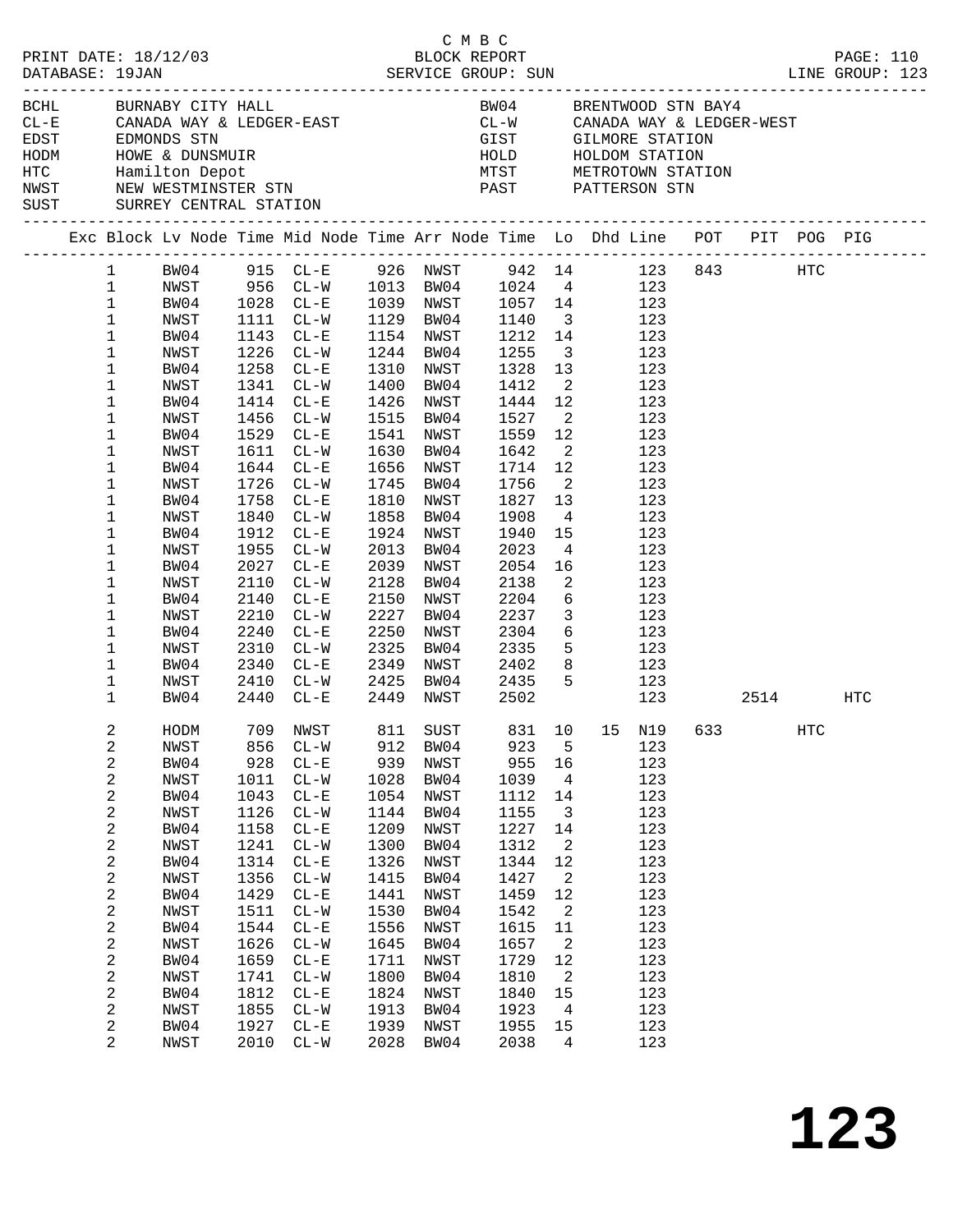C M B C

PRINT DATE: 18/12/03 BLOCK REPORT PAGE: 110
DATABASE: 19JAN SERVICE GROUP: SUN LINE GROUP: 123

| Code | Name | Code | Name |
|---|---|---|---|
| BCHL | BURNABY CITY HALL | BW04 | BRENTWOOD STN BAY4 |
| CL-E | CANADA WAY & LEDGER-EAST | CL-W | CANADA WAY & LEDGER-WEST |
| EDST | EDMONDS STN | GIST | GILMORE STATION |
| HODM | HOWE & DUNSMUIR | HOLD | HOLDOM STATION |
| HTC | Hamilton Depot | MTST | METROTOWN STATION |
| NWST | NEW WESTMINSTER STN | PAST | PATTERSON STN |
| SUST | SURREY CENTRAL STATION | | |

| Exc | Block | Lv Node | Time | Mid Node | Time | Arr Node | Time | Lo | Dhd | Line | POT | PIT | POG | PIG |
|---|---|---|---|---|---|---|---|---|---|---|---|---|---|---|
| | 1 | BW04 | 915 | CL-E | 926 | NWST | 942 | 14 | | 123 | 843 | | HTC | |
| | 1 | NWST | 956 | CL-W | 1013 | BW04 | 1024 | 4 | | 123 | | | | |
| | 1 | BW04 | 1028 | CL-E | 1039 | NWST | 1057 | 14 | | 123 | | | | |
| | 1 | NWST | 1111 | CL-W | 1129 | BW04 | 1140 | 3 | | 123 | | | | |
| | 1 | BW04 | 1143 | CL-E | 1154 | NWST | 1212 | 14 | | 123 | | | | |
| | 1 | NWST | 1226 | CL-W | 1244 | BW04 | 1255 | 3 | | 123 | | | | |
| | 1 | BW04 | 1258 | CL-E | 1310 | NWST | 1328 | 13 | | 123 | | | | |
| | 1 | NWST | 1341 | CL-W | 1400 | BW04 | 1412 | 2 | | 123 | | | | |
| | 1 | BW04 | 1414 | CL-E | 1426 | NWST | 1444 | 12 | | 123 | | | | |
| | 1 | NWST | 1456 | CL-W | 1515 | BW04 | 1527 | 2 | | 123 | | | | |
| | 1 | BW04 | 1529 | CL-E | 1541 | NWST | 1559 | 12 | | 123 | | | | |
| | 1 | NWST | 1611 | CL-W | 1630 | BW04 | 1642 | 2 | | 123 | | | | |
| | 1 | BW04 | 1644 | CL-E | 1656 | NWST | 1714 | 12 | | 123 | | | | |
| | 1 | NWST | 1726 | CL-W | 1745 | BW04 | 1756 | 2 | | 123 | | | | |
| | 1 | BW04 | 1758 | CL-E | 1810 | NWST | 1827 | 13 | | 123 | | | | |
| | 1 | NWST | 1840 | CL-W | 1858 | BW04 | 1908 | 4 | | 123 | | | | |
| | 1 | BW04 | 1912 | CL-E | 1924 | NWST | 1940 | 15 | | 123 | | | | |
| | 1 | NWST | 1955 | CL-W | 2013 | BW04 | 2023 | 4 | | 123 | | | | |
| | 1 | BW04 | 2027 | CL-E | 2039 | NWST | 2054 | 16 | | 123 | | | | |
| | 1 | NWST | 2110 | CL-W | 2128 | BW04 | 2138 | 2 | | 123 | | | | |
| | 1 | BW04 | 2140 | CL-E | 2150 | NWST | 2204 | 6 | | 123 | | | | |
| | 1 | NWST | 2210 | CL-W | 2227 | BW04 | 2237 | 3 | | 123 | | | | |
| | 1 | BW04 | 2240 | CL-E | 2250 | NWST | 2304 | 6 | | 123 | | | | |
| | 1 | NWST | 2310 | CL-W | 2325 | BW04 | 2335 | 5 | | 123 | | | | |
| | 1 | BW04 | 2340 | CL-E | 2349 | NWST | 2402 | 8 | | 123 | | | | |
| | 1 | NWST | 2410 | CL-W | 2425 | BW04 | 2435 | 5 | | 123 | | | | |
| | 1 | BW04 | 2440 | CL-E | 2449 | NWST | 2502 | | | 123 | | 2514 | | HTC |
| | 2 | HODM | 709 | NWST | 811 | SUST | 831 | 10 | 15 | N19 | 633 | | HTC | |
| | 2 | NWST | 856 | CL-W | 912 | BW04 | 923 | 5 | | 123 | | | | |
| | 2 | BW04 | 928 | CL-E | 939 | NWST | 955 | 16 | | 123 | | | | |
| | 2 | NWST | 1011 | CL-W | 1028 | BW04 | 1039 | 4 | | 123 | | | | |
| | 2 | BW04 | 1043 | CL-E | 1054 | NWST | 1112 | 14 | | 123 | | | | |
| | 2 | NWST | 1126 | CL-W | 1144 | BW04 | 1155 | 3 | | 123 | | | | |
| | 2 | BW04 | 1158 | CL-E | 1209 | NWST | 1227 | 14 | | 123 | | | | |
| | 2 | NWST | 1241 | CL-W | 1300 | BW04 | 1312 | 2 | | 123 | | | | |
| | 2 | BW04 | 1314 | CL-E | 1326 | NWST | 1344 | 12 | | 123 | | | | |
| | 2 | NWST | 1356 | CL-W | 1415 | BW04 | 1427 | 2 | | 123 | | | | |
| | 2 | BW04 | 1429 | CL-E | 1441 | NWST | 1459 | 12 | | 123 | | | | |
| | 2 | NWST | 1511 | CL-W | 1530 | BW04 | 1542 | 2 | | 123 | | | | |
| | 2 | BW04 | 1544 | CL-E | 1556 | NWST | 1615 | 11 | | 123 | | | | |
| | 2 | NWST | 1626 | CL-W | 1645 | BW04 | 1657 | 2 | | 123 | | | | |
| | 2 | BW04 | 1659 | CL-E | 1711 | NWST | 1729 | 12 | | 123 | | | | |
| | 2 | NWST | 1741 | CL-W | 1800 | BW04 | 1810 | 2 | | 123 | | | | |
| | 2 | BW04 | 1812 | CL-E | 1824 | NWST | 1840 | 15 | | 123 | | | | |
| | 2 | NWST | 1855 | CL-W | 1913 | BW04 | 1923 | 4 | | 123 | | | | |
| | 2 | BW04 | 1927 | CL-E | 1939 | NWST | 1955 | 15 | | 123 | | | | |
| | 2 | NWST | 2010 | CL-W | 2028 | BW04 | 2038 | 4 | | 123 | | | | |

**123**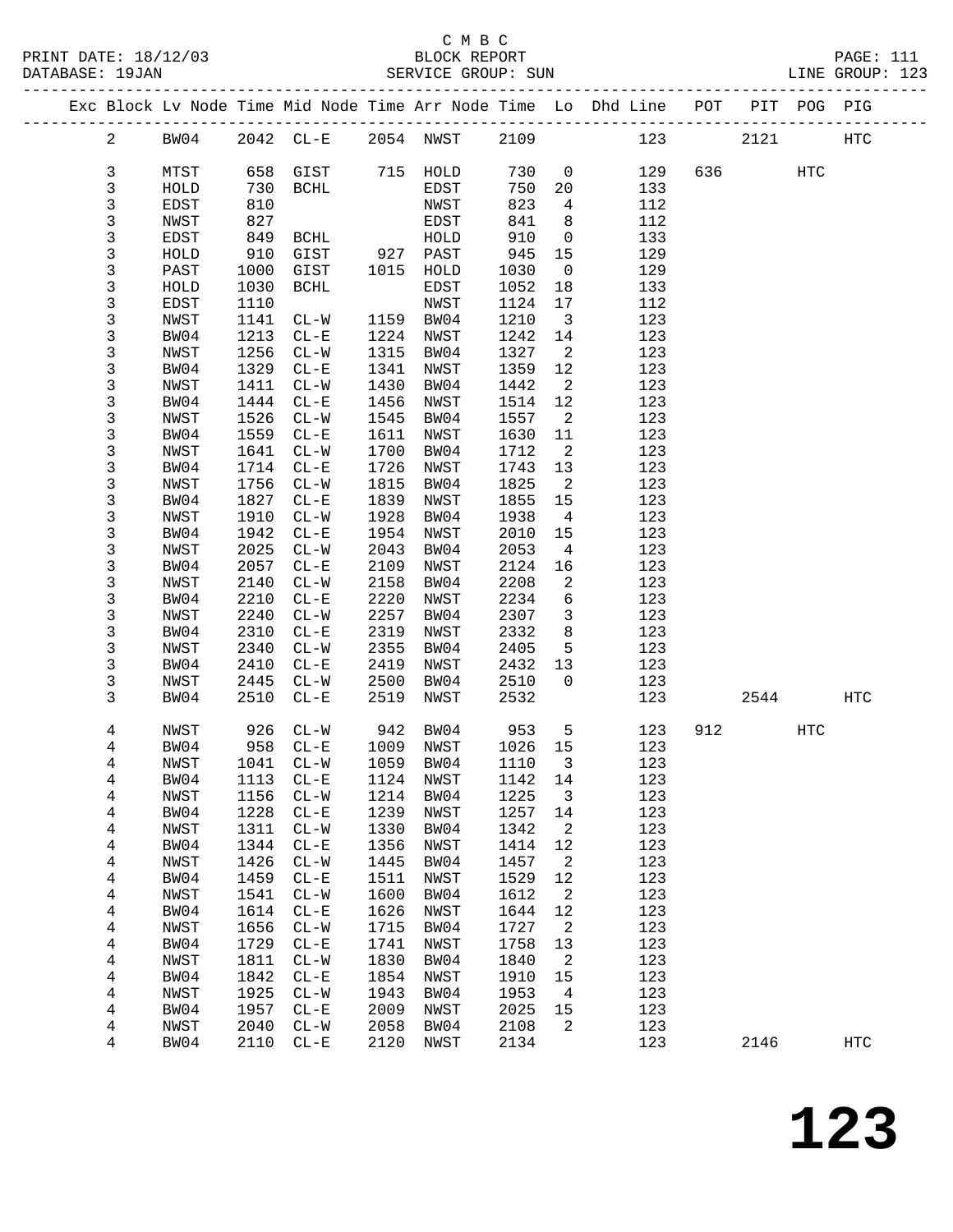C M B C
BLOCK REPORT
SERVICE GROUP: SUN

PRINT DATE: 18/12/03
DATABASE: 19JAN

PAGE: 111
LINE GROUP: 123

| Exc | Block | Lv | Node | Time | Mid Node | Time | Arr Node | Time | Lo | Dhd Line | POT | PIT | POG | PIG |
|---|---|---|---|---|---|---|---|---|---|---|---|---|---|---|
| | 2 | | BW04 | 2042 | CL-E | 2054 | NWST | 2109 | | 123 | | 2121 | | HTC |
| | 3 | | MTST | 658 | GIST | 715 | HOLD | 730 | 0 | 129 | 636 | | HTC | |
| | 3 | | HOLD | 730 | BCHL | | EDST | 750 | 20 | 133 | | | | |
| | 3 | | EDST | 810 | | | NWST | 823 | 4 | 112 | | | | |
| | 3 | | NWST | 827 | | | EDST | 841 | 8 | 112 | | | | |
| | 3 | | EDST | 849 | BCHL | | HOLD | 910 | 0 | 133 | | | | |
| | 3 | | HOLD | 910 | GIST | 927 | PAST | 945 | 15 | 129 | | | | |
| | 3 | | PAST | 1000 | GIST | 1015 | HOLD | 1030 | 0 | 129 | | | | |
| | 3 | | HOLD | 1030 | BCHL | | EDST | 1052 | 18 | 133 | | | | |
| | 3 | | EDST | 1110 | | | NWST | 1124 | 17 | 112 | | | | |
| | 3 | | NWST | 1141 | CL-W | 1159 | BW04 | 1210 | 3 | 123 | | | | |
| | 3 | | BW04 | 1213 | CL-E | 1224 | NWST | 1242 | 14 | 123 | | | | |
| | 3 | | NWST | 1256 | CL-W | 1315 | BW04 | 1327 | 2 | 123 | | | | |
| | 3 | | BW04 | 1329 | CL-E | 1341 | NWST | 1359 | 12 | 123 | | | | |
| | 3 | | NWST | 1411 | CL-W | 1430 | BW04 | 1442 | 2 | 123 | | | | |
| | 3 | | BW04 | 1444 | CL-E | 1456 | NWST | 1514 | 12 | 123 | | | | |
| | 3 | | NWST | 1526 | CL-W | 1545 | BW04 | 1557 | 2 | 123 | | | | |
| | 3 | | BW04 | 1559 | CL-E | 1611 | NWST | 1630 | 11 | 123 | | | | |
| | 3 | | NWST | 1641 | CL-W | 1700 | BW04 | 1712 | 2 | 123 | | | | |
| | 3 | | BW04 | 1714 | CL-E | 1726 | NWST | 1743 | 13 | 123 | | | | |
| | 3 | | NWST | 1756 | CL-W | 1815 | BW04 | 1825 | 2 | 123 | | | | |
| | 3 | | BW04 | 1827 | CL-E | 1839 | NWST | 1855 | 15 | 123 | | | | |
| | 3 | | NWST | 1910 | CL-W | 1928 | BW04 | 1938 | 4 | 123 | | | | |
| | 3 | | BW04 | 1942 | CL-E | 1954 | NWST | 2010 | 15 | 123 | | | | |
| | 3 | | NWST | 2025 | CL-W | 2043 | BW04 | 2053 | 4 | 123 | | | | |
| | 3 | | BW04 | 2057 | CL-E | 2109 | NWST | 2124 | 16 | 123 | | | | |
| | 3 | | NWST | 2140 | CL-W | 2158 | BW04 | 2208 | 2 | 123 | | | | |
| | 3 | | BW04 | 2210 | CL-E | 2220 | NWST | 2234 | 6 | 123 | | | | |
| | 3 | | NWST | 2240 | CL-W | 2257 | BW04 | 2307 | 3 | 123 | | | | |
| | 3 | | BW04 | 2310 | CL-E | 2319 | NWST | 2332 | 8 | 123 | | | | |
| | 3 | | NWST | 2340 | CL-W | 2355 | BW04 | 2405 | 5 | 123 | | | | |
| | 3 | | BW04 | 2410 | CL-E | 2419 | NWST | 2432 | 13 | 123 | | | | |
| | 3 | | NWST | 2445 | CL-W | 2500 | BW04 | 2510 | 0 | 123 | | | | |
| | 3 | | BW04 | 2510 | CL-E | 2519 | NWST | 2532 | | 123 | | 2544 | | HTC |
| | 4 | | NWST | 926 | CL-W | 942 | BW04 | 953 | 5 | 123 | 912 | | HTC | |
| | 4 | | BW04 | 958 | CL-E | 1009 | NWST | 1026 | 15 | 123 | | | | |
| | 4 | | NWST | 1041 | CL-W | 1059 | BW04 | 1110 | 3 | 123 | | | | |
| | 4 | | BW04 | 1113 | CL-E | 1124 | NWST | 1142 | 14 | 123 | | | | |
| | 4 | | NWST | 1156 | CL-W | 1214 | BW04 | 1225 | 3 | 123 | | | | |
| | 4 | | BW04 | 1228 | CL-E | 1239 | NWST | 1257 | 14 | 123 | | | | |
| | 4 | | NWST | 1311 | CL-W | 1330 | BW04 | 1342 | 2 | 123 | | | | |
| | 4 | | BW04 | 1344 | CL-E | 1356 | NWST | 1414 | 12 | 123 | | | | |
| | 4 | | NWST | 1426 | CL-W | 1445 | BW04 | 1457 | 2 | 123 | | | | |
| | 4 | | BW04 | 1459 | CL-E | 1511 | NWST | 1529 | 12 | 123 | | | | |
| | 4 | | NWST | 1541 | CL-W | 1600 | BW04 | 1612 | 2 | 123 | | | | |
| | 4 | | BW04 | 1614 | CL-E | 1626 | NWST | 1644 | 12 | 123 | | | | |
| | 4 | | NWST | 1656 | CL-W | 1715 | BW04 | 1727 | 2 | 123 | | | | |
| | 4 | | BW04 | 1729 | CL-E | 1741 | NWST | 1758 | 13 | 123 | | | | |
| | 4 | | NWST | 1811 | CL-W | 1830 | BW04 | 1840 | 2 | 123 | | | | |
| | 4 | | BW04 | 1842 | CL-E | 1854 | NWST | 1910 | 15 | 123 | | | | |
| | 4 | | NWST | 1925 | CL-W | 1943 | BW04 | 1953 | 4 | 123 | | | | |
| | 4 | | BW04 | 1957 | CL-E | 2009 | NWST | 2025 | 15 | 123 | | | | |
| | 4 | | NWST | 2040 | CL-W | 2058 | BW04 | 2108 | 2 | 123 | | | | |
| | 4 | | BW04 | 2110 | CL-E | 2120 | NWST | 2134 | | 123 | | 2146 | | HTC |

# 123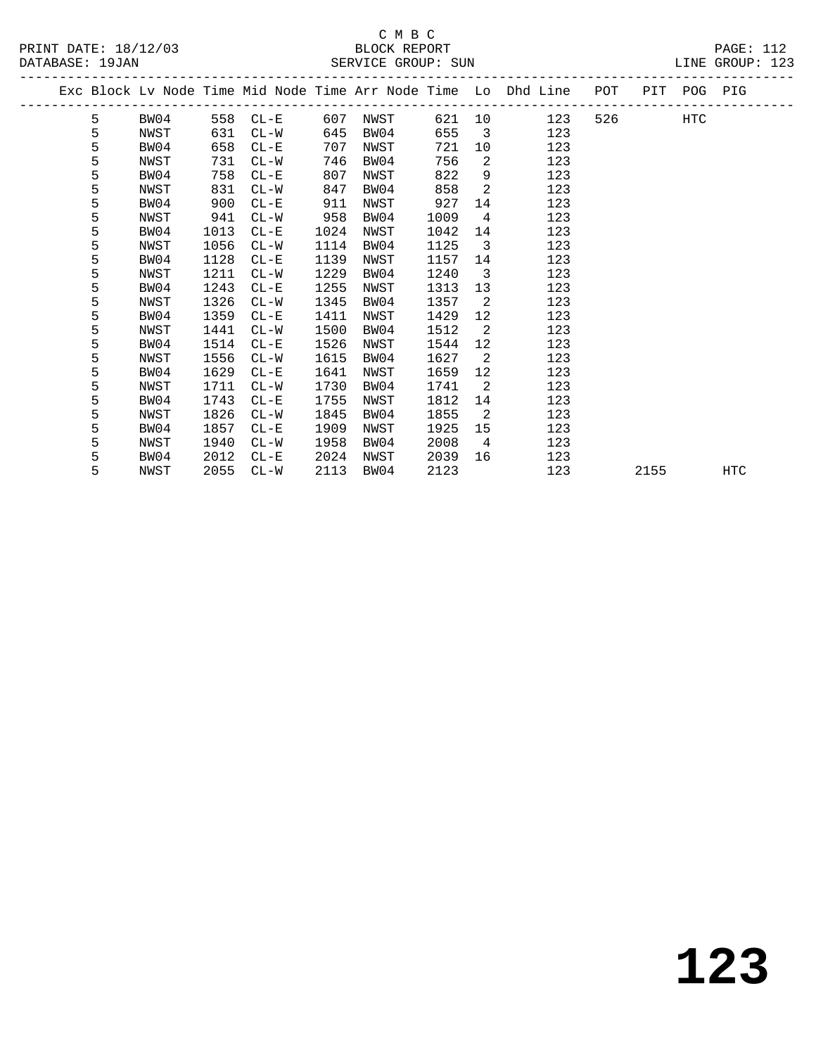C M B C

BLOCK REPORT

SERVICE GROUP: SUN

PRINT DATE: 18/12/03
DATABASE: 19JAN
LINE GROUP: 123

| Exc | Block | Lv Node | Time | Mid Node | Time | Arr Node | Time | Lo | Dhd Line | POT | PIT | POG | PIG |
|---|---|---|---|---|---|---|---|---|---|---|---|---|---|
| 5 | | BW04 | 558 | CL-E | 607 | NWST | 621 | 10 | 123 | 526 | | HTC | |
| 5 | | NWST | 631 | CL-W | 645 | BW04 | 655 | 3 | 123 | | | | |
| 5 | | BW04 | 658 | CL-E | 707 | NWST | 721 | 10 | 123 | | | | |
| 5 | | NWST | 731 | CL-W | 746 | BW04 | 756 | 2 | 123 | | | | |
| 5 | | BW04 | 758 | CL-E | 807 | NWST | 822 | 9 | 123 | | | | |
| 5 | | NWST | 831 | CL-W | 847 | BW04 | 858 | 2 | 123 | | | | |
| 5 | | BW04 | 900 | CL-E | 911 | NWST | 927 | 14 | 123 | | | | |
| 5 | | NWST | 941 | CL-W | 958 | BW04 | 1009 | 4 | 123 | | | | |
| 5 | | BW04 | 1013 | CL-E | 1024 | NWST | 1042 | 14 | 123 | | | | |
| 5 | | NWST | 1056 | CL-W | 1114 | BW04 | 1125 | 3 | 123 | | | | |
| 5 | | BW04 | 1128 | CL-E | 1139 | NWST | 1157 | 14 | 123 | | | | |
| 5 | | NWST | 1211 | CL-W | 1229 | BW04 | 1240 | 3 | 123 | | | | |
| 5 | | BW04 | 1243 | CL-E | 1255 | NWST | 1313 | 13 | 123 | | | | |
| 5 | | NWST | 1326 | CL-W | 1345 | BW04 | 1357 | 2 | 123 | | | | |
| 5 | | BW04 | 1359 | CL-E | 1411 | NWST | 1429 | 12 | 123 | | | | |
| 5 | | NWST | 1441 | CL-W | 1500 | BW04 | 1512 | 2 | 123 | | | | |
| 5 | | BW04 | 1514 | CL-E | 1526 | NWST | 1544 | 12 | 123 | | | | |
| 5 | | NWST | 1556 | CL-W | 1615 | BW04 | 1627 | 2 | 123 | | | | |
| 5 | | BW04 | 1629 | CL-E | 1641 | NWST | 1659 | 12 | 123 | | | | |
| 5 | | NWST | 1711 | CL-W | 1730 | BW04 | 1741 | 2 | 123 | | | | |
| 5 | | BW04 | 1743 | CL-E | 1755 | NWST | 1812 | 14 | 123 | | | | |
| 5 | | NWST | 1826 | CL-W | 1845 | BW04 | 1855 | 2 | 123 | | | | |
| 5 | | BW04 | 1857 | CL-E | 1909 | NWST | 1925 | 15 | 123 | | | | |
| 5 | | NWST | 1940 | CL-W | 1958 | BW04 | 2008 | 4 | 123 | | | | |
| 5 | | BW04 | 2012 | CL-E | 2024 | NWST | 2039 | 16 | 123 | | | | |
| 5 | | NWST | 2055 | CL-W | 2113 | BW04 | 2123 | | 123 | | 2155 | | HTC |

# 123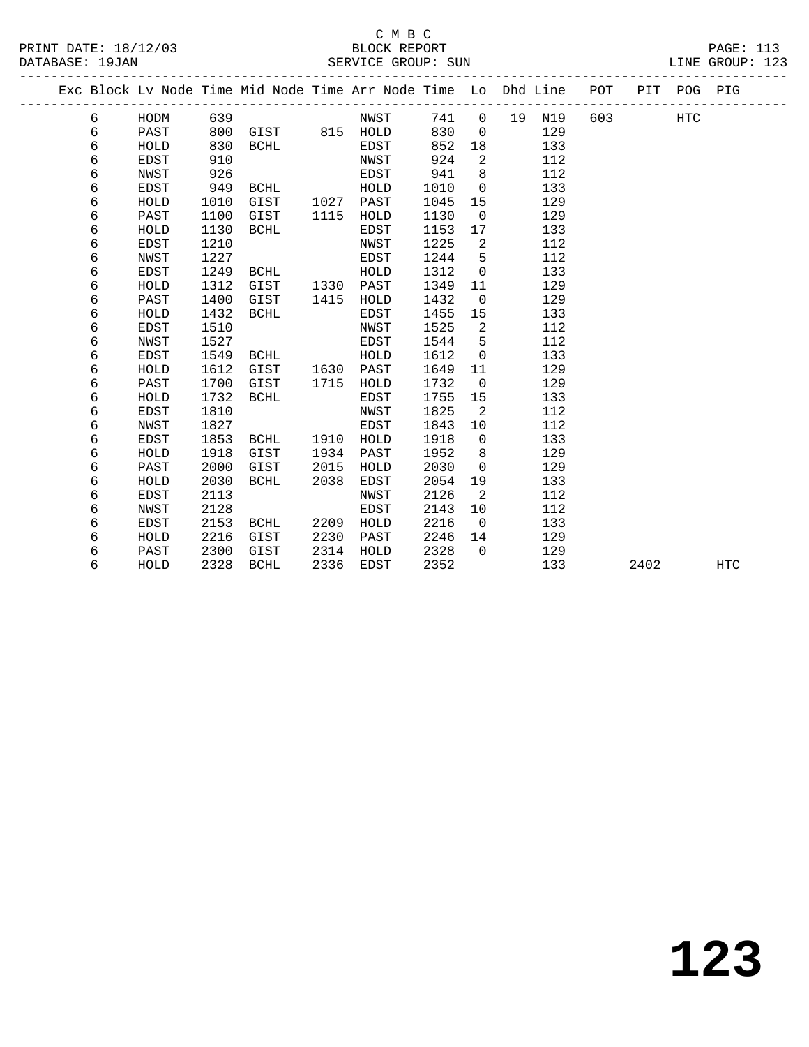C M B C

BLOCK REPORT

SERVICE GROUP: SUN

PRINT DATE: 18/12/03
DATABASE: 19JAN

LINE GROUP: 123

| Exc | Block | Lv Node | Time | Mid Node | Time | Arr Node | Time | Lo | Dhd | Line | POT | PIT | POG | PIG |
|---|---|---|---|---|---|---|---|---|---|---|---|---|---|---|
| | 6 | HODM | 639 | | | NWST | 741 | 0 | 19 | N19 | 603 | | HTC | |
| | 6 | PAST | 800 | GIST | 815 | HOLD | 830 | 0 | | 129 | | | | |
| | 6 | HOLD | 830 | BCHL | | EDST | 852 | 18 | | 133 | | | | |
| | 6 | EDST | 910 | | | NWST | 924 | 2 | | 112 | | | | |
| | 6 | NWST | 926 | | | EDST | 941 | 8 | | 112 | | | | |
| | 6 | EDST | 949 | BCHL | | HOLD | 1010 | 0 | | 133 | | | | |
| | 6 | HOLD | 1010 | GIST | 1027 | PAST | 1045 | 15 | | 129 | | | | |
| | 6 | PAST | 1100 | GIST | 1115 | HOLD | 1130 | 0 | | 129 | | | | |
| | 6 | HOLD | 1130 | BCHL | | EDST | 1153 | 17 | | 133 | | | | |
| | 6 | EDST | 1210 | | | NWST | 1225 | 2 | | 112 | | | | |
| | 6 | NWST | 1227 | | | EDST | 1244 | 5 | | 112 | | | | |
| | 6 | EDST | 1249 | BCHL | | HOLD | 1312 | 0 | | 133 | | | | |
| | 6 | HOLD | 1312 | GIST | 1330 | PAST | 1349 | 11 | | 129 | | | | |
| | 6 | PAST | 1400 | GIST | 1415 | HOLD | 1432 | 0 | | 129 | | | | |
| | 6 | HOLD | 1432 | BCHL | | EDST | 1455 | 15 | | 133 | | | | |
| | 6 | EDST | 1510 | | | NWST | 1525 | 2 | | 112 | | | | |
| | 6 | NWST | 1527 | | | EDST | 1544 | 5 | | 112 | | | | |
| | 6 | EDST | 1549 | BCHL | | HOLD | 1612 | 0 | | 133 | | | | |
| | 6 | HOLD | 1612 | GIST | 1630 | PAST | 1649 | 11 | | 129 | | | | |
| | 6 | PAST | 1700 | GIST | 1715 | HOLD | 1732 | 0 | | 129 | | | | |
| | 6 | HOLD | 1732 | BCHL | | EDST | 1755 | 15 | | 133 | | | | |
| | 6 | EDST | 1810 | | | NWST | 1825 | 2 | | 112 | | | | |
| | 6 | NWST | 1827 | | | EDST | 1843 | 10 | | 112 | | | | |
| | 6 | EDST | 1853 | BCHL | 1910 | HOLD | 1918 | 0 | | 133 | | | | |
| | 6 | HOLD | 1918 | GIST | 1934 | PAST | 1952 | 8 | | 129 | | | | |
| | 6 | PAST | 2000 | GIST | 2015 | HOLD | 2030 | 0 | | 129 | | | | |
| | 6 | HOLD | 2030 | BCHL | 2038 | EDST | 2054 | 19 | | 133 | | | | |
| | 6 | EDST | 2113 | | | NWST | 2126 | 2 | | 112 | | | | |
| | 6 | NWST | 2128 | | | EDST | 2143 | 10 | | 112 | | | | |
| | 6 | EDST | 2153 | BCHL | 2209 | HOLD | 2216 | 0 | | 133 | | | | |
| | 6 | HOLD | 2216 | GIST | 2230 | PAST | 2246 | 14 | | 129 | | | | |
| | 6 | PAST | 2300 | GIST | 2314 | HOLD | 2328 | 0 | | 129 | | | | |
| | 6 | HOLD | 2328 | BCHL | 2336 | EDST | 2352 | | | 133 | | 2402 | | HTC |

# 123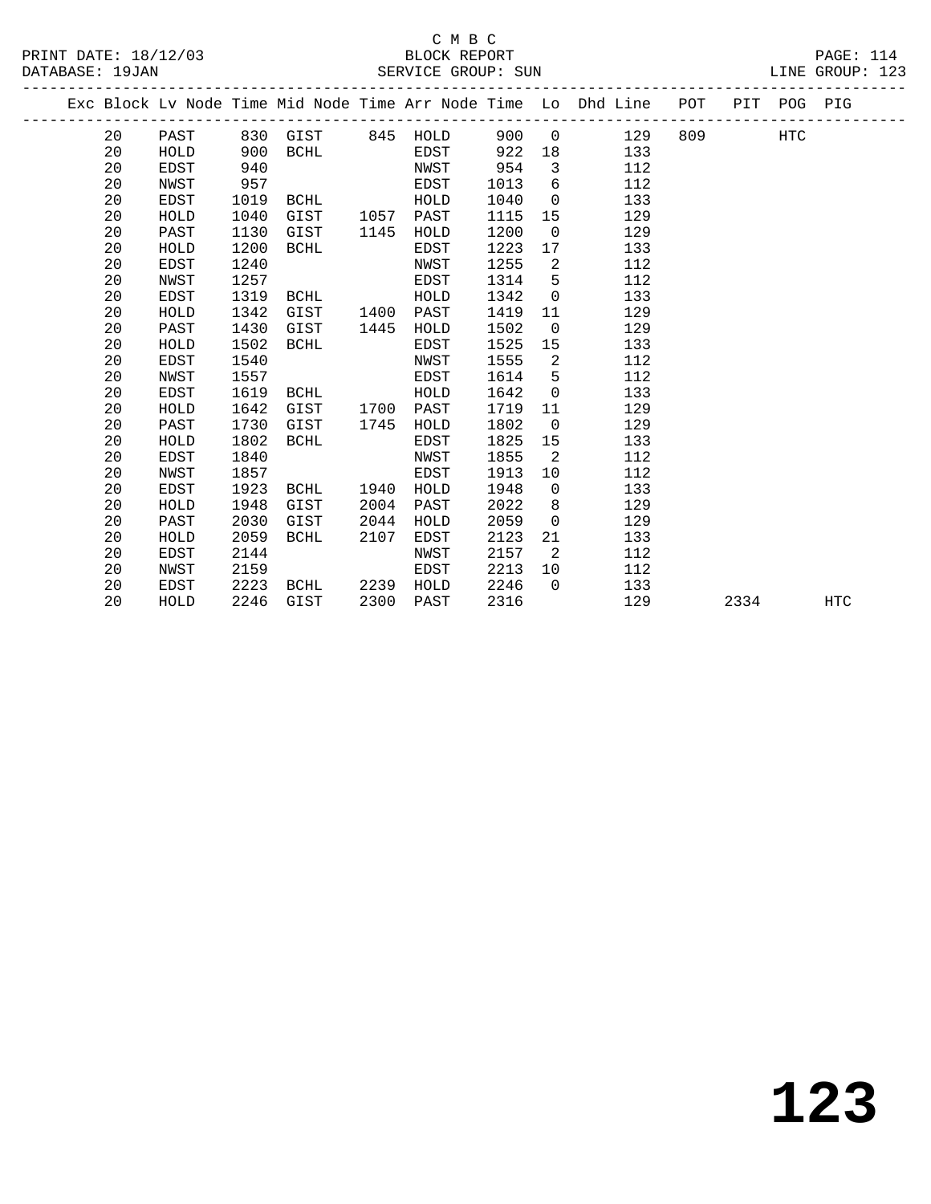C M B C
PRINT DATE: 18/12/03 BLOCK REPORT
DATABASE: 19JAN SERVICE GROUP: SUN LINE GROUP: 123

| Exc | Block | Lv Node | Time | Mid Node | Time | Arr Node | Time | Lo | Dhd Line | POT | PIT | POG | PIG |
|---|---|---|---|---|---|---|---|---|---|---|---|---|---|
| | 20 | PAST | 830 | GIST | 845 | HOLD | 900 | 0 | 129 | 809 | | HTC | |
| | 20 | HOLD | 900 | BCHL | | EDST | 922 | 18 | 133 | | | | |
| | 20 | EDST | 940 | | | NWST | 954 | 3 | 112 | | | | |
| | 20 | NWST | 957 | | | EDST | 1013 | 6 | 112 | | | | |
| | 20 | EDST | 1019 | BCHL | | HOLD | 1040 | 0 | 133 | | | | |
| | 20 | HOLD | 1040 | GIST | 1057 | PAST | 1115 | 15 | 129 | | | | |
| | 20 | PAST | 1130 | GIST | 1145 | HOLD | 1200 | 0 | 129 | | | | |
| | 20 | HOLD | 1200 | BCHL | | EDST | 1223 | 17 | 133 | | | | |
| | 20 | EDST | 1240 | | | NWST | 1255 | 2 | 112 | | | | |
| | 20 | NWST | 1257 | | | EDST | 1314 | 5 | 112 | | | | |
| | 20 | EDST | 1319 | BCHL | | HOLD | 1342 | 0 | 133 | | | | |
| | 20 | HOLD | 1342 | GIST | 1400 | PAST | 1419 | 11 | 129 | | | | |
| | 20 | PAST | 1430 | GIST | 1445 | HOLD | 1502 | 0 | 129 | | | | |
| | 20 | HOLD | 1502 | BCHL | | EDST | 1525 | 15 | 133 | | | | |
| | 20 | EDST | 1540 | | | NWST | 1555 | 2 | 112 | | | | |
| | 20 | NWST | 1557 | | | EDST | 1614 | 5 | 112 | | | | |
| | 20 | EDST | 1619 | BCHL | | HOLD | 1642 | 0 | 133 | | | | |
| | 20 | HOLD | 1642 | GIST | 1700 | PAST | 1719 | 11 | 129 | | | | |
| | 20 | PAST | 1730 | GIST | 1745 | HOLD | 1802 | 0 | 129 | | | | |
| | 20 | HOLD | 1802 | BCHL | | EDST | 1825 | 15 | 133 | | | | |
| | 20 | EDST | 1840 | | | NWST | 1855 | 2 | 112 | | | | |
| | 20 | NWST | 1857 | | | EDST | 1913 | 10 | 112 | | | | |
| | 20 | EDST | 1923 | BCHL | 1940 | HOLD | 1948 | 0 | 133 | | | | |
| | 20 | HOLD | 1948 | GIST | 2004 | PAST | 2022 | 8 | 129 | | | | |
| | 20 | PAST | 2030 | GIST | 2044 | HOLD | 2059 | 0 | 129 | | | | |
| | 20 | HOLD | 2059 | BCHL | 2107 | EDST | 2123 | 21 | 133 | | | | |
| | 20 | EDST | 2144 | | | NWST | 2157 | 2 | 112 | | | | |
| | 20 | NWST | 2159 | | | EDST | 2213 | 10 | 112 | | | | |
| | 20 | EDST | 2223 | BCHL | 2239 | HOLD | 2246 | 0 | 133 | | | | |
| | 20 | HOLD | 2246 | GIST | 2300 | PAST | 2316 | | 129 | | 2334 | | HTC |

# 123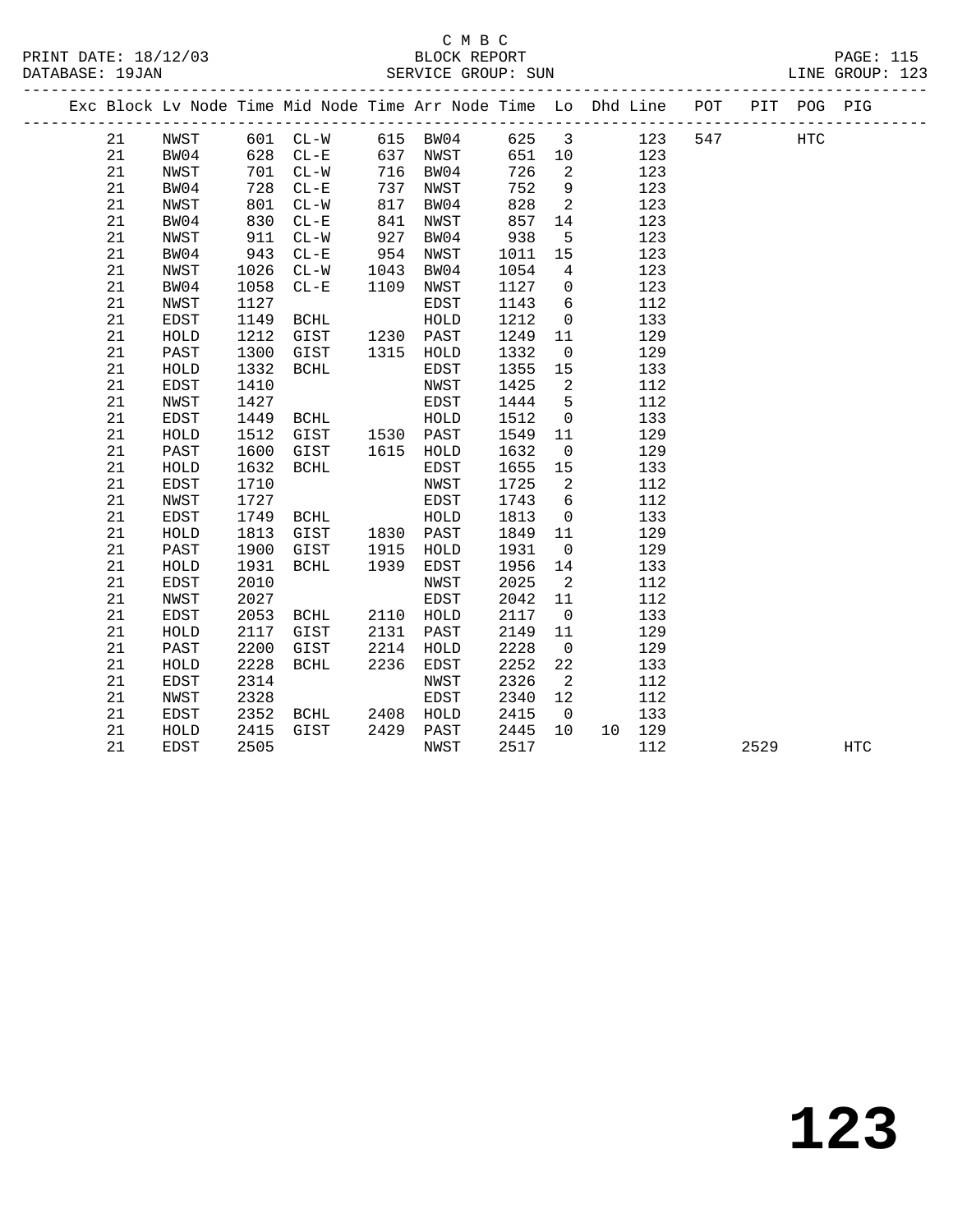C M B C
BLOCK REPORT
SERVICE GROUP: SUN

PRINT DATE: 18/12/03
DATABASE: 19JAN
LINE GROUP: 123

| Exc | Block | Lv | Node | Time | Mid Node | Time | Arr Node | Time | Lo | Dhd | Line | POT | PIT | POG | PIG |
|---|---|---|---|---|---|---|---|---|---|---|---|---|---|---|---|
| | 21 | | NWST | 601 | CL-W | 615 | BW04 | 625 | 3 | | 123 | 547 | | HTC | |
| | 21 | | BW04 | 628 | CL-E | 637 | NWST | 651 | 10 | | 123 | | | | |
| | 21 | | NWST | 701 | CL-W | 716 | BW04 | 726 | 2 | | 123 | | | | |
| | 21 | | BW04 | 728 | CL-E | 737 | NWST | 752 | 9 | | 123 | | | | |
| | 21 | | NWST | 801 | CL-W | 817 | BW04 | 828 | 2 | | 123 | | | | |
| | 21 | | BW04 | 830 | CL-E | 841 | NWST | 857 | 14 | | 123 | | | | |
| | 21 | | NWST | 911 | CL-W | 927 | BW04 | 938 | 5 | | 123 | | | | |
| | 21 | | BW04 | 943 | CL-E | 954 | NWST | 1011 | 15 | | 123 | | | | |
| | 21 | | NWST | 1026 | CL-W | 1043 | BW04 | 1054 | 4 | | 123 | | | | |
| | 21 | | BW04 | 1058 | CL-E | 1109 | NWST | 1127 | 0 | | 123 | | | | |
| | 21 | | NWST | 1127 | | | EDST | 1143 | 6 | | 112 | | | | |
| | 21 | | EDST | 1149 | BCHL | | HOLD | 1212 | 0 | | 133 | | | | |
| | 21 | | HOLD | 1212 | GIST | 1230 | PAST | 1249 | 11 | | 129 | | | | |
| | 21 | | PAST | 1300 | GIST | 1315 | HOLD | 1332 | 0 | | 129 | | | | |
| | 21 | | HOLD | 1332 | BCHL | | EDST | 1355 | 15 | | 133 | | | | |
| | 21 | | EDST | 1410 | | | NWST | 1425 | 2 | | 112 | | | | |
| | 21 | | NWST | 1427 | | | EDST | 1444 | 5 | | 112 | | | | |
| | 21 | | EDST | 1449 | BCHL | | HOLD | 1512 | 0 | | 133 | | | | |
| | 21 | | HOLD | 1512 | GIST | 1530 | PAST | 1549 | 11 | | 129 | | | | |
| | 21 | | PAST | 1600 | GIST | 1615 | HOLD | 1632 | 0 | | 129 | | | | |
| | 21 | | HOLD | 1632 | BCHL | | EDST | 1655 | 15 | | 133 | | | | |
| | 21 | | EDST | 1710 | | | NWST | 1725 | 2 | | 112 | | | | |
| | 21 | | NWST | 1727 | | | EDST | 1743 | 6 | | 112 | | | | |
| | 21 | | EDST | 1749 | BCHL | | HOLD | 1813 | 0 | | 133 | | | | |
| | 21 | | HOLD | 1813 | GIST | 1830 | PAST | 1849 | 11 | | 129 | | | | |
| | 21 | | PAST | 1900 | GIST | 1915 | HOLD | 1931 | 0 | | 129 | | | | |
| | 21 | | HOLD | 1931 | BCHL | 1939 | EDST | 1956 | 14 | | 133 | | | | |
| | 21 | | EDST | 2010 | | | NWST | 2025 | 2 | | 112 | | | | |
| | 21 | | NWST | 2027 | | | EDST | 2042 | 11 | | 112 | | | | |
| | 21 | | EDST | 2053 | BCHL | 2110 | HOLD | 2117 | 0 | | 133 | | | | |
| | 21 | | HOLD | 2117 | GIST | 2131 | PAST | 2149 | 11 | | 129 | | | | |
| | 21 | | PAST | 2200 | GIST | 2214 | HOLD | 2228 | 0 | | 129 | | | | |
| | 21 | | HOLD | 2228 | BCHL | 2236 | EDST | 2252 | 22 | | 133 | | | | |
| | 21 | | EDST | 2314 | | | NWST | 2326 | 2 | | 112 | | | | |
| | 21 | | NWST | 2328 | | | EDST | 2340 | 12 | | 112 | | | | |
| | 21 | | EDST | 2352 | BCHL | 2408 | HOLD | 2415 | 0 | | 133 | | | | |
| | 21 | | HOLD | 2415 | GIST | 2429 | PAST | 2445 | 10 | 10 | 129 | | | | |
| | 21 | | EDST | 2505 | | | NWST | 2517 | | | 112 | | 2529 | | HTC |

# 123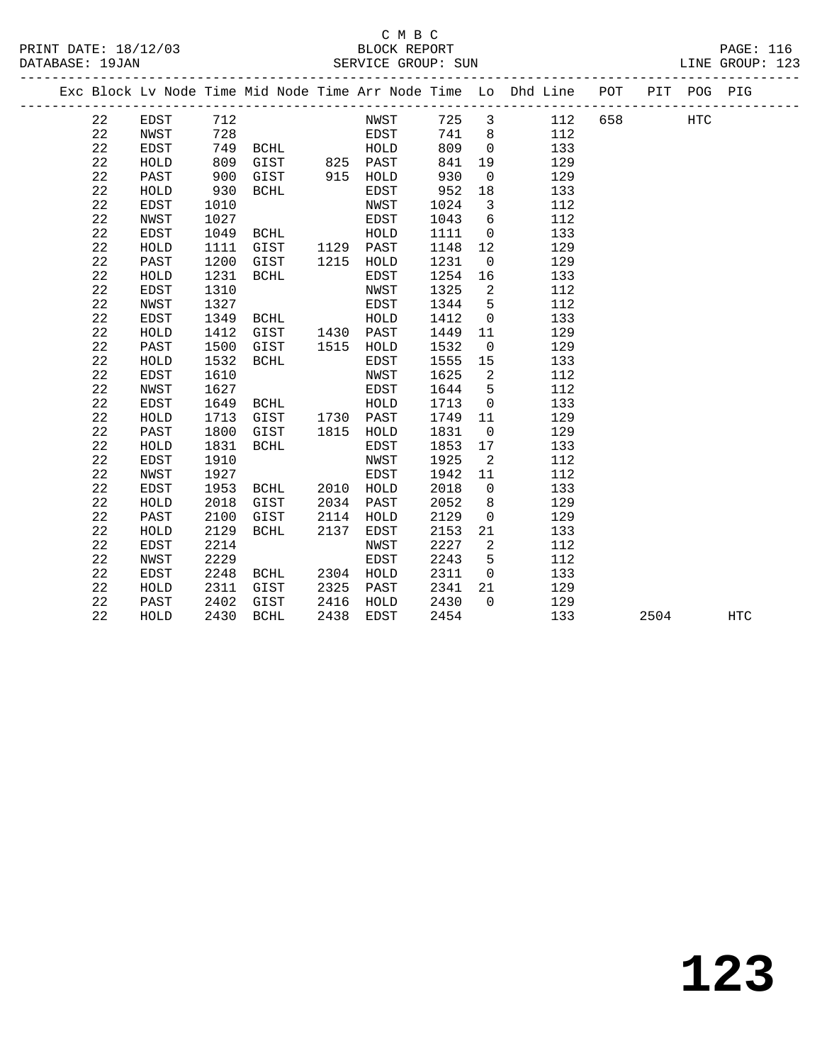C M B C
BLOCK REPORT
SERVICE GROUP: SUN

PRINT DATE: 18/12/03
DATABASE: 19JAN
LINE GROUP: 123

| Exc | Block | Lv | Node | Time | Mid Node | Time | Arr Node | Time | Lo | Dhd Line | POT | PIT | POG | PIG |
|---|---|---|---|---|---|---|---|---|---|---|---|---|---|---|
| | 22 | | EDST | 712 | | | NWST | 725 | 3 | 112 | 658 | | HTC | |
| | 22 | | NWST | 728 | | | EDST | 741 | 8 | 112 | | | | |
| | 22 | | EDST | 749 | BCHL | | HOLD | 809 | 0 | 133 | | | | |
| | 22 | | HOLD | 809 | GIST | 825 | PAST | 841 | 19 | 129 | | | | |
| | 22 | | PAST | 900 | GIST | 915 | HOLD | 930 | 0 | 129 | | | | |
| | 22 | | HOLD | 930 | BCHL | | EDST | 952 | 18 | 133 | | | | |
| | 22 | | EDST | 1010 | | | NWST | 1024 | 3 | 112 | | | | |
| | 22 | | NWST | 1027 | | | EDST | 1043 | 6 | 112 | | | | |
| | 22 | | EDST | 1049 | BCHL | | HOLD | 1111 | 0 | 133 | | | | |
| | 22 | | HOLD | 1111 | GIST | 1129 | PAST | 1148 | 12 | 129 | | | | |
| | 22 | | PAST | 1200 | GIST | 1215 | HOLD | 1231 | 0 | 129 | | | | |
| | 22 | | HOLD | 1231 | BCHL | | EDST | 1254 | 16 | 133 | | | | |
| | 22 | | EDST | 1310 | | | NWST | 1325 | 2 | 112 | | | | |
| | 22 | | NWST | 1327 | | | EDST | 1344 | 5 | 112 | | | | |
| | 22 | | EDST | 1349 | BCHL | | HOLD | 1412 | 0 | 133 | | | | |
| | 22 | | HOLD | 1412 | GIST | 1430 | PAST | 1449 | 11 | 129 | | | | |
| | 22 | | PAST | 1500 | GIST | 1515 | HOLD | 1532 | 0 | 129 | | | | |
| | 22 | | HOLD | 1532 | BCHL | | EDST | 1555 | 15 | 133 | | | | |
| | 22 | | EDST | 1610 | | | NWST | 1625 | 2 | 112 | | | | |
| | 22 | | NWST | 1627 | | | EDST | 1644 | 5 | 112 | | | | |
| | 22 | | EDST | 1649 | BCHL | | HOLD | 1713 | 0 | 133 | | | | |
| | 22 | | HOLD | 1713 | GIST | 1730 | PAST | 1749 | 11 | 129 | | | | |
| | 22 | | PAST | 1800 | GIST | 1815 | HOLD | 1831 | 0 | 129 | | | | |
| | 22 | | HOLD | 1831 | BCHL | | EDST | 1853 | 17 | 133 | | | | |
| | 22 | | EDST | 1910 | | | NWST | 1925 | 2 | 112 | | | | |
| | 22 | | NWST | 1927 | | | EDST | 1942 | 11 | 112 | | | | |
| | 22 | | EDST | 1953 | BCHL | 2010 | HOLD | 2018 | 0 | 133 | | | | |
| | 22 | | HOLD | 2018 | GIST | 2034 | PAST | 2052 | 8 | 129 | | | | |
| | 22 | | PAST | 2100 | GIST | 2114 | HOLD | 2129 | 0 | 129 | | | | |
| | 22 | | HOLD | 2129 | BCHL | 2137 | EDST | 2153 | 21 | 133 | | | | |
| | 22 | | EDST | 2214 | | | NWST | 2227 | 2 | 112 | | | | |
| | 22 | | NWST | 2229 | | | EDST | 2243 | 5 | 112 | | | | |
| | 22 | | EDST | 2248 | BCHL | 2304 | HOLD | 2311 | 0 | 133 | | | | |
| | 22 | | HOLD | 2311 | GIST | 2325 | PAST | 2341 | 21 | 129 | | | | |
| | 22 | | PAST | 2402 | GIST | 2416 | HOLD | 2430 | 0 | 129 | | | | |
| | 22 | | HOLD | 2430 | BCHL | 2438 | EDST | 2454 | | 133 | | 2504 | | HTC |

**123**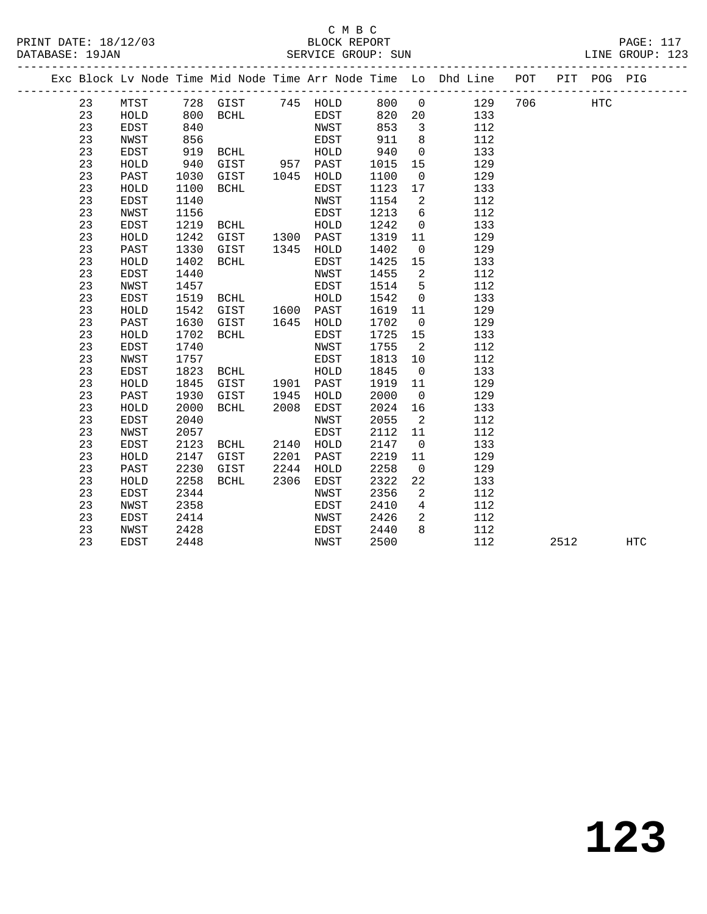C M B C

PRINT DATE: 18/12/03 BLOCK REPORT
DATABASE: 19JAN SERVICE GROUP: SUN LINE GROUP: 123

| Exc | Block | Lv | Node | Time | Mid Node | Time | Arr Node | Time | Lo | Dhd Line | POT | PIT | POG | PIG |
|---|---|---|---|---|---|---|---|---|---|---|---|---|---|---|
| | 23 | | MTST | 728 | GIST | 745 | HOLD | 800 | 0 | 129 | 706 | | HTC | |
| | 23 | | HOLD | 800 | BCHL | | EDST | 820 | 20 | 133 | | | | |
| | 23 | | EDST | 840 | | | NWST | 853 | 3 | 112 | | | | |
| | 23 | | NWST | 856 | | | EDST | 911 | 8 | 112 | | | | |
| | 23 | | EDST | 919 | BCHL | | HOLD | 940 | 0 | 133 | | | | |
| | 23 | | HOLD | 940 | GIST | 957 | PAST | 1015 | 15 | 129 | | | | |
| | 23 | | PAST | 1030 | GIST | 1045 | HOLD | 1100 | 0 | 129 | | | | |
| | 23 | | HOLD | 1100 | BCHL | | EDST | 1123 | 17 | 133 | | | | |
| | 23 | | EDST | 1140 | | | NWST | 1154 | 2 | 112 | | | | |
| | 23 | | NWST | 1156 | | | EDST | 1213 | 6 | 112 | | | | |
| | 23 | | EDST | 1219 | BCHL | | HOLD | 1242 | 0 | 133 | | | | |
| | 23 | | HOLD | 1242 | GIST | 1300 | PAST | 1319 | 11 | 129 | | | | |
| | 23 | | PAST | 1330 | GIST | 1345 | HOLD | 1402 | 0 | 129 | | | | |
| | 23 | | HOLD | 1402 | BCHL | | EDST | 1425 | 15 | 133 | | | | |
| | 23 | | EDST | 1440 | | | NWST | 1455 | 2 | 112 | | | | |
| | 23 | | NWST | 1457 | | | EDST | 1514 | 5 | 112 | | | | |
| | 23 | | EDST | 1519 | BCHL | | HOLD | 1542 | 0 | 133 | | | | |
| | 23 | | HOLD | 1542 | GIST | 1600 | PAST | 1619 | 11 | 129 | | | | |
| | 23 | | PAST | 1630 | GIST | 1645 | HOLD | 1702 | 0 | 129 | | | | |
| | 23 | | HOLD | 1702 | BCHL | | EDST | 1725 | 15 | 133 | | | | |
| | 23 | | EDST | 1740 | | | NWST | 1755 | 2 | 112 | | | | |
| | 23 | | NWST | 1757 | | | EDST | 1813 | 10 | 112 | | | | |
| | 23 | | EDST | 1823 | BCHL | | HOLD | 1845 | 0 | 133 | | | | |
| | 23 | | HOLD | 1845 | GIST | 1901 | PAST | 1919 | 11 | 129 | | | | |
| | 23 | | PAST | 1930 | GIST | 1945 | HOLD | 2000 | 0 | 129 | | | | |
| | 23 | | HOLD | 2000 | BCHL | 2008 | EDST | 2024 | 16 | 133 | | | | |
| | 23 | | EDST | 2040 | | | NWST | 2055 | 2 | 112 | | | | |
| | 23 | | NWST | 2057 | | | EDST | 2112 | 11 | 112 | | | | |
| | 23 | | EDST | 2123 | BCHL | 2140 | HOLD | 2147 | 0 | 133 | | | | |
| | 23 | | HOLD | 2147 | GIST | 2201 | PAST | 2219 | 11 | 129 | | | | |
| | 23 | | PAST | 2230 | GIST | 2244 | HOLD | 2258 | 0 | 129 | | | | |
| | 23 | | HOLD | 2258 | BCHL | 2306 | EDST | 2322 | 22 | 133 | | | | |
| | 23 | | EDST | 2344 | | | NWST | 2356 | 2 | 112 | | | | |
| | 23 | | NWST | 2358 | | | EDST | 2410 | 4 | 112 | | | | |
| | 23 | | EDST | 2414 | | | NWST | 2426 | 2 | 112 | | | | |
| | 23 | | NWST | 2428 | | | EDST | 2440 | 8 | 112 | | | | |
| | 23 | | EDST | 2448 | | | NWST | 2500 | | 112 | | 2512 | | HTC |

# 123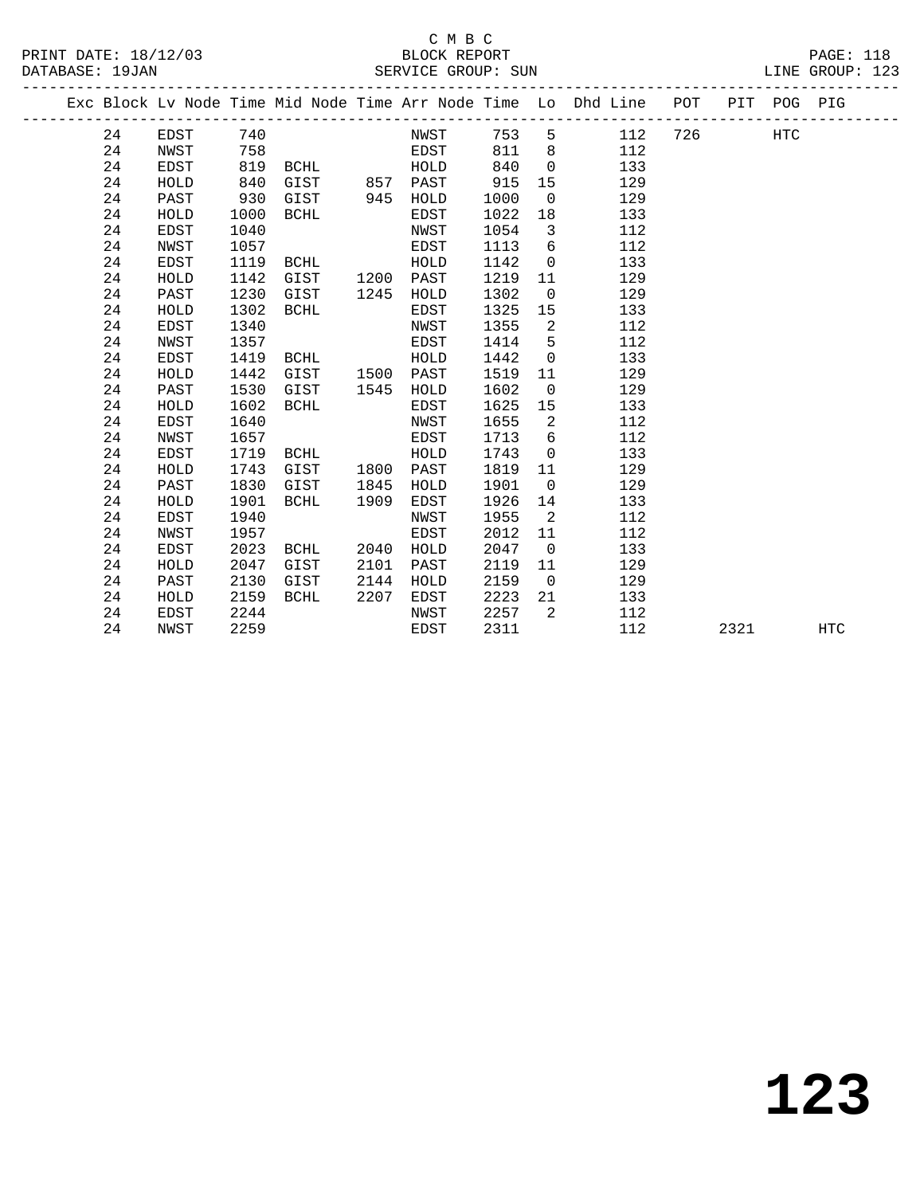C M B C

PRINT DATE: 18/12/03 BLOCK REPORT

DATABASE: 19JAN SERVICE GROUP: SUN LINE GROUP: 123

| Exc | Block | Lv Node | Time | Mid Node | Time | Arr Node | Time | Lo | Dhd Line | POT | PIT | POG | PIG |
|---|---|---|---|---|---|---|---|---|---|---|---|---|---|
| | 24 | EDST | 740 | | | NWST | 753 | 5 | 112 | 726 | | HTC | |
| | 24 | NWST | 758 | | | EDST | 811 | 8 | 112 | | | | |
| | 24 | EDST | 819 | BCHL | | HOLD | 840 | 0 | 133 | | | | |
| | 24 | HOLD | 840 | GIST | 857 | PAST | 915 | 15 | 129 | | | | |
| | 24 | PAST | 930 | GIST | 945 | HOLD | 1000 | 0 | 129 | | | | |
| | 24 | HOLD | 1000 | BCHL | | EDST | 1022 | 18 | 133 | | | | |
| | 24 | EDST | 1040 | | | NWST | 1054 | 3 | 112 | | | | |
| | 24 | NWST | 1057 | | | EDST | 1113 | 6 | 112 | | | | |
| | 24 | EDST | 1119 | BCHL | | HOLD | 1142 | 0 | 133 | | | | |
| | 24 | HOLD | 1142 | GIST | 1200 | PAST | 1219 | 11 | 129 | | | | |
| | 24 | PAST | 1230 | GIST | 1245 | HOLD | 1302 | 0 | 129 | | | | |
| | 24 | HOLD | 1302 | BCHL | | EDST | 1325 | 15 | 133 | | | | |
| | 24 | EDST | 1340 | | | NWST | 1355 | 2 | 112 | | | | |
| | 24 | NWST | 1357 | | | EDST | 1414 | 5 | 112 | | | | |
| | 24 | EDST | 1419 | BCHL | | HOLD | 1442 | 0 | 133 | | | | |
| | 24 | HOLD | 1442 | GIST | 1500 | PAST | 1519 | 11 | 129 | | | | |
| | 24 | PAST | 1530 | GIST | 1545 | HOLD | 1602 | 0 | 129 | | | | |
| | 24 | HOLD | 1602 | BCHL | | EDST | 1625 | 15 | 133 | | | | |
| | 24 | EDST | 1640 | | | NWST | 1655 | 2 | 112 | | | | |
| | 24 | NWST | 1657 | | | EDST | 1713 | 6 | 112 | | | | |
| | 24 | EDST | 1719 | BCHL | | HOLD | 1743 | 0 | 133 | | | | |
| | 24 | HOLD | 1743 | GIST | 1800 | PAST | 1819 | 11 | 129 | | | | |
| | 24 | PAST | 1830 | GIST | 1845 | HOLD | 1901 | 0 | 129 | | | | |
| | 24 | HOLD | 1901 | BCHL | 1909 | EDST | 1926 | 14 | 133 | | | | |
| | 24 | EDST | 1940 | | | NWST | 1955 | 2 | 112 | | | | |
| | 24 | NWST | 1957 | | | EDST | 2012 | 11 | 112 | | | | |
| | 24 | EDST | 2023 | BCHL | 2040 | HOLD | 2047 | 0 | 133 | | | | |
| | 24 | HOLD | 2047 | GIST | 2101 | PAST | 2119 | 11 | 129 | | | | |
| | 24 | PAST | 2130 | GIST | 2144 | HOLD | 2159 | 0 | 129 | | | | |
| | 24 | HOLD | 2159 | BCHL | 2207 | EDST | 2223 | 21 | 133 | | | | |
| | 24 | EDST | 2244 | | | NWST | 2257 | 2 | 112 | | | | |
| | 24 | NWST | 2259 | | | EDST | 2311 | | 112 | | 2321 | | HTC |

# 123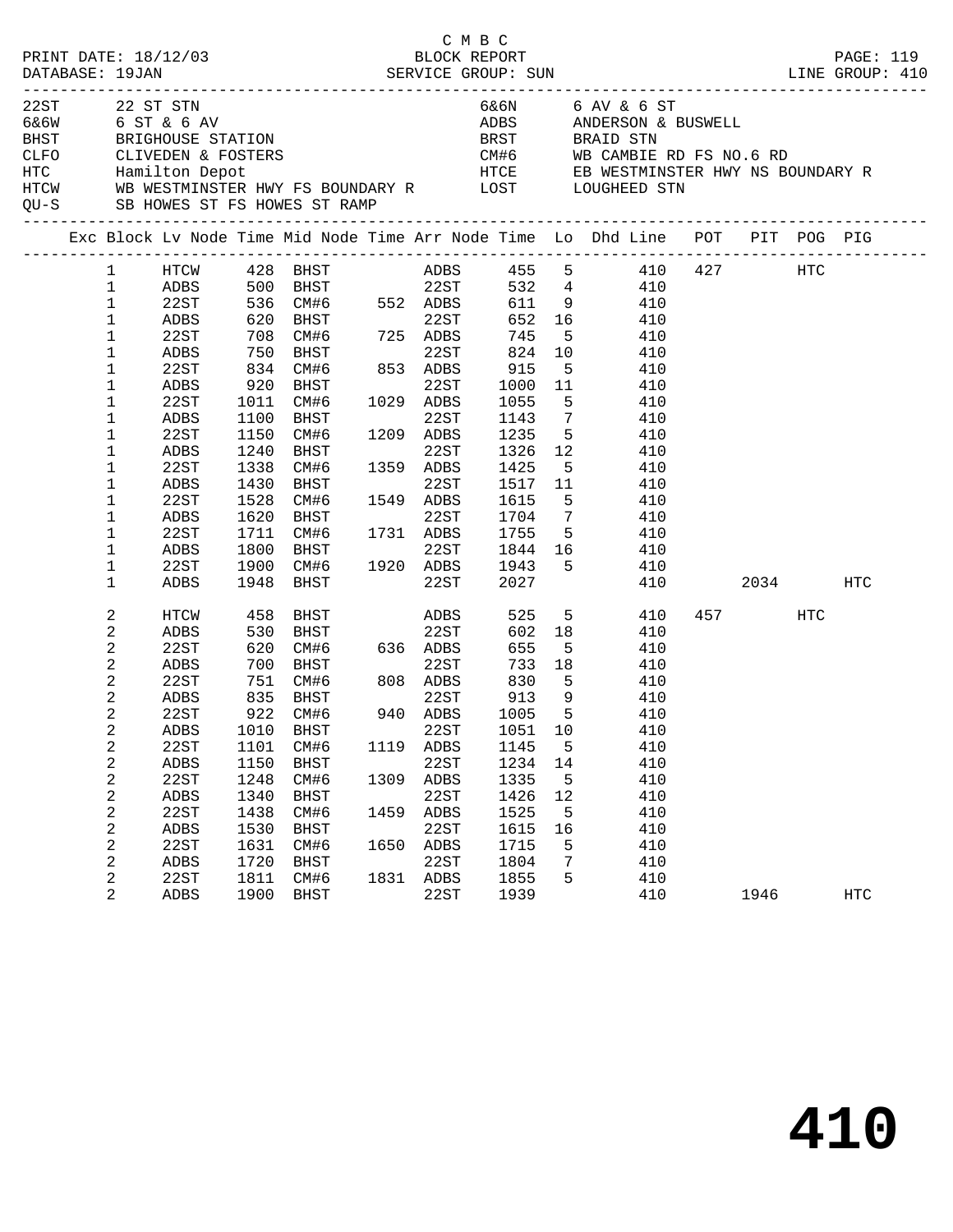C M B C
PRINT DATE: 18/12/03 BLOCK REPORT PAGE: 119
DATABASE: 19JAN SERVICE GROUP: SUN LINE GROUP: 410

| Code | Name | Code | Name |
|---|---|---|---|
| 22ST | 22 ST STN | 6&6N | 6 AV & 6 ST |
| 6&6W | 6 ST & 6 AV | ADBS | ANDERSON & BUSWELL |
| BHST | BRIGHOUSE STATION | BRST | BRAID STN |
| CLFO | CLIVEDEN & FOSTERS | CM#6 | WB CAMBIE RD FS NO.6 RD |
| HTC | Hamilton Depot | HTCE | EB WESTMINSTER HWY NS BOUNDARY R |
| HTCW | WB WESTMINSTER HWY FS BOUNDARY R | LOST | LOUGHEED STN |
| QU-S | SB HOWES ST FS HOWES ST RAMP | | |

| Exc | Block | Lv Node | Time | Mid Node | Time | Arr Node | Time | Lo | Dhd Line | POT | PIT | POG | PIG |
|---|---|---|---|---|---|---|---|---|---|---|---|---|---|
| | 1 | HTCW | 428 | BHST | | ADBS | 455 | 5 | 410 | 427 | | HTC | |
| | 1 | ADBS | 500 | BHST | | 22ST | 532 | 4 | 410 | | | | |
| | 1 | 22ST | 536 | CM#6 | 552 | ADBS | 611 | 9 | 410 | | | | |
| | 1 | ADBS | 620 | BHST | | 22ST | 652 | 16 | 410 | | | | |
| | 1 | 22ST | 708 | CM#6 | 725 | ADBS | 745 | 5 | 410 | | | | |
| | 1 | ADBS | 750 | BHST | | 22ST | 824 | 10 | 410 | | | | |
| | 1 | 22ST | 834 | CM#6 | 853 | ADBS | 915 | 5 | 410 | | | | |
| | 1 | ADBS | 920 | BHST | | 22ST | 1000 | 11 | 410 | | | | |
| | 1 | 22ST | 1011 | CM#6 | 1029 | ADBS | 1055 | 5 | 410 | | | | |
| | 1 | ADBS | 1100 | BHST | | 22ST | 1143 | 7 | 410 | | | | |
| | 1 | 22ST | 1150 | CM#6 | 1209 | ADBS | 1235 | 5 | 410 | | | | |
| | 1 | ADBS | 1240 | BHST | | 22ST | 1326 | 12 | 410 | | | | |
| | 1 | 22ST | 1338 | CM#6 | 1359 | ADBS | 1425 | 5 | 410 | | | | |
| | 1 | ADBS | 1430 | BHST | | 22ST | 1517 | 11 | 410 | | | | |
| | 1 | 22ST | 1528 | CM#6 | 1549 | ADBS | 1615 | 5 | 410 | | | | |
| | 1 | ADBS | 1620 | BHST | | 22ST | 1704 | 7 | 410 | | | | |
| | 1 | 22ST | 1711 | CM#6 | 1731 | ADBS | 1755 | 5 | 410 | | | | |
| | 1 | ADBS | 1800 | BHST | | 22ST | 1844 | 16 | 410 | | | | |
| | 1 | 22ST | 1900 | CM#6 | 1920 | ADBS | 1943 | 5 | 410 | | | | |
| | 1 | ADBS | 1948 | BHST | | 22ST | 2027 | | 410 | | 2034 | | HTC |
| | 2 | HTCW | 458 | BHST | | ADBS | 525 | 5 | 410 | 457 | | HTC | |
| | 2 | ADBS | 530 | BHST | | 22ST | 602 | 18 | 410 | | | | |
| | 2 | 22ST | 620 | CM#6 | 636 | ADBS | 655 | 5 | 410 | | | | |
| | 2 | ADBS | 700 | BHST | | 22ST | 733 | 18 | 410 | | | | |
| | 2 | 22ST | 751 | CM#6 | 808 | ADBS | 830 | 5 | 410 | | | | |
| | 2 | ADBS | 835 | BHST | | 22ST | 913 | 9 | 410 | | | | |
| | 2 | 22ST | 922 | CM#6 | 940 | ADBS | 1005 | 5 | 410 | | | | |
| | 2 | ADBS | 1010 | BHST | | 22ST | 1051 | 10 | 410 | | | | |
| | 2 | 22ST | 1101 | CM#6 | 1119 | ADBS | 1145 | 5 | 410 | | | | |
| | 2 | ADBS | 1150 | BHST | | 22ST | 1234 | 14 | 410 | | | | |
| | 2 | 22ST | 1248 | CM#6 | 1309 | ADBS | 1335 | 5 | 410 | | | | |
| | 2 | ADBS | 1340 | BHST | | 22ST | 1426 | 12 | 410 | | | | |
| | 2 | 22ST | 1438 | CM#6 | 1459 | ADBS | 1525 | 5 | 410 | | | | |
| | 2 | ADBS | 1530 | BHST | | 22ST | 1615 | 16 | 410 | | | | |
| | 2 | 22ST | 1631 | CM#6 | 1650 | ADBS | 1715 | 5 | 410 | | | | |
| | 2 | ADBS | 1720 | BHST | | 22ST | 1804 | 7 | 410 | | | | |
| | 2 | 22ST | 1811 | CM#6 | 1831 | ADBS | 1855 | 5 | 410 | | | | |
| | 2 | ADBS | 1900 | BHST | | 22ST | 1939 | | 410 | | 1946 | | HTC |

# 410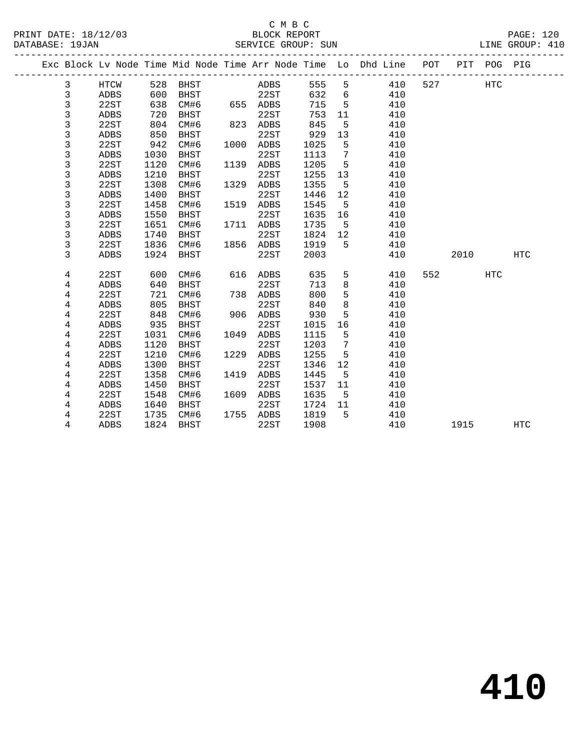C M B C
PRINT DATE: 18/12/03 BLOCK REPORT
DATABASE: 19JAN SERVICE GROUP: SUN LINE GROUP: 410

| Exc | Block | Lv Node | Time | Mid Node | Time | Arr Node | Time | Lo | Dhd Line | POT | PIT | POG | PIG |
|---|---|---|---|---|---|---|---|---|---|---|---|---|---|
| | 3 | HTCW | 528 | BHST | | ADBS | 555 | 5 | 410 | 527 | | HTC | |
| | 3 | ADBS | 600 | BHST | | 22ST | 632 | 6 | 410 | | | | |
| | 3 | 22ST | 638 | CM#6 | 655 | ADBS | 715 | 5 | 410 | | | | |
| | 3 | ADBS | 720 | BHST | | 22ST | 753 | 11 | 410 | | | | |
| | 3 | 22ST | 804 | CM#6 | 823 | ADBS | 845 | 5 | 410 | | | | |
| | 3 | ADBS | 850 | BHST | | 22ST | 929 | 13 | 410 | | | | |
| | 3 | 22ST | 942 | CM#6 | 1000 | ADBS | 1025 | 5 | 410 | | | | |
| | 3 | ADBS | 1030 | BHST | | 22ST | 1113 | 7 | 410 | | | | |
| | 3 | 22ST | 1120 | CM#6 | 1139 | ADBS | 1205 | 5 | 410 | | | | |
| | 3 | ADBS | 1210 | BHST | | 22ST | 1255 | 13 | 410 | | | | |
| | 3 | 22ST | 1308 | CM#6 | 1329 | ADBS | 1355 | 5 | 410 | | | | |
| | 3 | ADBS | 1400 | BHST | | 22ST | 1446 | 12 | 410 | | | | |
| | 3 | 22ST | 1458 | CM#6 | 1519 | ADBS | 1545 | 5 | 410 | | | | |
| | 3 | ADBS | 1550 | BHST | | 22ST | 1635 | 16 | 410 | | | | |
| | 3 | 22ST | 1651 | CM#6 | 1711 | ADBS | 1735 | 5 | 410 | | | | |
| | 3 | ADBS | 1740 | BHST | | 22ST | 1824 | 12 | 410 | | | | |
| | 3 | 22ST | 1836 | CM#6 | 1856 | ADBS | 1919 | 5 | 410 | | | | |
| | 3 | ADBS | 1924 | BHST | | 22ST | 2003 | | 410 | | 2010 | | HTC |
| | 4 | 22ST | 600 | CM#6 | 616 | ADBS | 635 | 5 | 410 | 552 | | HTC | |
| | 4 | ADBS | 640 | BHST | | 22ST | 713 | 8 | 410 | | | | |
| | 4 | 22ST | 721 | CM#6 | 738 | ADBS | 800 | 5 | 410 | | | | |
| | 4 | ADBS | 805 | BHST | | 22ST | 840 | 8 | 410 | | | | |
| | 4 | 22ST | 848 | CM#6 | 906 | ADBS | 930 | 5 | 410 | | | | |
| | 4 | ADBS | 935 | BHST | | 22ST | 1015 | 16 | 410 | | | | |
| | 4 | 22ST | 1031 | CM#6 | 1049 | ADBS | 1115 | 5 | 410 | | | | |
| | 4 | ADBS | 1120 | BHST | | 22ST | 1203 | 7 | 410 | | | | |
| | 4 | 22ST | 1210 | CM#6 | 1229 | ADBS | 1255 | 5 | 410 | | | | |
| | 4 | ADBS | 1300 | BHST | | 22ST | 1346 | 12 | 410 | | | | |
| | 4 | 22ST | 1358 | CM#6 | 1419 | ADBS | 1445 | 5 | 410 | | | | |
| | 4 | ADBS | 1450 | BHST | | 22ST | 1537 | 11 | 410 | | | | |
| | 4 | 22ST | 1548 | CM#6 | 1609 | ADBS | 1635 | 5 | 410 | | | | |
| | 4 | ADBS | 1640 | BHST | | 22ST | 1724 | 11 | 410 | | | | |
| | 4 | 22ST | 1735 | CM#6 | 1755 | ADBS | 1819 | 5 | 410 | | | | |
| | 4 | ADBS | 1824 | BHST | | 22ST | 1908 | | 410 | | 1915 | | HTC |

# 410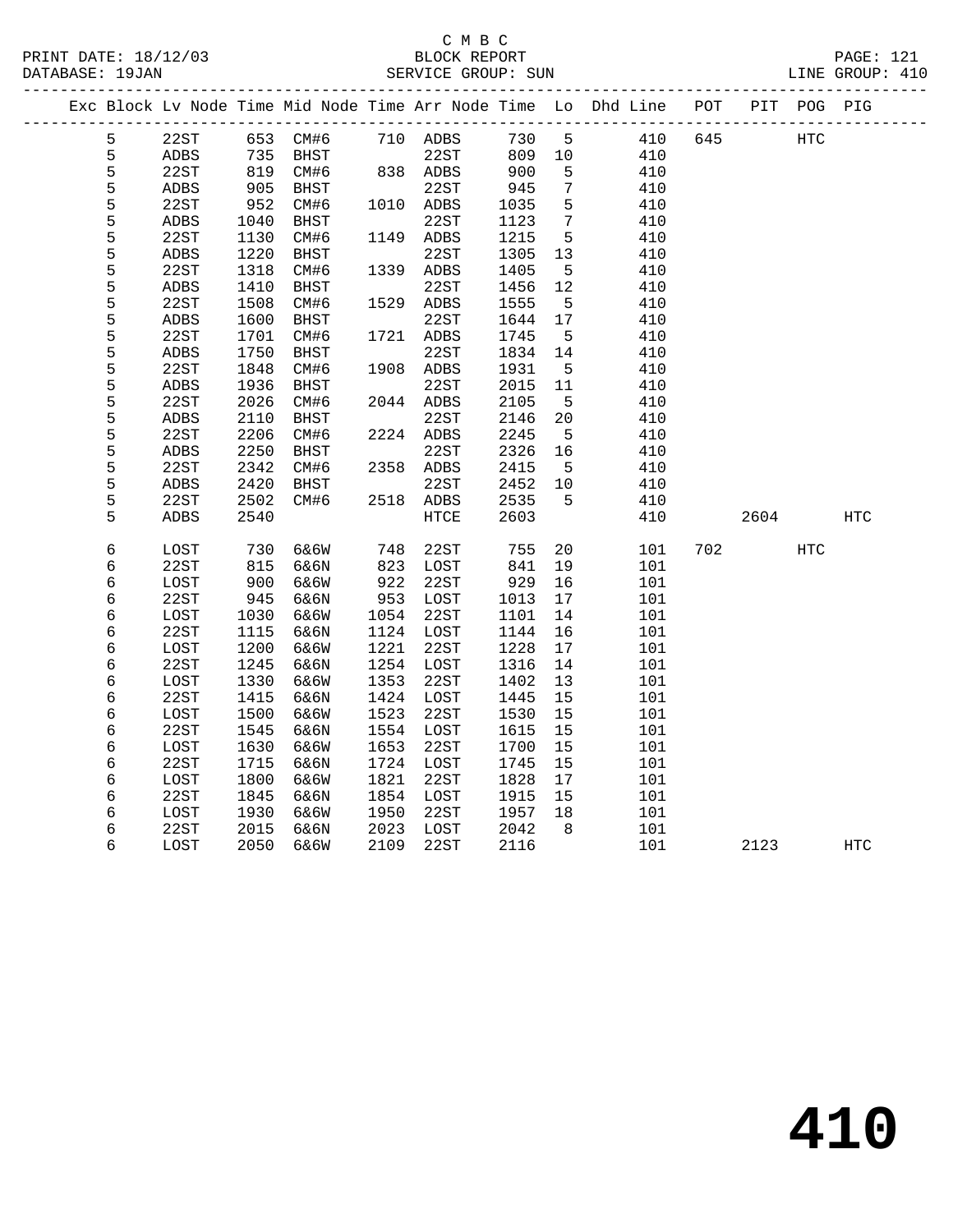C M B C
BLOCK REPORT
SERVICE GROUP: SUN

PRINT DATE: 18/12/03
DATABASE: 19JAN
LINE GROUP: 410

| Exc | Block | Lv Node | Time | Mid Node | Time | Arr Node | Time | Lo | Dhd Line | POT | PIT | POG | PIG |
|---|---|---|---|---|---|---|---|---|---|---|---|---|---|
| | 5 | 22ST | 653 | CM#6 | 710 | ADBS | 730 | 5 | 410 | 645 | | HTC | |
| | 5 | ADBS | 735 | BHST | | 22ST | 809 | 10 | 410 | | | | |
| | 5 | 22ST | 819 | CM#6 | 838 | ADBS | 900 | 5 | 410 | | | | |
| | 5 | ADBS | 905 | BHST | | 22ST | 945 | 7 | 410 | | | | |
| | 5 | 22ST | 952 | CM#6 | 1010 | ADBS | 1035 | 5 | 410 | | | | |
| | 5 | ADBS | 1040 | BHST | | 22ST | 1123 | 7 | 410 | | | | |
| | 5 | 22ST | 1130 | CM#6 | 1149 | ADBS | 1215 | 5 | 410 | | | | |
| | 5 | ADBS | 1220 | BHST | | 22ST | 1305 | 13 | 410 | | | | |
| | 5 | 22ST | 1318 | CM#6 | 1339 | ADBS | 1405 | 5 | 410 | | | | |
| | 5 | ADBS | 1410 | BHST | | 22ST | 1456 | 12 | 410 | | | | |
| | 5 | 22ST | 1508 | CM#6 | 1529 | ADBS | 1555 | 5 | 410 | | | | |
| | 5 | ADBS | 1600 | BHST | | 22ST | 1644 | 17 | 410 | | | | |
| | 5 | 22ST | 1701 | CM#6 | 1721 | ADBS | 1745 | 5 | 410 | | | | |
| | 5 | ADBS | 1750 | BHST | | 22ST | 1834 | 14 | 410 | | | | |
| | 5 | 22ST | 1848 | CM#6 | 1908 | ADBS | 1931 | 5 | 410 | | | | |
| | 5 | ADBS | 1936 | BHST | | 22ST | 2015 | 11 | 410 | | | | |
| | 5 | 22ST | 2026 | CM#6 | 2044 | ADBS | 2105 | 5 | 410 | | | | |
| | 5 | ADBS | 2110 | BHST | | 22ST | 2146 | 20 | 410 | | | | |
| | 5 | 22ST | 2206 | CM#6 | 2224 | ADBS | 2245 | 5 | 410 | | | | |
| | 5 | ADBS | 2250 | BHST | | 22ST | 2326 | 16 | 410 | | | | |
| | 5 | 22ST | 2342 | CM#6 | 2358 | ADBS | 2415 | 5 | 410 | | | | |
| | 5 | ADBS | 2420 | BHST | | 22ST | 2452 | 10 | 410 | | | | |
| | 5 | 22ST | 2502 | CM#6 | 2518 | ADBS | 2535 | 5 | 410 | | | | |
| | 5 | ADBS | 2540 | | | HTCE | 2603 | | 410 | | 2604 | | HTC |
| | 6 | LOST | 730 | 6&6W | 748 | 22ST | 755 | 20 | 101 | 702 | | HTC | |
| | 6 | 22ST | 815 | 6&6N | 823 | LOST | 841 | 19 | 101 | | | | |
| | 6 | LOST | 900 | 6&6W | 922 | 22ST | 929 | 16 | 101 | | | | |
| | 6 | 22ST | 945 | 6&6N | 953 | LOST | 1013 | 17 | 101 | | | | |
| | 6 | LOST | 1030 | 6&6W | 1054 | 22ST | 1101 | 14 | 101 | | | | |
| | 6 | 22ST | 1115 | 6&6N | 1124 | LOST | 1144 | 16 | 101 | | | | |
| | 6 | LOST | 1200 | 6&6W | 1221 | 22ST | 1228 | 17 | 101 | | | | |
| | 6 | 22ST | 1245 | 6&6N | 1254 | LOST | 1316 | 14 | 101 | | | | |
| | 6 | LOST | 1330 | 6&6W | 1353 | 22ST | 1402 | 13 | 101 | | | | |
| | 6 | 22ST | 1415 | 6&6N | 1424 | LOST | 1445 | 15 | 101 | | | | |
| | 6 | LOST | 1500 | 6&6W | 1523 | 22ST | 1530 | 15 | 101 | | | | |
| | 6 | 22ST | 1545 | 6&6N | 1554 | LOST | 1615 | 15 | 101 | | | | |
| | 6 | LOST | 1630 | 6&6W | 1653 | 22ST | 1700 | 15 | 101 | | | | |
| | 6 | 22ST | 1715 | 6&6N | 1724 | LOST | 1745 | 15 | 101 | | | | |
| | 6 | LOST | 1800 | 6&6W | 1821 | 22ST | 1828 | 17 | 101 | | | | |
| | 6 | 22ST | 1845 | 6&6N | 1854 | LOST | 1915 | 15 | 101 | | | | |
| | 6 | LOST | 1930 | 6&6W | 1950 | 22ST | 1957 | 18 | 101 | | | | |
| | 6 | 22ST | 2015 | 6&6N | 2023 | LOST | 2042 | 8 | 101 | | | | |
| | 6 | LOST | 2050 | 6&6W | 2109 | 22ST | 2116 | | 101 | | 2123 | | HTC |

# 410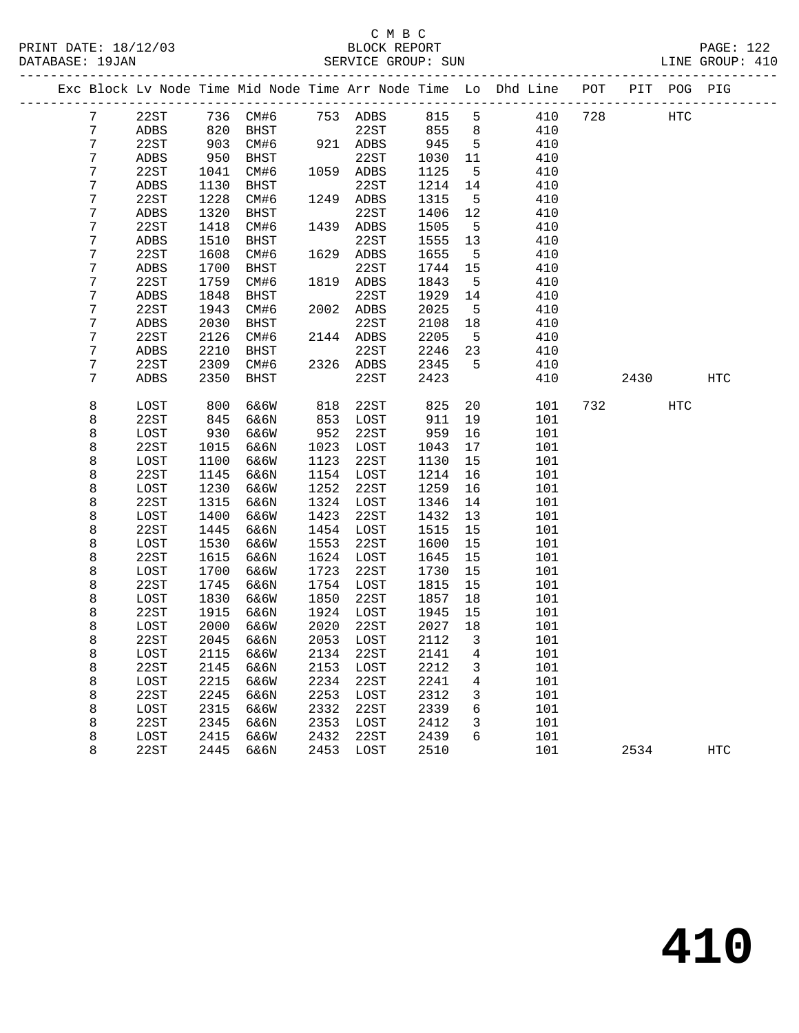C M B C
BLOCK REPORT
SERVICE GROUP: SUN

| Exc | Block | Lv Node | Time | Mid Node | Time | Arr Node | Time | Lo | Dhd Line | POT | PIT | POG | PIG |
|---|---|---|---|---|---|---|---|---|---|---|---|---|---|
| | 7 | 22ST | 736 | CM#6 | 753 | ADBS | 815 | 5 | 410 | 728 | | HTC | |
| | 7 | ADBS | 820 | BHST | | 22ST | 855 | 8 | 410 | | | | |
| | 7 | 22ST | 903 | CM#6 | 921 | ADBS | 945 | 5 | 410 | | | | |
| | 7 | ADBS | 950 | BHST | | 22ST | 1030 | 11 | 410 | | | | |
| | 7 | 22ST | 1041 | CM#6 | 1059 | ADBS | 1125 | 5 | 410 | | | | |
| | 7 | ADBS | 1130 | BHST | | 22ST | 1214 | 14 | 410 | | | | |
| | 7 | 22ST | 1228 | CM#6 | 1249 | ADBS | 1315 | 5 | 410 | | | | |
| | 7 | ADBS | 1320 | BHST | | 22ST | 1406 | 12 | 410 | | | | |
| | 7 | 22ST | 1418 | CM#6 | 1439 | ADBS | 1505 | 5 | 410 | | | | |
| | 7 | ADBS | 1510 | BHST | | 22ST | 1555 | 13 | 410 | | | | |
| | 7 | 22ST | 1608 | CM#6 | 1629 | ADBS | 1655 | 5 | 410 | | | | |
| | 7 | ADBS | 1700 | BHST | | 22ST | 1744 | 15 | 410 | | | | |
| | 7 | 22ST | 1759 | CM#6 | 1819 | ADBS | 1843 | 5 | 410 | | | | |
| | 7 | ADBS | 1848 | BHST | | 22ST | 1929 | 14 | 410 | | | | |
| | 7 | 22ST | 1943 | CM#6 | 2002 | ADBS | 2025 | 5 | 410 | | | | |
| | 7 | ADBS | 2030 | BHST | | 22ST | 2108 | 18 | 410 | | | | |
| | 7 | 22ST | 2126 | CM#6 | 2144 | ADBS | 2205 | 5 | 410 | | | | |
| | 7 | ADBS | 2210 | BHST | | 22ST | 2246 | 23 | 410 | | | | |
| | 7 | 22ST | 2309 | CM#6 | 2326 | ADBS | 2345 | 5 | 410 | | | | |
| | 7 | ADBS | 2350 | BHST | | 22ST | 2423 | | 410 | | 2430 | | HTC |
| | 8 | LOST | 800 | 6&6W | 818 | 22ST | 825 | 20 | 101 | 732 | | HTC | |
| | 8 | 22ST | 845 | 6&6N | 853 | LOST | 911 | 19 | 101 | | | | |
| | 8 | LOST | 930 | 6&6W | 952 | 22ST | 959 | 16 | 101 | | | | |
| | 8 | 22ST | 1015 | 6&6N | 1023 | LOST | 1043 | 17 | 101 | | | | |
| | 8 | LOST | 1100 | 6&6W | 1123 | 22ST | 1130 | 15 | 101 | | | | |
| | 8 | 22ST | 1145 | 6&6N | 1154 | LOST | 1214 | 16 | 101 | | | | |
| | 8 | LOST | 1230 | 6&6W | 1252 | 22ST | 1259 | 16 | 101 | | | | |
| | 8 | 22ST | 1315 | 6&6N | 1324 | LOST | 1346 | 14 | 101 | | | | |
| | 8 | LOST | 1400 | 6&6W | 1423 | 22ST | 1432 | 13 | 101 | | | | |
| | 8 | 22ST | 1445 | 6&6N | 1454 | LOST | 1515 | 15 | 101 | | | | |
| | 8 | LOST | 1530 | 6&6W | 1553 | 22ST | 1600 | 15 | 101 | | | | |
| | 8 | 22ST | 1615 | 6&6N | 1624 | LOST | 1645 | 15 | 101 | | | | |
| | 8 | LOST | 1700 | 6&6W | 1723 | 22ST | 1730 | 15 | 101 | | | | |
| | 8 | 22ST | 1745 | 6&6N | 1754 | LOST | 1815 | 15 | 101 | | | | |
| | 8 | LOST | 1830 | 6&6W | 1850 | 22ST | 1857 | 18 | 101 | | | | |
| | 8 | 22ST | 1915 | 6&6N | 1924 | LOST | 1945 | 15 | 101 | | | | |
| | 8 | LOST | 2000 | 6&6W | 2020 | 22ST | 2027 | 18 | 101 | | | | |
| | 8 | 22ST | 2045 | 6&6N | 2053 | LOST | 2112 | 3 | 101 | | | | |
| | 8 | LOST | 2115 | 6&6W | 2134 | 22ST | 2141 | 4 | 101 | | | | |
| | 8 | 22ST | 2145 | 6&6N | 2153 | LOST | 2212 | 3 | 101 | | | | |
| | 8 | LOST | 2215 | 6&6W | 2234 | 22ST | 2241 | 4 | 101 | | | | |
| | 8 | 22ST | 2245 | 6&6N | 2253 | LOST | 2312 | 3 | 101 | | | | |
| | 8 | LOST | 2315 | 6&6W | 2332 | 22ST | 2339 | 6 | 101 | | | | |
| | 8 | 22ST | 2345 | 6&6N | 2353 | LOST | 2412 | 3 | 101 | | | | |
| | 8 | LOST | 2415 | 6&6W | 2432 | 22ST | 2439 | 6 | 101 | | | | |
| | 8 | 22ST | 2445 | 6&6N | 2453 | LOST | 2510 | | 101 | | 2534 | | HTC |

# 410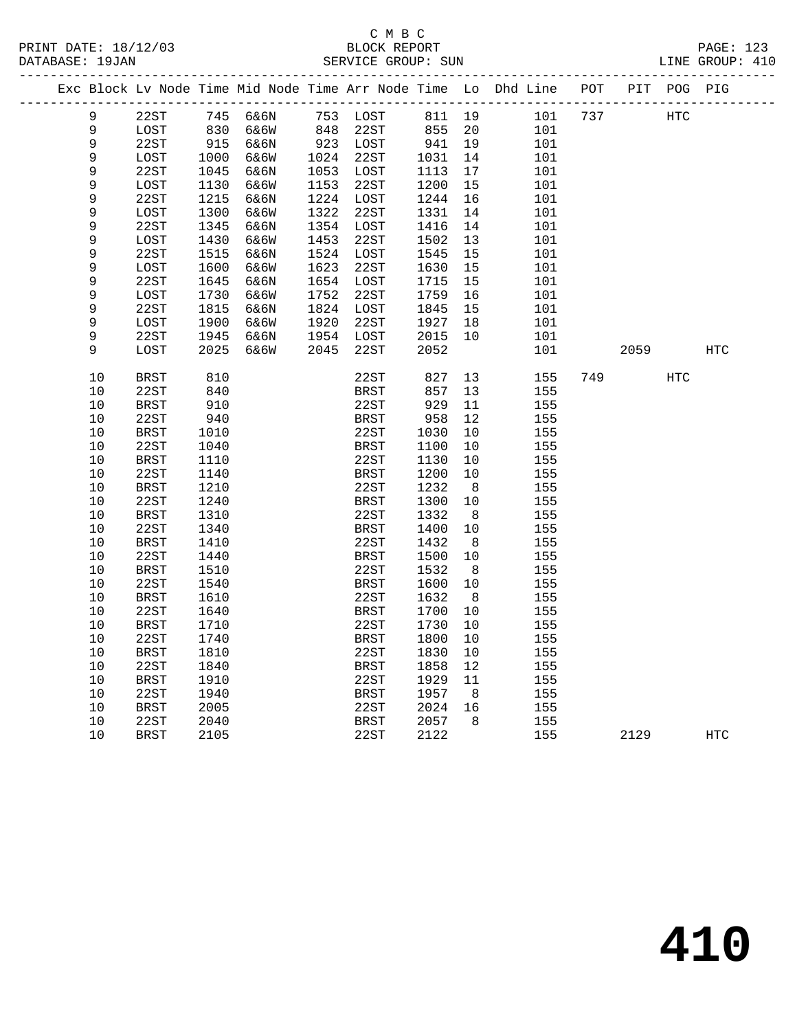C M B C
PRINT DATE: 18/12/03 BLOCK REPORT
DATABASE: 19JAN SERVICE GROUP: SUN LINE GROUP: 410

| Exc | Block | Lv Node | Time | Mid Node | Time | Arr Node | Time | Lo | Dhd Line | POT | PIT | POG | PIG |
|---|---|---|---|---|---|---|---|---|---|---|---|---|---|
| | 9 | 22ST | 745 | 6&6N | 753 | LOST | 811 | 19 | 101 | 737 | | HTC | |
| | 9 | LOST | 830 | 6&6W | 848 | 22ST | 855 | 20 | 101 | | | | |
| | 9 | 22ST | 915 | 6&6N | 923 | LOST | 941 | 19 | 101 | | | | |
| | 9 | LOST | 1000 | 6&6W | 1024 | 22ST | 1031 | 14 | 101 | | | | |
| | 9 | 22ST | 1045 | 6&6N | 1053 | LOST | 1113 | 17 | 101 | | | | |
| | 9 | LOST | 1130 | 6&6W | 1153 | 22ST | 1200 | 15 | 101 | | | | |
| | 9 | 22ST | 1215 | 6&6N | 1224 | LOST | 1244 | 16 | 101 | | | | |
| | 9 | LOST | 1300 | 6&6W | 1322 | 22ST | 1331 | 14 | 101 | | | | |
| | 9 | 22ST | 1345 | 6&6N | 1354 | LOST | 1416 | 14 | 101 | | | | |
| | 9 | LOST | 1430 | 6&6W | 1453 | 22ST | 1502 | 13 | 101 | | | | |
| | 9 | 22ST | 1515 | 6&6N | 1524 | LOST | 1545 | 15 | 101 | | | | |
| | 9 | LOST | 1600 | 6&6W | 1623 | 22ST | 1630 | 15 | 101 | | | | |
| | 9 | 22ST | 1645 | 6&6N | 1654 | LOST | 1715 | 15 | 101 | | | | |
| | 9 | LOST | 1730 | 6&6W | 1752 | 22ST | 1759 | 16 | 101 | | | | |
| | 9 | 22ST | 1815 | 6&6N | 1824 | LOST | 1845 | 15 | 101 | | | | |
| | 9 | LOST | 1900 | 6&6W | 1920 | 22ST | 1927 | 18 | 101 | | | | |
| | 9 | 22ST | 1945 | 6&6N | 1954 | LOST | 2015 | 10 | 101 | | | | |
| | 9 | LOST | 2025 | 6&6W | 2045 | 22ST | 2052 | | 101 | | 2059 | | HTC |
| | 10 | BRST | 810 | | | 22ST | 827 | 13 | 155 | 749 | | HTC | |
| | 10 | 22ST | 840 | | | BRST | 857 | 13 | 155 | | | | |
| | 10 | BRST | 910 | | | 22ST | 929 | 11 | 155 | | | | |
| | 10 | 22ST | 940 | | | BRST | 958 | 12 | 155 | | | | |
| | 10 | BRST | 1010 | | | 22ST | 1030 | 10 | 155 | | | | |
| | 10 | 22ST | 1040 | | | BRST | 1100 | 10 | 155 | | | | |
| | 10 | BRST | 1110 | | | 22ST | 1130 | 10 | 155 | | | | |
| | 10 | 22ST | 1140 | | | BRST | 1200 | 10 | 155 | | | | |
| | 10 | BRST | 1210 | | | 22ST | 1232 | 8 | 155 | | | | |
| | 10 | 22ST | 1240 | | | BRST | 1300 | 10 | 155 | | | | |
| | 10 | BRST | 1310 | | | 22ST | 1332 | 8 | 155 | | | | |
| | 10 | 22ST | 1340 | | | BRST | 1400 | 10 | 155 | | | | |
| | 10 | BRST | 1410 | | | 22ST | 1432 | 8 | 155 | | | | |
| | 10 | 22ST | 1440 | | | BRST | 1500 | 10 | 155 | | | | |
| | 10 | BRST | 1510 | | | 22ST | 1532 | 8 | 155 | | | | |
| | 10 | 22ST | 1540 | | | BRST | 1600 | 10 | 155 | | | | |
| | 10 | BRST | 1610 | | | 22ST | 1632 | 8 | 155 | | | | |
| | 10 | 22ST | 1640 | | | BRST | 1700 | 10 | 155 | | | | |
| | 10 | BRST | 1710 | | | 22ST | 1730 | 10 | 155 | | | | |
| | 10 | 22ST | 1740 | | | BRST | 1800 | 10 | 155 | | | | |
| | 10 | BRST | 1810 | | | 22ST | 1830 | 10 | 155 | | | | |
| | 10 | 22ST | 1840 | | | BRST | 1858 | 12 | 155 | | | | |
| | 10 | BRST | 1910 | | | 22ST | 1929 | 11 | 155 | | | | |
| | 10 | 22ST | 1940 | | | BRST | 1957 | 8 | 155 | | | | |
| | 10 | BRST | 2005 | | | 22ST | 2024 | 16 | 155 | | | | |
| | 10 | 22ST | 2040 | | | BRST | 2057 | 8 | 155 | | | | |
| | 10 | BRST | 2105 | | | 22ST | 2122 | | 155 | | 2129 | | HTC |

# 410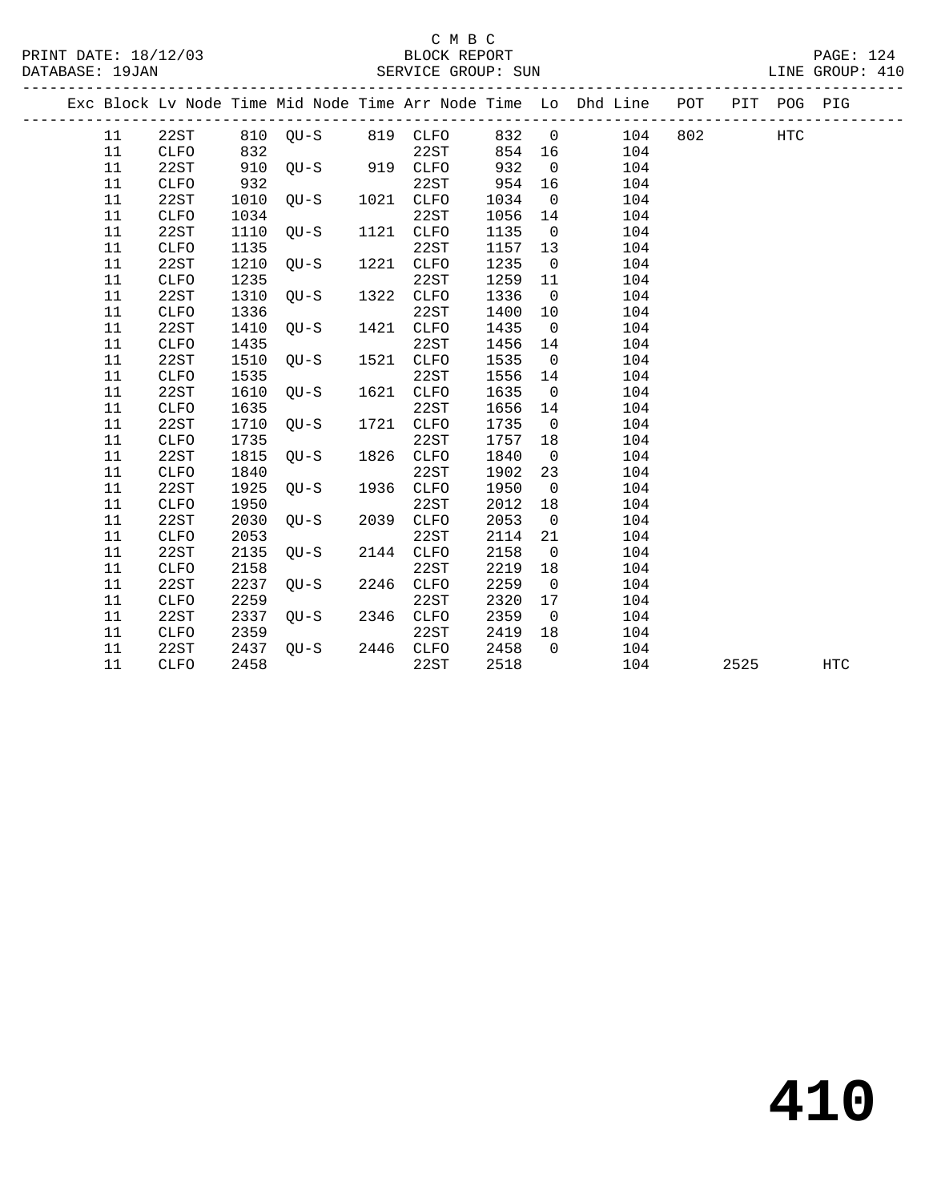C M B C
BLOCK REPORT
SERVICE GROUP: SUN

PRINT DATE: 18/12/03
DATABASE: 19JAN
LINE GROUP: 410

| Exc | Block | Lv Node | Time | Mid Node | Time | Arr Node | Time | Lo | Dhd Line | POT | PIT | POG | PIG |
|---|---|---|---|---|---|---|---|---|---|---|---|---|---|
| | 11 | 22ST | 810 | QU-S | 819 | CLFO | 832 | 0 | 104 | 802 | | HTC | |
| | 11 | CLFO | 832 | | | 22ST | 854 | 16 | 104 | | | | |
| | 11 | 22ST | 910 | QU-S | 919 | CLFO | 932 | 0 | 104 | | | | |
| | 11 | CLFO | 932 | | | 22ST | 954 | 16 | 104 | | | | |
| | 11 | 22ST | 1010 | QU-S | 1021 | CLFO | 1034 | 0 | 104 | | | | |
| | 11 | CLFO | 1034 | | | 22ST | 1056 | 14 | 104 | | | | |
| | 11 | 22ST | 1110 | QU-S | 1121 | CLFO | 1135 | 0 | 104 | | | | |
| | 11 | CLFO | 1135 | | | 22ST | 1157 | 13 | 104 | | | | |
| | 11 | 22ST | 1210 | QU-S | 1221 | CLFO | 1235 | 0 | 104 | | | | |
| | 11 | CLFO | 1235 | | | 22ST | 1259 | 11 | 104 | | | | |
| | 11 | 22ST | 1310 | QU-S | 1322 | CLFO | 1336 | 0 | 104 | | | | |
| | 11 | CLFO | 1336 | | | 22ST | 1400 | 10 | 104 | | | | |
| | 11 | 22ST | 1410 | QU-S | 1421 | CLFO | 1435 | 0 | 104 | | | | |
| | 11 | CLFO | 1435 | | | 22ST | 1456 | 14 | 104 | | | | |
| | 11 | 22ST | 1510 | QU-S | 1521 | CLFO | 1535 | 0 | 104 | | | | |
| | 11 | CLFO | 1535 | | | 22ST | 1556 | 14 | 104 | | | | |
| | 11 | 22ST | 1610 | QU-S | 1621 | CLFO | 1635 | 0 | 104 | | | | |
| | 11 | CLFO | 1635 | | | 22ST | 1656 | 14 | 104 | | | | |
| | 11 | 22ST | 1710 | QU-S | 1721 | CLFO | 1735 | 0 | 104 | | | | |
| | 11 | CLFO | 1735 | | | 22ST | 1757 | 18 | 104 | | | | |
| | 11 | 22ST | 1815 | QU-S | 1826 | CLFO | 1840 | 0 | 104 | | | | |
| | 11 | CLFO | 1840 | | | 22ST | 1902 | 23 | 104 | | | | |
| | 11 | 22ST | 1925 | QU-S | 1936 | CLFO | 1950 | 0 | 104 | | | | |
| | 11 | CLFO | 1950 | | | 22ST | 2012 | 18 | 104 | | | | |
| | 11 | 22ST | 2030 | QU-S | 2039 | CLFO | 2053 | 0 | 104 | | | | |
| | 11 | CLFO | 2053 | | | 22ST | 2114 | 21 | 104 | | | | |
| | 11 | 22ST | 2135 | QU-S | 2144 | CLFO | 2158 | 0 | 104 | | | | |
| | 11 | CLFO | 2158 | | | 22ST | 2219 | 18 | 104 | | | | |
| | 11 | 22ST | 2237 | QU-S | 2246 | CLFO | 2259 | 0 | 104 | | | | |
| | 11 | CLFO | 2259 | | | 22ST | 2320 | 17 | 104 | | | | |
| | 11 | 22ST | 2337 | QU-S | 2346 | CLFO | 2359 | 0 | 104 | | | | |
| | 11 | CLFO | 2359 | | | 22ST | 2419 | 18 | 104 | | | | |
| | 11 | 22ST | 2437 | QU-S | 2446 | CLFO | 2458 | 0 | 104 | | | | |
| | 11 | CLFO | 2458 | | | 22ST | 2518 | | 104 | | 2525 | | HTC |

# 410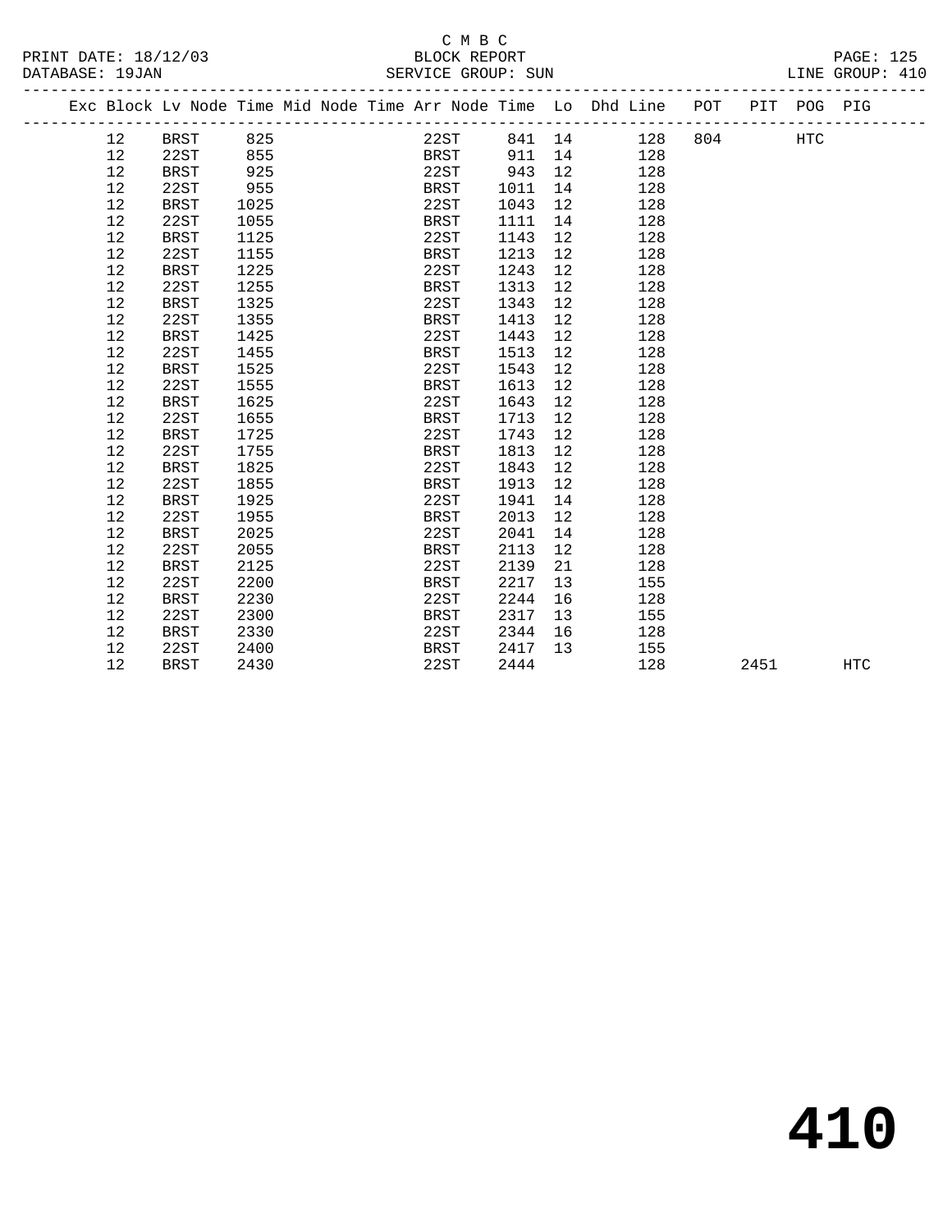C M B C
BLOCK REPORT
SERVICE GROUP: SUN

PRINT DATE: 18/12/03
DATABASE: 19JAN
LINE GROUP: 410

| Exc | Block | Lv Node | Time | Mid Node | Time | Arr Node | Time | Lo | Dhd Line | POT | PIT | POG | PIG |
|---|---|---|---|---|---|---|---|---|---|---|---|---|---|
| | 12 | BRST | 825 | | | 22ST | 841 | 14 | 128 | 804 | | HTC | |
| | 12 | 22ST | 855 | | | BRST | 911 | 14 | 128 | | | | |
| | 12 | BRST | 925 | | | 22ST | 943 | 12 | 128 | | | | |
| | 12 | 22ST | 955 | | | BRST | 1011 | 14 | 128 | | | | |
| | 12 | BRST | 1025 | | | 22ST | 1043 | 12 | 128 | | | | |
| | 12 | 22ST | 1055 | | | BRST | 1111 | 14 | 128 | | | | |
| | 12 | BRST | 1125 | | | 22ST | 1143 | 12 | 128 | | | | |
| | 12 | 22ST | 1155 | | | BRST | 1213 | 12 | 128 | | | | |
| | 12 | BRST | 1225 | | | 22ST | 1243 | 12 | 128 | | | | |
| | 12 | 22ST | 1255 | | | BRST | 1313 | 12 | 128 | | | | |
| | 12 | BRST | 1325 | | | 22ST | 1343 | 12 | 128 | | | | |
| | 12 | 22ST | 1355 | | | BRST | 1413 | 12 | 128 | | | | |
| | 12 | BRST | 1425 | | | 22ST | 1443 | 12 | 128 | | | | |
| | 12 | 22ST | 1455 | | | BRST | 1513 | 12 | 128 | | | | |
| | 12 | BRST | 1525 | | | 22ST | 1543 | 12 | 128 | | | | |
| | 12 | 22ST | 1555 | | | BRST | 1613 | 12 | 128 | | | | |
| | 12 | BRST | 1625 | | | 22ST | 1643 | 12 | 128 | | | | |
| | 12 | 22ST | 1655 | | | BRST | 1713 | 12 | 128 | | | | |
| | 12 | BRST | 1725 | | | 22ST | 1743 | 12 | 128 | | | | |
| | 12 | 22ST | 1755 | | | BRST | 1813 | 12 | 128 | | | | |
| | 12 | BRST | 1825 | | | 22ST | 1843 | 12 | 128 | | | | |
| | 12 | 22ST | 1855 | | | BRST | 1913 | 12 | 128 | | | | |
| | 12 | BRST | 1925 | | | 22ST | 1941 | 14 | 128 | | | | |
| | 12 | 22ST | 1955 | | | BRST | 2013 | 12 | 128 | | | | |
| | 12 | BRST | 2025 | | | 22ST | 2041 | 14 | 128 | | | | |
| | 12 | 22ST | 2055 | | | BRST | 2113 | 12 | 128 | | | | |
| | 12 | BRST | 2125 | | | 22ST | 2139 | 21 | 128 | | | | |
| | 12 | 22ST | 2200 | | | BRST | 2217 | 13 | 155 | | | | |
| | 12 | BRST | 2230 | | | 22ST | 2244 | 16 | 128 | | | | |
| | 12 | 22ST | 2300 | | | BRST | 2317 | 13 | 155 | | | | |
| | 12 | BRST | 2330 | | | 22ST | 2344 | 16 | 128 | | | | |
| | 12 | 22ST | 2400 | | | BRST | 2417 | 13 | 155 | | | | |
| | 12 | BRST | 2430 | | | 22ST | 2444 | | 128 | | 2451 | | HTC |

# 410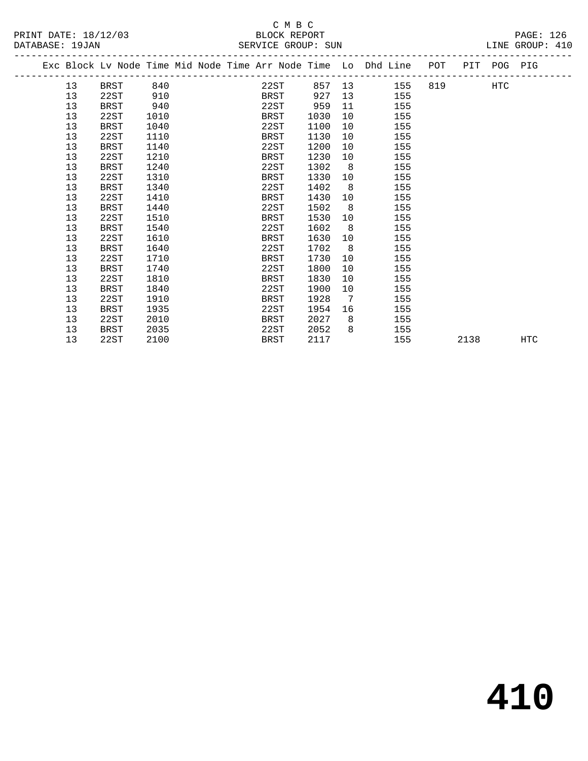C M B C
BLOCK REPORT
SERVICE GROUP: SUN

PRINT DATE: 18/12/03
DATABASE: 19JAN
LINE GROUP: 410

| Exc | Block | Lv Node | Time | Mid Node | Time | Arr Node | Time | Lo | Dhd Line | POT | PIT | POG | PIG |
|---|---|---|---|---|---|---|---|---|---|---|---|---|---|
| | 13 | BRST | 840 | | | 22ST | 857 | 13 | 155 | 819 | | HTC | |
| | 13 | 22ST | 910 | | | BRST | 927 | 13 | 155 | | | | |
| | 13 | BRST | 940 | | | 22ST | 959 | 11 | 155 | | | | |
| | 13 | 22ST | 1010 | | | BRST | 1030 | 10 | 155 | | | | |
| | 13 | BRST | 1040 | | | 22ST | 1100 | 10 | 155 | | | | |
| | 13 | 22ST | 1110 | | | BRST | 1130 | 10 | 155 | | | | |
| | 13 | BRST | 1140 | | | 22ST | 1200 | 10 | 155 | | | | |
| | 13 | 22ST | 1210 | | | BRST | 1230 | 10 | 155 | | | | |
| | 13 | BRST | 1240 | | | 22ST | 1302 | 8 | 155 | | | | |
| | 13 | 22ST | 1310 | | | BRST | 1330 | 10 | 155 | | | | |
| | 13 | BRST | 1340 | | | 22ST | 1402 | 8 | 155 | | | | |
| | 13 | 22ST | 1410 | | | BRST | 1430 | 10 | 155 | | | | |
| | 13 | BRST | 1440 | | | 22ST | 1502 | 8 | 155 | | | | |
| | 13 | 22ST | 1510 | | | BRST | 1530 | 10 | 155 | | | | |
| | 13 | BRST | 1540 | | | 22ST | 1602 | 8 | 155 | | | | |
| | 13 | 22ST | 1610 | | | BRST | 1630 | 10 | 155 | | | | |
| | 13 | BRST | 1640 | | | 22ST | 1702 | 8 | 155 | | | | |
| | 13 | 22ST | 1710 | | | BRST | 1730 | 10 | 155 | | | | |
| | 13 | BRST | 1740 | | | 22ST | 1800 | 10 | 155 | | | | |
| | 13 | 22ST | 1810 | | | BRST | 1830 | 10 | 155 | | | | |
| | 13 | BRST | 1840 | | | 22ST | 1900 | 10 | 155 | | | | |
| | 13 | 22ST | 1910 | | | BRST | 1928 | 7 | 155 | | | | |
| | 13 | BRST | 1935 | | | 22ST | 1954 | 16 | 155 | | | | |
| | 13 | 22ST | 2010 | | | BRST | 2027 | 8 | 155 | | | | |
| | 13 | BRST | 2035 | | | 22ST | 2052 | 8 | 155 | | | | |
| | 13 | 22ST | 2100 | | | BRST | 2117 | | 155 | | 2138 | | HTC |

410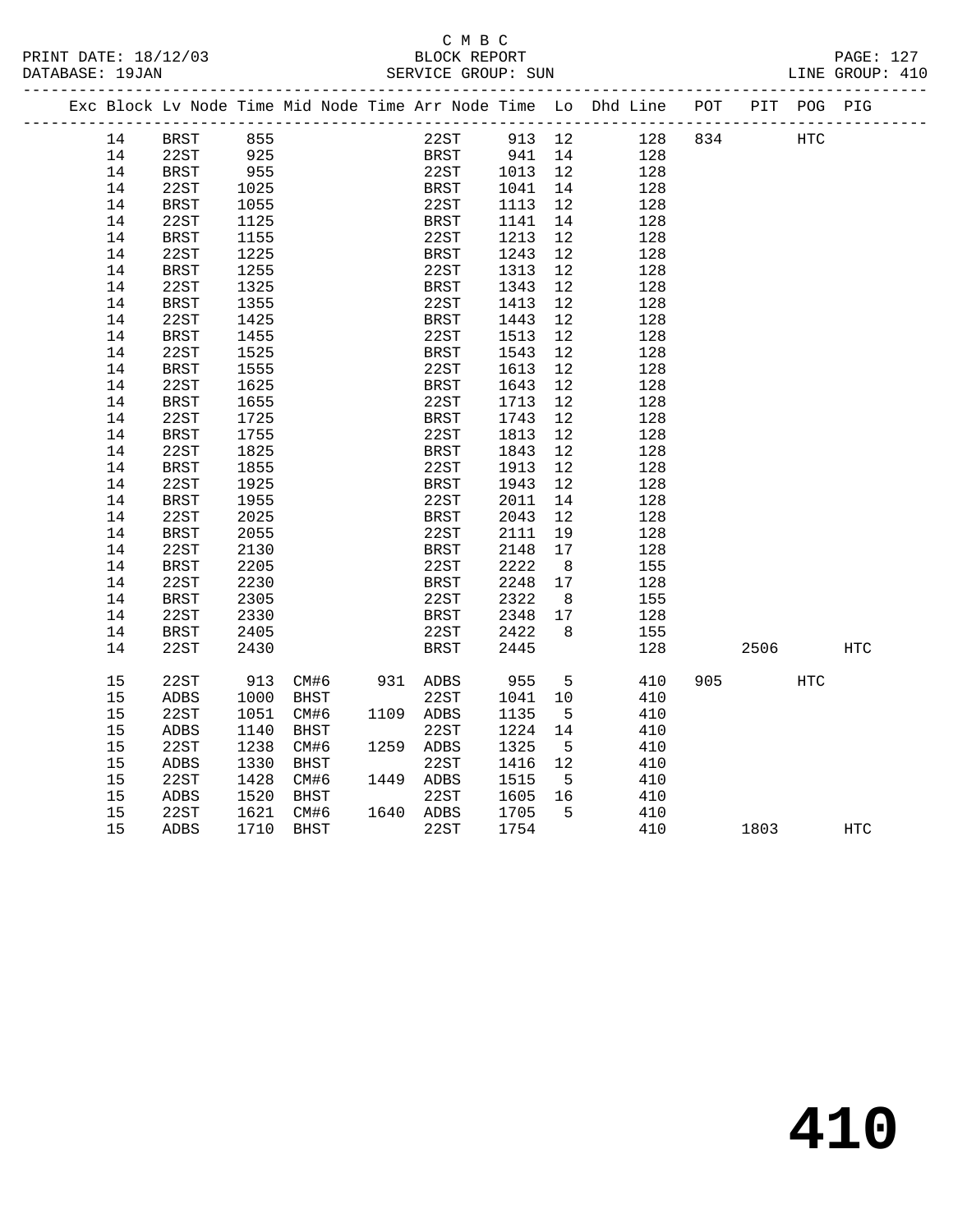C M B C
BLOCK REPORT
SERVICE GROUP: SUN

PRINT DATE: 18/12/03
DATABASE: 19JAN
LINE GROUP: 410

| Exc | Block | Lv | Node | Time | Mid Node | Time | Arr Node | Time | Lo | Dhd Line | POT | PIT | POG | PIG |
|---|---|---|---|---|---|---|---|---|---|---|---|---|---|---|
| | 14 | | BRST | 855 | | | 22ST | 913 | 12 | 128 | 834 | | HTC | |
| | 14 | | 22ST | 925 | | | BRST | 941 | 14 | 128 | | | | |
| | 14 | | BRST | 955 | | | 22ST | 1013 | 12 | 128 | | | | |
| | 14 | | 22ST | 1025 | | | BRST | 1041 | 14 | 128 | | | | |
| | 14 | | BRST | 1055 | | | 22ST | 1113 | 12 | 128 | | | | |
| | 14 | | 22ST | 1125 | | | BRST | 1141 | 14 | 128 | | | | |
| | 14 | | BRST | 1155 | | | 22ST | 1213 | 12 | 128 | | | | |
| | 14 | | 22ST | 1225 | | | BRST | 1243 | 12 | 128 | | | | |
| | 14 | | BRST | 1255 | | | 22ST | 1313 | 12 | 128 | | | | |
| | 14 | | 22ST | 1325 | | | BRST | 1343 | 12 | 128 | | | | |
| | 14 | | BRST | 1355 | | | 22ST | 1413 | 12 | 128 | | | | |
| | 14 | | 22ST | 1425 | | | BRST | 1443 | 12 | 128 | | | | |
| | 14 | | BRST | 1455 | | | 22ST | 1513 | 12 | 128 | | | | |
| | 14 | | 22ST | 1525 | | | BRST | 1543 | 12 | 128 | | | | |
| | 14 | | BRST | 1555 | | | 22ST | 1613 | 12 | 128 | | | | |
| | 14 | | 22ST | 1625 | | | BRST | 1643 | 12 | 128 | | | | |
| | 14 | | BRST | 1655 | | | 22ST | 1713 | 12 | 128 | | | | |
| | 14 | | 22ST | 1725 | | | BRST | 1743 | 12 | 128 | | | | |
| | 14 | | BRST | 1755 | | | 22ST | 1813 | 12 | 128 | | | | |
| | 14 | | 22ST | 1825 | | | BRST | 1843 | 12 | 128 | | | | |
| | 14 | | BRST | 1855 | | | 22ST | 1913 | 12 | 128 | | | | |
| | 14 | | 22ST | 1925 | | | BRST | 1943 | 12 | 128 | | | | |
| | 14 | | BRST | 1955 | | | 22ST | 2011 | 14 | 128 | | | | |
| | 14 | | 22ST | 2025 | | | BRST | 2043 | 12 | 128 | | | | |
| | 14 | | BRST | 2055 | | | 22ST | 2111 | 19 | 128 | | | | |
| | 14 | | 22ST | 2130 | | | BRST | 2148 | 17 | 128 | | | | |
| | 14 | | BRST | 2205 | | | 22ST | 2222 | 8 | 155 | | | | |
| | 14 | | 22ST | 2230 | | | BRST | 2248 | 17 | 128 | | | | |
| | 14 | | BRST | 2305 | | | 22ST | 2322 | 8 | 155 | | | | |
| | 14 | | 22ST | 2330 | | | BRST | 2348 | 17 | 128 | | | | |
| | 14 | | BRST | 2405 | | | 22ST | 2422 | 8 | 155 | | | | |
| | 14 | | 22ST | 2430 | | | BRST | 2445 | | 128 | | 2506 | | HTC |
| | 15 | | 22ST | 913 | CM#6 | 931 | ADBS | 955 | 5 | 410 | 905 | | HTC | |
| | 15 | | ADBS | 1000 | BHST | | 22ST | 1041 | 10 | 410 | | | | |
| | 15 | | 22ST | 1051 | CM#6 | 1109 | ADBS | 1135 | 5 | 410 | | | | |
| | 15 | | ADBS | 1140 | BHST | | 22ST | 1224 | 14 | 410 | | | | |
| | 15 | | 22ST | 1238 | CM#6 | 1259 | ADBS | 1325 | 5 | 410 | | | | |
| | 15 | | ADBS | 1330 | BHST | | 22ST | 1416 | 12 | 410 | | | | |
| | 15 | | 22ST | 1428 | CM#6 | 1449 | ADBS | 1515 | 5 | 410 | | | | |
| | 15 | | ADBS | 1520 | BHST | | 22ST | 1605 | 16 | 410 | | | | |
| | 15 | | 22ST | 1621 | CM#6 | 1640 | ADBS | 1705 | 5 | 410 | | | | |
| | 15 | | ADBS | 1710 | BHST | | 22ST | 1754 | | 410 | | 1803 | | HTC |

# 410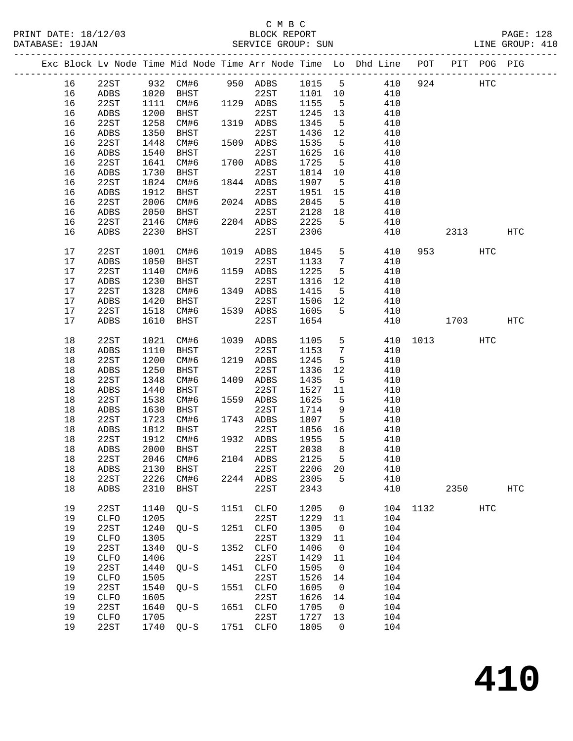C M B C

PRINT DATE: 18/12/03 BLOCK REPORT

DATABASE: 19JAN SERVICE GROUP: SUN LINE GROUP: 410

| Exc | Block | Lv Node | Time | Mid Node | Time | Arr Node | Time | Lo | Dhd Line | POT | PIT | POG | PIG |
|---|---|---|---|---|---|---|---|---|---|---|---|---|---|
| | 16 | 22ST | 932 | CM#6 | 950 | ADBS | 1015 | 5 | 410 | 924 | | HTC | |
| | 16 | ADBS | 1020 | BHST | | 22ST | 1101 | 10 | 410 | | | | |
| | 16 | 22ST | 1111 | CM#6 | 1129 | ADBS | 1155 | 5 | 410 | | | | |
| | 16 | ADBS | 1200 | BHST | | 22ST | 1245 | 13 | 410 | | | | |
| | 16 | 22ST | 1258 | CM#6 | 1319 | ADBS | 1345 | 5 | 410 | | | | |
| | 16 | ADBS | 1350 | BHST | | 22ST | 1436 | 12 | 410 | | | | |
| | 16 | 22ST | 1448 | CM#6 | 1509 | ADBS | 1535 | 5 | 410 | | | | |
| | 16 | ADBS | 1540 | BHST | | 22ST | 1625 | 16 | 410 | | | | |
| | 16 | 22ST | 1641 | CM#6 | 1700 | ADBS | 1725 | 5 | 410 | | | | |
| | 16 | ADBS | 1730 | BHST | | 22ST | 1814 | 10 | 410 | | | | |
| | 16 | 22ST | 1824 | CM#6 | 1844 | ADBS | 1907 | 5 | 410 | | | | |
| | 16 | ADBS | 1912 | BHST | | 22ST | 1951 | 15 | 410 | | | | |
| | 16 | 22ST | 2006 | CM#6 | 2024 | ADBS | 2045 | 5 | 410 | | | | |
| | 16 | ADBS | 2050 | BHST | | 22ST | 2128 | 18 | 410 | | | | |
| | 16 | 22ST | 2146 | CM#6 | 2204 | ADBS | 2225 | 5 | 410 | | | | |
| | 16 | ADBS | 2230 | BHST | | 22ST | 2306 | | 410 | | 2313 | | HTC |
| | 17 | 22ST | 1001 | CM#6 | 1019 | ADBS | 1045 | 5 | 410 | 953 | | HTC | |
| | 17 | ADBS | 1050 | BHST | | 22ST | 1133 | 7 | 410 | | | | |
| | 17 | 22ST | 1140 | CM#6 | 1159 | ADBS | 1225 | 5 | 410 | | | | |
| | 17 | ADBS | 1230 | BHST | | 22ST | 1316 | 12 | 410 | | | | |
| | 17 | 22ST | 1328 | CM#6 | 1349 | ADBS | 1415 | 5 | 410 | | | | |
| | 17 | ADBS | 1420 | BHST | | 22ST | 1506 | 12 | 410 | | | | |
| | 17 | 22ST | 1518 | CM#6 | 1539 | ADBS | 1605 | 5 | 410 | | | | |
| | 17 | ADBS | 1610 | BHST | | 22ST | 1654 | | 410 | | 1703 | | HTC |
| | 18 | 22ST | 1021 | CM#6 | 1039 | ADBS | 1105 | 5 | 410 | 1013 | | HTC | |
| | 18 | ADBS | 1110 | BHST | | 22ST | 1153 | 7 | 410 | | | | |
| | 18 | 22ST | 1200 | CM#6 | 1219 | ADBS | 1245 | 5 | 410 | | | | |
| | 18 | ADBS | 1250 | BHST | | 22ST | 1336 | 12 | 410 | | | | |
| | 18 | 22ST | 1348 | CM#6 | 1409 | ADBS | 1435 | 5 | 410 | | | | |
| | 18 | ADBS | 1440 | BHST | | 22ST | 1527 | 11 | 410 | | | | |
| | 18 | 22ST | 1538 | CM#6 | 1559 | ADBS | 1625 | 5 | 410 | | | | |
| | 18 | ADBS | 1630 | BHST | | 22ST | 1714 | 9 | 410 | | | | |
| | 18 | 22ST | 1723 | CM#6 | 1743 | ADBS | 1807 | 5 | 410 | | | | |
| | 18 | ADBS | 1812 | BHST | | 22ST | 1856 | 16 | 410 | | | | |
| | 18 | 22ST | 1912 | CM#6 | 1932 | ADBS | 1955 | 5 | 410 | | | | |
| | 18 | ADBS | 2000 | BHST | | 22ST | 2038 | 8 | 410 | | | | |
| | 18 | 22ST | 2046 | CM#6 | 2104 | ADBS | 2125 | 5 | 410 | | | | |
| | 18 | ADBS | 2130 | BHST | | 22ST | 2206 | 20 | 410 | | | | |
| | 18 | 22ST | 2226 | CM#6 | 2244 | ADBS | 2305 | 5 | 410 | | | | |
| | 18 | ADBS | 2310 | BHST | | 22ST | 2343 | | 410 | | 2350 | | HTC |
| | 19 | 22ST | 1140 | QU-S | 1151 | CLFO | 1205 | 0 | 104 | 1132 | | HTC | |
| | 19 | CLFO | 1205 | | | 22ST | 1229 | 11 | 104 | | | | |
| | 19 | 22ST | 1240 | QU-S | 1251 | CLFO | 1305 | 0 | 104 | | | | |
| | 19 | CLFO | 1305 | | | 22ST | 1329 | 11 | 104 | | | | |
| | 19 | 22ST | 1340 | QU-S | 1352 | CLFO | 1406 | 0 | 104 | | | | |
| | 19 | CLFO | 1406 | | | 22ST | 1429 | 11 | 104 | | | | |
| | 19 | 22ST | 1440 | QU-S | 1451 | CLFO | 1505 | 0 | 104 | | | | |
| | 19 | CLFO | 1505 | | | 22ST | 1526 | 14 | 104 | | | | |
| | 19 | 22ST | 1540 | QU-S | 1551 | CLFO | 1605 | 0 | 104 | | | | |
| | 19 | CLFO | 1605 | | | 22ST | 1626 | 14 | 104 | | | | |
| | 19 | 22ST | 1640 | QU-S | 1651 | CLFO | 1705 | 0 | 104 | | | | |
| | 19 | CLFO | 1705 | | | 22ST | 1727 | 13 | 104 | | | | |
| | 19 | 22ST | 1740 | QU-S | 1751 | CLFO | 1805 | 0 | 104 | | | | |

# 410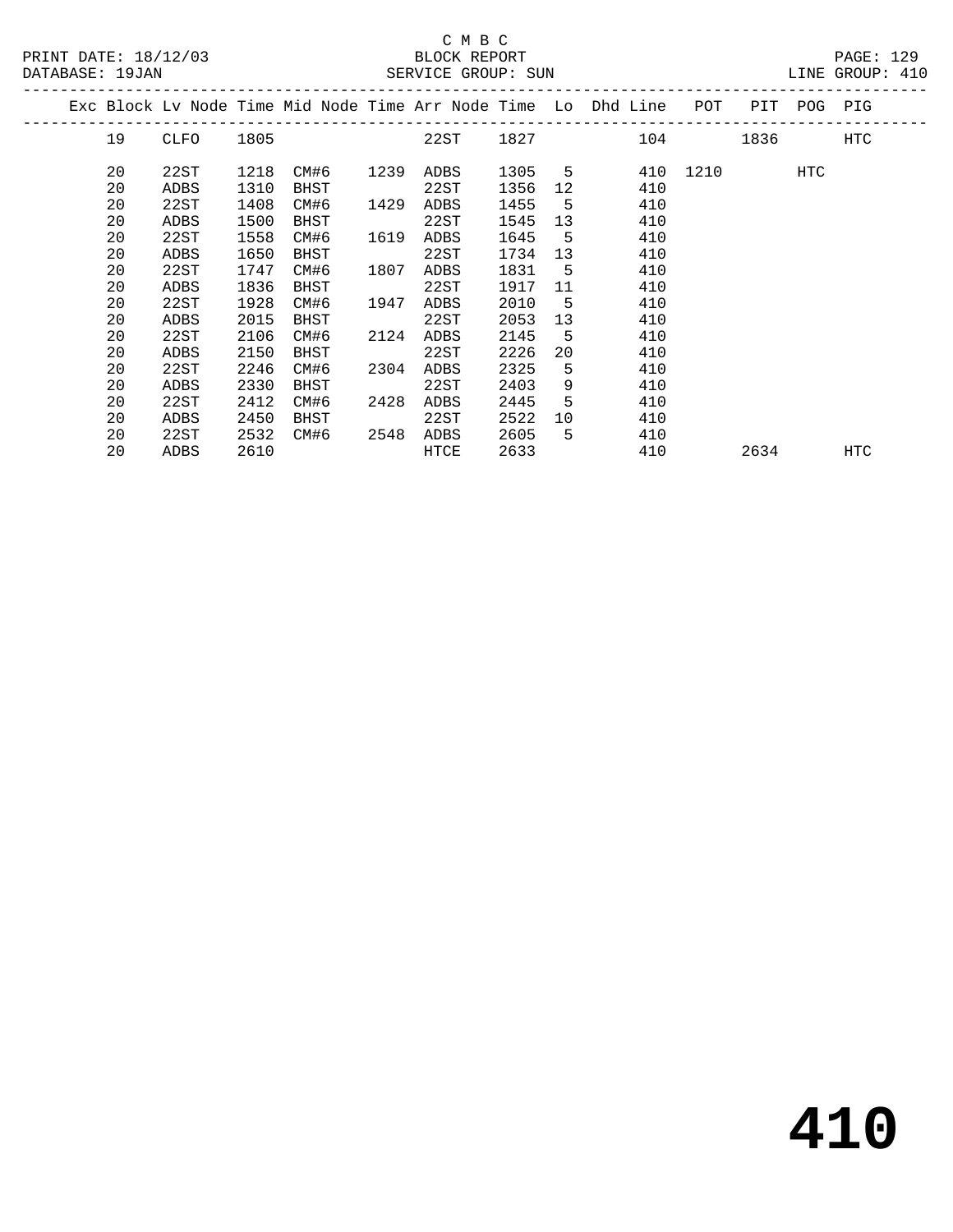C M B C
BLOCK REPORT
SERVICE GROUP: SUN

PRINT DATE: 18/12/03
DATABASE: 19JAN
LINE GROUP: 410

| Exc | Block | Lv Node | Time | Mid Node | Time | Arr Node | Time | Lo | Dhd Line | POT | PIT | POG | PIG |
|---|---|---|---|---|---|---|---|---|---|---|---|---|---|
| | 19 | CLFO | 1805 | | | 22ST | 1827 | | 104 | | 1836 | | HTC |
| | 20 | 22ST | 1218 | CM#6 | 1239 | ADBS | 1305 | 5 | 410 | 1210 | | HTC | |
| | 20 | ADBS | 1310 | BHST | | 22ST | 1356 | 12 | 410 | | | | |
| | 20 | 22ST | 1408 | CM#6 | 1429 | ADBS | 1455 | 5 | 410 | | | | |
| | 20 | ADBS | 1500 | BHST | | 22ST | 1545 | 13 | 410 | | | | |
| | 20 | 22ST | 1558 | CM#6 | 1619 | ADBS | 1645 | 5 | 410 | | | | |
| | 20 | ADBS | 1650 | BHST | | 22ST | 1734 | 13 | 410 | | | | |
| | 20 | 22ST | 1747 | CM#6 | 1807 | ADBS | 1831 | 5 | 410 | | | | |
| | 20 | ADBS | 1836 | BHST | | 22ST | 1917 | 11 | 410 | | | | |
| | 20 | 22ST | 1928 | CM#6 | 1947 | ADBS | 2010 | 5 | 410 | | | | |
| | 20 | ADBS | 2015 | BHST | | 22ST | 2053 | 13 | 410 | | | | |
| | 20 | 22ST | 2106 | CM#6 | 2124 | ADBS | 2145 | 5 | 410 | | | | |
| | 20 | ADBS | 2150 | BHST | | 22ST | 2226 | 20 | 410 | | | | |
| | 20 | 22ST | 2246 | CM#6 | 2304 | ADBS | 2325 | 5 | 410 | | | | |
| | 20 | ADBS | 2330 | BHST | | 22ST | 2403 | 9 | 410 | | | | |
| | 20 | 22ST | 2412 | CM#6 | 2428 | ADBS | 2445 | 5 | 410 | | | | |
| | 20 | ADBS | 2450 | BHST | | 22ST | 2522 | 10 | 410 | | | | |
| | 20 | 22ST | 2532 | CM#6 | 2548 | ADBS | 2605 | 5 | 410 | | | | |
| | 20 | ADBS | 2610 | | | HTCE | 2633 | | 410 | | 2634 | | HTC |

# 410